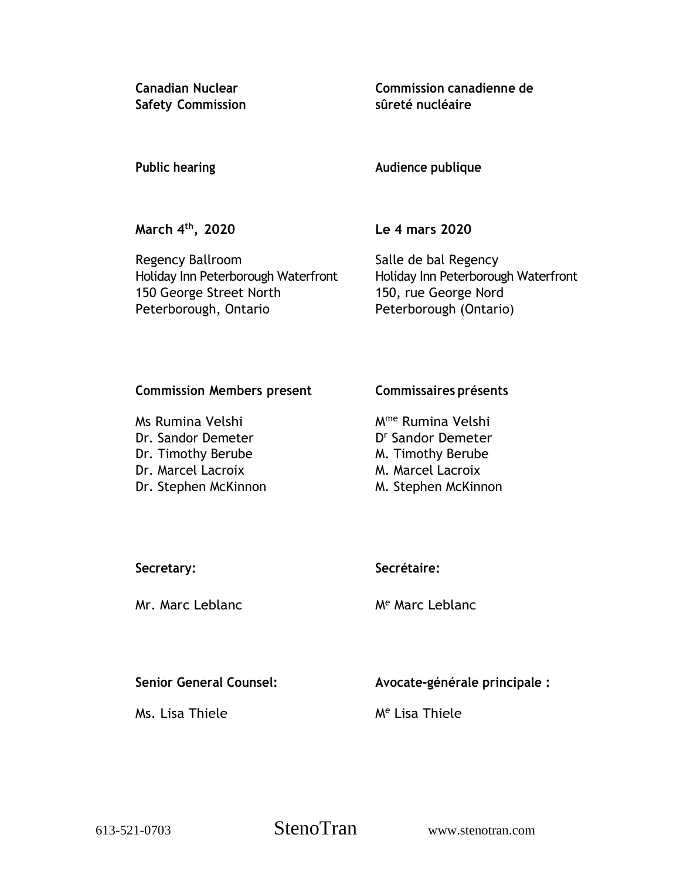| | |
|---|---|
| **Canadian Nuclear Safety Commission** | **Commission canadienne de sûreté nucléaire** |
| **Public hearing** | **Audience publique** |
| **March 4th, 2020** | **Le 4 mars 2020** |
| Regency Ballroom<br>Holiday Inn Peterborough Waterfront<br>150 George Street North<br>Peterborough, Ontario | Salle de bal Regency<br>Holiday Inn Peterborough Waterfront<br>150, rue George Nord<br>Peterborough (Ontario) |
| **Commission Members present** | **Commissaires présents** |
| Ms Rumina Velshi<br>Dr. Sandor Demeter<br>Dr. Timothy Berube<br>Dr. Marcel Lacroix<br>Dr. Stephen McKinnon | Mme Rumina Velshi<br>Dr Sandor Demeter<br>M. Timothy Berube<br>M. Marcel Lacroix<br>M. Stephen McKinnon |
| **Secretary:** | **Secrétaire:** |
| Mr. Marc Leblanc | Me Marc Leblanc |
| **Senior General Counsel:** | **Avocate-générale principale :** |
| Ms. Lisa Thiele | Me Lisa Thiele |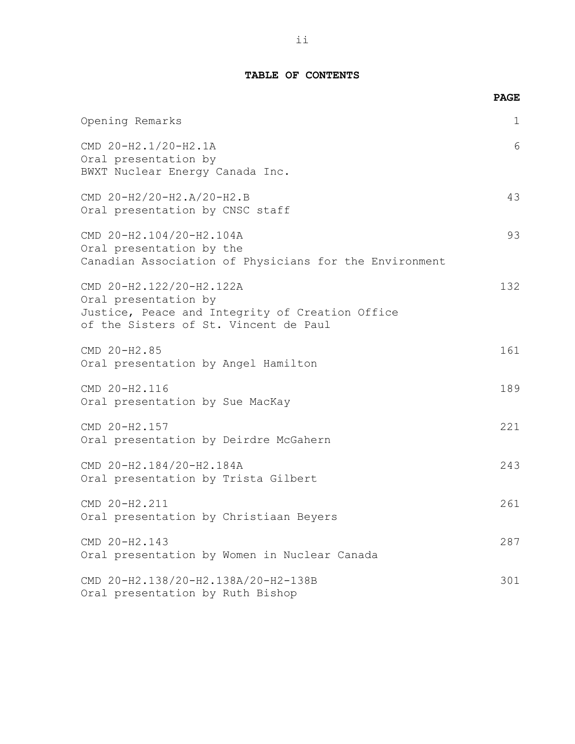**TABLE OF CONTENTS**

| | PAGE |
|---|---|
| Opening Remarks | 1 |
| CMD 20-H2.1/20-H2.1A<br>Oral presentation by<br>BWXT Nuclear Energy Canada Inc. | 6 |
| CMD 20-H2/20-H2.A/20-H2.B<br>Oral presentation by CNSC staff | 43 |
| CMD 20-H2.104/20-H2.104A<br>Oral presentation by the<br>Canadian Association of Physicians for the Environment | 93 |
| CMD 20-H2.122/20-H2.122A<br>Oral presentation by<br>Justice, Peace and Integrity of Creation Office<br>of the Sisters of St. Vincent de Paul | 132 |
| CMD 20-H2.85<br>Oral presentation by Angel Hamilton | 161 |
| CMD 20-H2.116<br>Oral presentation by Sue MacKay | 189 |
| CMD 20-H2.157<br>Oral presentation by Deirdre McGahern | 221 |
| CMD 20-H2.184/20-H2.184A<br>Oral presentation by Trista Gilbert | 243 |
| CMD 20-H2.211<br>Oral presentation by Christiaan Beyers | 261 |
| CMD 20-H2.143<br>Oral presentation by Women in Nuclear Canada | 287 |
| CMD 20-H2.138/20-H2.138A/20-H2-138B<br>Oral presentation by Ruth Bishop | 301 |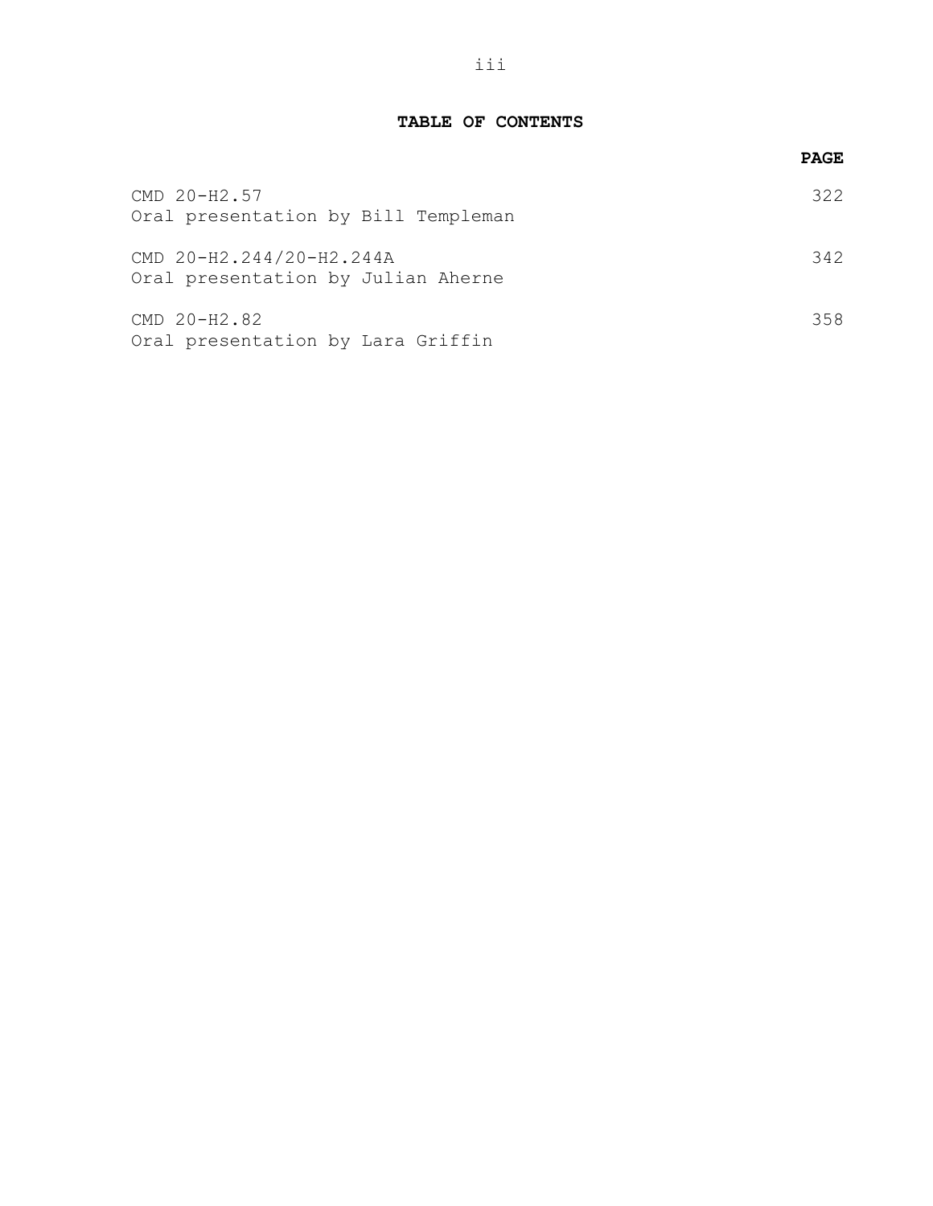# TABLE OF CONTENTS

| | PAGE |
|---|---|
| CMD 20-H2.57<br>Oral presentation by Bill Templeman | 322 |
| CMD 20-H2.244/20-H2.244A<br>Oral presentation by Julian Aherne | 342 |
| CMD 20-H2.82<br>Oral presentation by Lara Griffin | 358 |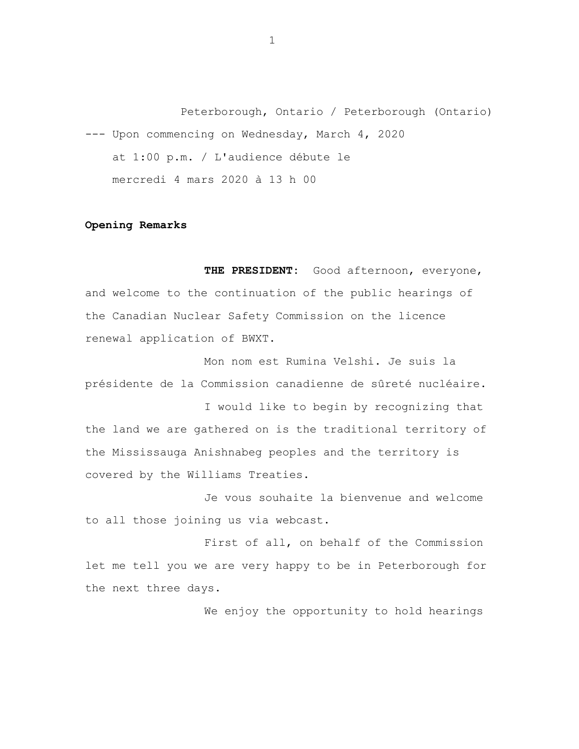Peterborough, Ontario / Peterborough (Ontario)

--- Upon commencing on Wednesday, March 4, 2020 at 1:00 p.m. / L'audience débute le mercredi 4 mars 2020 à 13 h 00

**Opening Remarks**

**THE PRESIDENT:** Good afternoon, everyone, and welcome to the continuation of the public hearings of the Canadian Nuclear Safety Commission on the licence renewal application of BWXT.

Mon nom est Rumina Velshi. Je suis la présidente de la Commission canadienne de sûreté nucléaire.

I would like to begin by recognizing that the land we are gathered on is the traditional territory of the Mississauga Anishnabeg peoples and the territory is covered by the Williams Treaties.

Je vous souhaite la bienvenue and welcome to all those joining us via webcast.

First of all, on behalf of the Commission let me tell you we are very happy to be in Peterborough for the next three days.

We enjoy the opportunity to hold hearings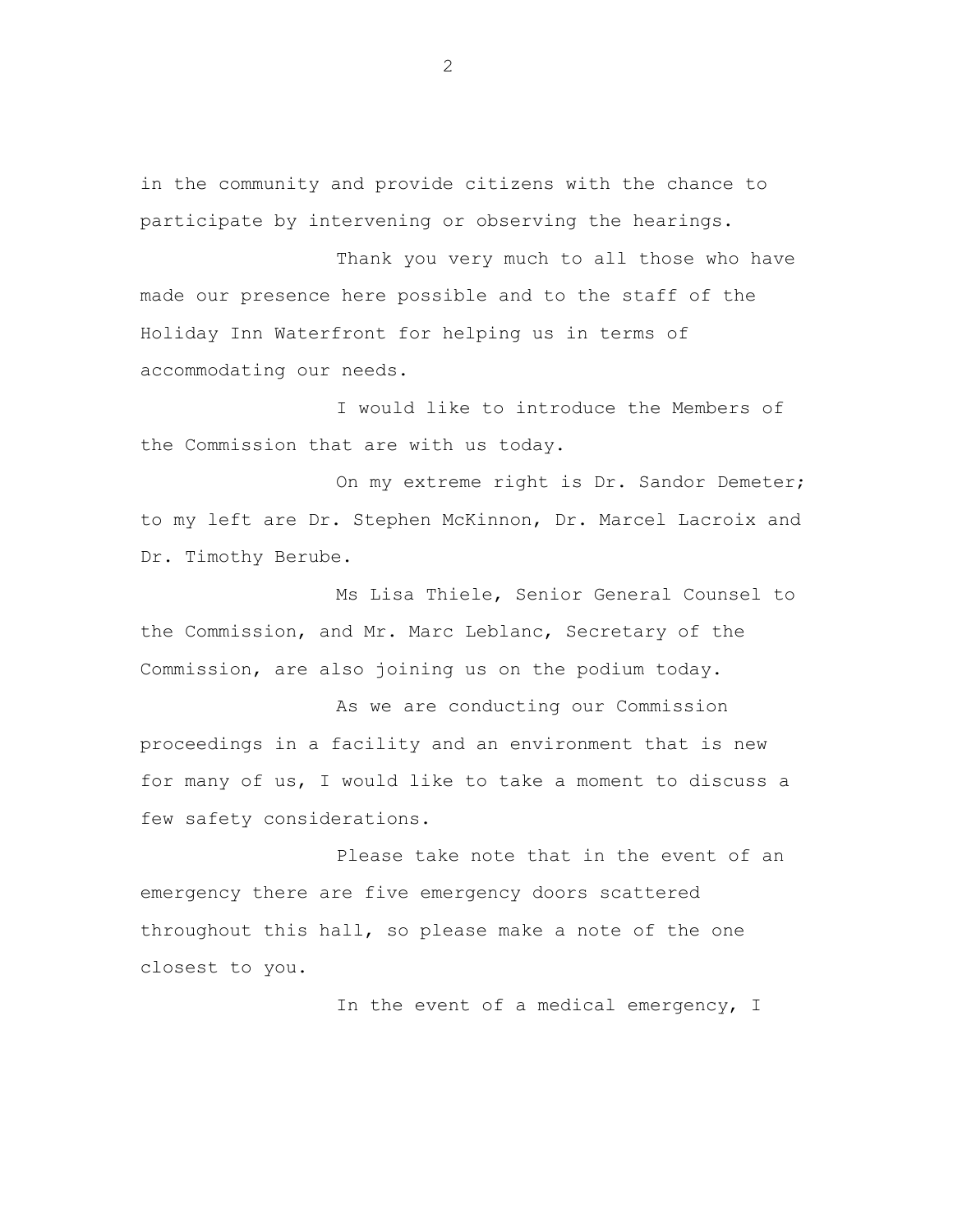in the community and provide citizens with the chance to participate by intervening or observing the hearings.

Thank you very much to all those who have made our presence here possible and to the staff of the Holiday Inn Waterfront for helping us in terms of accommodating our needs.

I would like to introduce the Members of the Commission that are with us today.

On my extreme right is Dr. Sandor Demeter; to my left are Dr. Stephen McKinnon, Dr. Marcel Lacroix and Dr. Timothy Berube.

Ms Lisa Thiele, Senior General Counsel to the Commission, and Mr. Marc Leblanc, Secretary of the Commission, are also joining us on the podium today.

As we are conducting our Commission proceedings in a facility and an environment that is new for many of us, I would like to take a moment to discuss a few safety considerations.

Please take note that in the event of an emergency there are five emergency doors scattered throughout this hall, so please make a note of the one closest to you.

In the event of a medical emergency, I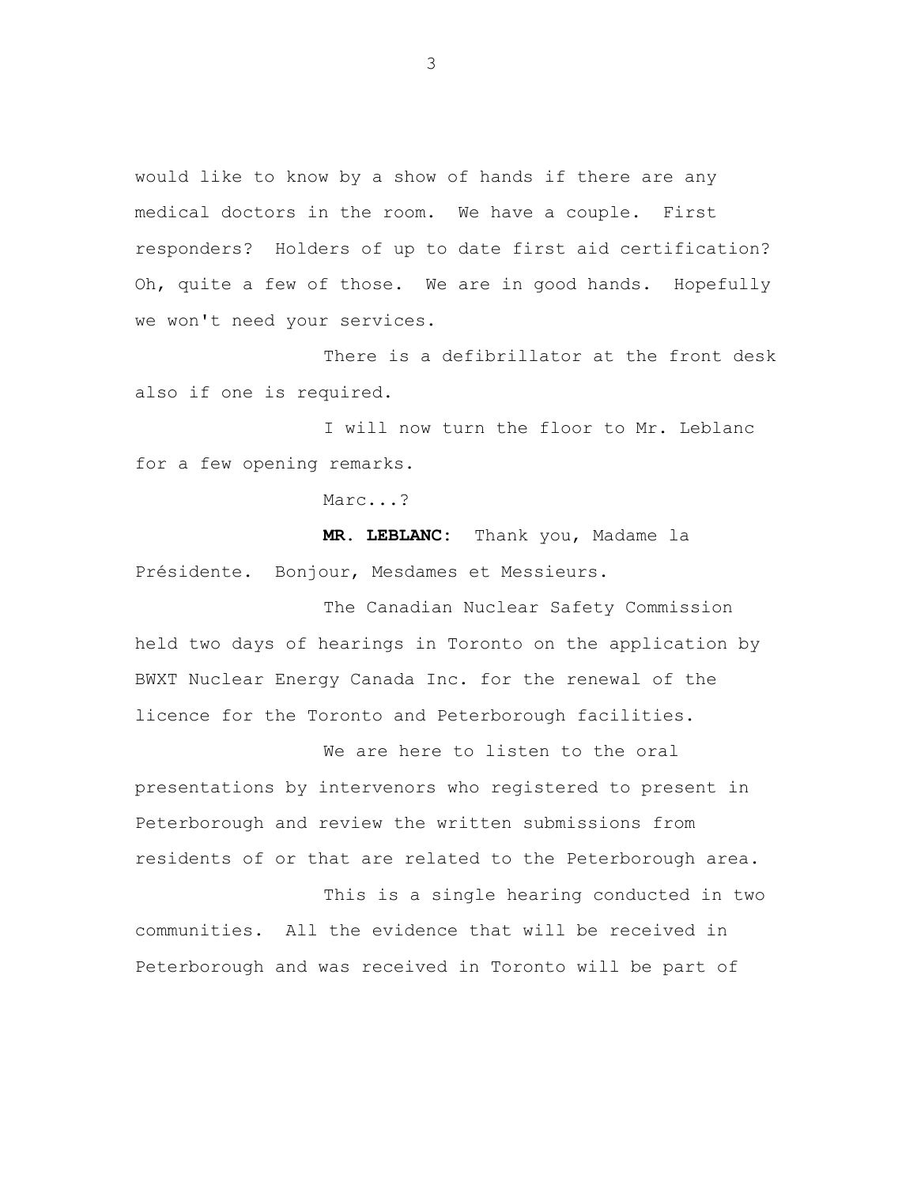would like to know by a show of hands if there are any medical doctors in the room. We have a couple. First responders? Holders of up to date first aid certification? Oh, quite a few of those. We are in good hands. Hopefully we won't need your services.

There is a defibrillator at the front desk also if one is required.

I will now turn the floor to Mr. Leblanc for a few opening remarks.

Marc...?

**MR. LEBLANC:** Thank you, Madame la Présidente. Bonjour, Mesdames et Messieurs.

The Canadian Nuclear Safety Commission held two days of hearings in Toronto on the application by BWXT Nuclear Energy Canada Inc. for the renewal of the licence for the Toronto and Peterborough facilities.

We are here to listen to the oral presentations by intervenors who registered to present in Peterborough and review the written submissions from residents of or that are related to the Peterborough area.

This is a single hearing conducted in two communities. All the evidence that will be received in Peterborough and was received in Toronto will be part of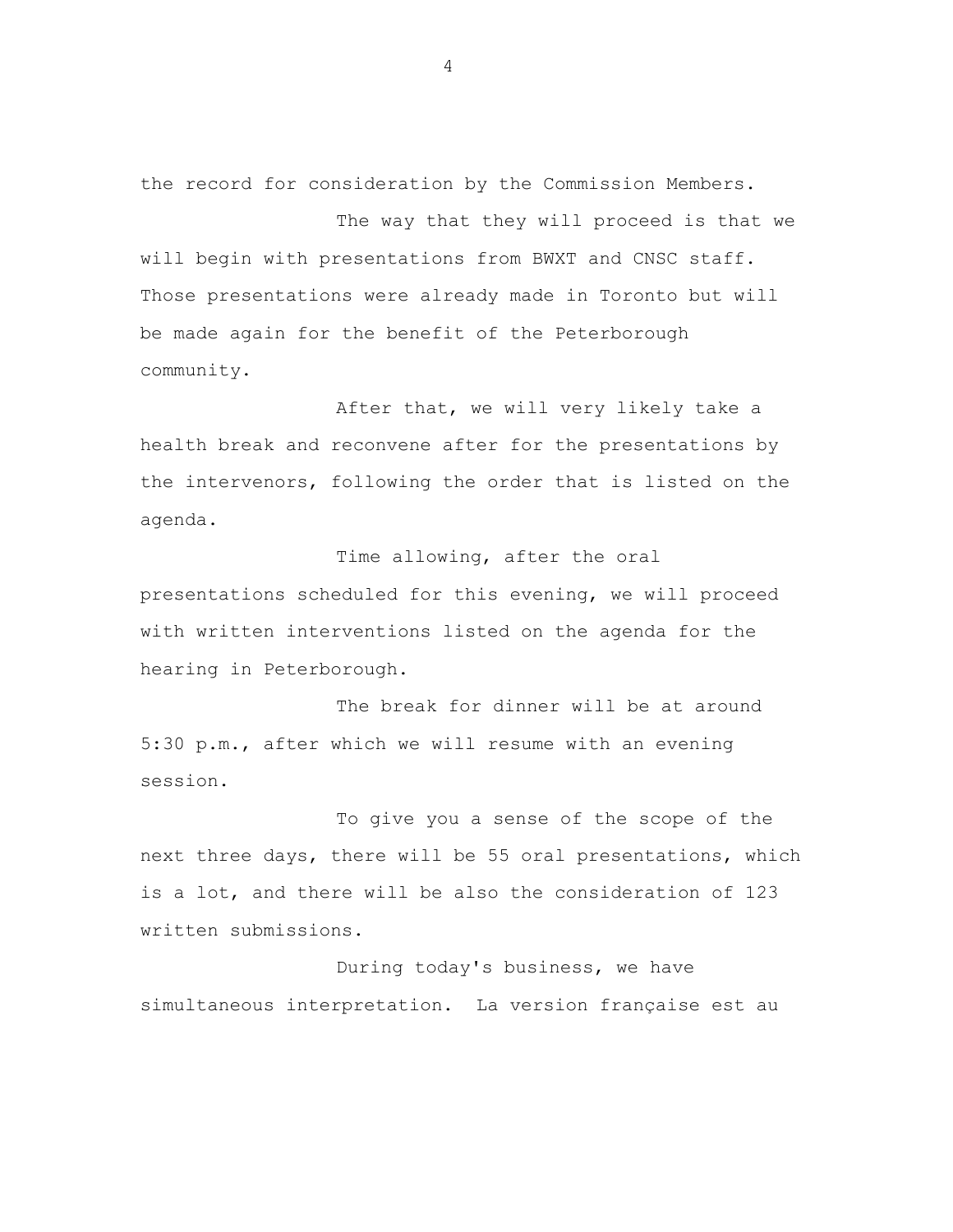the record for consideration by the Commission Members.

The way that they will proceed is that we will begin with presentations from BWXT and CNSC staff. Those presentations were already made in Toronto but will be made again for the benefit of the Peterborough community.

After that, we will very likely take a health break and reconvene after for the presentations by the intervenors, following the order that is listed on the agenda.

Time allowing, after the oral presentations scheduled for this evening, we will proceed with written interventions listed on the agenda for the hearing in Peterborough.

The break for dinner will be at around 5:30 p.m., after which we will resume with an evening session.

To give you a sense of the scope of the next three days, there will be 55 oral presentations, which is a lot, and there will be also the consideration of 123 written submissions.

During today's business, we have simultaneous interpretation. La version française est au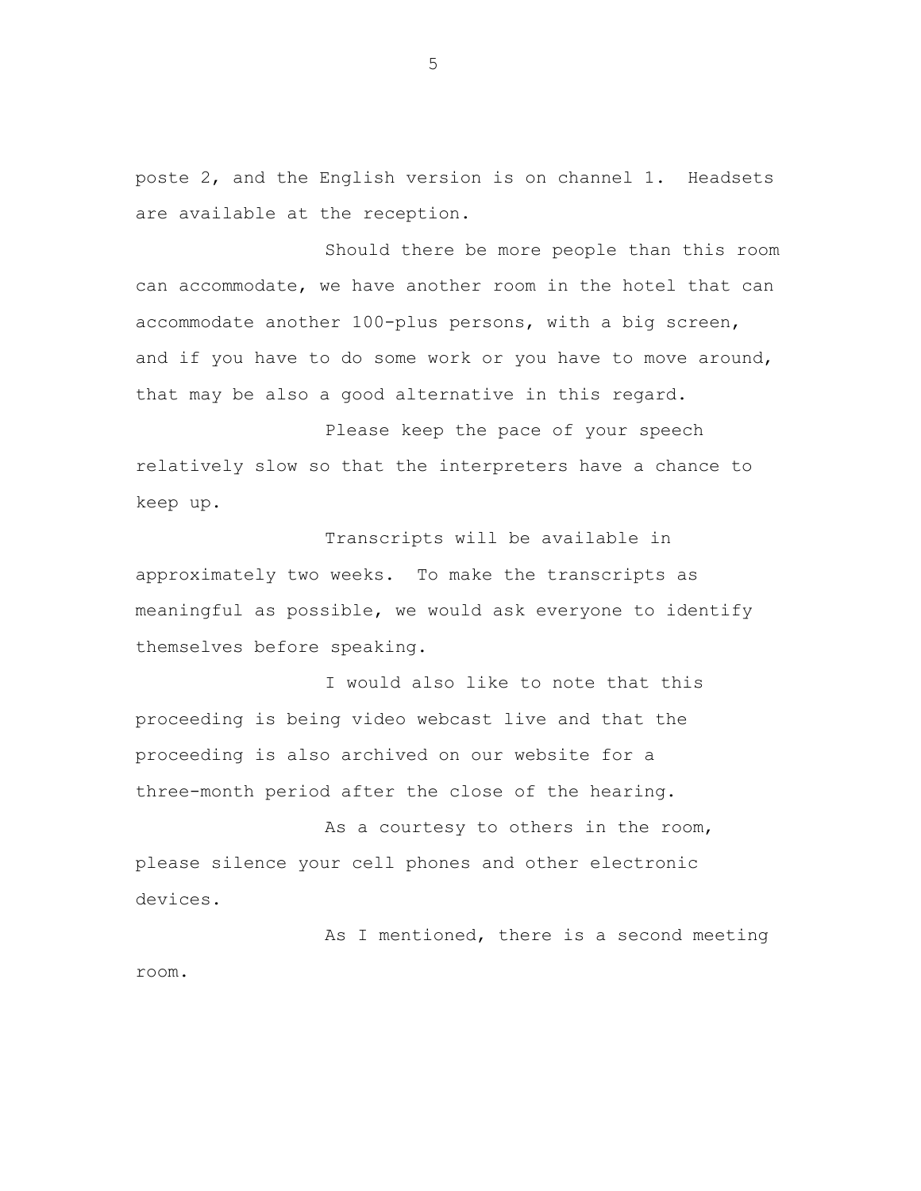poste 2, and the English version is on channel 1. Headsets are available at the reception.

Should there be more people than this room can accommodate, we have another room in the hotel that can accommodate another 100-plus persons, with a big screen, and if you have to do some work or you have to move around, that may be also a good alternative in this regard.

Please keep the pace of your speech relatively slow so that the interpreters have a chance to keep up.

Transcripts will be available in approximately two weeks. To make the transcripts as meaningful as possible, we would ask everyone to identify themselves before speaking.

I would also like to note that this proceeding is being video webcast live and that the proceeding is also archived on our website for a three-month period after the close of the hearing.

As a courtesy to others in the room, please silence your cell phones and other electronic devices.

As I mentioned, there is a second meeting room.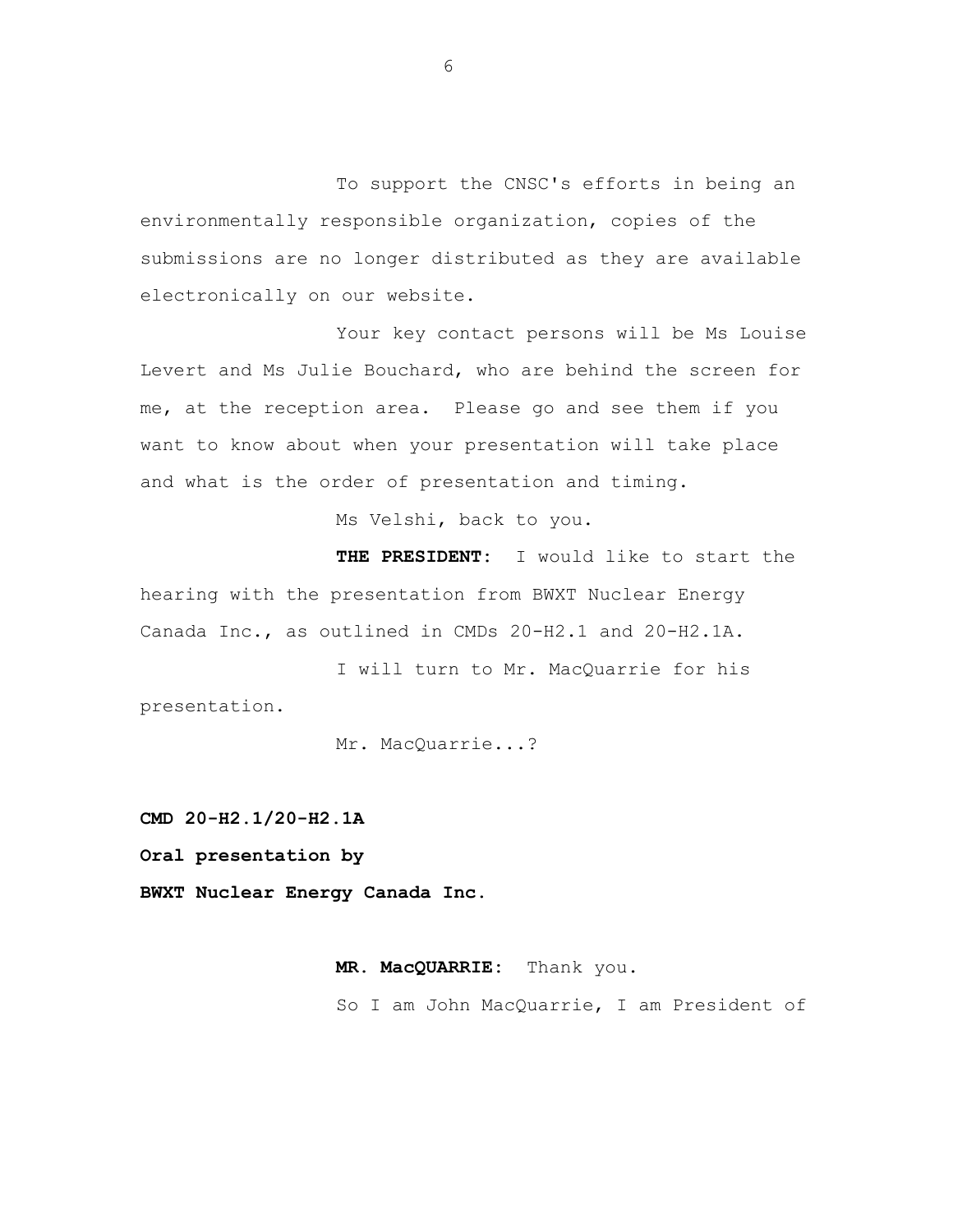To support the CNSC's efforts in being an environmentally responsible organization, copies of the submissions are no longer distributed as they are available electronically on our website.

Your key contact persons will be Ms Louise Levert and Ms Julie Bouchard, who are behind the screen for me, at the reception area. Please go and see them if you want to know about when your presentation will take place and what is the order of presentation and timing.

Ms Velshi, back to you.

**THE PRESIDENT:** I would like to start the hearing with the presentation from BWXT Nuclear Energy Canada Inc., as outlined in CMDs 20-H2.1 and 20-H2.1A.

I will turn to Mr. MacQuarrie for his presentation.

Mr. MacQuarrie...?

**CMD 20-H2.1/20-H2.1A**

**Oral presentation by**

**BWXT Nuclear Energy Canada Inc.**

**MR. MacQUARRIE:** Thank you.

So I am John MacQuarrie, I am President of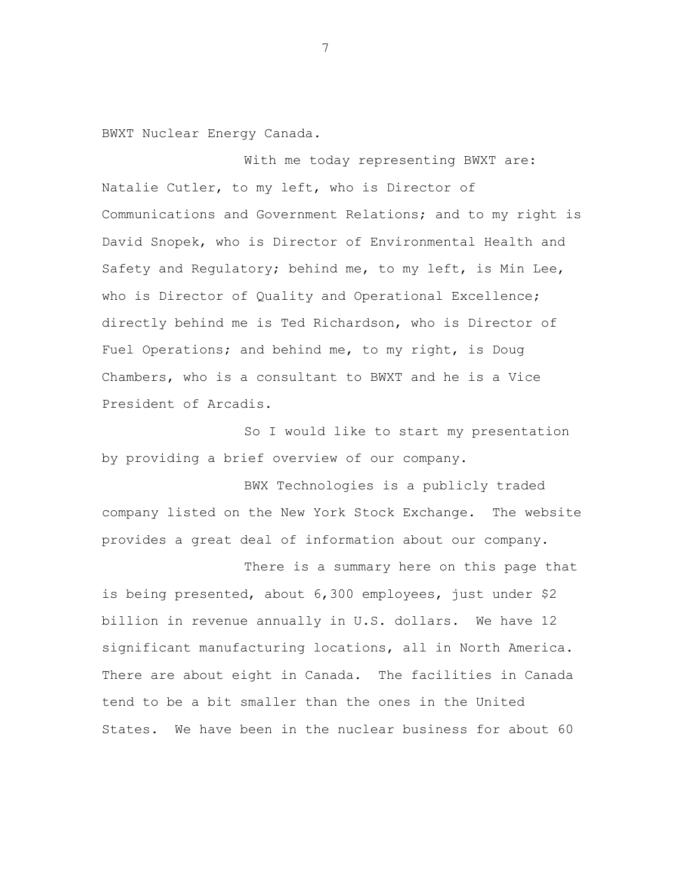BWXT Nuclear Energy Canada.

With me today representing BWXT are: Natalie Cutler, to my left, who is Director of Communications and Government Relations; and to my right is David Snopek, who is Director of Environmental Health and Safety and Regulatory; behind me, to my left, is Min Lee, who is Director of Quality and Operational Excellence; directly behind me is Ted Richardson, who is Director of Fuel Operations; and behind me, to my right, is Doug Chambers, who is a consultant to BWXT and he is a Vice President of Arcadis.

So I would like to start my presentation by providing a brief overview of our company.

BWX Technologies is a publicly traded company listed on the New York Stock Exchange. The website provides a great deal of information about our company.

There is a summary here on this page that is being presented, about 6,300 employees, just under $2 billion in revenue annually in U.S. dollars. We have 12 significant manufacturing locations, all in North America. There are about eight in Canada. The facilities in Canada tend to be a bit smaller than the ones in the United States. We have been in the nuclear business for about 60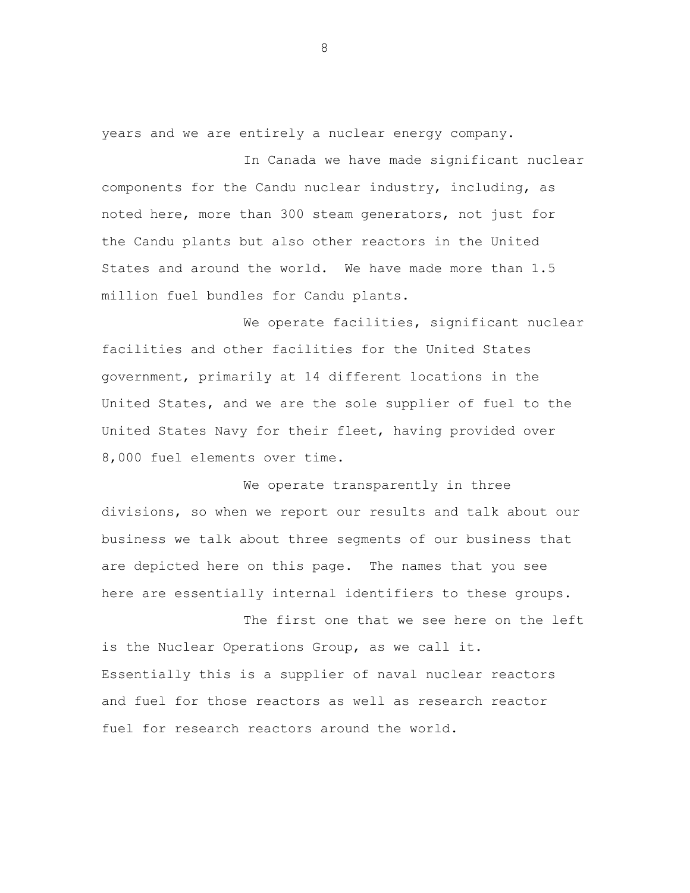years and we are entirely a nuclear energy company.

In Canada we have made significant nuclear components for the Candu nuclear industry, including, as noted here, more than 300 steam generators, not just for the Candu plants but also other reactors in the United States and around the world. We have made more than 1.5 million fuel bundles for Candu plants.

We operate facilities, significant nuclear facilities and other facilities for the United States government, primarily at 14 different locations in the United States, and we are the sole supplier of fuel to the United States Navy for their fleet, having provided over 8,000 fuel elements over time.

We operate transparently in three divisions, so when we report our results and talk about our business we talk about three segments of our business that are depicted here on this page. The names that you see here are essentially internal identifiers to these groups.

The first one that we see here on the left is the Nuclear Operations Group, as we call it. Essentially this is a supplier of naval nuclear reactors and fuel for those reactors as well as research reactor fuel for research reactors around the world.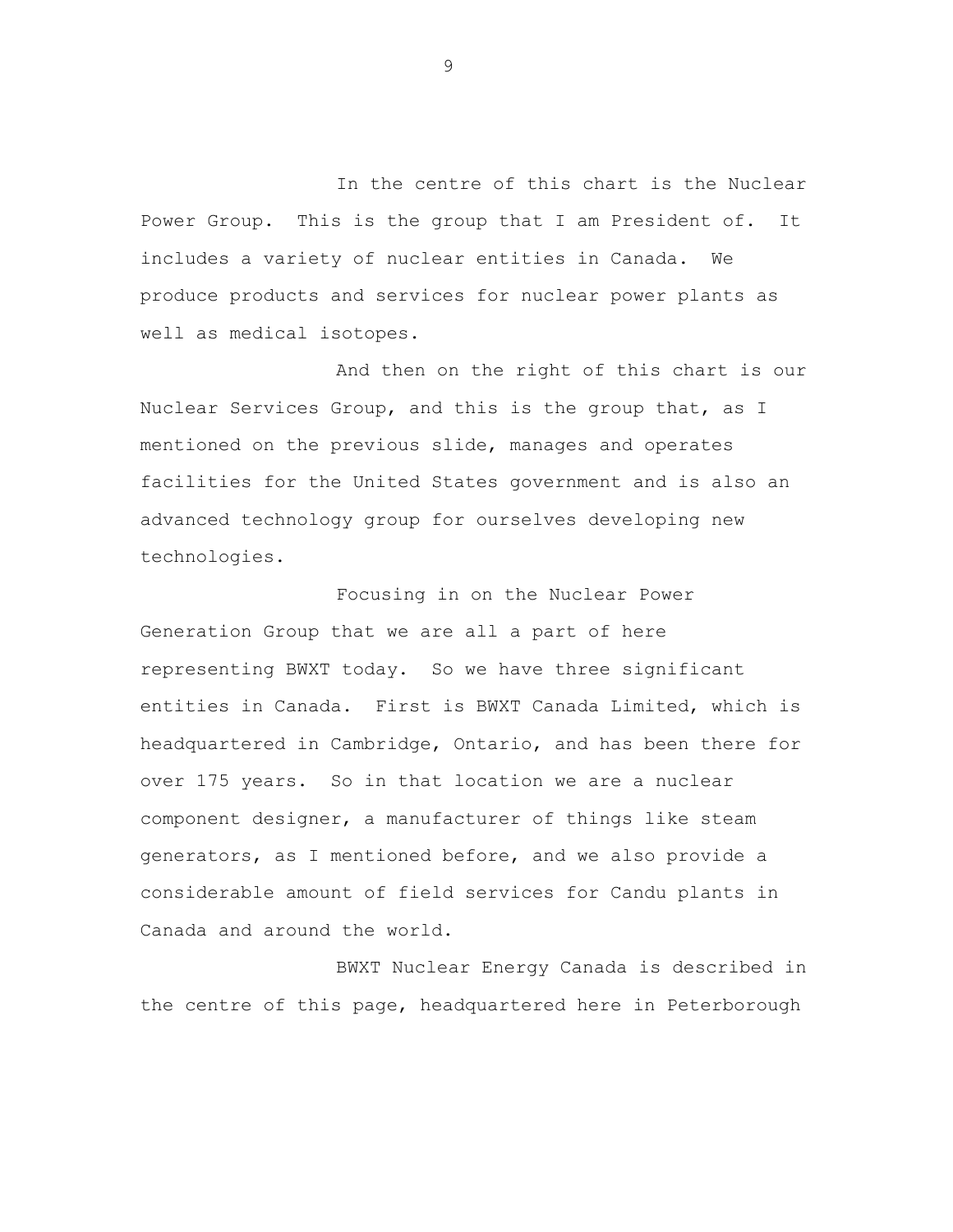In the centre of this chart is the Nuclear Power Group. This is the group that I am President of. It includes a variety of nuclear entities in Canada. We produce products and services for nuclear power plants as well as medical isotopes.

And then on the right of this chart is our Nuclear Services Group, and this is the group that, as I mentioned on the previous slide, manages and operates facilities for the United States government and is also an advanced technology group for ourselves developing new technologies.

Focusing in on the Nuclear Power Generation Group that we are all a part of here representing BWXT today. So we have three significant entities in Canada. First is BWXT Canada Limited, which is headquartered in Cambridge, Ontario, and has been there for over 175 years. So in that location we are a nuclear component designer, a manufacturer of things like steam generators, as I mentioned before, and we also provide a considerable amount of field services for Candu plants in Canada and around the world.

BWXT Nuclear Energy Canada is described in the centre of this page, headquartered here in Peterborough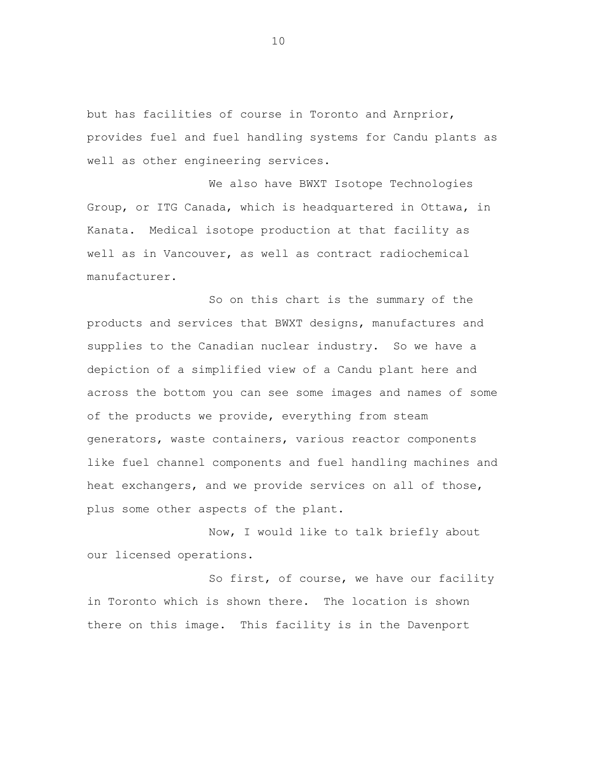but has facilities of course in Toronto and Arnprior, provides fuel and fuel handling systems for Candu plants as well as other engineering services.

We also have BWXT Isotope Technologies Group, or ITG Canada, which is headquartered in Ottawa, in Kanata. Medical isotope production at that facility as well as in Vancouver, as well as contract radiochemical manufacturer.

So on this chart is the summary of the products and services that BWXT designs, manufactures and supplies to the Canadian nuclear industry. So we have a depiction of a simplified view of a Candu plant here and across the bottom you can see some images and names of some of the products we provide, everything from steam generators, waste containers, various reactor components like fuel channel components and fuel handling machines and heat exchangers, and we provide services on all of those, plus some other aspects of the plant.

Now, I would like to talk briefly about our licensed operations.

So first, of course, we have our facility in Toronto which is shown there. The location is shown there on this image. This facility is in the Davenport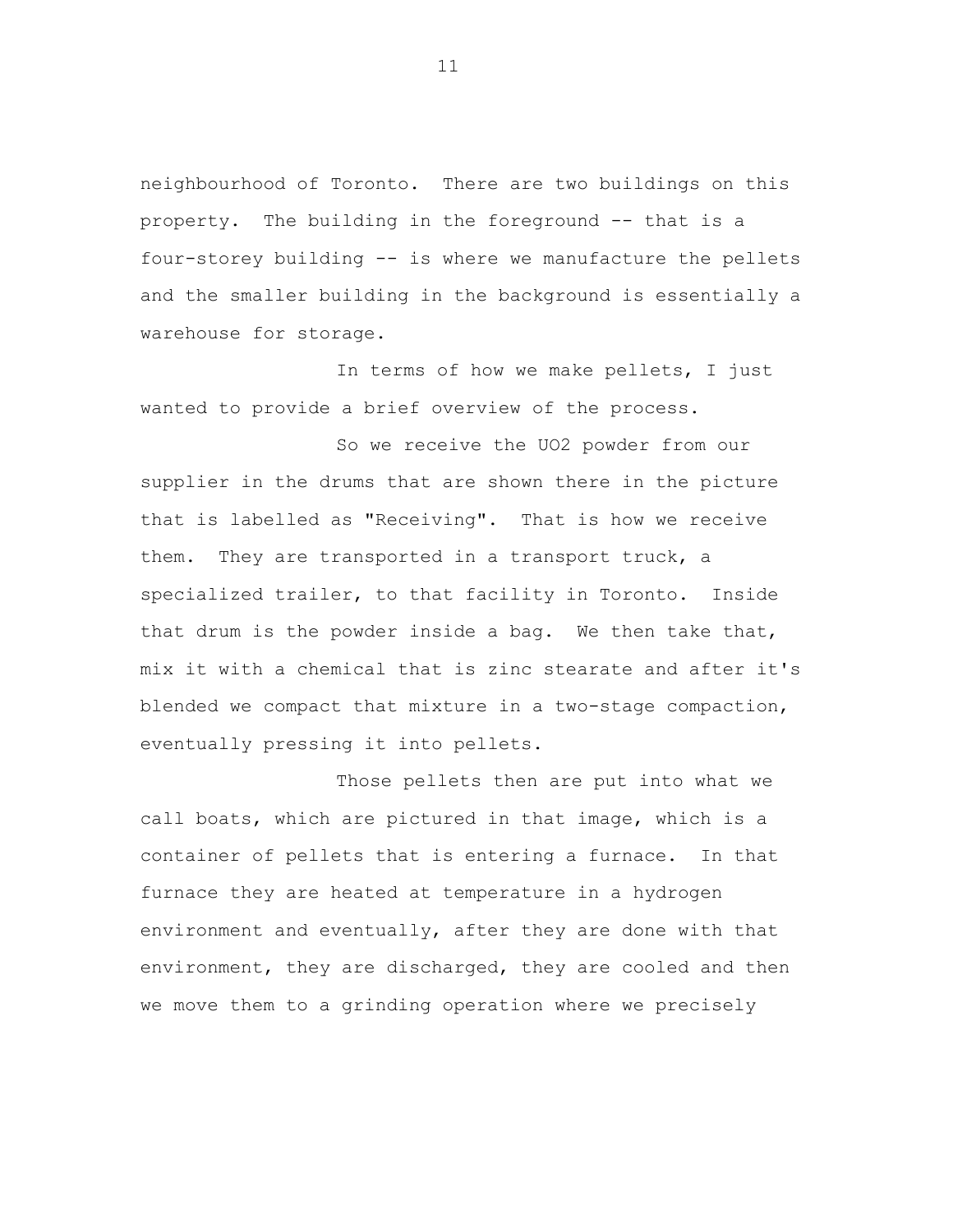neighbourhood of Toronto. There are two buildings on this property. The building in the foreground -- that is a four-storey building -- is where we manufacture the pellets and the smaller building in the background is essentially a warehouse for storage.

In terms of how we make pellets, I just wanted to provide a brief overview of the process.

So we receive the $UO_2$ powder from our supplier in the drums that are shown there in the picture that is labelled as "Receiving". That is how we receive them. They are transported in a transport truck, a specialized trailer, to that facility in Toronto. Inside that drum is the powder inside a bag. We then take that, mix it with a chemical that is zinc stearate and after it's blended we compact that mixture in a two-stage compaction, eventually pressing it into pellets.

Those pellets then are put into what we call boats, which are pictured in that image, which is a container of pellets that is entering a furnace. In that furnace they are heated at temperature in a hydrogen environment and eventually, after they are done with that environment, they are discharged, they are cooled and then we move them to a grinding operation where we precisely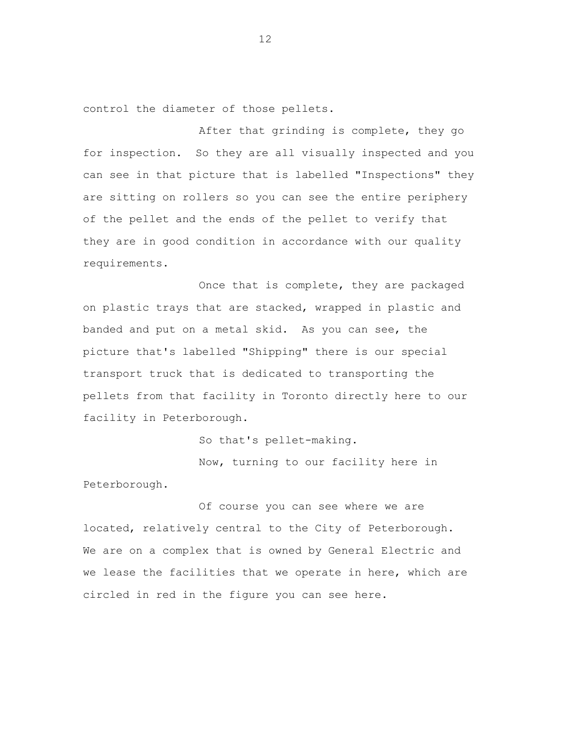control the diameter of those pellets.

After that grinding is complete, they go for inspection. So they are all visually inspected and you can see in that picture that is labelled "Inspections" they are sitting on rollers so you can see the entire periphery of the pellet and the ends of the pellet to verify that they are in good condition in accordance with our quality requirements.

Once that is complete, they are packaged on plastic trays that are stacked, wrapped in plastic and banded and put on a metal skid. As you can see, the picture that's labelled "Shipping" there is our special transport truck that is dedicated to transporting the pellets from that facility in Toronto directly here to our facility in Peterborough.

So that's pellet-making.

Now, turning to our facility here in Peterborough.

Of course you can see where we are located, relatively central to the City of Peterborough. We are on a complex that is owned by General Electric and we lease the facilities that we operate in here, which are circled in red in the figure you can see here.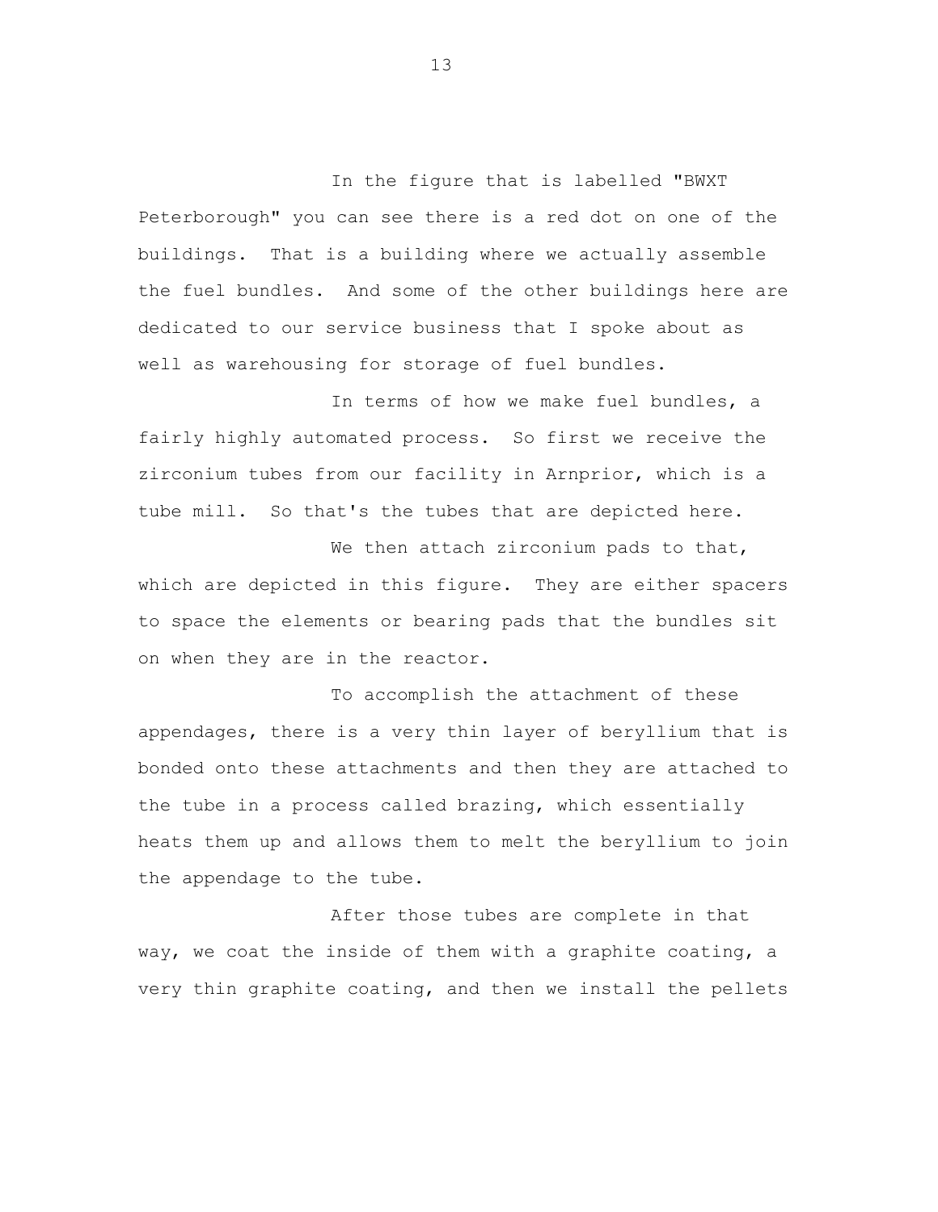In the figure that is labelled "BWXT Peterborough" you can see there is a red dot on one of the buildings. That is a building where we actually assemble the fuel bundles. And some of the other buildings here are dedicated to our service business that I spoke about as well as warehousing for storage of fuel bundles.

In terms of how we make fuel bundles, a fairly highly automated process. So first we receive the zirconium tubes from our facility in Arnprior, which is a tube mill. So that's the tubes that are depicted here.

We then attach zirconium pads to that, which are depicted in this figure. They are either spacers to space the elements or bearing pads that the bundles sit on when they are in the reactor.

To accomplish the attachment of these appendages, there is a very thin layer of beryllium that is bonded onto these attachments and then they are attached to the tube in a process called brazing, which essentially heats them up and allows them to melt the beryllium to join the appendage to the tube.

After those tubes are complete in that way, we coat the inside of them with a graphite coating, a very thin graphite coating, and then we install the pellets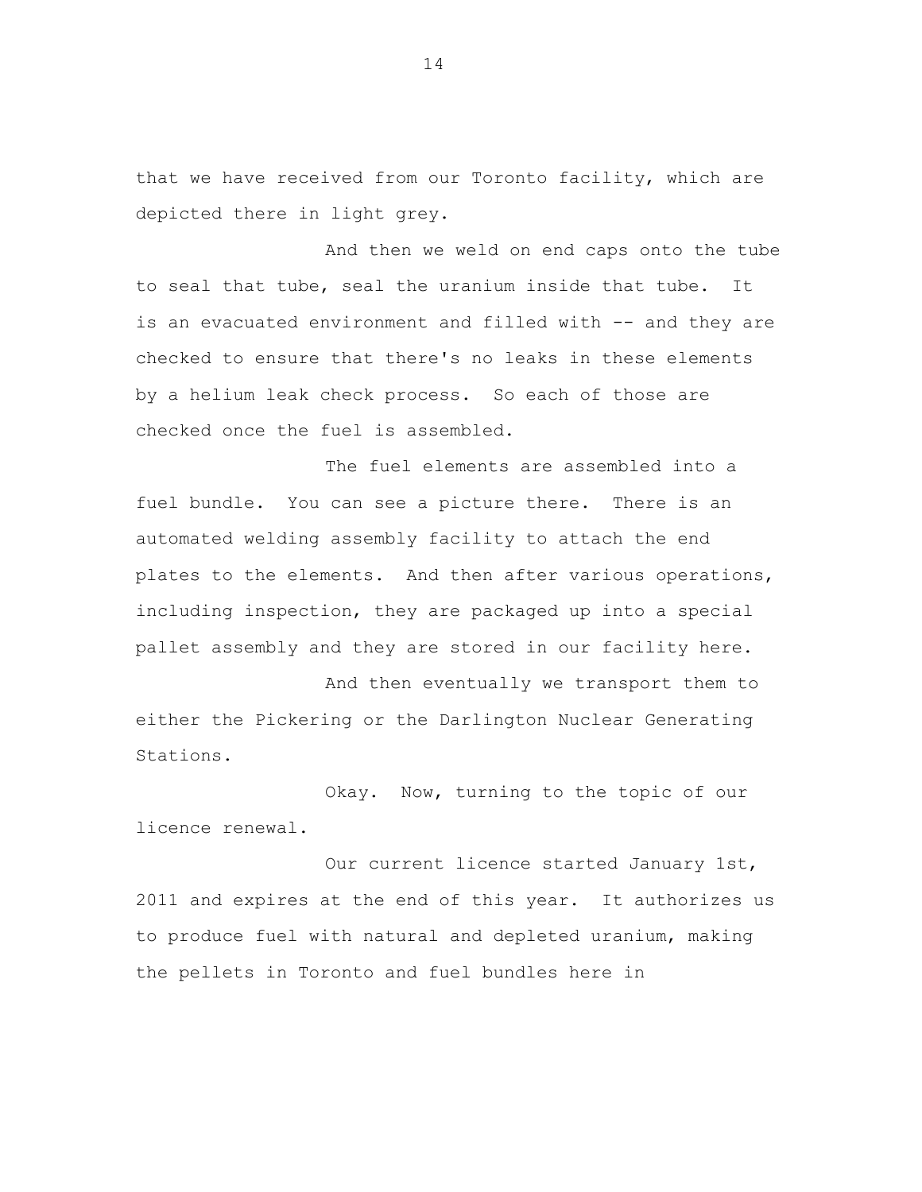that we have received from our Toronto facility, which are depicted there in light grey.

And then we weld on end caps onto the tube to seal that tube, seal the uranium inside that tube. It is an evacuated environment and filled with -- and they are checked to ensure that there's no leaks in these elements by a helium leak check process. So each of those are checked once the fuel is assembled.

The fuel elements are assembled into a fuel bundle. You can see a picture there. There is an automated welding assembly facility to attach the end plates to the elements. And then after various operations, including inspection, they are packaged up into a special pallet assembly and they are stored in our facility here.

And then eventually we transport them to either the Pickering or the Darlington Nuclear Generating Stations.

Okay. Now, turning to the topic of our licence renewal.

Our current licence started January 1st, 2011 and expires at the end of this year. It authorizes us to produce fuel with natural and depleted uranium, making the pellets in Toronto and fuel bundles here in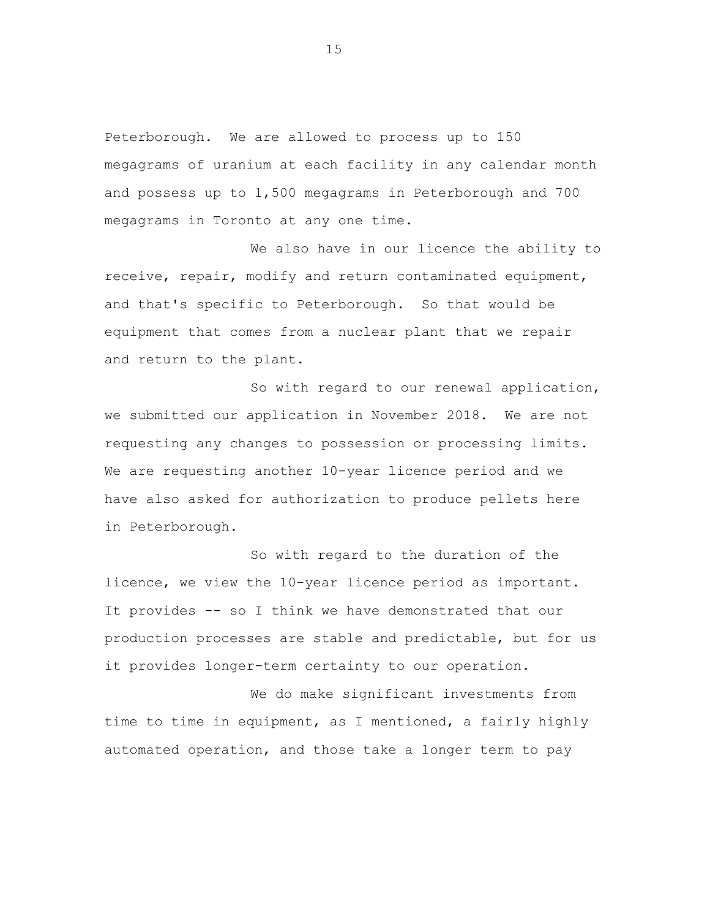Peterborough. We are allowed to process up to 150 megagrams of uranium at each facility in any calendar month and possess up to 1,500 megagrams in Peterborough and 700 megagrams in Toronto at any one time.

We also have in our licence the ability to receive, repair, modify and return contaminated equipment, and that's specific to Peterborough. So that would be equipment that comes from a nuclear plant that we repair and return to the plant.

So with regard to our renewal application, we submitted our application in November 2018. We are not requesting any changes to possession or processing limits. We are requesting another 10-year licence period and we have also asked for authorization to produce pellets here in Peterborough.

So with regard to the duration of the licence, we view the 10-year licence period as important. It provides -- so I think we have demonstrated that our production processes are stable and predictable, but for us it provides longer-term certainty to our operation.

We do make significant investments from time to time in equipment, as I mentioned, a fairly highly automated operation, and those take a longer term to pay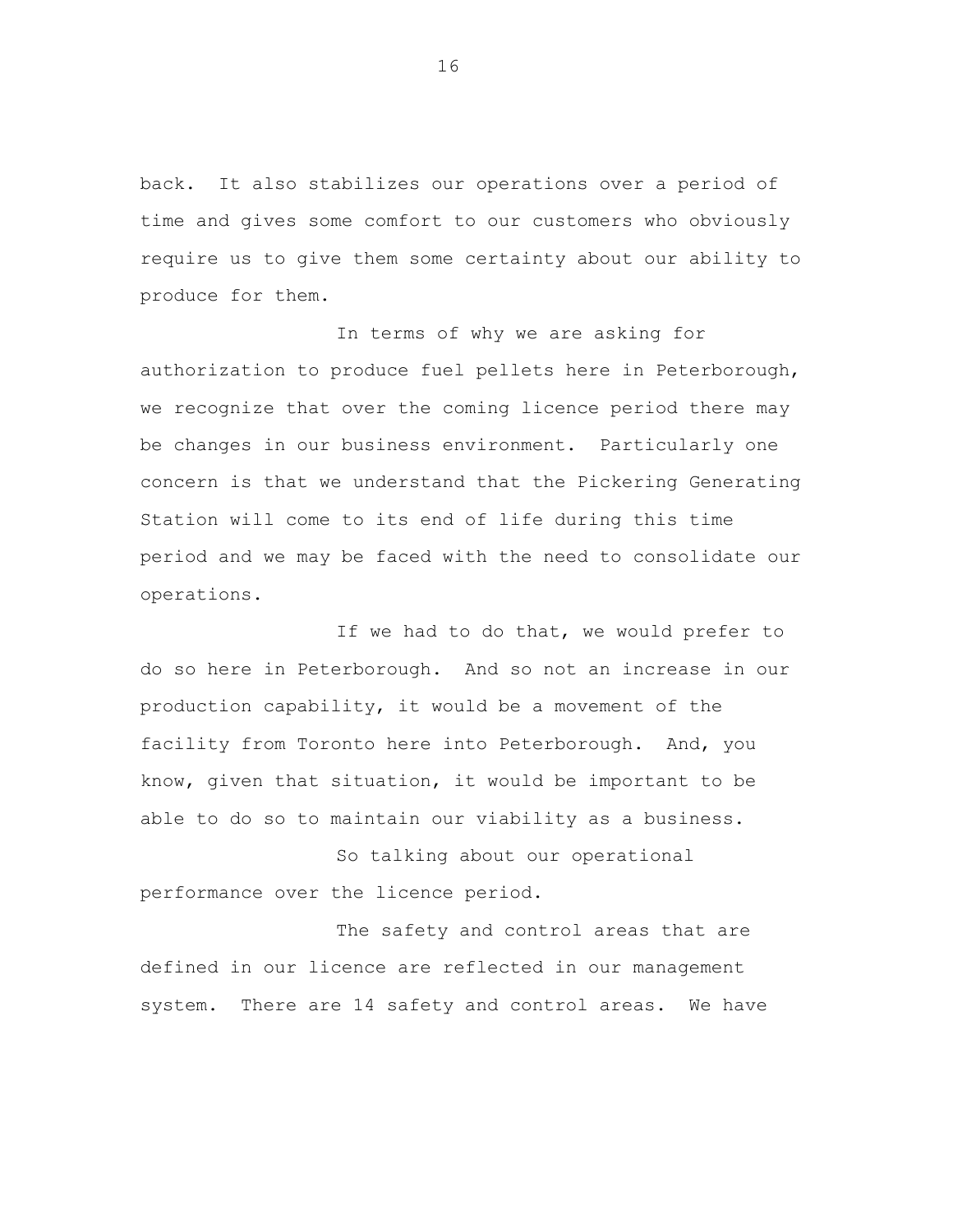back. It also stabilizes our operations over a period of time and gives some comfort to our customers who obviously require us to give them some certainty about our ability to produce for them.

In terms of why we are asking for authorization to produce fuel pellets here in Peterborough, we recognize that over the coming licence period there may be changes in our business environment. Particularly one concern is that we understand that the Pickering Generating Station will come to its end of life during this time period and we may be faced with the need to consolidate our operations.

If we had to do that, we would prefer to do so here in Peterborough. And so not an increase in our production capability, it would be a movement of the facility from Toronto here into Peterborough. And, you know, given that situation, it would be important to be able to do so to maintain our viability as a business.

So talking about our operational performance over the licence period.

The safety and control areas that are defined in our licence are reflected in our management system. There are 14 safety and control areas. We have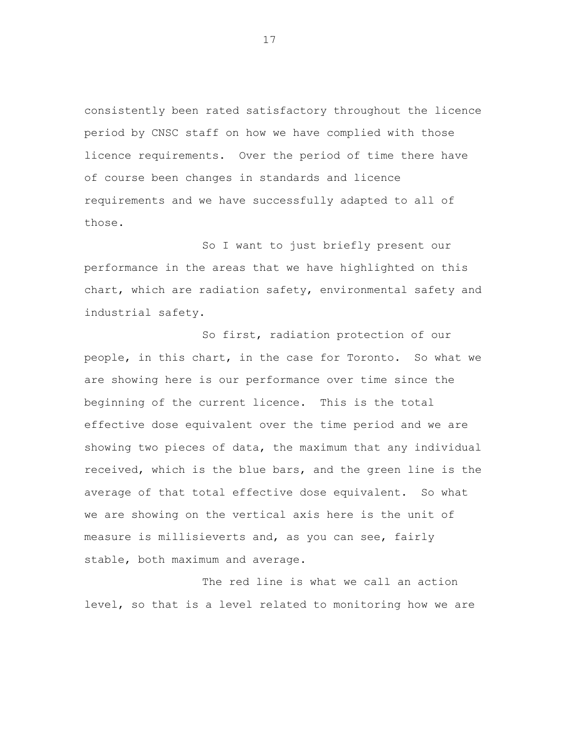consistently been rated satisfactory throughout the licence period by CNSC staff on how we have complied with those licence requirements. Over the period of time there have of course been changes in standards and licence requirements and we have successfully adapted to all of those.

So I want to just briefly present our performance in the areas that we have highlighted on this chart, which are radiation safety, environmental safety and industrial safety.

So first, radiation protection of our people, in this chart, in the case for Toronto. So what we are showing here is our performance over time since the beginning of the current licence. This is the total effective dose equivalent over the time period and we are showing two pieces of data, the maximum that any individual received, which is the blue bars, and the green line is the average of that total effective dose equivalent. So what we are showing on the vertical axis here is the unit of measure is millisieverts and, as you can see, fairly stable, both maximum and average.

The red line is what we call an action level, so that is a level related to monitoring how we are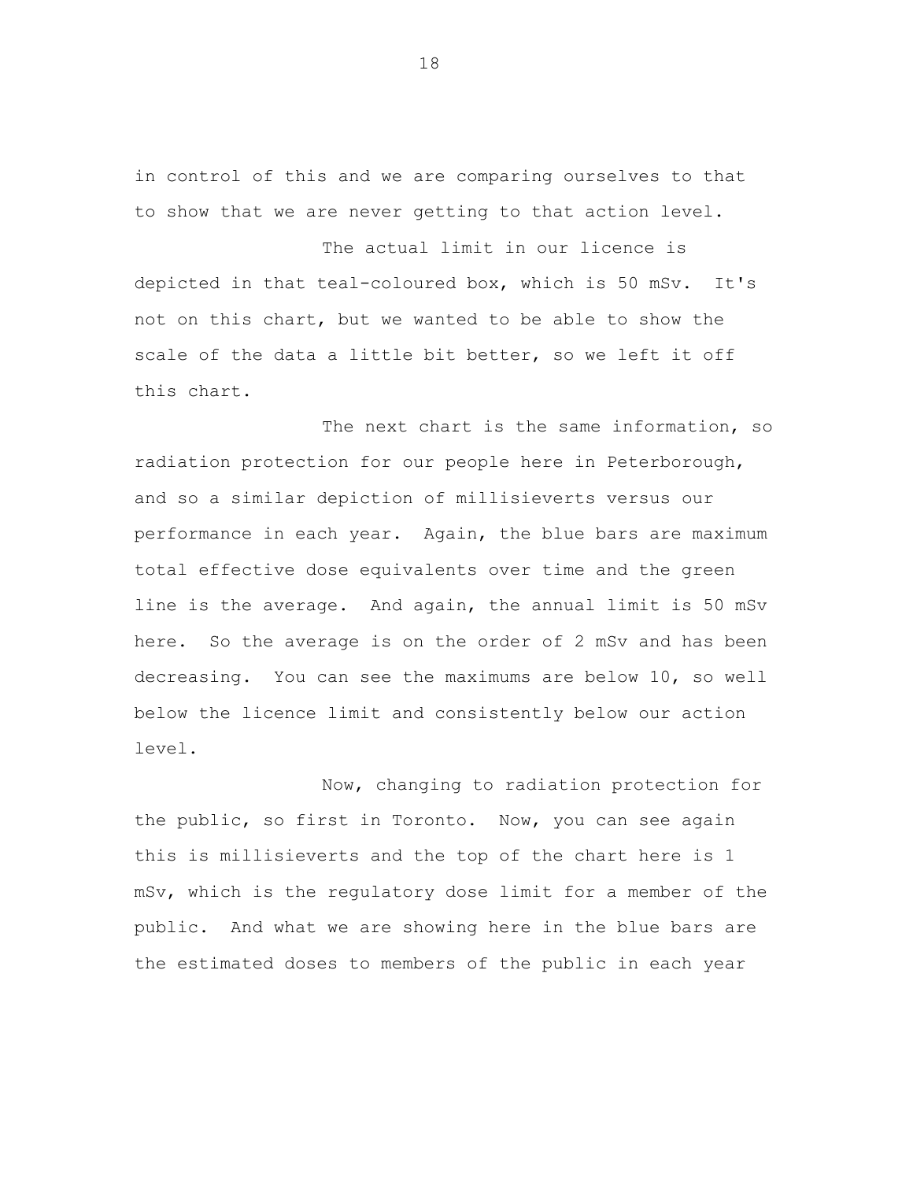in control of this and we are comparing ourselves to that to show that we are never getting to that action level.

The actual limit in our licence is depicted in that teal-coloured box, which is 50 mSv. It's not on this chart, but we wanted to be able to show the scale of the data a little bit better, so we left it off this chart.

The next chart is the same information, so radiation protection for our people here in Peterborough, and so a similar depiction of millisieverts versus our performance in each year. Again, the blue bars are maximum total effective dose equivalents over time and the green line is the average. And again, the annual limit is 50 mSv here. So the average is on the order of 2 mSv and has been decreasing. You can see the maximums are below 10, so well below the licence limit and consistently below our action level.

Now, changing to radiation protection for the public, so first in Toronto. Now, you can see again this is millisieverts and the top of the chart here is 1 mSv, which is the regulatory dose limit for a member of the public. And what we are showing here in the blue bars are the estimated doses to members of the public in each year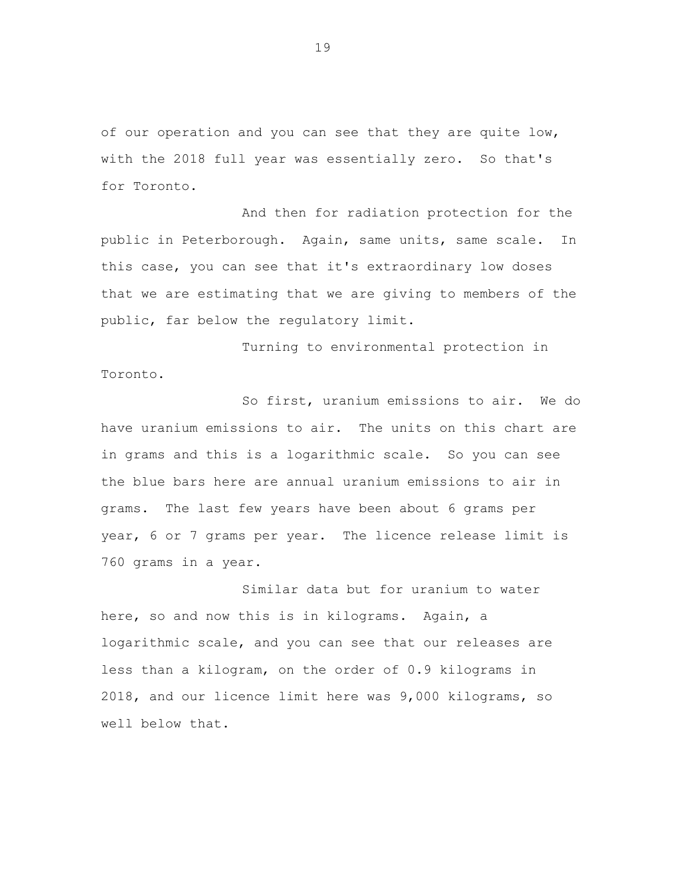of our operation and you can see that they are quite low, with the 2018 full year was essentially zero. So that's for Toronto.

And then for radiation protection for the public in Peterborough. Again, same units, same scale. In this case, you can see that it's extraordinary low doses that we are estimating that we are giving to members of the public, far below the regulatory limit.

Turning to environmental protection in Toronto.

So first, uranium emissions to air. We do have uranium emissions to air. The units on this chart are in grams and this is a logarithmic scale. So you can see the blue bars here are annual uranium emissions to air in grams. The last few years have been about 6 grams per year, 6 or 7 grams per year. The licence release limit is 760 grams in a year.

Similar data but for uranium to water here, so and now this is in kilograms. Again, a logarithmic scale, and you can see that our releases are less than a kilogram, on the order of 0.9 kilograms in 2018, and our licence limit here was 9,000 kilograms, so well below that.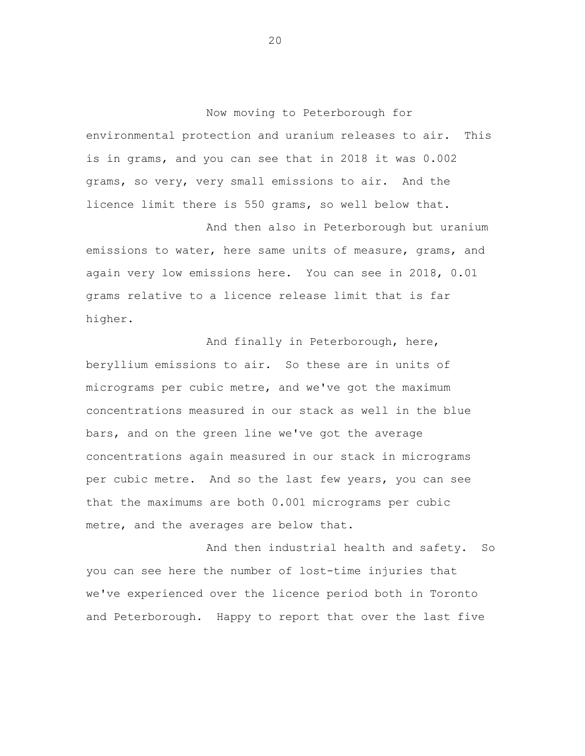Now moving to Peterborough for environmental protection and uranium releases to air. This is in grams, and you can see that in 2018 it was 0.002 grams, so very, very small emissions to air. And the licence limit there is 550 grams, so well below that.

And then also in Peterborough but uranium emissions to water, here same units of measure, grams, and again very low emissions here. You can see in 2018, 0.01 grams relative to a licence release limit that is far higher.

And finally in Peterborough, here, beryllium emissions to air. So these are in units of micrograms per cubic metre, and we've got the maximum concentrations measured in our stack as well in the blue bars, and on the green line we've got the average concentrations again measured in our stack in micrograms per cubic metre. And so the last few years, you can see that the maximums are both 0.001 micrograms per cubic metre, and the averages are below that.

And then industrial health and safety. So you can see here the number of lost-time injuries that we've experienced over the licence period both in Toronto and Peterborough. Happy to report that over the last five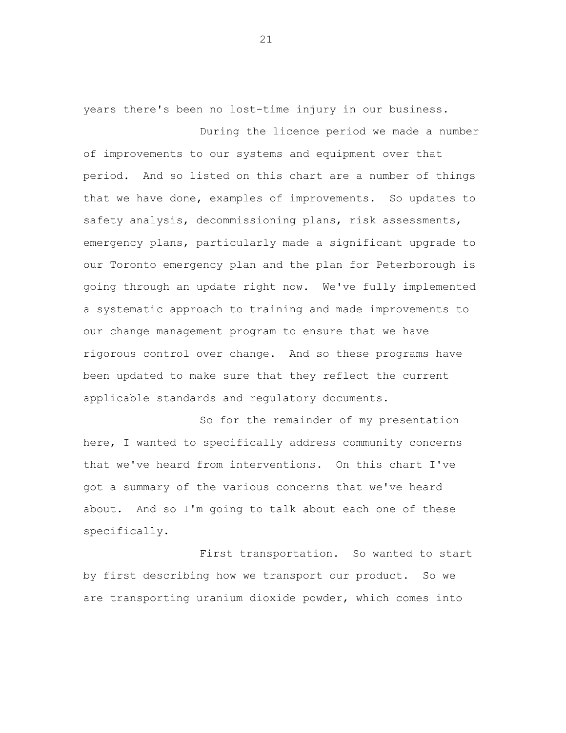years there's been no lost-time injury in our business.

During the licence period we made a number of improvements to our systems and equipment over that period. And so listed on this chart are a number of things that we have done, examples of improvements. So updates to safety analysis, decommissioning plans, risk assessments, emergency plans, particularly made a significant upgrade to our Toronto emergency plan and the plan for Peterborough is going through an update right now. We've fully implemented a systematic approach to training and made improvements to our change management program to ensure that we have rigorous control over change. And so these programs have been updated to make sure that they reflect the current applicable standards and regulatory documents.

So for the remainder of my presentation here, I wanted to specifically address community concerns that we've heard from interventions. On this chart I've got a summary of the various concerns that we've heard about. And so I'm going to talk about each one of these specifically.

First transportation. So wanted to start by first describing how we transport our product. So we are transporting uranium dioxide powder, which comes into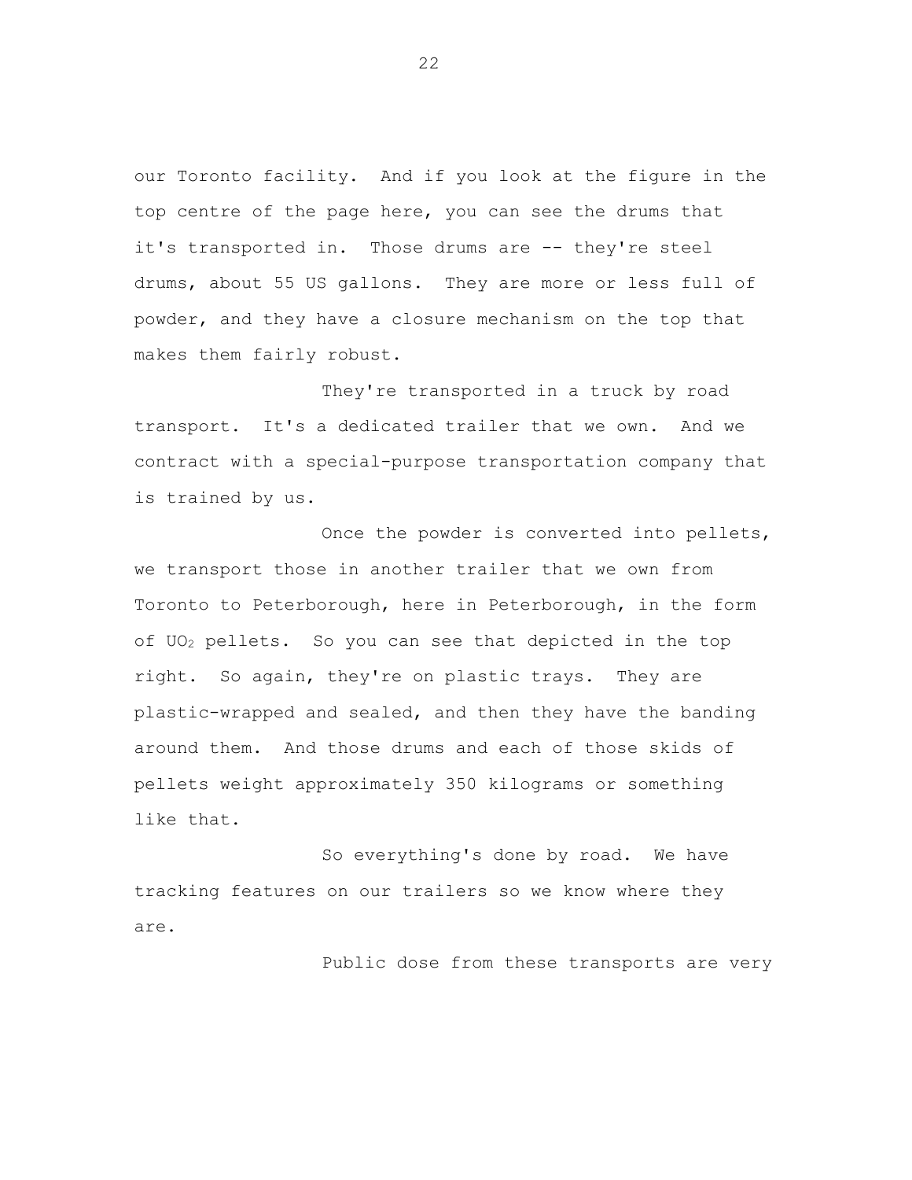our Toronto facility. And if you look at the figure in the top centre of the page here, you can see the drums that it's transported in. Those drums are -- they're steel drums, about 55 US gallons. They are more or less full of powder, and they have a closure mechanism on the top that makes them fairly robust.

They're transported in a truck by road transport. It's a dedicated trailer that we own. And we contract with a special-purpose transportation company that is trained by us.

Once the powder is converted into pellets, we transport those in another trailer that we own from Toronto to Peterborough, here in Peterborough, in the form of $UO_2$ pellets. So you can see that depicted in the top right. So again, they're on plastic trays. They are plastic-wrapped and sealed, and then they have the banding around them. And those drums and each of those skids of pellets weight approximately 350 kilograms or something like that.

So everything's done by road. We have tracking features on our trailers so we know where they are.

Public dose from these transports are very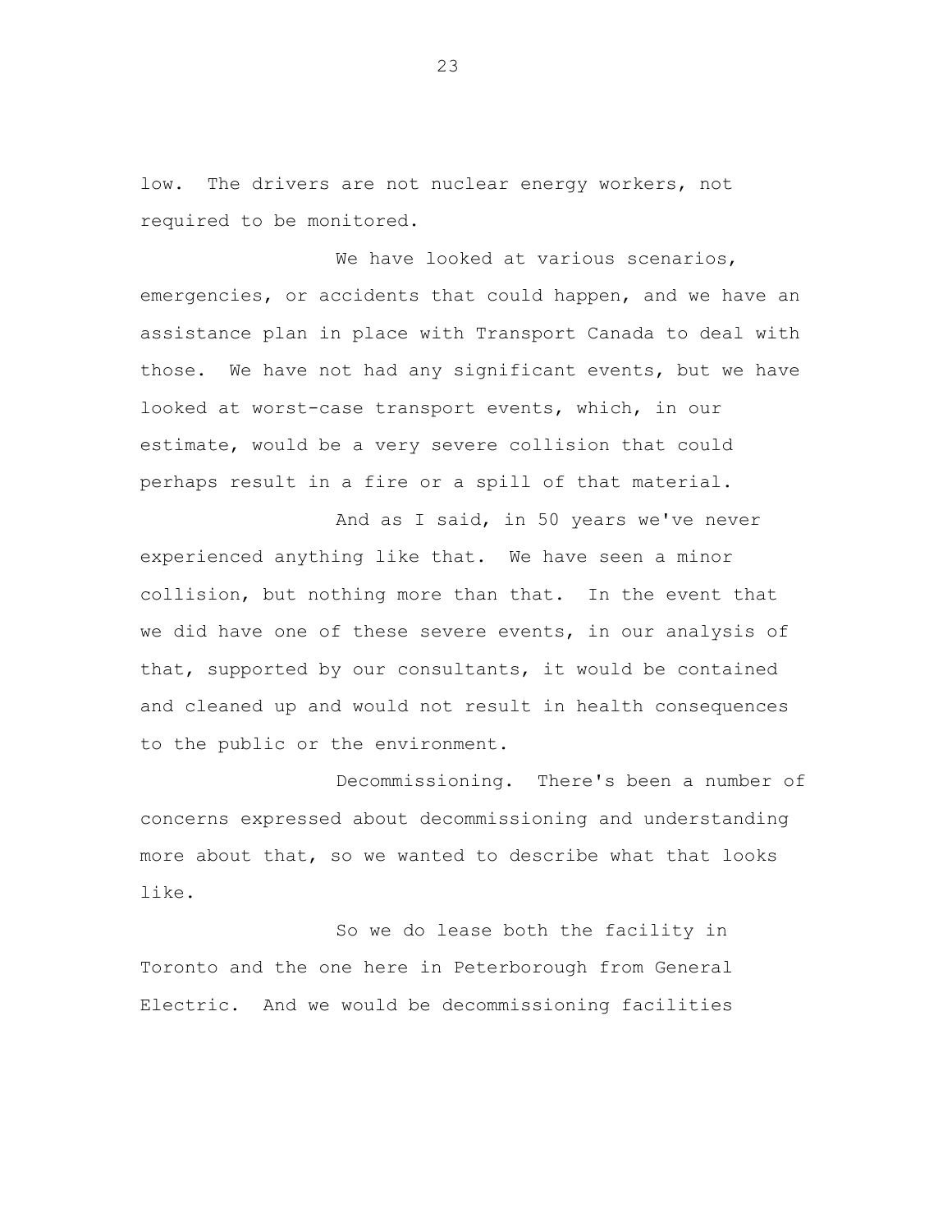low. The drivers are not nuclear energy workers, not required to be monitored.

We have looked at various scenarios, emergencies, or accidents that could happen, and we have an assistance plan in place with Transport Canada to deal with those. We have not had any significant events, but we have looked at worst-case transport events, which, in our estimate, would be a very severe collision that could perhaps result in a fire or a spill of that material.

And as I said, in 50 years we've never experienced anything like that. We have seen a minor collision, but nothing more than that. In the event that we did have one of these severe events, in our analysis of that, supported by our consultants, it would be contained and cleaned up and would not result in health consequences to the public or the environment.

Decommissioning. There's been a number of concerns expressed about decommissioning and understanding more about that, so we wanted to describe what that looks like.

So we do lease both the facility in Toronto and the one here in Peterborough from General Electric. And we would be decommissioning facilities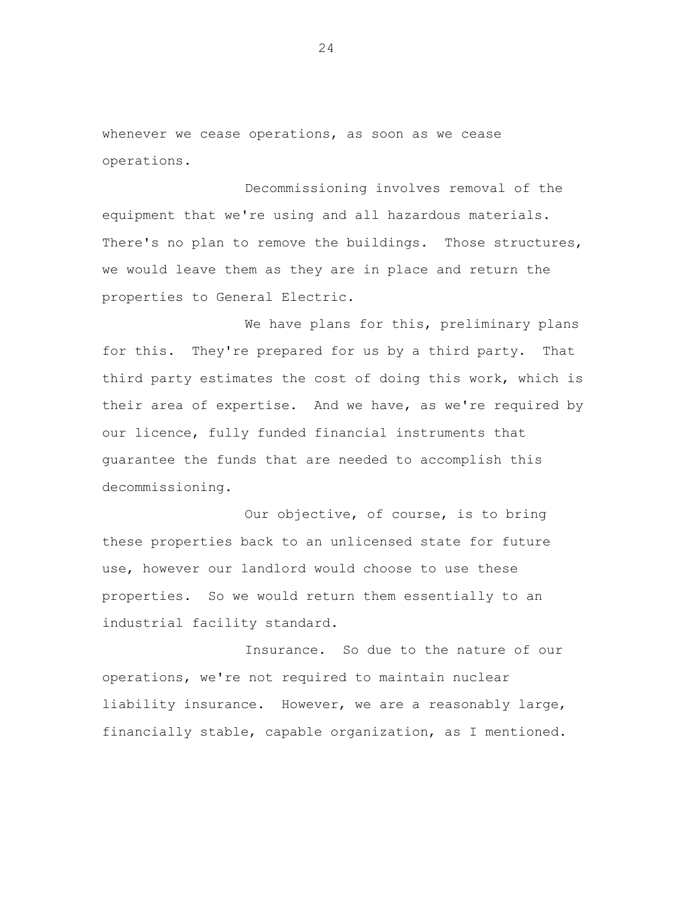whenever we cease operations, as soon as we cease operations.

Decommissioning involves removal of the equipment that we're using and all hazardous materials. There's no plan to remove the buildings. Those structures, we would leave them as they are in place and return the properties to General Electric.

We have plans for this, preliminary plans for this. They're prepared for us by a third party. That third party estimates the cost of doing this work, which is their area of expertise. And we have, as we're required by our licence, fully funded financial instruments that guarantee the funds that are needed to accomplish this decommissioning.

Our objective, of course, is to bring these properties back to an unlicensed state for future use, however our landlord would choose to use these properties. So we would return them essentially to an industrial facility standard.

Insurance. So due to the nature of our operations, we're not required to maintain nuclear liability insurance. However, we are a reasonably large, financially stable, capable organization, as I mentioned.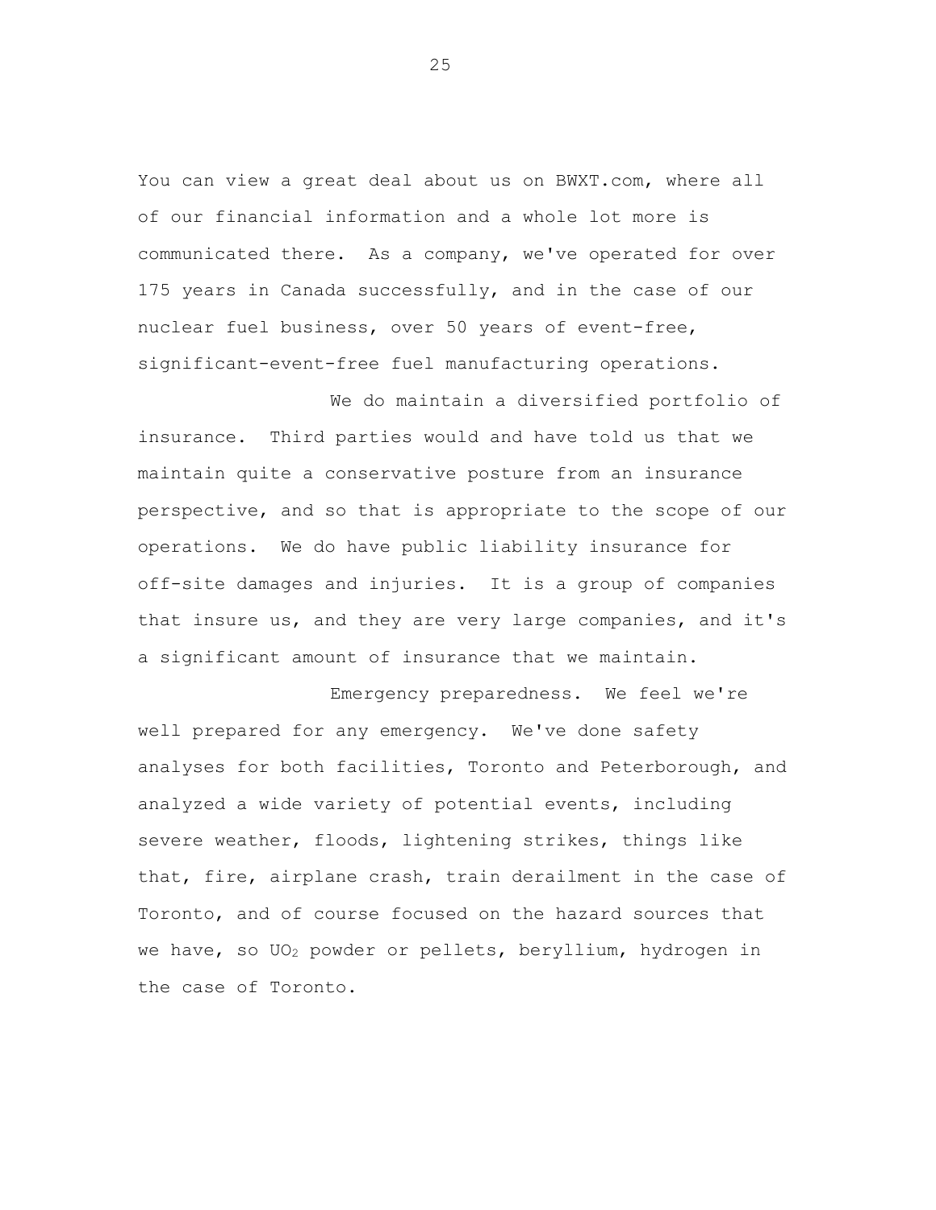You can view a great deal about us on BWXT.com, where all of our financial information and a whole lot more is communicated there. As a company, we've operated for over 175 years in Canada successfully, and in the case of our nuclear fuel business, over 50 years of event-free, significant-event-free fuel manufacturing operations.

We do maintain a diversified portfolio of insurance. Third parties would and have told us that we maintain quite a conservative posture from an insurance perspective, and so that is appropriate to the scope of our operations. We do have public liability insurance for off-site damages and injuries. It is a group of companies that insure us, and they are very large companies, and it's a significant amount of insurance that we maintain.

Emergency preparedness. We feel we're well prepared for any emergency. We've done safety analyses for both facilities, Toronto and Peterborough, and analyzed a wide variety of potential events, including severe weather, floods, lightening strikes, things like that, fire, airplane crash, train derailment in the case of Toronto, and of course focused on the hazard sources that we have, so $UO_2$ powder or pellets, beryllium, hydrogen in the case of Toronto.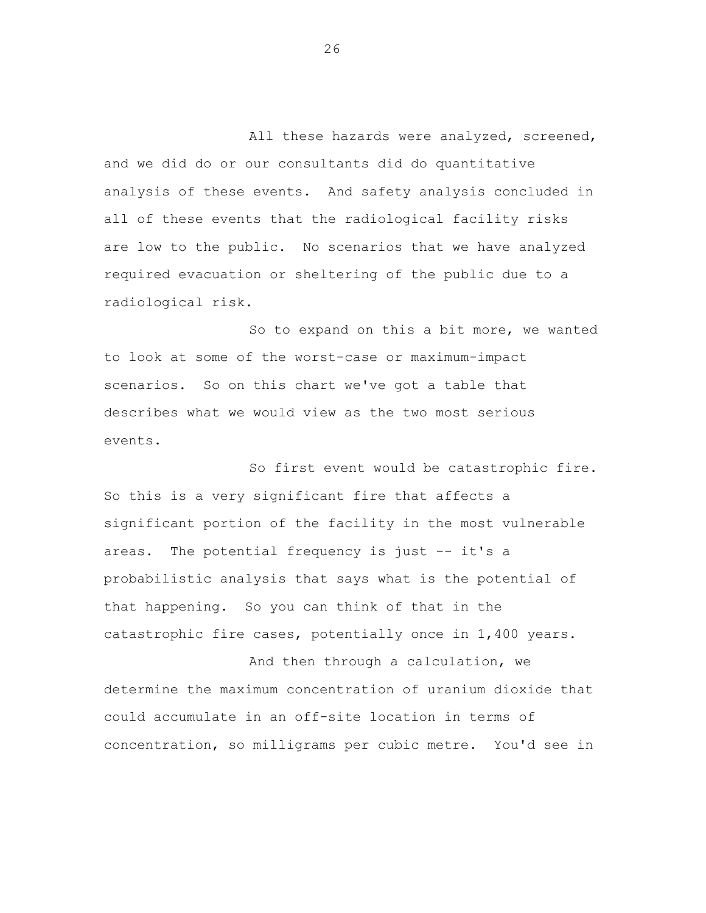All these hazards were analyzed, screened, and we did do or our consultants did do quantitative analysis of these events. And safety analysis concluded in all of these events that the radiological facility risks are low to the public. No scenarios that we have analyzed required evacuation or sheltering of the public due to a radiological risk.

So to expand on this a bit more, we wanted to look at some of the worst-case or maximum-impact scenarios. So on this chart we've got a table that describes what we would view as the two most serious events.

So first event would be catastrophic fire. So this is a very significant fire that affects a significant portion of the facility in the most vulnerable areas. The potential frequency is just -- it's a probabilistic analysis that says what is the potential of that happening. So you can think of that in the catastrophic fire cases, potentially once in 1,400 years.

And then through a calculation, we determine the maximum concentration of uranium dioxide that could accumulate in an off-site location in terms of concentration, so milligrams per cubic metre. You'd see in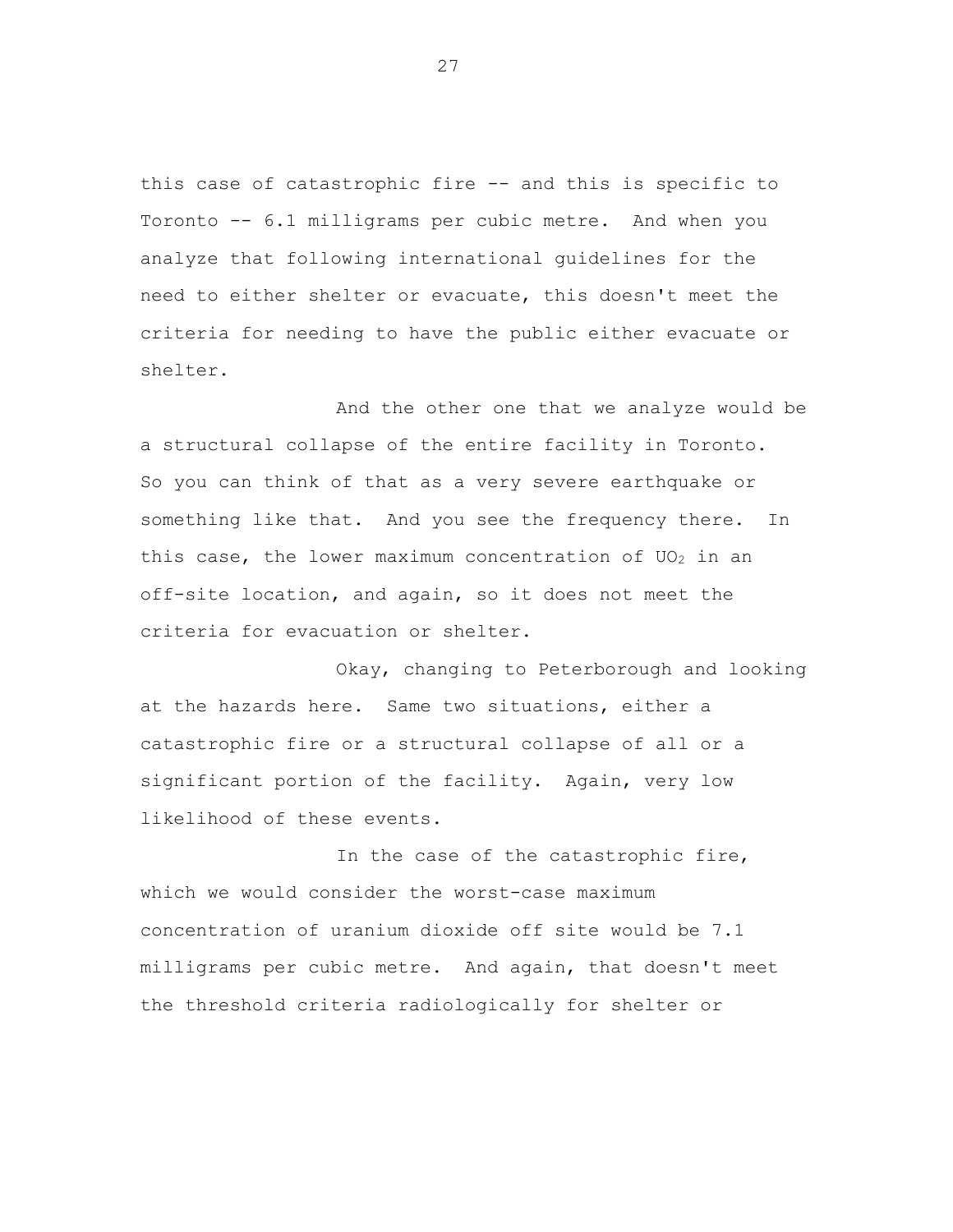this case of catastrophic fire -- and this is specific to Toronto -- 6.1 milligrams per cubic metre. And when you analyze that following international guidelines for the need to either shelter or evacuate, this doesn't meet the criteria for needing to have the public either evacuate or shelter.

And the other one that we analyze would be a structural collapse of the entire facility in Toronto. So you can think of that as a very severe earthquake or something like that. And you see the frequency there. In this case, the lower maximum concentration of $UO_2$ in an off-site location, and again, so it does not meet the criteria for evacuation or shelter.

Okay, changing to Peterborough and looking at the hazards here. Same two situations, either a catastrophic fire or a structural collapse of all or a significant portion of the facility. Again, very low likelihood of these events.

In the case of the catastrophic fire, which we would consider the worst-case maximum concentration of uranium dioxide off site would be 7.1 milligrams per cubic metre. And again, that doesn't meet the threshold criteria radiologically for shelter or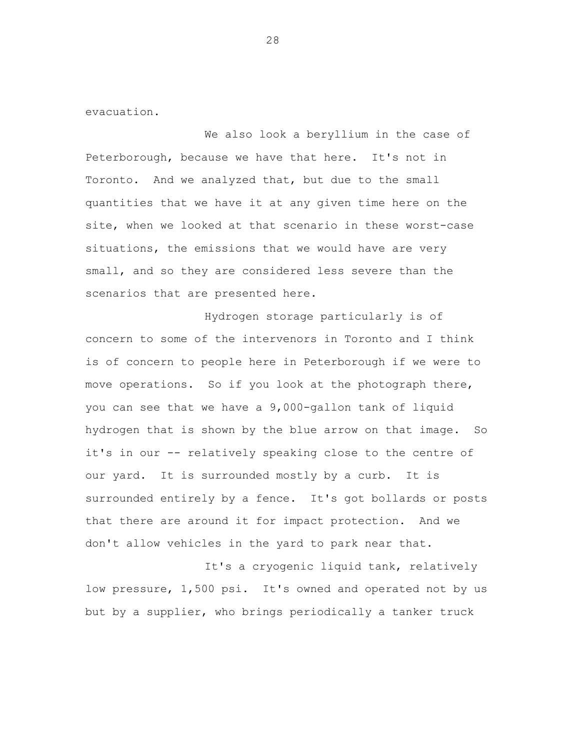evacuation.

We also look a beryllium in the case of Peterborough, because we have that here. It's not in Toronto. And we analyzed that, but due to the small quantities that we have it at any given time here on the site, when we looked at that scenario in these worst-case situations, the emissions that we would have are very small, and so they are considered less severe than the scenarios that are presented here.

Hydrogen storage particularly is of concern to some of the intervenors in Toronto and I think is of concern to people here in Peterborough if we were to move operations. So if you look at the photograph there, you can see that we have a 9,000-gallon tank of liquid hydrogen that is shown by the blue arrow on that image. So it's in our -- relatively speaking close to the centre of our yard. It is surrounded mostly by a curb. It is surrounded entirely by a fence. It's got bollards or posts that there are around it for impact protection. And we don't allow vehicles in the yard to park near that.

It's a cryogenic liquid tank, relatively low pressure, 1,500 psi. It's owned and operated not by us but by a supplier, who brings periodically a tanker truck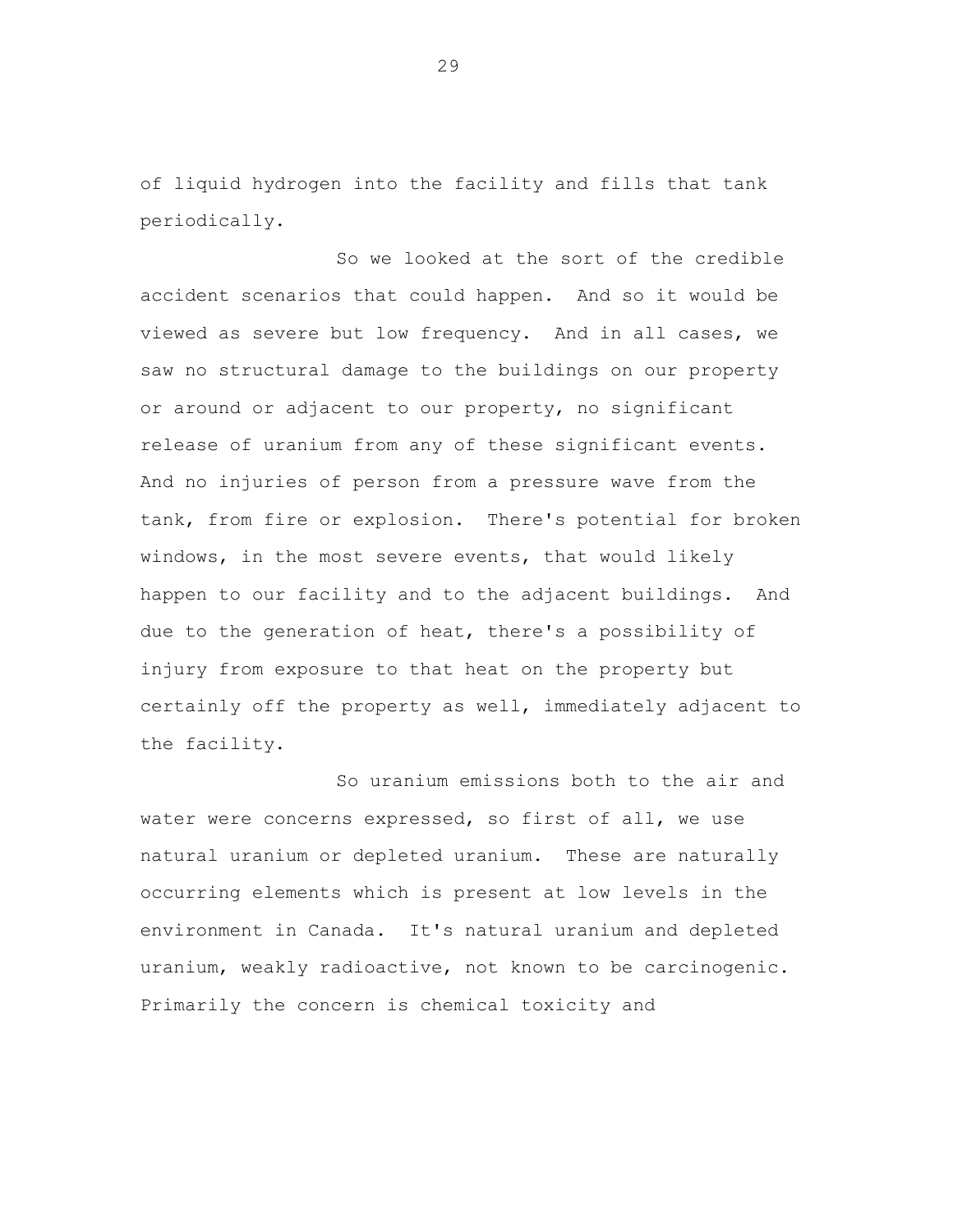of liquid hydrogen into the facility and fills that tank periodically.

So we looked at the sort of the credible accident scenarios that could happen. And so it would be viewed as severe but low frequency. And in all cases, we saw no structural damage to the buildings on our property or around or adjacent to our property, no significant release of uranium from any of these significant events. And no injuries of person from a pressure wave from the tank, from fire or explosion. There's potential for broken windows, in the most severe events, that would likely happen to our facility and to the adjacent buildings. And due to the generation of heat, there's a possibility of injury from exposure to that heat on the property but certainly off the property as well, immediately adjacent to the facility.

So uranium emissions both to the air and water were concerns expressed, so first of all, we use natural uranium or depleted uranium. These are naturally occurring elements which is present at low levels in the environment in Canada. It's natural uranium and depleted uranium, weakly radioactive, not known to be carcinogenic. Primarily the concern is chemical toxicity and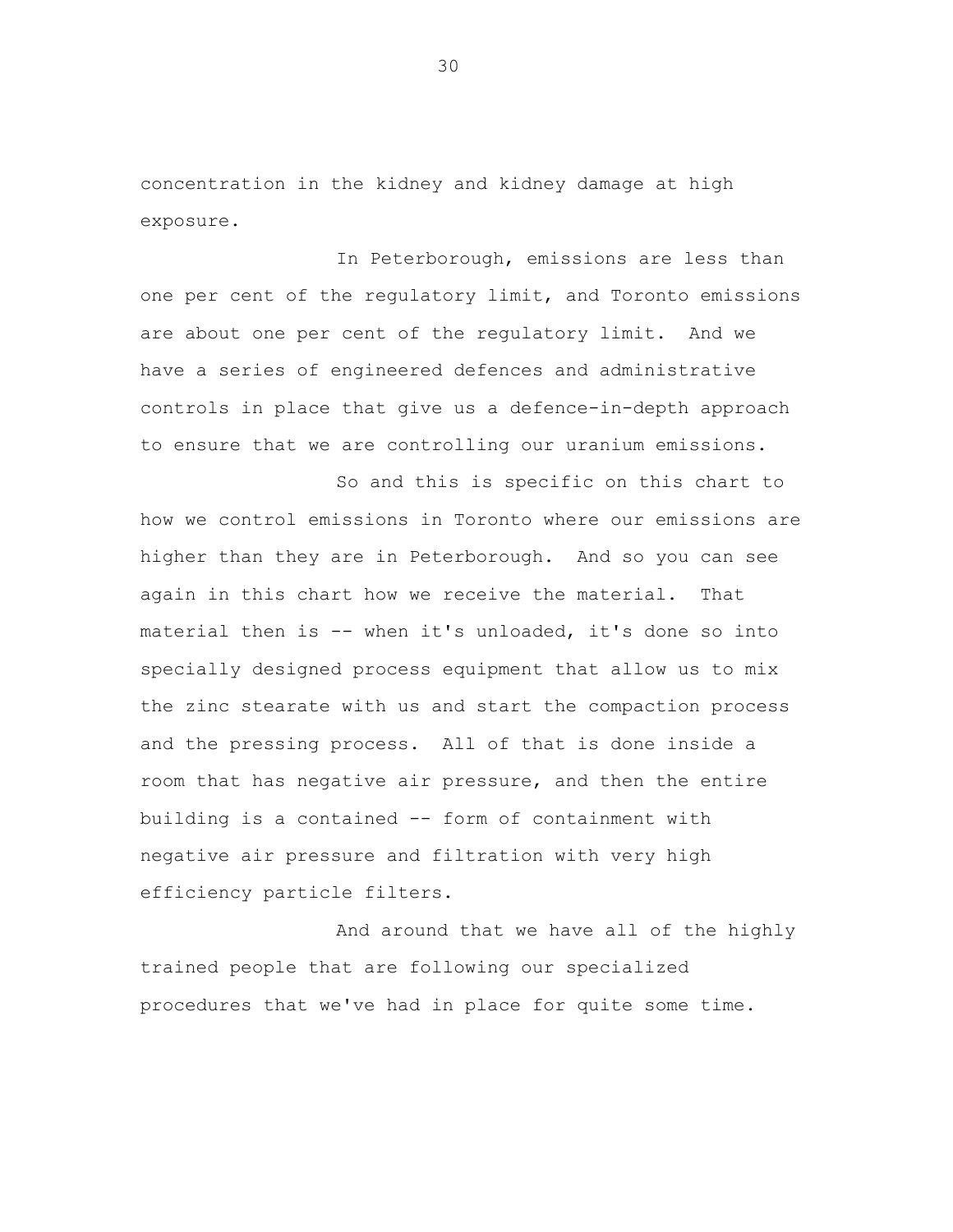concentration in the kidney and kidney damage at high exposure.

In Peterborough, emissions are less than one per cent of the regulatory limit, and Toronto emissions are about one per cent of the regulatory limit. And we have a series of engineered defences and administrative controls in place that give us a defence-in-depth approach to ensure that we are controlling our uranium emissions.

So and this is specific on this chart to how we control emissions in Toronto where our emissions are higher than they are in Peterborough. And so you can see again in this chart how we receive the material. That material then is -- when it's unloaded, it's done so into specially designed process equipment that allow us to mix the zinc stearate with us and start the compaction process and the pressing process. All of that is done inside a room that has negative air pressure, and then the entire building is a contained -- form of containment with negative air pressure and filtration with very high efficiency particle filters.

And around that we have all of the highly trained people that are following our specialized procedures that we've had in place for quite some time.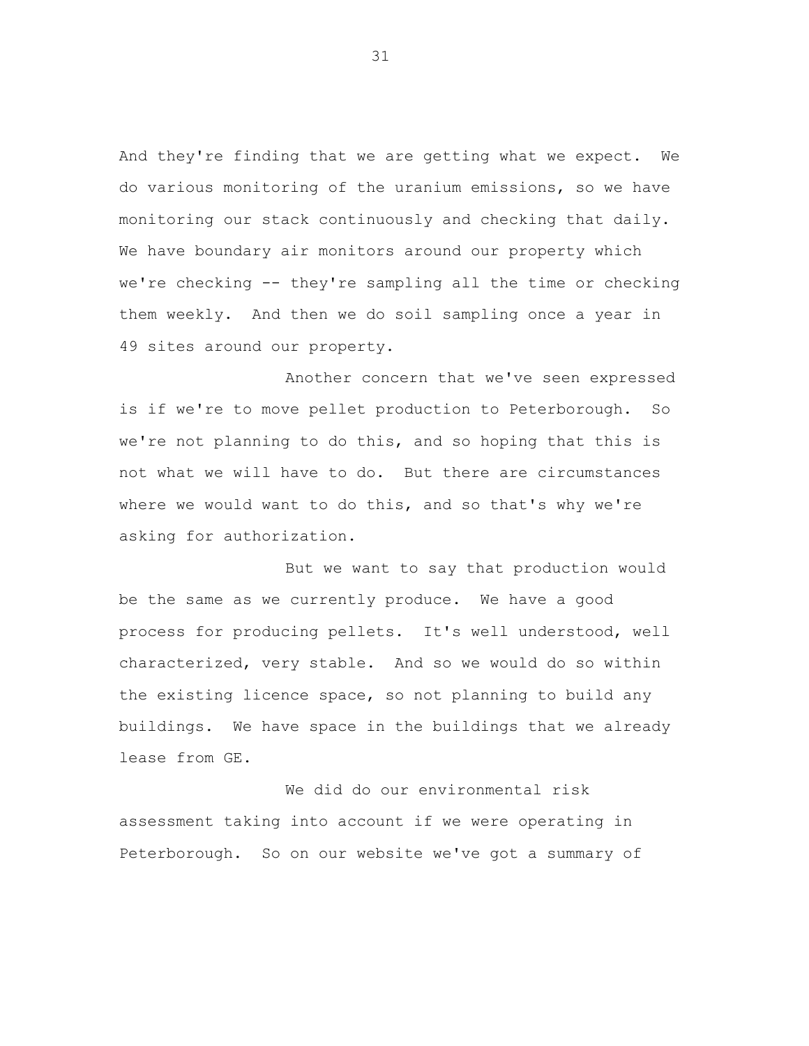And they're finding that we are getting what we expect. We do various monitoring of the uranium emissions, so we have monitoring our stack continuously and checking that daily. We have boundary air monitors around our property which we're checking -- they're sampling all the time or checking them weekly. And then we do soil sampling once a year in 49 sites around our property.

Another concern that we've seen expressed is if we're to move pellet production to Peterborough. So we're not planning to do this, and so hoping that this is not what we will have to do. But there are circumstances where we would want to do this, and so that's why we're asking for authorization.

But we want to say that production would be the same as we currently produce. We have a good process for producing pellets. It's well understood, well characterized, very stable. And so we would do so within the existing licence space, so not planning to build any buildings. We have space in the buildings that we already lease from GE.

We did do our environmental risk assessment taking into account if we were operating in Peterborough. So on our website we've got a summary of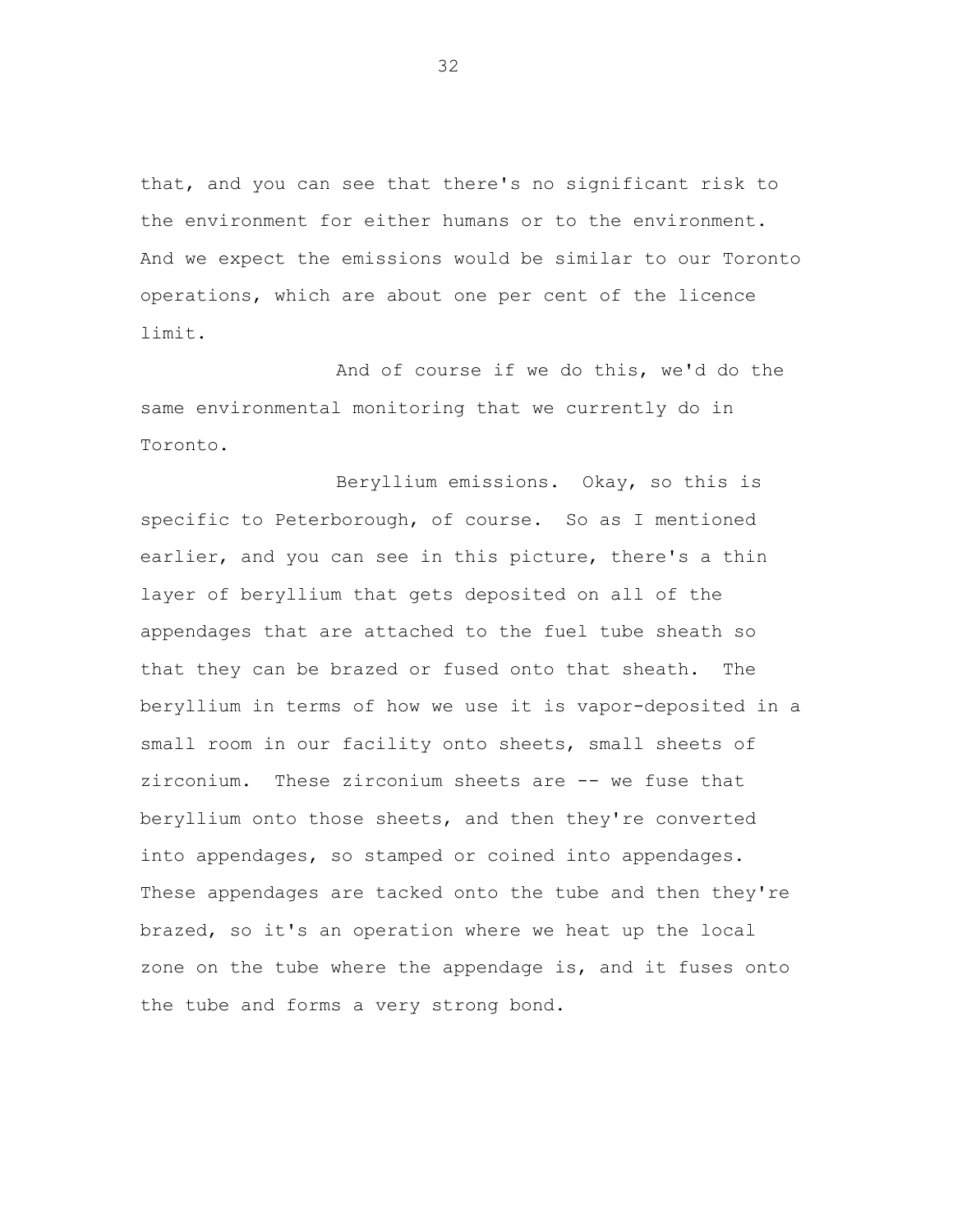that, and you can see that there's no significant risk to the environment for either humans or to the environment. And we expect the emissions would be similar to our Toronto operations, which are about one per cent of the licence limit.

And of course if we do this, we'd do the same environmental monitoring that we currently do in Toronto.

Beryllium emissions. Okay, so this is specific to Peterborough, of course. So as I mentioned earlier, and you can see in this picture, there's a thin layer of beryllium that gets deposited on all of the appendages that are attached to the fuel tube sheath so that they can be brazed or fused onto that sheath. The beryllium in terms of how we use it is vapor-deposited in a small room in our facility onto sheets, small sheets of zirconium. These zirconium sheets are -- we fuse that beryllium onto those sheets, and then they're converted into appendages, so stamped or coined into appendages. These appendages are tacked onto the tube and then they're brazed, so it's an operation where we heat up the local zone on the tube where the appendage is, and it fuses onto the tube and forms a very strong bond.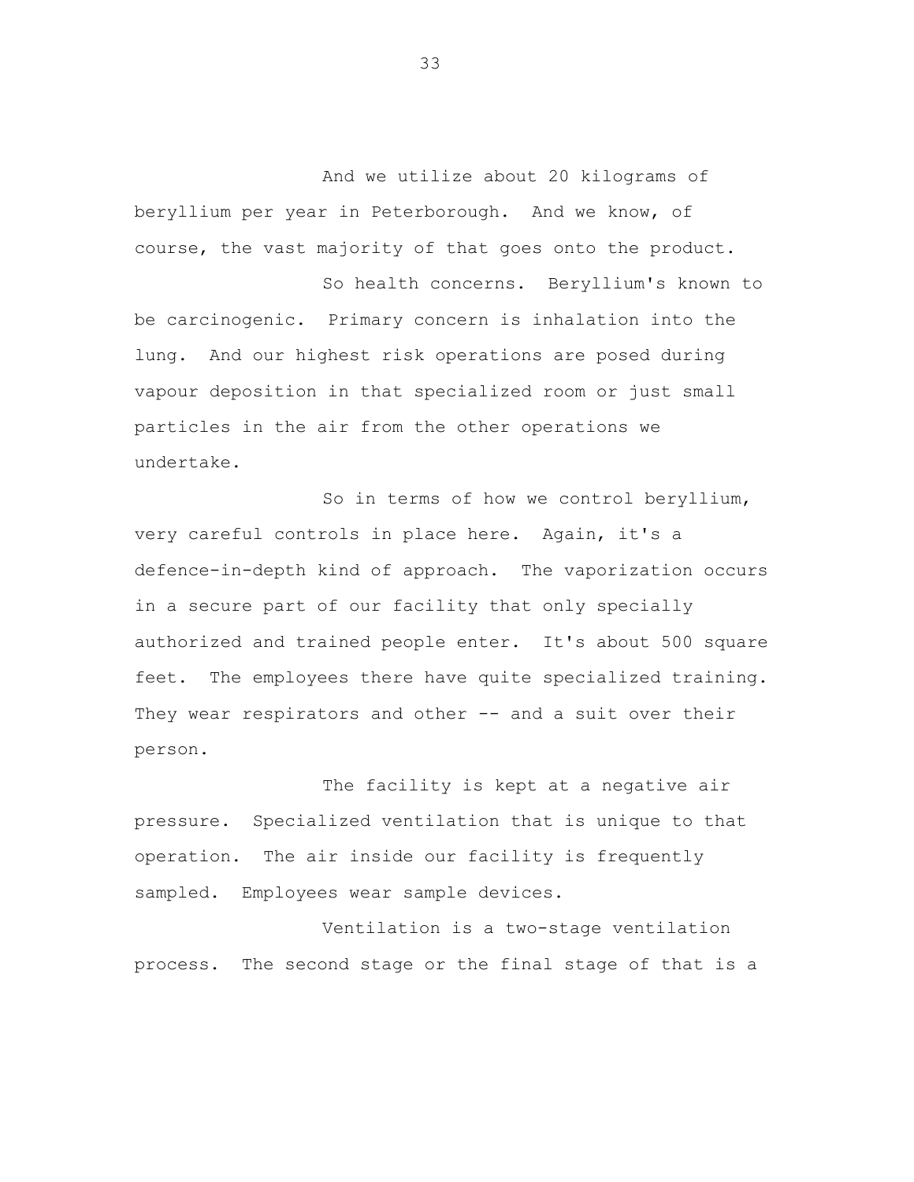And we utilize about 20 kilograms of beryllium per year in Peterborough. And we know, of course, the vast majority of that goes onto the product.

So health concerns. Beryllium's known to be carcinogenic. Primary concern is inhalation into the lung. And our highest risk operations are posed during vapour deposition in that specialized room or just small particles in the air from the other operations we undertake.

So in terms of how we control beryllium, very careful controls in place here. Again, it's a defence-in-depth kind of approach. The vaporization occurs in a secure part of our facility that only specially authorized and trained people enter. It's about 500 square feet. The employees there have quite specialized training. They wear respirators and other -- and a suit over their person.

The facility is kept at a negative air pressure. Specialized ventilation that is unique to that operation. The air inside our facility is frequently sampled. Employees wear sample devices.

Ventilation is a two-stage ventilation process. The second stage or the final stage of that is a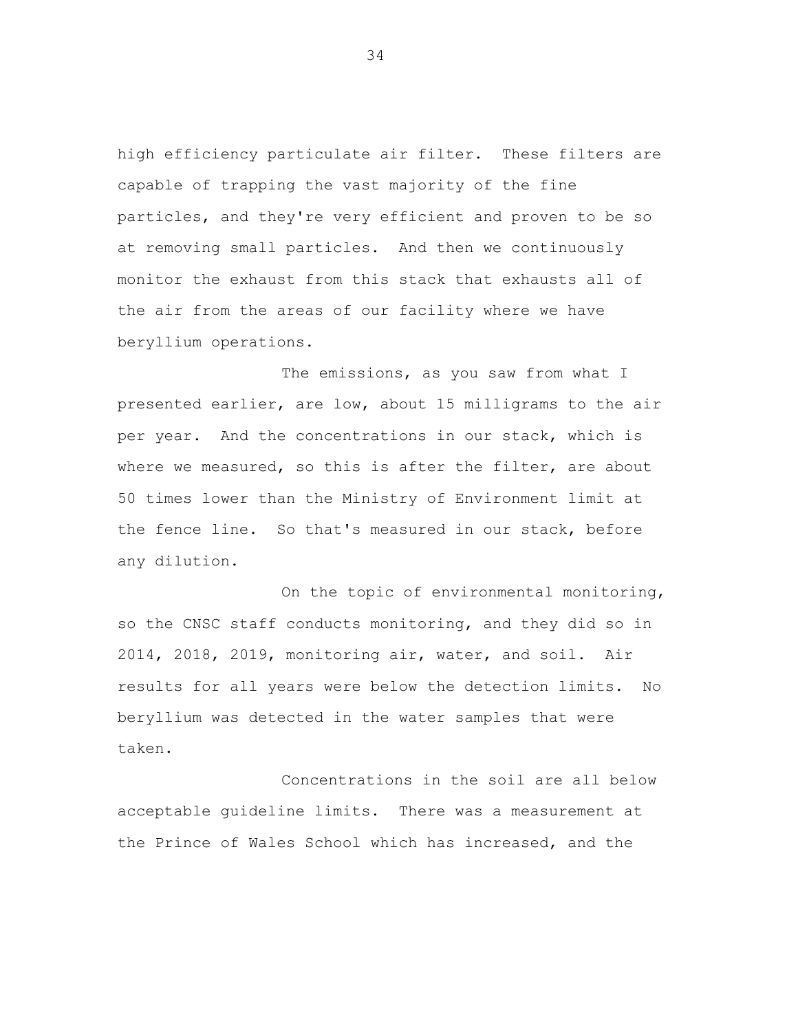high efficiency particulate air filter. These filters are capable of trapping the vast majority of the fine particles, and they're very efficient and proven to be so at removing small particles. And then we continuously monitor the exhaust from this stack that exhausts all of the air from the areas of our facility where we have beryllium operations.

The emissions, as you saw from what I presented earlier, are low, about 15 milligrams to the air per year. And the concentrations in our stack, which is where we measured, so this is after the filter, are about 50 times lower than the Ministry of Environment limit at the fence line. So that's measured in our stack, before any dilution.

On the topic of environmental monitoring, so the CNSC staff conducts monitoring, and they did so in 2014, 2018, 2019, monitoring air, water, and soil. Air results for all years were below the detection limits. No beryllium was detected in the water samples that were taken.

Concentrations in the soil are all below acceptable guideline limits. There was a measurement at the Prince of Wales School which has increased, and the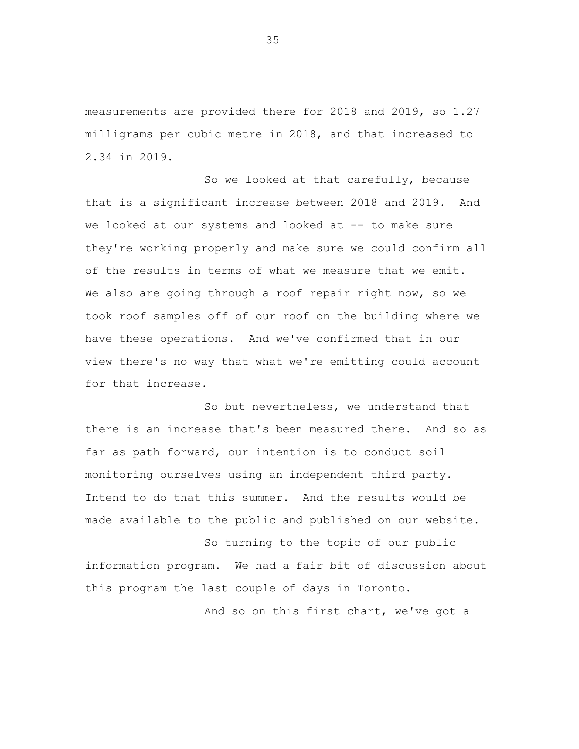measurements are provided there for 2018 and 2019, so 1.27 milligrams per cubic metre in 2018, and that increased to 2.34 in 2019.

So we looked at that carefully, because that is a significant increase between 2018 and 2019. And we looked at our systems and looked at -- to make sure they're working properly and make sure we could confirm all of the results in terms of what we measure that we emit. We also are going through a roof repair right now, so we took roof samples off of our roof on the building where we have these operations. And we've confirmed that in our view there's no way that what we're emitting could account for that increase.

So but nevertheless, we understand that there is an increase that's been measured there. And so as far as path forward, our intention is to conduct soil monitoring ourselves using an independent third party. Intend to do that this summer. And the results would be made available to the public and published on our website.

So turning to the topic of our public information program. We had a fair bit of discussion about this program the last couple of days in Toronto.

And so on this first chart, we've got a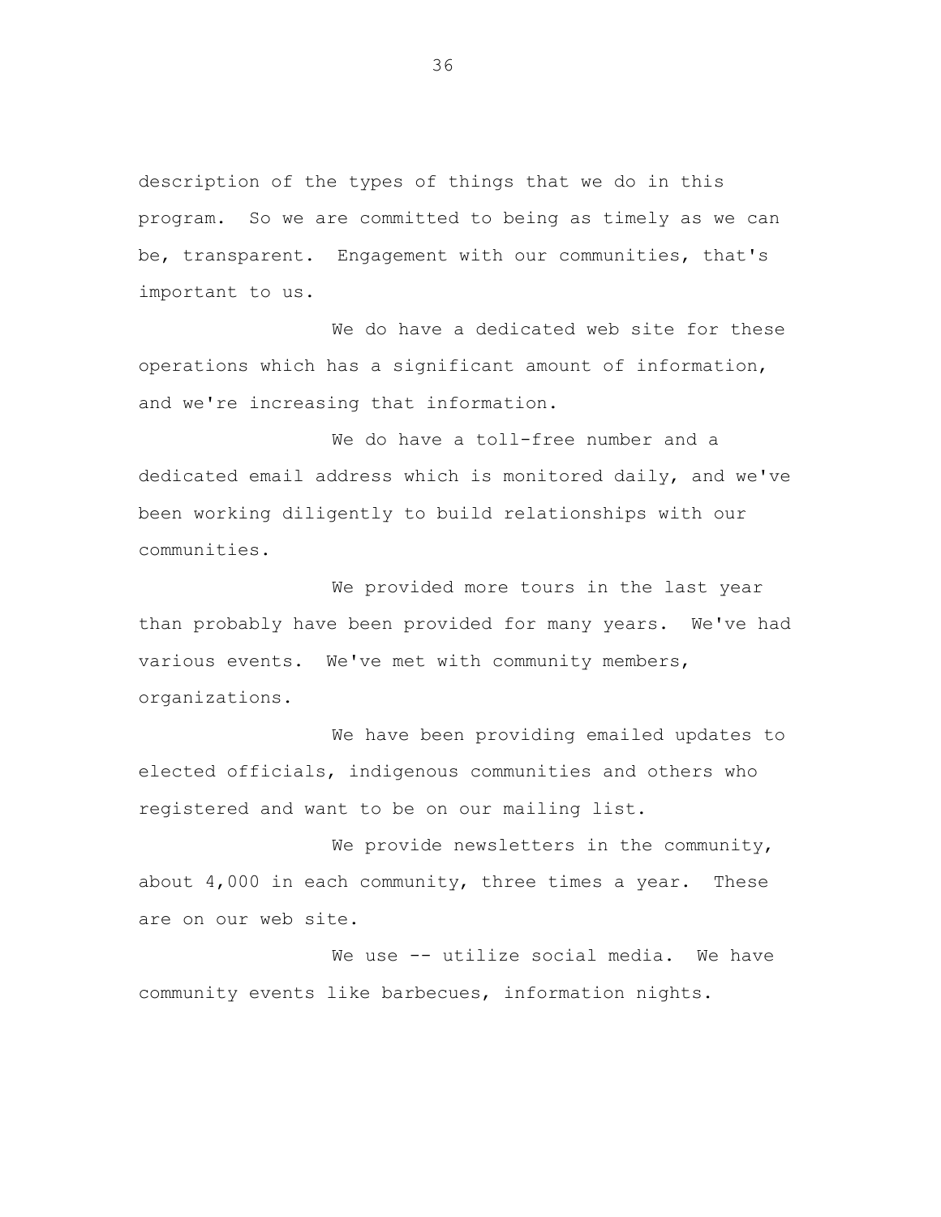description of the types of things that we do in this program. So we are committed to being as timely as we can be, transparent. Engagement with our communities, that's important to us.

We do have a dedicated web site for these operations which has a significant amount of information, and we're increasing that information.

We do have a toll-free number and a dedicated email address which is monitored daily, and we've been working diligently to build relationships with our communities.

We provided more tours in the last year than probably have been provided for many years. We've had various events. We've met with community members, organizations.

We have been providing emailed updates to elected officials, indigenous communities and others who registered and want to be on our mailing list.

We provide newsletters in the community, about 4,000 in each community, three times a year. These are on our web site.

We use -- utilize social media. We have community events like barbecues, information nights.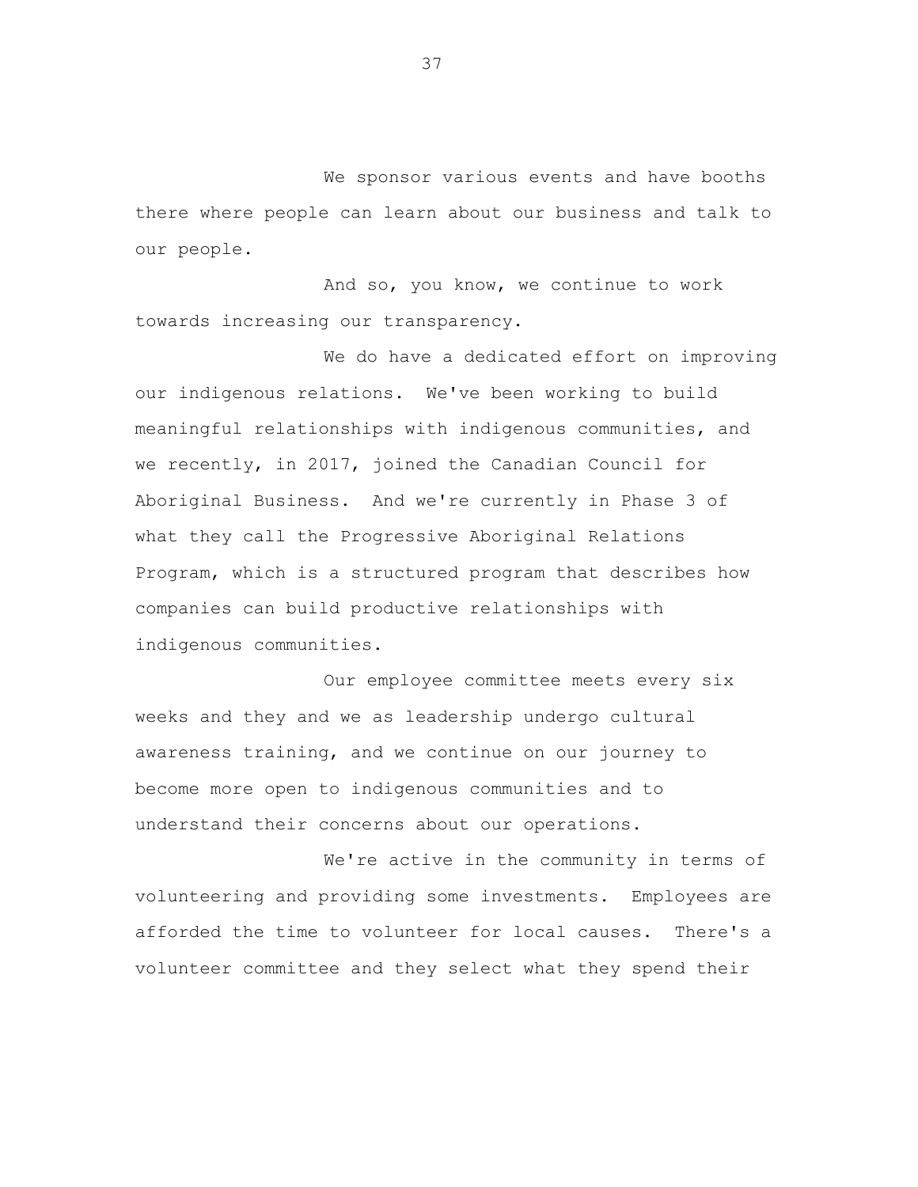We sponsor various events and have booths there where people can learn about our business and talk to our people.

And so, you know, we continue to work towards increasing our transparency.

We do have a dedicated effort on improving our indigenous relations. We've been working to build meaningful relationships with indigenous communities, and we recently, in 2017, joined the Canadian Council for Aboriginal Business. And we're currently in Phase 3 of what they call the Progressive Aboriginal Relations Program, which is a structured program that describes how companies can build productive relationships with indigenous communities.

Our employee committee meets every six weeks and they and we as leadership undergo cultural awareness training, and we continue on our journey to become more open to indigenous communities and to understand their concerns about our operations.

We're active in the community in terms of volunteering and providing some investments. Employees are afforded the time to volunteer for local causes. There's a volunteer committee and they select what they spend their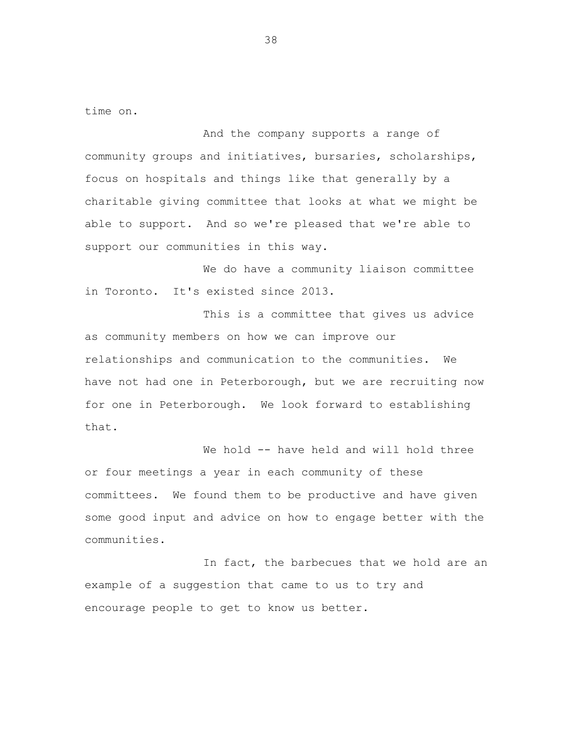time on.

And the company supports a range of community groups and initiatives, bursaries, scholarships, focus on hospitals and things like that generally by a charitable giving committee that looks at what we might be able to support. And so we're pleased that we're able to support our communities in this way.

We do have a community liaison committee in Toronto. It's existed since 2013.

This is a committee that gives us advice as community members on how we can improve our relationships and communication to the communities. We have not had one in Peterborough, but we are recruiting now for one in Peterborough. We look forward to establishing that.

We hold -- have held and will hold three or four meetings a year in each community of these committees. We found them to be productive and have given some good input and advice on how to engage better with the communities.

In fact, the barbecues that we hold are an example of a suggestion that came to us to try and encourage people to get to know us better.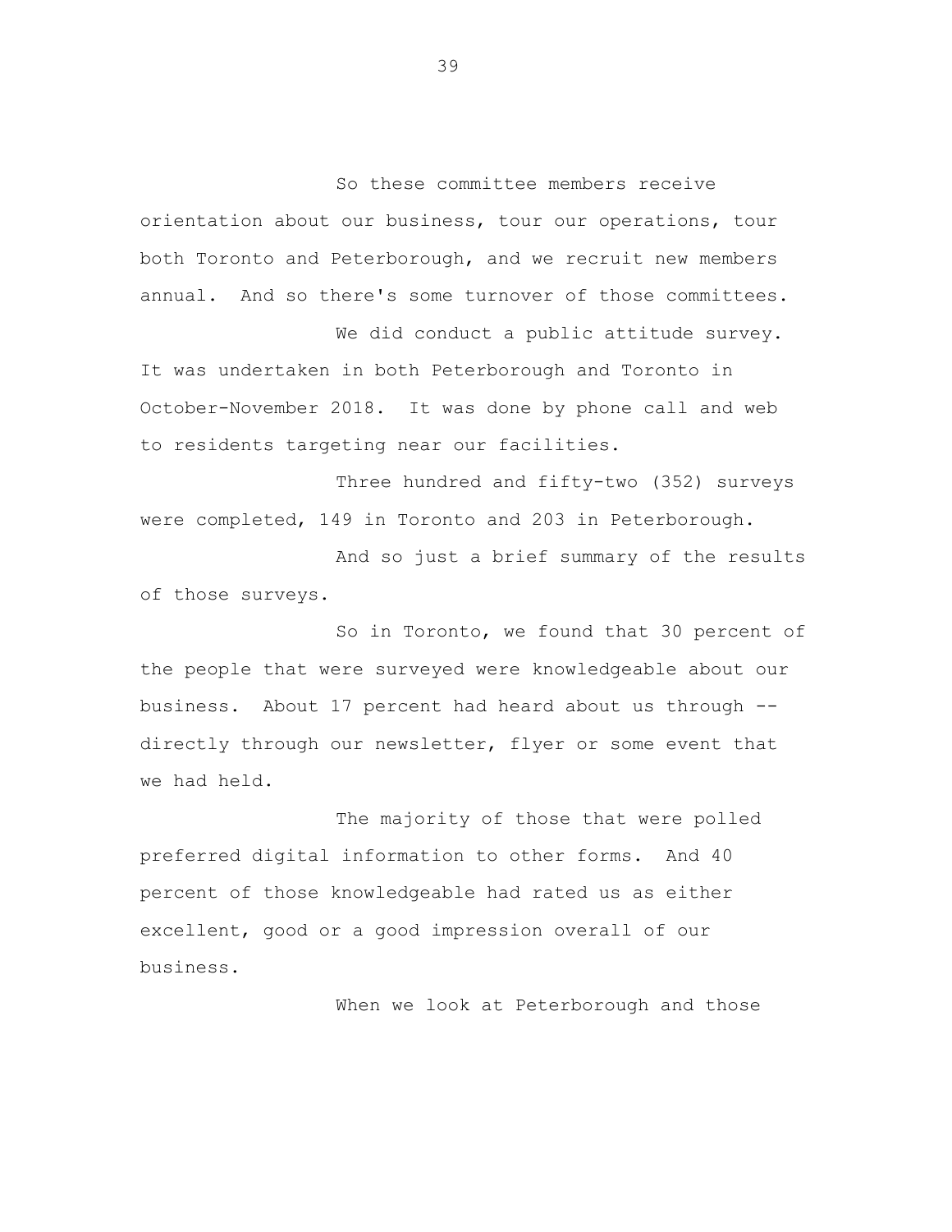So these committee members receive orientation about our business, tour our operations, tour both Toronto and Peterborough, and we recruit new members annual. And so there's some turnover of those committees.

We did conduct a public attitude survey. It was undertaken in both Peterborough and Toronto in October-November 2018. It was done by phone call and web to residents targeting near our facilities.

Three hundred and fifty-two (352) surveys were completed, 149 in Toronto and 203 in Peterborough.

And so just a brief summary of the results of those surveys.

So in Toronto, we found that 30 percent of the people that were surveyed were knowledgeable about our business. About 17 percent had heard about us through -- directly through our newsletter, flyer or some event that we had held.

The majority of those that were polled preferred digital information to other forms. And 40 percent of those knowledgeable had rated us as either excellent, good or a good impression overall of our business.

When we look at Peterborough and those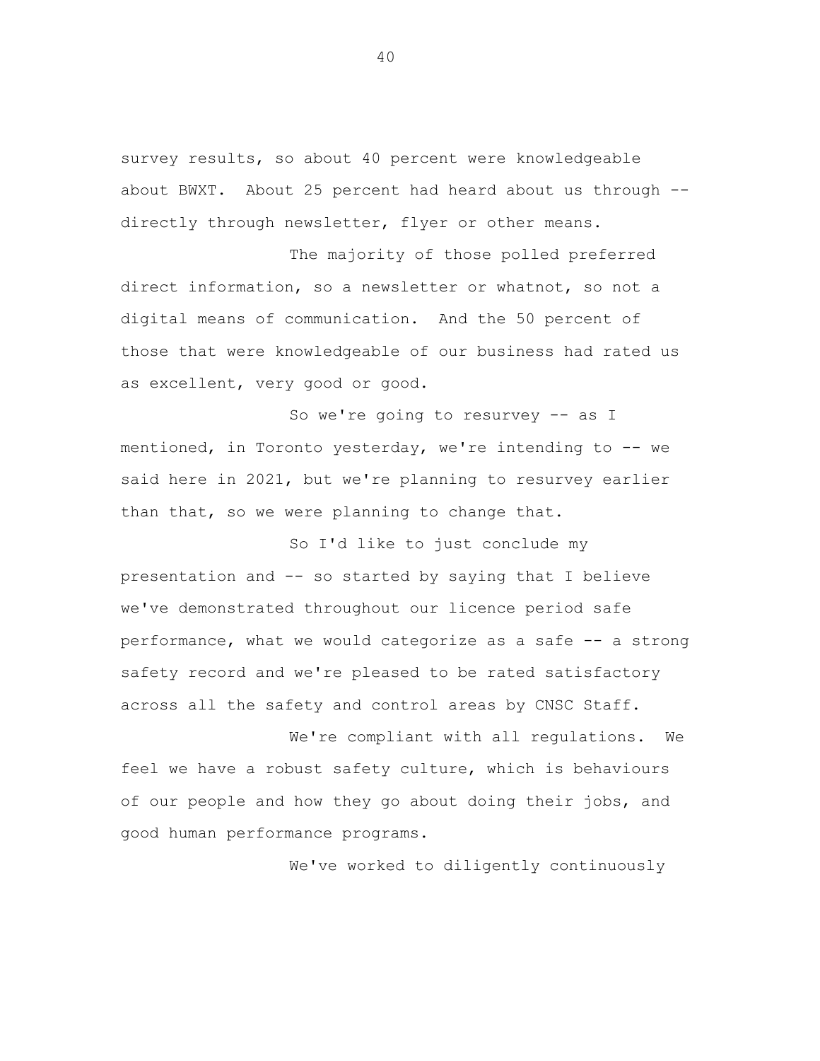survey results, so about 40 percent were knowledgeable about BWXT. About 25 percent had heard about us through -- directly through newsletter, flyer or other means.

The majority of those polled preferred direct information, so a newsletter or whatnot, so not a digital means of communication. And the 50 percent of those that were knowledgeable of our business had rated us as excellent, very good or good.

So we're going to resurvey -- as I mentioned, in Toronto yesterday, we're intending to -- we said here in 2021, but we're planning to resurvey earlier than that, so we were planning to change that.

So I'd like to just conclude my presentation and -- so started by saying that I believe we've demonstrated throughout our licence period safe performance, what we would categorize as a safe -- a strong safety record and we're pleased to be rated satisfactory across all the safety and control areas by CNSC Staff.

We're compliant with all regulations. We feel we have a robust safety culture, which is behaviours of our people and how they go about doing their jobs, and good human performance programs.

We've worked to diligently continuously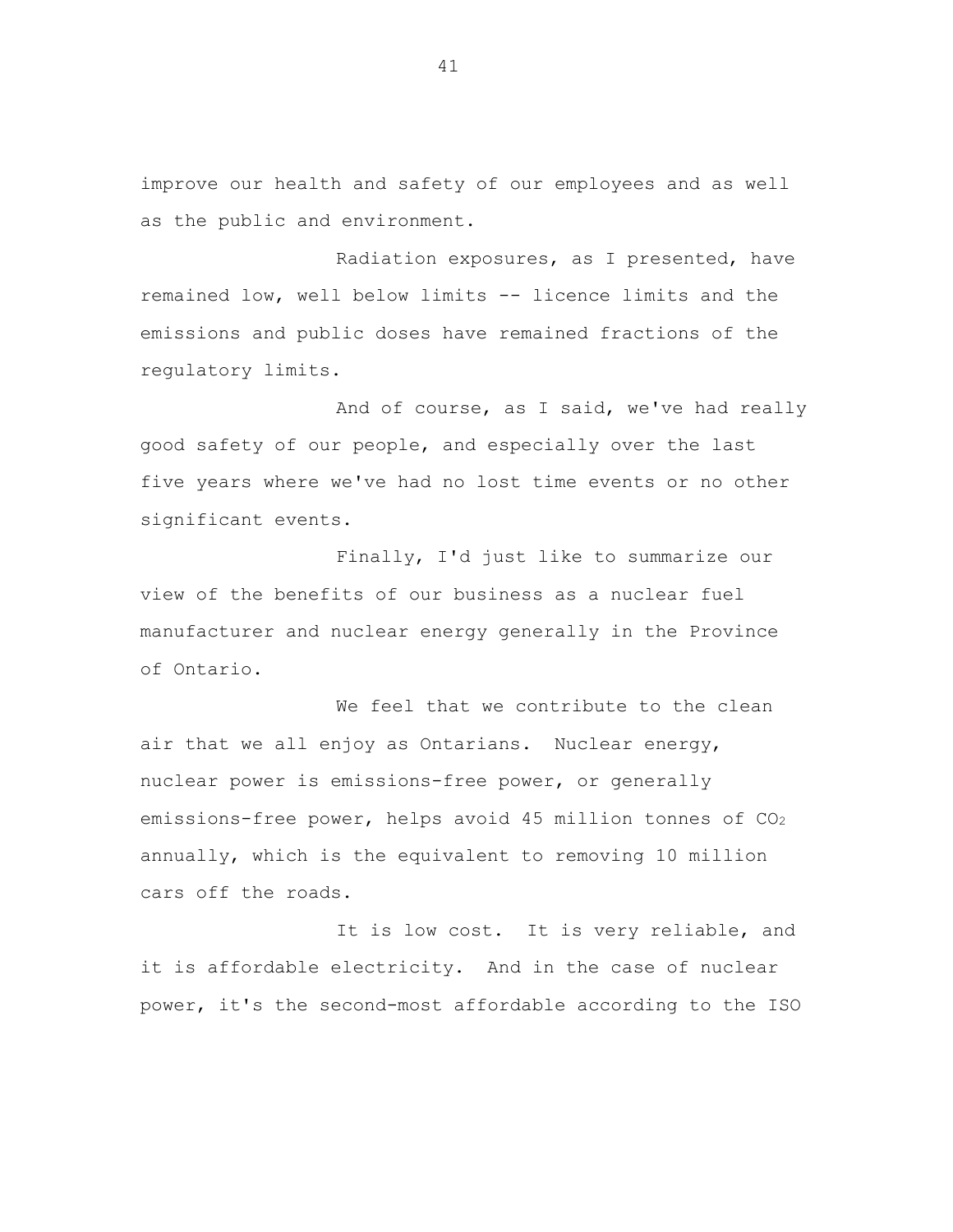improve our health and safety of our employees and as well as the public and environment.

Radiation exposures, as I presented, have remained low, well below limits -- licence limits and the emissions and public doses have remained fractions of the regulatory limits.

And of course, as I said, we've had really good safety of our people, and especially over the last five years where we've had no lost time events or no other significant events.

Finally, I'd just like to summarize our view of the benefits of our business as a nuclear fuel manufacturer and nuclear energy generally in the Province of Ontario.

We feel that we contribute to the clean air that we all enjoy as Ontarians. Nuclear energy, nuclear power is emissions-free power, or generally emissions-free power, helps avoid 45 million tonnes of $CO_2$ annually, which is the equivalent to removing 10 million cars off the roads.

It is low cost. It is very reliable, and it is affordable electricity. And in the case of nuclear power, it's the second-most affordable according to the ISO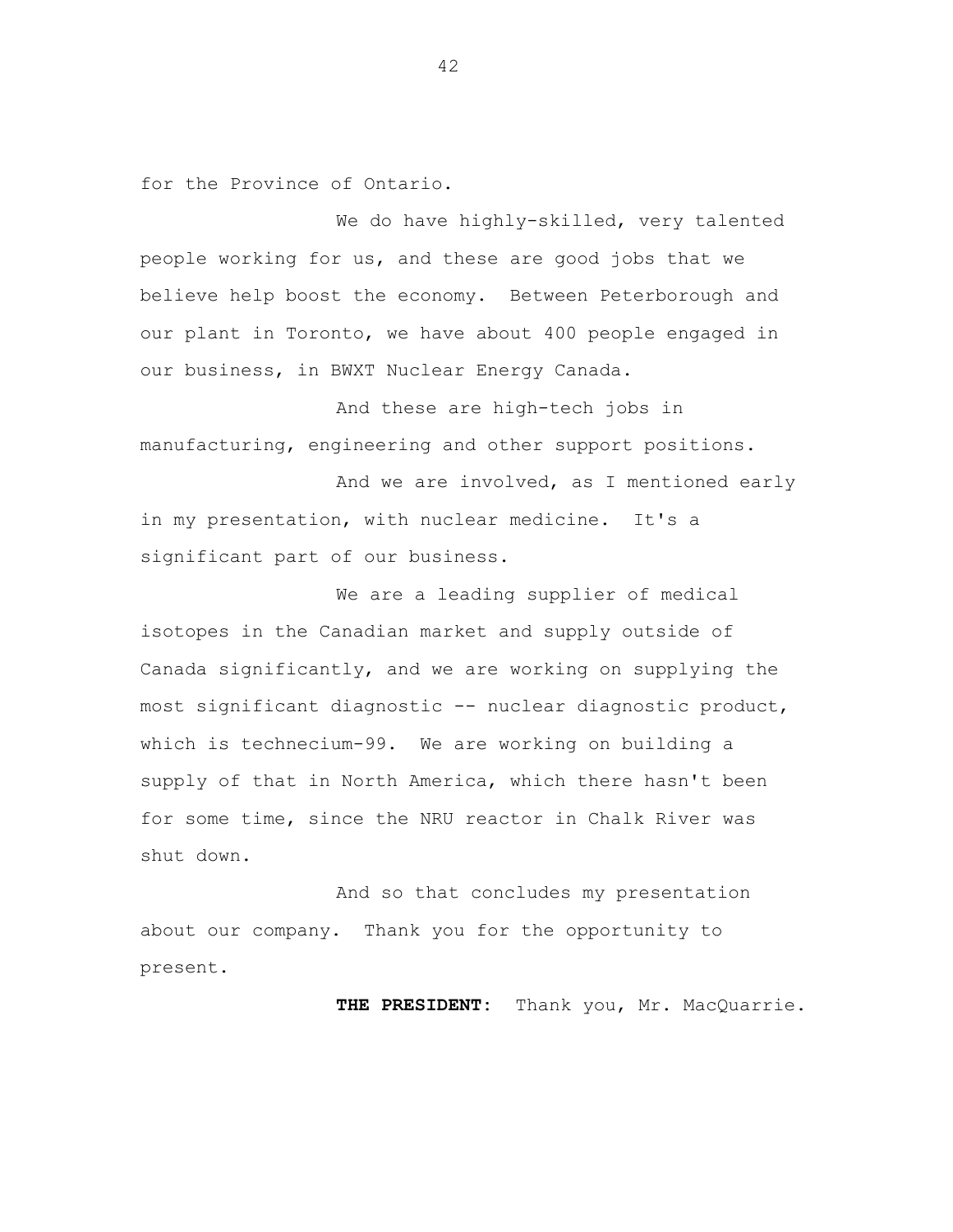for the Province of Ontario.

We do have highly-skilled, very talented people working for us, and these are good jobs that we believe help boost the economy. Between Peterborough and our plant in Toronto, we have about 400 people engaged in our business, in BWXT Nuclear Energy Canada.

And these are high-tech jobs in manufacturing, engineering and other support positions.

And we are involved, as I mentioned early in my presentation, with nuclear medicine. It's a significant part of our business.

We are a leading supplier of medical isotopes in the Canadian market and supply outside of Canada significantly, and we are working on supplying the most significant diagnostic -- nuclear diagnostic product, which is technecium-99. We are working on building a supply of that in North America, which there hasn't been for some time, since the NRU reactor in Chalk River was shut down.

And so that concludes my presentation about our company. Thank you for the opportunity to present.

**THE PRESIDENT:** Thank you, Mr. MacQuarrie.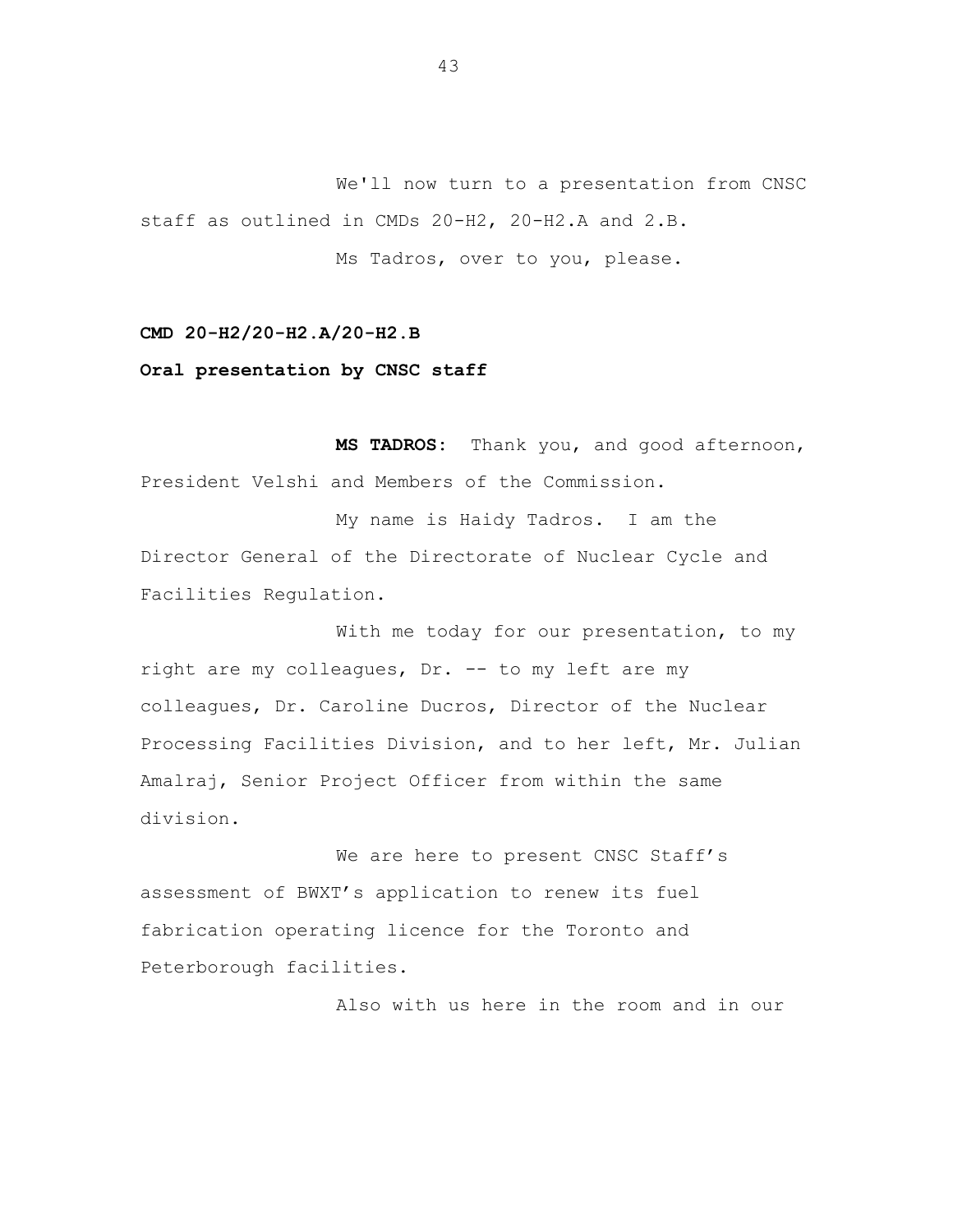We'll now turn to a presentation from CNSC staff as outlined in CMDs 20-H2, 20-H2.A and 2.B.

Ms Tadros, over to you, please.

**CMD 20-H2/20-H2.A/20-H2.B**

**Oral presentation by CNSC staff**

**MS TADROS:** Thank you, and good afternoon, President Velshi and Members of the Commission.

My name is Haidy Tadros. I am the Director General of the Directorate of Nuclear Cycle and Facilities Regulation.

With me today for our presentation, to my right are my colleagues, Dr. -- to my left are my colleagues, Dr. Caroline Ducros, Director of the Nuclear Processing Facilities Division, and to her left, Mr. Julian Amalraj, Senior Project Officer from within the same division.

We are here to present CNSC Staff's assessment of BWXT's application to renew its fuel fabrication operating licence for the Toronto and Peterborough facilities.

Also with us here in the room and in our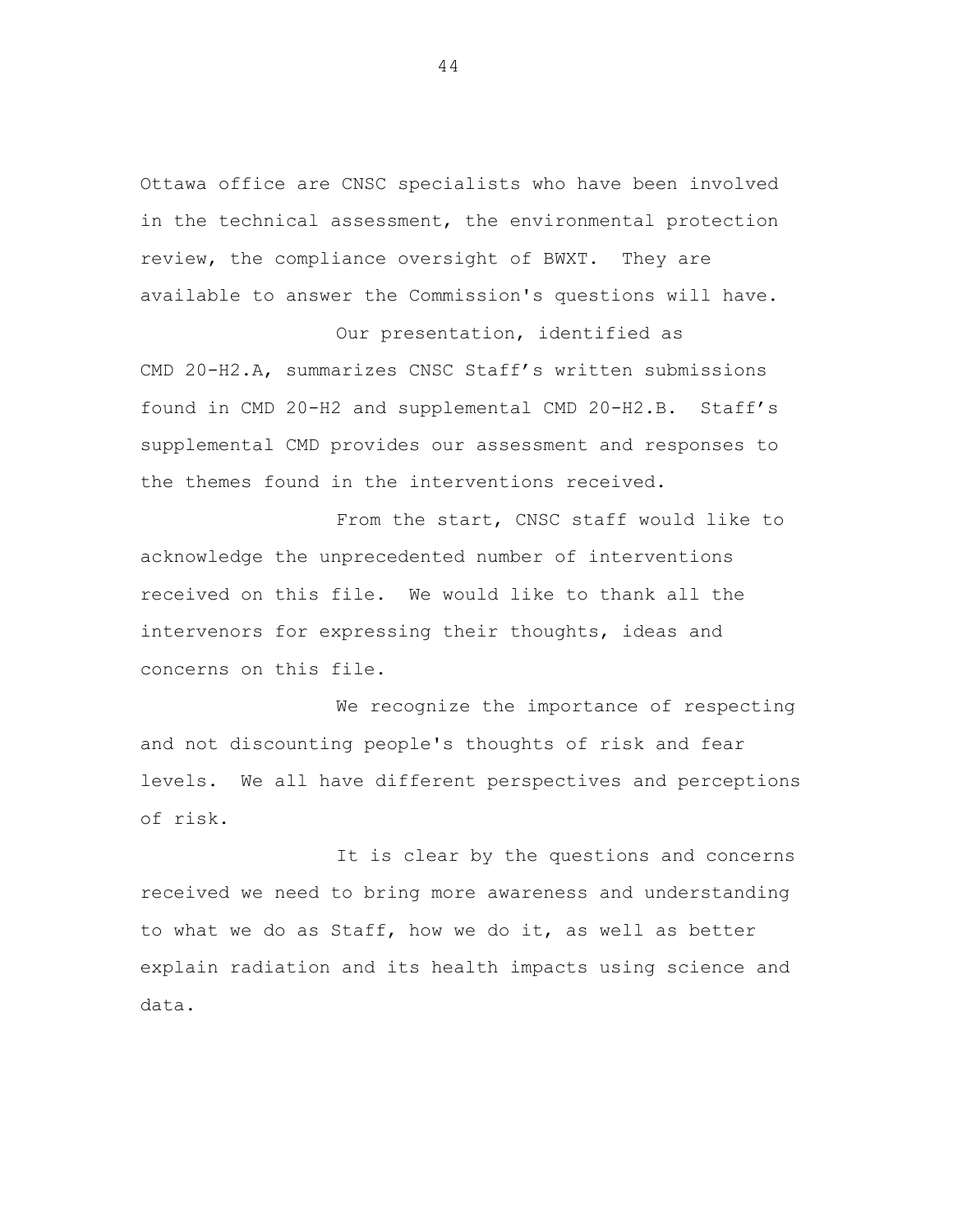Ottawa office are CNSC specialists who have been involved in the technical assessment, the environmental protection review, the compliance oversight of BWXT. They are available to answer the Commission's questions will have.

Our presentation, identified as CMD 20-H2.A, summarizes CNSC Staff's written submissions found in CMD 20-H2 and supplemental CMD 20-H2.B. Staff's supplemental CMD provides our assessment and responses to the themes found in the interventions received.

From the start, CNSC staff would like to acknowledge the unprecedented number of interventions received on this file. We would like to thank all the intervenors for expressing their thoughts, ideas and concerns on this file.

We recognize the importance of respecting and not discounting people's thoughts of risk and fear levels. We all have different perspectives and perceptions of risk.

It is clear by the questions and concerns received we need to bring more awareness and understanding to what we do as Staff, how we do it, as well as better explain radiation and its health impacts using science and data.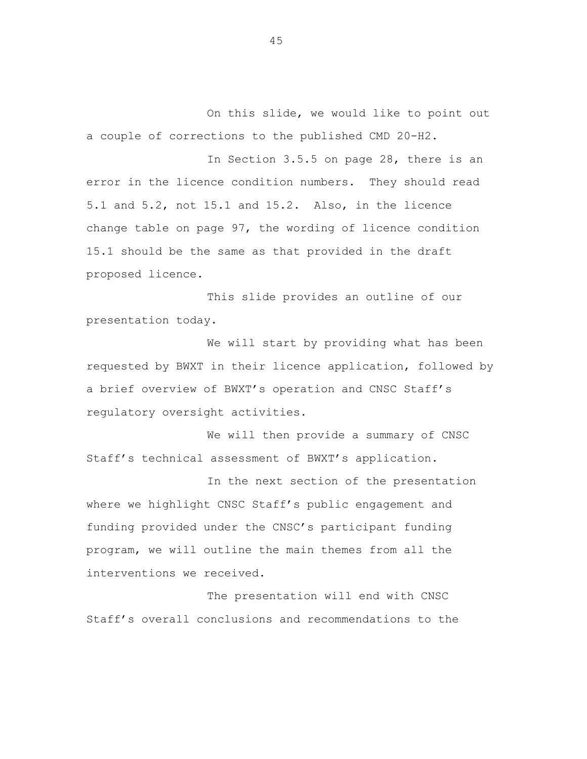On this slide, we would like to point out a couple of corrections to the published CMD 20-H2.

In Section 3.5.5 on page 28, there is an error in the licence condition numbers. They should read 5.1 and 5.2, not 15.1 and 15.2. Also, in the licence change table on page 97, the wording of licence condition 15.1 should be the same as that provided in the draft proposed licence.

This slide provides an outline of our presentation today.

We will start by providing what has been requested by BWXT in their licence application, followed by a brief overview of BWXT's operation and CNSC Staff's regulatory oversight activities.

We will then provide a summary of CNSC Staff's technical assessment of BWXT's application.

In the next section of the presentation where we highlight CNSC Staff's public engagement and funding provided under the CNSC's participant funding program, we will outline the main themes from all the interventions we received.

The presentation will end with CNSC Staff's overall conclusions and recommendations to the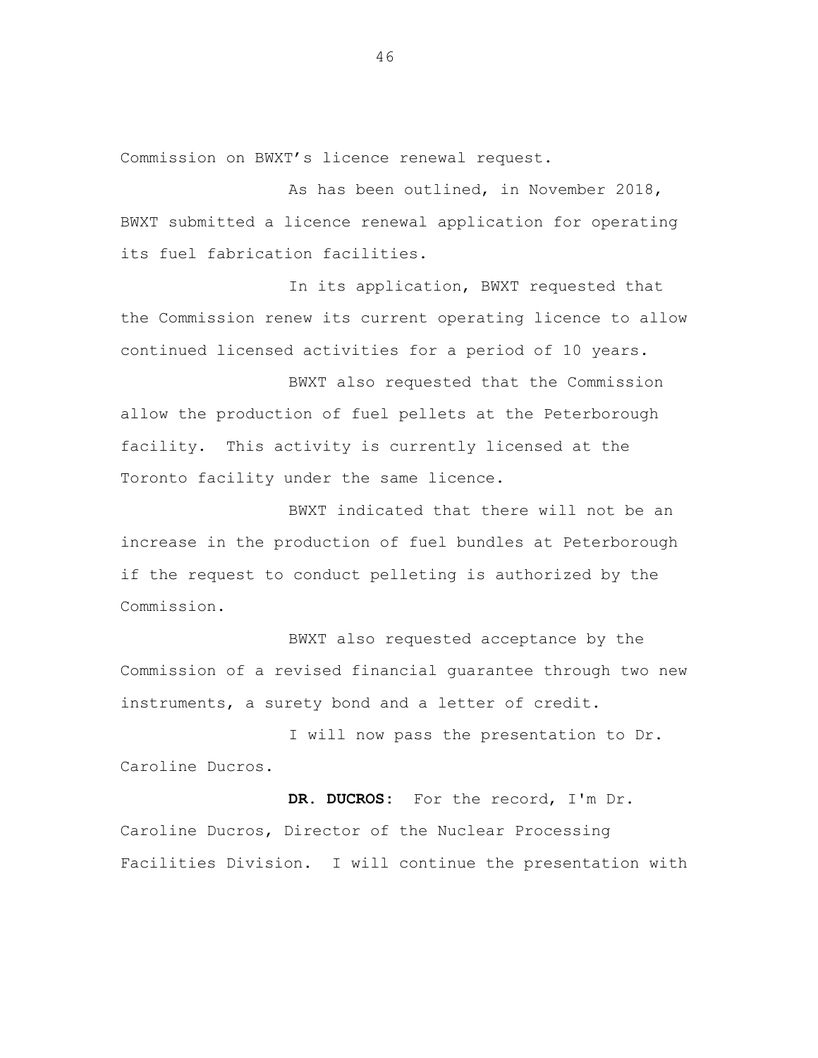Commission on BWXT's licence renewal request.

As has been outlined, in November 2018, BWXT submitted a licence renewal application for operating its fuel fabrication facilities.

In its application, BWXT requested that the Commission renew its current operating licence to allow continued licensed activities for a period of 10 years.

BWXT also requested that the Commission allow the production of fuel pellets at the Peterborough facility. This activity is currently licensed at the Toronto facility under the same licence.

BWXT indicated that there will not be an increase in the production of fuel bundles at Peterborough if the request to conduct pelleting is authorized by the Commission.

BWXT also requested acceptance by the Commission of a revised financial guarantee through two new instruments, a surety bond and a letter of credit.

I will now pass the presentation to Dr. Caroline Ducros.

**DR. DUCROS:** For the record, I'm Dr. Caroline Ducros, Director of the Nuclear Processing Facilities Division. I will continue the presentation with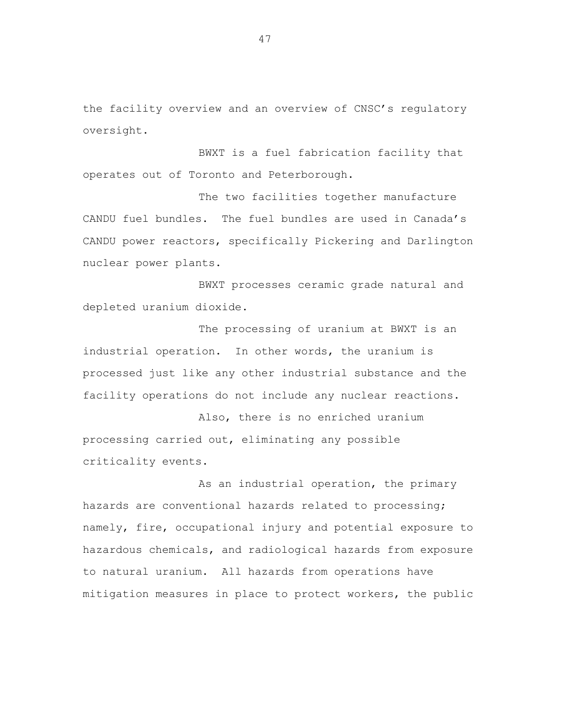the facility overview and an overview of CNSC's regulatory oversight.

BWXT is a fuel fabrication facility that operates out of Toronto and Peterborough.

The two facilities together manufacture CANDU fuel bundles. The fuel bundles are used in Canada's CANDU power reactors, specifically Pickering and Darlington nuclear power plants.

BWXT processes ceramic grade natural and depleted uranium dioxide.

The processing of uranium at BWXT is an industrial operation. In other words, the uranium is processed just like any other industrial substance and the facility operations do not include any nuclear reactions.

Also, there is no enriched uranium processing carried out, eliminating any possible criticality events.

As an industrial operation, the primary hazards are conventional hazards related to processing; namely, fire, occupational injury and potential exposure to hazardous chemicals, and radiological hazards from exposure to natural uranium. All hazards from operations have mitigation measures in place to protect workers, the public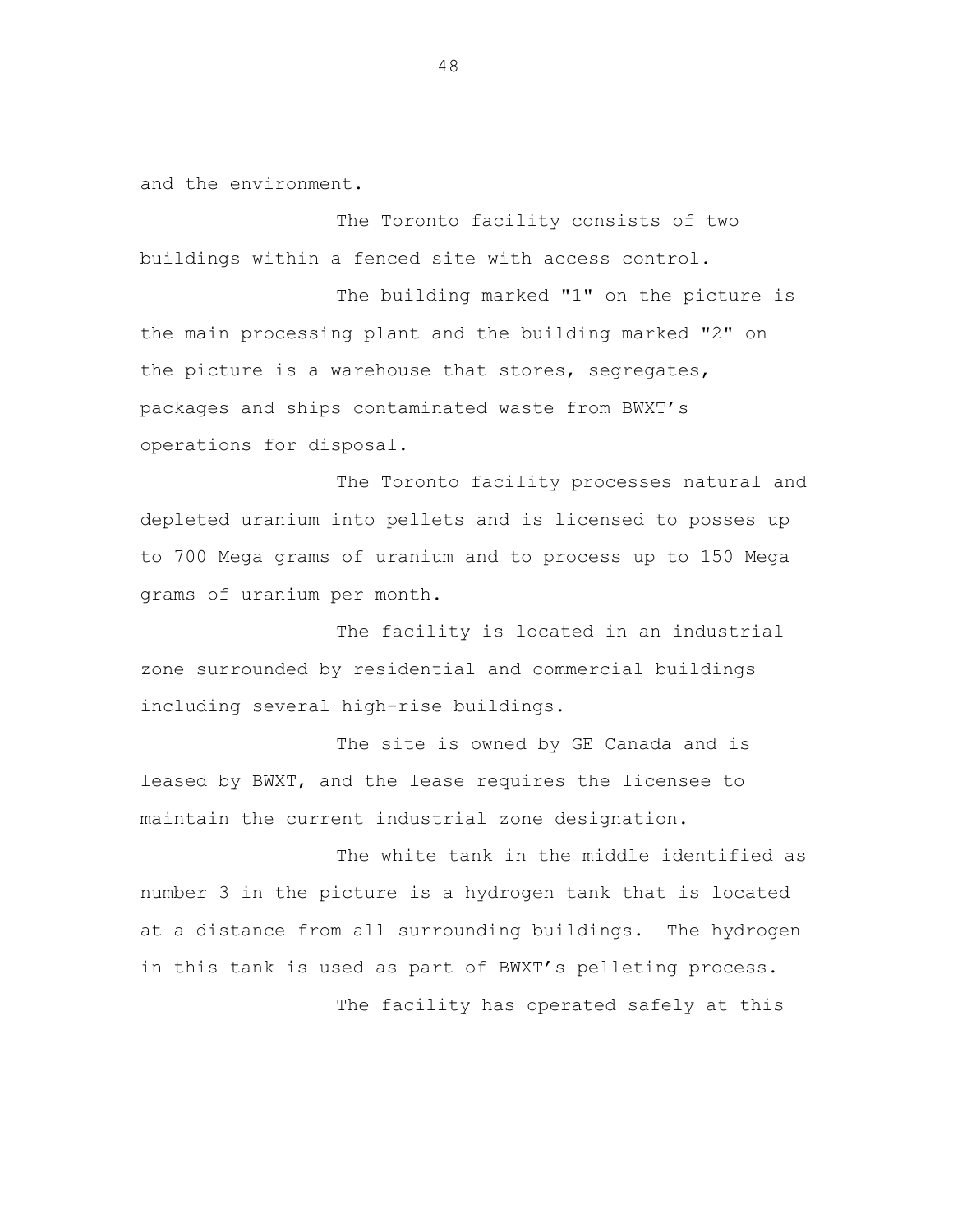and the environment.

The Toronto facility consists of two buildings within a fenced site with access control.

The building marked "1" on the picture is the main processing plant and the building marked "2" on the picture is a warehouse that stores, segregates, packages and ships contaminated waste from BWXT's operations for disposal.

The Toronto facility processes natural and depleted uranium into pellets and is licensed to posses up to 700 Mega grams of uranium and to process up to 150 Mega grams of uranium per month.

The facility is located in an industrial zone surrounded by residential and commercial buildings including several high-rise buildings.

The site is owned by GE Canada and is leased by BWXT, and the lease requires the licensee to maintain the current industrial zone designation.

The white tank in the middle identified as number 3 in the picture is a hydrogen tank that is located at a distance from all surrounding buildings. The hydrogen in this tank is used as part of BWXT's pelleting process.

The facility has operated safely at this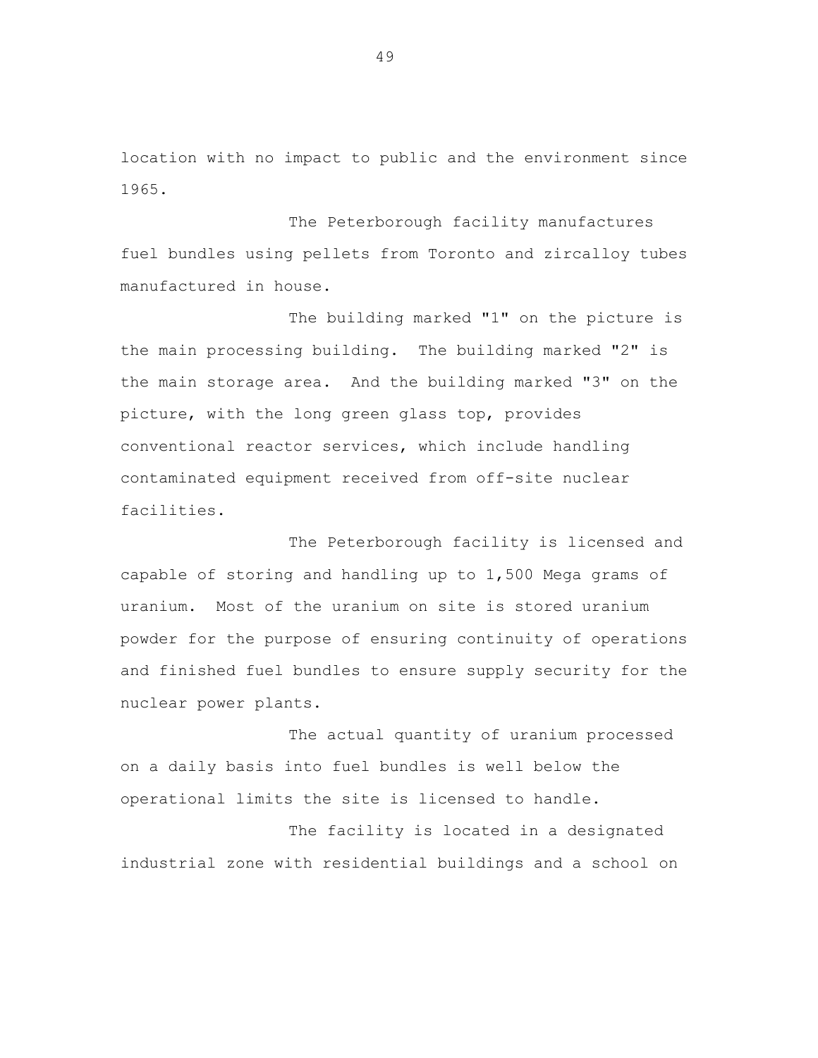location with no impact to public and the environment since 1965.

The Peterborough facility manufactures fuel bundles using pellets from Toronto and zircalloy tubes manufactured in house.

The building marked "1" on the picture is the main processing building. The building marked "2" is the main storage area. And the building marked "3" on the picture, with the long green glass top, provides conventional reactor services, which include handling contaminated equipment received from off-site nuclear facilities.

The Peterborough facility is licensed and capable of storing and handling up to 1,500 Mega grams of uranium. Most of the uranium on site is stored uranium powder for the purpose of ensuring continuity of operations and finished fuel bundles to ensure supply security for the nuclear power plants.

The actual quantity of uranium processed on a daily basis into fuel bundles is well below the operational limits the site is licensed to handle.

The facility is located in a designated industrial zone with residential buildings and a school on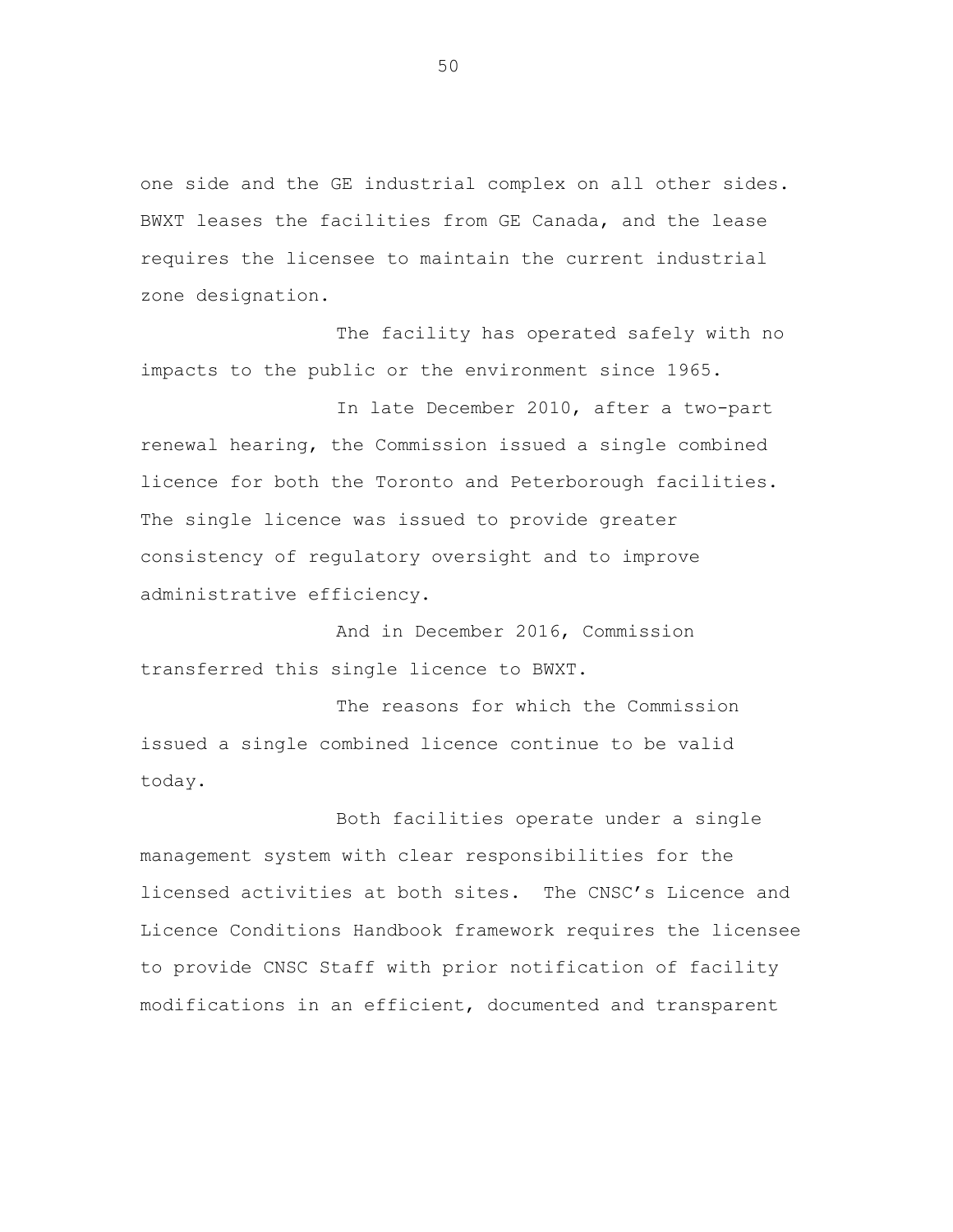one side and the GE industrial complex on all other sides. BWXT leases the facilities from GE Canada, and the lease requires the licensee to maintain the current industrial zone designation.

The facility has operated safely with no impacts to the public or the environment since 1965.

In late December 2010, after a two-part renewal hearing, the Commission issued a single combined licence for both the Toronto and Peterborough facilities. The single licence was issued to provide greater consistency of regulatory oversight and to improve administrative efficiency.

And in December 2016, Commission transferred this single licence to BWXT.

The reasons for which the Commission issued a single combined licence continue to be valid today.

Both facilities operate under a single management system with clear responsibilities for the licensed activities at both sites. The CNSC's Licence and Licence Conditions Handbook framework requires the licensee to provide CNSC Staff with prior notification of facility modifications in an efficient, documented and transparent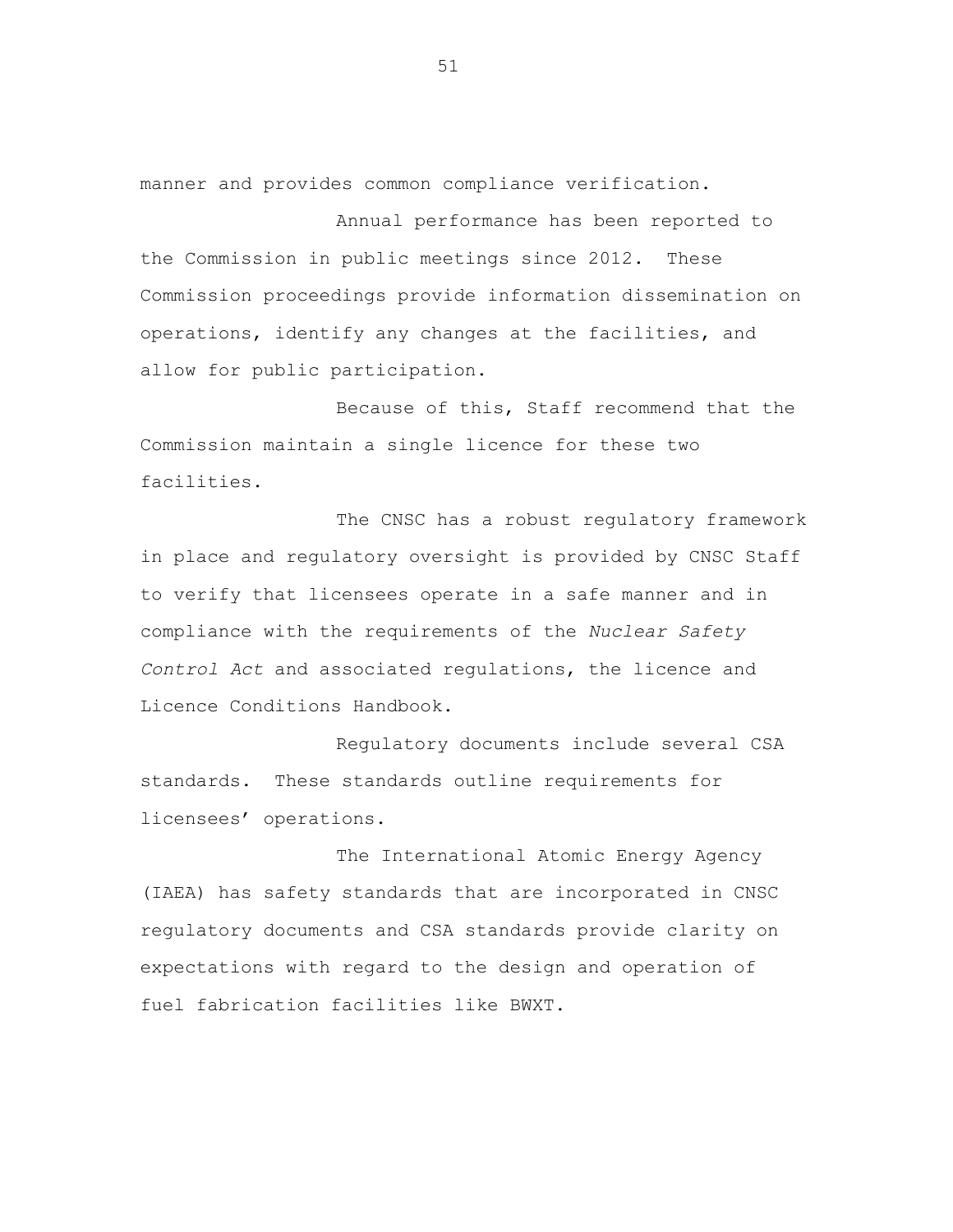manner and provides common compliance verification.

Annual performance has been reported to the Commission in public meetings since 2012. These Commission proceedings provide information dissemination on operations, identify any changes at the facilities, and allow for public participation.

Because of this, Staff recommend that the Commission maintain a single licence for these two facilities.

The CNSC has a robust regulatory framework in place and regulatory oversight is provided by CNSC Staff to verify that licensees operate in a safe manner and in compliance with the requirements of the *Nuclear Safety Control Act* and associated regulations, the licence and Licence Conditions Handbook.

Regulatory documents include several CSA standards. These standards outline requirements for licensees' operations.

The International Atomic Energy Agency (IAEA) has safety standards that are incorporated in CNSC regulatory documents and CSA standards provide clarity on expectations with regard to the design and operation of fuel fabrication facilities like BWXT.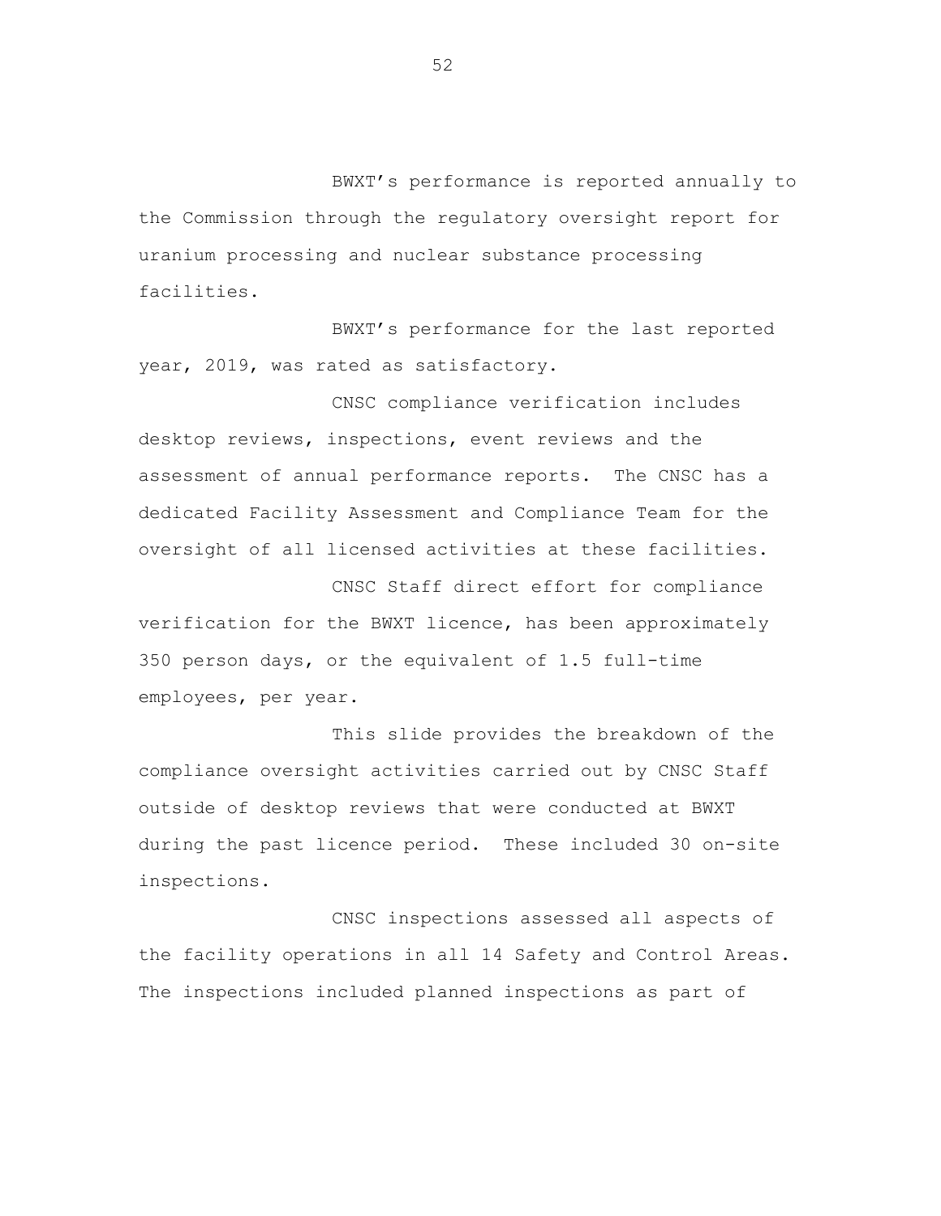BWXT's performance is reported annually to the Commission through the regulatory oversight report for uranium processing and nuclear substance processing facilities.

BWXT's performance for the last reported year, 2019, was rated as satisfactory.

CNSC compliance verification includes desktop reviews, inspections, event reviews and the assessment of annual performance reports. The CNSC has a dedicated Facility Assessment and Compliance Team for the oversight of all licensed activities at these facilities.

CNSC Staff direct effort for compliance verification for the BWXT licence, has been approximately 350 person days, or the equivalent of 1.5 full-time employees, per year.

This slide provides the breakdown of the compliance oversight activities carried out by CNSC Staff outside of desktop reviews that were conducted at BWXT during the past licence period. These included 30 on-site inspections.

CNSC inspections assessed all aspects of the facility operations in all 14 Safety and Control Areas. The inspections included planned inspections as part of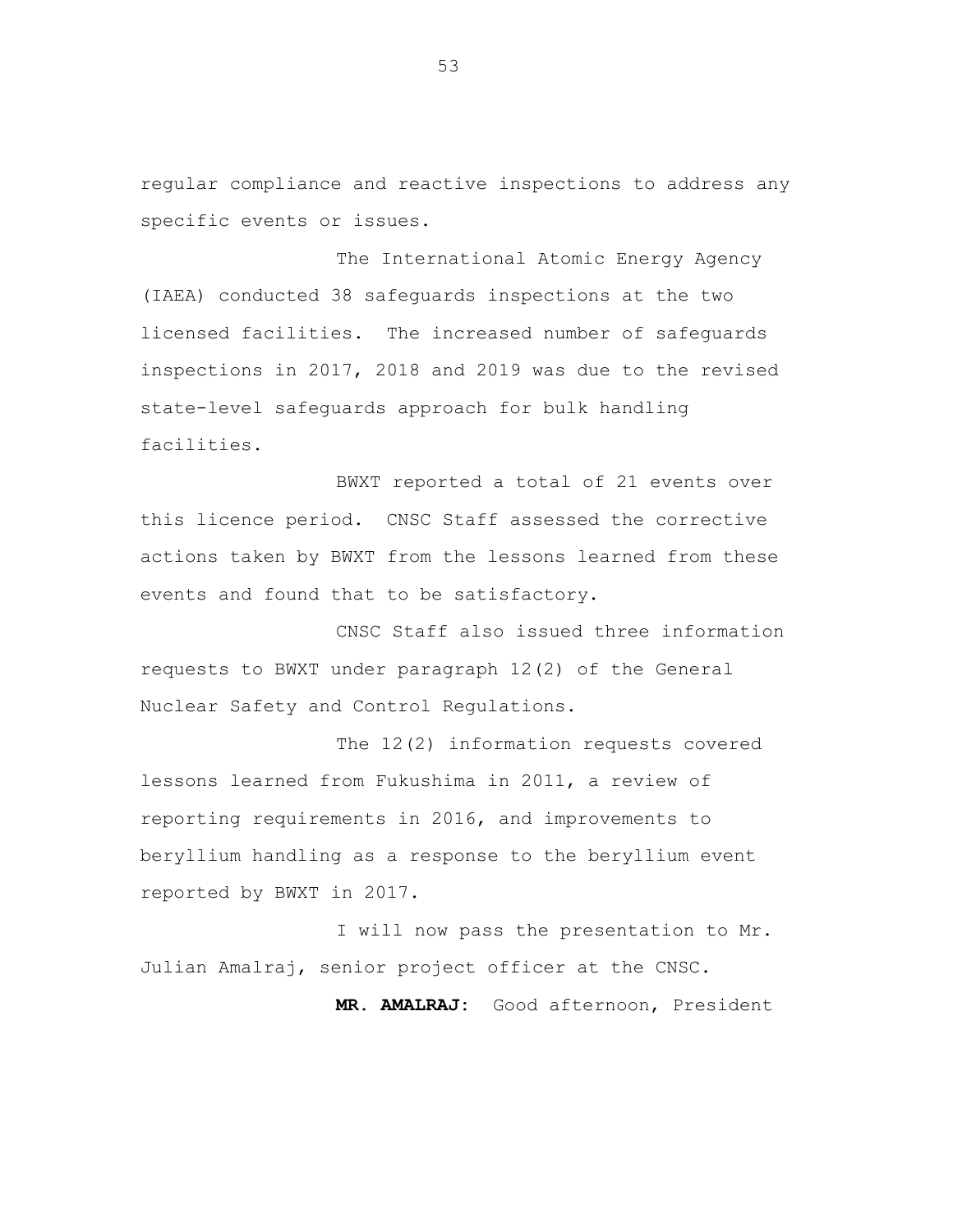regular compliance and reactive inspections to address any specific events or issues.

The International Atomic Energy Agency (IAEA) conducted 38 safeguards inspections at the two licensed facilities. The increased number of safeguards inspections in 2017, 2018 and 2019 was due to the revised state-level safeguards approach for bulk handling facilities.

BWXT reported a total of 21 events over this licence period. CNSC Staff assessed the corrective actions taken by BWXT from the lessons learned from these events and found that to be satisfactory.

CNSC Staff also issued three information requests to BWXT under paragraph 12(2) of the General Nuclear Safety and Control Regulations.

The 12(2) information requests covered lessons learned from Fukushima in 2011, a review of reporting requirements in 2016, and improvements to beryllium handling as a response to the beryllium event reported by BWXT in 2017.

I will now pass the presentation to Mr. Julian Amalraj, senior project officer at the CNSC.

**MR. AMALRAJ:** Good afternoon, President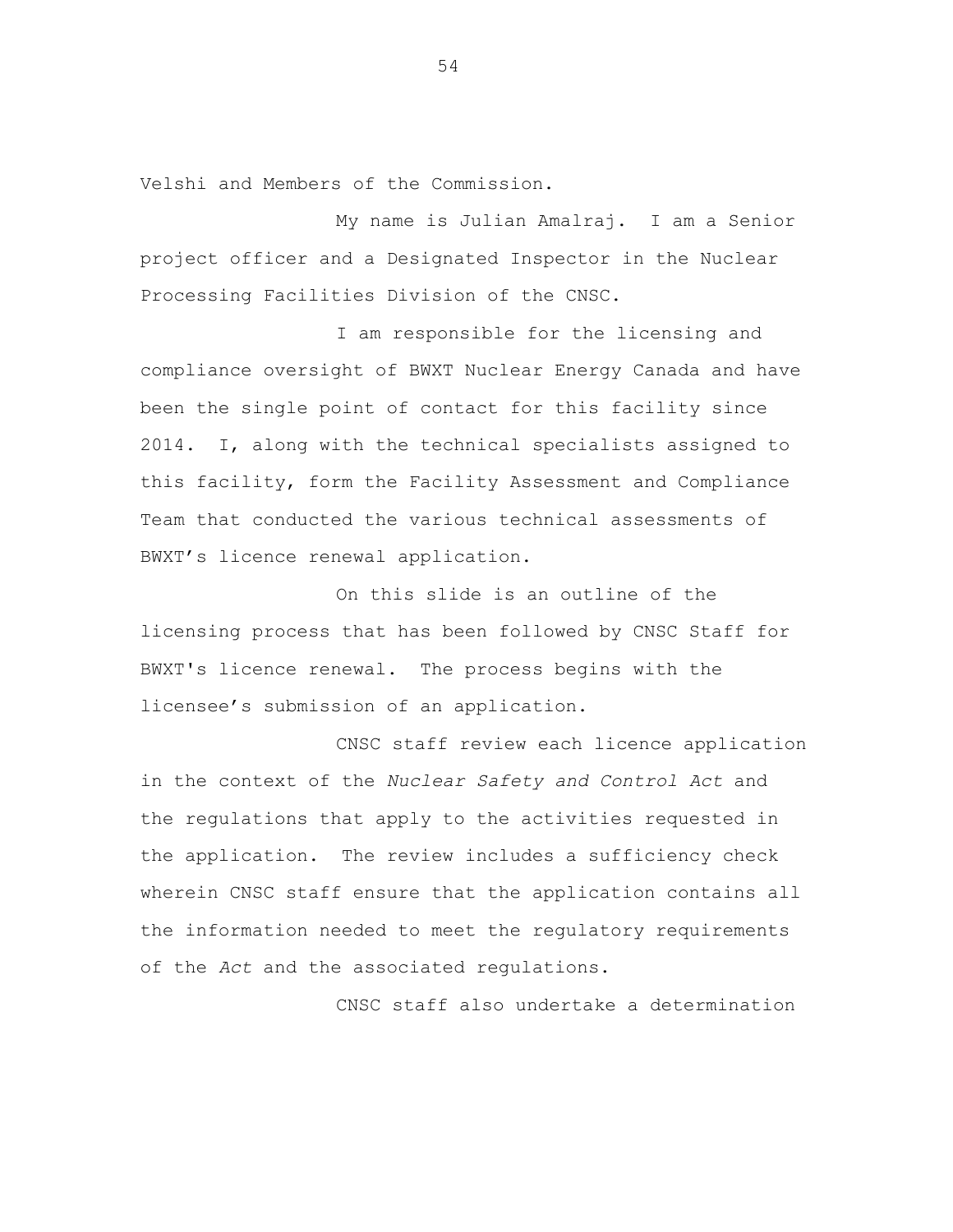Velshi and Members of the Commission.

My name is Julian Amalraj. I am a Senior project officer and a Designated Inspector in the Nuclear Processing Facilities Division of the CNSC.

I am responsible for the licensing and compliance oversight of BWXT Nuclear Energy Canada and have been the single point of contact for this facility since 2014. I, along with the technical specialists assigned to this facility, form the Facility Assessment and Compliance Team that conducted the various technical assessments of BWXT's licence renewal application.

On this slide is an outline of the licensing process that has been followed by CNSC Staff for BWXT's licence renewal. The process begins with the licensee's submission of an application.

CNSC staff review each licence application in the context of the *Nuclear Safety and Control Act* and the regulations that apply to the activities requested in the application. The review includes a sufficiency check wherein CNSC staff ensure that the application contains all the information needed to meet the regulatory requirements of the *Act* and the associated regulations.

CNSC staff also undertake a determination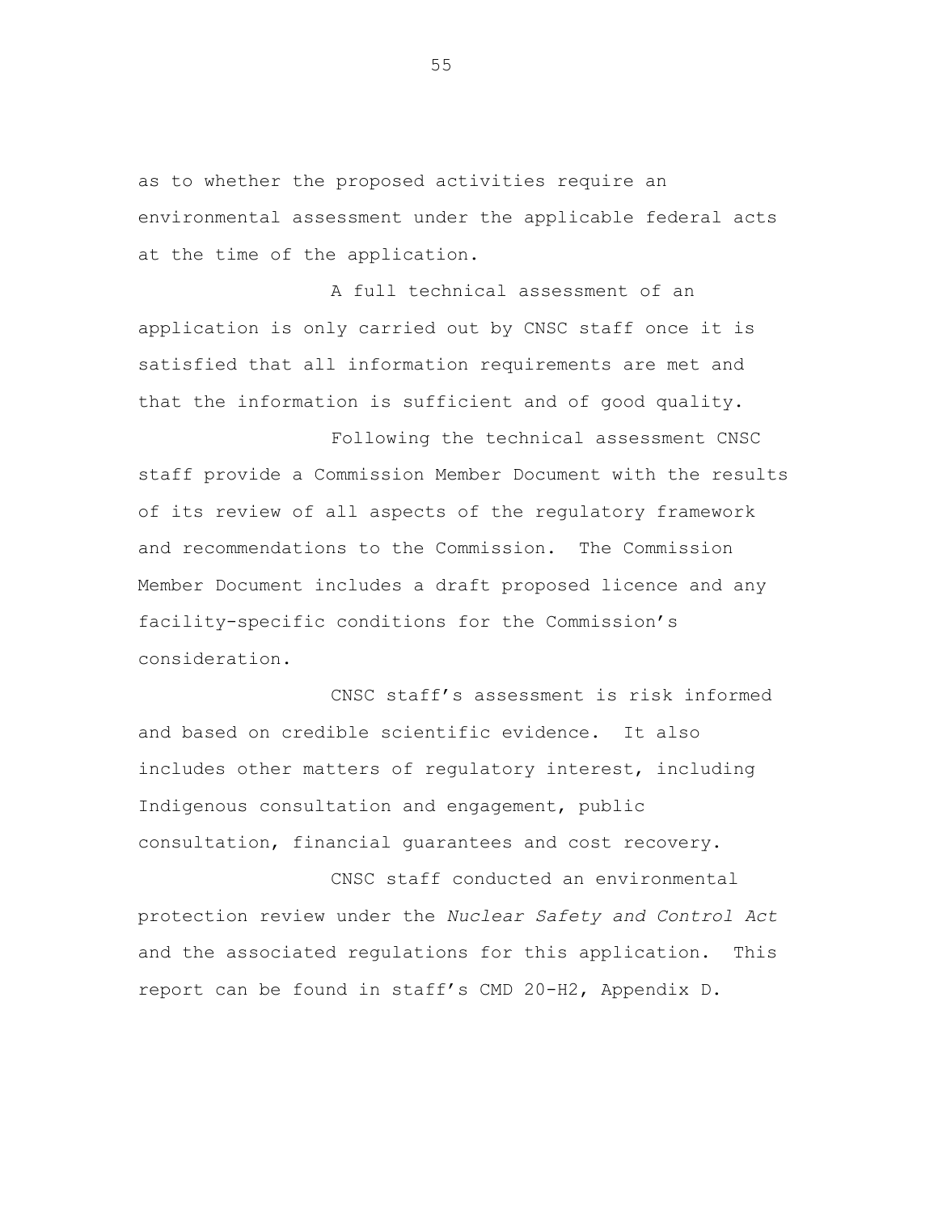as to whether the proposed activities require an environmental assessment under the applicable federal acts at the time of the application.

A full technical assessment of an application is only carried out by CNSC staff once it is satisfied that all information requirements are met and that the information is sufficient and of good quality.

Following the technical assessment CNSC staff provide a Commission Member Document with the results of its review of all aspects of the regulatory framework and recommendations to the Commission. The Commission Member Document includes a draft proposed licence and any facility-specific conditions for the Commission's consideration.

CNSC staff's assessment is risk informed and based on credible scientific evidence. It also includes other matters of regulatory interest, including Indigenous consultation and engagement, public consultation, financial guarantees and cost recovery.

CNSC staff conducted an environmental protection review under the *Nuclear Safety and Control Act* and the associated regulations for this application. This report can be found in staff's CMD 20-H2, Appendix D.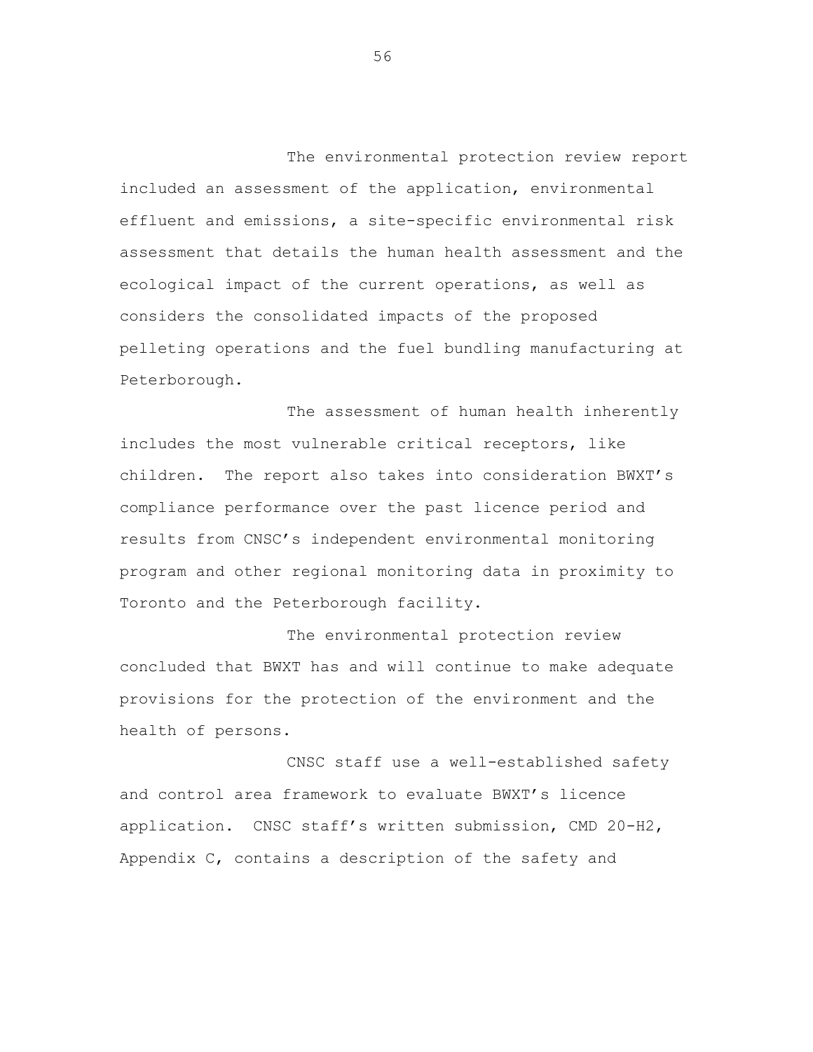The environmental protection review report included an assessment of the application, environmental effluent and emissions, a site-specific environmental risk assessment that details the human health assessment and the ecological impact of the current operations, as well as considers the consolidated impacts of the proposed pelleting operations and the fuel bundling manufacturing at Peterborough.

The assessment of human health inherently includes the most vulnerable critical receptors, like children. The report also takes into consideration BWXT's compliance performance over the past licence period and results from CNSC's independent environmental monitoring program and other regional monitoring data in proximity to Toronto and the Peterborough facility.

The environmental protection review concluded that BWXT has and will continue to make adequate provisions for the protection of the environment and the health of persons.

CNSC staff use a well-established safety and control area framework to evaluate BWXT's licence application. CNSC staff's written submission, CMD 20-H2, Appendix C, contains a description of the safety and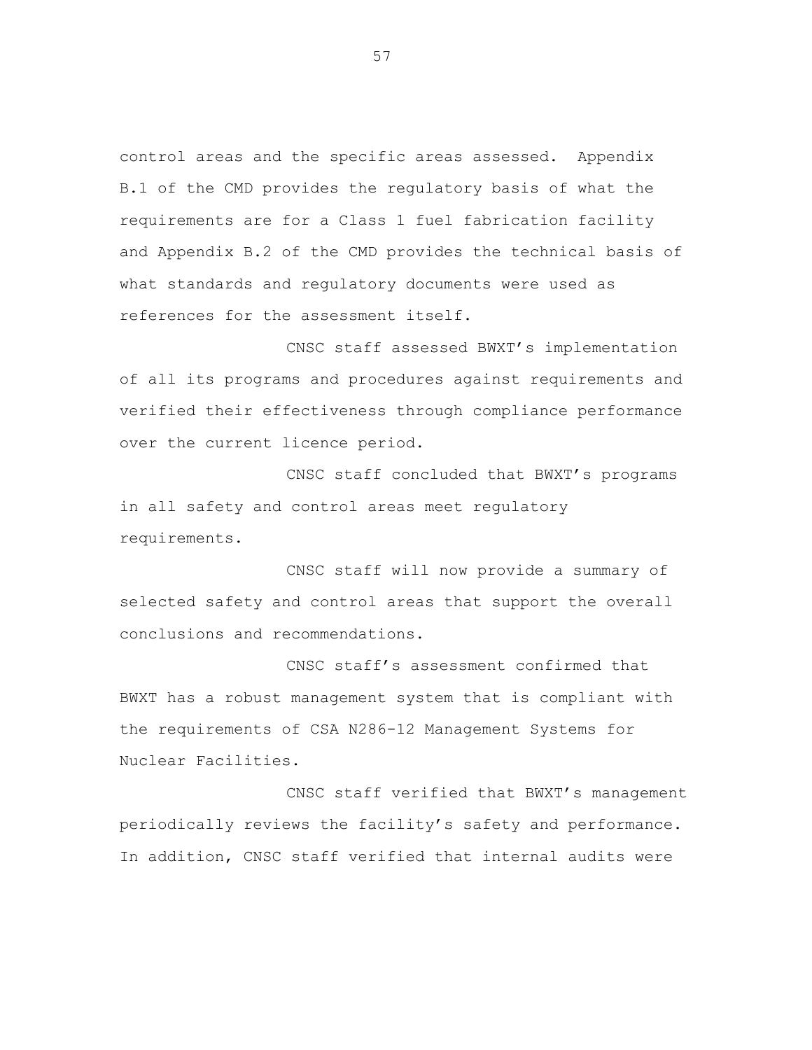control areas and the specific areas assessed. Appendix B.1 of the CMD provides the regulatory basis of what the requirements are for a Class 1 fuel fabrication facility and Appendix B.2 of the CMD provides the technical basis of what standards and regulatory documents were used as references for the assessment itself.

CNSC staff assessed BWXT's implementation of all its programs and procedures against requirements and verified their effectiveness through compliance performance over the current licence period.

CNSC staff concluded that BWXT's programs in all safety and control areas meet regulatory requirements.

CNSC staff will now provide a summary of selected safety and control areas that support the overall conclusions and recommendations.

CNSC staff's assessment confirmed that BWXT has a robust management system that is compliant with the requirements of CSA N286-12 Management Systems for Nuclear Facilities.

CNSC staff verified that BWXT's management periodically reviews the facility's safety and performance. In addition, CNSC staff verified that internal audits were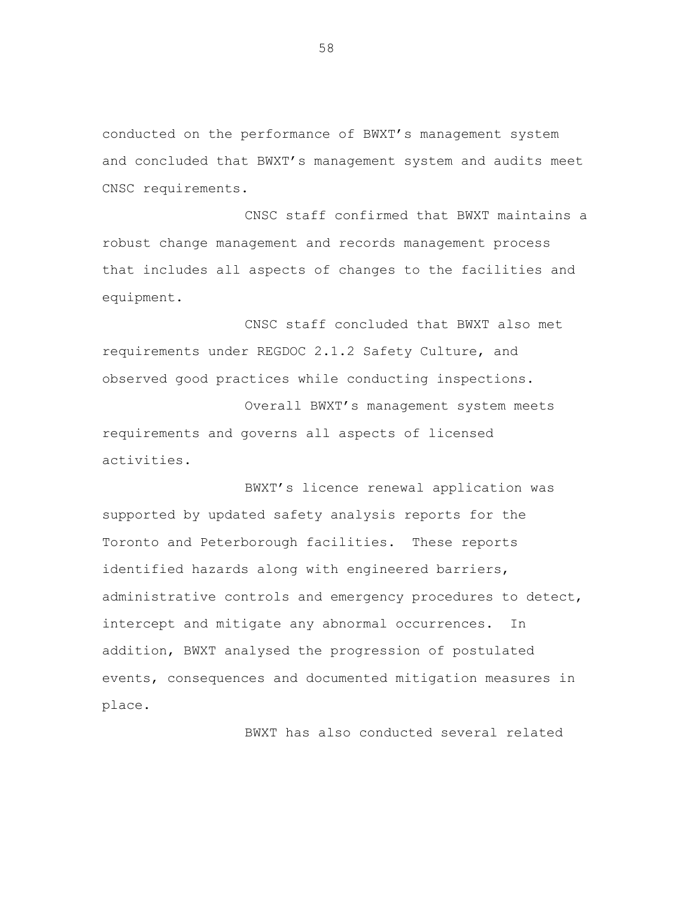conducted on the performance of BWXT's management system and concluded that BWXT's management system and audits meet CNSC requirements.

CNSC staff confirmed that BWXT maintains a robust change management and records management process that includes all aspects of changes to the facilities and equipment.

CNSC staff concluded that BWXT also met requirements under REGDOC 2.1.2 Safety Culture, and observed good practices while conducting inspections.

Overall BWXT's management system meets requirements and governs all aspects of licensed activities.

BWXT's licence renewal application was supported by updated safety analysis reports for the Toronto and Peterborough facilities. These reports identified hazards along with engineered barriers, administrative controls and emergency procedures to detect, intercept and mitigate any abnormal occurrences. In addition, BWXT analysed the progression of postulated events, consequences and documented mitigation measures in place.

BWXT has also conducted several related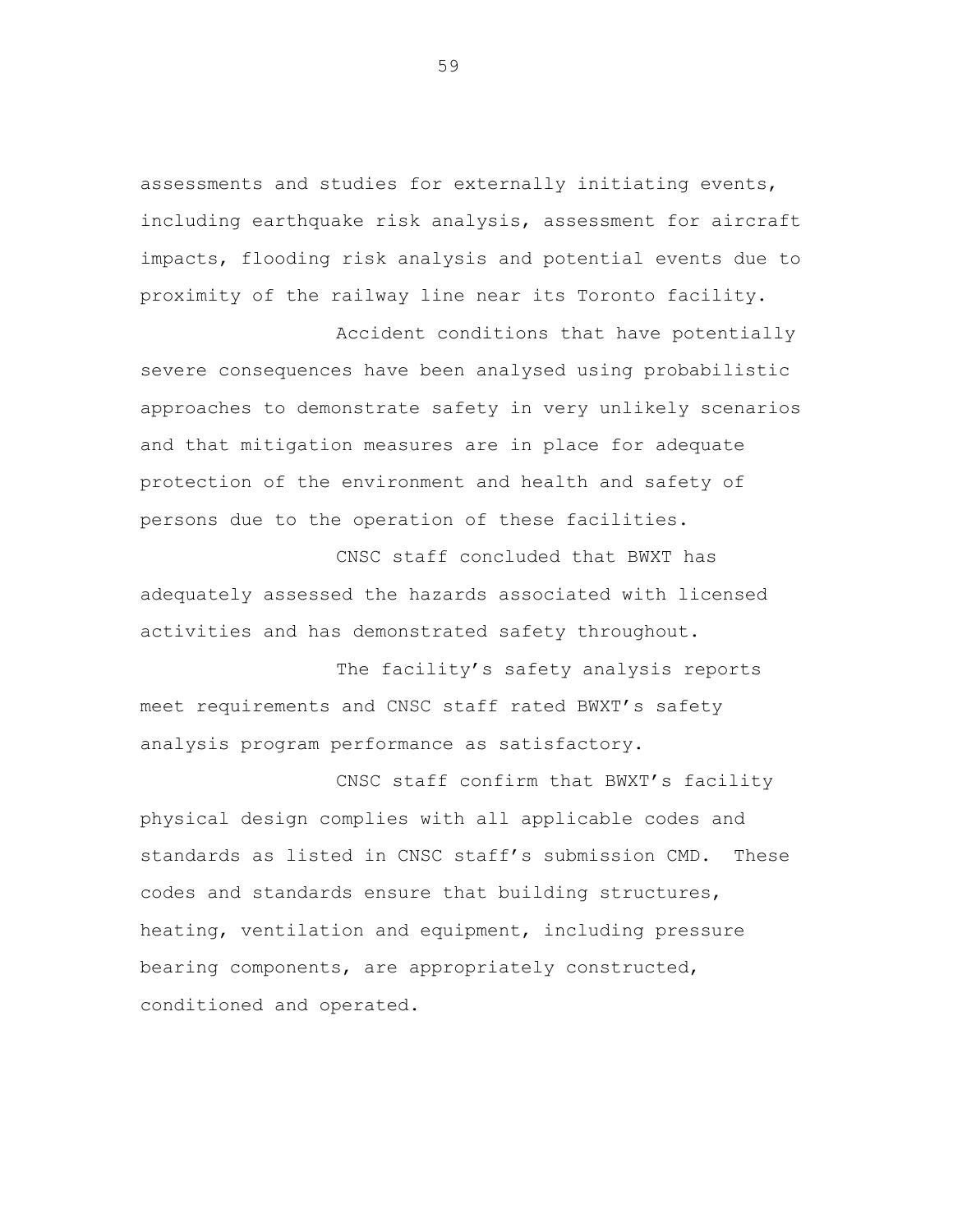assessments and studies for externally initiating events, including earthquake risk analysis, assessment for aircraft impacts, flooding risk analysis and potential events due to proximity of the railway line near its Toronto facility.

Accident conditions that have potentially severe consequences have been analysed using probabilistic approaches to demonstrate safety in very unlikely scenarios and that mitigation measures are in place for adequate protection of the environment and health and safety of persons due to the operation of these facilities.

CNSC staff concluded that BWXT has adequately assessed the hazards associated with licensed activities and has demonstrated safety throughout.

The facility's safety analysis reports meet requirements and CNSC staff rated BWXT's safety analysis program performance as satisfactory.

CNSC staff confirm that BWXT's facility physical design complies with all applicable codes and standards as listed in CNSC staff's submission CMD. These codes and standards ensure that building structures, heating, ventilation and equipment, including pressure bearing components, are appropriately constructed, conditioned and operated.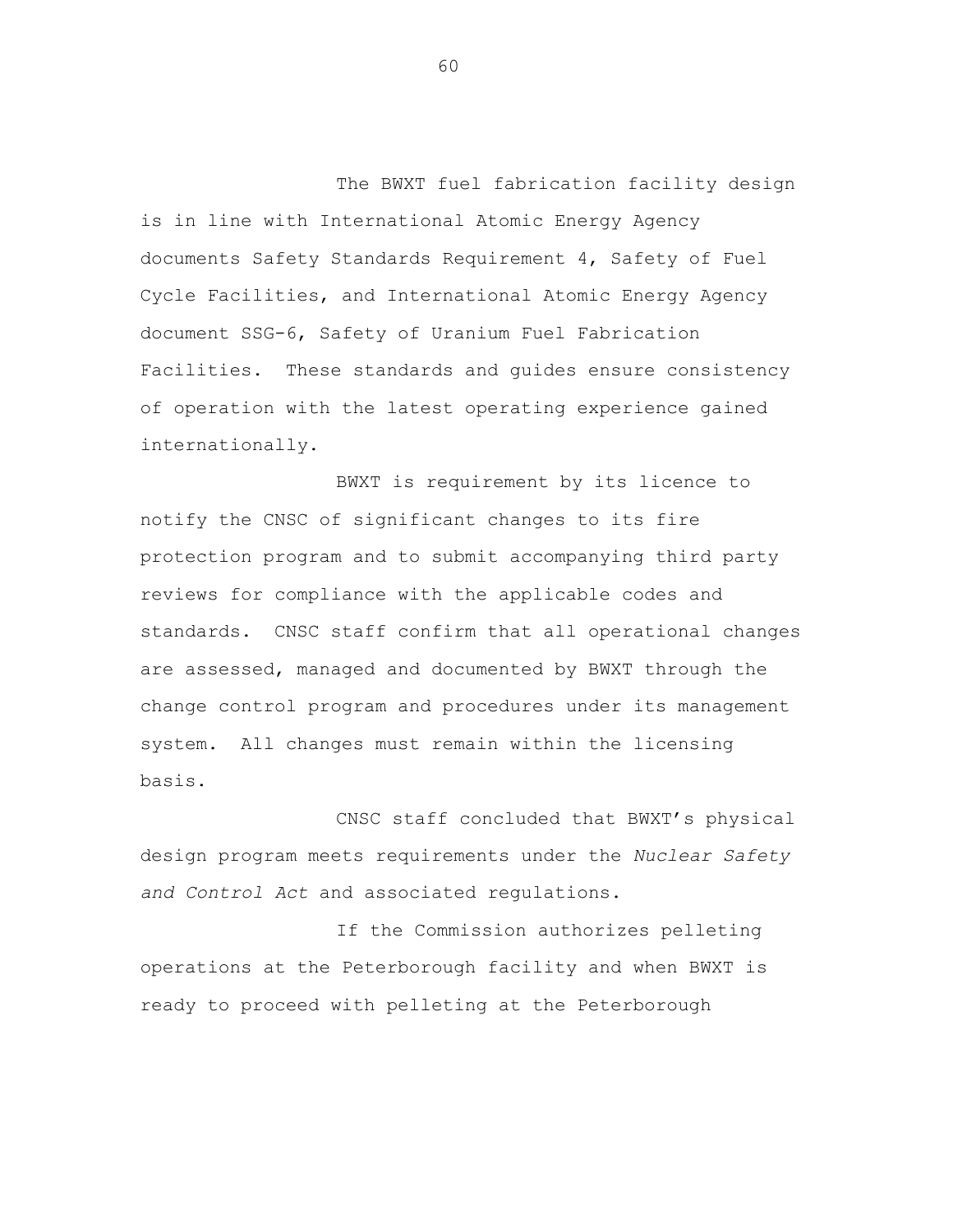The BWXT fuel fabrication facility design is in line with International Atomic Energy Agency documents Safety Standards Requirement 4, Safety of Fuel Cycle Facilities, and International Atomic Energy Agency document SSG-6, Safety of Uranium Fuel Fabrication Facilities. These standards and guides ensure consistency of operation with the latest operating experience gained internationally.

BWXT is requirement by its licence to notify the CNSC of significant changes to its fire protection program and to submit accompanying third party reviews for compliance with the applicable codes and standards. CNSC staff confirm that all operational changes are assessed, managed and documented by BWXT through the change control program and procedures under its management system. All changes must remain within the licensing basis.

CNSC staff concluded that BWXT's physical design program meets requirements under the *Nuclear Safety and Control Act* and associated regulations.

If the Commission authorizes pelleting operations at the Peterborough facility and when BWXT is ready to proceed with pelleting at the Peterborough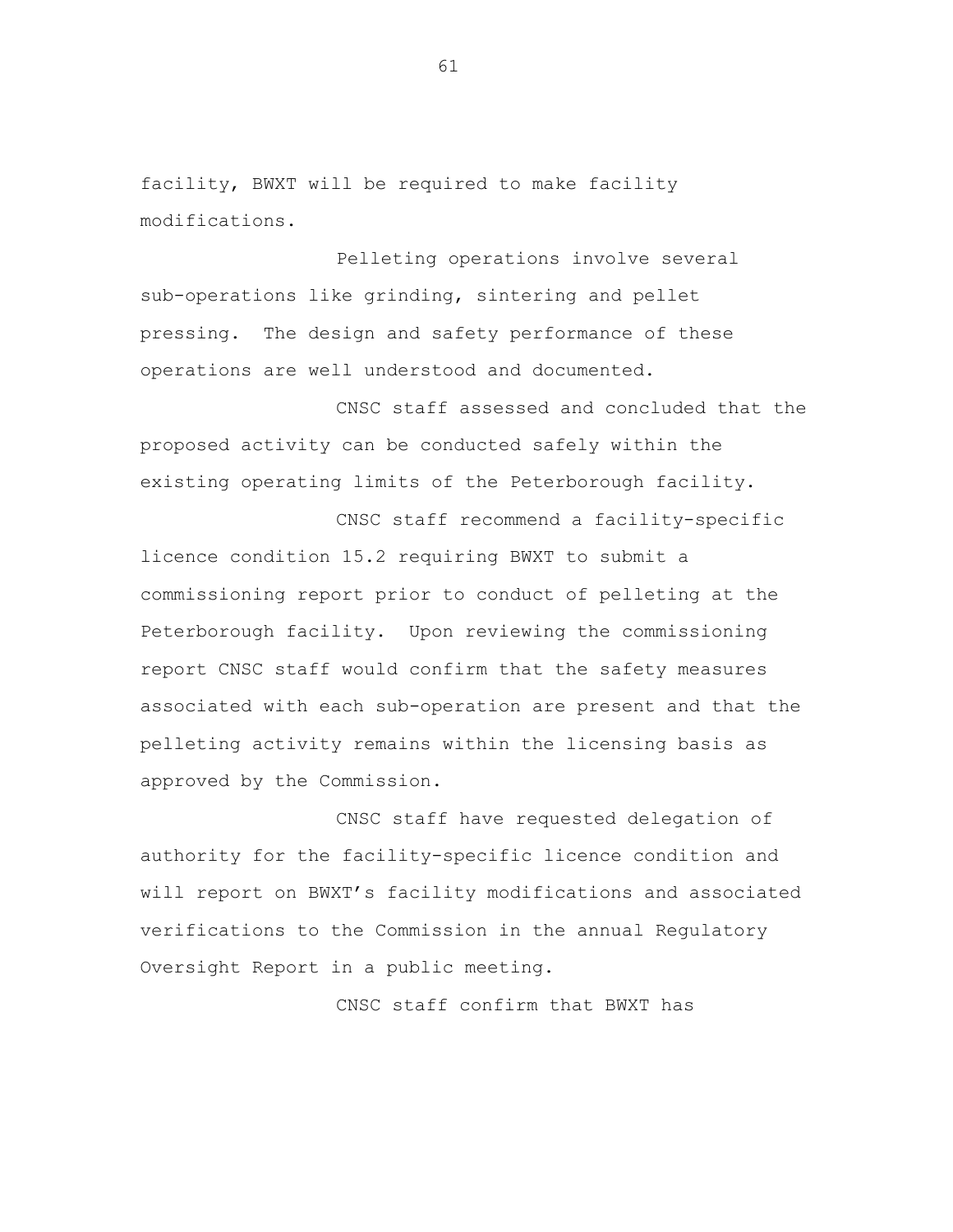facility, BWXT will be required to make facility modifications.

Pelleting operations involve several sub-operations like grinding, sintering and pellet pressing. The design and safety performance of these operations are well understood and documented.

CNSC staff assessed and concluded that the proposed activity can be conducted safely within the existing operating limits of the Peterborough facility.

CNSC staff recommend a facility-specific licence condition 15.2 requiring BWXT to submit a commissioning report prior to conduct of pelleting at the Peterborough facility. Upon reviewing the commissioning report CNSC staff would confirm that the safety measures associated with each sub-operation are present and that the pelleting activity remains within the licensing basis as approved by the Commission.

CNSC staff have requested delegation of authority for the facility-specific licence condition and will report on BWXT's facility modifications and associated verifications to the Commission in the annual Regulatory Oversight Report in a public meeting.

CNSC staff confirm that BWXT has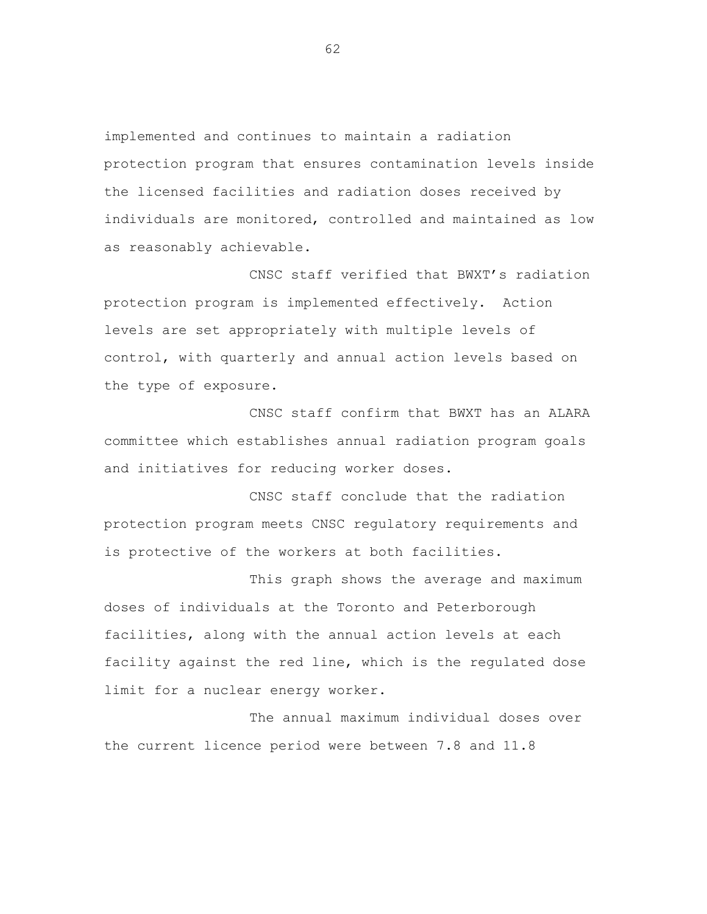implemented and continues to maintain a radiation protection program that ensures contamination levels inside the licensed facilities and radiation doses received by individuals are monitored, controlled and maintained as low as reasonably achievable.

CNSC staff verified that BWXT's radiation protection program is implemented effectively. Action levels are set appropriately with multiple levels of control, with quarterly and annual action levels based on the type of exposure.

CNSC staff confirm that BWXT has an ALARA committee which establishes annual radiation program goals and initiatives for reducing worker doses.

CNSC staff conclude that the radiation protection program meets CNSC regulatory requirements and is protective of the workers at both facilities.

This graph shows the average and maximum doses of individuals at the Toronto and Peterborough facilities, along with the annual action levels at each facility against the red line, which is the regulated dose limit for a nuclear energy worker.

The annual maximum individual doses over the current licence period were between 7.8 and 11.8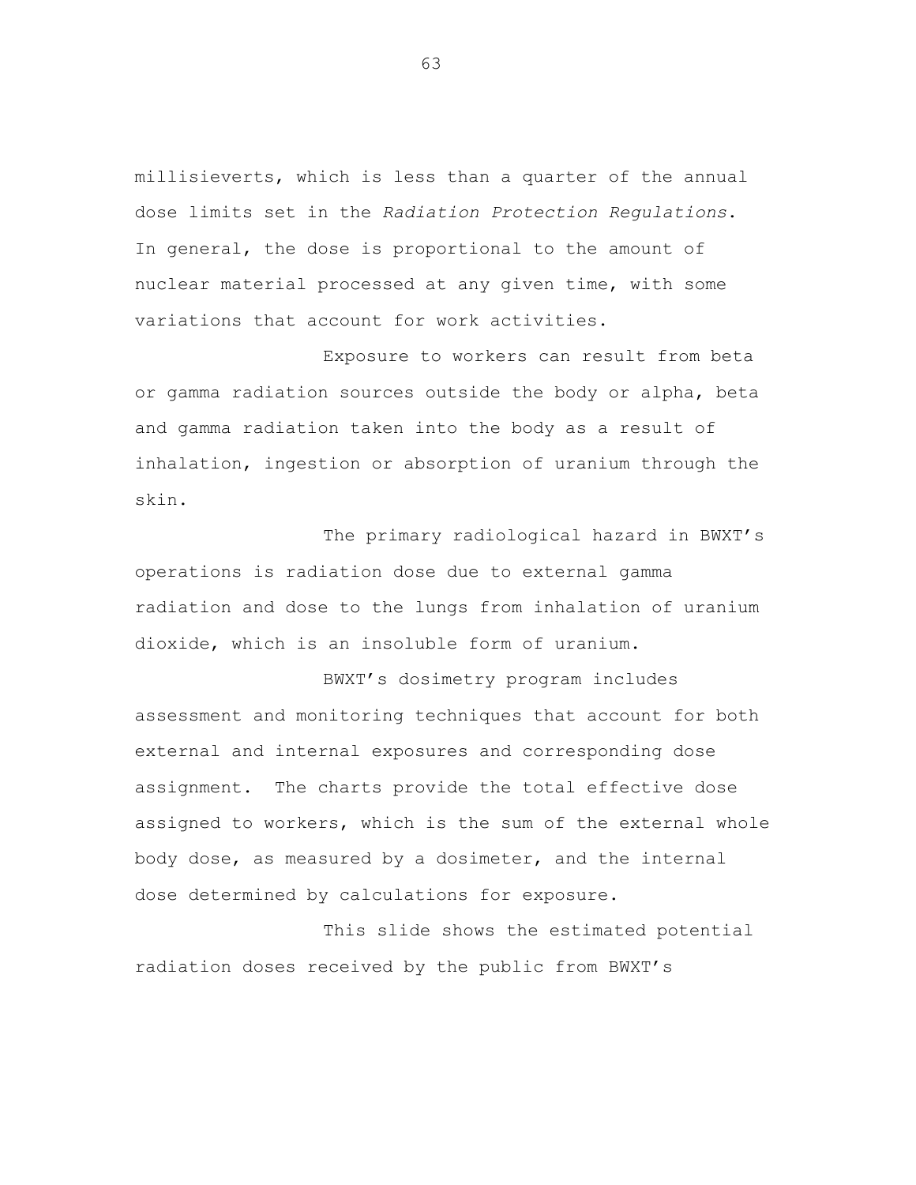millisieverts, which is less than a quarter of the annual dose limits set in the *Radiation Protection Regulations*. In general, the dose is proportional to the amount of nuclear material processed at any given time, with some variations that account for work activities.

Exposure to workers can result from beta or gamma radiation sources outside the body or alpha, beta and gamma radiation taken into the body as a result of inhalation, ingestion or absorption of uranium through the skin.

The primary radiological hazard in BWXT's operations is radiation dose due to external gamma radiation and dose to the lungs from inhalation of uranium dioxide, which is an insoluble form of uranium.

BWXT's dosimetry program includes assessment and monitoring techniques that account for both external and internal exposures and corresponding dose assignment. The charts provide the total effective dose assigned to workers, which is the sum of the external whole body dose, as measured by a dosimeter, and the internal dose determined by calculations for exposure.

This slide shows the estimated potential radiation doses received by the public from BWXT's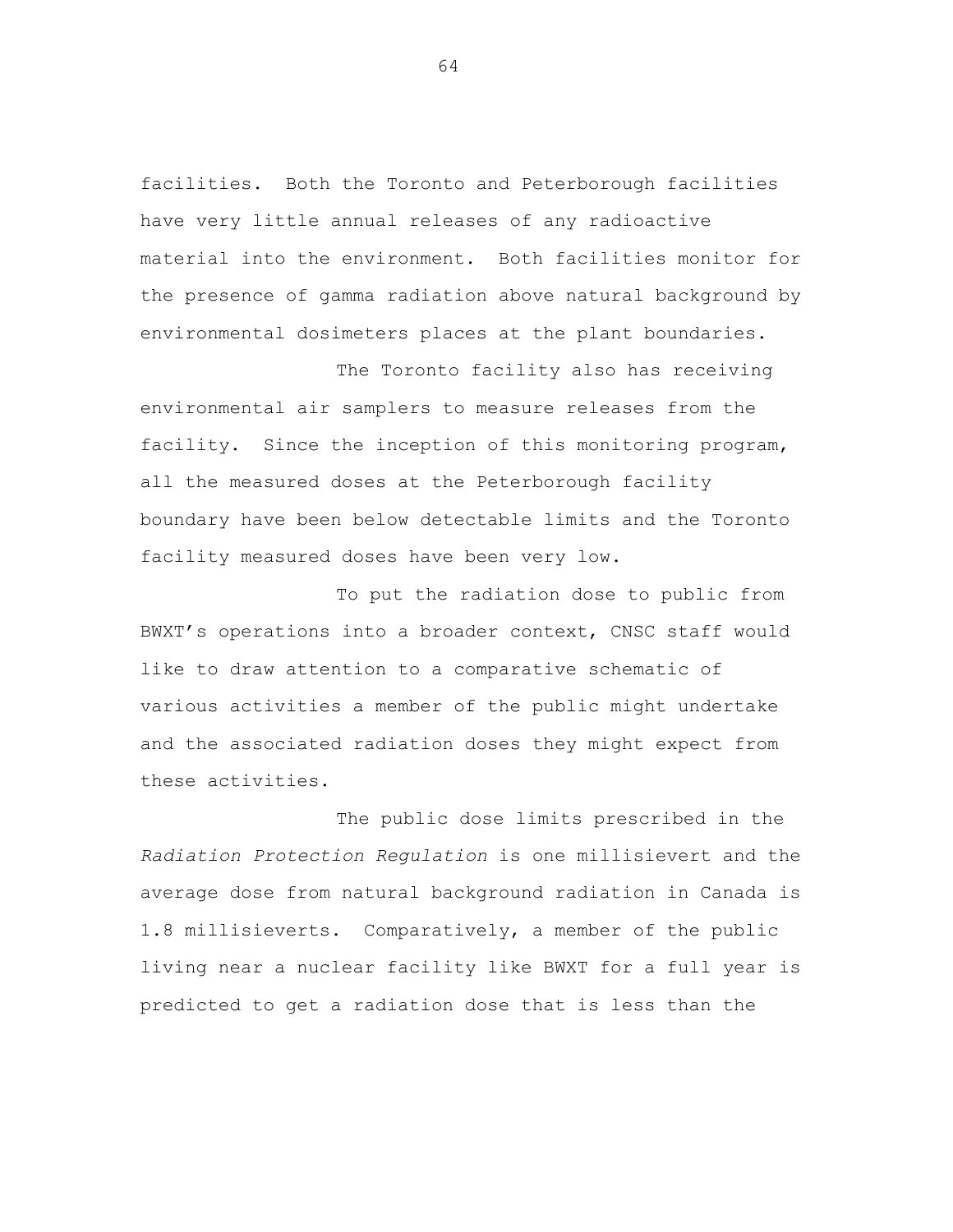facilities. Both the Toronto and Peterborough facilities have very little annual releases of any radioactive material into the environment. Both facilities monitor for the presence of gamma radiation above natural background by environmental dosimeters places at the plant boundaries.

The Toronto facility also has receiving environmental air samplers to measure releases from the facility. Since the inception of this monitoring program, all the measured doses at the Peterborough facility boundary have been below detectable limits and the Toronto facility measured doses have been very low.

To put the radiation dose to public from BWXT's operations into a broader context, CNSC staff would like to draw attention to a comparative schematic of various activities a member of the public might undertake and the associated radiation doses they might expect from these activities.

The public dose limits prescribed in the *Radiation Protection Regulation* is one millisievert and the average dose from natural background radiation in Canada is 1.8 millisieverts. Comparatively, a member of the public living near a nuclear facility like BWXT for a full year is predicted to get a radiation dose that is less than the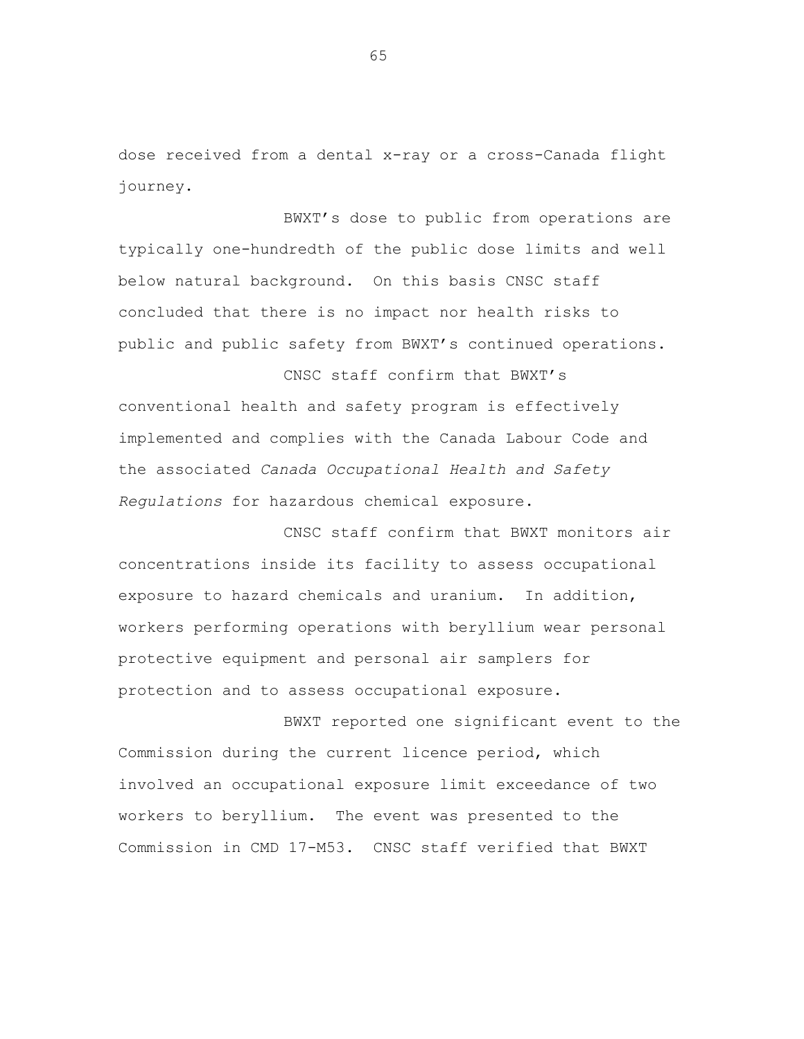dose received from a dental x-ray or a cross-Canada flight journey.

BWXT's dose to public from operations are typically one-hundredth of the public dose limits and well below natural background. On this basis CNSC staff concluded that there is no impact nor health risks to public and public safety from BWXT's continued operations.

CNSC staff confirm that BWXT's conventional health and safety program is effectively implemented and complies with the Canada Labour Code and the associated *Canada Occupational Health and Safety Regulations* for hazardous chemical exposure.

CNSC staff confirm that BWXT monitors air concentrations inside its facility to assess occupational exposure to hazard chemicals and uranium. In addition, workers performing operations with beryllium wear personal protective equipment and personal air samplers for protection and to assess occupational exposure.

BWXT reported one significant event to the Commission during the current licence period, which involved an occupational exposure limit exceedance of two workers to beryllium. The event was presented to the Commission in CMD 17-M53. CNSC staff verified that BWXT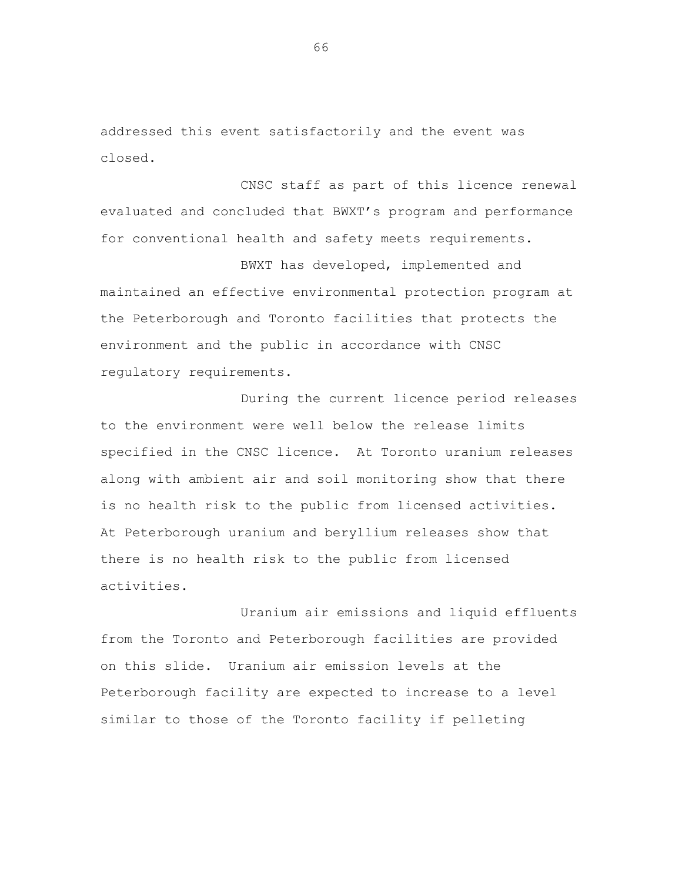addressed this event satisfactorily and the event was closed.

CNSC staff as part of this licence renewal evaluated and concluded that BWXT's program and performance for conventional health and safety meets requirements.

BWXT has developed, implemented and maintained an effective environmental protection program at the Peterborough and Toronto facilities that protects the environment and the public in accordance with CNSC regulatory requirements.

During the current licence period releases to the environment were well below the release limits specified in the CNSC licence. At Toronto uranium releases along with ambient air and soil monitoring show that there is no health risk to the public from licensed activities. At Peterborough uranium and beryllium releases show that there is no health risk to the public from licensed activities.

Uranium air emissions and liquid effluents from the Toronto and Peterborough facilities are provided on this slide. Uranium air emission levels at the Peterborough facility are expected to increase to a level similar to those of the Toronto facility if pelleting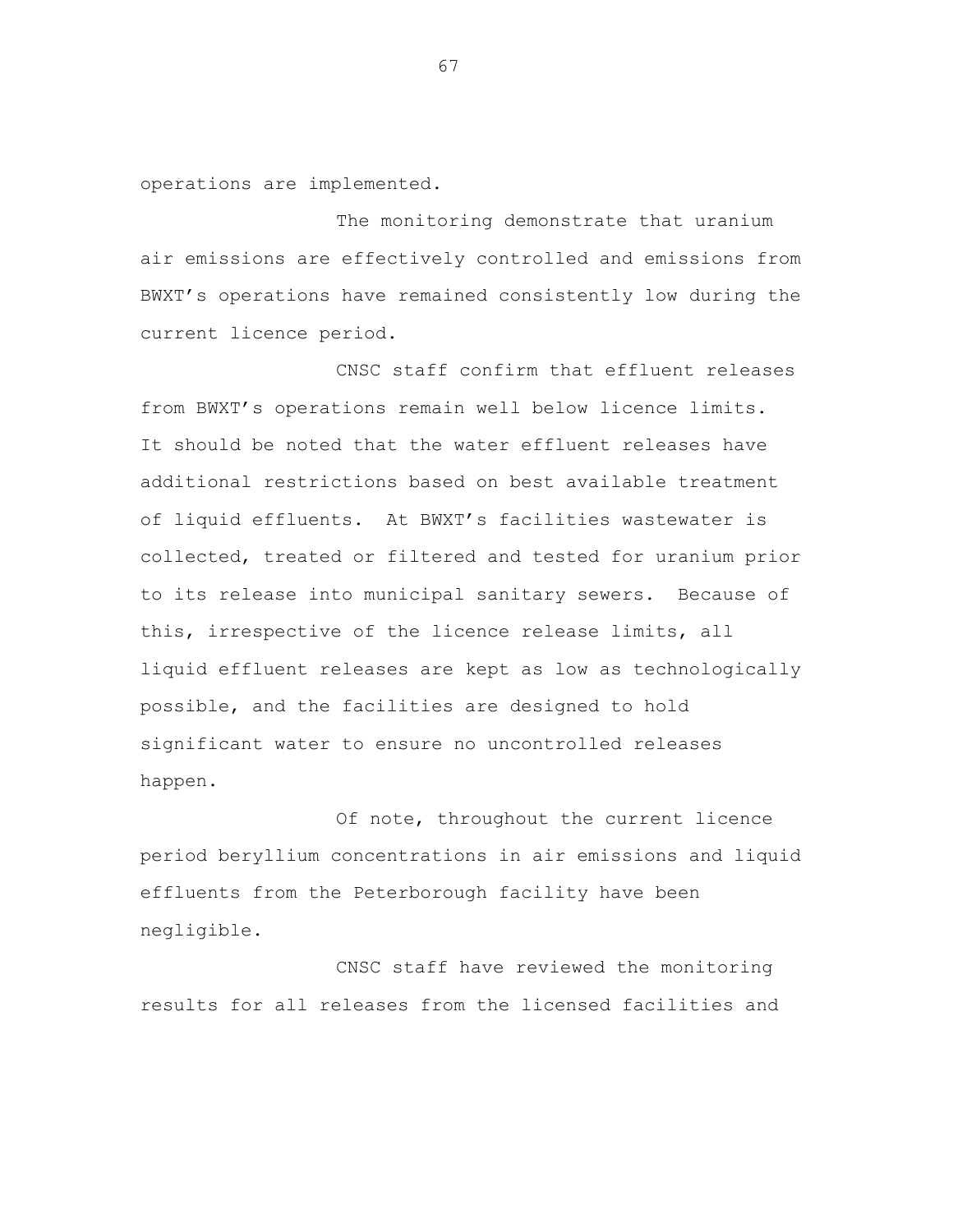operations are implemented.

The monitoring demonstrate that uranium air emissions are effectively controlled and emissions from BWXT's operations have remained consistently low during the current licence period.

CNSC staff confirm that effluent releases from BWXT's operations remain well below licence limits. It should be noted that the water effluent releases have additional restrictions based on best available treatment of liquid effluents. At BWXT's facilities wastewater is collected, treated or filtered and tested for uranium prior to its release into municipal sanitary sewers. Because of this, irrespective of the licence release limits, all liquid effluent releases are kept as low as technologically possible, and the facilities are designed to hold significant water to ensure no uncontrolled releases happen.

Of note, throughout the current licence period beryllium concentrations in air emissions and liquid effluents from the Peterborough facility have been negligible.

CNSC staff have reviewed the monitoring results for all releases from the licensed facilities and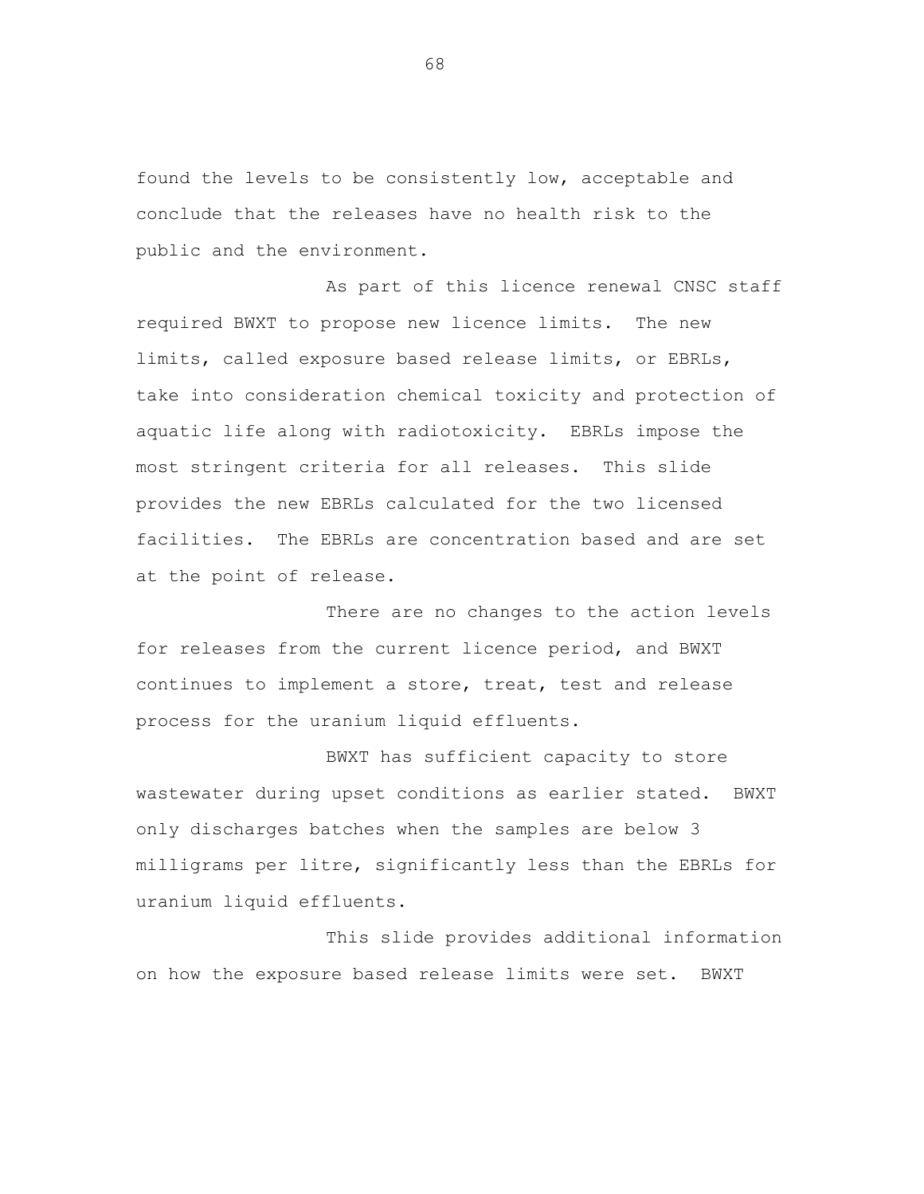found the levels to be consistently low, acceptable and conclude that the releases have no health risk to the public and the environment.

As part of this licence renewal CNSC staff required BWXT to propose new licence limits. The new limits, called exposure based release limits, or EBRLs, take into consideration chemical toxicity and protection of aquatic life along with radiotoxicity. EBRLs impose the most stringent criteria for all releases. This slide provides the new EBRLs calculated for the two licensed facilities. The EBRLs are concentration based and are set at the point of release.

There are no changes to the action levels for releases from the current licence period, and BWXT continues to implement a store, treat, test and release process for the uranium liquid effluents.

BWXT has sufficient capacity to store wastewater during upset conditions as earlier stated. BWXT only discharges batches when the samples are below 3 milligrams per litre, significantly less than the EBRLs for uranium liquid effluents.

This slide provides additional information on how the exposure based release limits were set. BWXT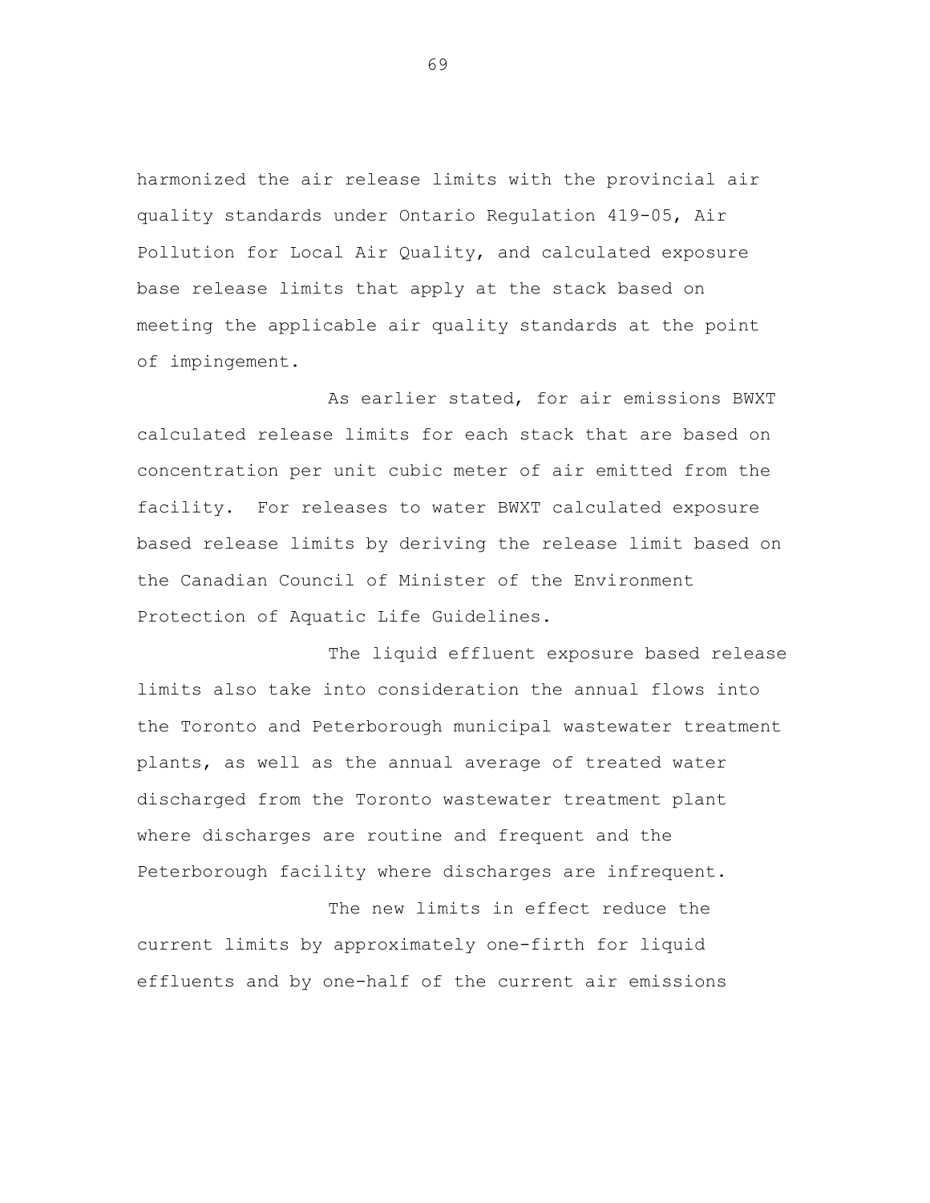harmonized the air release limits with the provincial air quality standards under Ontario Regulation 419-05, Air Pollution for Local Air Quality, and calculated exposure base release limits that apply at the stack based on meeting the applicable air quality standards at the point of impingement.

As earlier stated, for air emissions BWXT calculated release limits for each stack that are based on concentration per unit cubic meter of air emitted from the facility. For releases to water BWXT calculated exposure based release limits by deriving the release limit based on the Canadian Council of Minister of the Environment Protection of Aquatic Life Guidelines.

The liquid effluent exposure based release limits also take into consideration the annual flows into the Toronto and Peterborough municipal wastewater treatment plants, as well as the annual average of treated water discharged from the Toronto wastewater treatment plant where discharges are routine and frequent and the Peterborough facility where discharges are infrequent.

The new limits in effect reduce the current limits by approximately one-firth for liquid effluents and by one-half of the current air emissions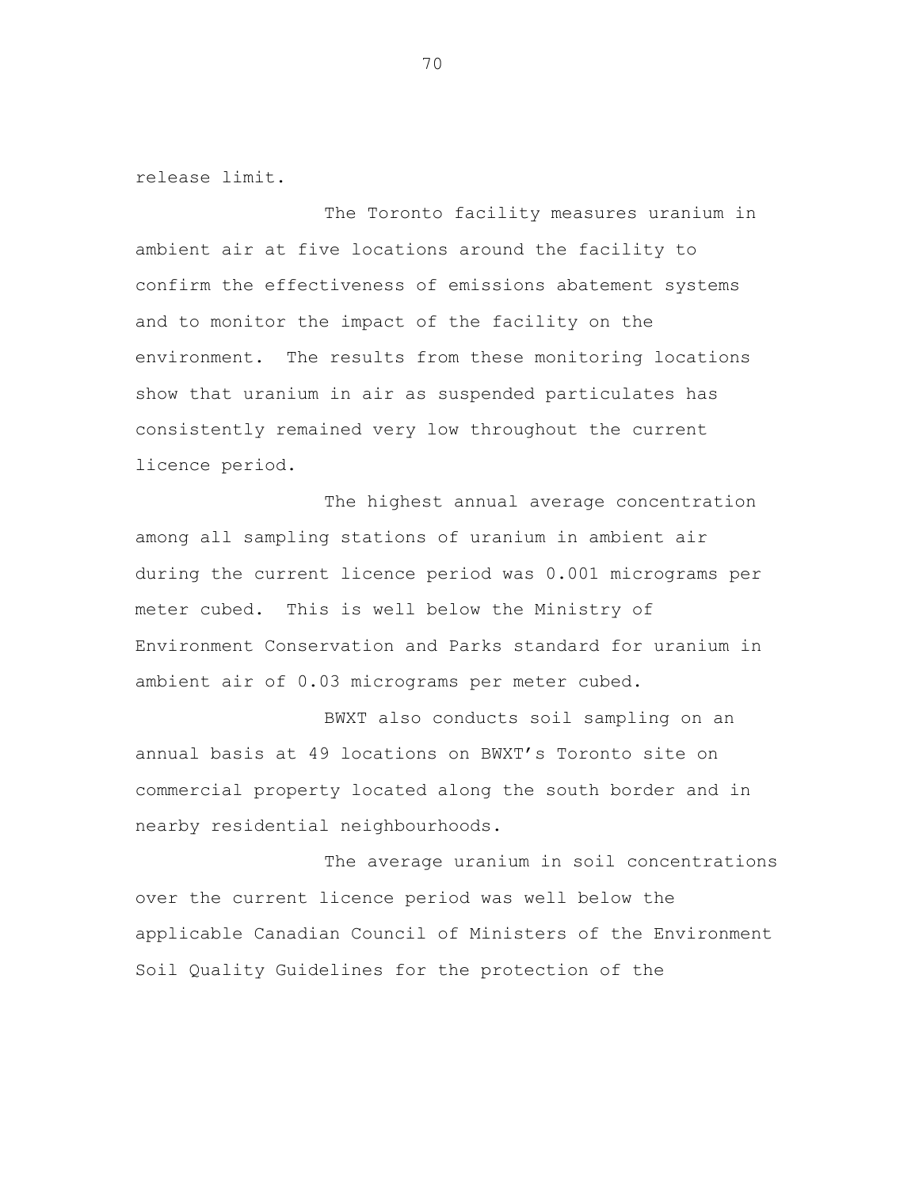release limit.

The Toronto facility measures uranium in ambient air at five locations around the facility to confirm the effectiveness of emissions abatement systems and to monitor the impact of the facility on the environment. The results from these monitoring locations show that uranium in air as suspended particulates has consistently remained very low throughout the current licence period.

The highest annual average concentration among all sampling stations of uranium in ambient air during the current licence period was 0.001 micrograms per meter cubed. This is well below the Ministry of Environment Conservation and Parks standard for uranium in ambient air of 0.03 micrograms per meter cubed.

BWXT also conducts soil sampling on an annual basis at 49 locations on BWXT's Toronto site on commercial property located along the south border and in nearby residential neighbourhoods.

The average uranium in soil concentrations over the current licence period was well below the applicable Canadian Council of Ministers of the Environment Soil Quality Guidelines for the protection of the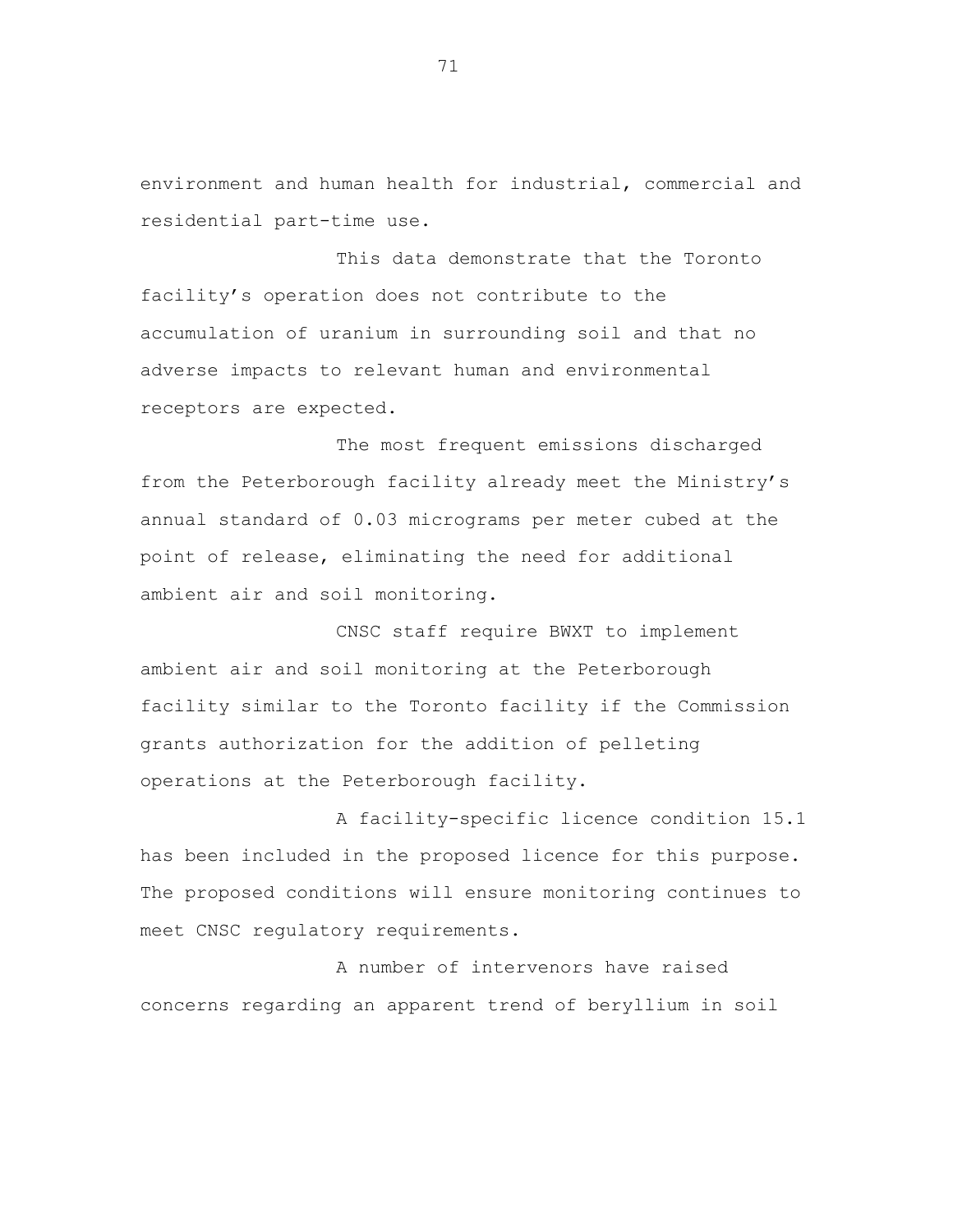environment and human health for industrial, commercial and residential part-time use.

This data demonstrate that the Toronto facility's operation does not contribute to the accumulation of uranium in surrounding soil and that no adverse impacts to relevant human and environmental receptors are expected.

The most frequent emissions discharged from the Peterborough facility already meet the Ministry's annual standard of 0.03 micrograms per meter cubed at the point of release, eliminating the need for additional ambient air and soil monitoring.

CNSC staff require BWXT to implement ambient air and soil monitoring at the Peterborough facility similar to the Toronto facility if the Commission grants authorization for the addition of pelleting operations at the Peterborough facility.

A facility-specific licence condition 15.1 has been included in the proposed licence for this purpose. The proposed conditions will ensure monitoring continues to meet CNSC regulatory requirements.

A number of intervenors have raised concerns regarding an apparent trend of beryllium in soil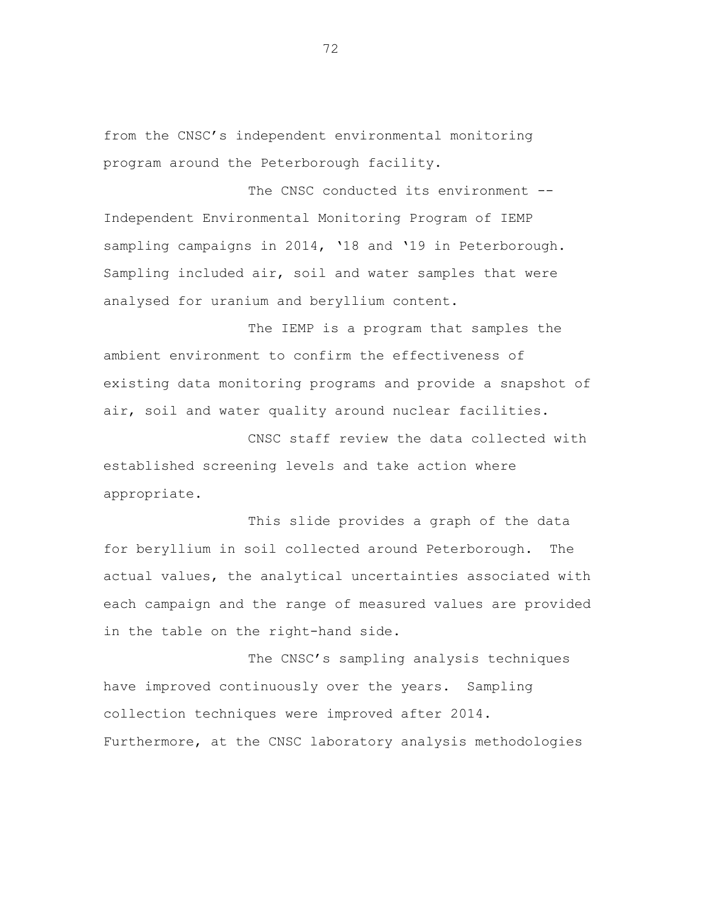from the CNSC's independent environmental monitoring program around the Peterborough facility.

The CNSC conducted its environment -- Independent Environmental Monitoring Program of IEMP sampling campaigns in 2014, '18 and '19 in Peterborough. Sampling included air, soil and water samples that were analysed for uranium and beryllium content.

The IEMP is a program that samples the ambient environment to confirm the effectiveness of existing data monitoring programs and provide a snapshot of air, soil and water quality around nuclear facilities.

CNSC staff review the data collected with established screening levels and take action where appropriate.

This slide provides a graph of the data for beryllium in soil collected around Peterborough. The actual values, the analytical uncertainties associated with each campaign and the range of measured values are provided in the table on the right-hand side.

The CNSC's sampling analysis techniques have improved continuously over the years. Sampling collection techniques were improved after 2014. Furthermore, at the CNSC laboratory analysis methodologies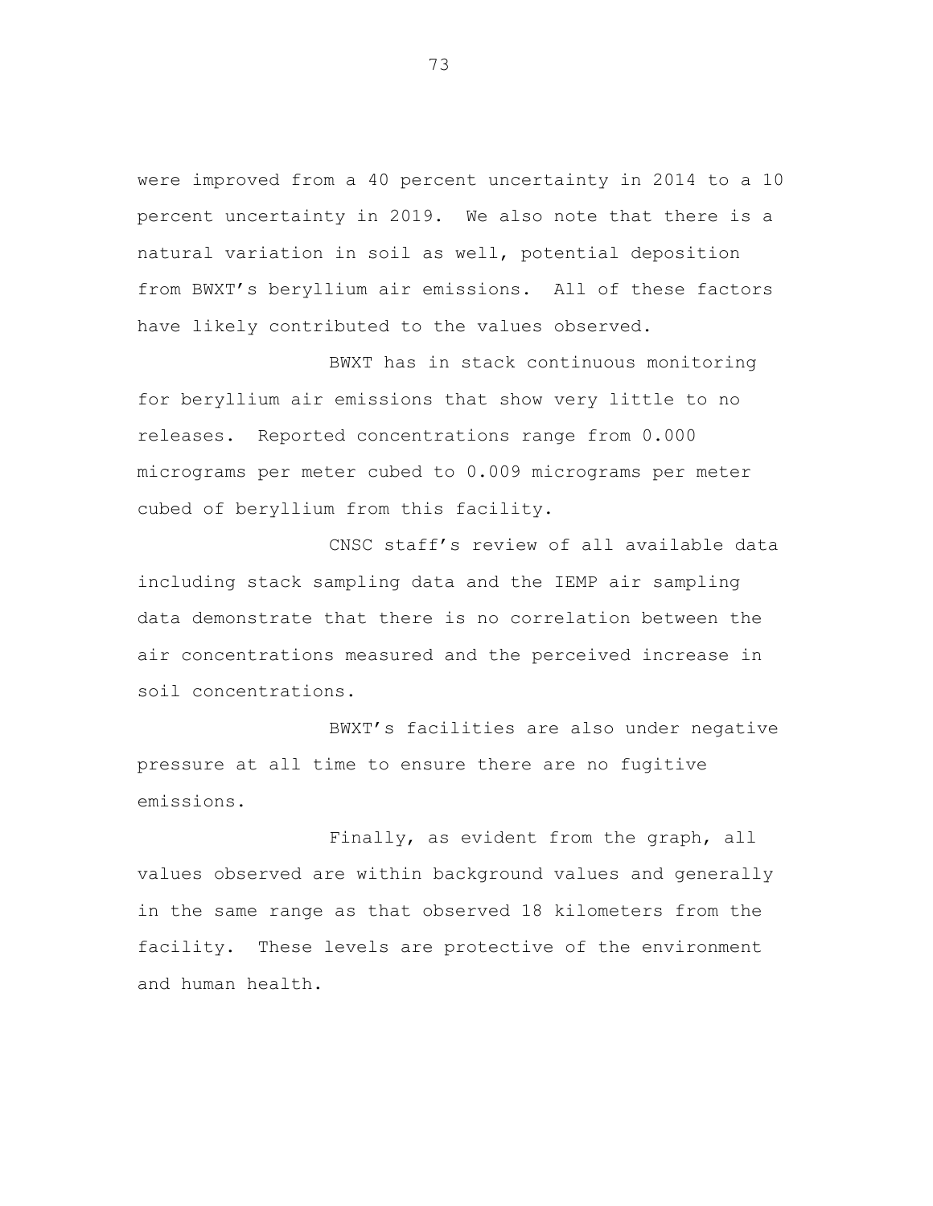were improved from a 40 percent uncertainty in 2014 to a 10 percent uncertainty in 2019. We also note that there is a natural variation in soil as well, potential deposition from BWXT's beryllium air emissions. All of these factors have likely contributed to the values observed.

BWXT has in stack continuous monitoring for beryllium air emissions that show very little to no releases. Reported concentrations range from 0.000 micrograms per meter cubed to 0.009 micrograms per meter cubed of beryllium from this facility.

CNSC staff's review of all available data including stack sampling data and the IEMP air sampling data demonstrate that there is no correlation between the air concentrations measured and the perceived increase in soil concentrations.

BWXT's facilities are also under negative pressure at all time to ensure there are no fugitive emissions.

Finally, as evident from the graph, all values observed are within background values and generally in the same range as that observed 18 kilometers from the facility. These levels are protective of the environment and human health.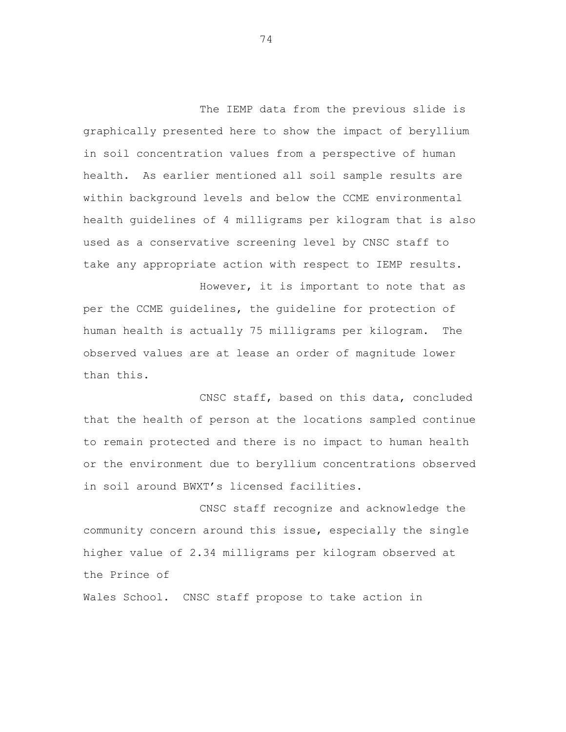The IEMP data from the previous slide is graphically presented here to show the impact of beryllium in soil concentration values from a perspective of human health. As earlier mentioned all soil sample results are within background levels and below the CCME environmental health guidelines of 4 milligrams per kilogram that is also used as a conservative screening level by CNSC staff to take any appropriate action with respect to IEMP results.

However, it is important to note that as per the CCME guidelines, the guideline for protection of human health is actually 75 milligrams per kilogram. The observed values are at lease an order of magnitude lower than this.

CNSC staff, based on this data, concluded that the health of person at the locations sampled continue to remain protected and there is no impact to human health or the environment due to beryllium concentrations observed in soil around BWXT's licensed facilities.

CNSC staff recognize and acknowledge the community concern around this issue, especially the single higher value of 2.34 milligrams per kilogram observed at the Prince of Wales School. CNSC staff propose to take action in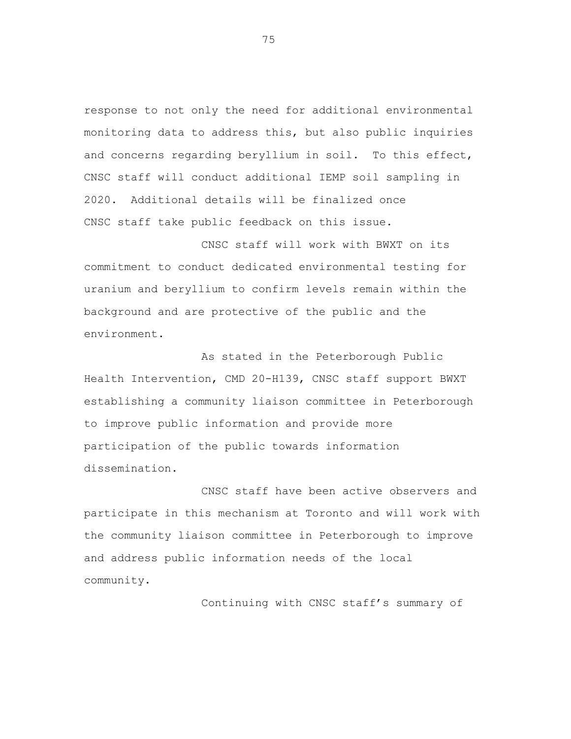response to not only the need for additional environmental monitoring data to address this, but also public inquiries and concerns regarding beryllium in soil. To this effect, CNSC staff will conduct additional IEMP soil sampling in 2020. Additional details will be finalized once CNSC staff take public feedback on this issue.

CNSC staff will work with BWXT on its commitment to conduct dedicated environmental testing for uranium and beryllium to confirm levels remain within the background and are protective of the public and the environment.

As stated in the Peterborough Public Health Intervention, CMD 20-H139, CNSC staff support BWXT establishing a community liaison committee in Peterborough to improve public information and provide more participation of the public towards information dissemination.

CNSC staff have been active observers and participate in this mechanism at Toronto and will work with the community liaison committee in Peterborough to improve and address public information needs of the local community.

Continuing with CNSC staff's summary of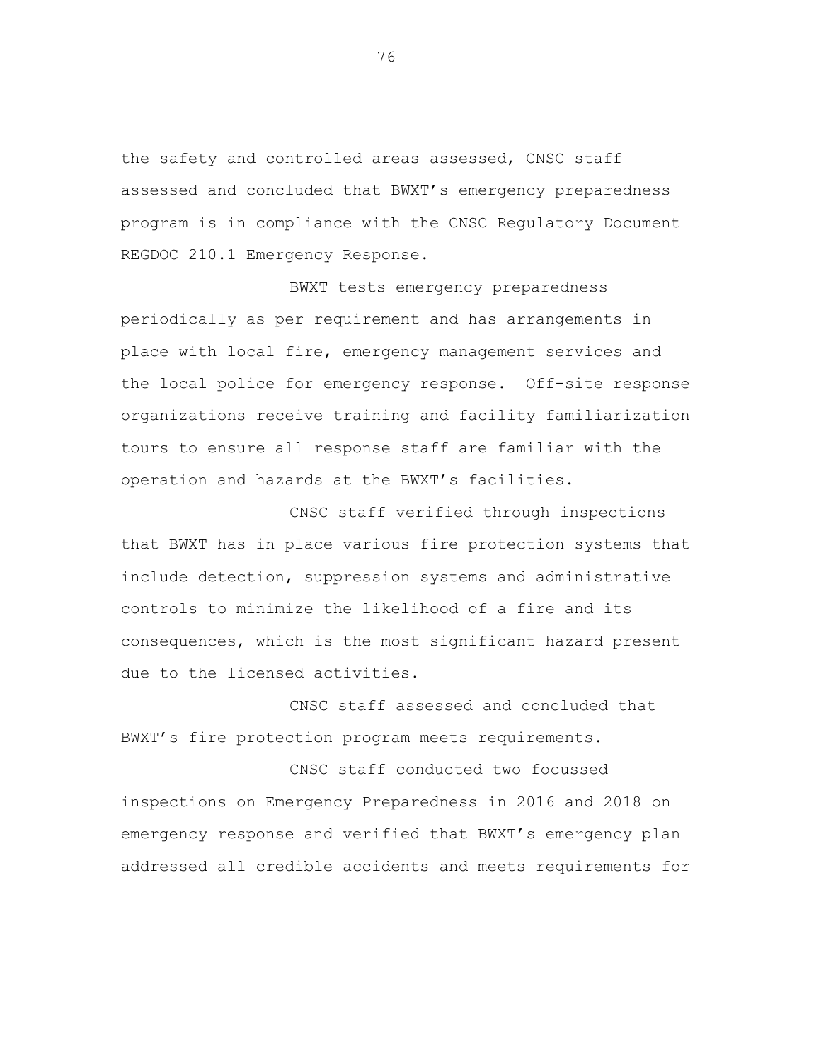the safety and controlled areas assessed, CNSC staff assessed and concluded that BWXT's emergency preparedness program is in compliance with the CNSC Regulatory Document REGDOC 210.1 Emergency Response.

BWXT tests emergency preparedness periodically as per requirement and has arrangements in place with local fire, emergency management services and the local police for emergency response. Off-site response organizations receive training and facility familiarization tours to ensure all response staff are familiar with the operation and hazards at the BWXT's facilities.

CNSC staff verified through inspections that BWXT has in place various fire protection systems that include detection, suppression systems and administrative controls to minimize the likelihood of a fire and its consequences, which is the most significant hazard present due to the licensed activities.

CNSC staff assessed and concluded that BWXT's fire protection program meets requirements.

CNSC staff conducted two focussed inspections on Emergency Preparedness in 2016 and 2018 on emergency response and verified that BWXT's emergency plan addressed all credible accidents and meets requirements for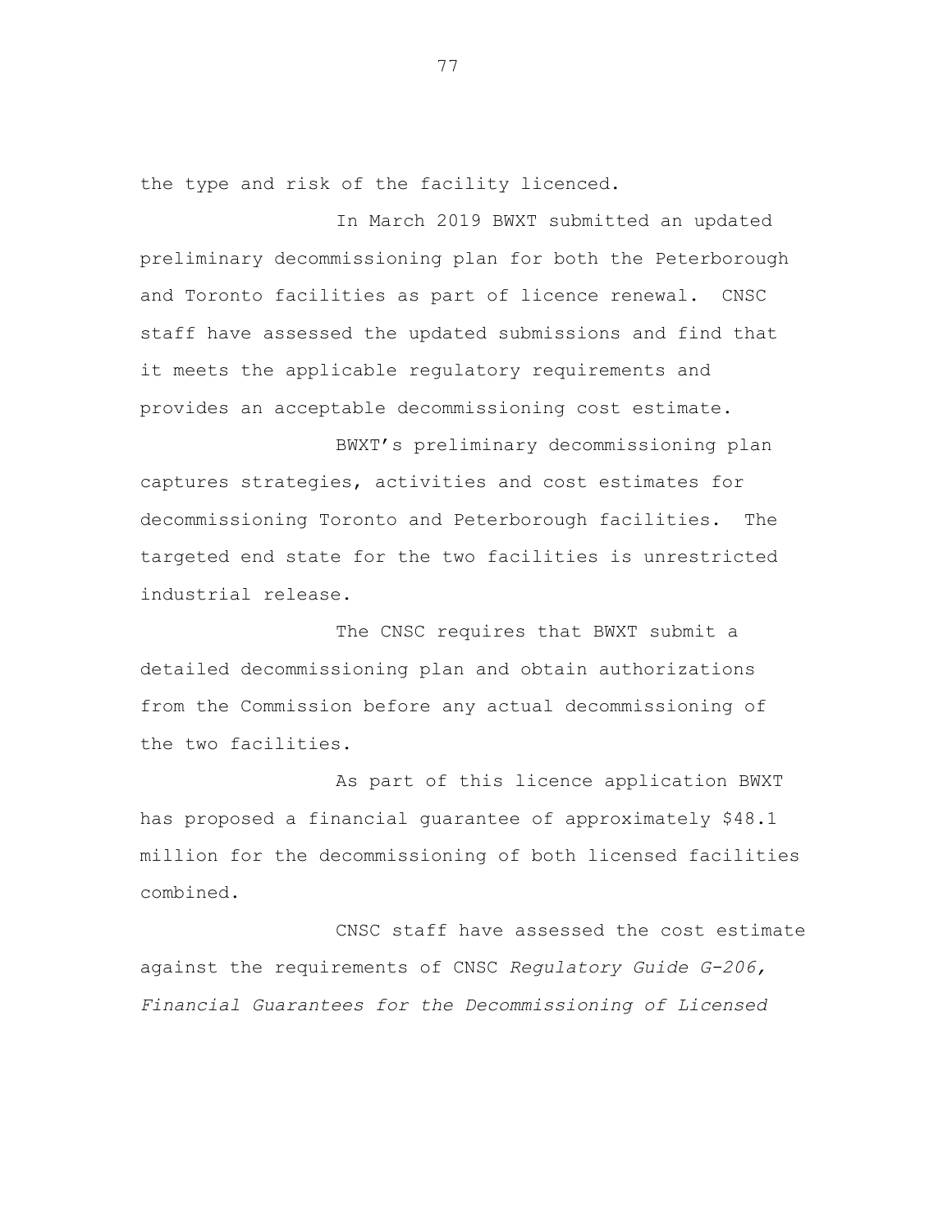the type and risk of the facility licenced.

In March 2019 BWXT submitted an updated preliminary decommissioning plan for both the Peterborough and Toronto facilities as part of licence renewal. CNSC staff have assessed the updated submissions and find that it meets the applicable regulatory requirements and provides an acceptable decommissioning cost estimate.

BWXT's preliminary decommissioning plan captures strategies, activities and cost estimates for decommissioning Toronto and Peterborough facilities. The targeted end state for the two facilities is unrestricted industrial release.

The CNSC requires that BWXT submit a detailed decommissioning plan and obtain authorizations from the Commission before any actual decommissioning of the two facilities.

As part of this licence application BWXT has proposed a financial guarantee of approximately $48.1 million for the decommissioning of both licensed facilities combined.

CNSC staff have assessed the cost estimate against the requirements of CNSC *Regulatory Guide G-206, Financial Guarantees for the Decommissioning of Licensed*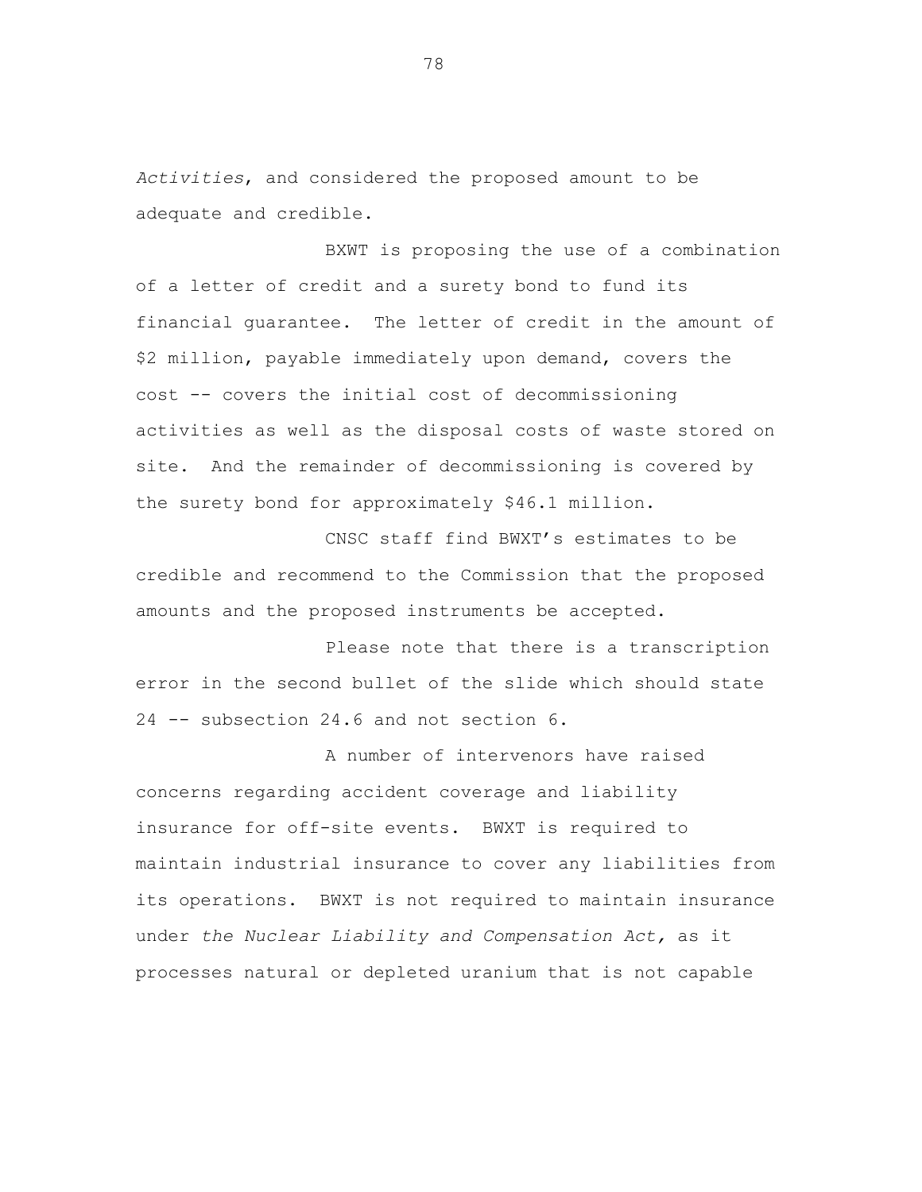*Activities*, and considered the proposed amount to be adequate and credible.

BXWT is proposing the use of a combination of a letter of credit and a surety bond to fund its financial guarantee. The letter of credit in the amount of $2 million, payable immediately upon demand, covers the cost -- covers the initial cost of decommissioning activities as well as the disposal costs of waste stored on site. And the remainder of decommissioning is covered by the surety bond for approximately $46.1 million.

CNSC staff find BWXT's estimates to be credible and recommend to the Commission that the proposed amounts and the proposed instruments be accepted.

Please note that there is a transcription error in the second bullet of the slide which should state 24 -- subsection 24.6 and not section 6.

A number of intervenors have raised concerns regarding accident coverage and liability insurance for off-site events. BWXT is required to maintain industrial insurance to cover any liabilities from its operations. BWXT is not required to maintain insurance under *the Nuclear Liability and Compensation Act,* as it processes natural or depleted uranium that is not capable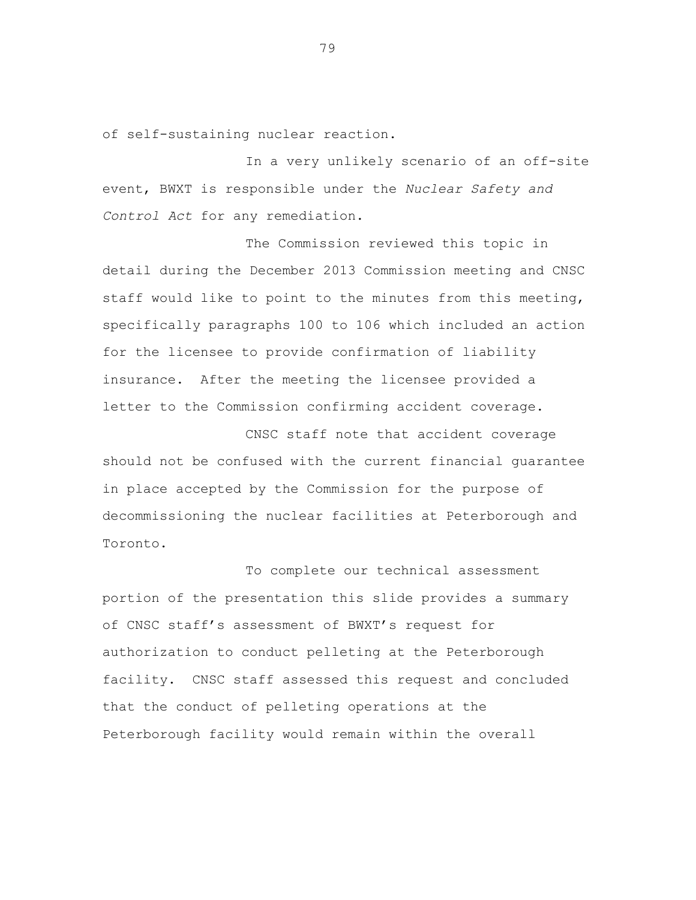of self-sustaining nuclear reaction.

In a very unlikely scenario of an off-site event, BWXT is responsible under the *Nuclear Safety and Control Act* for any remediation.

The Commission reviewed this topic in detail during the December 2013 Commission meeting and CNSC staff would like to point to the minutes from this meeting, specifically paragraphs 100 to 106 which included an action for the licensee to provide confirmation of liability insurance. After the meeting the licensee provided a letter to the Commission confirming accident coverage.

CNSC staff note that accident coverage should not be confused with the current financial guarantee in place accepted by the Commission for the purpose of decommissioning the nuclear facilities at Peterborough and Toronto.

To complete our technical assessment portion of the presentation this slide provides a summary of CNSC staff's assessment of BWXT's request for authorization to conduct pelleting at the Peterborough facility. CNSC staff assessed this request and concluded that the conduct of pelleting operations at the Peterborough facility would remain within the overall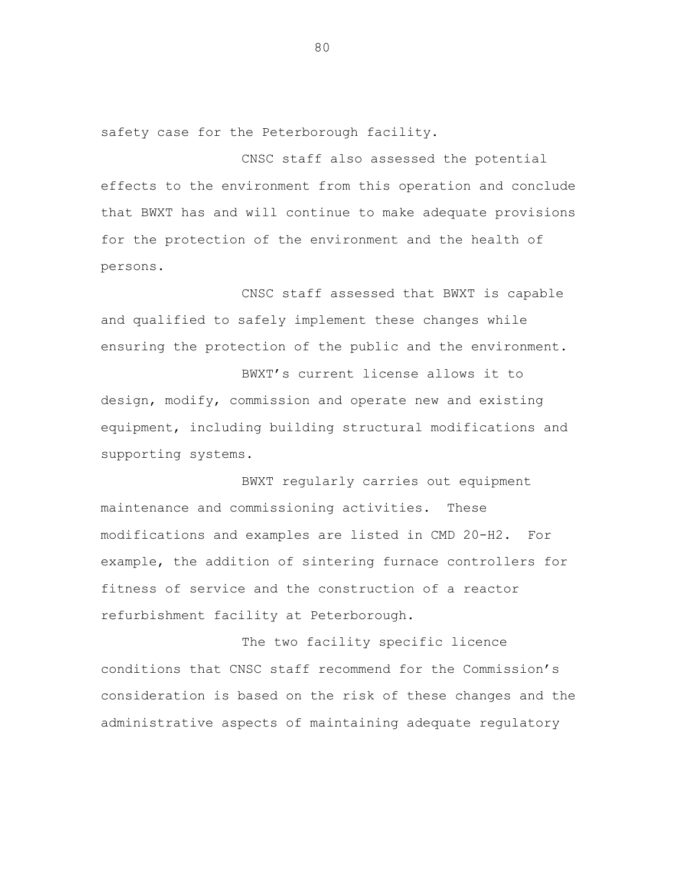safety case for the Peterborough facility.

CNSC staff also assessed the potential effects to the environment from this operation and conclude that BWXT has and will continue to make adequate provisions for the protection of the environment and the health of persons.

CNSC staff assessed that BWXT is capable and qualified to safely implement these changes while ensuring the protection of the public and the environment.

BWXT's current license allows it to design, modify, commission and operate new and existing equipment, including building structural modifications and supporting systems.

BWXT regularly carries out equipment maintenance and commissioning activities. These modifications and examples are listed in CMD 20-H2. For example, the addition of sintering furnace controllers for fitness of service and the construction of a reactor refurbishment facility at Peterborough.

The two facility specific licence conditions that CNSC staff recommend for the Commission's consideration is based on the risk of these changes and the administrative aspects of maintaining adequate regulatory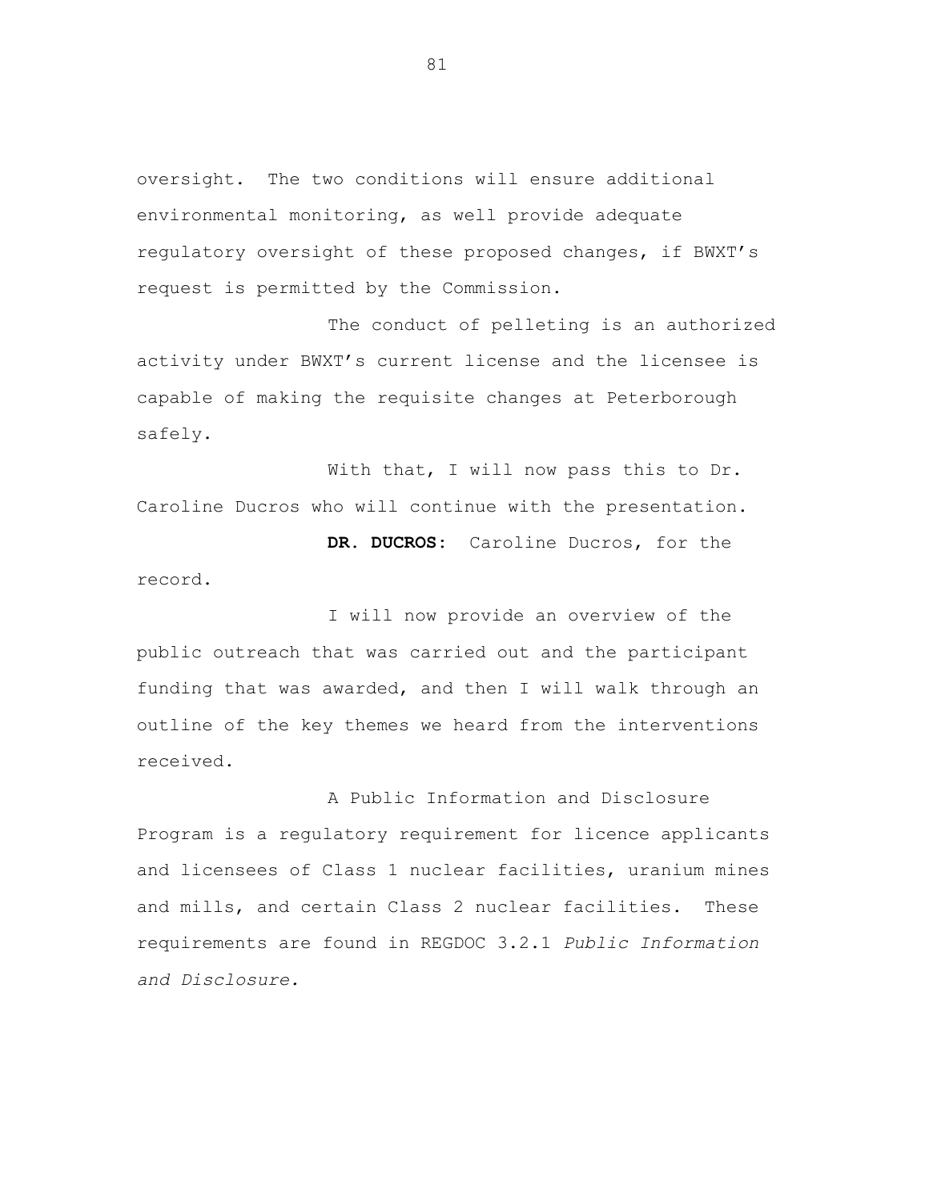oversight. The two conditions will ensure additional environmental monitoring, as well provide adequate regulatory oversight of these proposed changes, if BWXT's request is permitted by the Commission.

The conduct of pelleting is an authorized activity under BWXT's current license and the licensee is capable of making the requisite changes at Peterborough safely.

With that, I will now pass this to Dr. Caroline Ducros who will continue with the presentation.

**DR. DUCROS:** Caroline Ducros, for the record.

I will now provide an overview of the public outreach that was carried out and the participant funding that was awarded, and then I will walk through an outline of the key themes we heard from the interventions received.

A Public Information and Disclosure Program is a regulatory requirement for licence applicants and licensees of Class 1 nuclear facilities, uranium mines and mills, and certain Class 2 nuclear facilities. These requirements are found in REGDOC 3.2.1 *Public Information and Disclosure.*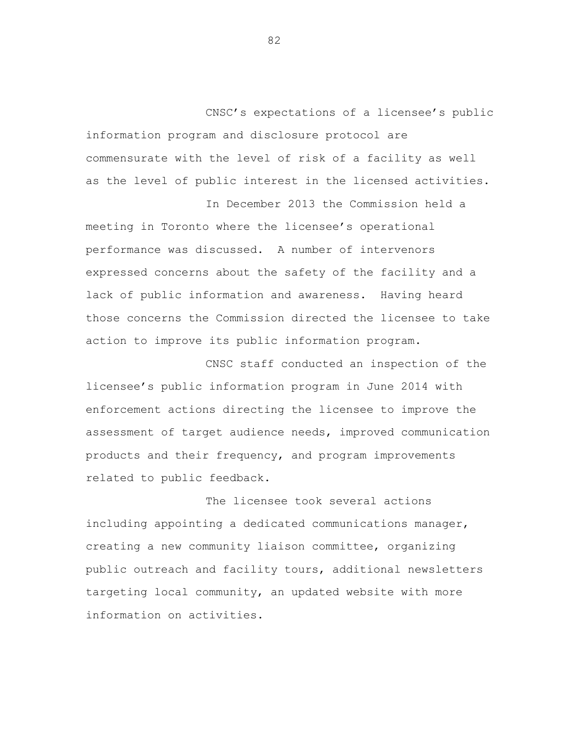CNSC's expectations of a licensee's public information program and disclosure protocol are commensurate with the level of risk of a facility as well as the level of public interest in the licensed activities.

In December 2013 the Commission held a meeting in Toronto where the licensee's operational performance was discussed. A number of intervenors expressed concerns about the safety of the facility and a lack of public information and awareness. Having heard those concerns the Commission directed the licensee to take action to improve its public information program.

CNSC staff conducted an inspection of the licensee's public information program in June 2014 with enforcement actions directing the licensee to improve the assessment of target audience needs, improved communication products and their frequency, and program improvements related to public feedback.

The licensee took several actions including appointing a dedicated communications manager, creating a new community liaison committee, organizing public outreach and facility tours, additional newsletters targeting local community, an updated website with more information on activities.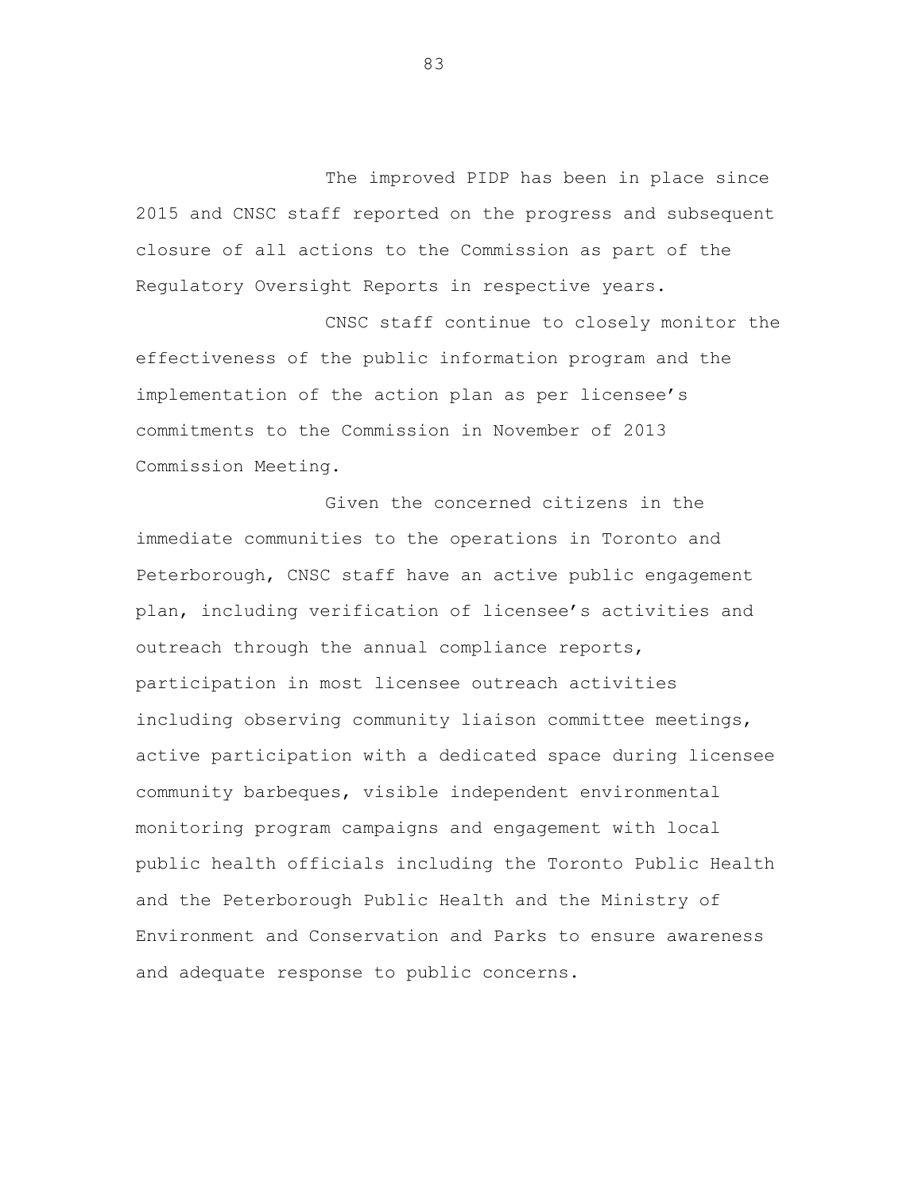The improved PIDP has been in place since 2015 and CNSC staff reported on the progress and subsequent closure of all actions to the Commission as part of the Regulatory Oversight Reports in respective years.

CNSC staff continue to closely monitor the effectiveness of the public information program and the implementation of the action plan as per licensee's commitments to the Commission in November of 2013 Commission Meeting.

Given the concerned citizens in the immediate communities to the operations in Toronto and Peterborough, CNSC staff have an active public engagement plan, including verification of licensee's activities and outreach through the annual compliance reports, participation in most licensee outreach activities including observing community liaison committee meetings, active participation with a dedicated space during licensee community barbeques, visible independent environmental monitoring program campaigns and engagement with local public health officials including the Toronto Public Health and the Peterborough Public Health and the Ministry of Environment and Conservation and Parks to ensure awareness and adequate response to public concerns.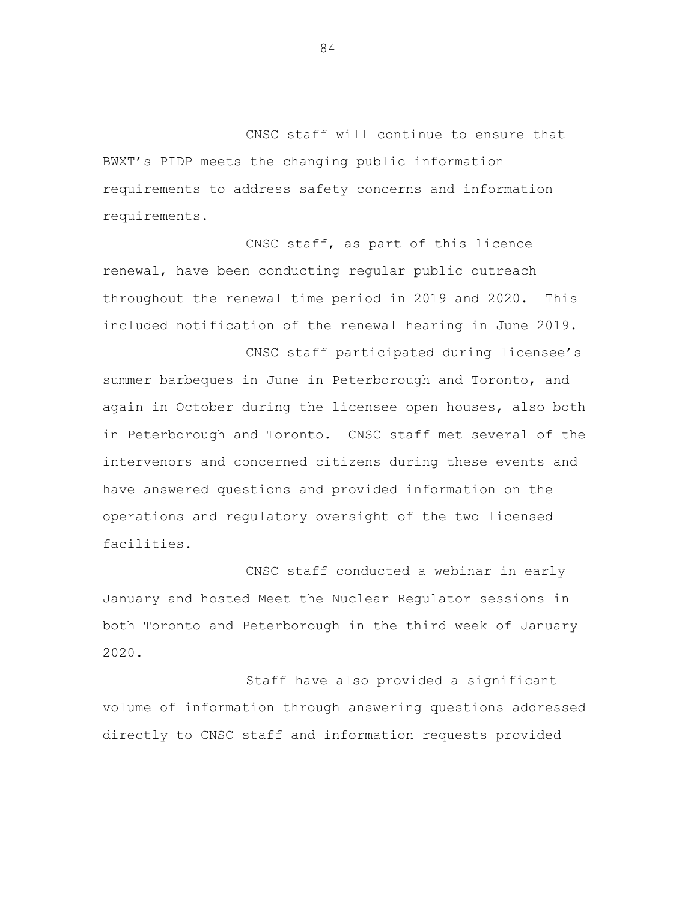CNSC staff will continue to ensure that BWXT's PIDP meets the changing public information requirements to address safety concerns and information requirements.

CNSC staff, as part of this licence renewal, have been conducting regular public outreach throughout the renewal time period in 2019 and 2020. This included notification of the renewal hearing in June 2019.

CNSC staff participated during licensee's summer barbeques in June in Peterborough and Toronto, and again in October during the licensee open houses, also both in Peterborough and Toronto. CNSC staff met several of the intervenors and concerned citizens during these events and have answered questions and provided information on the operations and regulatory oversight of the two licensed facilities.

CNSC staff conducted a webinar in early January and hosted Meet the Nuclear Regulator sessions in both Toronto and Peterborough in the third week of January 2020.

Staff have also provided a significant volume of information through answering questions addressed directly to CNSC staff and information requests provided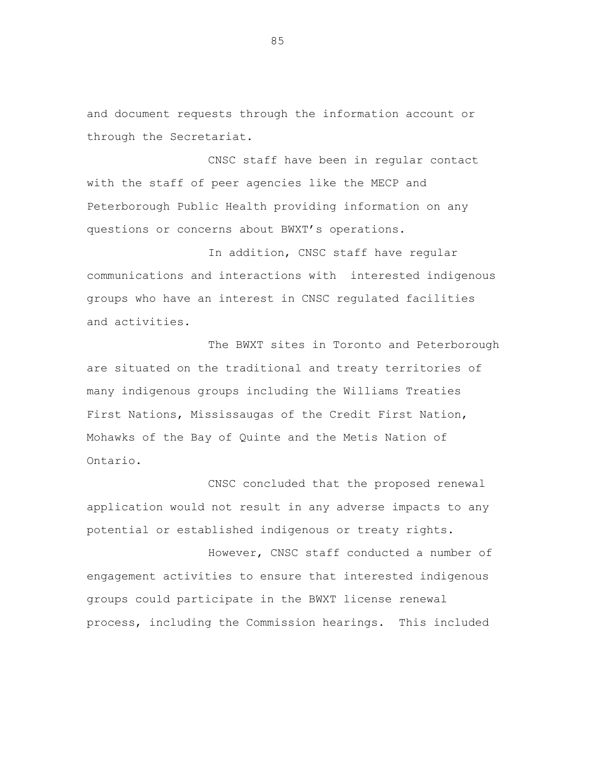and document requests through the information account or through the Secretariat.

CNSC staff have been in regular contact with the staff of peer agencies like the MECP and Peterborough Public Health providing information on any questions or concerns about BWXT's operations.

In addition, CNSC staff have regular communications and interactions with interested indigenous groups who have an interest in CNSC regulated facilities and activities.

The BWXT sites in Toronto and Peterborough are situated on the traditional and treaty territories of many indigenous groups including the Williams Treaties First Nations, Mississaugas of the Credit First Nation, Mohawks of the Bay of Quinte and the Metis Nation of Ontario.

CNSC concluded that the proposed renewal application would not result in any adverse impacts to any potential or established indigenous or treaty rights.

However, CNSC staff conducted a number of engagement activities to ensure that interested indigenous groups could participate in the BWXT license renewal process, including the Commission hearings. This included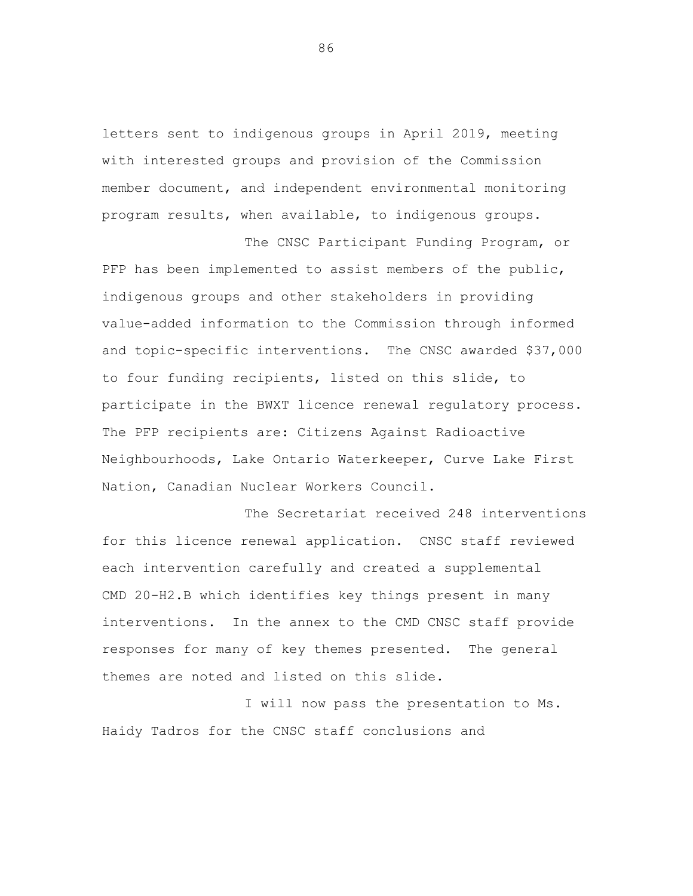letters sent to indigenous groups in April 2019, meeting with interested groups and provision of the Commission member document, and independent environmental monitoring program results, when available, to indigenous groups.

The CNSC Participant Funding Program, or PFP has been implemented to assist members of the public, indigenous groups and other stakeholders in providing value-added information to the Commission through informed and topic-specific interventions.  The CNSC awarded $37,000 to four funding recipients, listed on this slide, to participate in the BWXT licence renewal regulatory process. The PFP recipients are: Citizens Against Radioactive Neighbourhoods, Lake Ontario Waterkeeper, Curve Lake First Nation, Canadian Nuclear Workers Council.

The Secretariat received 248 interventions for this licence renewal application.  CNSC staff reviewed each intervention carefully and created a supplemental CMD 20-H2.B which identifies key things present in many interventions.  In the annex to the CMD CNSC staff provide responses for many of key themes presented.  The general themes are noted and listed on this slide.

I will now pass the presentation to Ms. Haidy Tadros for the CNSC staff conclusions and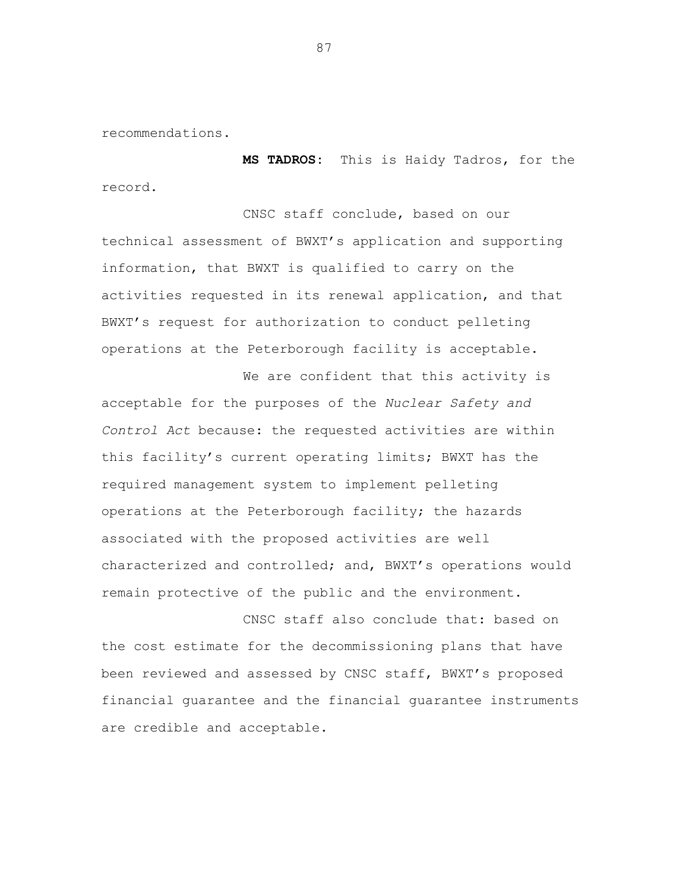recommendations.

**MS TADROS:** This is Haidy Tadros, for the record.

CNSC staff conclude, based on our technical assessment of BWXT's application and supporting information, that BWXT is qualified to carry on the activities requested in its renewal application, and that BWXT's request for authorization to conduct pelleting operations at the Peterborough facility is acceptable.

We are confident that this activity is acceptable for the purposes of the *Nuclear Safety and Control Act* because: the requested activities are within this facility's current operating limits; BWXT has the required management system to implement pelleting operations at the Peterborough facility; the hazards associated with the proposed activities are well characterized and controlled; and, BWXT's operations would remain protective of the public and the environment.

CNSC staff also conclude that: based on the cost estimate for the decommissioning plans that have been reviewed and assessed by CNSC staff, BWXT's proposed financial guarantee and the financial guarantee instruments are credible and acceptable.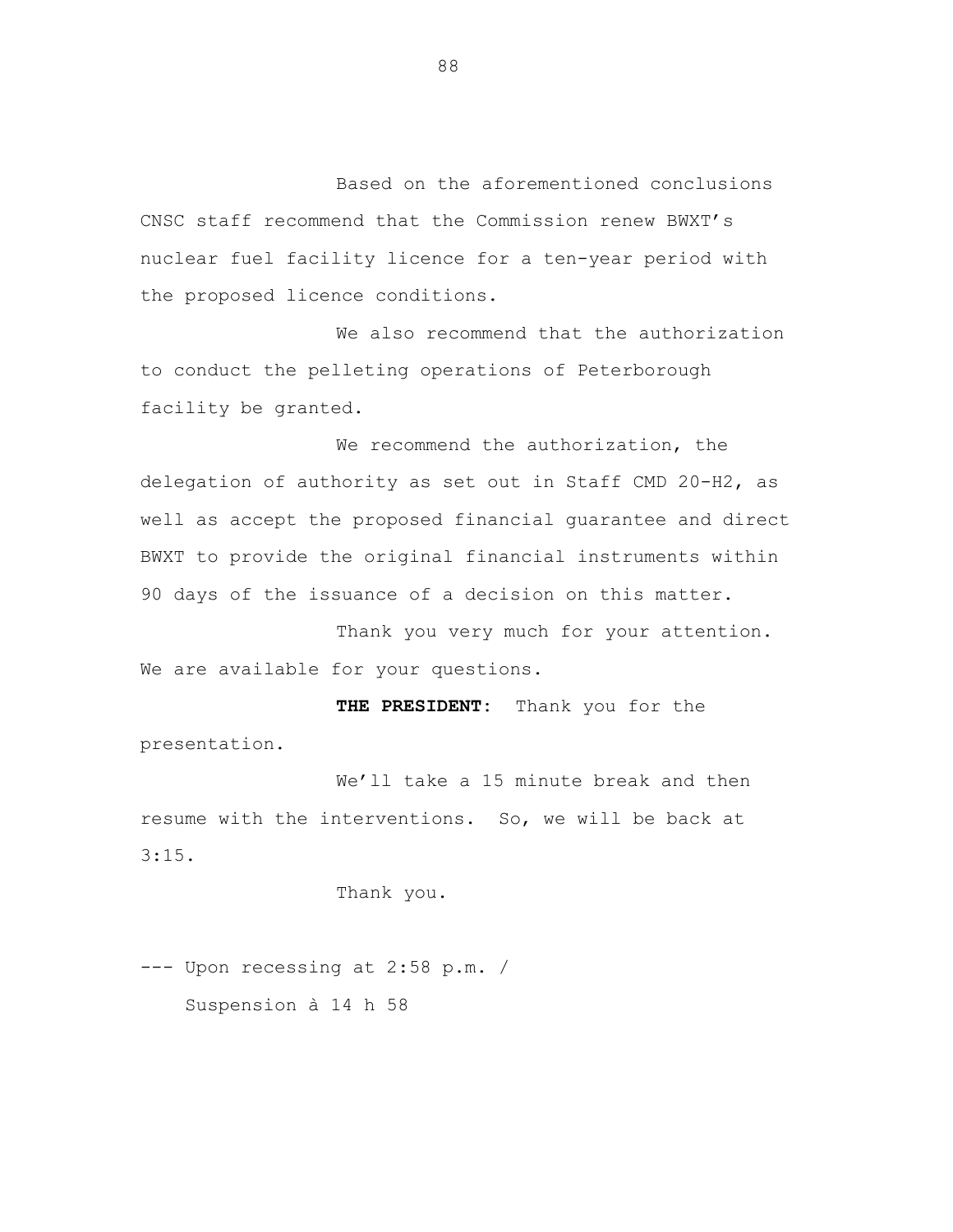Based on the aforementioned conclusions CNSC staff recommend that the Commission renew BWXT's nuclear fuel facility licence for a ten-year period with the proposed licence conditions.

We also recommend that the authorization to conduct the pelleting operations of Peterborough facility be granted.

We recommend the authorization, the delegation of authority as set out in Staff CMD 20-H2, as well as accept the proposed financial guarantee and direct BWXT to provide the original financial instruments within 90 days of the issuance of a decision on this matter.

Thank you very much for your attention. We are available for your questions.

**THE PRESIDENT:** Thank you for the presentation.

We'll take a 15 minute break and then resume with the interventions. So, we will be back at 3:15.

Thank you.

--- Upon recessing at 2:58 p.m. /
Suspension à 14 h 58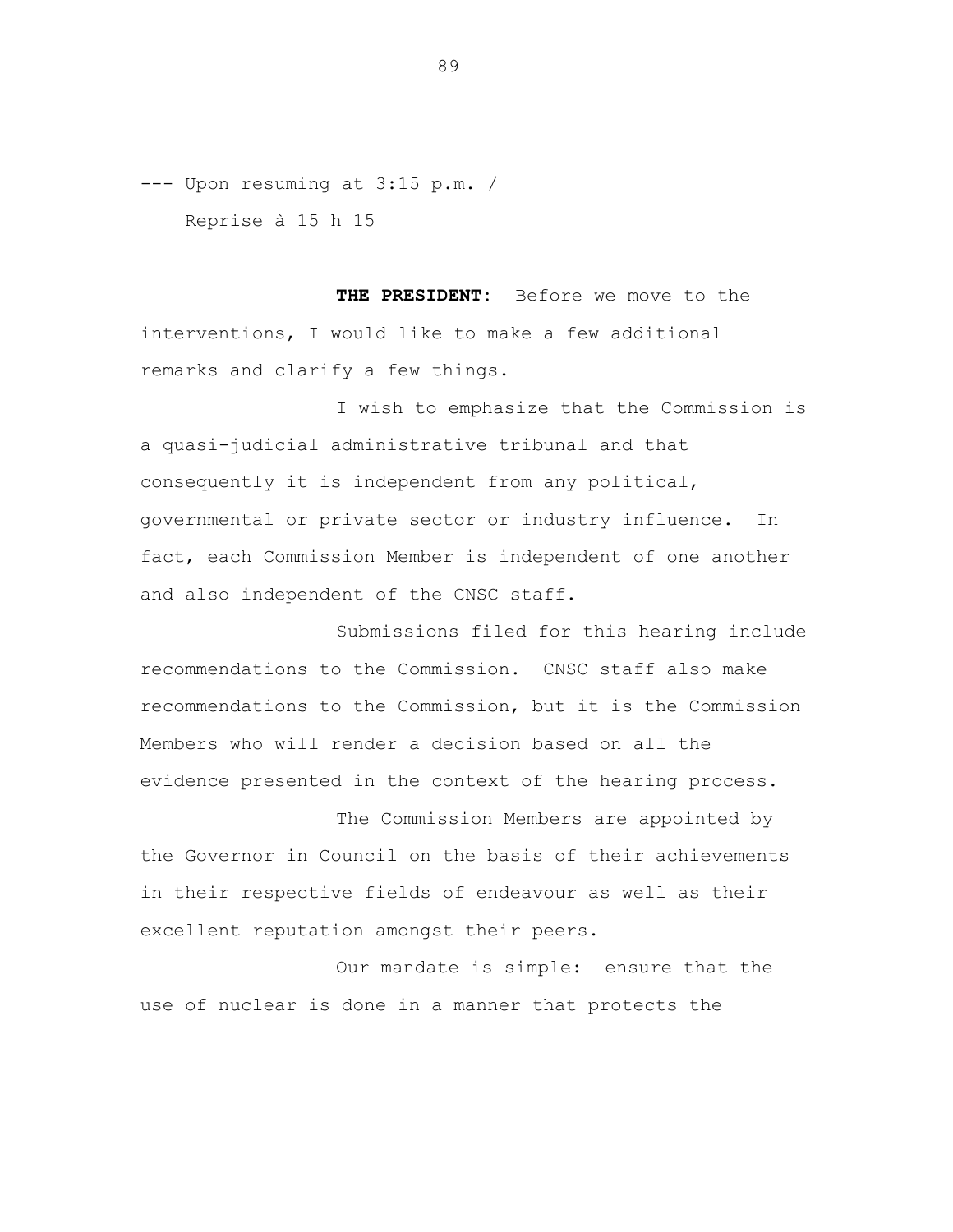--- Upon resuming at 3:15 p.m. /
Reprise à 15 h 15

**THE PRESIDENT:** Before we move to the interventions, I would like to make a few additional remarks and clarify a few things.

I wish to emphasize that the Commission is a quasi-judicial administrative tribunal and that consequently it is independent from any political, governmental or private sector or industry influence. In fact, each Commission Member is independent of one another and also independent of the CNSC staff.

Submissions filed for this hearing include recommendations to the Commission. CNSC staff also make recommendations to the Commission, but it is the Commission Members who will render a decision based on all the evidence presented in the context of the hearing process.

The Commission Members are appointed by the Governor in Council on the basis of their achievements in their respective fields of endeavour as well as their excellent reputation amongst their peers.

Our mandate is simple: ensure that the use of nuclear is done in a manner that protects the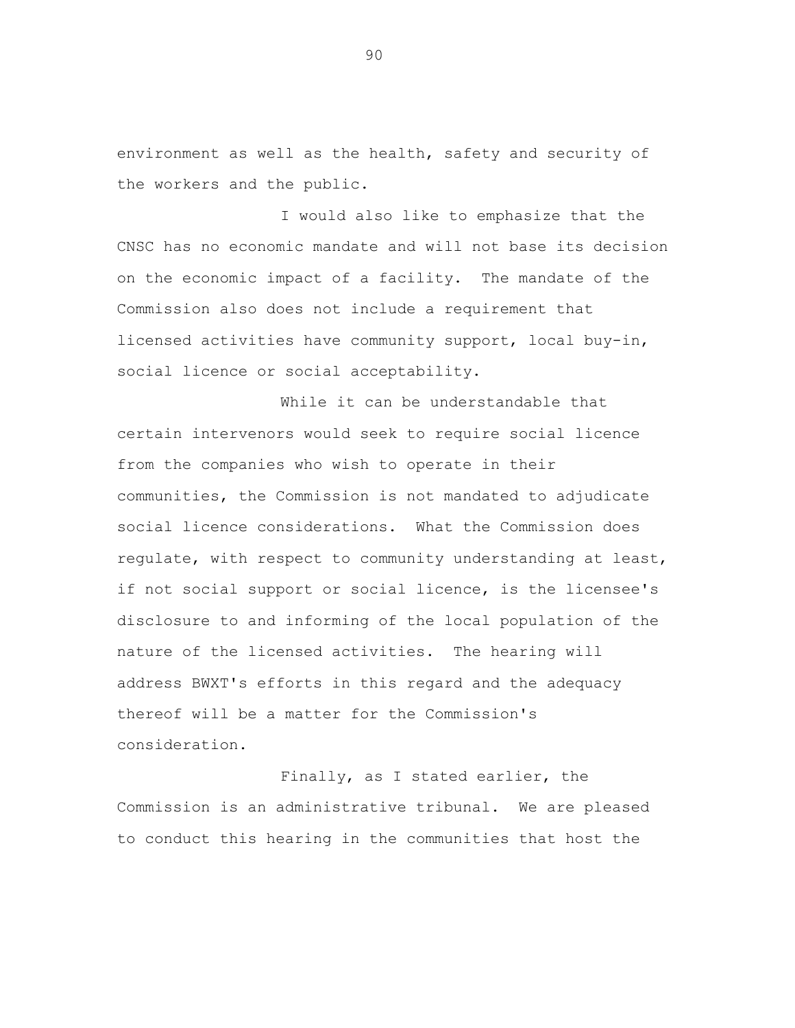environment as well as the health, safety and security of the workers and the public.

I would also like to emphasize that the CNSC has no economic mandate and will not base its decision on the economic impact of a facility. The mandate of the Commission also does not include a requirement that licensed activities have community support, local buy-in, social licence or social acceptability.

While it can be understandable that certain intervenors would seek to require social licence from the companies who wish to operate in their communities, the Commission is not mandated to adjudicate social licence considerations. What the Commission does regulate, with respect to community understanding at least, if not social support or social licence, is the licensee's disclosure to and informing of the local population of the nature of the licensed activities. The hearing will address BWXT's efforts in this regard and the adequacy thereof will be a matter for the Commission's consideration.

Finally, as I stated earlier, the Commission is an administrative tribunal. We are pleased to conduct this hearing in the communities that host the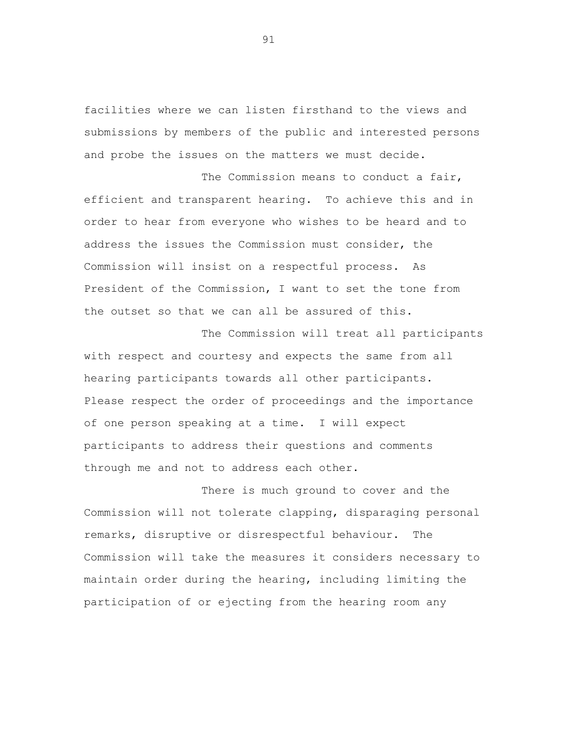facilities where we can listen firsthand to the views and submissions by members of the public and interested persons and probe the issues on the matters we must decide.

The Commission means to conduct a fair, efficient and transparent hearing. To achieve this and in order to hear from everyone who wishes to be heard and to address the issues the Commission must consider, the Commission will insist on a respectful process. As President of the Commission, I want to set the tone from the outset so that we can all be assured of this.

The Commission will treat all participants with respect and courtesy and expects the same from all hearing participants towards all other participants. Please respect the order of proceedings and the importance of one person speaking at a time. I will expect participants to address their questions and comments through me and not to address each other.

There is much ground to cover and the Commission will not tolerate clapping, disparaging personal remarks, disruptive or disrespectful behaviour. The Commission will take the measures it considers necessary to maintain order during the hearing, including limiting the participation of or ejecting from the hearing room any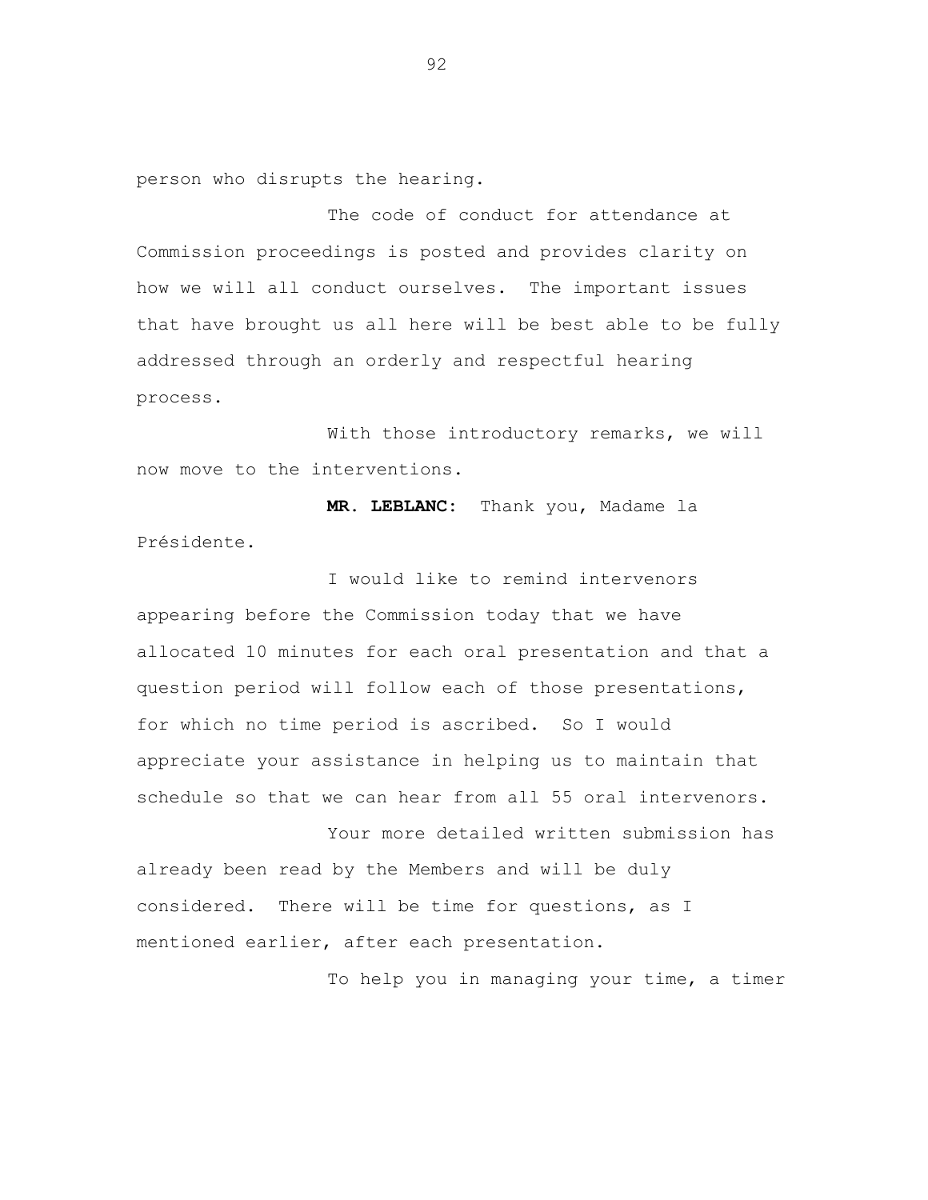person who disrupts the hearing.

The code of conduct for attendance at Commission proceedings is posted and provides clarity on how we will all conduct ourselves. The important issues that have brought us all here will be best able to be fully addressed through an orderly and respectful hearing process.

With those introductory remarks, we will now move to the interventions.

**MR. LEBLANC:** Thank you, Madame la Présidente.

I would like to remind intervenors appearing before the Commission today that we have allocated 10 minutes for each oral presentation and that a question period will follow each of those presentations, for which no time period is ascribed. So I would appreciate your assistance in helping us to maintain that schedule so that we can hear from all 55 oral intervenors.

Your more detailed written submission has already been read by the Members and will be duly considered. There will be time for questions, as I mentioned earlier, after each presentation.

To help you in managing your time, a timer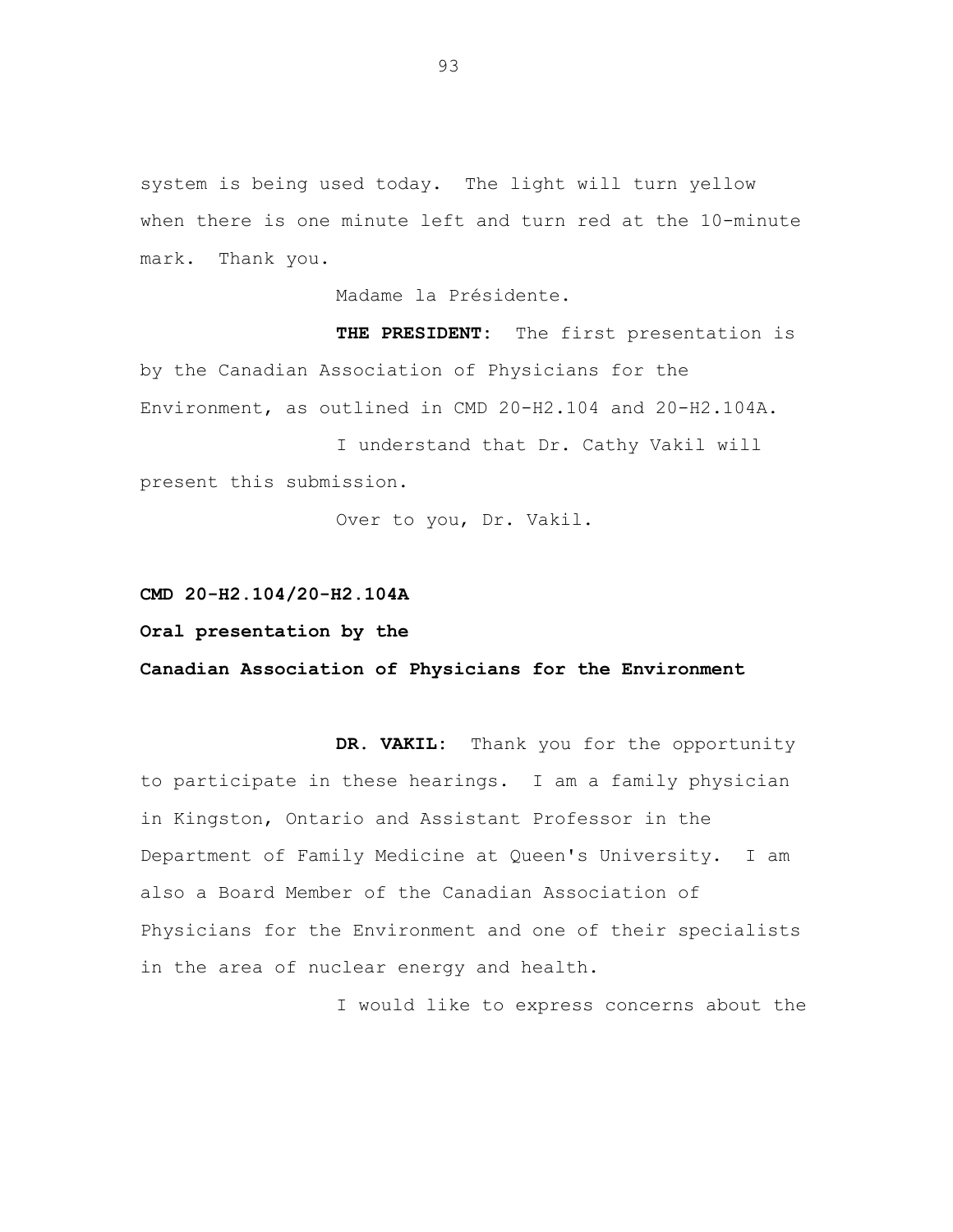system is being used today. The light will turn yellow when there is one minute left and turn red at the 10-minute mark. Thank you.

Madame la Présidente.

**THE PRESIDENT:** The first presentation is by the Canadian Association of Physicians for the Environment, as outlined in CMD 20-H2.104 and 20-H2.104A.

I understand that Dr. Cathy Vakil will present this submission.

Over to you, Dr. Vakil.

**CMD 20-H2.104/20-H2.104A**

**Oral presentation by the**

**Canadian Association of Physicians for the Environment**

**DR. VAKIL:** Thank you for the opportunity to participate in these hearings. I am a family physician in Kingston, Ontario and Assistant Professor in the Department of Family Medicine at Queen's University. I am also a Board Member of the Canadian Association of Physicians for the Environment and one of their specialists in the area of nuclear energy and health.

I would like to express concerns about the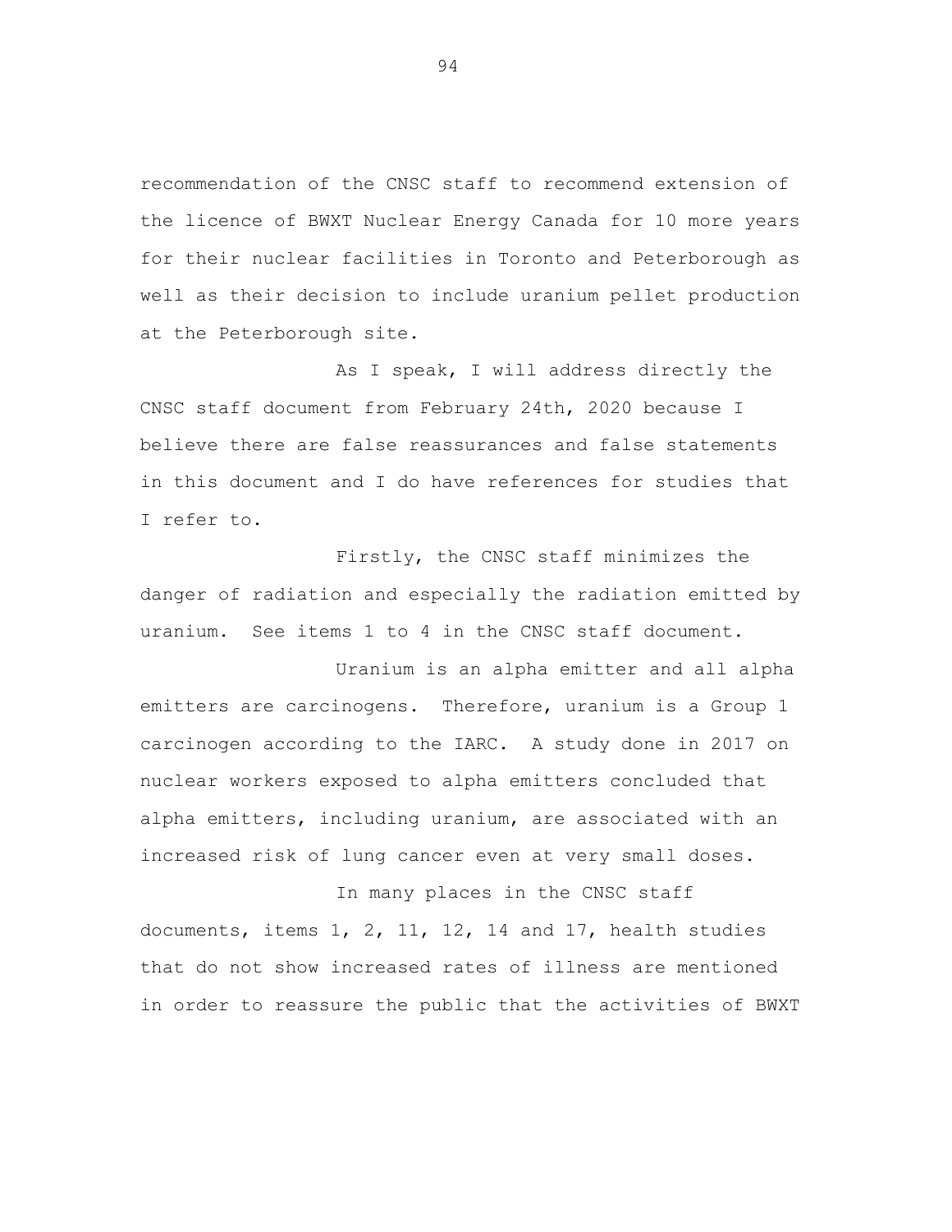recommendation of the CNSC staff to recommend extension of the licence of BWXT Nuclear Energy Canada for 10 more years for their nuclear facilities in Toronto and Peterborough as well as their decision to include uranium pellet production at the Peterborough site.

As I speak, I will address directly the CNSC staff document from February 24th, 2020 because I believe there are false reassurances and false statements in this document and I do have references for studies that I refer to.

Firstly, the CNSC staff minimizes the danger of radiation and especially the radiation emitted by uranium. See items 1 to 4 in the CNSC staff document.

Uranium is an alpha emitter and all alpha emitters are carcinogens. Therefore, uranium is a Group 1 carcinogen according to the IARC. A study done in 2017 on nuclear workers exposed to alpha emitters concluded that alpha emitters, including uranium, are associated with an increased risk of lung cancer even at very small doses.

In many places in the CNSC staff documents, items 1, 2, 11, 12, 14 and 17, health studies that do not show increased rates of illness are mentioned in order to reassure the public that the activities of BWXT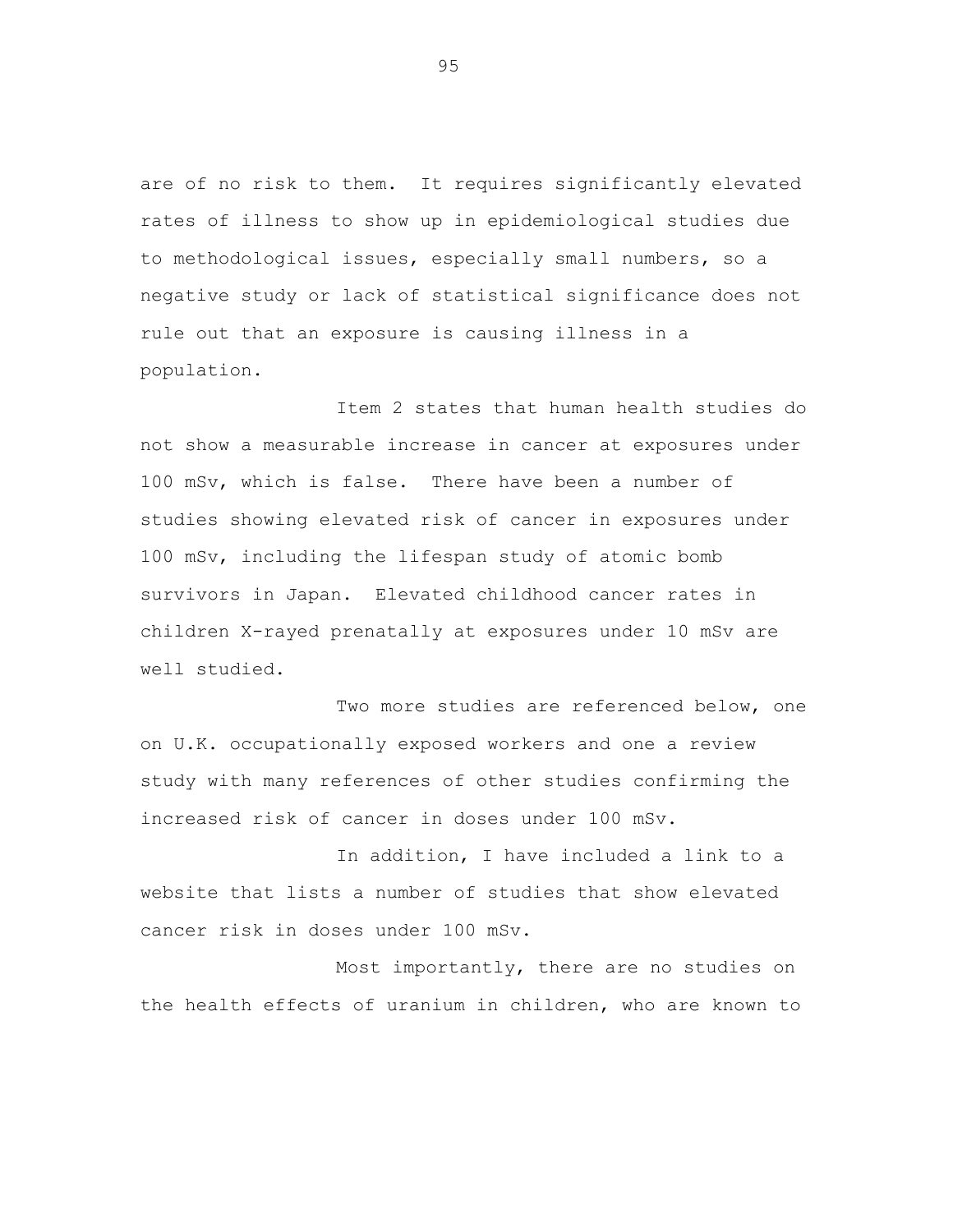are of no risk to them. It requires significantly elevated rates of illness to show up in epidemiological studies due to methodological issues, especially small numbers, so a negative study or lack of statistical significance does not rule out that an exposure is causing illness in a population.

Item 2 states that human health studies do not show a measurable increase in cancer at exposures under 100 mSv, which is false. There have been a number of studies showing elevated risk of cancer in exposures under 100 mSv, including the lifespan study of atomic bomb survivors in Japan. Elevated childhood cancer rates in children X-rayed prenatally at exposures under 10 mSv are well studied.

Two more studies are referenced below, one on U.K. occupationally exposed workers and one a review study with many references of other studies confirming the increased risk of cancer in doses under 100 mSv.

In addition, I have included a link to a website that lists a number of studies that show elevated cancer risk in doses under 100 mSv.

Most importantly, there are no studies on the health effects of uranium in children, who are known to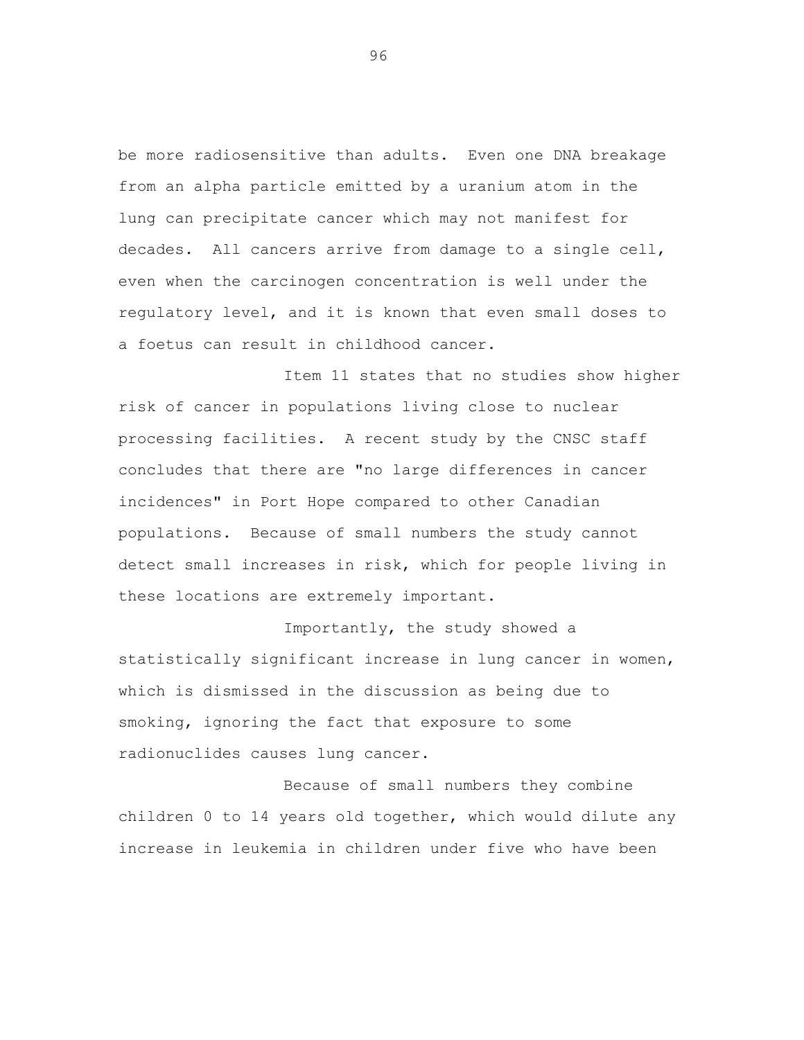be more radiosensitive than adults. Even one DNA breakage from an alpha particle emitted by a uranium atom in the lung can precipitate cancer which may not manifest for decades. All cancers arrive from damage to a single cell, even when the carcinogen concentration is well under the regulatory level, and it is known that even small doses to a foetus can result in childhood cancer.

Item 11 states that no studies show higher risk of cancer in populations living close to nuclear processing facilities. A recent study by the CNSC staff concludes that there are "no large differences in cancer incidences" in Port Hope compared to other Canadian populations. Because of small numbers the study cannot detect small increases in risk, which for people living in these locations are extremely important.

Importantly, the study showed a statistically significant increase in lung cancer in women, which is dismissed in the discussion as being due to smoking, ignoring the fact that exposure to some radionuclides causes lung cancer.

Because of small numbers they combine children 0 to 14 years old together, which would dilute any increase in leukemia in children under five who have been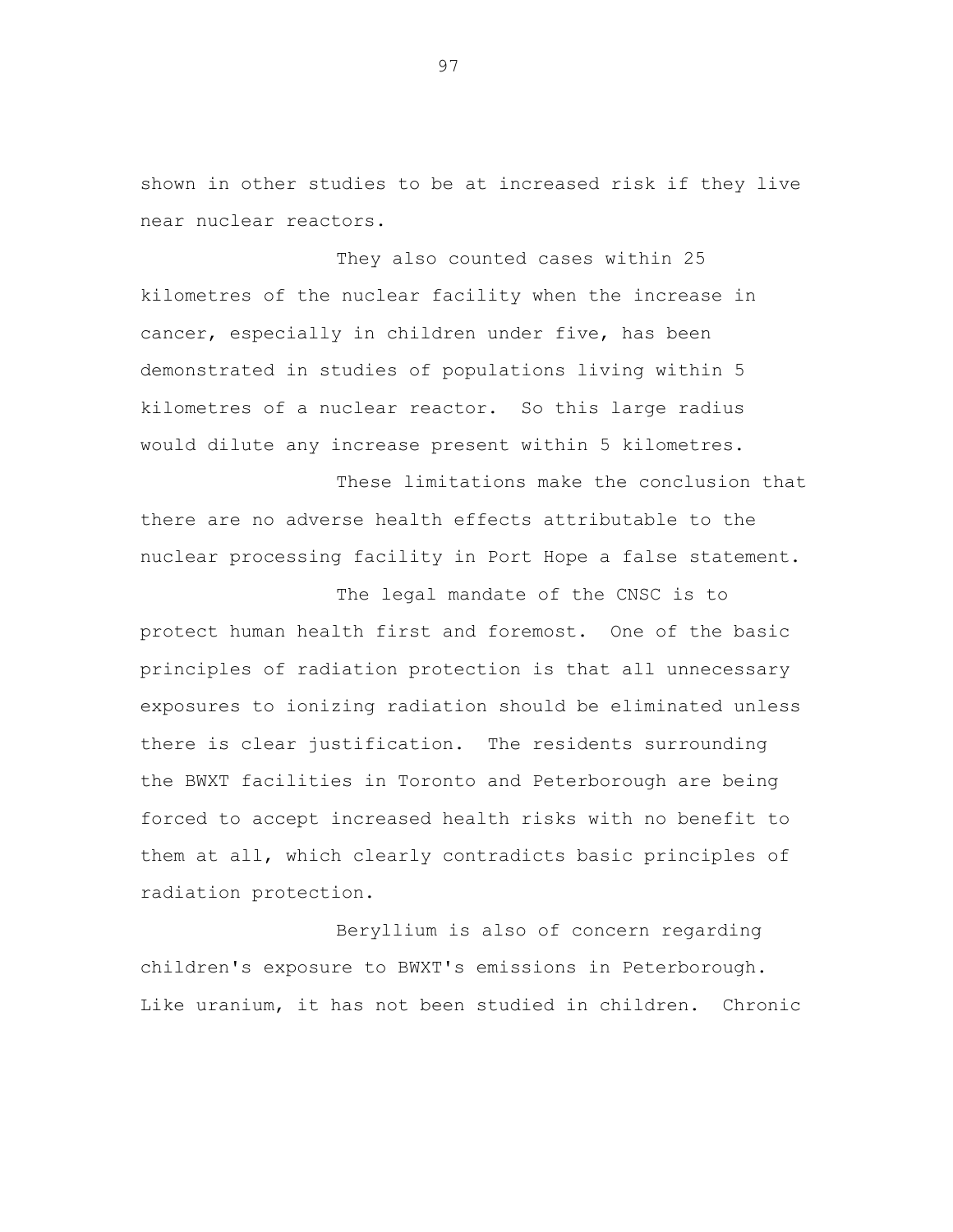shown in other studies to be at increased risk if they live near nuclear reactors.

They also counted cases within 25 kilometres of the nuclear facility when the increase in cancer, especially in children under five, has been demonstrated in studies of populations living within 5 kilometres of a nuclear reactor. So this large radius would dilute any increase present within 5 kilometres.

These limitations make the conclusion that there are no adverse health effects attributable to the nuclear processing facility in Port Hope a false statement.

The legal mandate of the CNSC is to protect human health first and foremost. One of the basic principles of radiation protection is that all unnecessary exposures to ionizing radiation should be eliminated unless there is clear justification. The residents surrounding the BWXT facilities in Toronto and Peterborough are being forced to accept increased health risks with no benefit to them at all, which clearly contradicts basic principles of radiation protection.

Beryllium is also of concern regarding children's exposure to BWXT's emissions in Peterborough. Like uranium, it has not been studied in children. Chronic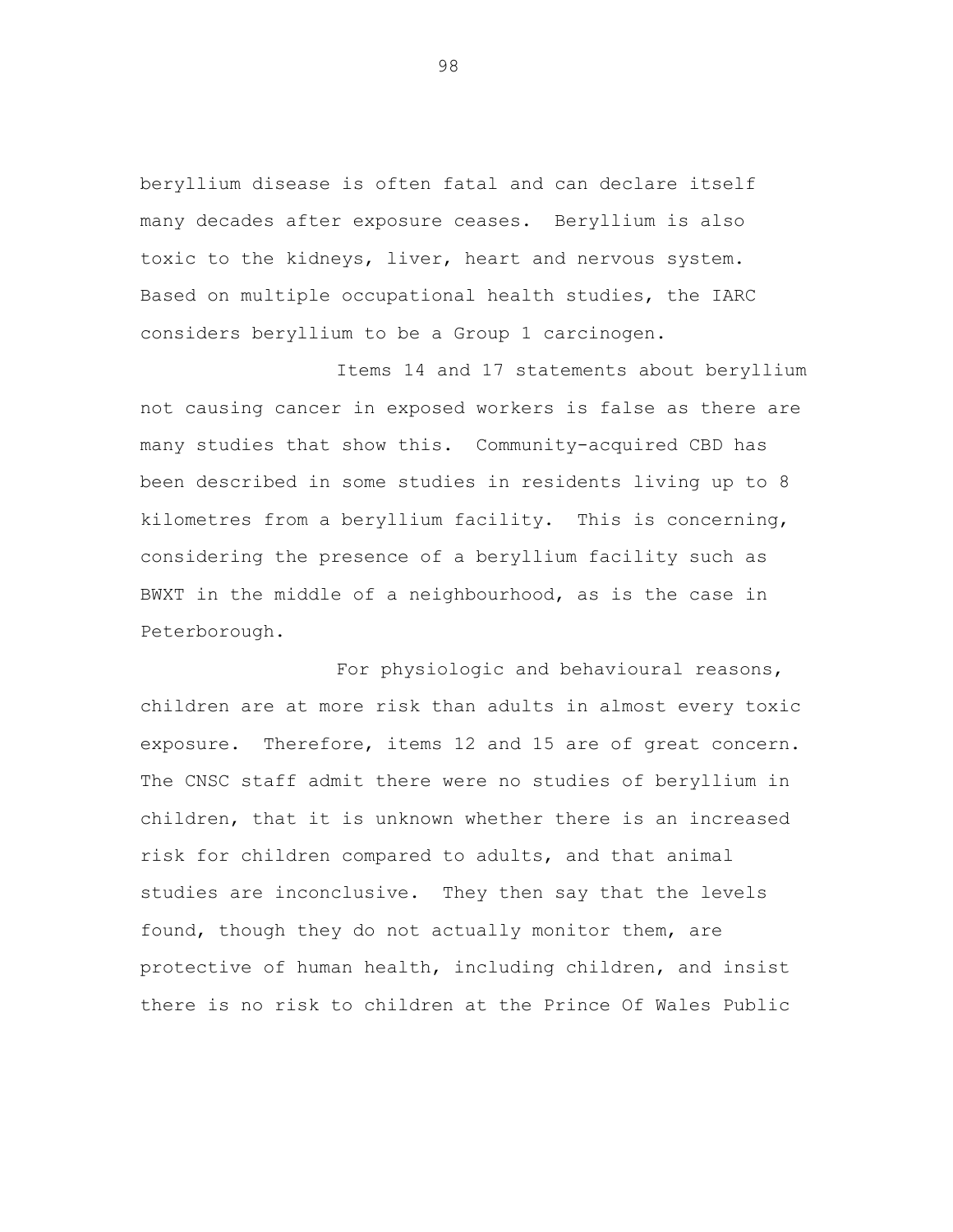beryllium disease is often fatal and can declare itself many decades after exposure ceases. Beryllium is also toxic to the kidneys, liver, heart and nervous system. Based on multiple occupational health studies, the IARC considers beryllium to be a Group 1 carcinogen.

Items 14 and 17 statements about beryllium not causing cancer in exposed workers is false as there are many studies that show this. Community-acquired CBD has been described in some studies in residents living up to 8 kilometres from a beryllium facility. This is concerning, considering the presence of a beryllium facility such as BWXT in the middle of a neighbourhood, as is the case in Peterborough.

For physiologic and behavioural reasons, children are at more risk than adults in almost every toxic exposure. Therefore, items 12 and 15 are of great concern. The CNSC staff admit there were no studies of beryllium in children, that it is unknown whether there is an increased risk for children compared to adults, and that animal studies are inconclusive. They then say that the levels found, though they do not actually monitor them, are protective of human health, including children, and insist there is no risk to children at the Prince Of Wales Public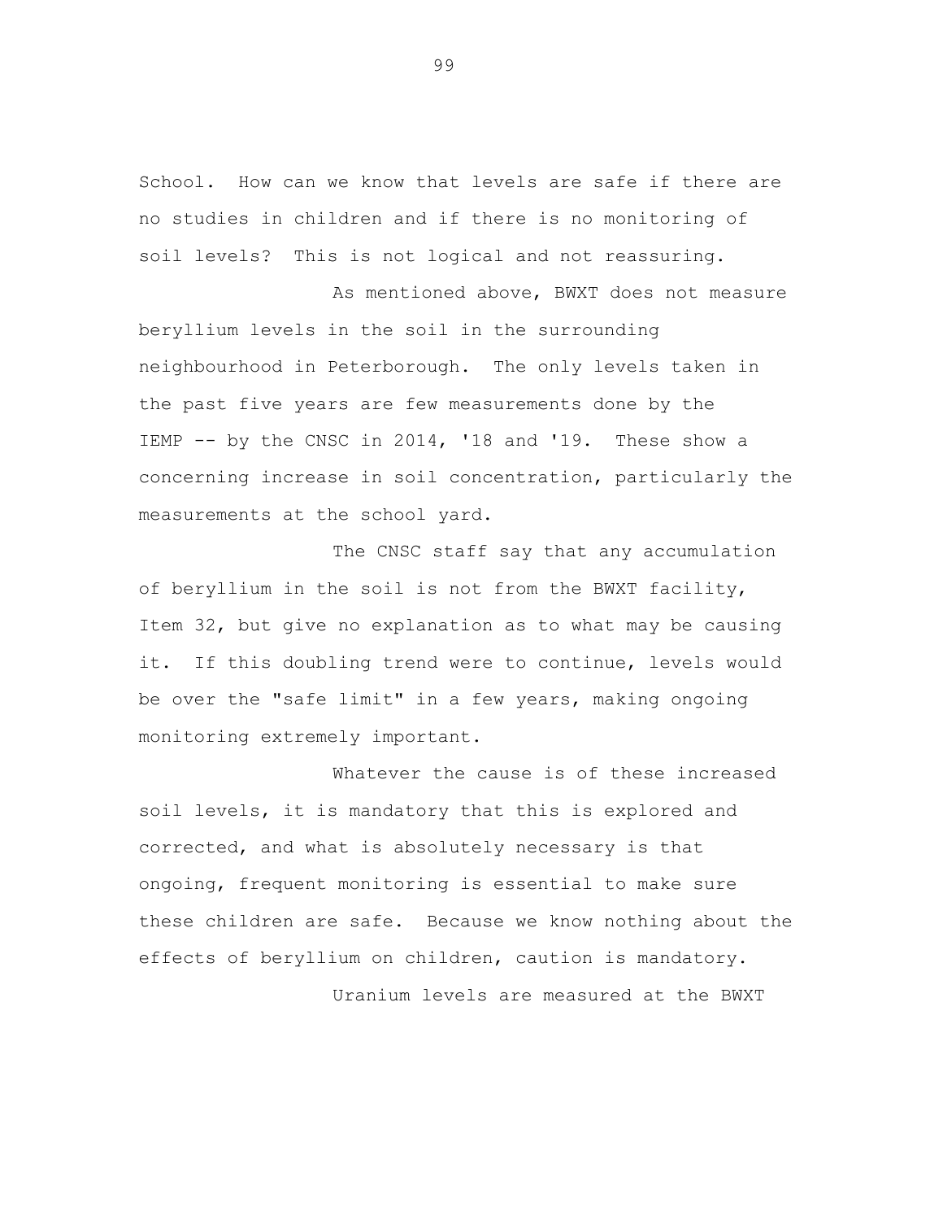School. How can we know that levels are safe if there are no studies in children and if there is no monitoring of soil levels? This is not logical and not reassuring.

As mentioned above, BWXT does not measure beryllium levels in the soil in the surrounding neighbourhood in Peterborough. The only levels taken in the past five years are few measurements done by the IEMP -- by the CNSC in 2014, '18 and '19. These show a concerning increase in soil concentration, particularly the measurements at the school yard.

The CNSC staff say that any accumulation of beryllium in the soil is not from the BWXT facility, Item 32, but give no explanation as to what may be causing it. If this doubling trend were to continue, levels would be over the "safe limit" in a few years, making ongoing monitoring extremely important.

Whatever the cause is of these increased soil levels, it is mandatory that this is explored and corrected, and what is absolutely necessary is that ongoing, frequent monitoring is essential to make sure these children are safe. Because we know nothing about the effects of beryllium on children, caution is mandatory.

Uranium levels are measured at the BWXT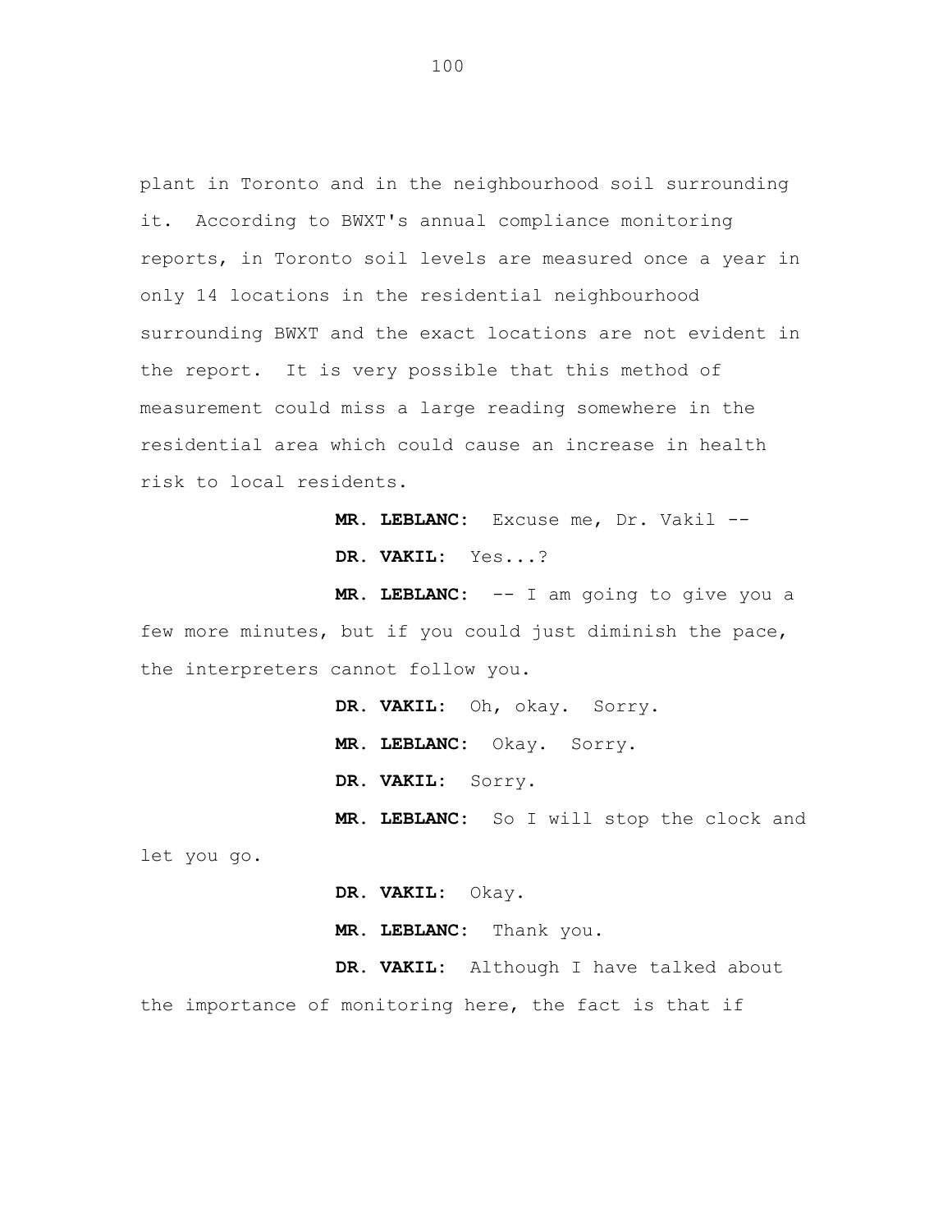plant in Toronto and in the neighbourhood soil surrounding it. According to BWXT's annual compliance monitoring reports, in Toronto soil levels are measured once a year in only 14 locations in the residential neighbourhood surrounding BWXT and the exact locations are not evident in the report. It is very possible that this method of measurement could miss a large reading somewhere in the residential area which could cause an increase in health risk to local residents.

**MR. LEBLANC:** Excuse me, Dr. Vakil --

**DR. VAKIL:** Yes...?

**MR. LEBLANC:** -- I am going to give you a few more minutes, but if you could just diminish the pace, the interpreters cannot follow you.

**DR. VAKIL:** Oh, okay. Sorry.

**MR. LEBLANC:** Okay. Sorry.

**DR. VAKIL:** Sorry.

**MR. LEBLANC:** So I will stop the clock and let you go.

**DR. VAKIL:** Okay.

**MR. LEBLANC:** Thank you.

**DR. VAKIL:** Although I have talked about the importance of monitoring here, the fact is that if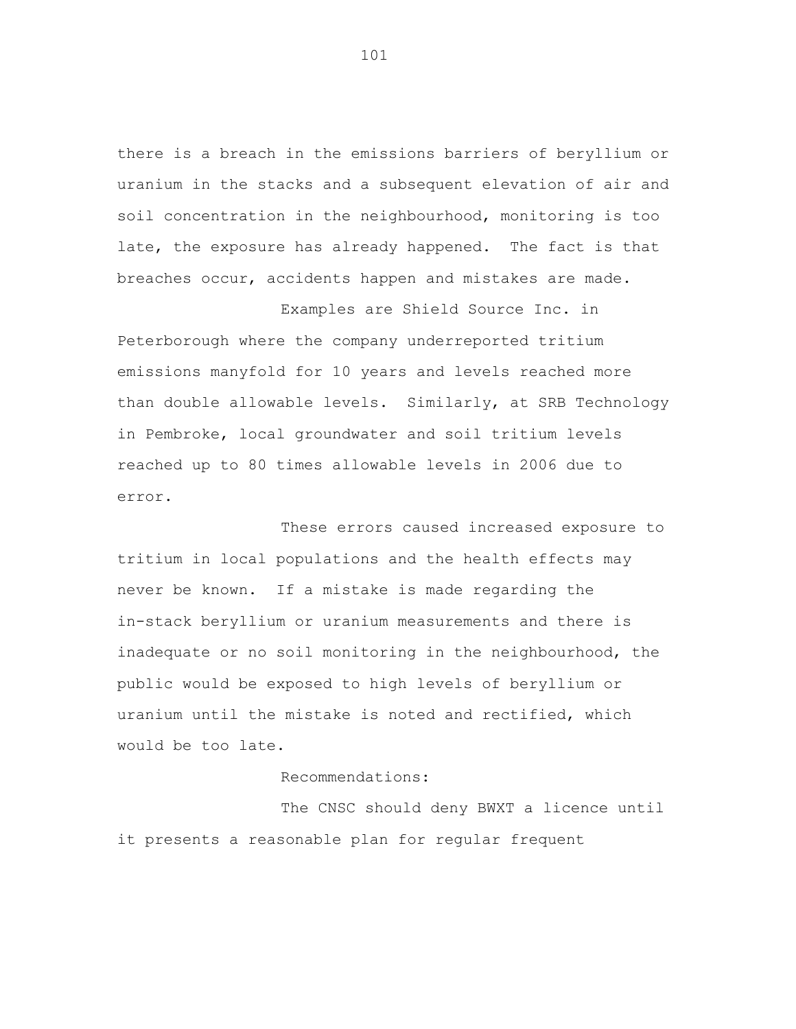there is a breach in the emissions barriers of beryllium or uranium in the stacks and a subsequent elevation of air and soil concentration in the neighbourhood, monitoring is too late, the exposure has already happened. The fact is that breaches occur, accidents happen and mistakes are made.

Examples are Shield Source Inc. in Peterborough where the company underreported tritium emissions manyfold for 10 years and levels reached more than double allowable levels. Similarly, at SRB Technology in Pembroke, local groundwater and soil tritium levels reached up to 80 times allowable levels in 2006 due to error.

These errors caused increased exposure to tritium in local populations and the health effects may never be known. If a mistake is made regarding the in-stack beryllium or uranium measurements and there is inadequate or no soil monitoring in the neighbourhood, the public would be exposed to high levels of beryllium or uranium until the mistake is noted and rectified, which would be too late.

Recommendations:

The CNSC should deny BWXT a licence until it presents a reasonable plan for regular frequent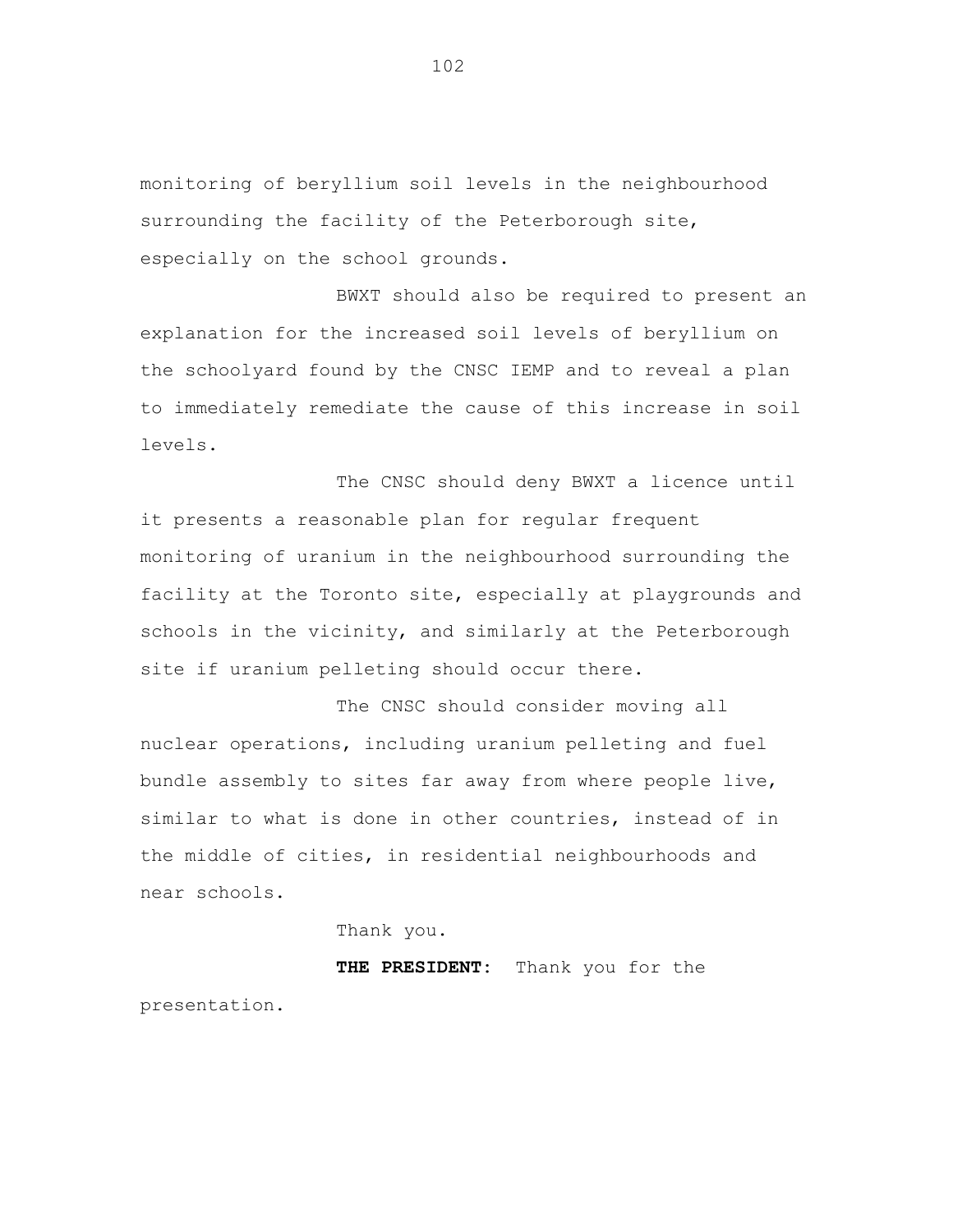monitoring of beryllium soil levels in the neighbourhood surrounding the facility of the Peterborough site, especially on the school grounds.

BWXT should also be required to present an explanation for the increased soil levels of beryllium on the schoolyard found by the CNSC IEMP and to reveal a plan to immediately remediate the cause of this increase in soil levels.

The CNSC should deny BWXT a licence until it presents a reasonable plan for regular frequent monitoring of uranium in the neighbourhood surrounding the facility at the Toronto site, especially at playgrounds and schools in the vicinity, and similarly at the Peterborough site if uranium pelleting should occur there.

The CNSC should consider moving all nuclear operations, including uranium pelleting and fuel bundle assembly to sites far away from where people live, similar to what is done in other countries, instead of in the middle of cities, in residential neighbourhoods and near schools.

Thank you.

**THE PRESIDENT:** Thank you for the presentation.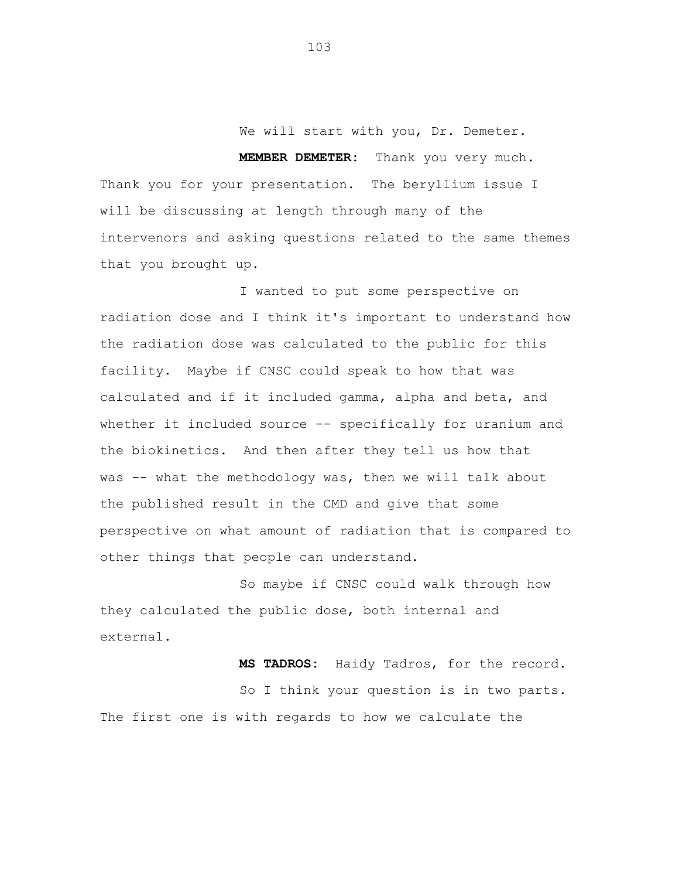We will start with you, Dr. Demeter.

**MEMBER DEMETER:** Thank you very much. Thank you for your presentation. The beryllium issue I will be discussing at length through many of the intervenors and asking questions related to the same themes that you brought up.

I wanted to put some perspective on radiation dose and I think it's important to understand how the radiation dose was calculated to the public for this facility. Maybe if CNSC could speak to how that was calculated and if it included gamma, alpha and beta, and whether it included source -- specifically for uranium and the biokinetics. And then after they tell us how that was -- what the methodology was, then we will talk about the published result in the CMD and give that some perspective on what amount of radiation that is compared to other things that people can understand.

So maybe if CNSC could walk through how they calculated the public dose, both internal and external.

**MS TADROS:** Haidy Tadros, for the record.

So I think your question is in two parts. The first one is with regards to how we calculate the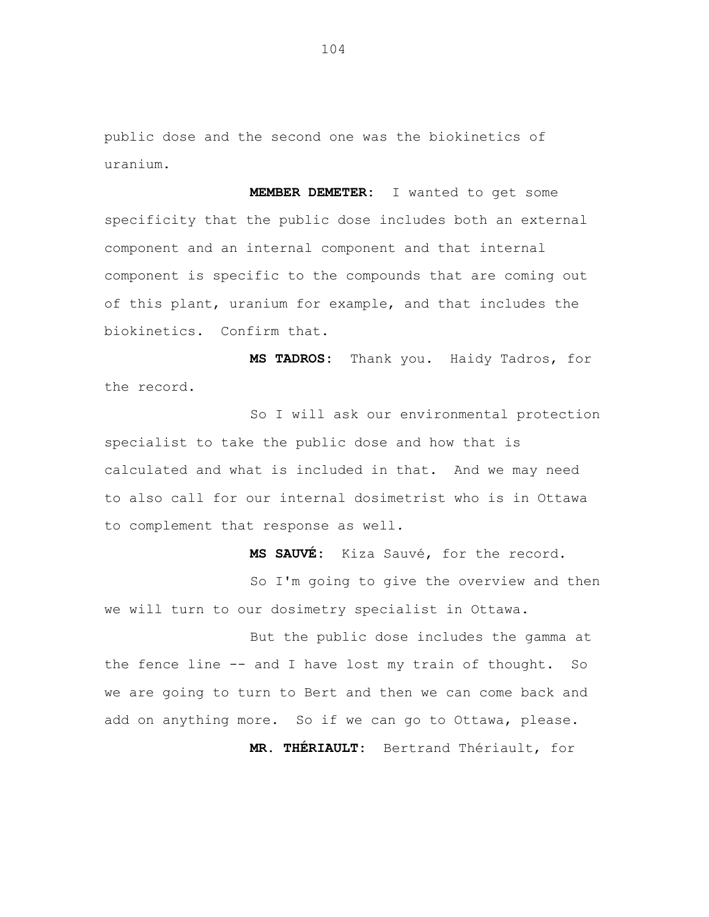public dose and the second one was the biokinetics of uranium.

**MEMBER DEMETER:** I wanted to get some specificity that the public dose includes both an external component and an internal component and that internal component is specific to the compounds that are coming out of this plant, uranium for example, and that includes the biokinetics. Confirm that.

**MS TADROS:** Thank you. Haidy Tadros, for the record.

So I will ask our environmental protection specialist to take the public dose and how that is calculated and what is included in that. And we may need to also call for our internal dosimetrist who is in Ottawa to complement that response as well.

**MS SAUVÉ:** Kiza Sauvé, for the record.

So I'm going to give the overview and then we will turn to our dosimetry specialist in Ottawa.

But the public dose includes the gamma at the fence line -- and I have lost my train of thought. So we are going to turn to Bert and then we can come back and add on anything more. So if we can go to Ottawa, please.

**MR. THÉRIAULT:** Bertrand Thériault, for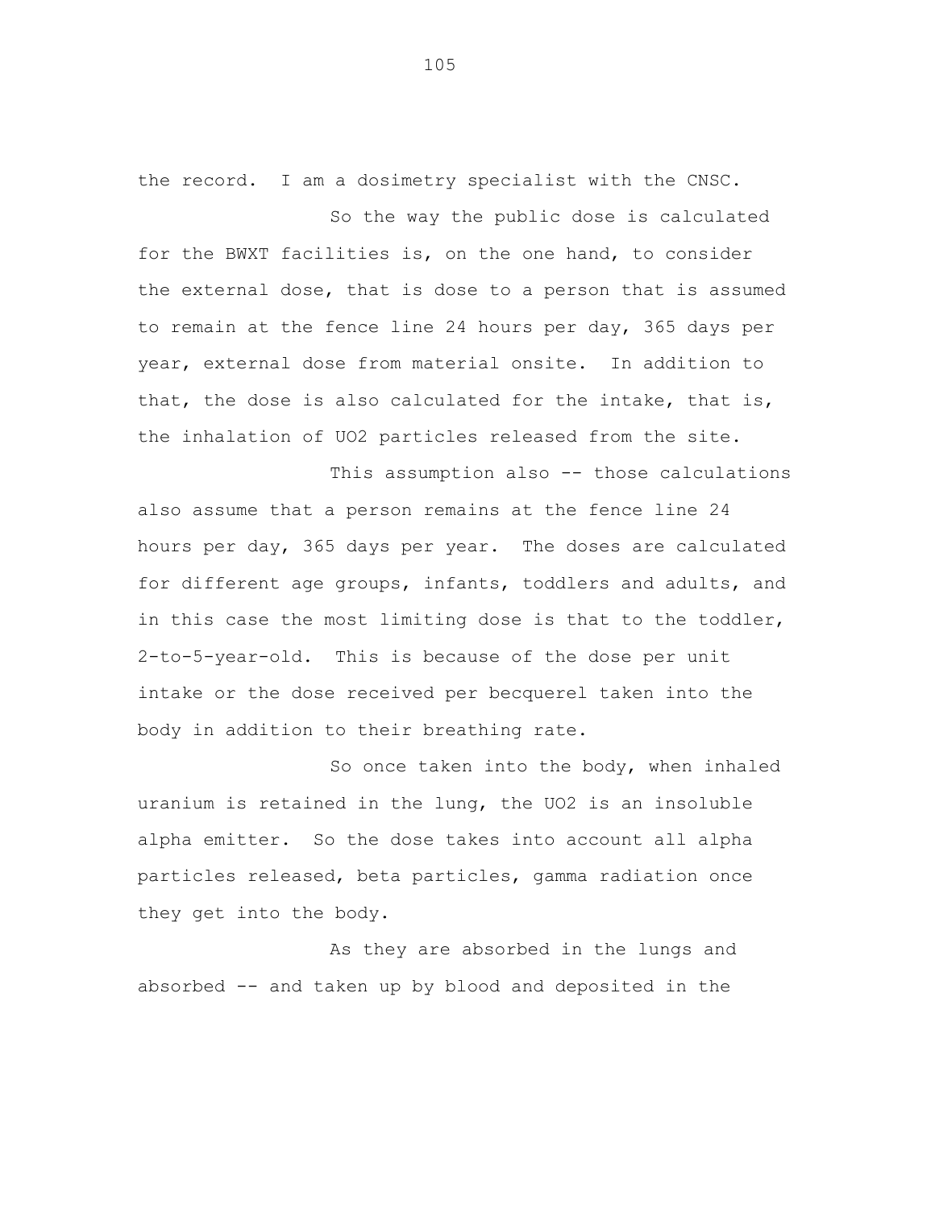the record. I am a dosimetry specialist with the CNSC.

So the way the public dose is calculated for the BWXT facilities is, on the one hand, to consider the external dose, that is dose to a person that is assumed to remain at the fence line 24 hours per day, 365 days per year, external dose from material onsite. In addition to that, the dose is also calculated for the intake, that is, the inhalation of $UO_2$ particles released from the site.

This assumption also -- those calculations also assume that a person remains at the fence line 24 hours per day, 365 days per year. The doses are calculated for different age groups, infants, toddlers and adults, and in this case the most limiting dose is that to the toddler, 2-to-5-year-old. This is because of the dose per unit intake or the dose received per becquerel taken into the body in addition to their breathing rate.

So once taken into the body, when inhaled uranium is retained in the lung, the $UO_2$ is an insoluble alpha emitter. So the dose takes into account all alpha particles released, beta particles, gamma radiation once they get into the body.

As they are absorbed in the lungs and absorbed -- and taken up by blood and deposited in the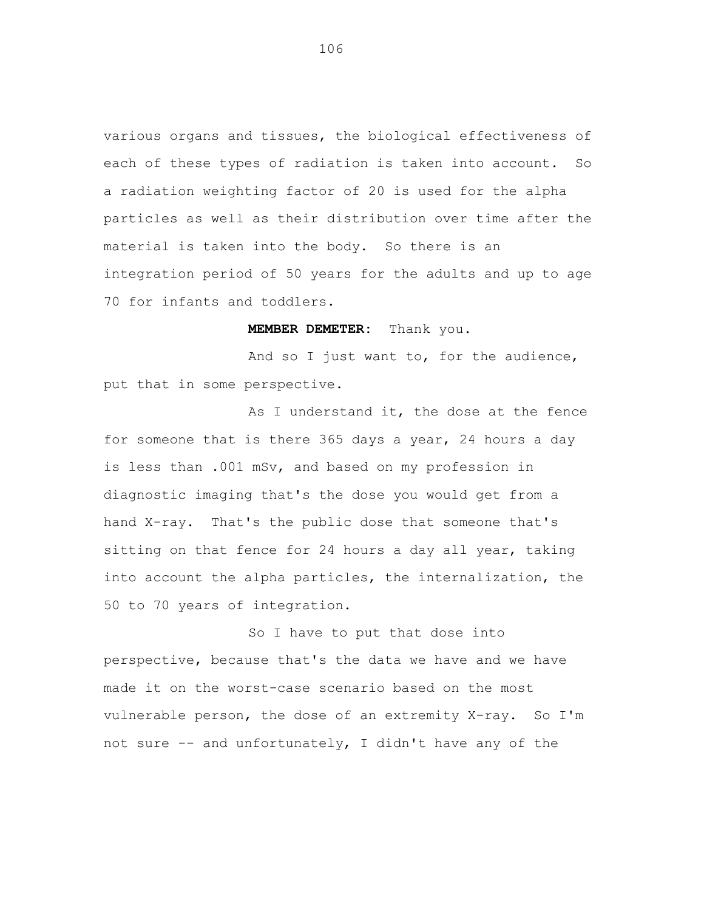various organs and tissues, the biological effectiveness of each of these types of radiation is taken into account. So a radiation weighting factor of 20 is used for the alpha particles as well as their distribution over time after the material is taken into the body. So there is an integration period of 50 years for the adults and up to age 70 for infants and toddlers.

**MEMBER DEMETER:** Thank you.

And so I just want to, for the audience, put that in some perspective.

As I understand it, the dose at the fence for someone that is there 365 days a year, 24 hours a day is less than .001 mSv, and based on my profession in diagnostic imaging that's the dose you would get from a hand X-ray. That's the public dose that someone that's sitting on that fence for 24 hours a day all year, taking into account the alpha particles, the internalization, the 50 to 70 years of integration.

So I have to put that dose into perspective, because that's the data we have and we have made it on the worst-case scenario based on the most vulnerable person, the dose of an extremity X-ray. So I'm not sure -- and unfortunately, I didn't have any of the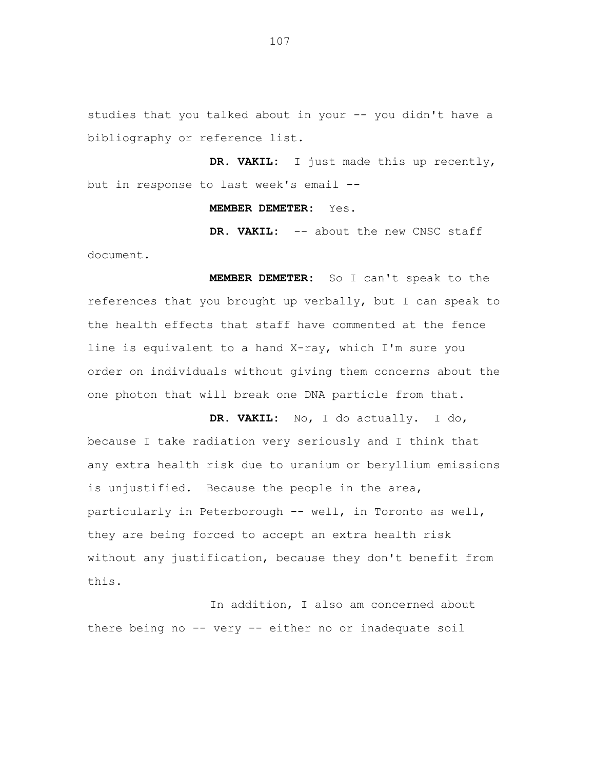studies that you talked about in your -- you didn't have a bibliography or reference list.

**DR. VAKIL:** I just made this up recently, but in response to last week's email --

**MEMBER DEMETER:** Yes.

**DR. VAKIL:** -- about the new CNSC staff document.

**MEMBER DEMETER:** So I can't speak to the references that you brought up verbally, but I can speak to the health effects that staff have commented at the fence line is equivalent to a hand X-ray, which I'm sure you order on individuals without giving them concerns about the one photon that will break one DNA particle from that.

**DR. VAKIL:** No, I do actually. I do, because I take radiation very seriously and I think that any extra health risk due to uranium or beryllium emissions is unjustified. Because the people in the area, particularly in Peterborough -- well, in Toronto as well, they are being forced to accept an extra health risk without any justification, because they don't benefit from this.

In addition, I also am concerned about there being no -- very -- either no or inadequate soil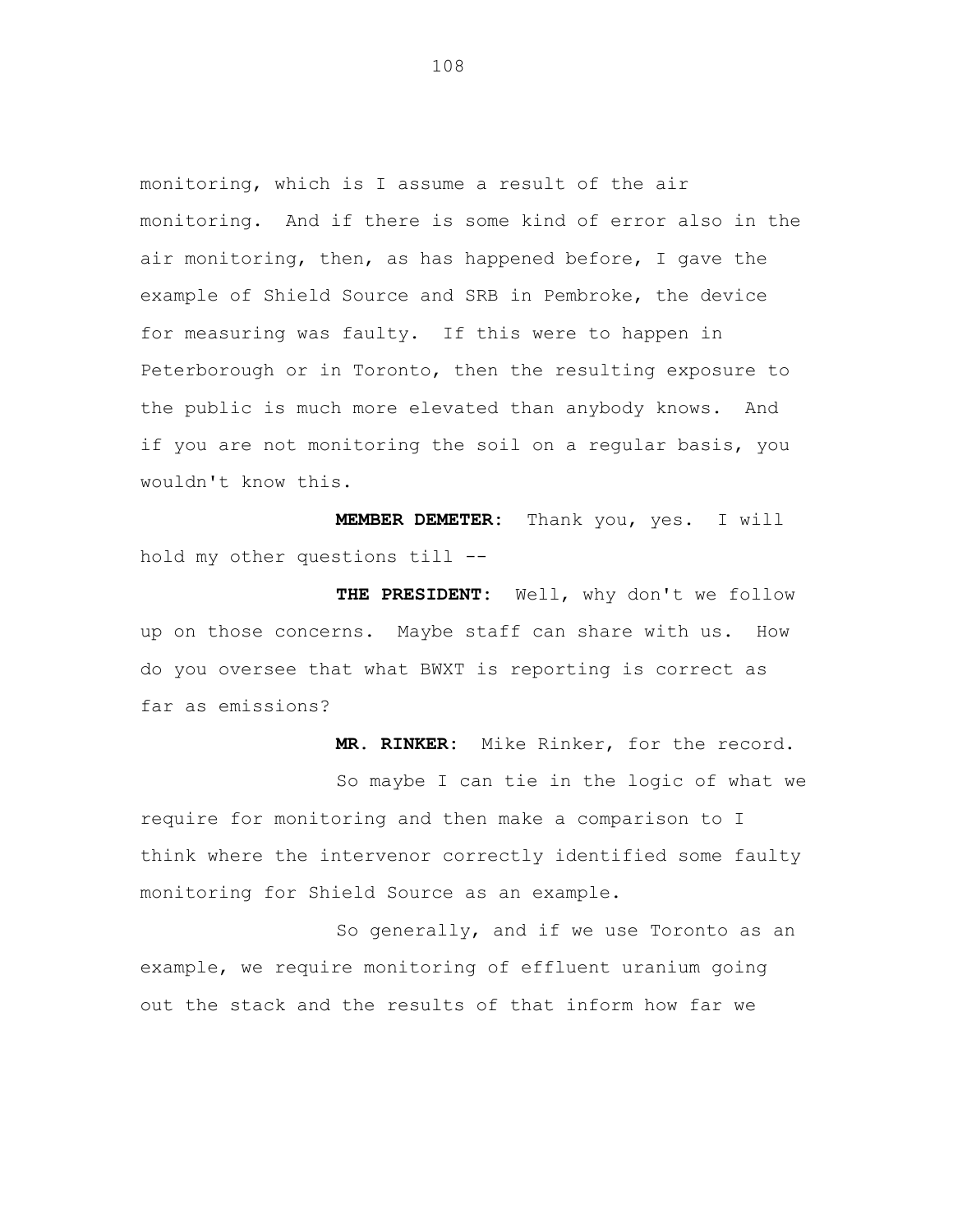monitoring, which is I assume a result of the air monitoring. And if there is some kind of error also in the air monitoring, then, as has happened before, I gave the example of Shield Source and SRB in Pembroke, the device for measuring was faulty. If this were to happen in Peterborough or in Toronto, then the resulting exposure to the public is much more elevated than anybody knows. And if you are not monitoring the soil on a regular basis, you wouldn't know this.

**MEMBER DEMETER:** Thank you, yes. I will hold my other questions till --

**THE PRESIDENT:** Well, why don't we follow up on those concerns. Maybe staff can share with us. How do you oversee that what BWXT is reporting is correct as far as emissions?

**MR. RINKER:** Mike Rinker, for the record.

So maybe I can tie in the logic of what we require for monitoring and then make a comparison to I think where the intervenor correctly identified some faulty monitoring for Shield Source as an example.

So generally, and if we use Toronto as an example, we require monitoring of effluent uranium going out the stack and the results of that inform how far we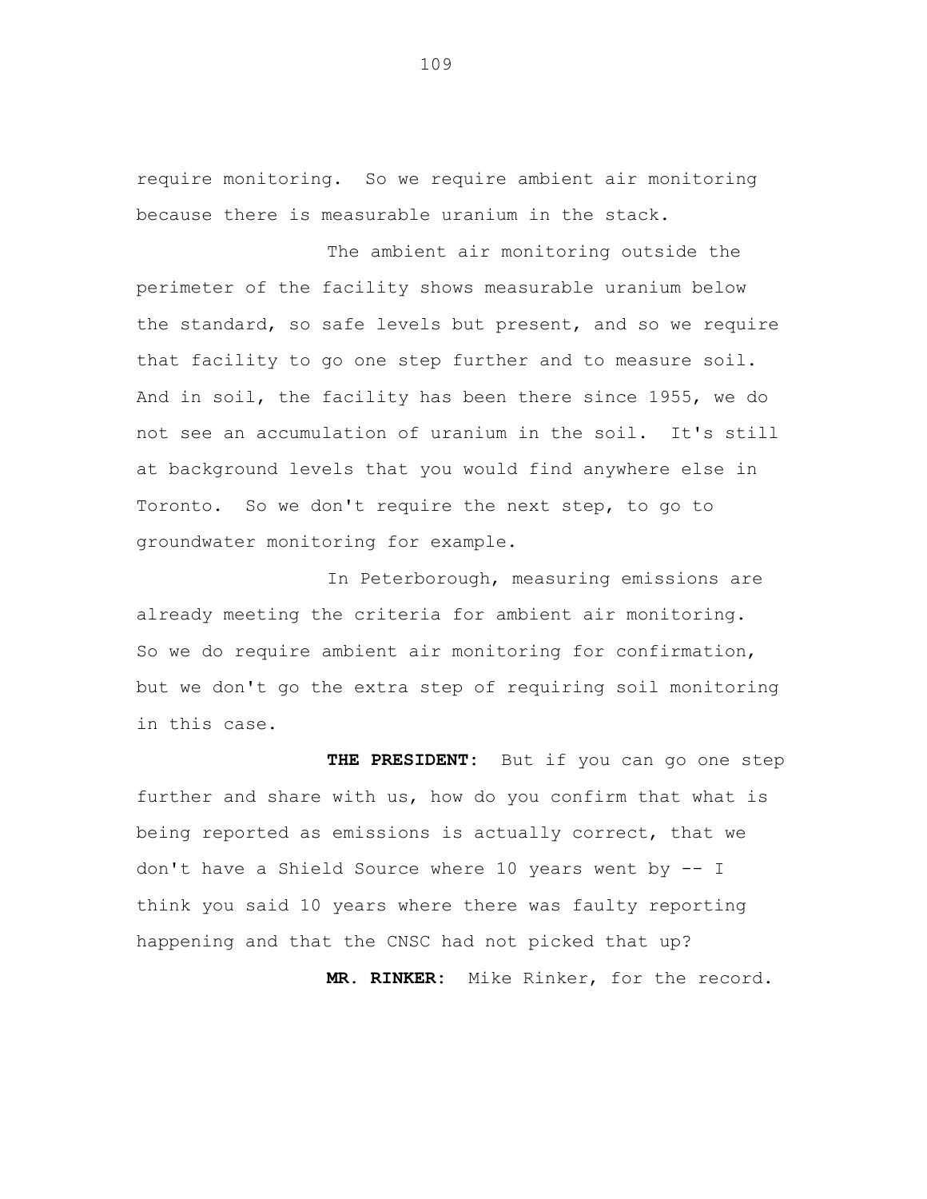require monitoring. So we require ambient air monitoring because there is measurable uranium in the stack.

The ambient air monitoring outside the perimeter of the facility shows measurable uranium below the standard, so safe levels but present, and so we require that facility to go one step further and to measure soil. And in soil, the facility has been there since 1955, we do not see an accumulation of uranium in the soil. It's still at background levels that you would find anywhere else in Toronto. So we don't require the next step, to go to groundwater monitoring for example.

In Peterborough, measuring emissions are already meeting the criteria for ambient air monitoring. So we do require ambient air monitoring for confirmation, but we don't go the extra step of requiring soil monitoring in this case.

**THE PRESIDENT:** But if you can go one step further and share with us, how do you confirm that what is being reported as emissions is actually correct, that we don't have a Shield Source where 10 years went by -- I think you said 10 years where there was faulty reporting happening and that the CNSC had not picked that up?

**MR. RINKER:** Mike Rinker, for the record.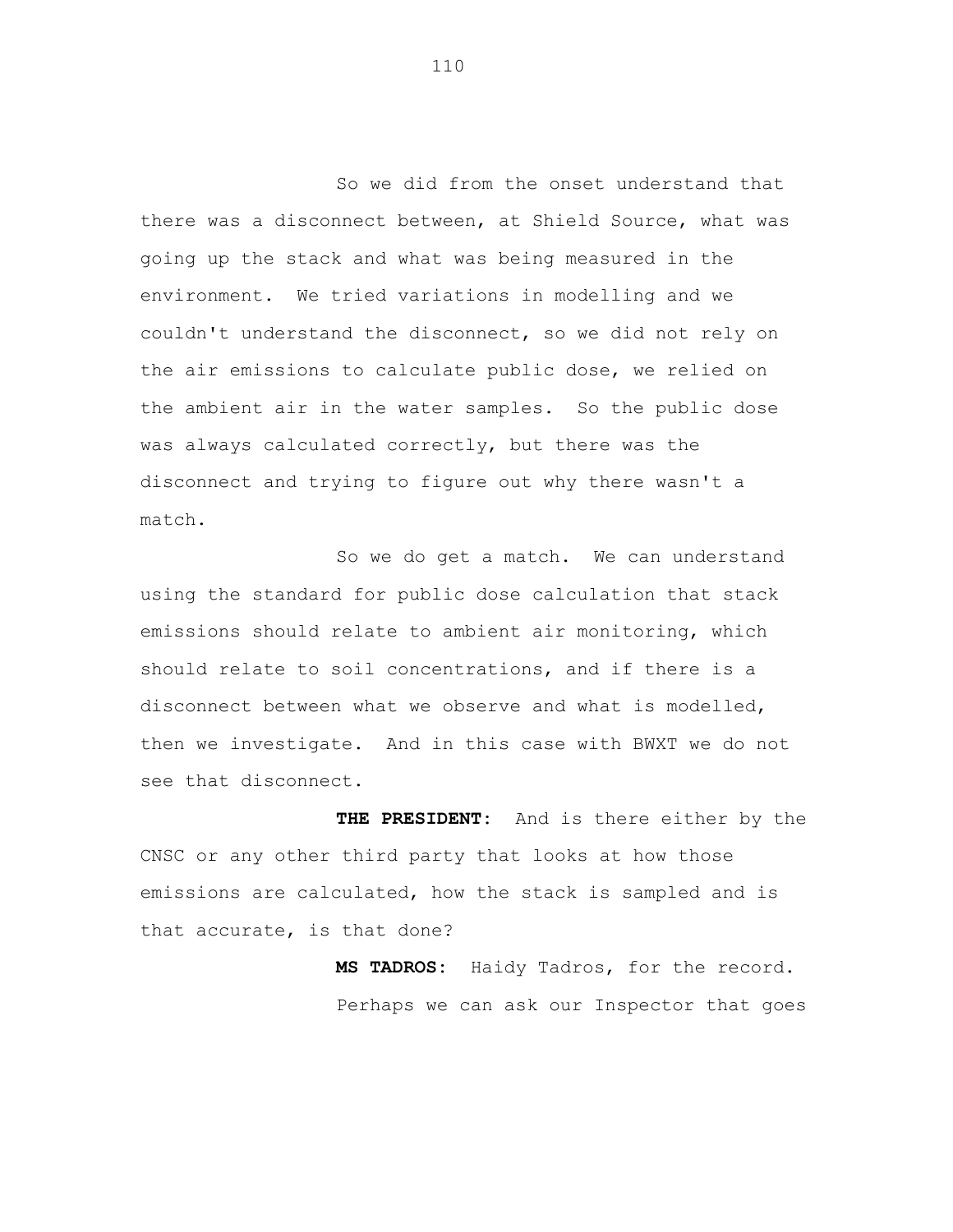So we did from the onset understand that there was a disconnect between, at Shield Source, what was going up the stack and what was being measured in the environment. We tried variations in modelling and we couldn't understand the disconnect, so we did not rely on the air emissions to calculate public dose, we relied on the ambient air in the water samples. So the public dose was always calculated correctly, but there was the disconnect and trying to figure out why there wasn't a match.

So we do get a match. We can understand using the standard for public dose calculation that stack emissions should relate to ambient air monitoring, which should relate to soil concentrations, and if there is a disconnect between what we observe and what is modelled, then we investigate. And in this case with BWXT we do not see that disconnect.

**THE PRESIDENT:** And is there either by the CNSC or any other third party that looks at how those emissions are calculated, how the stack is sampled and is that accurate, is that done?

**MS TADROS:** Haidy Tadros, for the record.

Perhaps we can ask our Inspector that goes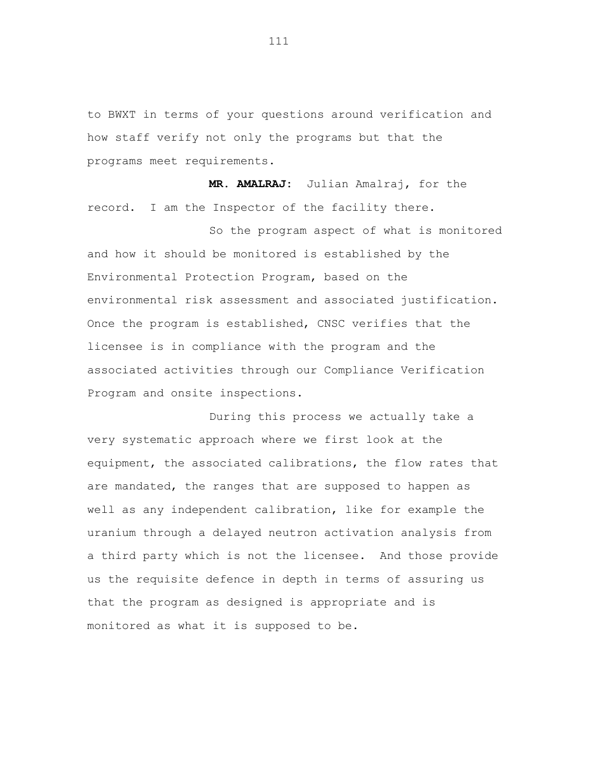to BWXT in terms of your questions around verification and how staff verify not only the programs but that the programs meet requirements.

**MR. AMALRAJ:** Julian Amalraj, for the record. I am the Inspector of the facility there.

So the program aspect of what is monitored and how it should be monitored is established by the Environmental Protection Program, based on the environmental risk assessment and associated justification. Once the program is established, CNSC verifies that the licensee is in compliance with the program and the associated activities through our Compliance Verification Program and onsite inspections.

During this process we actually take a very systematic approach where we first look at the equipment, the associated calibrations, the flow rates that are mandated, the ranges that are supposed to happen as well as any independent calibration, like for example the uranium through a delayed neutron activation analysis from a third party which is not the licensee. And those provide us the requisite defence in depth in terms of assuring us that the program as designed is appropriate and is monitored as what it is supposed to be.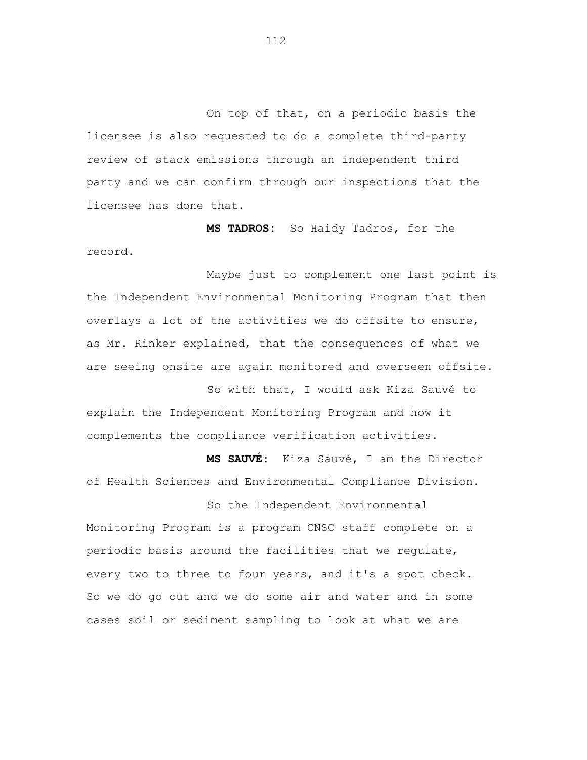On top of that, on a periodic basis the licensee is also requested to do a complete third-party review of stack emissions through an independent third party and we can confirm through our inspections that the licensee has done that.

**MS TADROS:** So Haidy Tadros, for the record.

Maybe just to complement one last point is the Independent Environmental Monitoring Program that then overlays a lot of the activities we do offsite to ensure, as Mr. Rinker explained, that the consequences of what we are seeing onsite are again monitored and overseen offsite.

So with that, I would ask Kiza Sauvé to explain the Independent Monitoring Program and how it complements the compliance verification activities.

**MS SAUVÉ:** Kiza Sauvé, I am the Director of Health Sciences and Environmental Compliance Division.

So the Independent Environmental Monitoring Program is a program CNSC staff complete on a periodic basis around the facilities that we regulate, every two to three to four years, and it's a spot check. So we do go out and we do some air and water and in some cases soil or sediment sampling to look at what we are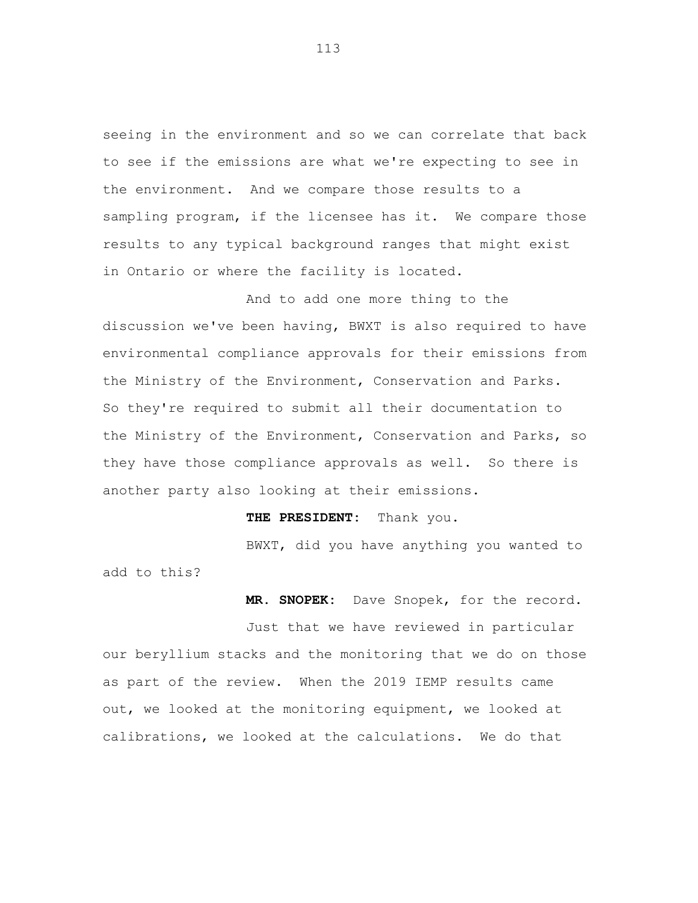seeing in the environment and so we can correlate that back to see if the emissions are what we're expecting to see in the environment. And we compare those results to a sampling program, if the licensee has it. We compare those results to any typical background ranges that might exist in Ontario or where the facility is located.

And to add one more thing to the discussion we've been having, BWXT is also required to have environmental compliance approvals for their emissions from the Ministry of the Environment, Conservation and Parks. So they're required to submit all their documentation to the Ministry of the Environment, Conservation and Parks, so they have those compliance approvals as well. So there is another party also looking at their emissions.

**THE PRESIDENT:** Thank you.

BWXT, did you have anything you wanted to add to this?

**MR. SNOPEK:** Dave Snopek, for the record.

Just that we have reviewed in particular our beryllium stacks and the monitoring that we do on those as part of the review. When the 2019 IEMP results came out, we looked at the monitoring equipment, we looked at calibrations, we looked at the calculations. We do that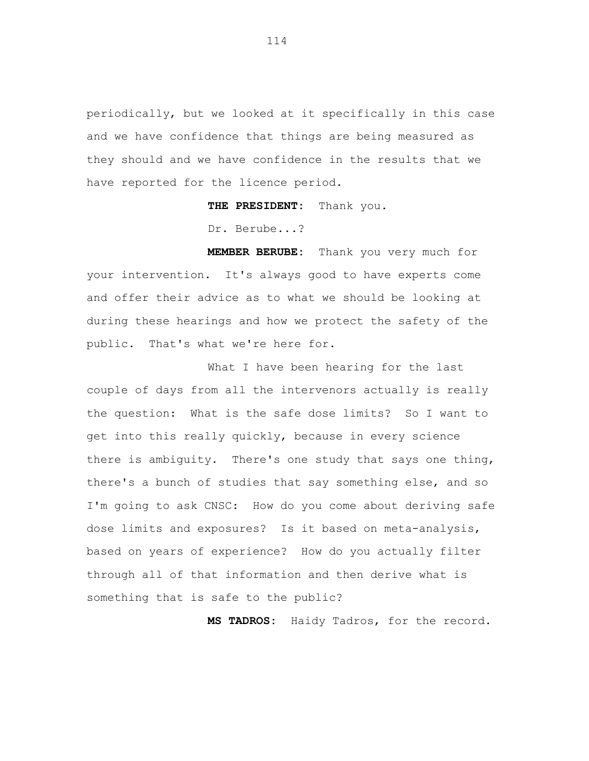periodically, but we looked at it specifically in this case and we have confidence that things are being measured as they should and we have confidence in the results that we have reported for the licence period.

**THE PRESIDENT:** Thank you.

Dr. Berube...?

**MEMBER BERUBE:** Thank you very much for your intervention. It's always good to have experts come and offer their advice as to what we should be looking at during these hearings and how we protect the safety of the public. That's what we're here for.

What I have been hearing for the last couple of days from all the intervenors actually is really the question: What is the safe dose limits? So I want to get into this really quickly, because in every science there is ambiguity. There's one study that says one thing, there's a bunch of studies that say something else, and so I'm going to ask CNSC: How do you come about deriving safe dose limits and exposures? Is it based on meta-analysis, based on years of experience? How do you actually filter through all of that information and then derive what is something that is safe to the public?

**MS TADROS:** Haidy Tadros, for the record.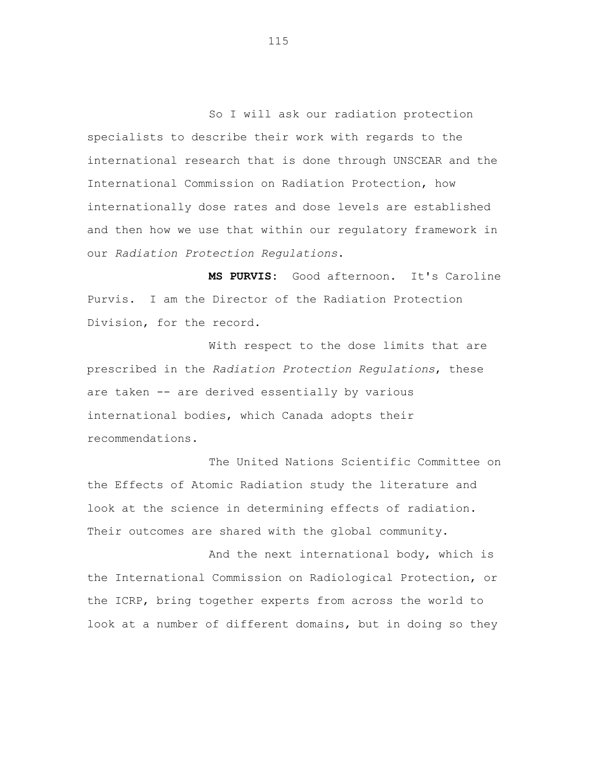So I will ask our radiation protection specialists to describe their work with regards to the international research that is done through UNSCEAR and the International Commission on Radiation Protection, how internationally dose rates and dose levels are established and then how we use that within our regulatory framework in our *Radiation Protection Regulations*.

**MS PURVIS:** Good afternoon. It's Caroline Purvis. I am the Director of the Radiation Protection Division, for the record.

With respect to the dose limits that are prescribed in the *Radiation Protection Regulations*, these are taken -- are derived essentially by various international bodies, which Canada adopts their recommendations.

The United Nations Scientific Committee on the Effects of Atomic Radiation study the literature and look at the science in determining effects of radiation. Their outcomes are shared with the global community.

And the next international body, which is the International Commission on Radiological Protection, or the ICRP, bring together experts from across the world to look at a number of different domains, but in doing so they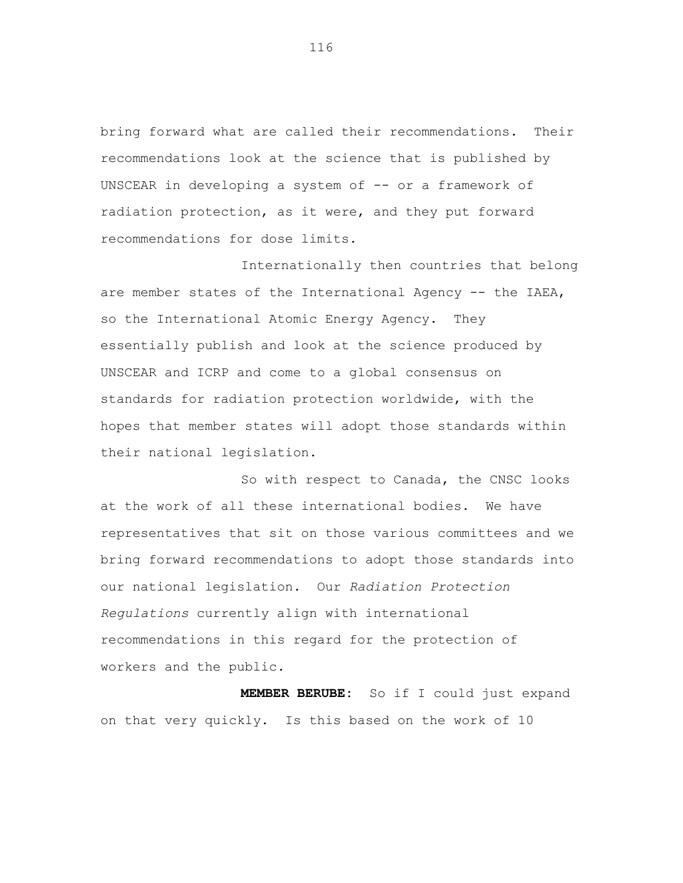bring forward what are called their recommendations. Their recommendations look at the science that is published by UNSCEAR in developing a system of -- or a framework of radiation protection, as it were, and they put forward recommendations for dose limits.

Internationally then countries that belong are member states of the International Agency -- the IAEA, so the International Atomic Energy Agency. They essentially publish and look at the science produced by UNSCEAR and ICRP and come to a global consensus on standards for radiation protection worldwide, with the hopes that member states will adopt those standards within their national legislation.

So with respect to Canada, the CNSC looks at the work of all these international bodies. We have representatives that sit on those various committees and we bring forward recommendations to adopt those standards into our national legislation. Our *Radiation Protection Regulations* currently align with international recommendations in this regard for the protection of workers and the public.

**MEMBER BERUBE:** So if I could just expand on that very quickly. Is this based on the work of 10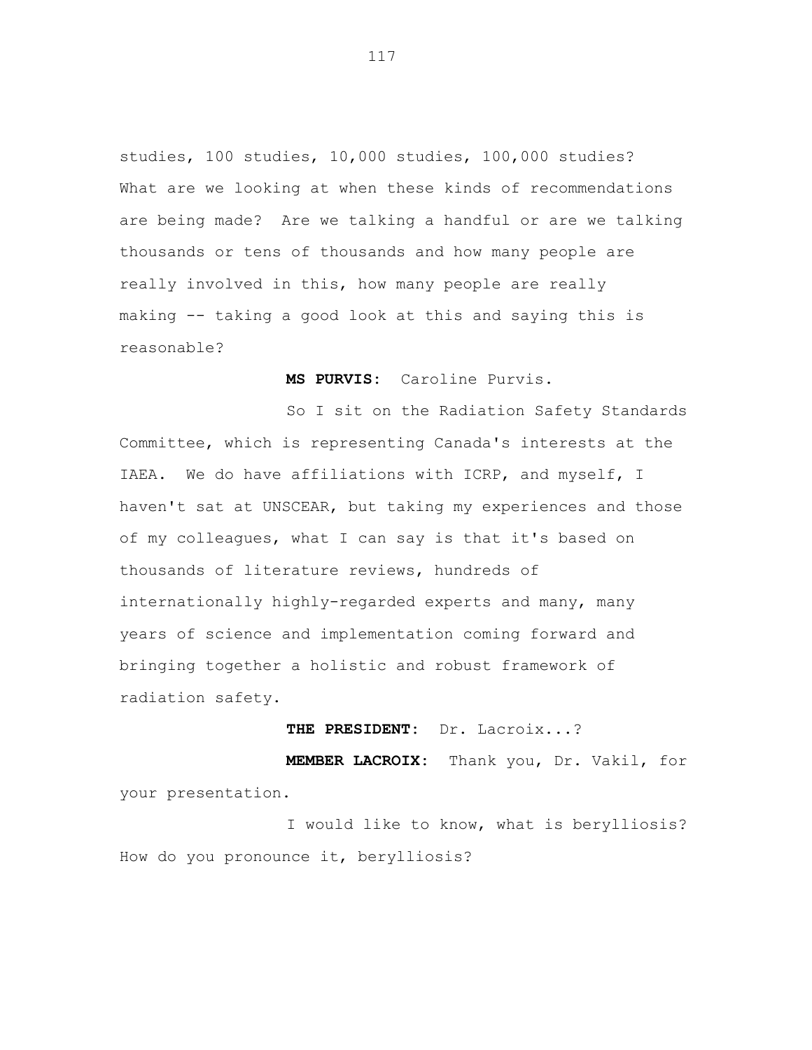studies, 100 studies, 10,000 studies, 100,000 studies? What are we looking at when these kinds of recommendations are being made? Are we talking a handful or are we talking thousands or tens of thousands and how many people are really involved in this, how many people are really making -- taking a good look at this and saying this is reasonable?

**MS PURVIS:** Caroline Purvis.

So I sit on the Radiation Safety Standards Committee, which is representing Canada's interests at the IAEA. We do have affiliations with ICRP, and myself, I haven't sat at UNSCEAR, but taking my experiences and those of my colleagues, what I can say is that it's based on thousands of literature reviews, hundreds of internationally highly-regarded experts and many, many years of science and implementation coming forward and bringing together a holistic and robust framework of radiation safety.

**THE PRESIDENT:** Dr. Lacroix...?

**MEMBER LACROIX:** Thank you, Dr. Vakil, for your presentation.

I would like to know, what is berylliosis? How do you pronounce it, berylliosis?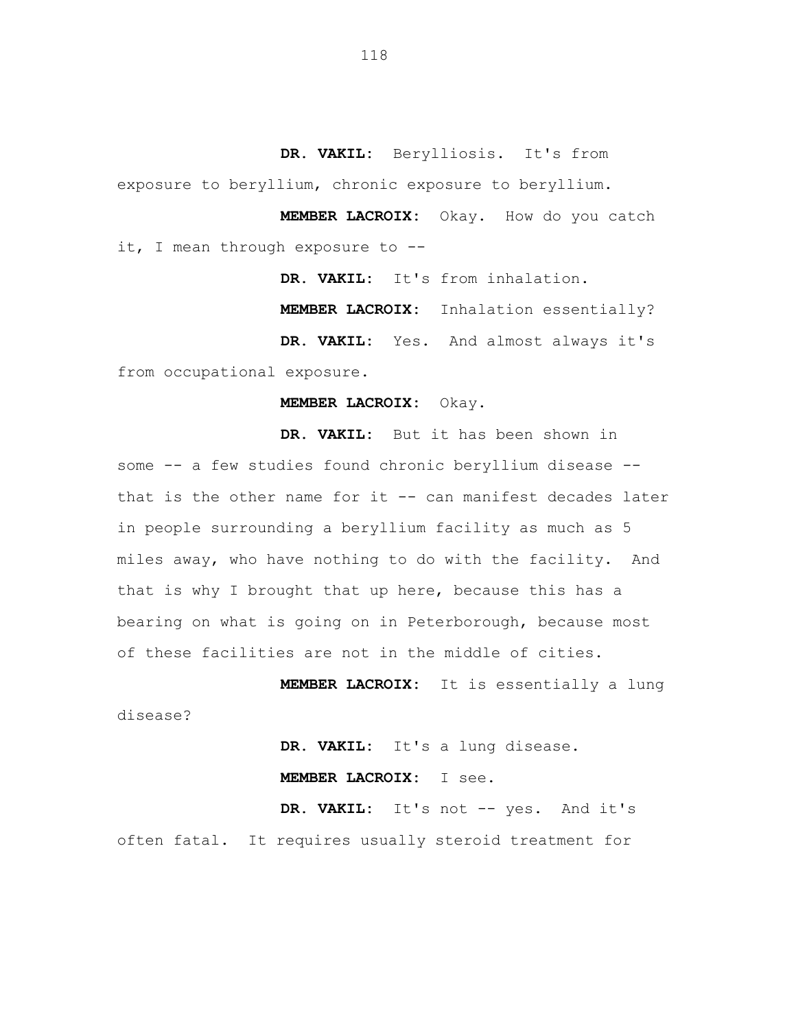**DR. VAKIL:** Berylliosis. It's from exposure to beryllium, chronic exposure to beryllium.

**MEMBER LACROIX:** Okay. How do you catch it, I mean through exposure to --

**DR. VAKIL:** It's from inhalation.

**MEMBER LACROIX:** Inhalation essentially?

**DR. VAKIL:** Yes. And almost always it's from occupational exposure.

**MEMBER LACROIX:** Okay.

**DR. VAKIL:** But it has been shown in some -- a few studies found chronic beryllium disease -- that is the other name for it -- can manifest decades later in people surrounding a beryllium facility as much as 5 miles away, who have nothing to do with the facility. And that is why I brought that up here, because this has a bearing on what is going on in Peterborough, because most of these facilities are not in the middle of cities.

**MEMBER LACROIX:** It is essentially a lung disease?

**DR. VAKIL:** It's a lung disease.

**MEMBER LACROIX:** I see.

**DR. VAKIL:** It's not -- yes. And it's often fatal. It requires usually steroid treatment for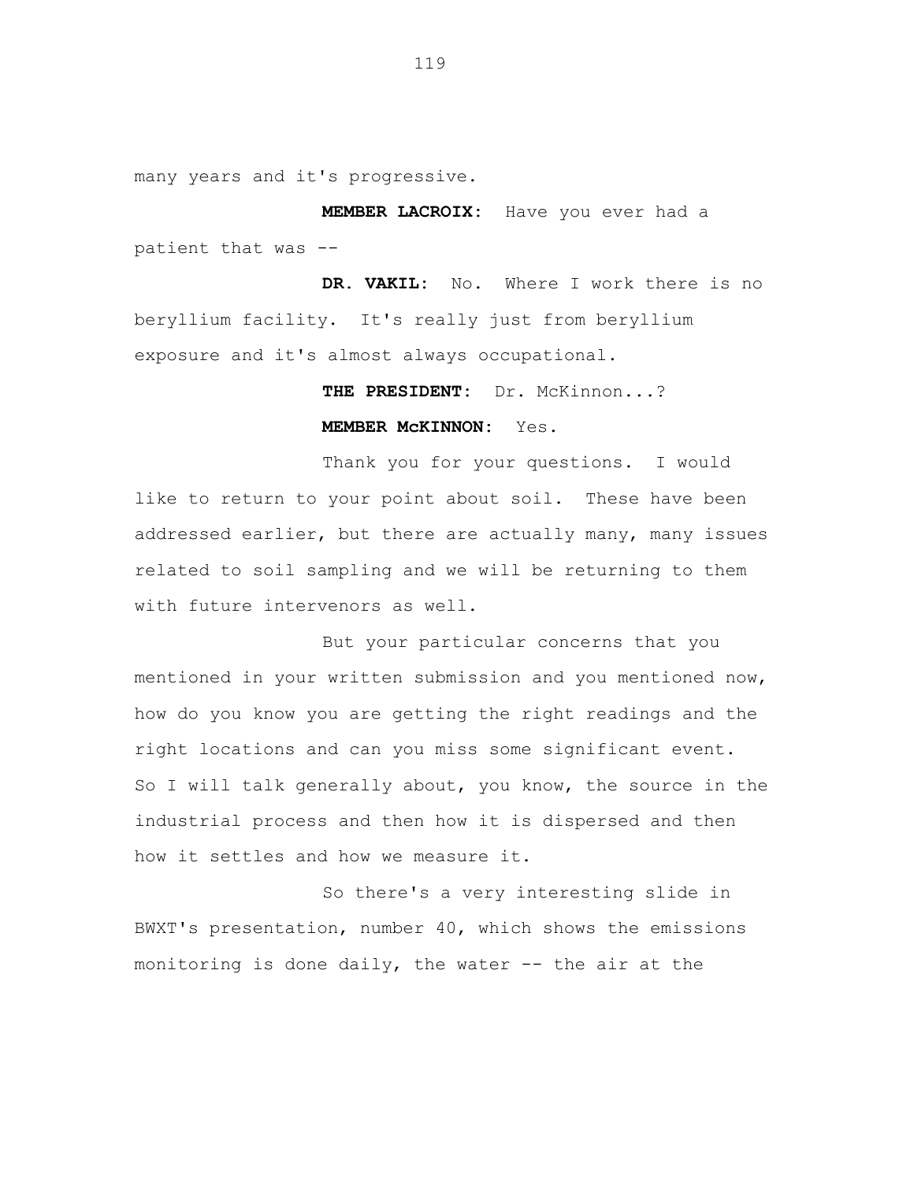many years and it's progressive.

**MEMBER LACROIX:** Have you ever had a patient that was --

**DR. VAKIL:** No. Where I work there is no beryllium facility. It's really just from beryllium exposure and it's almost always occupational.

**THE PRESIDENT:** Dr. McKinnon...?

**MEMBER McKINNON:** Yes.

Thank you for your questions. I would like to return to your point about soil. These have been addressed earlier, but there are actually many, many issues related to soil sampling and we will be returning to them with future intervenors as well.

But your particular concerns that you mentioned in your written submission and you mentioned now, how do you know you are getting the right readings and the right locations and can you miss some significant event. So I will talk generally about, you know, the source in the industrial process and then how it is dispersed and then how it settles and how we measure it.

So there's a very interesting slide in BWXT's presentation, number 40, which shows the emissions monitoring is done daily, the water -- the air at the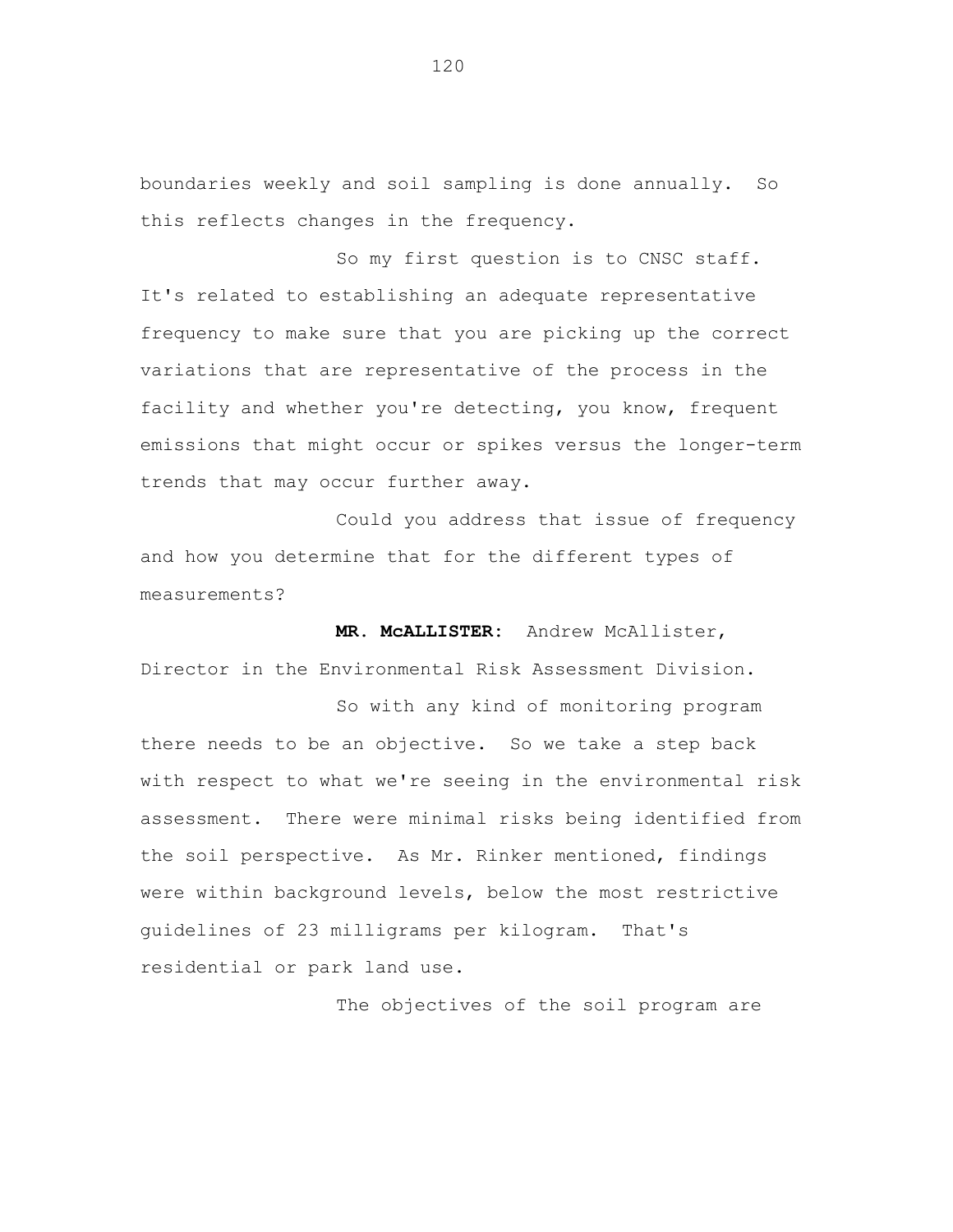boundaries weekly and soil sampling is done annually. So this reflects changes in the frequency.

So my first question is to CNSC staff. It's related to establishing an adequate representative frequency to make sure that you are picking up the correct variations that are representative of the process in the facility and whether you're detecting, you know, frequent emissions that might occur or spikes versus the longer-term trends that may occur further away.

Could you address that issue of frequency and how you determine that for the different types of measurements?

**MR. McALLISTER:** Andrew McAllister, Director in the Environmental Risk Assessment Division.

So with any kind of monitoring program there needs to be an objective. So we take a step back with respect to what we're seeing in the environmental risk assessment. There were minimal risks being identified from the soil perspective. As Mr. Rinker mentioned, findings were within background levels, below the most restrictive guidelines of 23 milligrams per kilogram. That's residential or park land use.

The objectives of the soil program are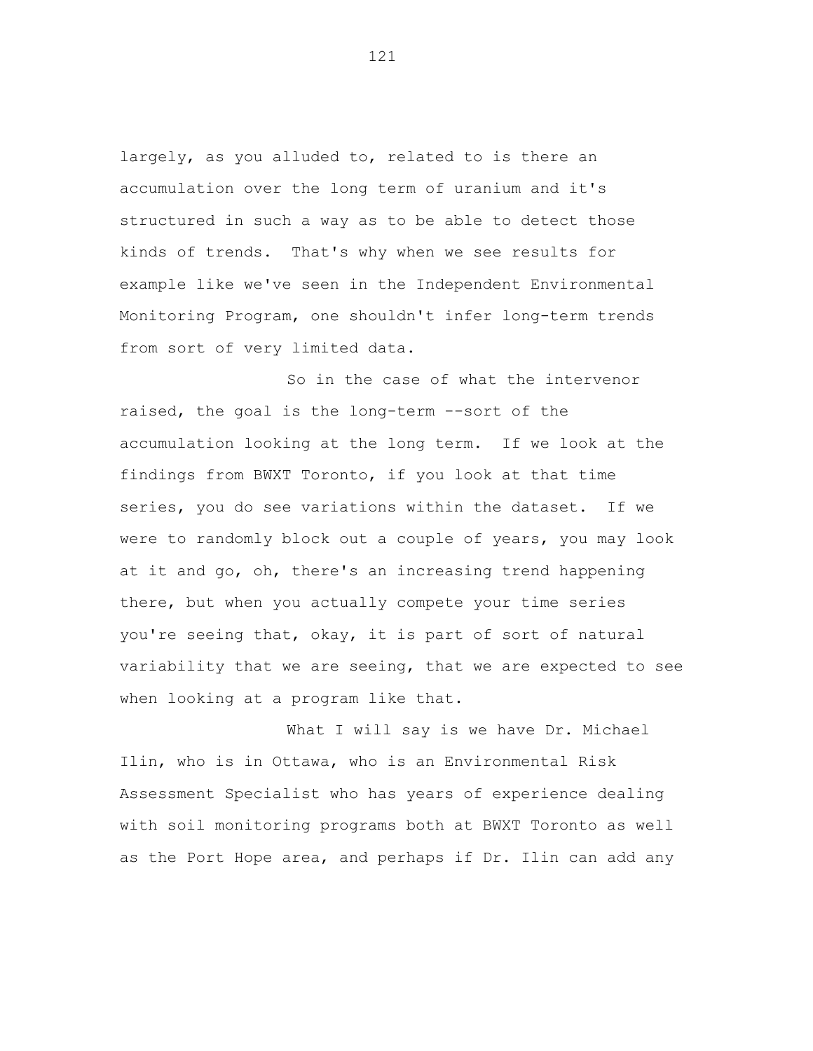largely, as you alluded to, related to is there an accumulation over the long term of uranium and it's structured in such a way as to be able to detect those kinds of trends. That's why when we see results for example like we've seen in the Independent Environmental Monitoring Program, one shouldn't infer long-term trends from sort of very limited data.

So in the case of what the intervenor raised, the goal is the long-term --sort of the accumulation looking at the long term. If we look at the findings from BWXT Toronto, if you look at that time series, you do see variations within the dataset. If we were to randomly block out a couple of years, you may look at it and go, oh, there's an increasing trend happening there, but when you actually compete your time series you're seeing that, okay, it is part of sort of natural variability that we are seeing, that we are expected to see when looking at a program like that.

What I will say is we have Dr. Michael Ilin, who is in Ottawa, who is an Environmental Risk Assessment Specialist who has years of experience dealing with soil monitoring programs both at BWXT Toronto as well as the Port Hope area, and perhaps if Dr. Ilin can add any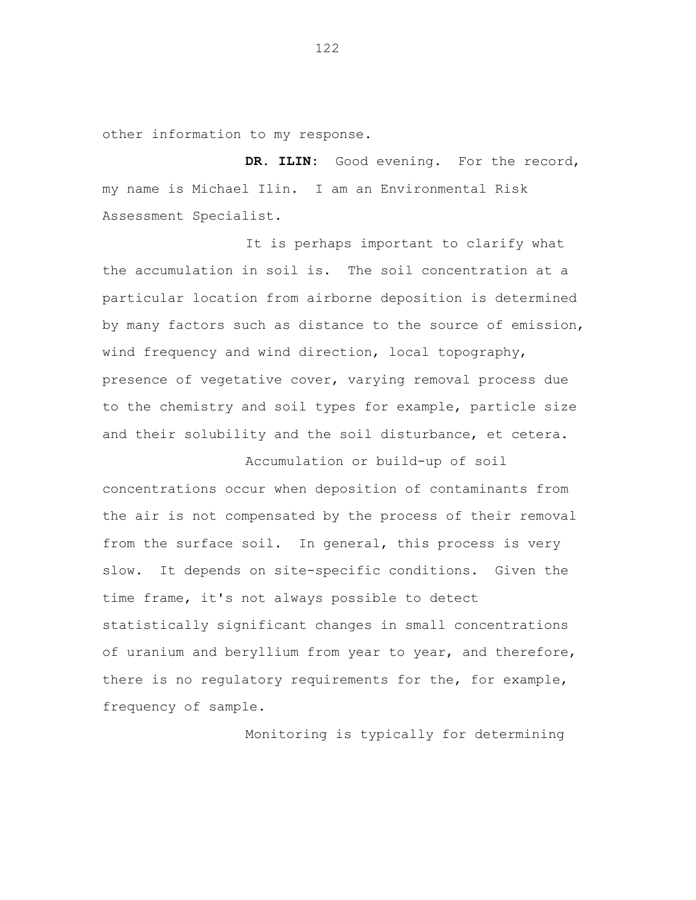other information to my response.

**DR. ILIN:** Good evening. For the record, my name is Michael Ilin. I am an Environmental Risk Assessment Specialist.

It is perhaps important to clarify what the accumulation in soil is. The soil concentration at a particular location from airborne deposition is determined by many factors such as distance to the source of emission, wind frequency and wind direction, local topography, presence of vegetative cover, varying removal process due to the chemistry and soil types for example, particle size and their solubility and the soil disturbance, et cetera.

Accumulation or build-up of soil concentrations occur when deposition of contaminants from the air is not compensated by the process of their removal from the surface soil. In general, this process is very slow. It depends on site-specific conditions. Given the time frame, it's not always possible to detect statistically significant changes in small concentrations of uranium and beryllium from year to year, and therefore, there is no regulatory requirements for the, for example, frequency of sample.

Monitoring is typically for determining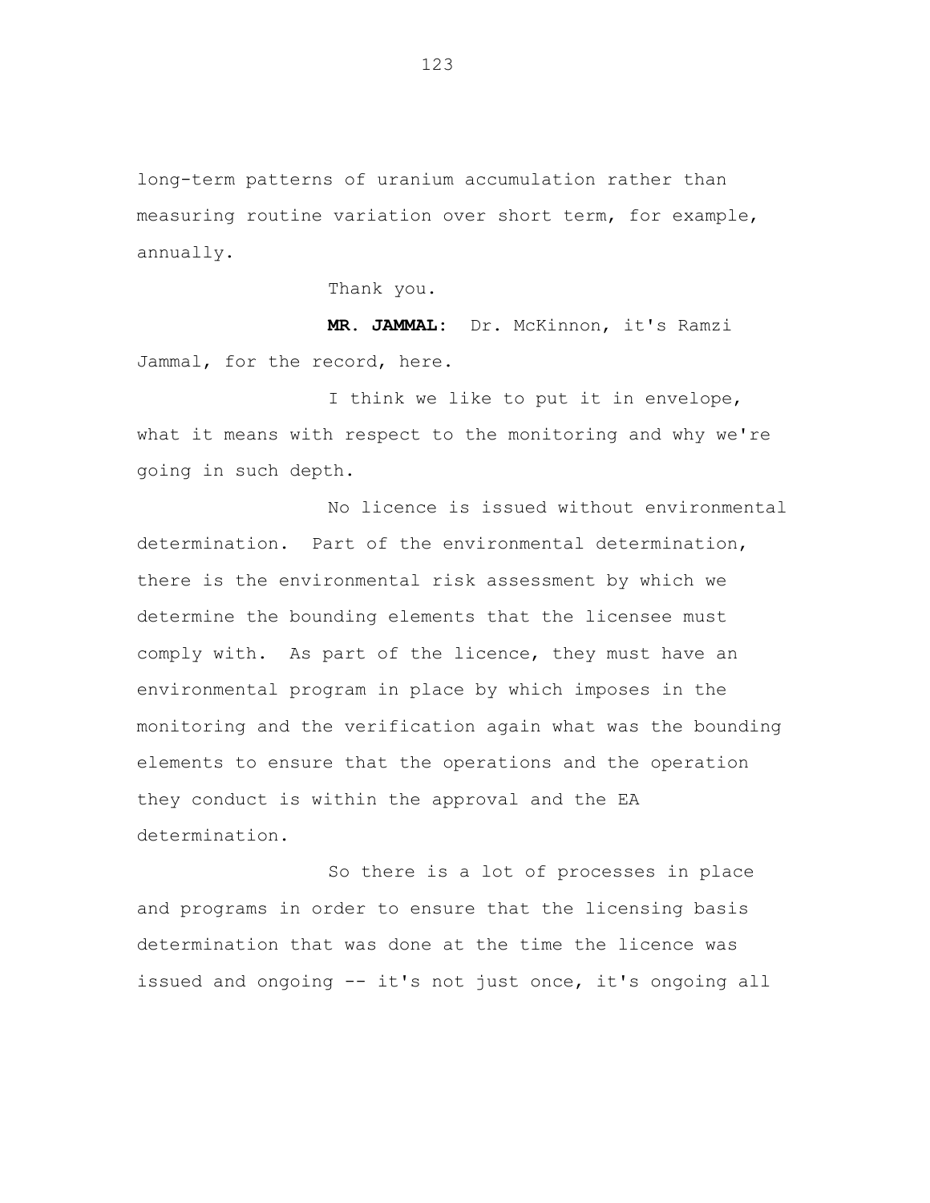long-term patterns of uranium accumulation rather than measuring routine variation over short term, for example, annually.

Thank you.

**MR. JAMMAL:** Dr. McKinnon, it's Ramzi Jammal, for the record, here.

I think we like to put it in envelope, what it means with respect to the monitoring and why we're going in such depth.

No licence is issued without environmental determination. Part of the environmental determination, there is the environmental risk assessment by which we determine the bounding elements that the licensee must comply with. As part of the licence, they must have an environmental program in place by which imposes in the monitoring and the verification again what was the bounding elements to ensure that the operations and the operation they conduct is within the approval and the EA determination.

So there is a lot of processes in place and programs in order to ensure that the licensing basis determination that was done at the time the licence was issued and ongoing -- it's not just once, it's ongoing all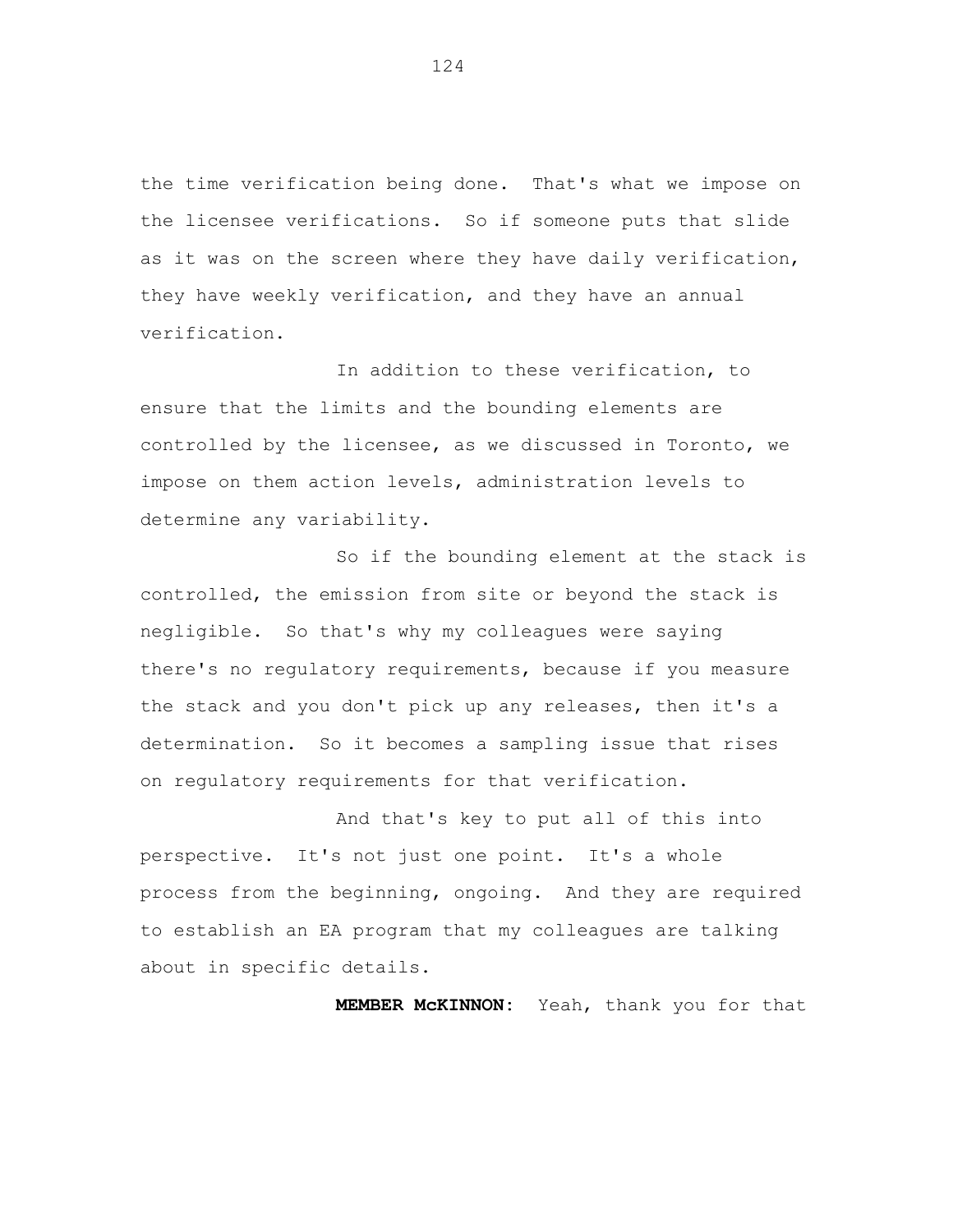the time verification being done. That's what we impose on the licensee verifications. So if someone puts that slide as it was on the screen where they have daily verification, they have weekly verification, and they have an annual verification.

In addition to these verification, to ensure that the limits and the bounding elements are controlled by the licensee, as we discussed in Toronto, we impose on them action levels, administration levels to determine any variability.

So if the bounding element at the stack is controlled, the emission from site or beyond the stack is negligible. So that's why my colleagues were saying there's no regulatory requirements, because if you measure the stack and you don't pick up any releases, then it's a determination. So it becomes a sampling issue that rises on regulatory requirements for that verification.

And that's key to put all of this into perspective. It's not just one point. It's a whole process from the beginning, ongoing. And they are required to establish an EA program that my colleagues are talking about in specific details.

**MEMBER McKINNON:** Yeah, thank you for that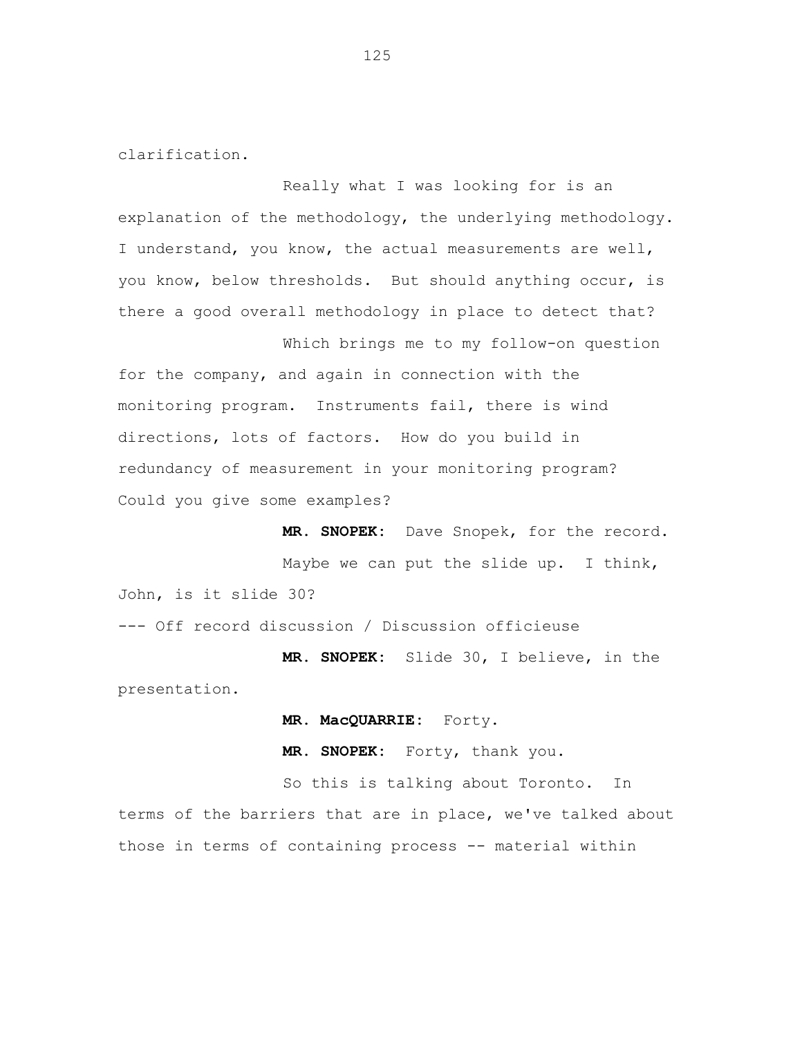clarification.

Really what I was looking for is an explanation of the methodology, the underlying methodology. I understand, you know, the actual measurements are well, you know, below thresholds. But should anything occur, is there a good overall methodology in place to detect that?

Which brings me to my follow-on question for the company, and again in connection with the monitoring program. Instruments fail, there is wind directions, lots of factors. How do you build in redundancy of measurement in your monitoring program? Could you give some examples?

**MR. SNOPEK:** Dave Snopek, for the record.

Maybe we can put the slide up. I think, John, is it slide 30?

--- Off record discussion / Discussion officieuse

**MR. SNOPEK:** Slide 30, I believe, in the presentation.

**MR. MacQUARRIE:** Forty.

**MR. SNOPEK:** Forty, thank you.

So this is talking about Toronto. In terms of the barriers that are in place, we've talked about those in terms of containing process -- material within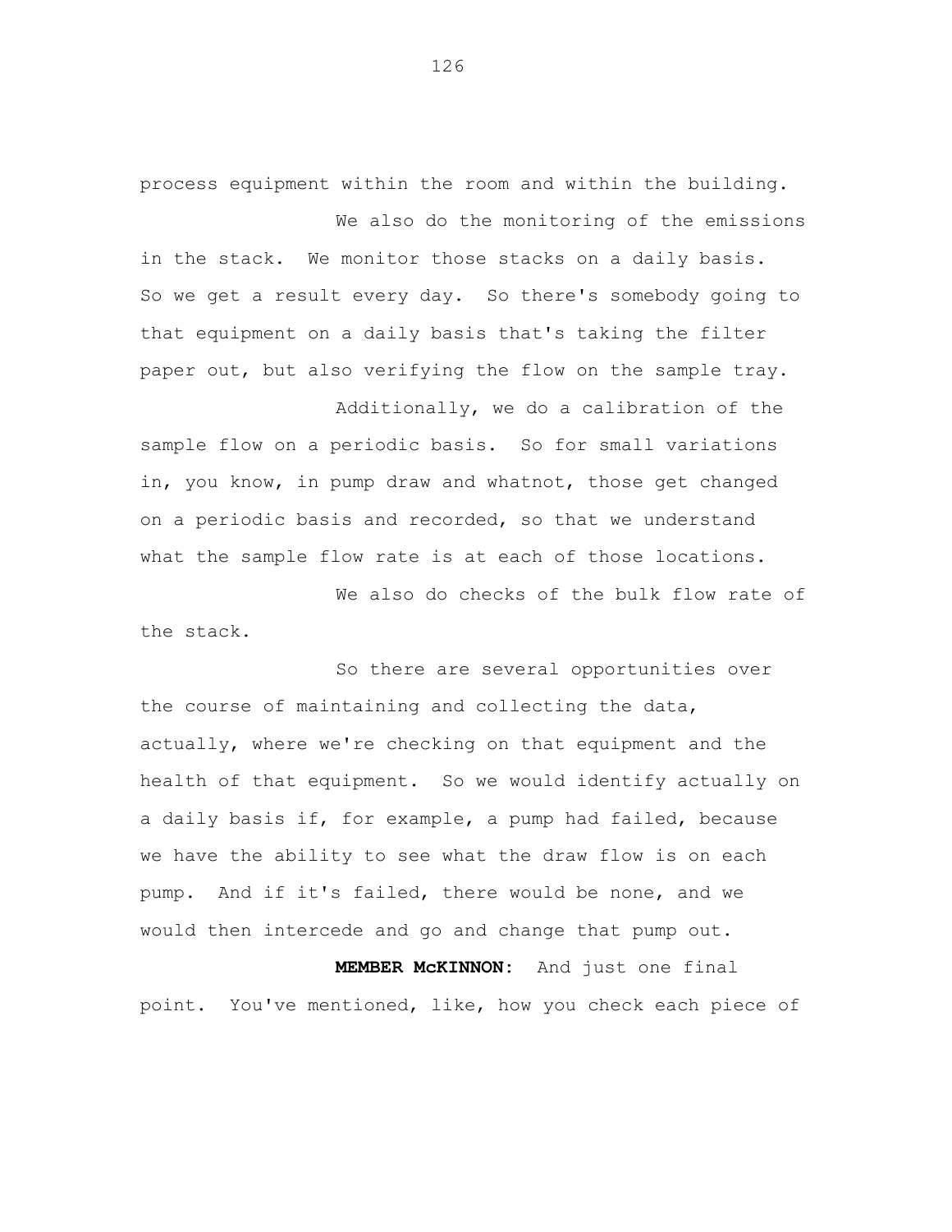process equipment within the room and within the building.

We also do the monitoring of the emissions in the stack. We monitor those stacks on a daily basis. So we get a result every day. So there's somebody going to that equipment on a daily basis that's taking the filter paper out, but also verifying the flow on the sample tray.

Additionally, we do a calibration of the sample flow on a periodic basis. So for small variations in, you know, in pump draw and whatnot, those get changed on a periodic basis and recorded, so that we understand what the sample flow rate is at each of those locations.

We also do checks of the bulk flow rate of the stack.

So there are several opportunities over the course of maintaining and collecting the data, actually, where we're checking on that equipment and the health of that equipment. So we would identify actually on a daily basis if, for example, a pump had failed, because we have the ability to see what the draw flow is on each pump. And if it's failed, there would be none, and we would then intercede and go and change that pump out.

**MEMBER McKINNON:** And just one final point. You've mentioned, like, how you check each piece of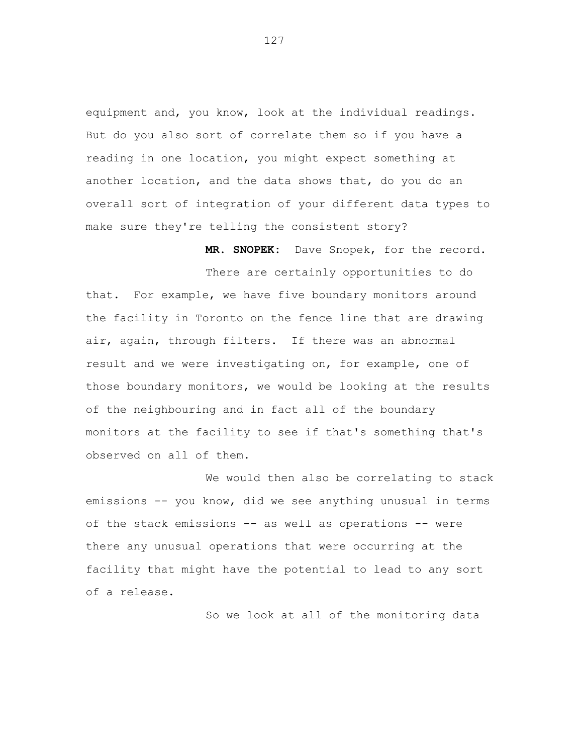equipment and, you know, look at the individual readings. But do you also sort of correlate them so if you have a reading in one location, you might expect something at another location, and the data shows that, do you do an overall sort of integration of your different data types to make sure they're telling the consistent story?

**MR. SNOPEK:** Dave Snopek, for the record.

There are certainly opportunities to do that. For example, we have five boundary monitors around the facility in Toronto on the fence line that are drawing air, again, through filters. If there was an abnormal result and we were investigating on, for example, one of those boundary monitors, we would be looking at the results of the neighbouring and in fact all of the boundary monitors at the facility to see if that's something that's observed on all of them.

We would then also be correlating to stack emissions -- you know, did we see anything unusual in terms of the stack emissions -- as well as operations -- were there any unusual operations that were occurring at the facility that might have the potential to lead to any sort of a release.

So we look at all of the monitoring data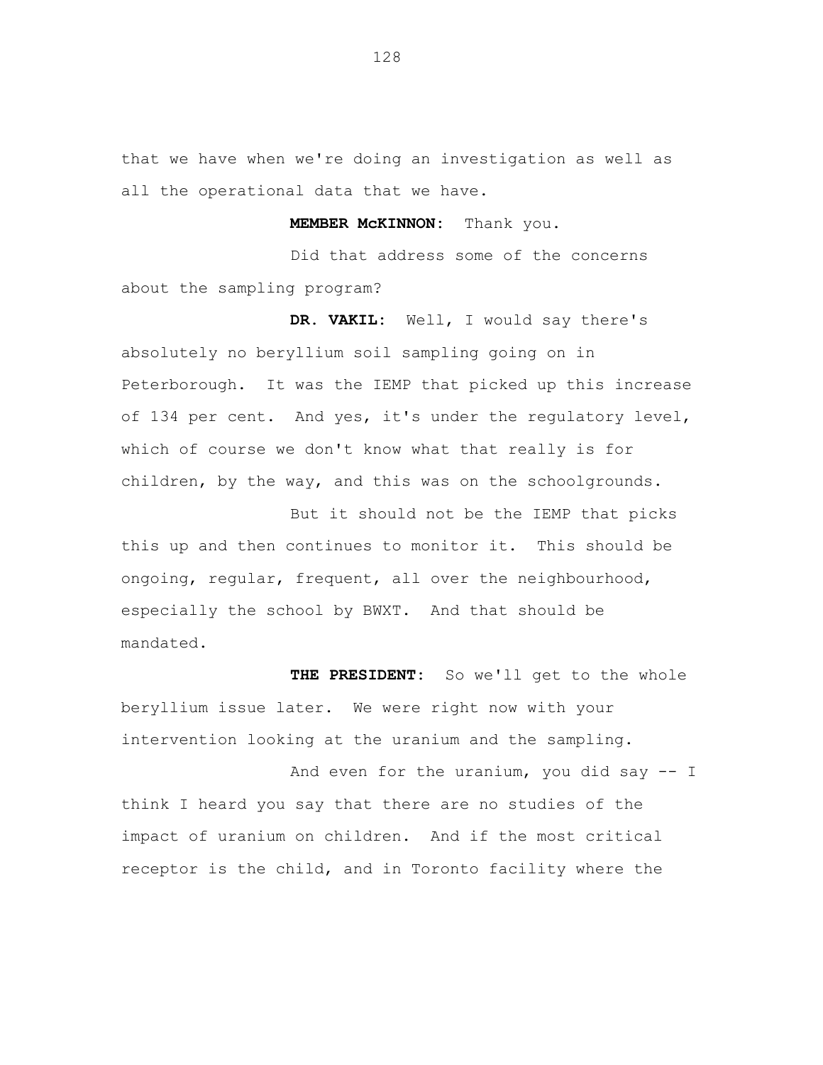that we have when we're doing an investigation as well as all the operational data that we have.

**MEMBER McKINNON:** Thank you.

Did that address some of the concerns about the sampling program?

**DR. VAKIL:** Well, I would say there's absolutely no beryllium soil sampling going on in Peterborough. It was the IEMP that picked up this increase of 134 per cent. And yes, it's under the regulatory level, which of course we don't know what that really is for children, by the way, and this was on the schoolgrounds.

But it should not be the IEMP that picks this up and then continues to monitor it. This should be ongoing, regular, frequent, all over the neighbourhood, especially the school by BWXT. And that should be mandated.

**THE PRESIDENT:** So we'll get to the whole beryllium issue later. We were right now with your intervention looking at the uranium and the sampling.

And even for the uranium, you did say -- I think I heard you say that there are no studies of the impact of uranium on children. And if the most critical receptor is the child, and in Toronto facility where the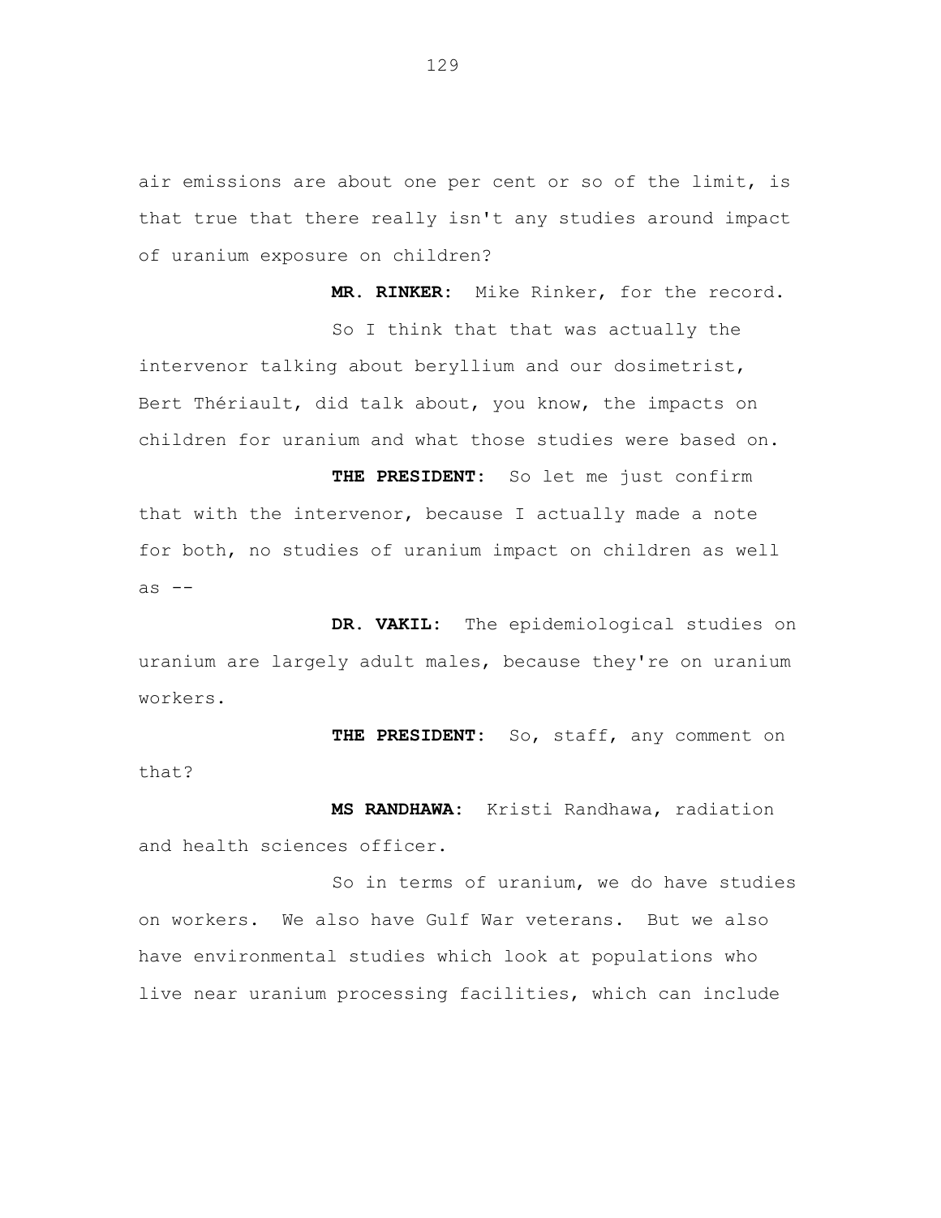air emissions are about one per cent or so of the limit, is that true that there really isn't any studies around impact of uranium exposure on children?

**MR. RINKER:** Mike Rinker, for the record.

So I think that that was actually the intervenor talking about beryllium and our dosimetrist, Bert Thériault, did talk about, you know, the impacts on children for uranium and what those studies were based on.

**THE PRESIDENT:** So let me just confirm that with the intervenor, because I actually made a note for both, no studies of uranium impact on children as well as --

**DR. VAKIL:** The epidemiological studies on uranium are largely adult males, because they're on uranium workers.

**THE PRESIDENT:** So, staff, any comment on that?

**MS RANDHAWA:** Kristi Randhawa, radiation and health sciences officer.

So in terms of uranium, we do have studies on workers. We also have Gulf War veterans. But we also have environmental studies which look at populations who live near uranium processing facilities, which can include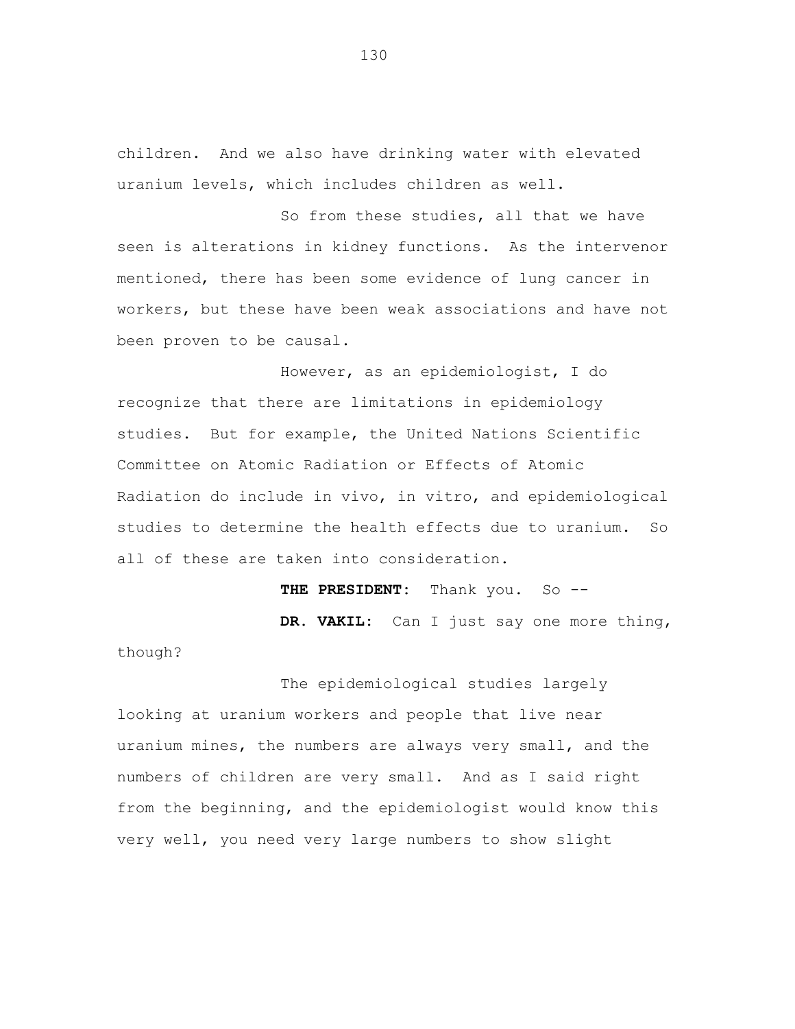children. And we also have drinking water with elevated uranium levels, which includes children as well.

So from these studies, all that we have seen is alterations in kidney functions. As the intervenor mentioned, there has been some evidence of lung cancer in workers, but these have been weak associations and have not been proven to be causal.

However, as an epidemiologist, I do recognize that there are limitations in epidemiology studies. But for example, the United Nations Scientific Committee on Atomic Radiation or Effects of Atomic Radiation do include in vivo, in vitro, and epidemiological studies to determine the health effects due to uranium. So all of these are taken into consideration.

**THE PRESIDENT:** Thank you. So --

**DR. VAKIL:** Can I just say one more thing, though?

The epidemiological studies largely looking at uranium workers and people that live near uranium mines, the numbers are always very small, and the numbers of children are very small. And as I said right from the beginning, and the epidemiologist would know this very well, you need very large numbers to show slight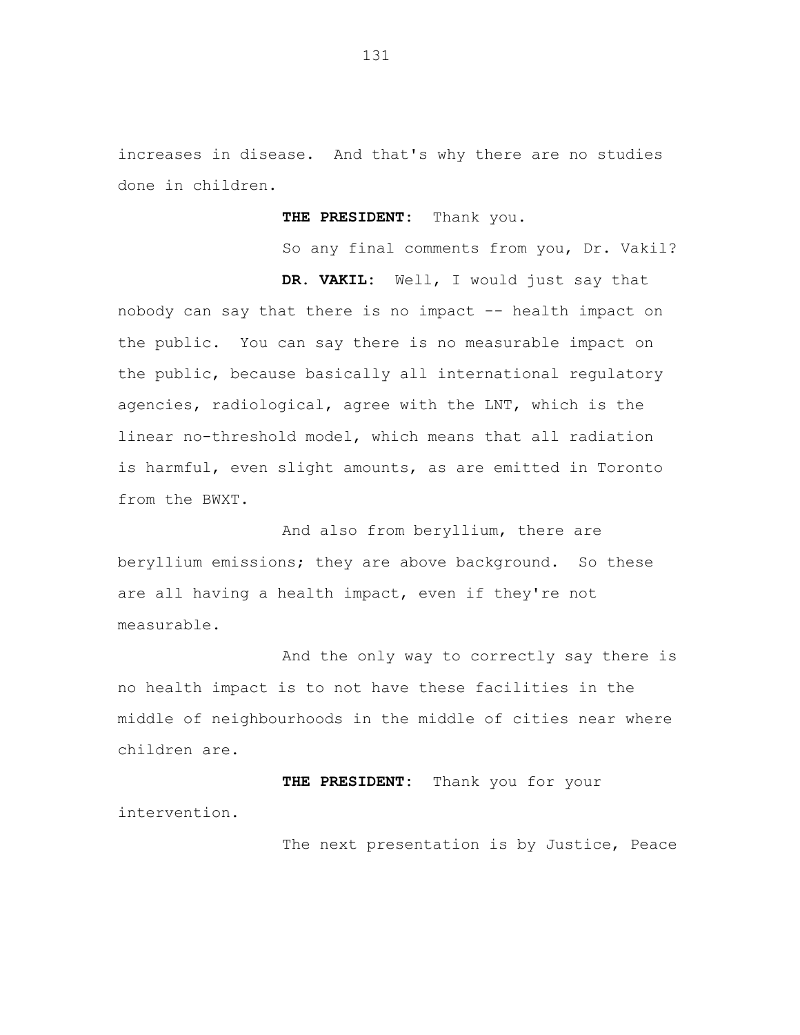increases in disease. And that's why there are no studies done in children.

**THE PRESIDENT:** Thank you.

So any final comments from you, Dr. Vakil?

**DR. VAKIL:** Well, I would just say that nobody can say that there is no impact -- health impact on the public. You can say there is no measurable impact on the public, because basically all international regulatory agencies, radiological, agree with the LNT, which is the linear no-threshold model, which means that all radiation is harmful, even slight amounts, as are emitted in Toronto from the BWXT.

And also from beryllium, there are beryllium emissions; they are above background. So these are all having a health impact, even if they're not measurable.

And the only way to correctly say there is no health impact is to not have these facilities in the middle of neighbourhoods in the middle of cities near where children are.

**THE PRESIDENT:** Thank you for your intervention.

The next presentation is by Justice, Peace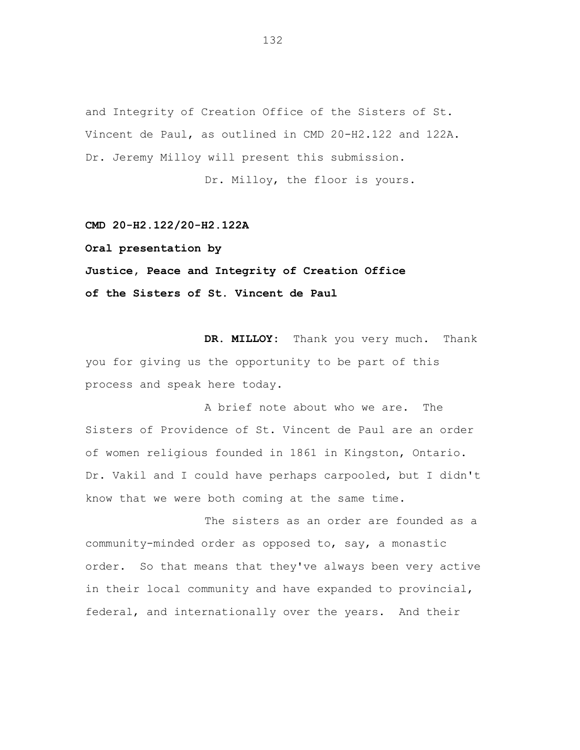and Integrity of Creation Office of the Sisters of St. Vincent de Paul, as outlined in CMD 20-H2.122 and 122A. Dr. Jeremy Milloy will present this submission.

Dr. Milloy, the floor is yours.

**CMD 20-H2.122/20-H2.122A**

**Oral presentation by**

**Justice, Peace and Integrity of Creation Office of the Sisters of St. Vincent de Paul**

**DR. MILLOY:** Thank you very much. Thank you for giving us the opportunity to be part of this process and speak here today.

A brief note about who we are. The Sisters of Providence of St. Vincent de Paul are an order of women religious founded in 1861 in Kingston, Ontario. Dr. Vakil and I could have perhaps carpooled, but I didn't know that we were both coming at the same time.

The sisters as an order are founded as a community-minded order as opposed to, say, a monastic order. So that means that they've always been very active in their local community and have expanded to provincial, federal, and internationally over the years. And their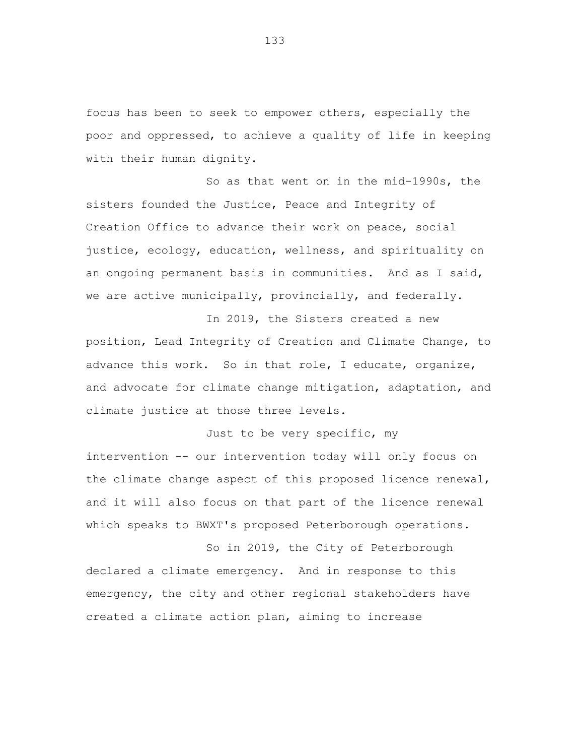focus has been to seek to empower others, especially the poor and oppressed, to achieve a quality of life in keeping with their human dignity.

So as that went on in the mid-1990s, the sisters founded the Justice, Peace and Integrity of Creation Office to advance their work on peace, social justice, ecology, education, wellness, and spirituality on an ongoing permanent basis in communities. And as I said, we are active municipally, provincially, and federally.

In 2019, the Sisters created a new position, Lead Integrity of Creation and Climate Change, to advance this work. So in that role, I educate, organize, and advocate for climate change mitigation, adaptation, and climate justice at those three levels.

Just to be very specific, my intervention -- our intervention today will only focus on the climate change aspect of this proposed licence renewal, and it will also focus on that part of the licence renewal which speaks to BWXT's proposed Peterborough operations.

So in 2019, the City of Peterborough declared a climate emergency. And in response to this emergency, the city and other regional stakeholders have created a climate action plan, aiming to increase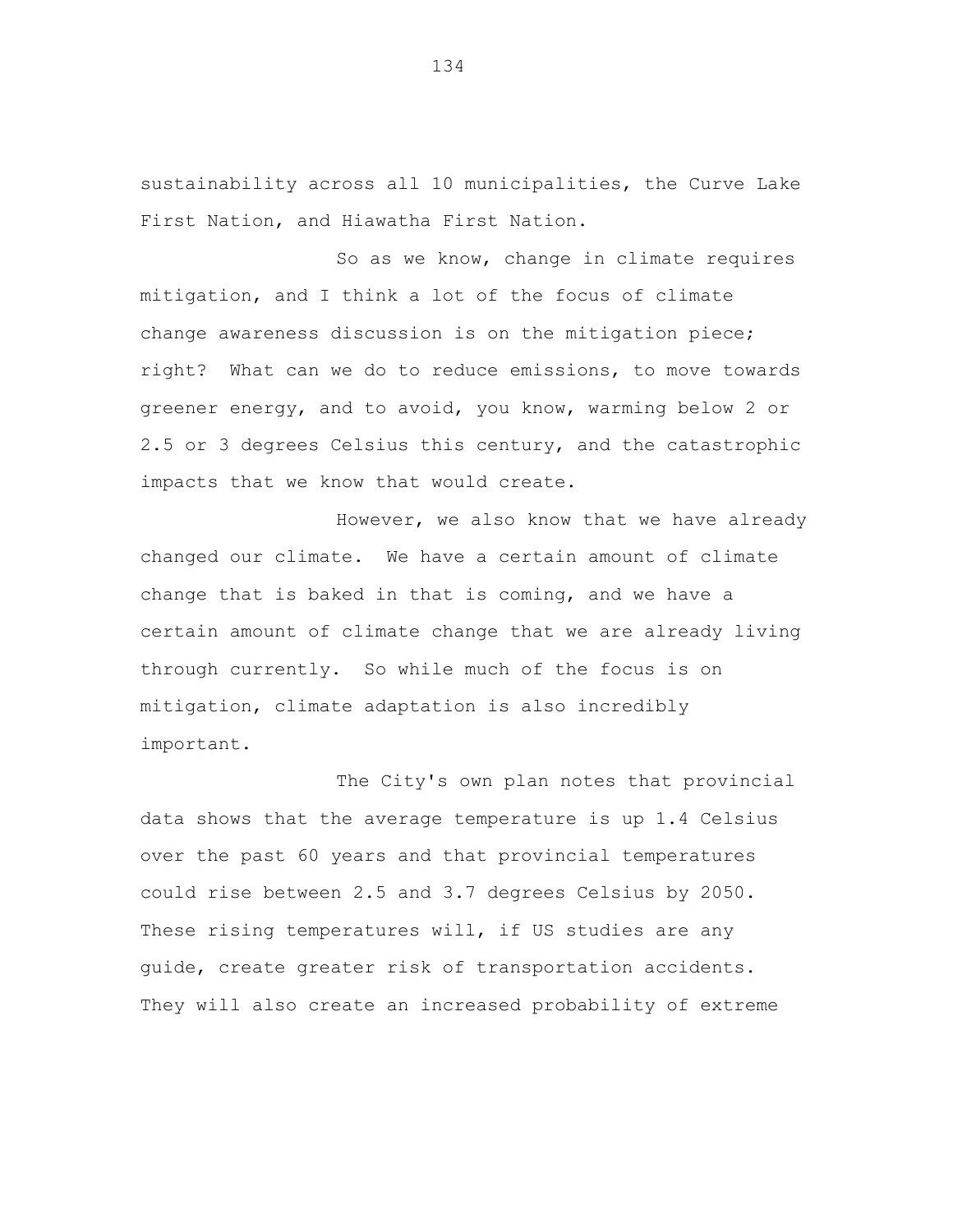sustainability across all 10 municipalities, the Curve Lake First Nation, and Hiawatha First Nation.

So as we know, change in climate requires mitigation, and I think a lot of the focus of climate change awareness discussion is on the mitigation piece; right? What can we do to reduce emissions, to move towards greener energy, and to avoid, you know, warming below 2 or 2.5 or 3 degrees Celsius this century, and the catastrophic impacts that we know that would create.

However, we also know that we have already changed our climate. We have a certain amount of climate change that is baked in that is coming, and we have a certain amount of climate change that we are already living through currently. So while much of the focus is on mitigation, climate adaptation is also incredibly important.

The City's own plan notes that provincial data shows that the average temperature is up 1.4 Celsius over the past 60 years and that provincial temperatures could rise between 2.5 and 3.7 degrees Celsius by 2050. These rising temperatures will, if US studies are any guide, create greater risk of transportation accidents. They will also create an increased probability of extreme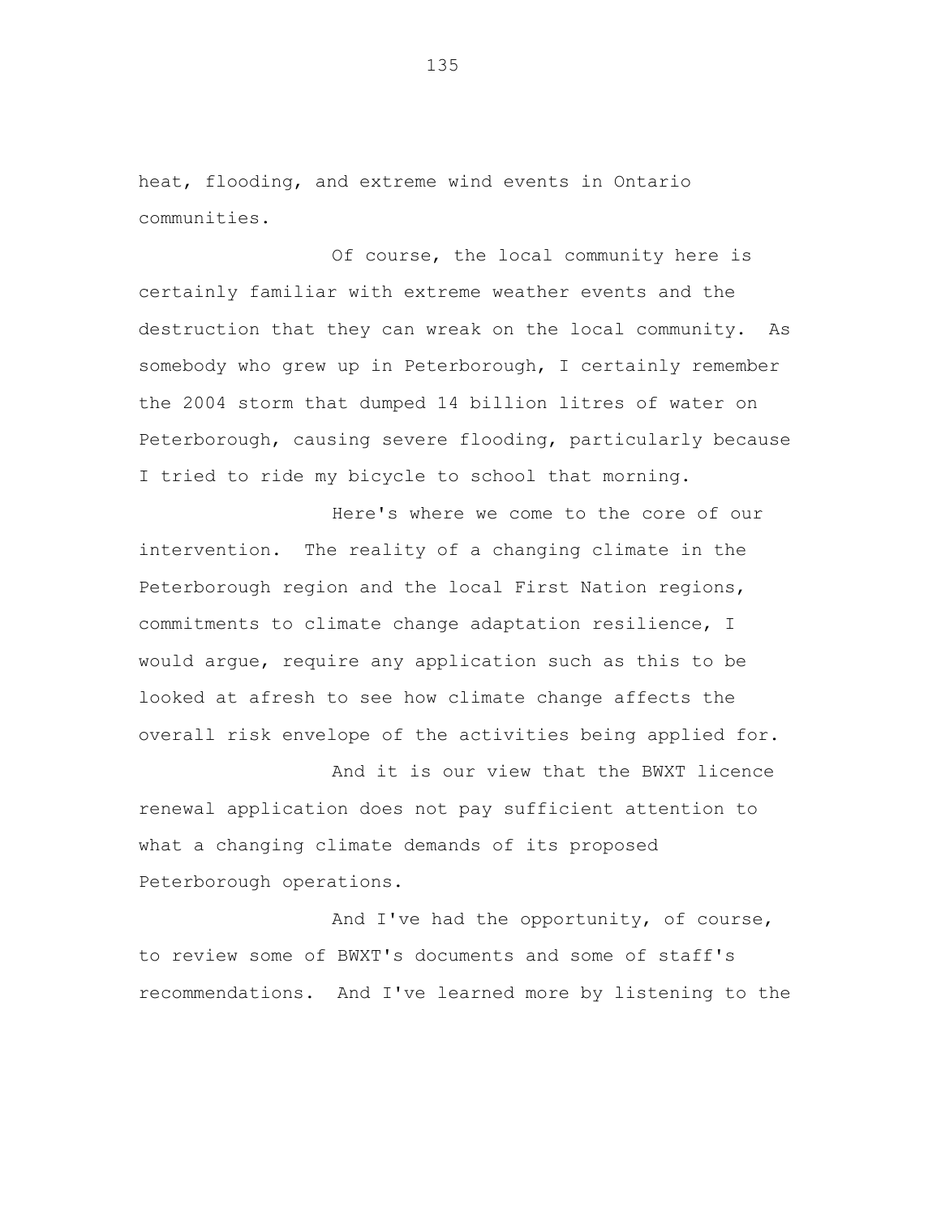heat, flooding, and extreme wind events in Ontario communities.

Of course, the local community here is certainly familiar with extreme weather events and the destruction that they can wreak on the local community. As somebody who grew up in Peterborough, I certainly remember the 2004 storm that dumped 14 billion litres of water on Peterborough, causing severe flooding, particularly because I tried to ride my bicycle to school that morning.

Here's where we come to the core of our intervention. The reality of a changing climate in the Peterborough region and the local First Nation regions, commitments to climate change adaptation resilience, I would argue, require any application such as this to be looked at afresh to see how climate change affects the overall risk envelope of the activities being applied for.

And it is our view that the BWXT licence renewal application does not pay sufficient attention to what a changing climate demands of its proposed Peterborough operations.

And I've had the opportunity, of course, to review some of BWXT's documents and some of staff's recommendations. And I've learned more by listening to the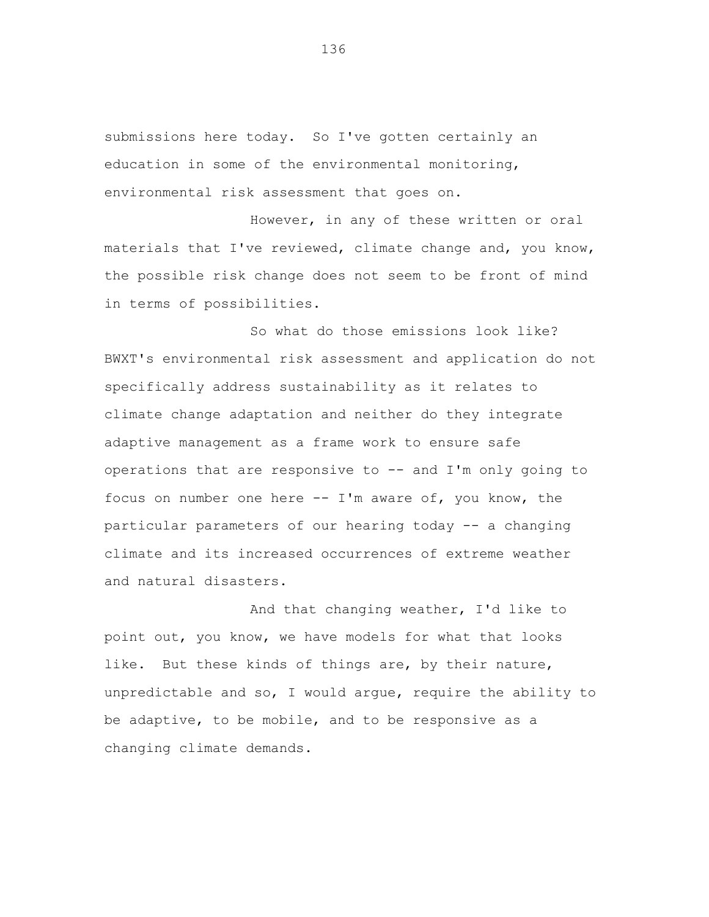submissions here today. So I've gotten certainly an education in some of the environmental monitoring, environmental risk assessment that goes on.

However, in any of these written or oral materials that I've reviewed, climate change and, you know, the possible risk change does not seem to be front of mind in terms of possibilities.

So what do those emissions look like? BWXT's environmental risk assessment and application do not specifically address sustainability as it relates to climate change adaptation and neither do they integrate adaptive management as a frame work to ensure safe operations that are responsive to -- and I'm only going to focus on number one here -- I'm aware of, you know, the particular parameters of our hearing today -- a changing climate and its increased occurrences of extreme weather and natural disasters.

And that changing weather, I'd like to point out, you know, we have models for what that looks like. But these kinds of things are, by their nature, unpredictable and so, I would argue, require the ability to be adaptive, to be mobile, and to be responsive as a changing climate demands.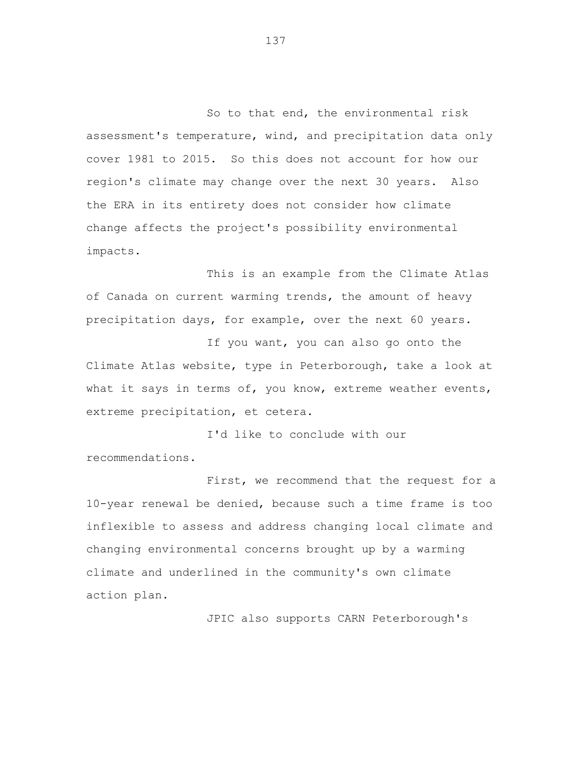So to that end, the environmental risk assessment's temperature, wind, and precipitation data only cover 1981 to 2015. So this does not account for how our region's climate may change over the next 30 years. Also the ERA in its entirety does not consider how climate change affects the project's possibility environmental impacts.

This is an example from the Climate Atlas of Canada on current warming trends, the amount of heavy precipitation days, for example, over the next 60 years.

If you want, you can also go onto the Climate Atlas website, type in Peterborough, take a look at what it says in terms of, you know, extreme weather events, extreme precipitation, et cetera.

I'd like to conclude with our recommendations.

First, we recommend that the request for a 10-year renewal be denied, because such a time frame is too inflexible to assess and address changing local climate and changing environmental concerns brought up by a warming climate and underlined in the community's own climate action plan.

JPIC also supports CARN Peterborough's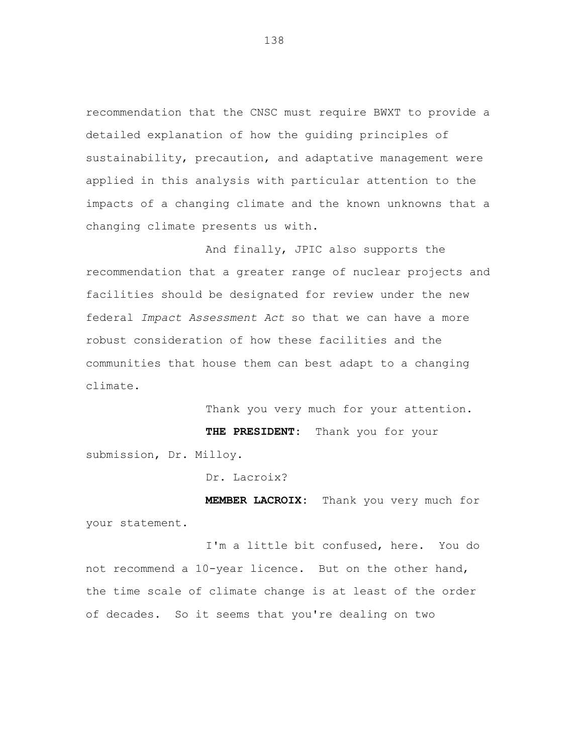recommendation that the CNSC must require BWXT to provide a detailed explanation of how the guiding principles of sustainability, precaution, and adaptative management were applied in this analysis with particular attention to the impacts of a changing climate and the known unknowns that a changing climate presents us with.

And finally, JPIC also supports the recommendation that a greater range of nuclear projects and facilities should be designated for review under the new federal *Impact Assessment Act* so that we can have a more robust consideration of how these facilities and the communities that house them can best adapt to a changing climate.

Thank you very much for your attention.

**THE PRESIDENT:** Thank you for your submission, Dr. Milloy.

Dr. Lacroix?

**MEMBER LACROIX:** Thank you very much for your statement.

I'm a little bit confused, here. You do not recommend a 10-year licence. But on the other hand, the time scale of climate change is at least of the order of decades. So it seems that you're dealing on two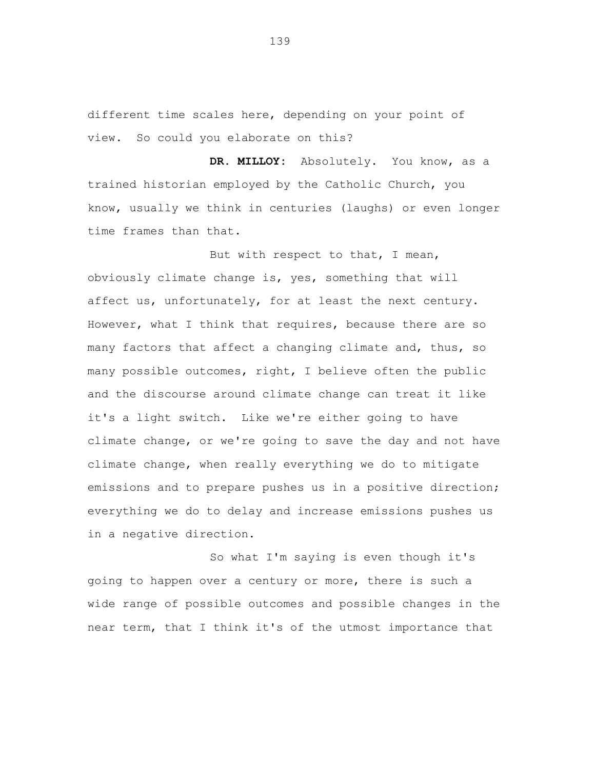different time scales here, depending on your point of view. So could you elaborate on this?

**DR. MILLOY:** Absolutely. You know, as a trained historian employed by the Catholic Church, you know, usually we think in centuries (laughs) or even longer time frames than that.

But with respect to that, I mean, obviously climate change is, yes, something that will affect us, unfortunately, for at least the next century. However, what I think that requires, because there are so many factors that affect a changing climate and, thus, so many possible outcomes, right, I believe often the public and the discourse around climate change can treat it like it's a light switch. Like we're either going to have climate change, or we're going to save the day and not have climate change, when really everything we do to mitigate emissions and to prepare pushes us in a positive direction; everything we do to delay and increase emissions pushes us in a negative direction.

So what I'm saying is even though it's going to happen over a century or more, there is such a wide range of possible outcomes and possible changes in the near term, that I think it's of the utmost importance that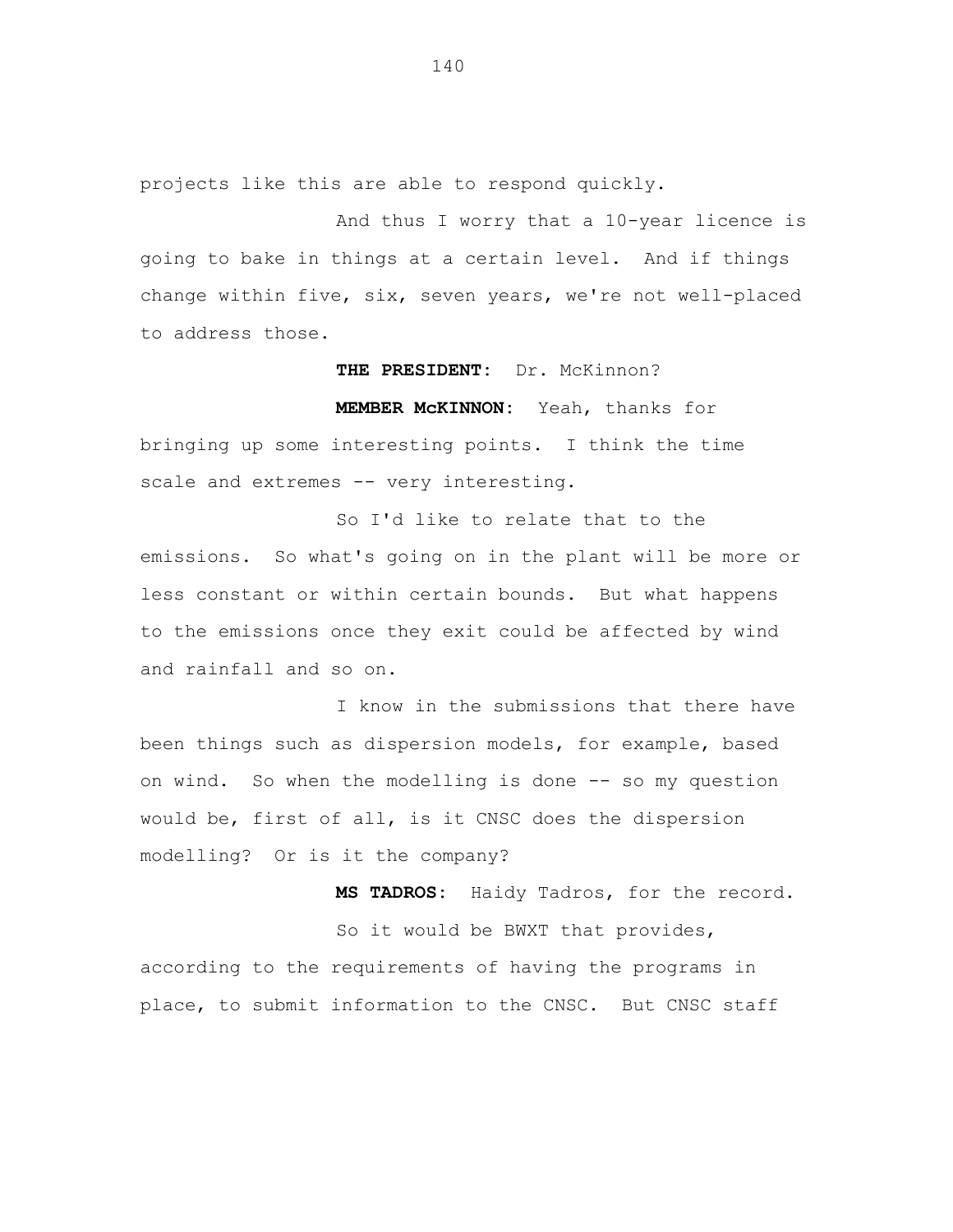projects like this are able to respond quickly.

And thus I worry that a 10-year licence is going to bake in things at a certain level. And if things change within five, six, seven years, we're not well-placed to address those.

**THE PRESIDENT:** Dr. McKinnon?

**MEMBER McKINNON:** Yeah, thanks for bringing up some interesting points. I think the time scale and extremes -- very interesting.

So I'd like to relate that to the emissions. So what's going on in the plant will be more or less constant or within certain bounds. But what happens to the emissions once they exit could be affected by wind and rainfall and so on.

I know in the submissions that there have been things such as dispersion models, for example, based on wind. So when the modelling is done -- so my question would be, first of all, is it CNSC does the dispersion modelling? Or is it the company?

**MS TADROS:** Haidy Tadros, for the record.

So it would be BWXT that provides, according to the requirements of having the programs in place, to submit information to the CNSC. But CNSC staff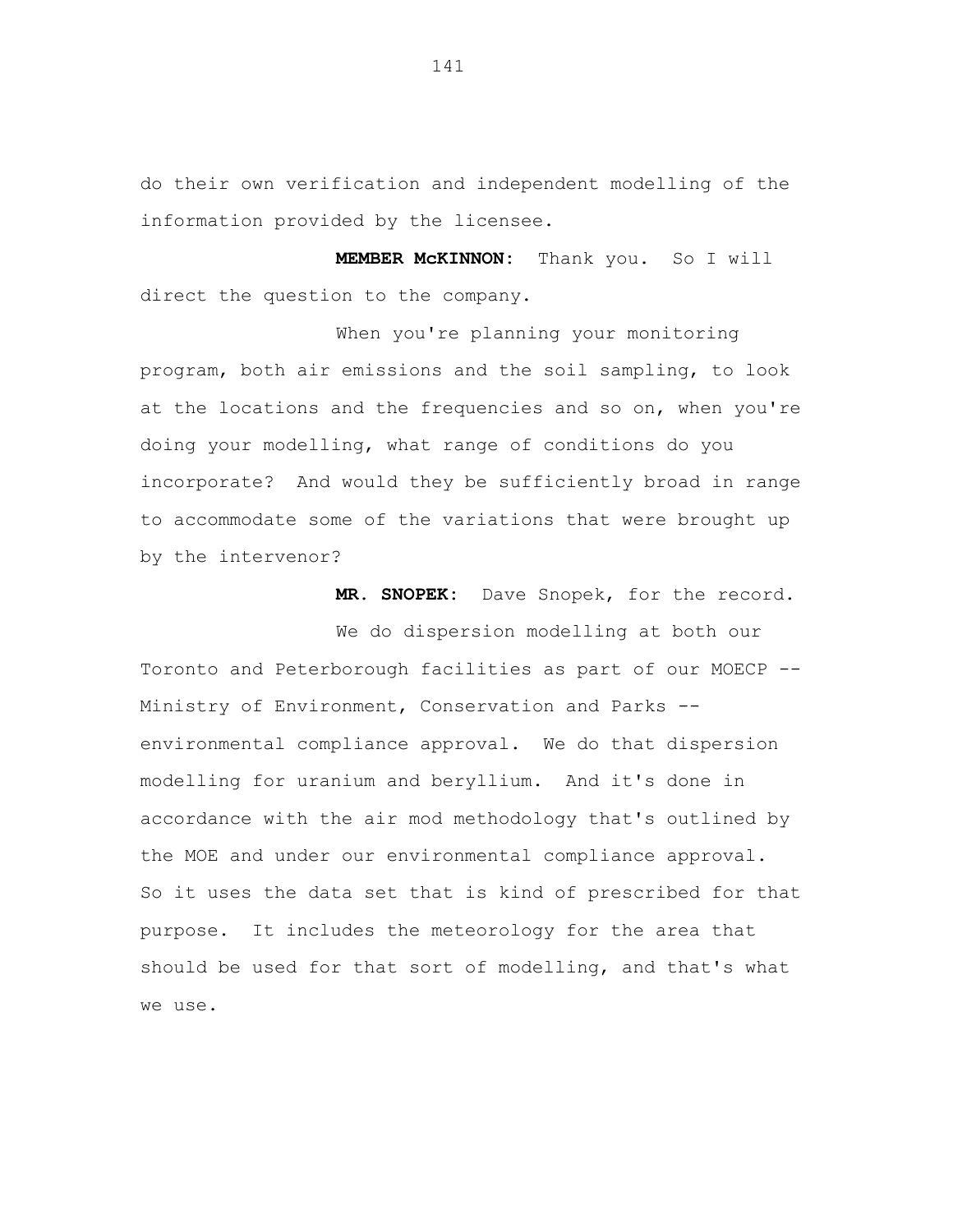do their own verification and independent modelling of the information provided by the licensee.

**MEMBER McKINNON:** Thank you. So I will direct the question to the company.

When you're planning your monitoring program, both air emissions and the soil sampling, to look at the locations and the frequencies and so on, when you're doing your modelling, what range of conditions do you incorporate? And would they be sufficiently broad in range to accommodate some of the variations that were brought up by the intervenor?

**MR. SNOPEK:** Dave Snopek, for the record.

We do dispersion modelling at both our Toronto and Peterborough facilities as part of our MOECP -- Ministry of Environment, Conservation and Parks -- environmental compliance approval. We do that dispersion modelling for uranium and beryllium. And it's done in accordance with the air mod methodology that's outlined by the MOE and under our environmental compliance approval. So it uses the data set that is kind of prescribed for that purpose. It includes the meteorology for the area that should be used for that sort of modelling, and that's what we use.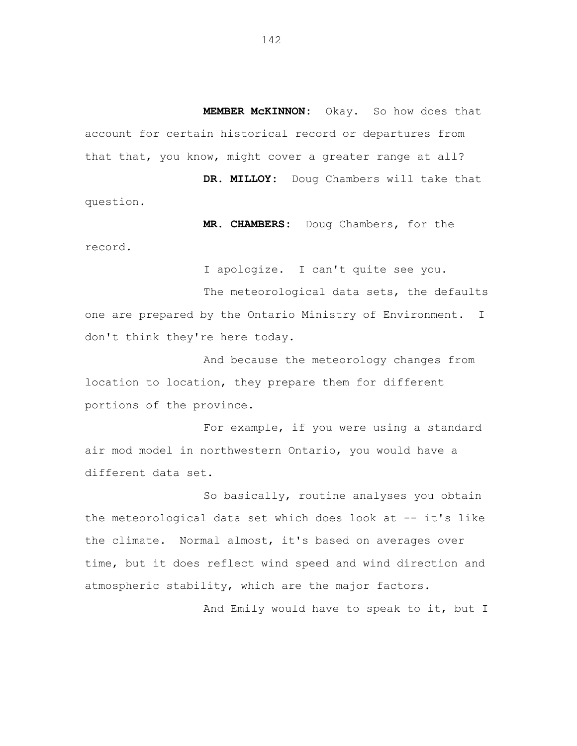**MEMBER McKINNON:** Okay. So how does that account for certain historical record or departures from that that, you know, might cover a greater range at all?

**DR. MILLOY:** Doug Chambers will take that question.

**MR. CHAMBERS:** Doug Chambers, for the record.

I apologize. I can't quite see you.

The meteorological data sets, the defaults one are prepared by the Ontario Ministry of Environment. I don't think they're here today.

And because the meteorology changes from location to location, they prepare them for different portions of the province.

For example, if you were using a standard air mod model in northwestern Ontario, you would have a different data set.

So basically, routine analyses you obtain the meteorological data set which does look at -- it's like the climate. Normal almost, it's based on averages over time, but it does reflect wind speed and wind direction and atmospheric stability, which are the major factors.

And Emily would have to speak to it, but I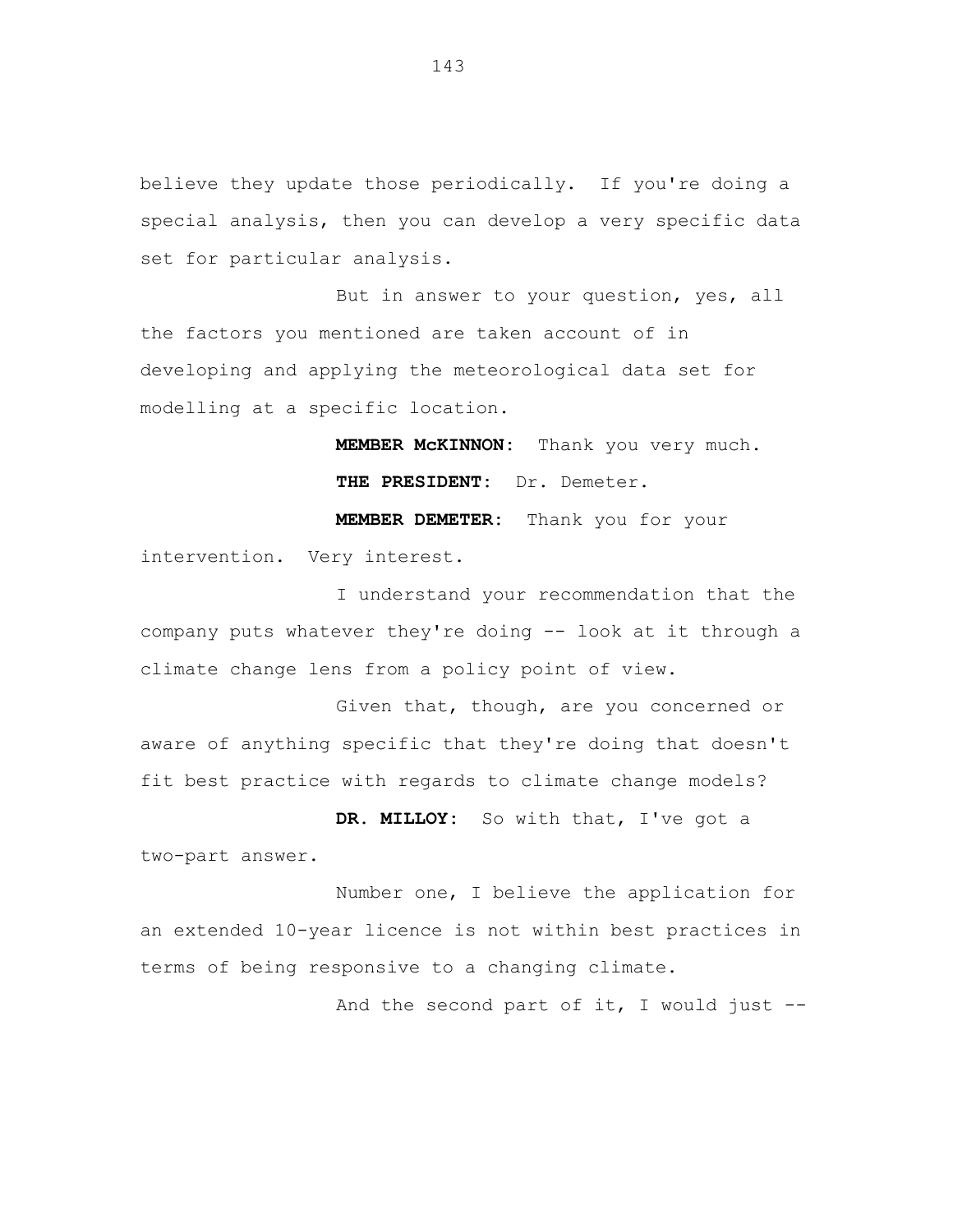believe they update those periodically. If you're doing a special analysis, then you can develop a very specific data set for particular analysis.

But in answer to your question, yes, all the factors you mentioned are taken account of in developing and applying the meteorological data set for modelling at a specific location.

**MEMBER McKINNON:** Thank you very much.

**THE PRESIDENT:** Dr. Demeter.

**MEMBER DEMETER:** Thank you for your intervention. Very interest.

I understand your recommendation that the company puts whatever they're doing -- look at it through a climate change lens from a policy point of view.

Given that, though, are you concerned or aware of anything specific that they're doing that doesn't fit best practice with regards to climate change models?

**DR. MILLOY:** So with that, I've got a two-part answer.

Number one, I believe the application for an extended 10-year licence is not within best practices in terms of being responsive to a changing climate.

And the second part of it, I would just --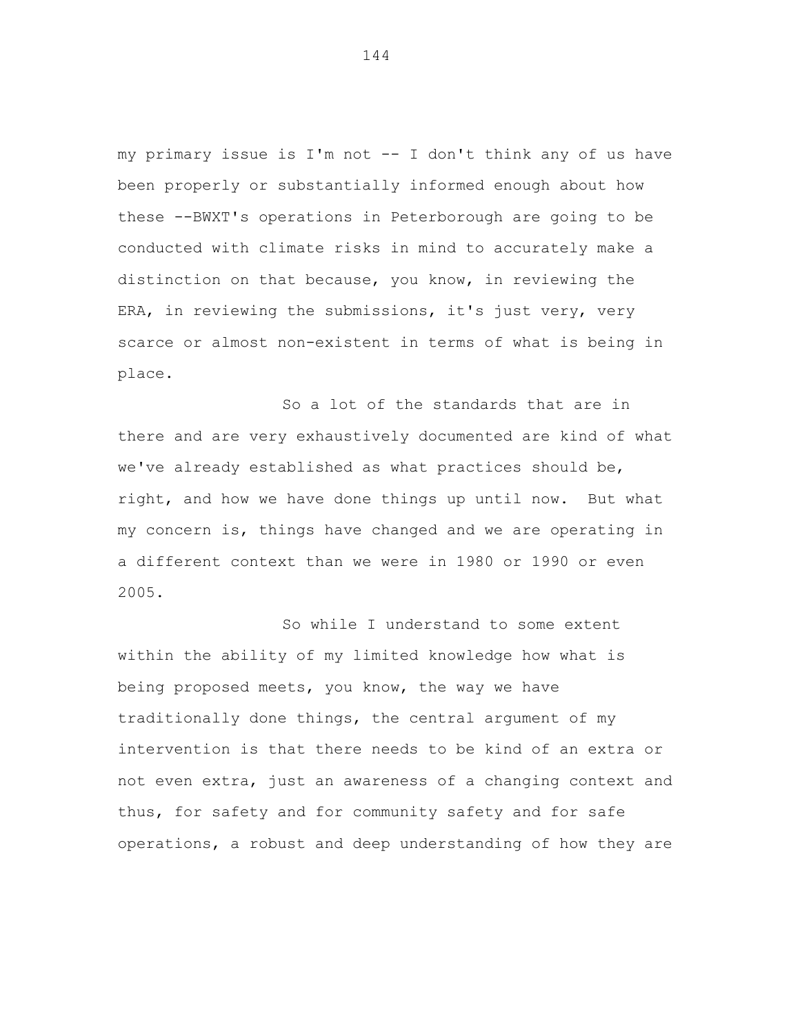my primary issue is I'm not -- I don't think any of us have been properly or substantially informed enough about how these --BWXT's operations in Peterborough are going to be conducted with climate risks in mind to accurately make a distinction on that because, you know, in reviewing the ERA, in reviewing the submissions, it's just very, very scarce or almost non-existent in terms of what is being in place.

So a lot of the standards that are in there and are very exhaustively documented are kind of what we've already established as what practices should be, right, and how we have done things up until now. But what my concern is, things have changed and we are operating in a different context than we were in 1980 or 1990 or even 2005.

So while I understand to some extent within the ability of my limited knowledge how what is being proposed meets, you know, the way we have traditionally done things, the central argument of my intervention is that there needs to be kind of an extra or not even extra, just an awareness of a changing context and thus, for safety and for community safety and for safe operations, a robust and deep understanding of how they are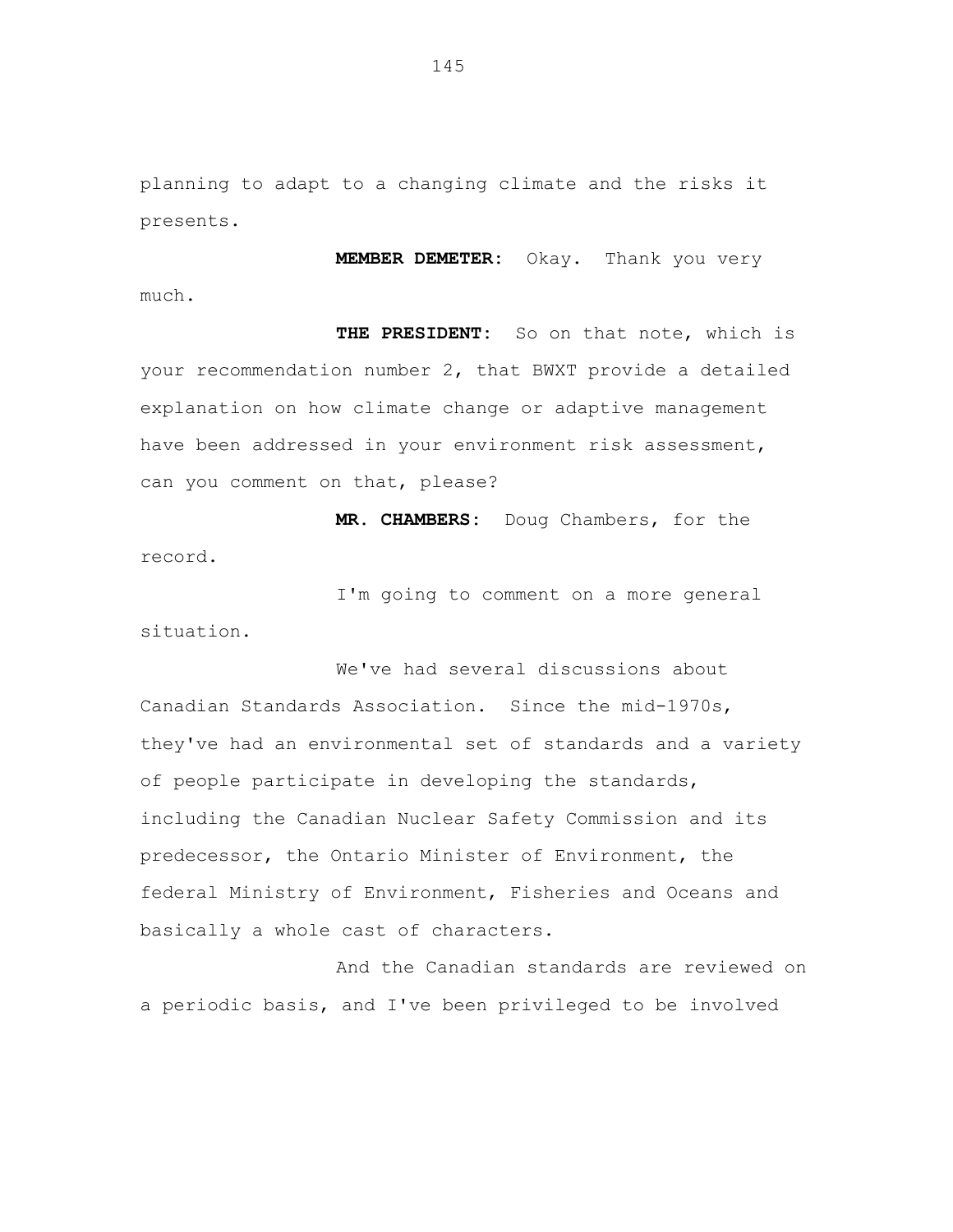planning to adapt to a changing climate and the risks it presents.

**MEMBER DEMETER:** Okay. Thank you very much.

**THE PRESIDENT:** So on that note, which is your recommendation number 2, that BWXT provide a detailed explanation on how climate change or adaptive management have been addressed in your environment risk assessment, can you comment on that, please?

**MR. CHAMBERS:** Doug Chambers, for the record.

I'm going to comment on a more general situation.

We've had several discussions about Canadian Standards Association. Since the mid-1970s, they've had an environmental set of standards and a variety of people participate in developing the standards, including the Canadian Nuclear Safety Commission and its predecessor, the Ontario Minister of Environment, the federal Ministry of Environment, Fisheries and Oceans and basically a whole cast of characters.

And the Canadian standards are reviewed on a periodic basis, and I've been privileged to be involved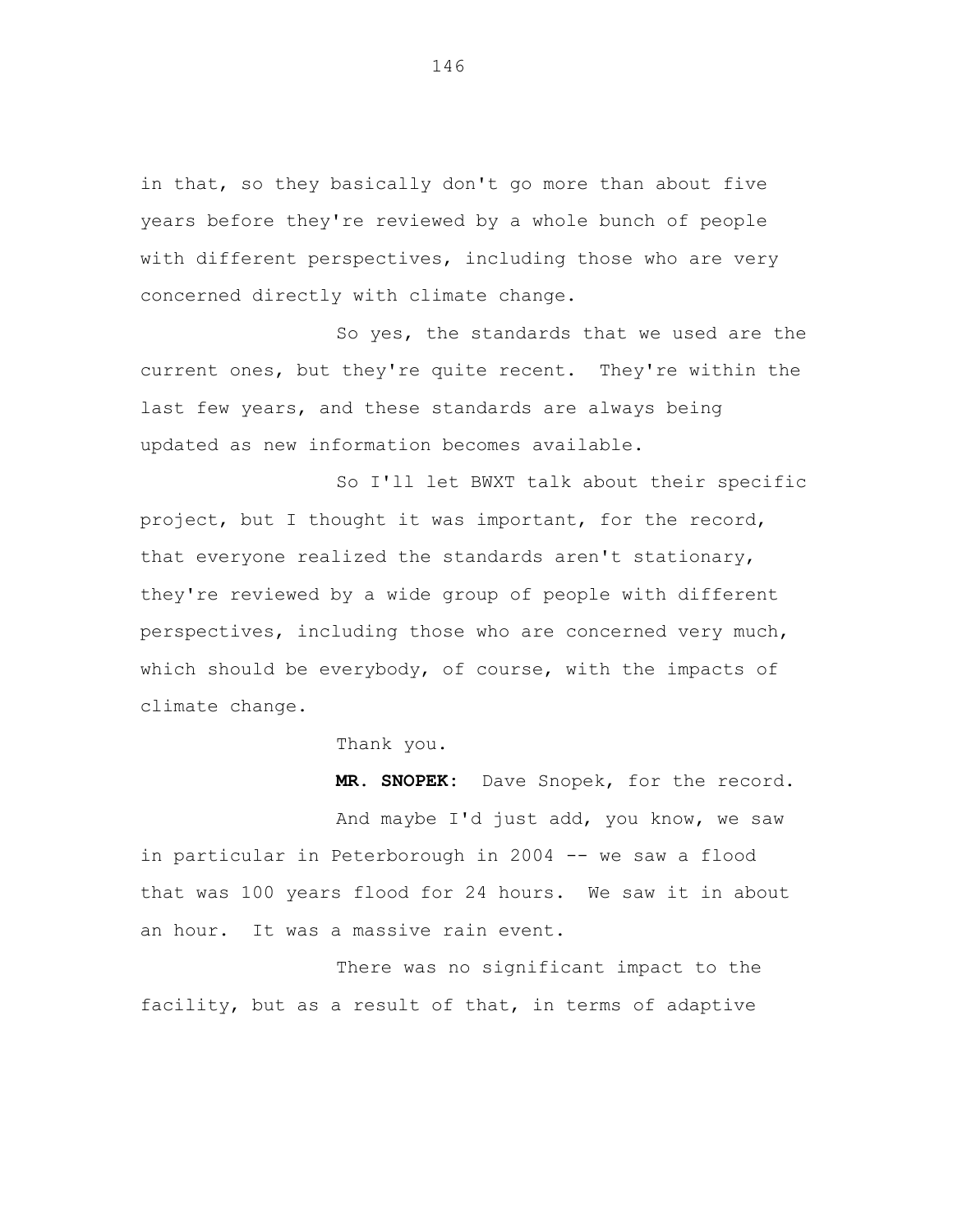in that, so they basically don't go more than about five years before they're reviewed by a whole bunch of people with different perspectives, including those who are very concerned directly with climate change.

So yes, the standards that we used are the current ones, but they're quite recent. They're within the last few years, and these standards are always being updated as new information becomes available.

So I'll let BWXT talk about their specific project, but I thought it was important, for the record, that everyone realized the standards aren't stationary, they're reviewed by a wide group of people with different perspectives, including those who are concerned very much, which should be everybody, of course, with the impacts of climate change.

Thank you.

**MR. SNOPEK:** Dave Snopek, for the record.

And maybe I'd just add, you know, we saw in particular in Peterborough in 2004 -- we saw a flood that was 100 years flood for 24 hours. We saw it in about an hour. It was a massive rain event.

There was no significant impact to the facility, but as a result of that, in terms of adaptive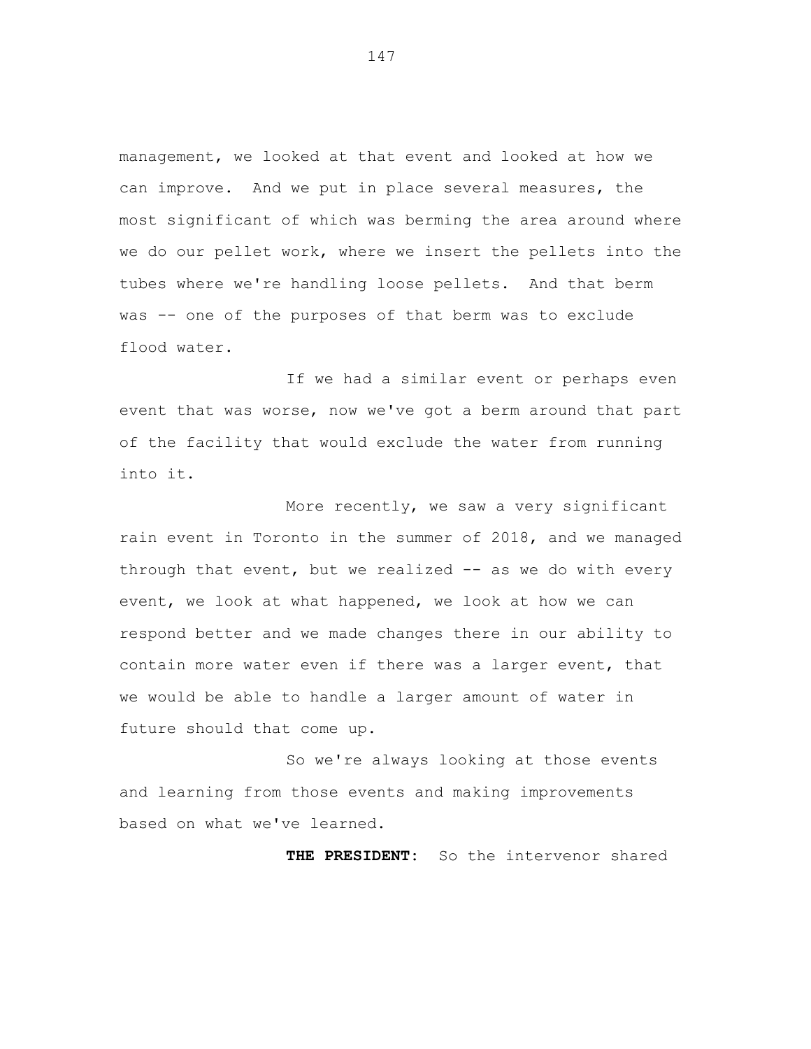management, we looked at that event and looked at how we can improve. And we put in place several measures, the most significant of which was berming the area around where we do our pellet work, where we insert the pellets into the tubes where we're handling loose pellets. And that berm was -- one of the purposes of that berm was to exclude flood water.

If we had a similar event or perhaps even event that was worse, now we've got a berm around that part of the facility that would exclude the water from running into it.

More recently, we saw a very significant rain event in Toronto in the summer of 2018, and we managed through that event, but we realized -- as we do with every event, we look at what happened, we look at how we can respond better and we made changes there in our ability to contain more water even if there was a larger event, that we would be able to handle a larger amount of water in future should that come up.

So we're always looking at those events and learning from those events and making improvements based on what we've learned.

**THE PRESIDENT:** So the intervenor shared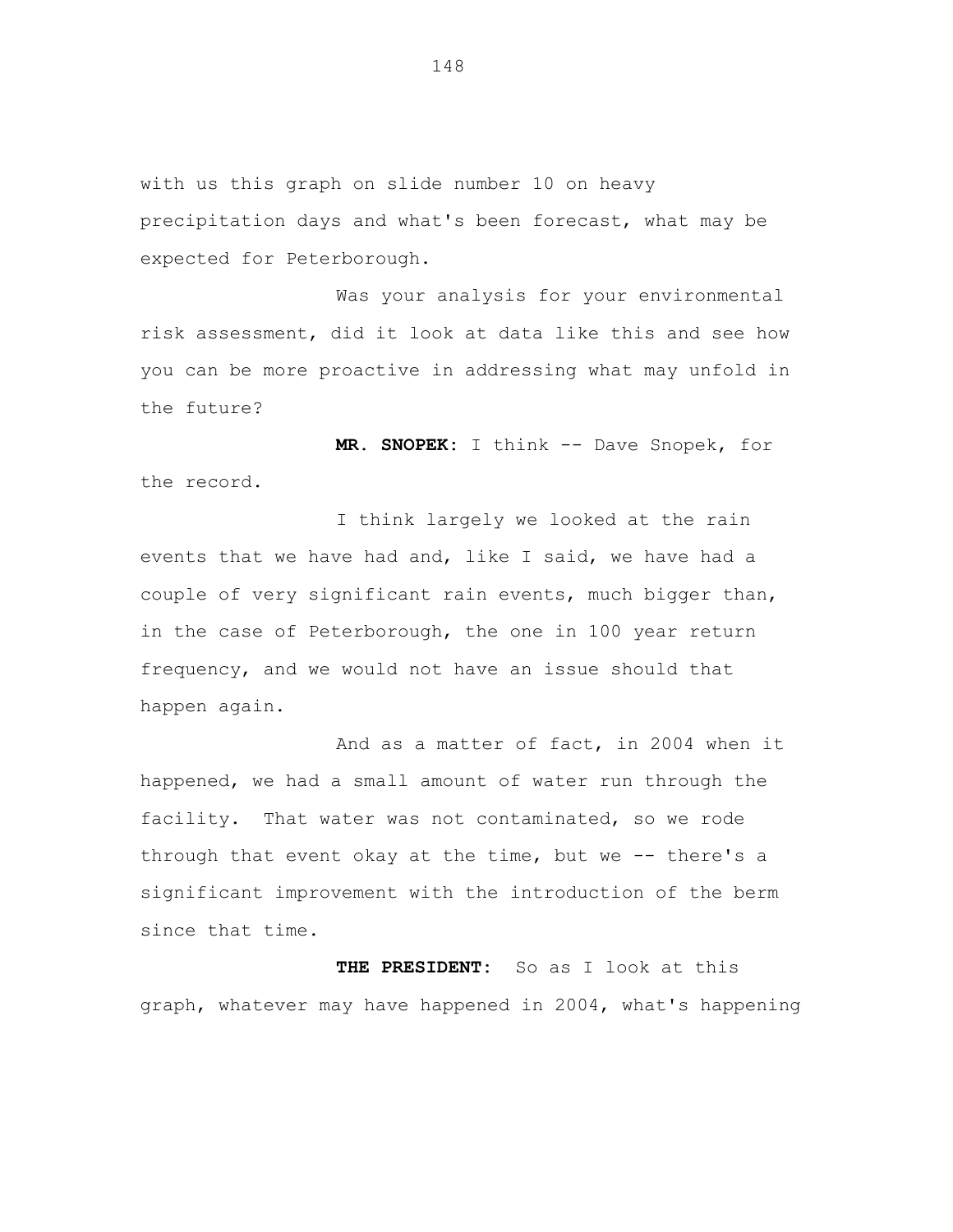with us this graph on slide number 10 on heavy precipitation days and what's been forecast, what may be expected for Peterborough.

Was your analysis for your environmental risk assessment, did it look at data like this and see how you can be more proactive in addressing what may unfold in the future?

**MR. SNOPEK:** I think -- Dave Snopek, for the record.

I think largely we looked at the rain events that we have had and, like I said, we have had a couple of very significant rain events, much bigger than, in the case of Peterborough, the one in 100 year return frequency, and we would not have an issue should that happen again.

And as a matter of fact, in 2004 when it happened, we had a small amount of water run through the facility. That water was not contaminated, so we rode through that event okay at the time, but we -- there's a significant improvement with the introduction of the berm since that time.

**THE PRESIDENT:** So as I look at this graph, whatever may have happened in 2004, what's happening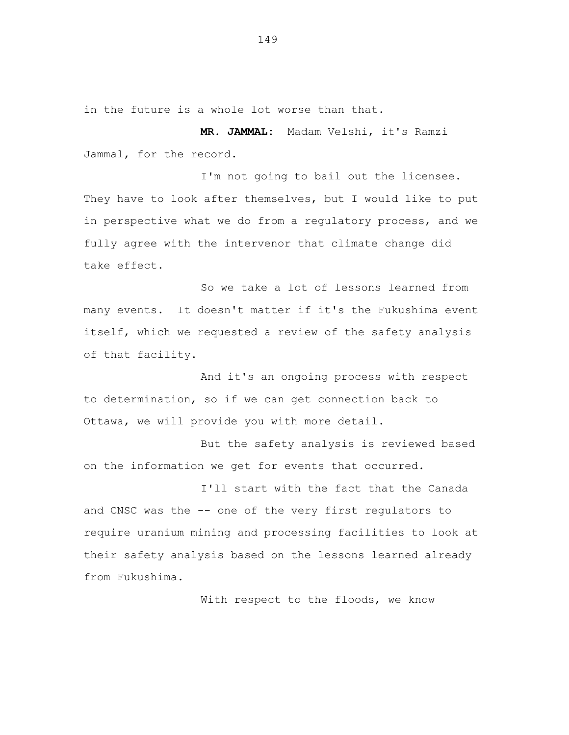in the future is a whole lot worse than that.

**MR. JAMMAL:** Madam Velshi, it's Ramzi Jammal, for the record.

I'm not going to bail out the licensee. They have to look after themselves, but I would like to put in perspective what we do from a regulatory process, and we fully agree with the intervenor that climate change did take effect.

So we take a lot of lessons learned from many events. It doesn't matter if it's the Fukushima event itself, which we requested a review of the safety analysis of that facility.

And it's an ongoing process with respect to determination, so if we can get connection back to Ottawa, we will provide you with more detail.

But the safety analysis is reviewed based on the information we get for events that occurred.

I'll start with the fact that the Canada and CNSC was the -- one of the very first regulators to require uranium mining and processing facilities to look at their safety analysis based on the lessons learned already from Fukushima.

With respect to the floods, we know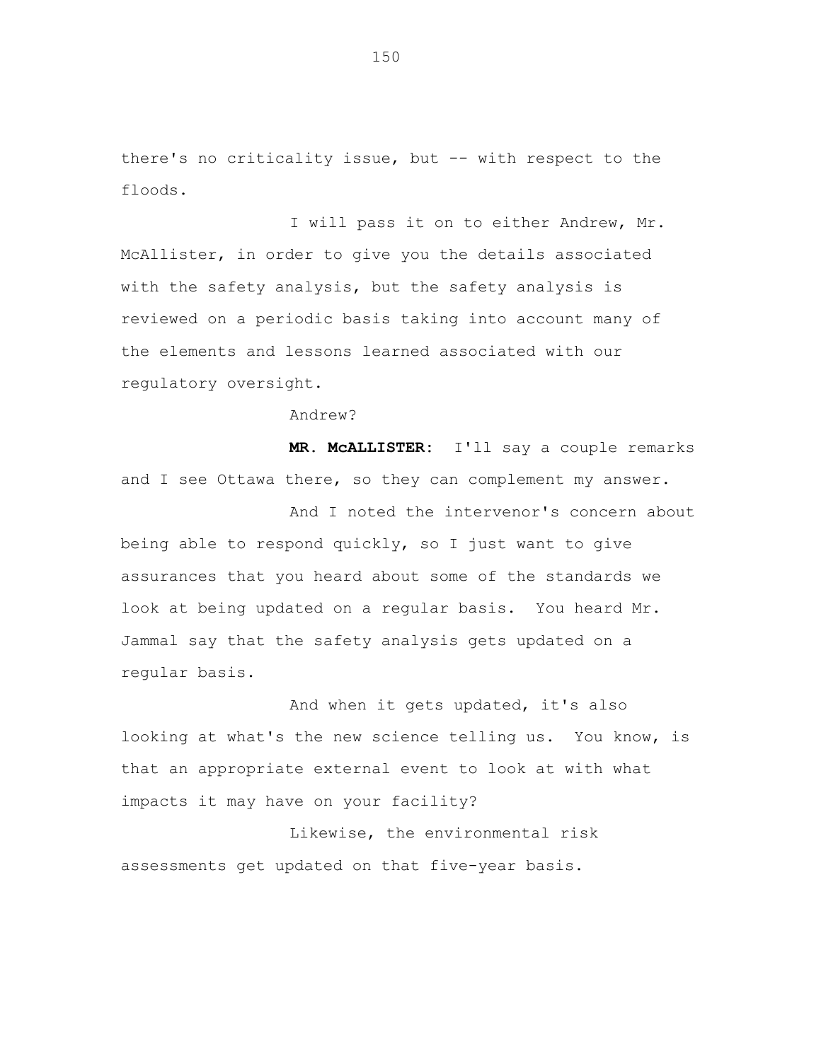there's no criticality issue, but -- with respect to the floods.

I will pass it on to either Andrew, Mr. McAllister, in order to give you the details associated with the safety analysis, but the safety analysis is reviewed on a periodic basis taking into account many of the elements and lessons learned associated with our regulatory oversight.

Andrew?

**MR. McALLISTER:** I'll say a couple remarks and I see Ottawa there, so they can complement my answer.

And I noted the intervenor's concern about being able to respond quickly, so I just want to give assurances that you heard about some of the standards we look at being updated on a regular basis. You heard Mr. Jammal say that the safety analysis gets updated on a regular basis.

And when it gets updated, it's also looking at what's the new science telling us. You know, is that an appropriate external event to look at with what impacts it may have on your facility?

Likewise, the environmental risk assessments get updated on that five-year basis.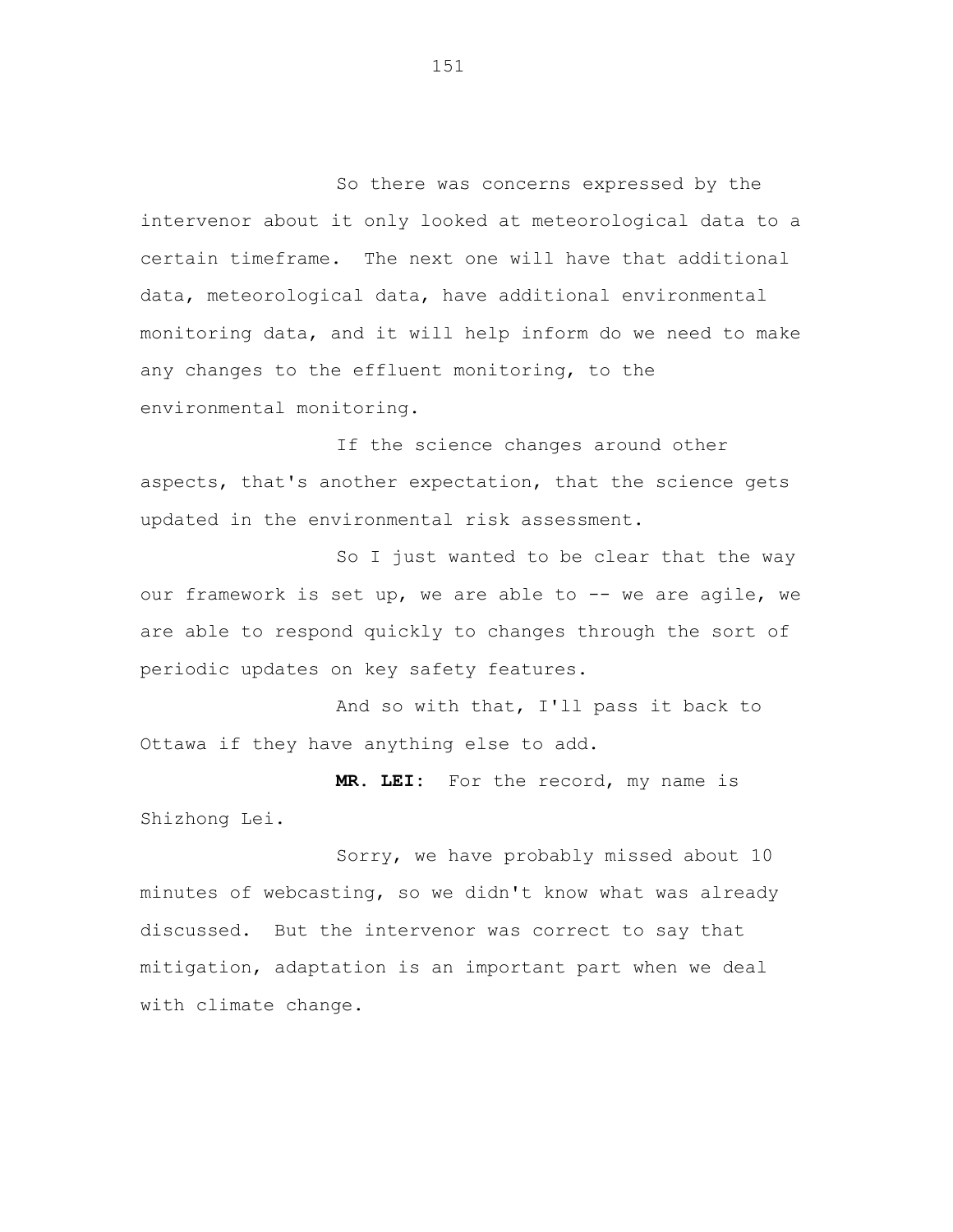So there was concerns expressed by the intervenor about it only looked at meteorological data to a certain timeframe. The next one will have that additional data, meteorological data, have additional environmental monitoring data, and it will help inform do we need to make any changes to the effluent monitoring, to the environmental monitoring.

If the science changes around other aspects, that's another expectation, that the science gets updated in the environmental risk assessment.

So I just wanted to be clear that the way our framework is set up, we are able to -- we are agile, we are able to respond quickly to changes through the sort of periodic updates on key safety features.

And so with that, I'll pass it back to Ottawa if they have anything else to add.

**MR. LEI:** For the record, my name is Shizhong Lei.

Sorry, we have probably missed about 10 minutes of webcasting, so we didn't know what was already discussed. But the intervenor was correct to say that mitigation, adaptation is an important part when we deal with climate change.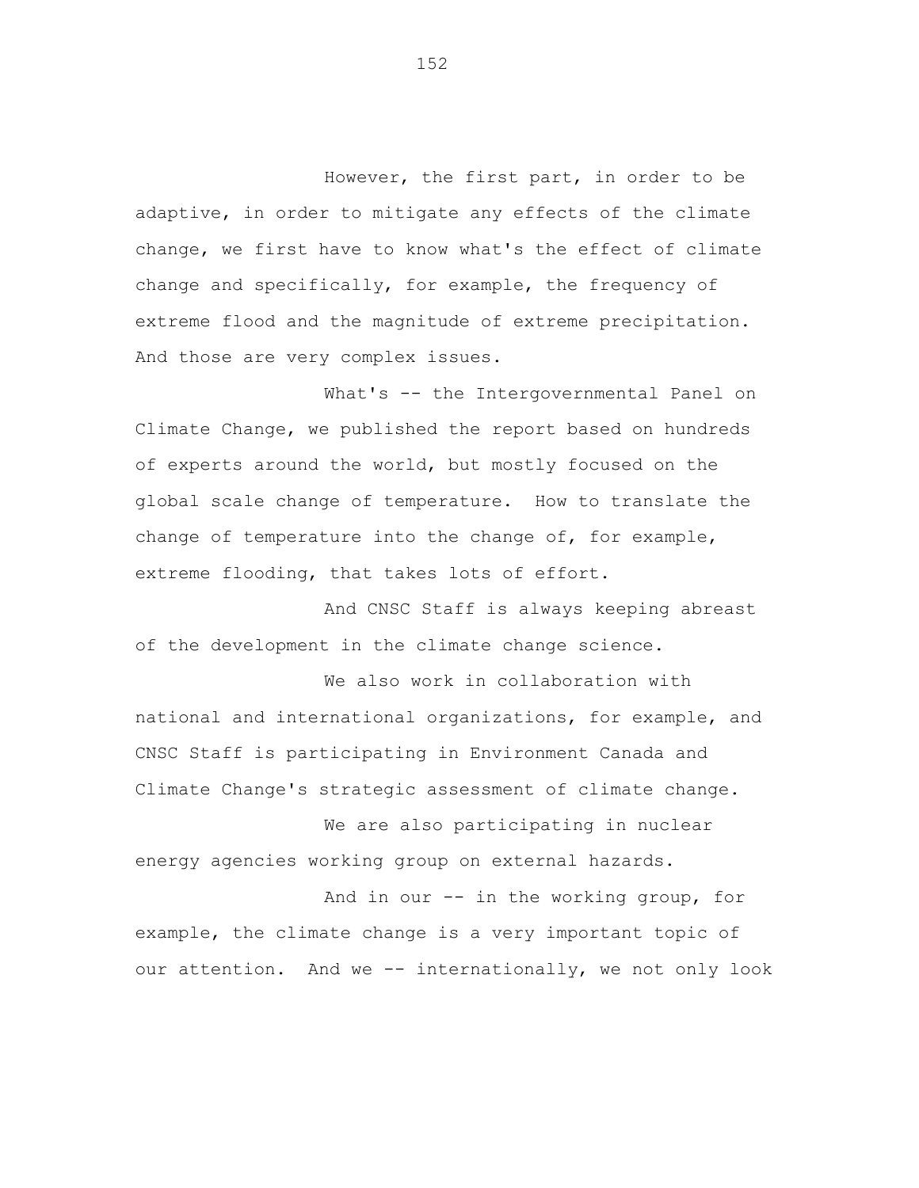However, the first part, in order to be adaptive, in order to mitigate any effects of the climate change, we first have to know what's the effect of climate change and specifically, for example, the frequency of extreme flood and the magnitude of extreme precipitation. And those are very complex issues.

What's -- the Intergovernmental Panel on Climate Change, we published the report based on hundreds of experts around the world, but mostly focused on the global scale change of temperature. How to translate the change of temperature into the change of, for example, extreme flooding, that takes lots of effort.

And CNSC Staff is always keeping abreast of the development in the climate change science.

We also work in collaboration with national and international organizations, for example, and CNSC Staff is participating in Environment Canada and Climate Change's strategic assessment of climate change.

We are also participating in nuclear energy agencies working group on external hazards.

And in our -- in the working group, for example, the climate change is a very important topic of our attention. And we -- internationally, we not only look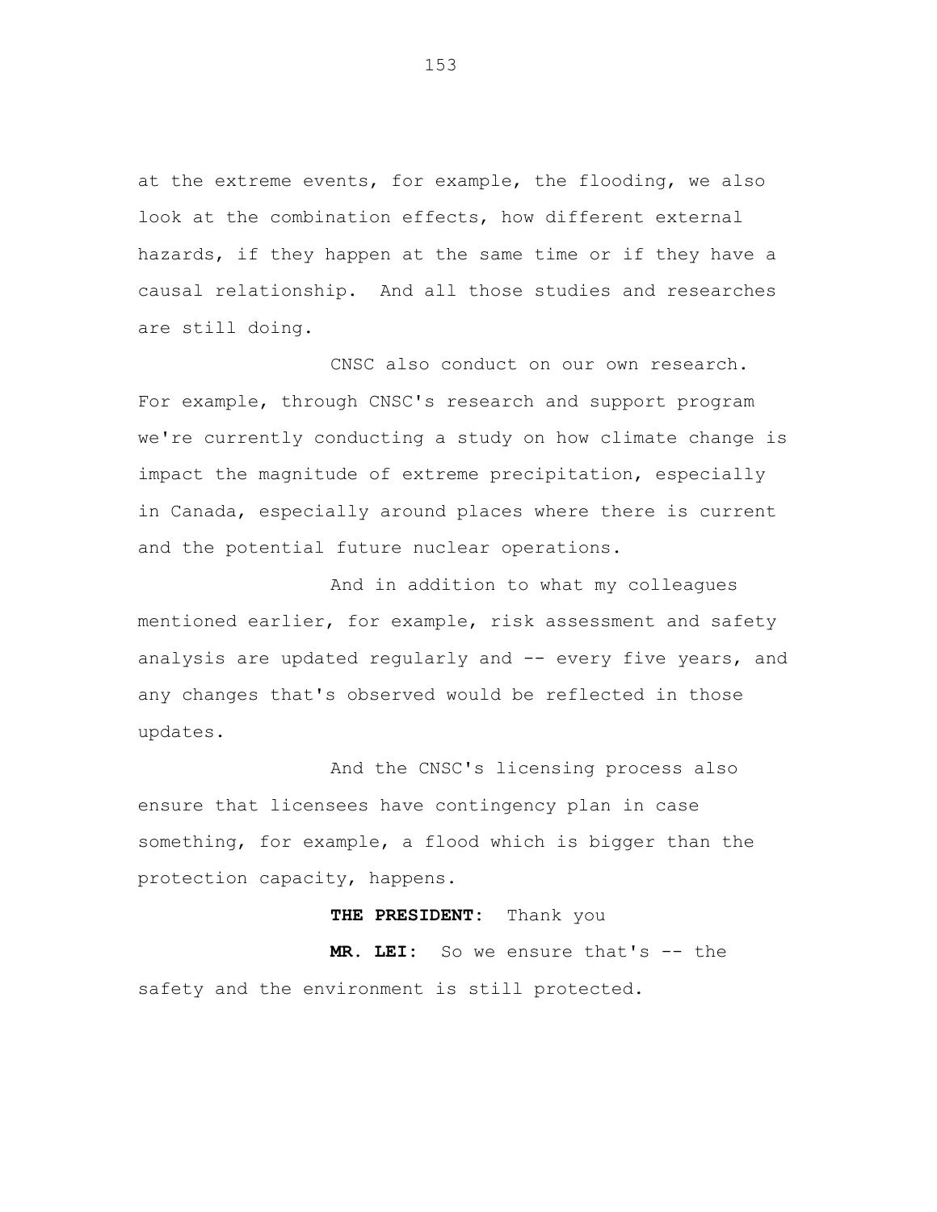at the extreme events, for example, the flooding, we also look at the combination effects, how different external hazards, if they happen at the same time or if they have a causal relationship. And all those studies and researches are still doing.

CNSC also conduct on our own research. For example, through CNSC's research and support program we're currently conducting a study on how climate change is impact the magnitude of extreme precipitation, especially in Canada, especially around places where there is current and the potential future nuclear operations.

And in addition to what my colleagues mentioned earlier, for example, risk assessment and safety analysis are updated regularly and -- every five years, and any changes that's observed would be reflected in those updates.

And the CNSC's licensing process also ensure that licensees have contingency plan in case something, for example, a flood which is bigger than the protection capacity, happens.

**THE PRESIDENT:** Thank you

**MR. LEI:** So we ensure that's -- the safety and the environment is still protected.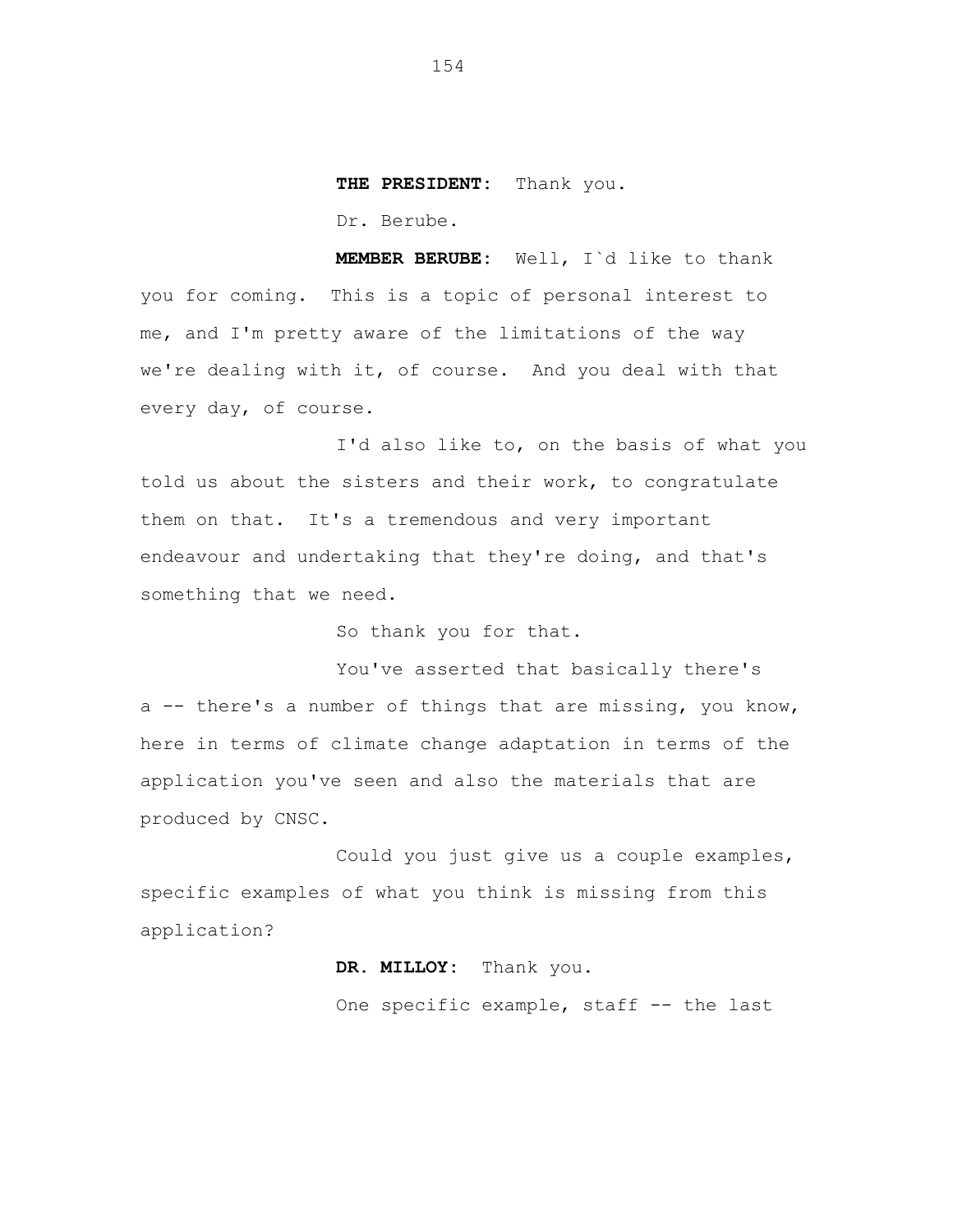**THE PRESIDENT:** Thank you.

Dr. Berube.

**MEMBER BERUBE:** Well, I`d like to thank you for coming. This is a topic of personal interest to me, and I'm pretty aware of the limitations of the way we're dealing with it, of course. And you deal with that every day, of course.

I'd also like to, on the basis of what you told us about the sisters and their work, to congratulate them on that. It's a tremendous and very important endeavour and undertaking that they're doing, and that's something that we need.

So thank you for that.

You've asserted that basically there's a -- there's a number of things that are missing, you know, here in terms of climate change adaptation in terms of the application you've seen and also the materials that are produced by CNSC.

Could you just give us a couple examples, specific examples of what you think is missing from this application?

**DR. MILLOY:** Thank you.

One specific example, staff -- the last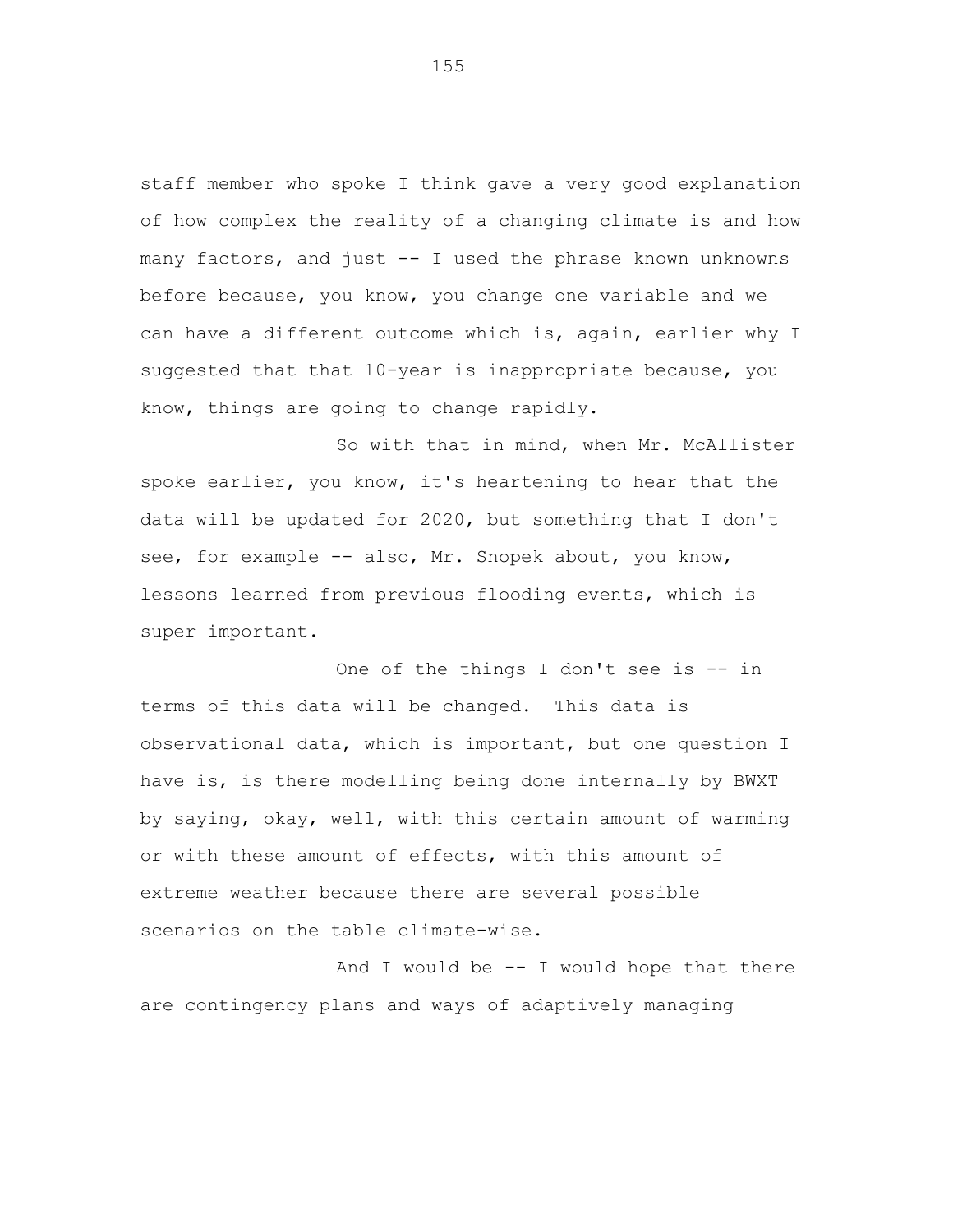staff member who spoke I think gave a very good explanation of how complex the reality of a changing climate is and how many factors, and just -- I used the phrase known unknowns before because, you know, you change one variable and we can have a different outcome which is, again, earlier why I suggested that that 10-year is inappropriate because, you know, things are going to change rapidly.

So with that in mind, when Mr. McAllister spoke earlier, you know, it's heartening to hear that the data will be updated for 2020, but something that I don't see, for example -- also, Mr. Snopek about, you know, lessons learned from previous flooding events, which is super important.

One of the things I don't see is -- in terms of this data will be changed. This data is observational data, which is important, but one question I have is, is there modelling being done internally by BWXT by saying, okay, well, with this certain amount of warming or with these amount of effects, with this amount of extreme weather because there are several possible scenarios on the table climate-wise.

And I would be -- I would hope that there are contingency plans and ways of adaptively managing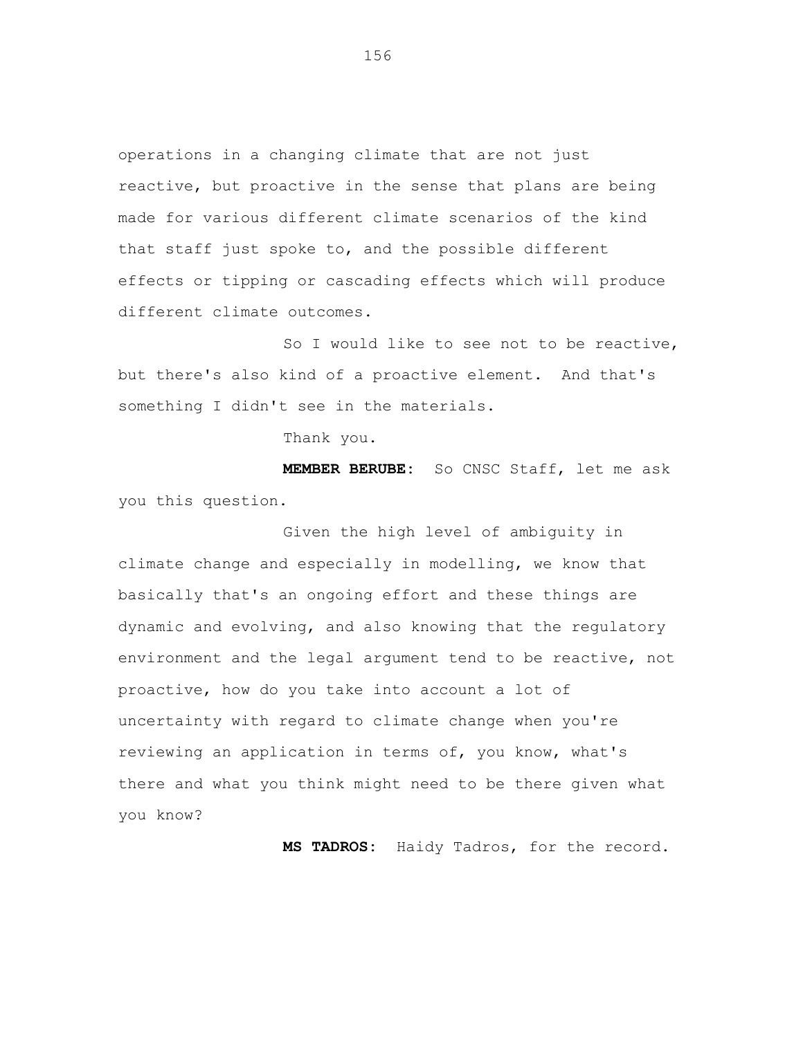operations in a changing climate that are not just reactive, but proactive in the sense that plans are being made for various different climate scenarios of the kind that staff just spoke to, and the possible different effects or tipping or cascading effects which will produce different climate outcomes.

So I would like to see not to be reactive, but there's also kind of a proactive element. And that's something I didn't see in the materials.

Thank you.

**MEMBER BERUBE:** So CNSC Staff, let me ask you this question.

Given the high level of ambiguity in climate change and especially in modelling, we know that basically that's an ongoing effort and these things are dynamic and evolving, and also knowing that the regulatory environment and the legal argument tend to be reactive, not proactive, how do you take into account a lot of uncertainty with regard to climate change when you're reviewing an application in terms of, you know, what's there and what you think might need to be there given what you know?

**MS TADROS:** Haidy Tadros, for the record.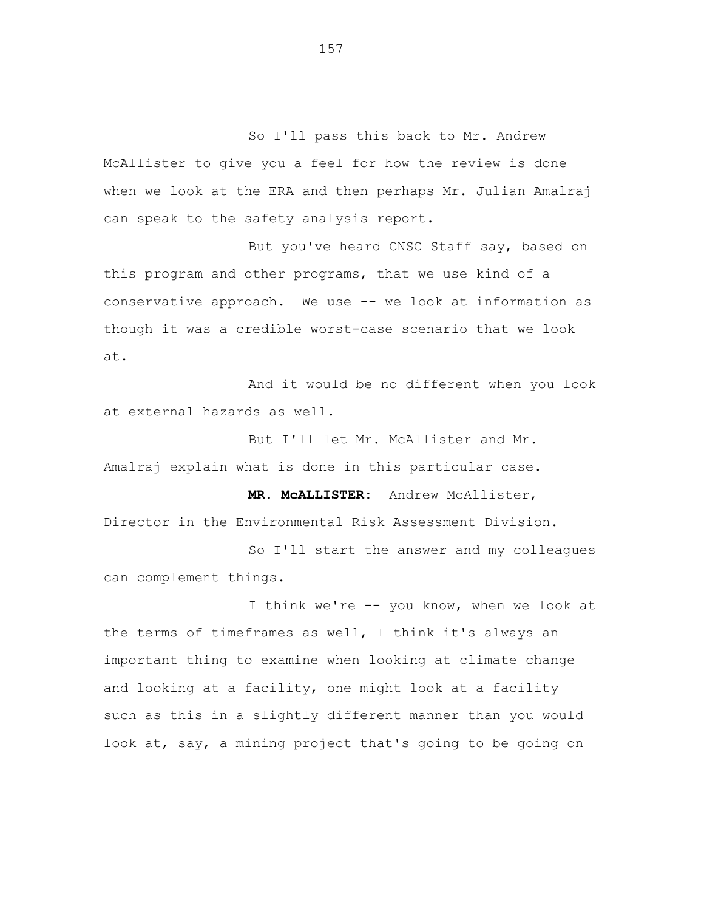So I'll pass this back to Mr. Andrew McAllister to give you a feel for how the review is done when we look at the ERA and then perhaps Mr. Julian Amalraj can speak to the safety analysis report.

But you've heard CNSC Staff say, based on this program and other programs, that we use kind of a conservative approach. We use -- we look at information as though it was a credible worst-case scenario that we look at.

And it would be no different when you look at external hazards as well.

But I'll let Mr. McAllister and Mr. Amalraj explain what is done in this particular case.

**MR. McALLISTER:** Andrew McAllister, Director in the Environmental Risk Assessment Division.

So I'll start the answer and my colleagues can complement things.

I think we're -- you know, when we look at the terms of timeframes as well, I think it's always an important thing to examine when looking at climate change and looking at a facility, one might look at a facility such as this in a slightly different manner than you would look at, say, a mining project that's going to be going on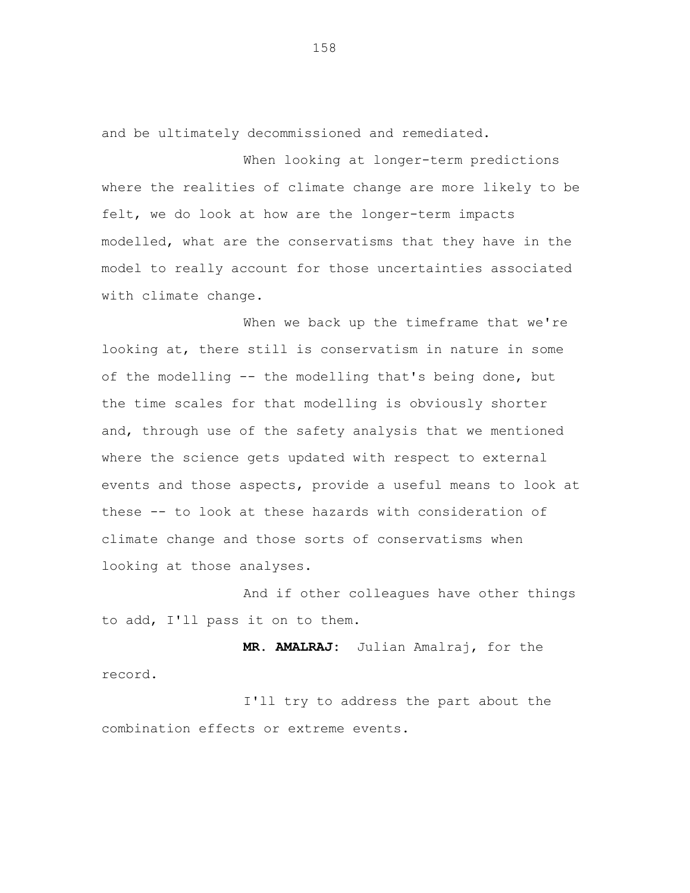and be ultimately decommissioned and remediated.

When looking at longer-term predictions where the realities of climate change are more likely to be felt, we do look at how are the longer-term impacts modelled, what are the conservatisms that they have in the model to really account for those uncertainties associated with climate change.

When we back up the timeframe that we're looking at, there still is conservatism in nature in some of the modelling -- the modelling that's being done, but the time scales for that modelling is obviously shorter and, through use of the safety analysis that we mentioned where the science gets updated with respect to external events and those aspects, provide a useful means to look at these -- to look at these hazards with consideration of climate change and those sorts of conservatisms when looking at those analyses.

And if other colleagues have other things to add, I'll pass it on to them.

**MR. AMALRAJ:** Julian Amalraj, for the record.

I'll try to address the part about the combination effects or extreme events.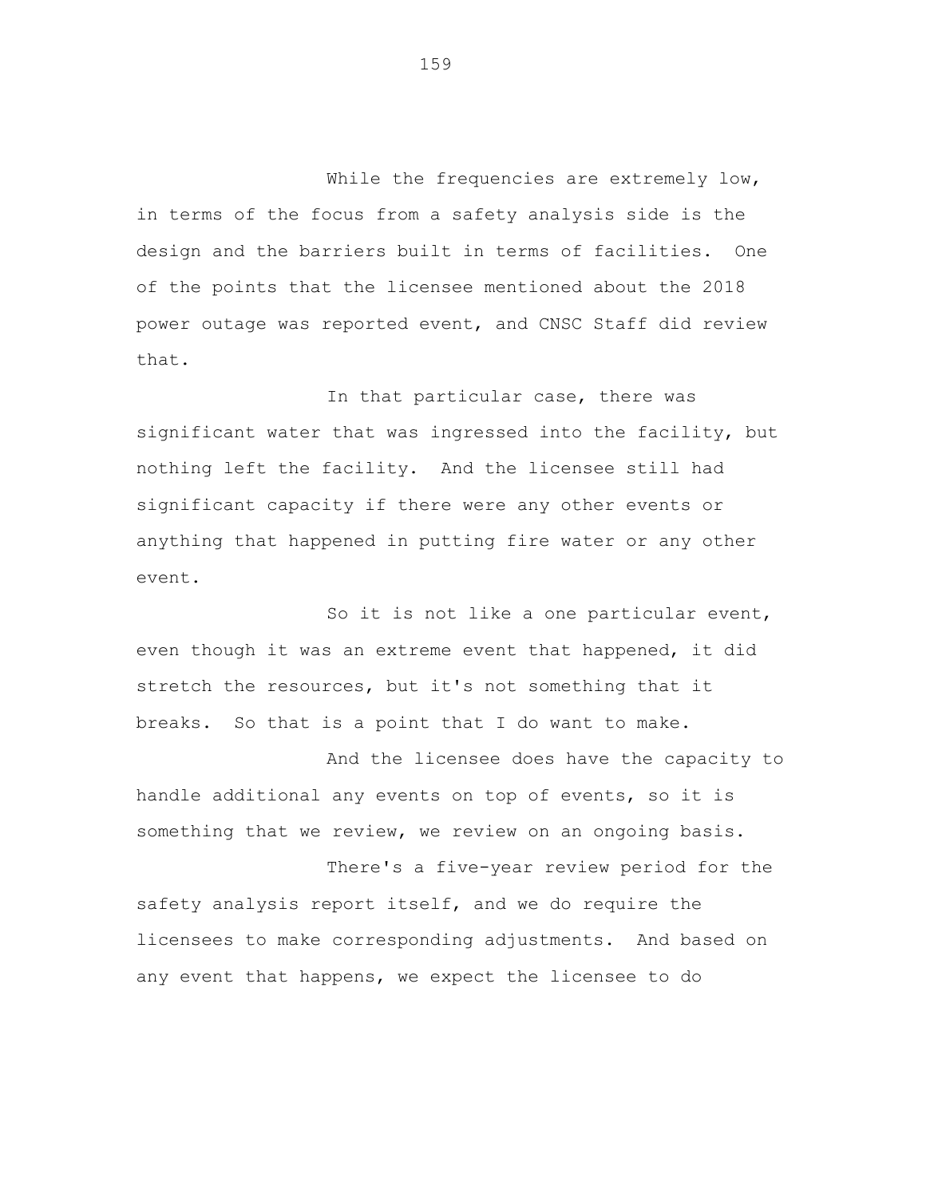While the frequencies are extremely low, in terms of the focus from a safety analysis side is the design and the barriers built in terms of facilities. One of the points that the licensee mentioned about the 2018 power outage was reported event, and CNSC Staff did review that.

In that particular case, there was significant water that was ingressed into the facility, but nothing left the facility. And the licensee still had significant capacity if there were any other events or anything that happened in putting fire water or any other event.

So it is not like a one particular event, even though it was an extreme event that happened, it did stretch the resources, but it's not something that it breaks. So that is a point that I do want to make.

And the licensee does have the capacity to handle additional any events on top of events, so it is something that we review, we review on an ongoing basis.

There's a five-year review period for the safety analysis report itself, and we do require the licensees to make corresponding adjustments. And based on any event that happens, we expect the licensee to do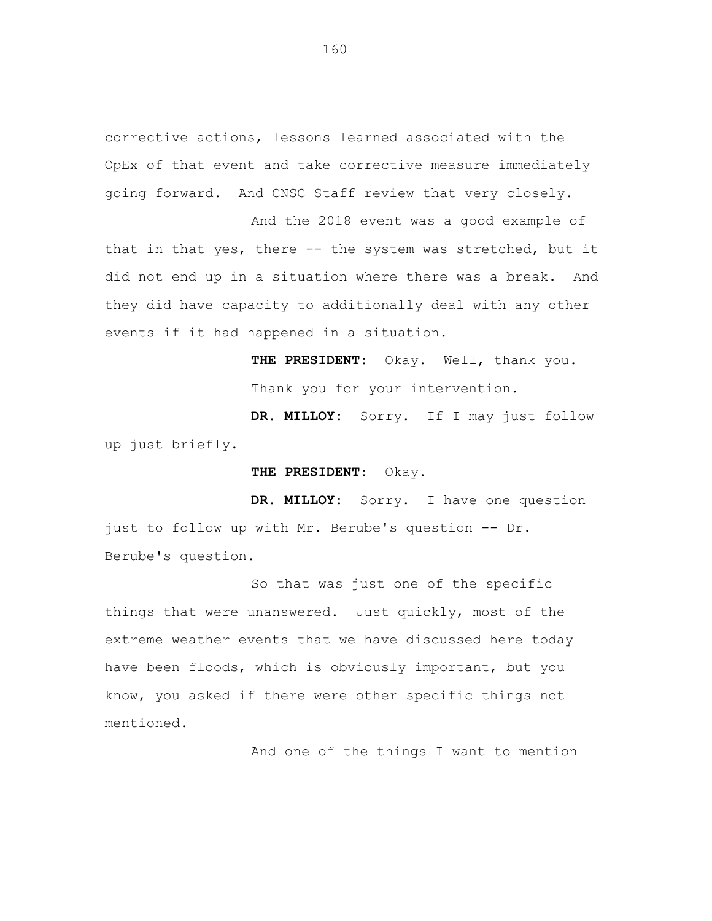corrective actions, lessons learned associated with the OpEx of that event and take corrective measure immediately going forward. And CNSC Staff review that very closely.

And the 2018 event was a good example of that in that yes, there -- the system was stretched, but it did not end up in a situation where there was a break. And they did have capacity to additionally deal with any other events if it had happened in a situation.

**THE PRESIDENT:** Okay. Well, thank you. Thank you for your intervention.

**DR. MILLOY:** Sorry. If I may just follow up just briefly.

**THE PRESIDENT:** Okay.

**DR. MILLOY:** Sorry. I have one question just to follow up with Mr. Berube's question -- Dr. Berube's question.

So that was just one of the specific things that were unanswered. Just quickly, most of the extreme weather events that we have discussed here today have been floods, which is obviously important, but you know, you asked if there were other specific things not mentioned.

And one of the things I want to mention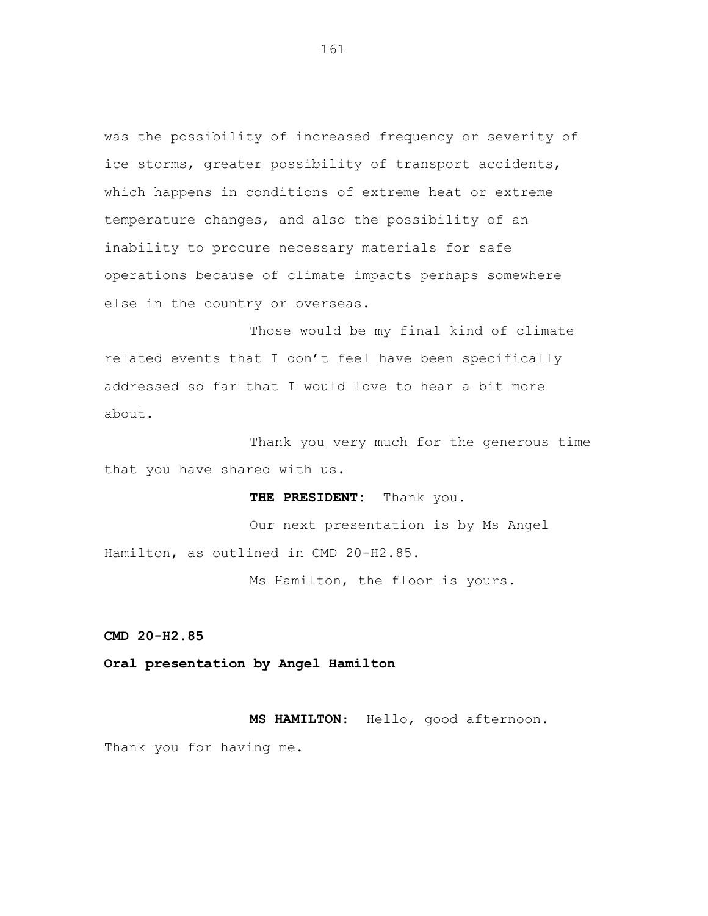was the possibility of increased frequency or severity of ice storms, greater possibility of transport accidents, which happens in conditions of extreme heat or extreme temperature changes, and also the possibility of an inability to procure necessary materials for safe operations because of climate impacts perhaps somewhere else in the country or overseas.

Those would be my final kind of climate related events that I don't feel have been specifically addressed so far that I would love to hear a bit more about.

Thank you very much for the generous time that you have shared with us.

**THE PRESIDENT:** Thank you.

Our next presentation is by Ms Angel Hamilton, as outlined in CMD 20-H2.85.

Ms Hamilton, the floor is yours.

**CMD 20-H2.85**

**Oral presentation by Angel Hamilton**

**MS HAMILTON:** Hello, good afternoon. Thank you for having me.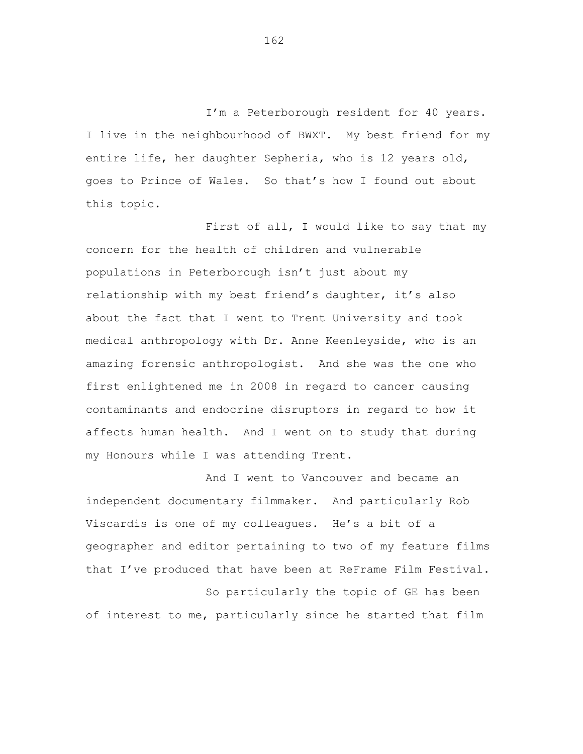I'm a Peterborough resident for 40 years. I live in the neighbourhood of BWXT. My best friend for my entire life, her daughter Sepheria, who is 12 years old, goes to Prince of Wales. So that's how I found out about this topic.

First of all, I would like to say that my concern for the health of children and vulnerable populations in Peterborough isn't just about my relationship with my best friend's daughter, it's also about the fact that I went to Trent University and took medical anthropology with Dr. Anne Keenleyside, who is an amazing forensic anthropologist. And she was the one who first enlightened me in 2008 in regard to cancer causing contaminants and endocrine disruptors in regard to how it affects human health. And I went on to study that during my Honours while I was attending Trent.

And I went to Vancouver and became an independent documentary filmmaker. And particularly Rob Viscardis is one of my colleagues. He's a bit of a geographer and editor pertaining to two of my feature films that I've produced that have been at ReFrame Film Festival.

So particularly the topic of GE has been of interest to me, particularly since he started that film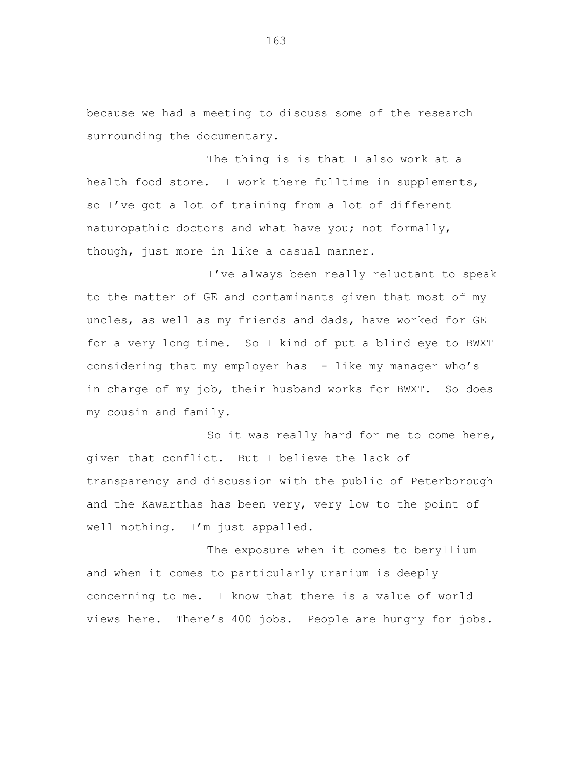because we had a meeting to discuss some of the research surrounding the documentary.

The thing is is that I also work at a health food store. I work there fulltime in supplements, so I've got a lot of training from a lot of different naturopathic doctors and what have you; not formally, though, just more in like a casual manner.

I've always been really reluctant to speak to the matter of GE and contaminants given that most of my uncles, as well as my friends and dads, have worked for GE for a very long time. So I kind of put a blind eye to BWXT considering that my employer has –- like my manager who's in charge of my job, their husband works for BWXT. So does my cousin and family.

So it was really hard for me to come here, given that conflict. But I believe the lack of transparency and discussion with the public of Peterborough and the Kawarthas has been very, very low to the point of well nothing. I'm just appalled.

The exposure when it comes to beryllium and when it comes to particularly uranium is deeply concerning to me. I know that there is a value of world views here. There's 400 jobs. People are hungry for jobs.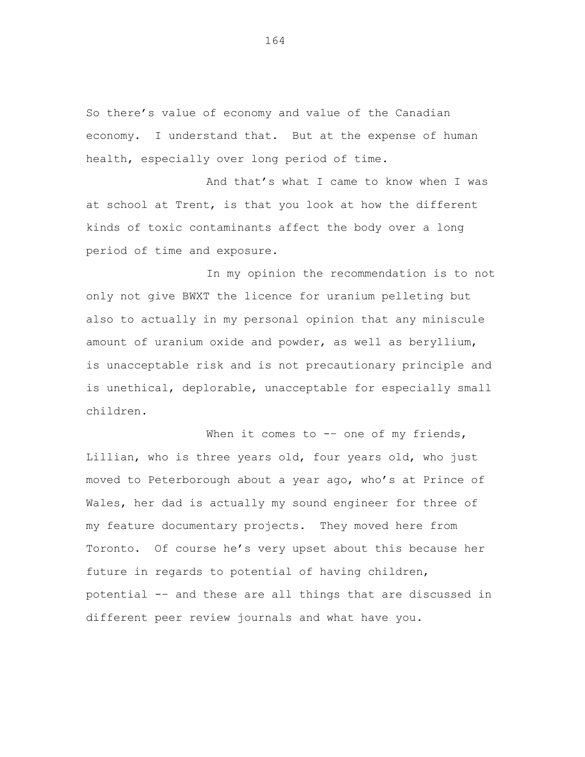So there's value of economy and value of the Canadian economy. I understand that. But at the expense of human health, especially over long period of time.

And that's what I came to know when I was at school at Trent, is that you look at how the different kinds of toxic contaminants affect the body over a long period of time and exposure.

In my opinion the recommendation is to not only not give BWXT the licence for uranium pelleting but also to actually in my personal opinion that any miniscule amount of uranium oxide and powder, as well as beryllium, is unacceptable risk and is not precautionary principle and is unethical, deplorable, unacceptable for especially small children.

When it comes to -- one of my friends, Lillian, who is three years old, four years old, who just moved to Peterborough about a year ago, who's at Prince of Wales, her dad is actually my sound engineer for three of my feature documentary projects. They moved here from Toronto. Of course he's very upset about this because her future in regards to potential of having children, potential -- and these are all things that are discussed in different peer review journals and what have you.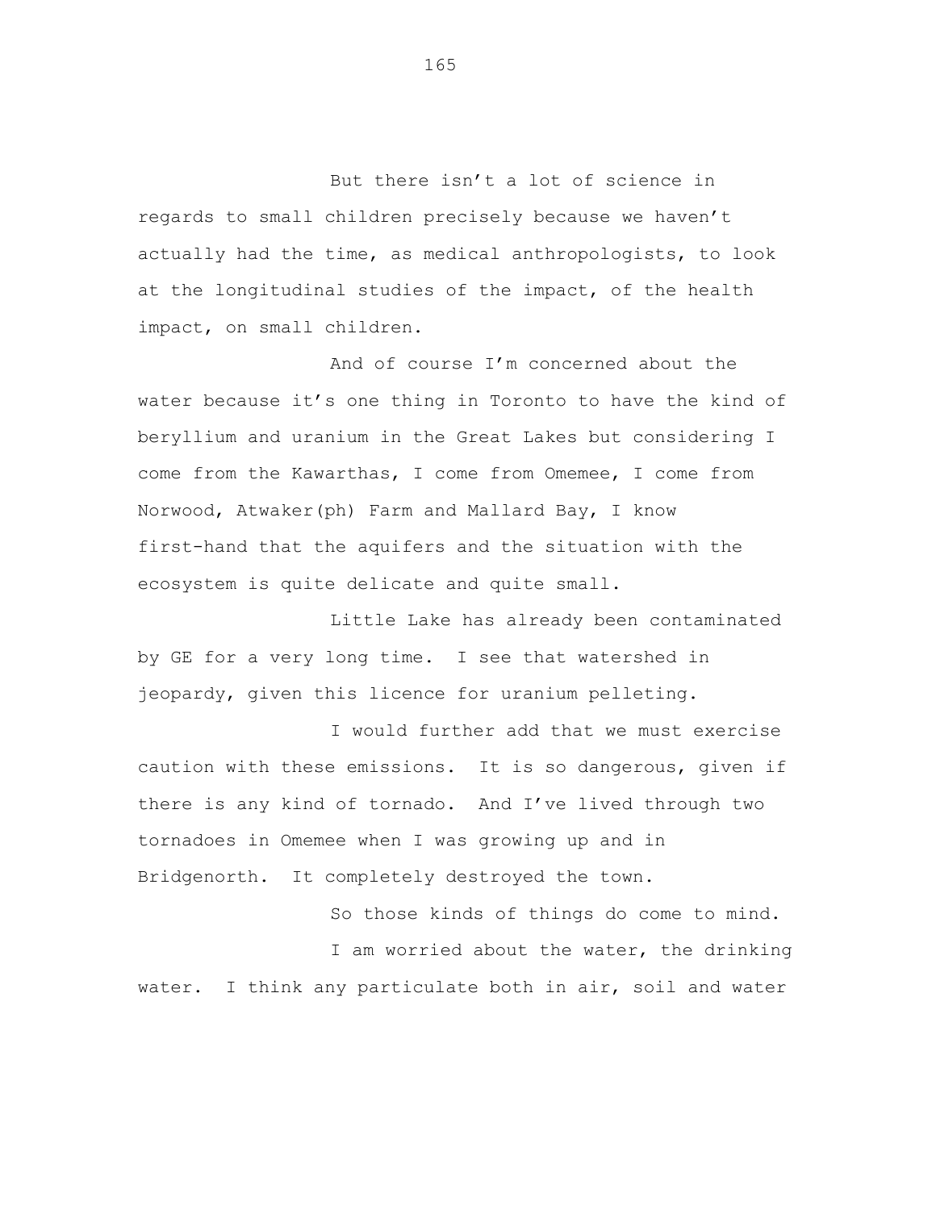But there isn't a lot of science in regards to small children precisely because we haven't actually had the time, as medical anthropologists, to look at the longitudinal studies of the impact, of the health impact, on small children.

And of course I'm concerned about the water because it's one thing in Toronto to have the kind of beryllium and uranium in the Great Lakes but considering I come from the Kawarthas, I come from Omemee, I come from Norwood, Atwaker(ph) Farm and Mallard Bay, I know first-hand that the aquifers and the situation with the ecosystem is quite delicate and quite small.

Little Lake has already been contaminated by GE for a very long time. I see that watershed in jeopardy, given this licence for uranium pelleting.

I would further add that we must exercise caution with these emissions. It is so dangerous, given if there is any kind of tornado. And I've lived through two tornadoes in Omemee when I was growing up and in Bridgenorth. It completely destroyed the town.

So those kinds of things do come to mind.

I am worried about the water, the drinking water. I think any particulate both in air, soil and water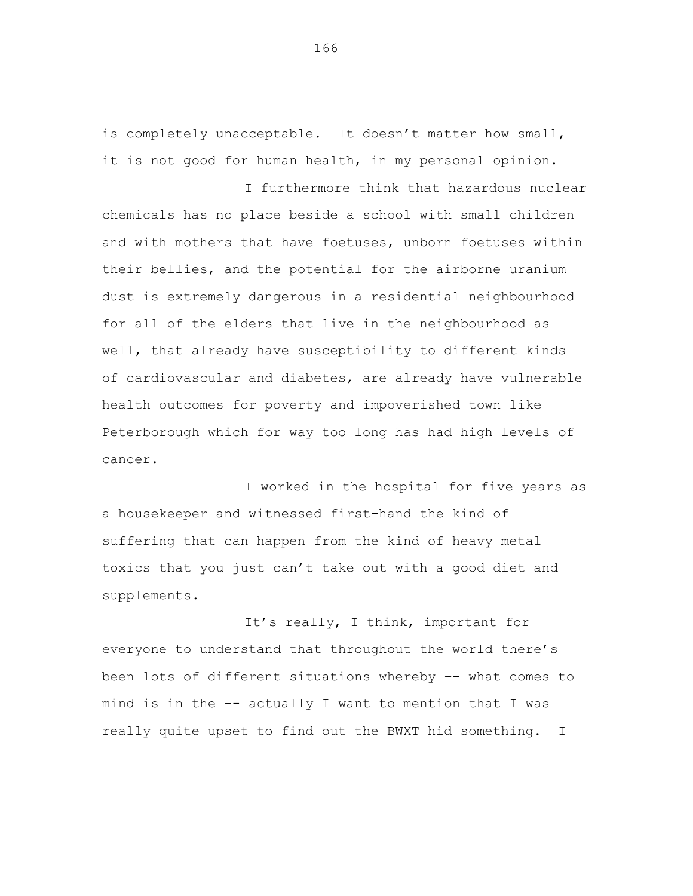is completely unacceptable. It doesn't matter how small, it is not good for human health, in my personal opinion.

I furthermore think that hazardous nuclear chemicals has no place beside a school with small children and with mothers that have foetuses, unborn foetuses within their bellies, and the potential for the airborne uranium dust is extremely dangerous in a residential neighbourhood for all of the elders that live in the neighbourhood as well, that already have susceptibility to different kinds of cardiovascular and diabetes, are already have vulnerable health outcomes for poverty and impoverished town like Peterborough which for way too long has had high levels of cancer.

I worked in the hospital for five years as a housekeeper and witnessed first-hand the kind of suffering that can happen from the kind of heavy metal toxics that you just can't take out with a good diet and supplements.

It's really, I think, important for everyone to understand that throughout the world there's been lots of different situations whereby -- what comes to mind is in the -- actually I want to mention that I was really quite upset to find out the BWXT hid something. I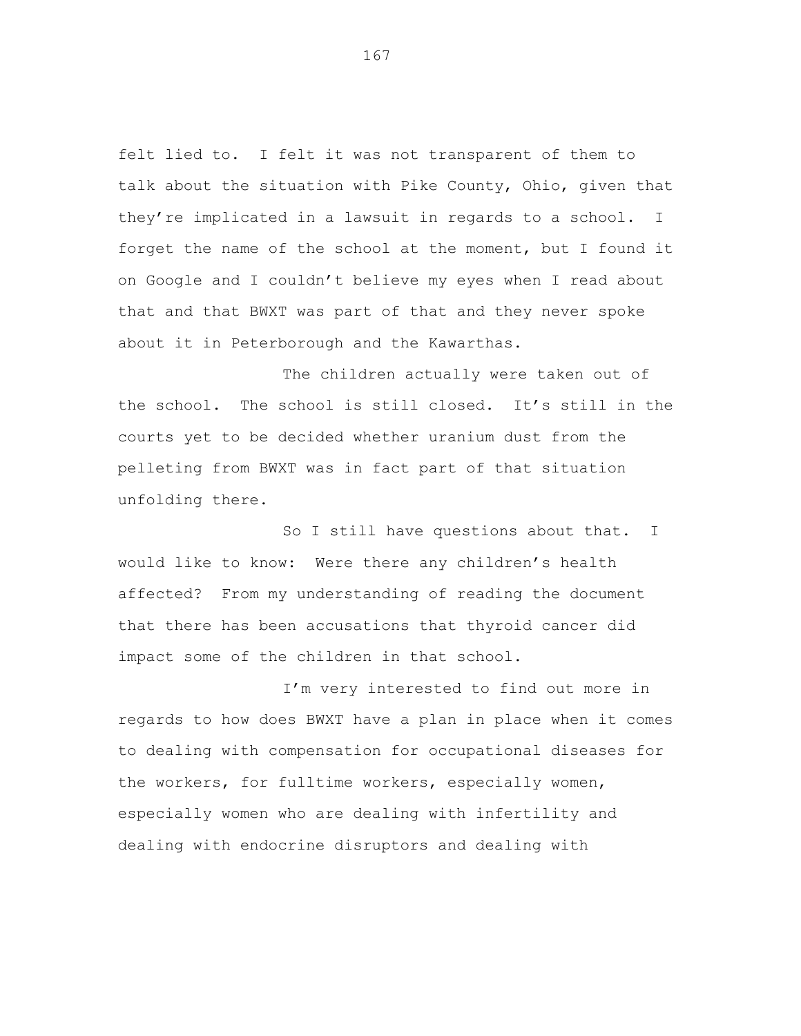felt lied to. I felt it was not transparent of them to talk about the situation with Pike County, Ohio, given that they're implicated in a lawsuit in regards to a school. I forget the name of the school at the moment, but I found it on Google and I couldn't believe my eyes when I read about that and that BWXT was part of that and they never spoke about it in Peterborough and the Kawarthas.

The children actually were taken out of the school. The school is still closed. It's still in the courts yet to be decided whether uranium dust from the pelleting from BWXT was in fact part of that situation unfolding there.

So I still have questions about that. I would like to know: Were there any children's health affected? From my understanding of reading the document that there has been accusations that thyroid cancer did impact some of the children in that school.

I'm very interested to find out more in regards to how does BWXT have a plan in place when it comes to dealing with compensation for occupational diseases for the workers, for fulltime workers, especially women, especially women who are dealing with infertility and dealing with endocrine disruptors and dealing with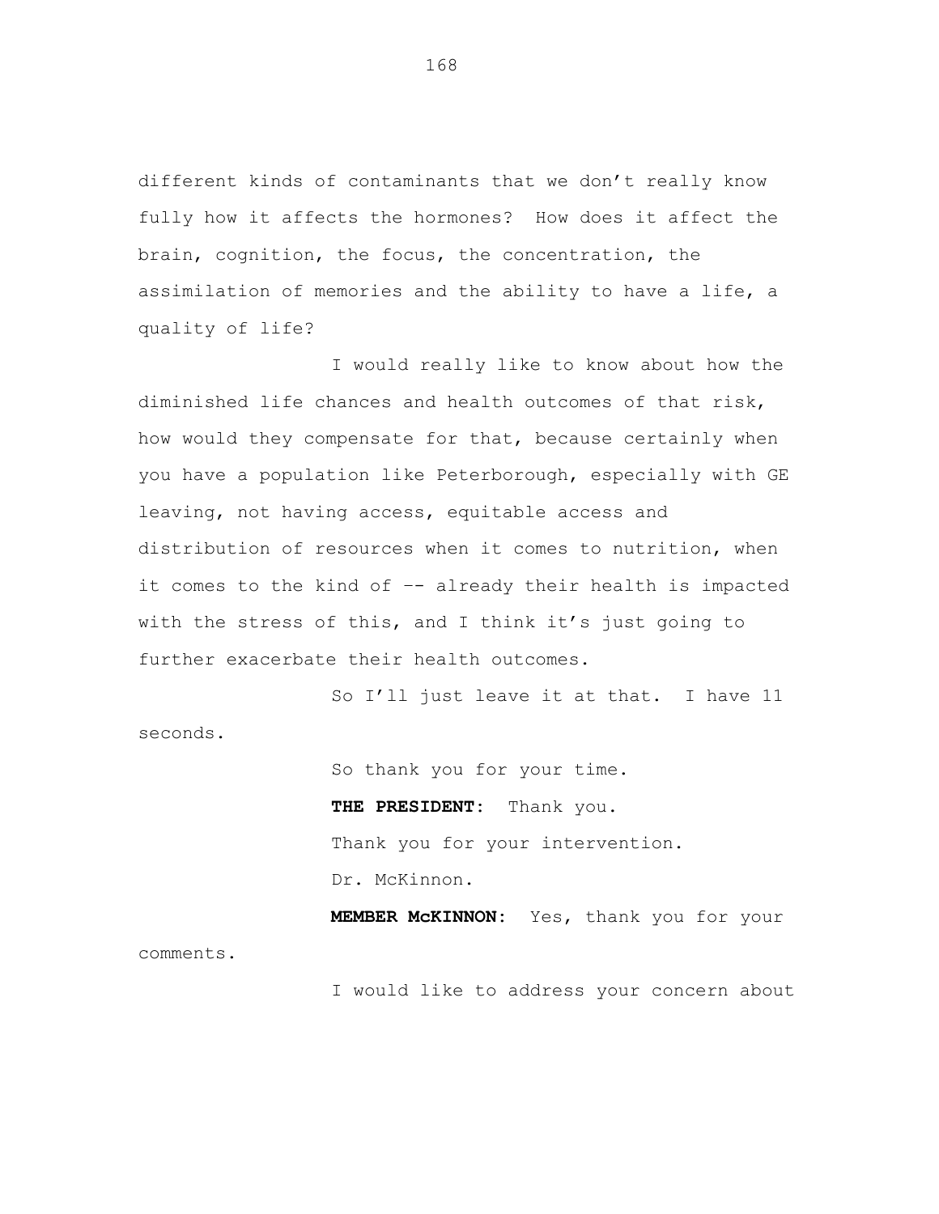different kinds of contaminants that we don't really know fully how it affects the hormones? How does it affect the brain, cognition, the focus, the concentration, the assimilation of memories and the ability to have a life, a quality of life?

I would really like to know about how the diminished life chances and health outcomes of that risk, how would they compensate for that, because certainly when you have a population like Peterborough, especially with GE leaving, not having access, equitable access and distribution of resources when it comes to nutrition, when it comes to the kind of -- already their health is impacted with the stress of this, and I think it's just going to further exacerbate their health outcomes.

So I'll just leave it at that. I have 11 seconds.

So thank you for your time.

**THE PRESIDENT:** Thank you.

Thank you for your intervention.

Dr. McKinnon.

**MEMBER McKINNON:** Yes, thank you for your comments.

I would like to address your concern about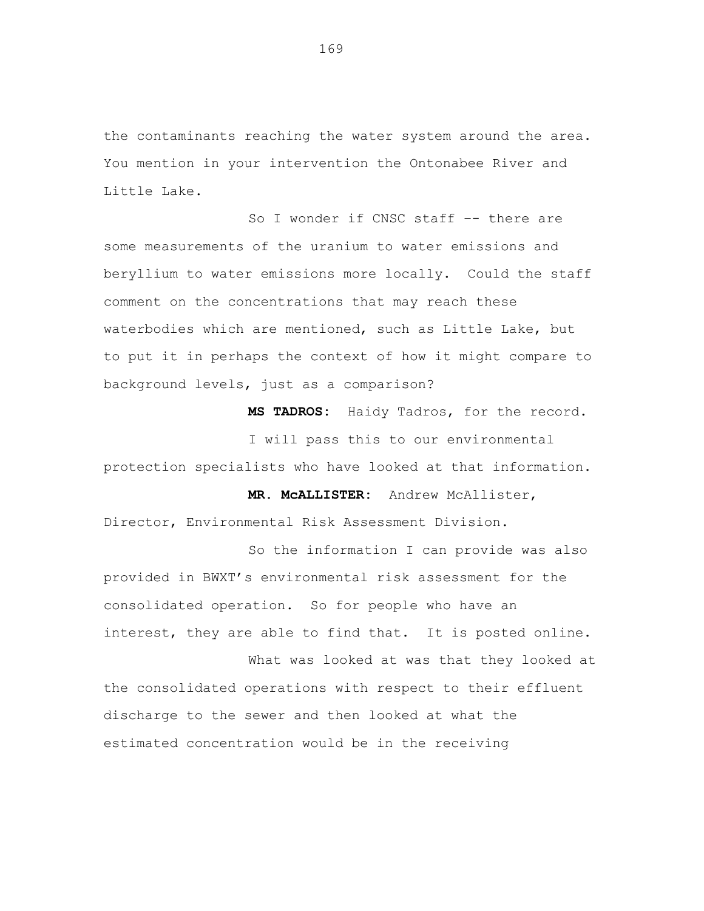the contaminants reaching the water system around the area. You mention in your intervention the Ontonabee River and Little Lake.

So I wonder if CNSC staff -- there are some measurements of the uranium to water emissions and beryllium to water emissions more locally. Could the staff comment on the concentrations that may reach these waterbodies which are mentioned, such as Little Lake, but to put it in perhaps the context of how it might compare to background levels, just as a comparison?

**MS TADROS:** Haidy Tadros, for the record.

I will pass this to our environmental protection specialists who have looked at that information.

**MR. McALLISTER:** Andrew McAllister, Director, Environmental Risk Assessment Division.

So the information I can provide was also provided in BWXT's environmental risk assessment for the consolidated operation. So for people who have an interest, they are able to find that. It is posted online.

What was looked at was that they looked at the consolidated operations with respect to their effluent discharge to the sewer and then looked at what the estimated concentration would be in the receiving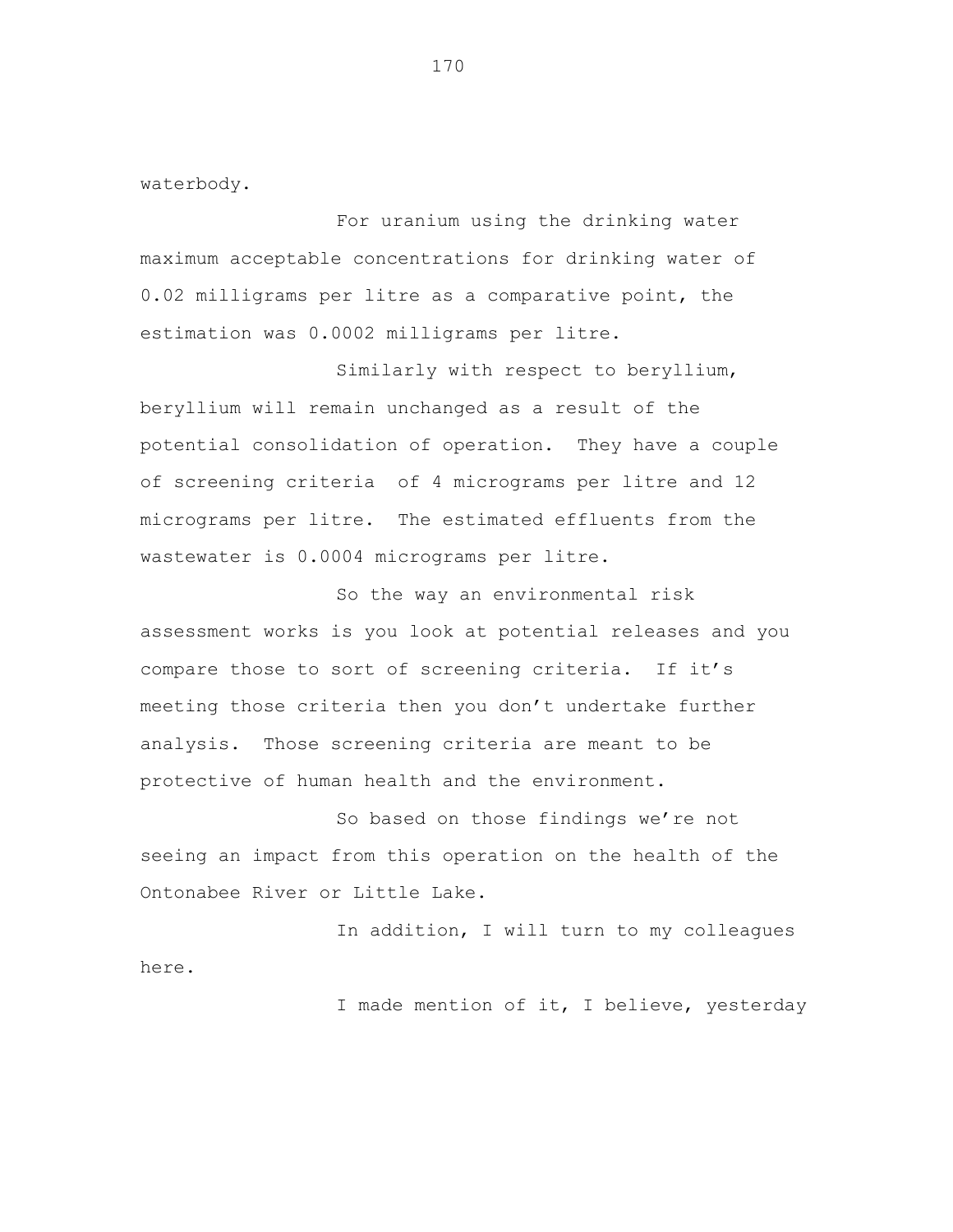waterbody.

For uranium using the drinking water maximum acceptable concentrations for drinking water of 0.02 milligrams per litre as a comparative point, the estimation was 0.0002 milligrams per litre.

Similarly with respect to beryllium, beryllium will remain unchanged as a result of the potential consolidation of operation. They have a couple of screening criteria of 4 micrograms per litre and 12 micrograms per litre. The estimated effluents from the wastewater is 0.0004 micrograms per litre.

So the way an environmental risk assessment works is you look at potential releases and you compare those to sort of screening criteria. If it's meeting those criteria then you don't undertake further analysis. Those screening criteria are meant to be protective of human health and the environment.

So based on those findings we're not seeing an impact from this operation on the health of the Ontonabee River or Little Lake.

In addition, I will turn to my colleagues here.

I made mention of it, I believe, yesterday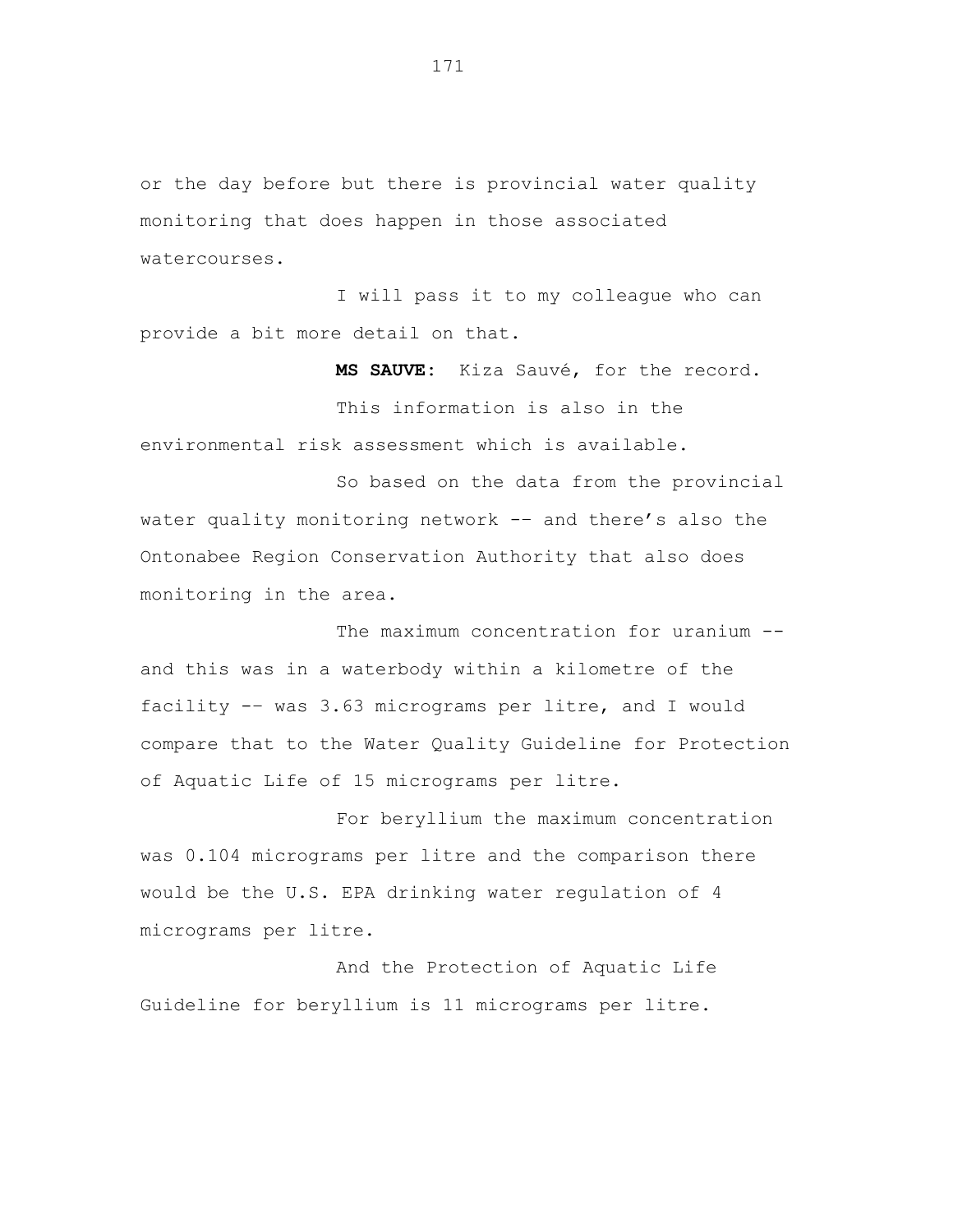or the day before but there is provincial water quality monitoring that does happen in those associated watercourses.

I will pass it to my colleague who can provide a bit more detail on that.

**MS SAUVE:** Kiza Sauvé, for the record.

This information is also in the environmental risk assessment which is available.

So based on the data from the provincial water quality monitoring network -- and there's also the Ontonabee Region Conservation Authority that also does monitoring in the area.

The maximum concentration for uranium -- and this was in a waterbody within a kilometre of the facility -- was 3.63 micrograms per litre, and I would compare that to the Water Quality Guideline for Protection of Aquatic Life of 15 micrograms per litre.

For beryllium the maximum concentration was 0.104 micrograms per litre and the comparison there would be the U.S. EPA drinking water regulation of 4 micrograms per litre.

And the Protection of Aquatic Life Guideline for beryllium is 11 micrograms per litre.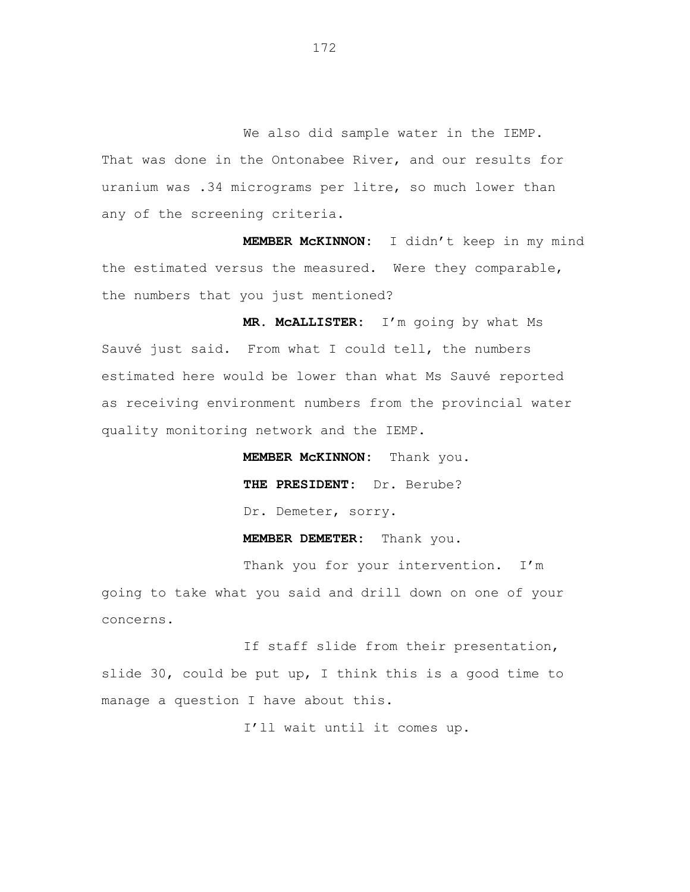We also did sample water in the IEMP. That was done in the Ontonabee River, and our results for uranium was .34 micrograms per litre, so much lower than any of the screening criteria.

**MEMBER McKINNON:** I didn't keep in my mind the estimated versus the measured. Were they comparable, the numbers that you just mentioned?

**MR. McALLISTER:** I'm going by what Ms Sauvé just said. From what I could tell, the numbers estimated here would be lower than what Ms Sauvé reported as receiving environment numbers from the provincial water quality monitoring network and the IEMP.

**MEMBER McKINNON:** Thank you.

**THE PRESIDENT:** Dr. Berube?

Dr. Demeter, sorry.

**MEMBER DEMETER:** Thank you.

Thank you for your intervention. I'm going to take what you said and drill down on one of your concerns.

If staff slide from their presentation, slide 30, could be put up, I think this is a good time to manage a question I have about this.

I'll wait until it comes up.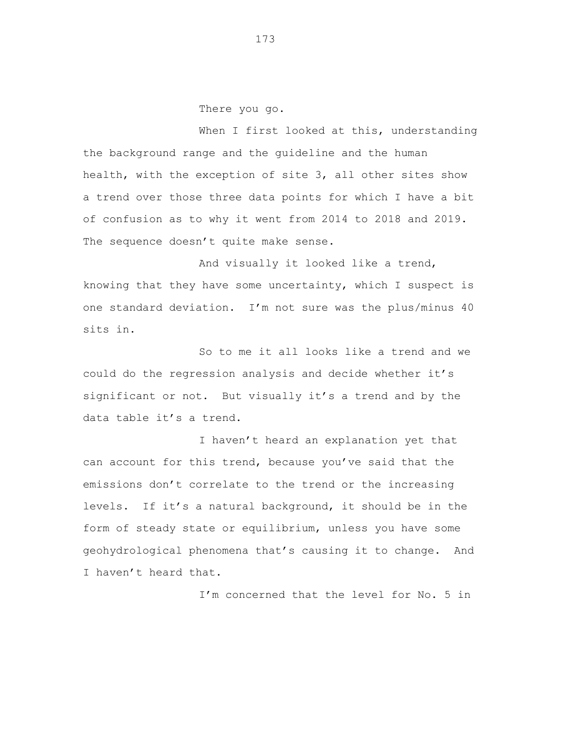There you go.

When I first looked at this, understanding the background range and the guideline and the human health, with the exception of site 3, all other sites show a trend over those three data points for which I have a bit of confusion as to why it went from 2014 to 2018 and 2019. The sequence doesn't quite make sense.

And visually it looked like a trend, knowing that they have some uncertainty, which I suspect is one standard deviation. I'm not sure was the plus/minus 40 sits in.

So to me it all looks like a trend and we could do the regression analysis and decide whether it's significant or not. But visually it's a trend and by the data table it's a trend.

I haven't heard an explanation yet that can account for this trend, because you've said that the emissions don't correlate to the trend or the increasing levels. If it's a natural background, it should be in the form of steady state or equilibrium, unless you have some geohydrological phenomena that's causing it to change. And I haven't heard that.

I'm concerned that the level for No. 5 in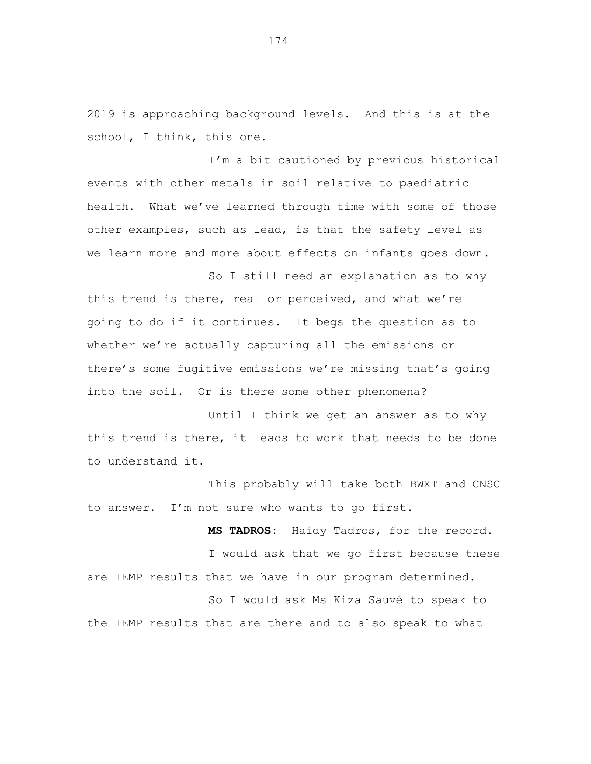2019 is approaching background levels. And this is at the school, I think, this one.

I'm a bit cautioned by previous historical events with other metals in soil relative to paediatric health. What we've learned through time with some of those other examples, such as lead, is that the safety level as we learn more and more about effects on infants goes down.

So I still need an explanation as to why this trend is there, real or perceived, and what we're going to do if it continues. It begs the question as to whether we're actually capturing all the emissions or there's some fugitive emissions we're missing that's going into the soil. Or is there some other phenomena?

Until I think we get an answer as to why this trend is there, it leads to work that needs to be done to understand it.

This probably will take both BWXT and CNSC to answer. I'm not sure who wants to go first.

**MS TADROS:** Haidy Tadros, for the record.

I would ask that we go first because these are IEMP results that we have in our program determined.

So I would ask Ms Kiza Sauvé to speak to the IEMP results that are there and to also speak to what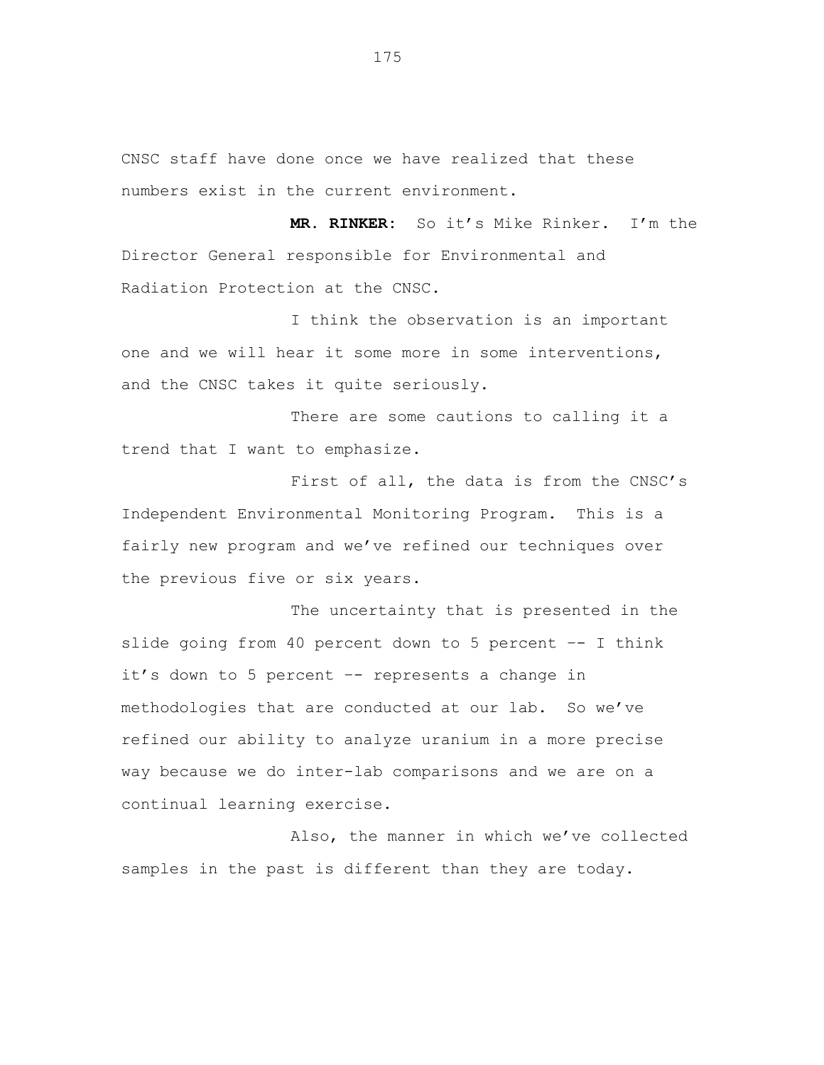CNSC staff have done once we have realized that these numbers exist in the current environment.

**MR. RINKER:** So it's Mike Rinker. I'm the Director General responsible for Environmental and Radiation Protection at the CNSC.

I think the observation is an important one and we will hear it some more in some interventions, and the CNSC takes it quite seriously.

There are some cautions to calling it a trend that I want to emphasize.

First of all, the data is from the CNSC's Independent Environmental Monitoring Program. This is a fairly new program and we've refined our techniques over the previous five or six years.

The uncertainty that is presented in the slide going from 40 percent down to 5 percent -- I think it's down to 5 percent -- represents a change in methodologies that are conducted at our lab. So we've refined our ability to analyze uranium in a more precise way because we do inter-lab comparisons and we are on a continual learning exercise.

Also, the manner in which we've collected samples in the past is different than they are today.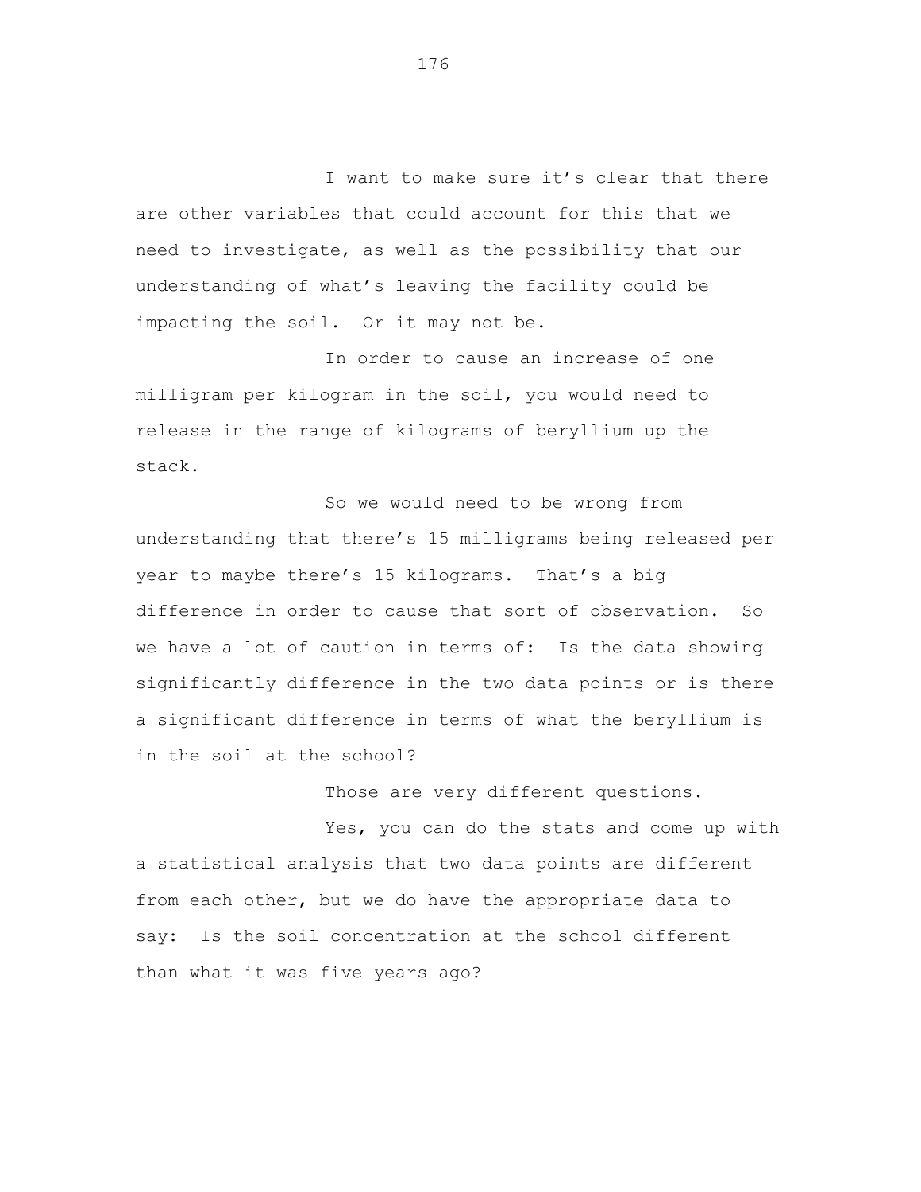I want to make sure it’s clear that there are other variables that could account for this that we need to investigate, as well as the possibility that our understanding of what’s leaving the facility could be impacting the soil. Or it may not be.

In order to cause an increase of one milligram per kilogram in the soil, you would need to release in the range of kilograms of beryllium up the stack.

So we would need to be wrong from understanding that there’s 15 milligrams being released per year to maybe there’s 15 kilograms. That’s a big difference in order to cause that sort of observation. So we have a lot of caution in terms of: Is the data showing significantly difference in the two data points or is there a significant difference in terms of what the beryllium is in the soil at the school?

Those are very different questions.

Yes, you can do the stats and come up with a statistical analysis that two data points are different from each other, but we do have the appropriate data to say: Is the soil concentration at the school different than what it was five years ago?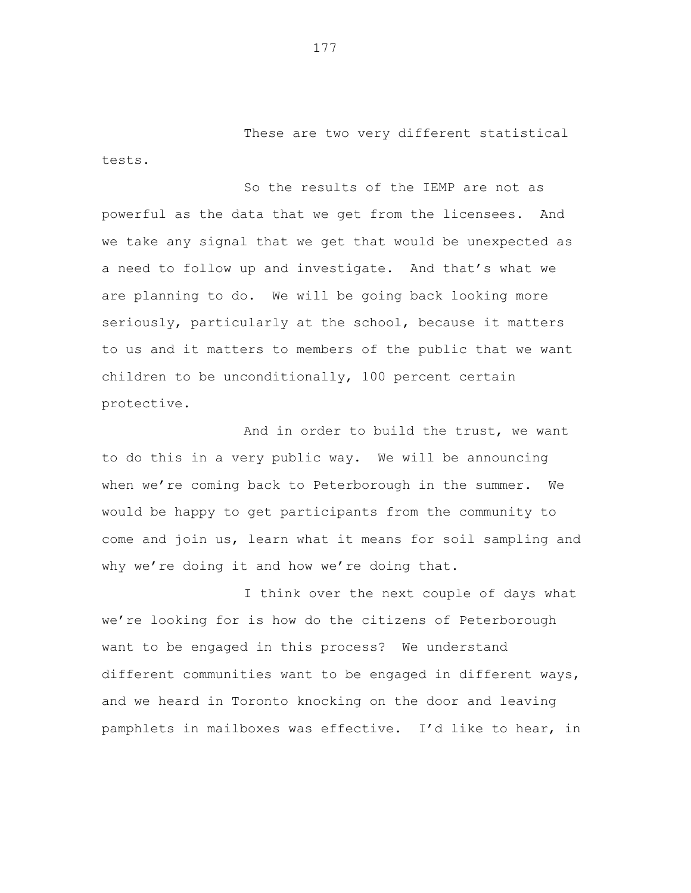These are two very different statistical tests.

So the results of the IEMP are not as powerful as the data that we get from the licensees. And we take any signal that we get that would be unexpected as a need to follow up and investigate. And that's what we are planning to do. We will be going back looking more seriously, particularly at the school, because it matters to us and it matters to members of the public that we want children to be unconditionally, 100 percent certain protective.

And in order to build the trust, we want to do this in a very public way. We will be announcing when we're coming back to Peterborough in the summer. We would be happy to get participants from the community to come and join us, learn what it means for soil sampling and why we're doing it and how we're doing that.

I think over the next couple of days what we're looking for is how do the citizens of Peterborough want to be engaged in this process? We understand different communities want to be engaged in different ways, and we heard in Toronto knocking on the door and leaving pamphlets in mailboxes was effective. I'd like to hear, in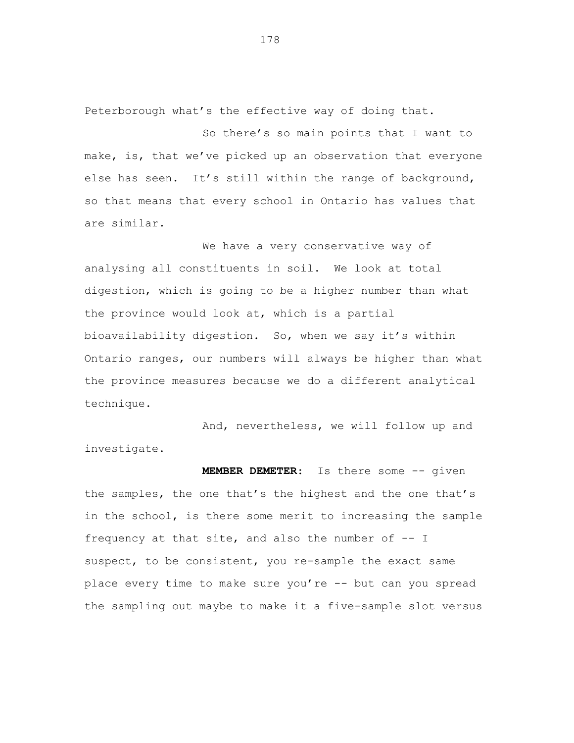Peterborough what's the effective way of doing that.

So there's so main points that I want to make, is, that we've picked up an observation that everyone else has seen. It's still within the range of background, so that means that every school in Ontario has values that are similar.

We have a very conservative way of analysing all constituents in soil. We look at total digestion, which is going to be a higher number than what the province would look at, which is a partial bioavailability digestion. So, when we say it's within Ontario ranges, our numbers will always be higher than what the province measures because we do a different analytical technique.

And, nevertheless, we will follow up and investigate.

**MEMBER DEMETER:** Is there some -- given the samples, the one that's the highest and the one that's in the school, is there some merit to increasing the sample frequency at that site, and also the number of -- I suspect, to be consistent, you re-sample the exact same place every time to make sure you're -- but can you spread the sampling out maybe to make it a five-sample slot versus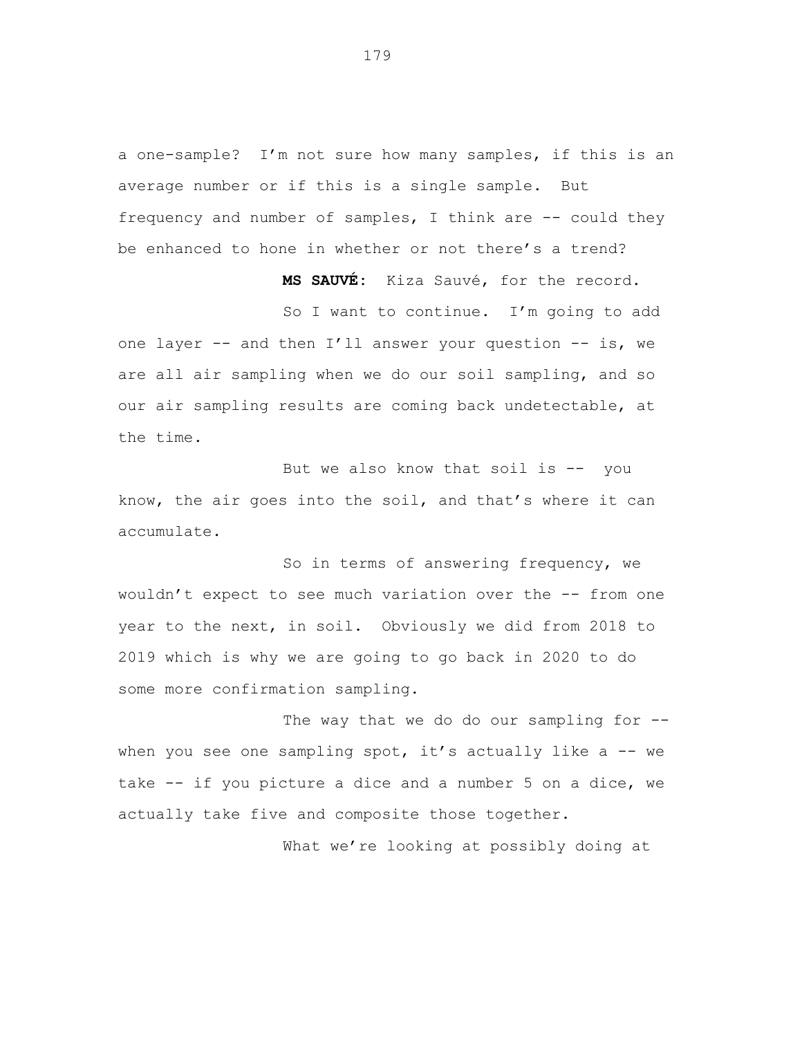a one-sample? I'm not sure how many samples, if this is an average number or if this is a single sample. But frequency and number of samples, I think are -- could they be enhanced to hone in whether or not there's a trend?

**MS SAUVÉ:** Kiza Sauvé, for the record.

So I want to continue. I'm going to add one layer -- and then I'll answer your question -- is, we are all air sampling when we do our soil sampling, and so our air sampling results are coming back undetectable, at the time.

But we also know that soil is -- you know, the air goes into the soil, and that's where it can accumulate.

So in terms of answering frequency, we wouldn't expect to see much variation over the -- from one year to the next, in soil. Obviously we did from 2018 to 2019 which is why we are going to go back in 2020 to do some more confirmation sampling.

The way that we do do our sampling for -- when you see one sampling spot, it's actually like a -- we take -- if you picture a dice and a number 5 on a dice, we actually take five and composite those together.

What we're looking at possibly doing at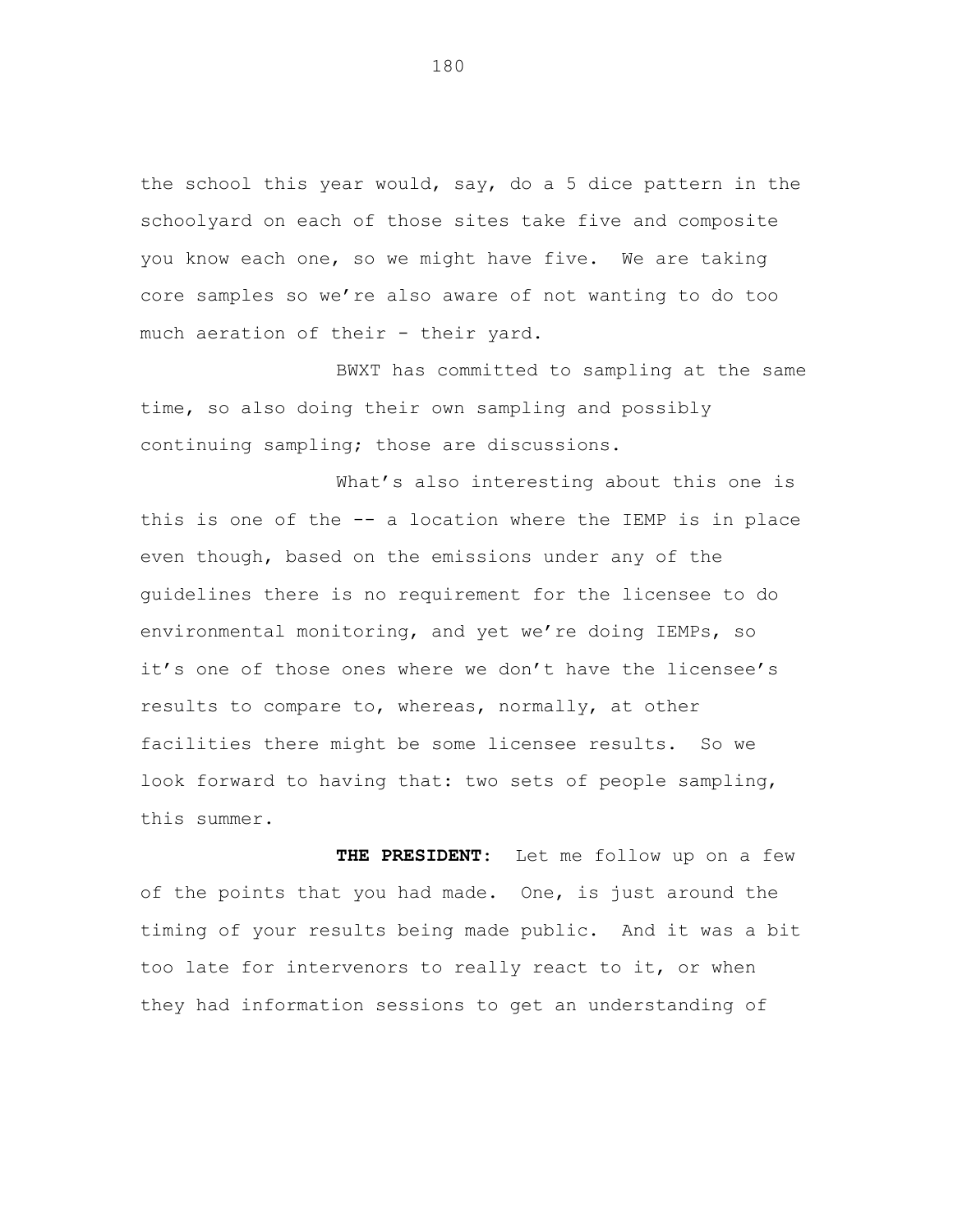the school this year would, say, do a 5 dice pattern in the schoolyard on each of those sites take five and composite you know each one, so we might have five. We are taking core samples so we're also aware of not wanting to do too much aeration of their - their yard.

BWXT has committed to sampling at the same time, so also doing their own sampling and possibly continuing sampling; those are discussions.

What's also interesting about this one is this is one of the -- a location where the IEMP is in place even though, based on the emissions under any of the guidelines there is no requirement for the licensee to do environmental monitoring, and yet we're doing IEMPs, so it's one of those ones where we don't have the licensee's results to compare to, whereas, normally, at other facilities there might be some licensee results. So we look forward to having that: two sets of people sampling, this summer.

**THE PRESIDENT:** Let me follow up on a few of the points that you had made. One, is just around the timing of your results being made public. And it was a bit too late for intervenors to really react to it, or when they had information sessions to get an understanding of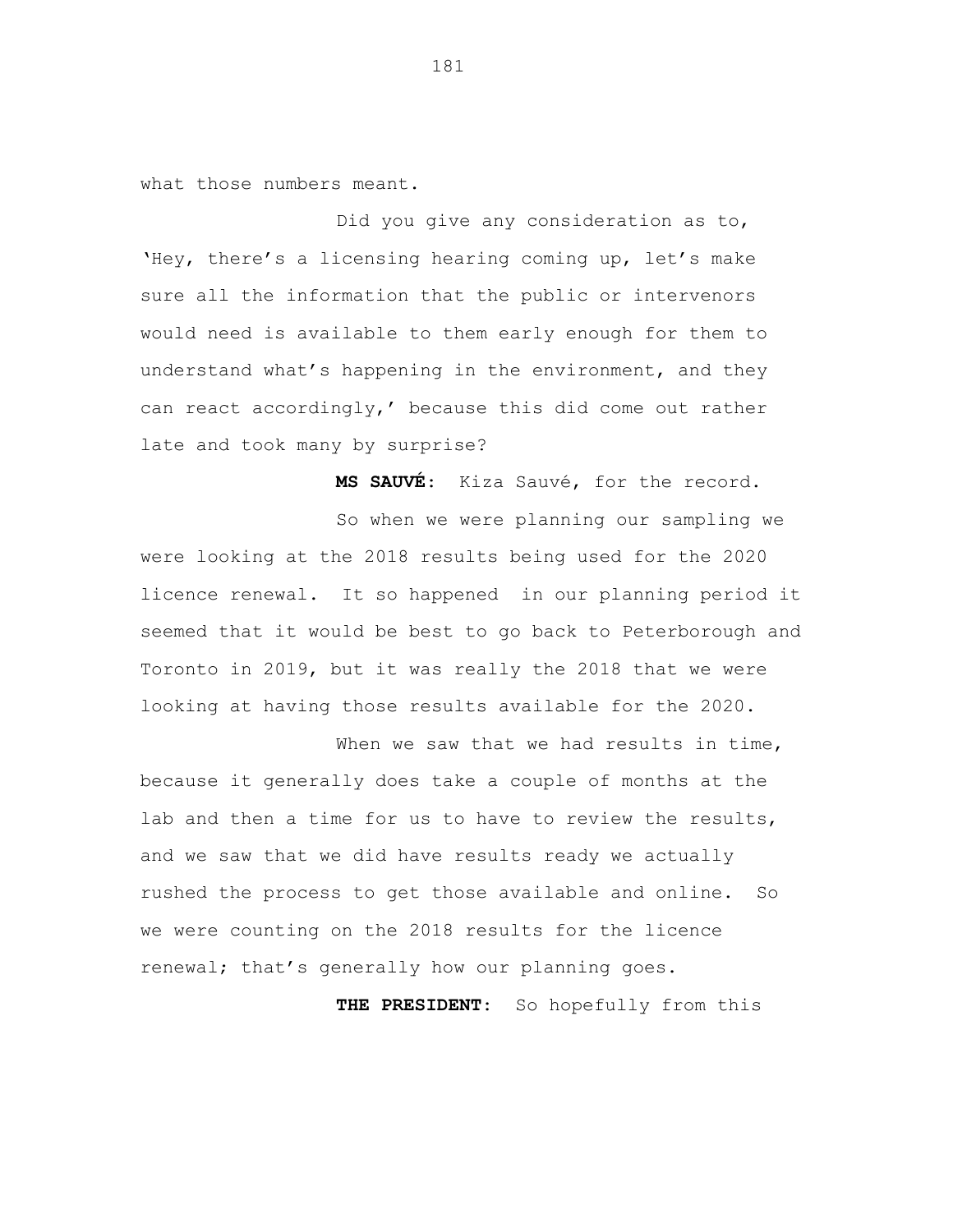what those numbers meant.

Did you give any consideration as to, 'Hey, there's a licensing hearing coming up, let's make sure all the information that the public or intervenors would need is available to them early enough for them to understand what's happening in the environment, and they can react accordingly,' because this did come out rather late and took many by surprise?

**MS SAUVÉ:** Kiza Sauvé, for the record.

So when we were planning our sampling we were looking at the 2018 results being used for the 2020 licence renewal. It so happened in our planning period it seemed that it would be best to go back to Peterborough and Toronto in 2019, but it was really the 2018 that we were looking at having those results available for the 2020.

When we saw that we had results in time, because it generally does take a couple of months at the lab and then a time for us to have to review the results, and we saw that we did have results ready we actually rushed the process to get those available and online. So we were counting on the 2018 results for the licence renewal; that's generally how our planning goes.

**THE PRESIDENT:** So hopefully from this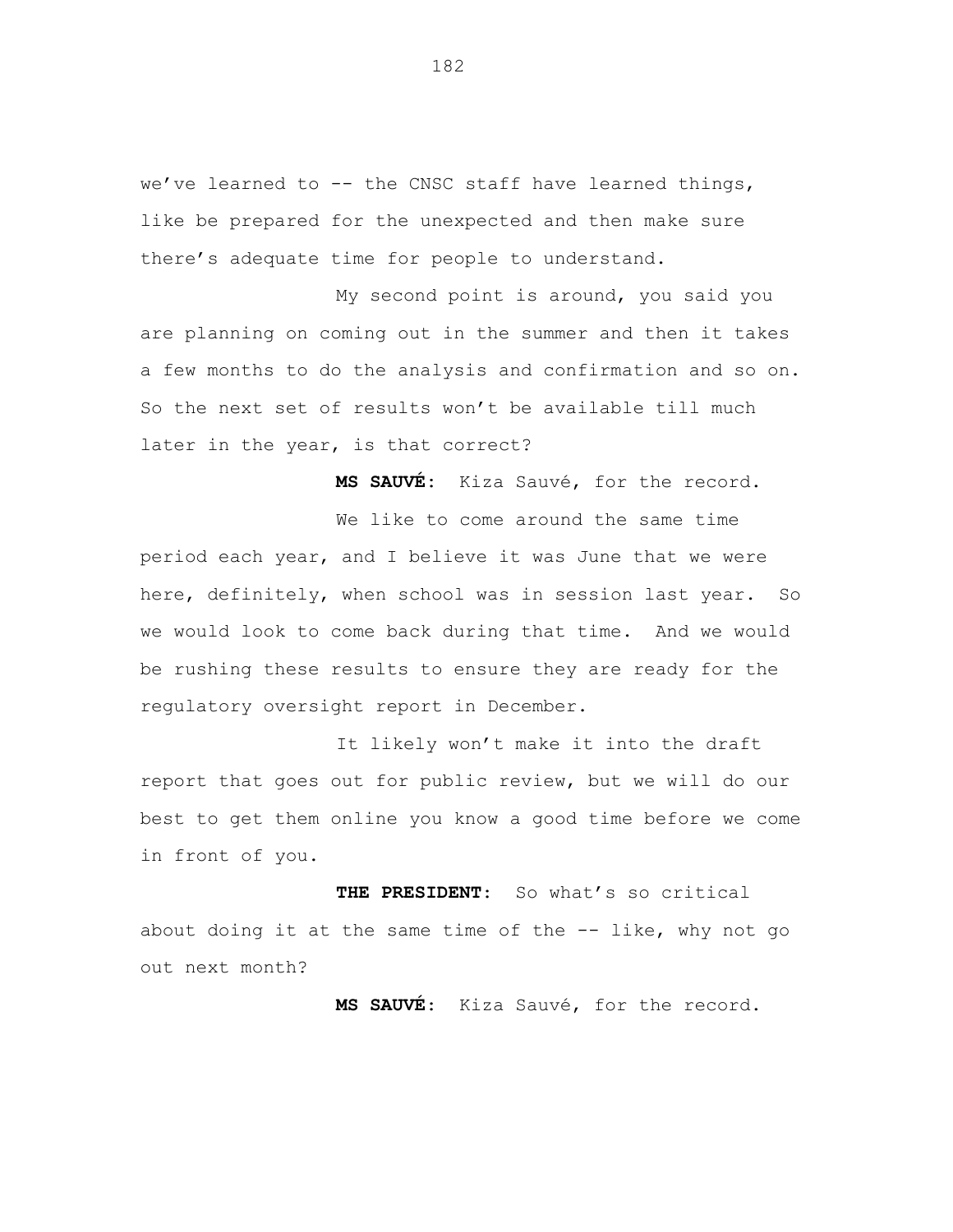we've learned to -- the CNSC staff have learned things, like be prepared for the unexpected and then make sure there's adequate time for people to understand.

My second point is around, you said you are planning on coming out in the summer and then it takes a few months to do the analysis and confirmation and so on. So the next set of results won't be available till much later in the year, is that correct?

**MS SAUVÉ:** Kiza Sauvé, for the record.

We like to come around the same time period each year, and I believe it was June that we were here, definitely, when school was in session last year. So we would look to come back during that time. And we would be rushing these results to ensure they are ready for the regulatory oversight report in December.

It likely won't make it into the draft report that goes out for public review, but we will do our best to get them online you know a good time before we come in front of you.

**THE PRESIDENT:** So what's so critical about doing it at the same time of the -- like, why not go out next month?

**MS SAUVÉ:** Kiza Sauvé, for the record.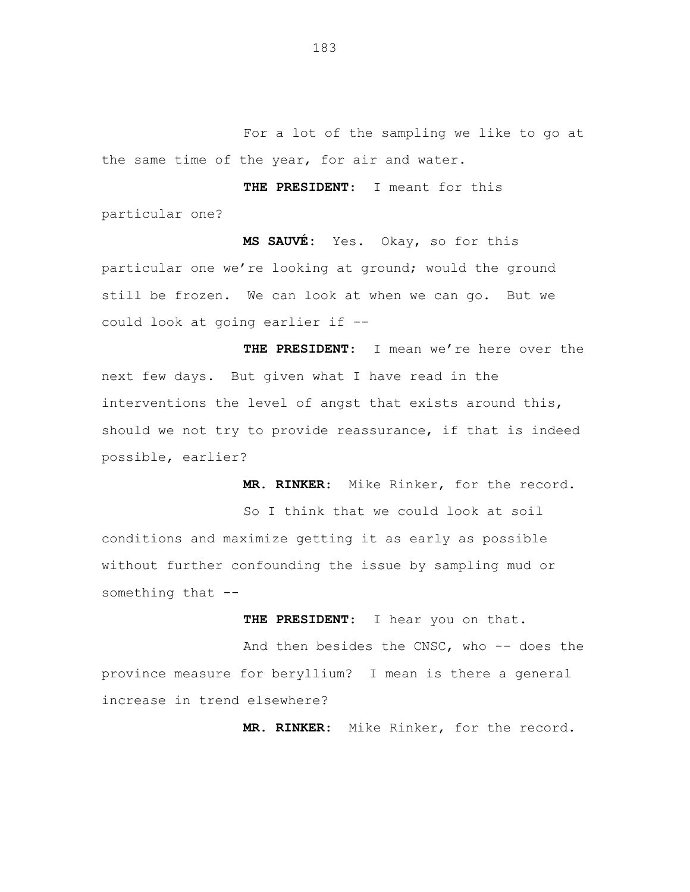For a lot of the sampling we like to go at the same time of the year, for air and water.

**THE PRESIDENT:** I meant for this particular one?

**MS SAUVÉ:** Yes. Okay, so for this particular one we're looking at ground; would the ground still be frozen. We can look at when we can go. But we could look at going earlier if --

**THE PRESIDENT:** I mean we're here over the next few days. But given what I have read in the interventions the level of angst that exists around this, should we not try to provide reassurance, if that is indeed possible, earlier?

**MR. RINKER:** Mike Rinker, for the record.

So I think that we could look at soil conditions and maximize getting it as early as possible without further confounding the issue by sampling mud or something that --

**THE PRESIDENT:** I hear you on that.

And then besides the CNSC, who -- does the province measure for beryllium? I mean is there a general increase in trend elsewhere?

**MR. RINKER:** Mike Rinker, for the record.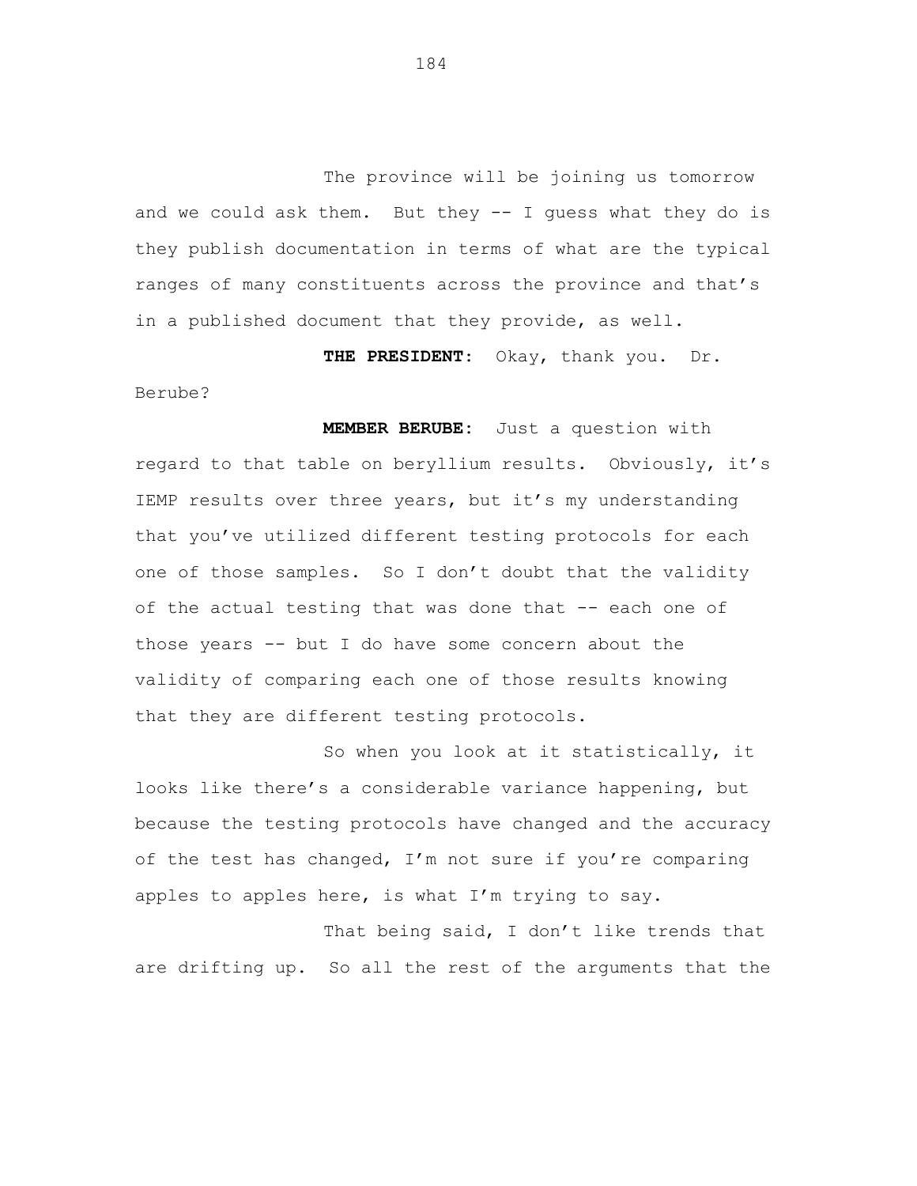The province will be joining us tomorrow and we could ask them. But they -- I guess what they do is they publish documentation in terms of what are the typical ranges of many constituents across the province and that's in a published document that they provide, as well.

**THE PRESIDENT:** Okay, thank you. Dr. Berube?

**MEMBER BERUBE:** Just a question with regard to that table on beryllium results. Obviously, it's IEMP results over three years, but it's my understanding that you've utilized different testing protocols for each one of those samples. So I don't doubt that the validity of the actual testing that was done that -- each one of those years -- but I do have some concern about the validity of comparing each one of those results knowing that they are different testing protocols.

So when you look at it statistically, it looks like there's a considerable variance happening, but because the testing protocols have changed and the accuracy of the test has changed, I'm not sure if you're comparing apples to apples here, is what I'm trying to say.

That being said, I don't like trends that are drifting up. So all the rest of the arguments that the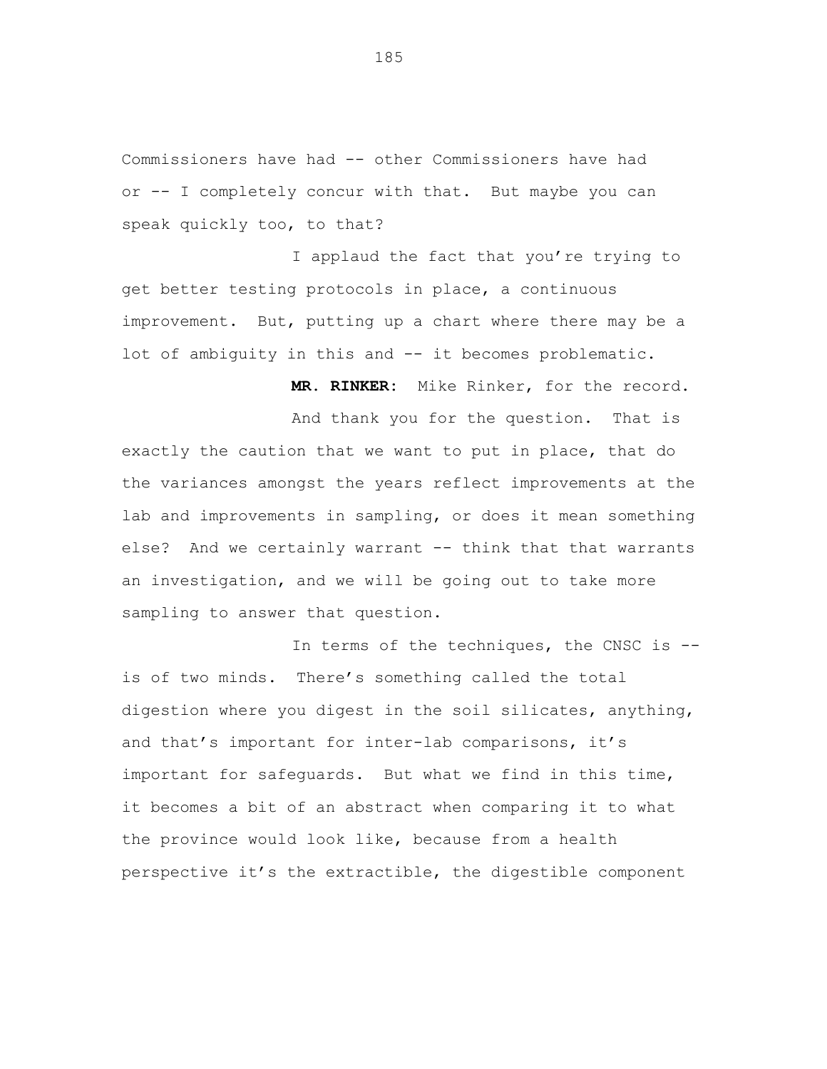Commissioners have had -- other Commissioners have had or -- I completely concur with that. But maybe you can speak quickly too, to that?

I applaud the fact that you're trying to get better testing protocols in place, a continuous improvement. But, putting up a chart where there may be a lot of ambiguity in this and -- it becomes problematic.

**MR. RINKER:** Mike Rinker, for the record.

And thank you for the question. That is exactly the caution that we want to put in place, that do the variances amongst the years reflect improvements at the lab and improvements in sampling, or does it mean something else? And we certainly warrant -- think that that warrants an investigation, and we will be going out to take more sampling to answer that question.

In terms of the techniques, the CNSC is -- is of two minds. There's something called the total digestion where you digest in the soil silicates, anything, and that's important for inter-lab comparisons, it's important for safeguards. But what we find in this time, it becomes a bit of an abstract when comparing it to what the province would look like, because from a health perspective it's the extractible, the digestible component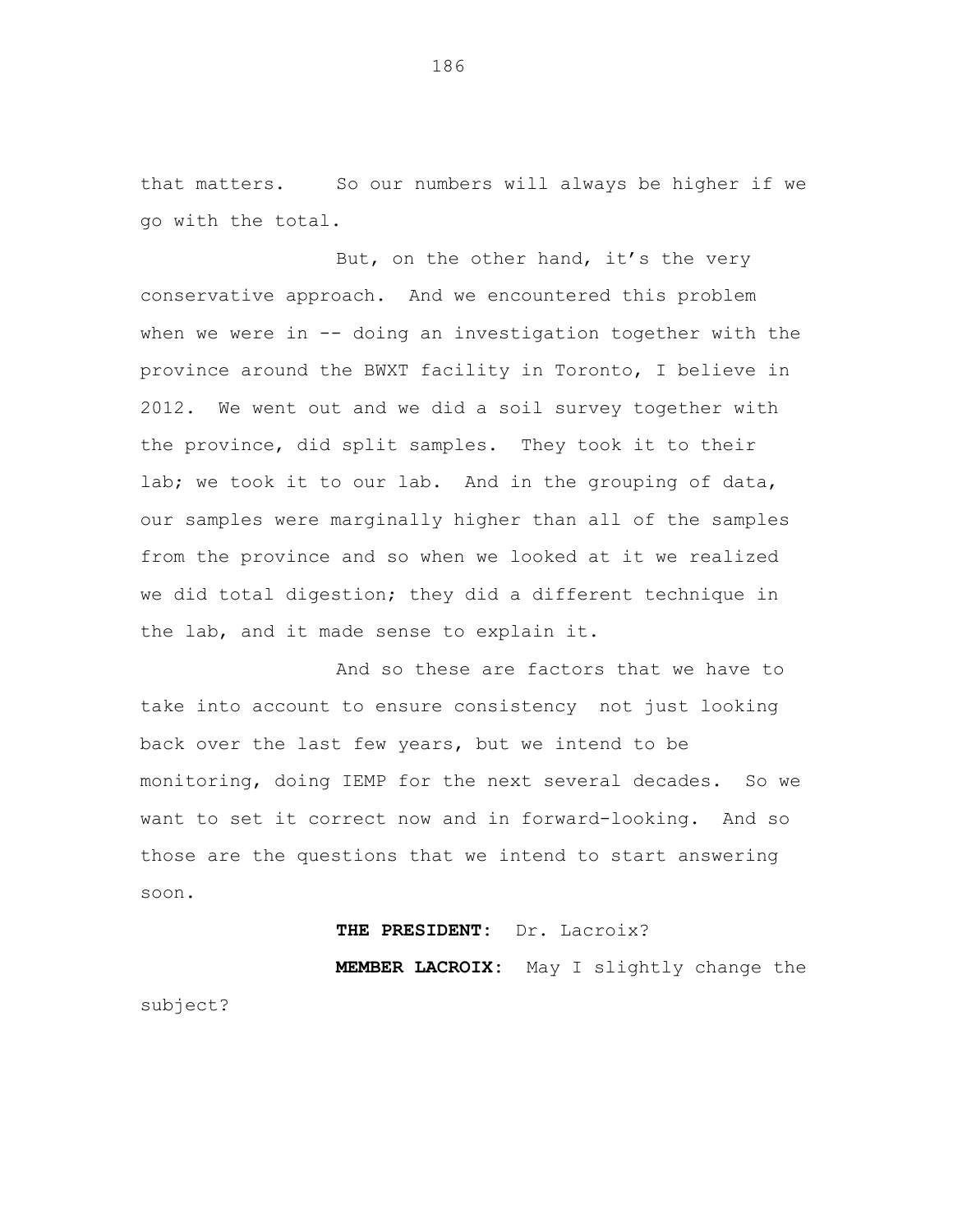that matters. So our numbers will always be higher if we go with the total.

But, on the other hand, it's the very conservative approach. And we encountered this problem when we were in -- doing an investigation together with the province around the BWXT facility in Toronto, I believe in 2012. We went out and we did a soil survey together with the province, did split samples. They took it to their lab; we took it to our lab. And in the grouping of data, our samples were marginally higher than all of the samples from the province and so when we looked at it we realized we did total digestion; they did a different technique in the lab, and it made sense to explain it.

And so these are factors that we have to take into account to ensure consistency not just looking back over the last few years, but we intend to be monitoring, doing IEMP for the next several decades. So we want to set it correct now and in forward-looking. And so those are the questions that we intend to start answering soon.

**THE PRESIDENT:** Dr. Lacroix?

**MEMBER LACROIX:** May I slightly change the subject?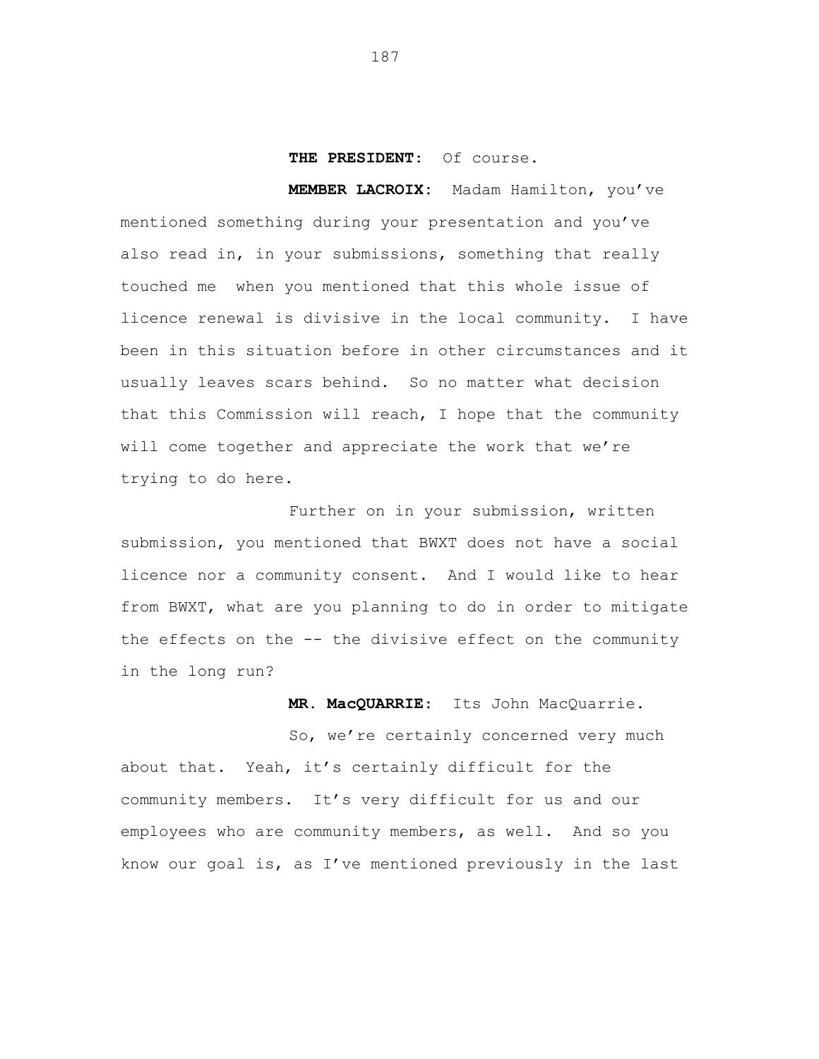**THE PRESIDENT:** Of course.

**MEMBER LACROIX:** Madam Hamilton, you've mentioned something during your presentation and you've also read in, in your submissions, something that really touched me when you mentioned that this whole issue of licence renewal is divisive in the local community. I have been in this situation before in other circumstances and it usually leaves scars behind. So no matter what decision that this Commission will reach, I hope that the community will come together and appreciate the work that we're trying to do here.

Further on in your submission, written submission, you mentioned that BWXT does not have a social licence nor a community consent. And I would like to hear from BWXT, what are you planning to do in order to mitigate the effects on the -- the divisive effect on the community in the long run?

**MR. MacQUARRIE:** Its John MacQuarrie.

So, we're certainly concerned very much about that. Yeah, it's certainly difficult for the community members. It's very difficult for us and our employees who are community members, as well. And so you know our goal is, as I've mentioned previously in the last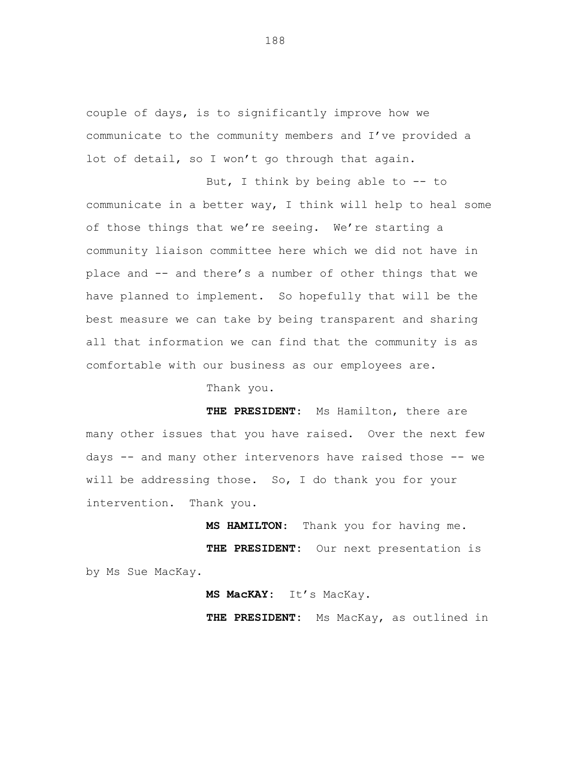couple of days, is to significantly improve how we communicate to the community members and I've provided a lot of detail, so I won't go through that again.

But, I think by being able to -- to communicate in a better way, I think will help to heal some of those things that we're seeing. We're starting a community liaison committee here which we did not have in place and -- and there's a number of other things that we have planned to implement. So hopefully that will be the best measure we can take by being transparent and sharing all that information we can find that the community is as comfortable with our business as our employees are.

Thank you.

**THE PRESIDENT:** Ms Hamilton, there are many other issues that you have raised. Over the next few days -- and many other intervenors have raised those -- we will be addressing those. So, I do thank you for your intervention. Thank you.

**MS HAMILTON:** Thank you for having me.

**THE PRESIDENT:** Our next presentation is by Ms Sue MacKay.

**MS MacKAY:** It's MacKay.

**THE PRESIDENT:** Ms MacKay, as outlined in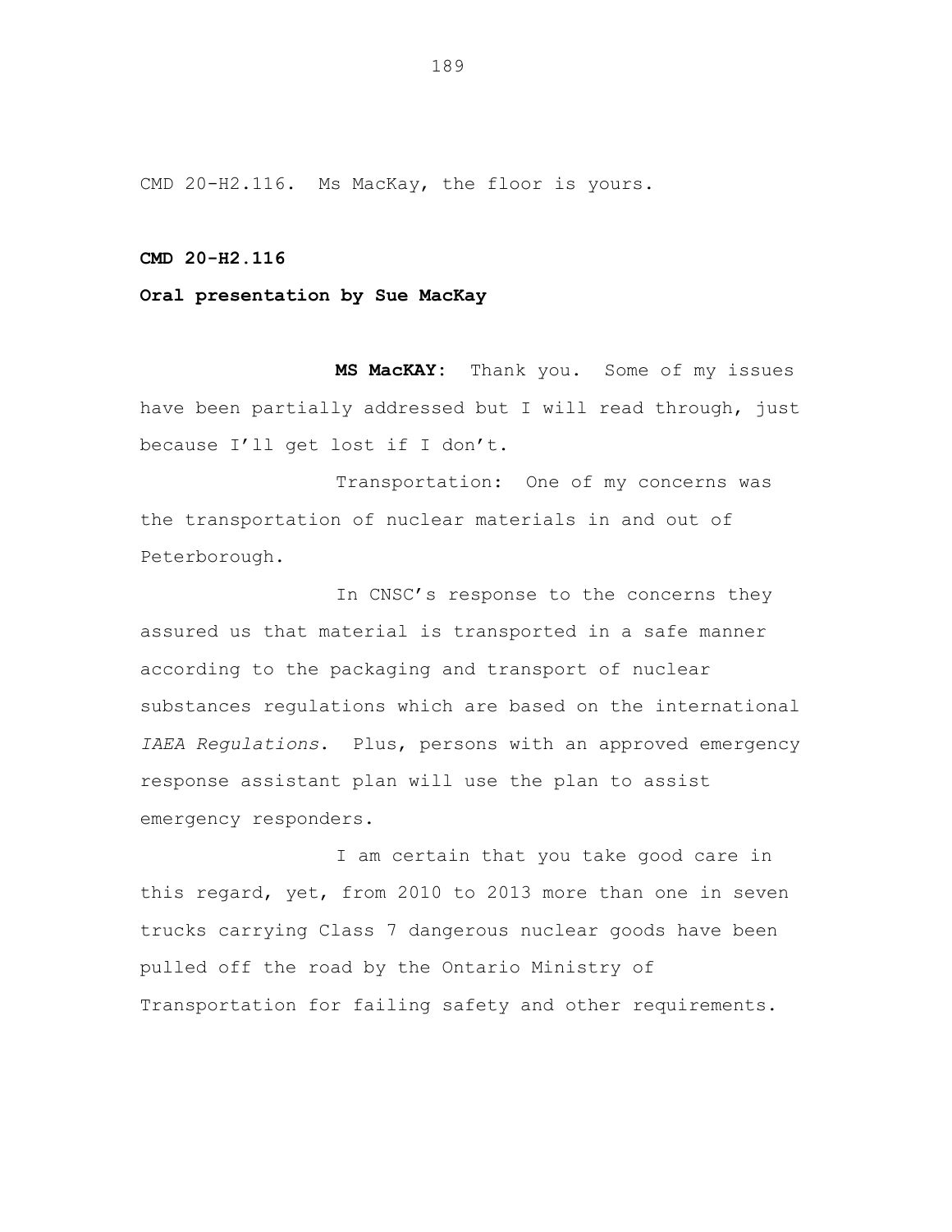CMD 20-H2.116. Ms MacKay, the floor is yours.

**CMD 20-H2.116**

**Oral presentation by Sue MacKay**

**MS MacKAY:** Thank you. Some of my issues have been partially addressed but I will read through, just because I'll get lost if I don't.

Transportation: One of my concerns was the transportation of nuclear materials in and out of Peterborough.

In CNSC's response to the concerns they assured us that material is transported in a safe manner according to the packaging and transport of nuclear substances regulations which are based on the international *IAEA Regulations*. Plus, persons with an approved emergency response assistant plan will use the plan to assist emergency responders.

I am certain that you take good care in this regard, yet, from 2010 to 2013 more than one in seven trucks carrying Class 7 dangerous nuclear goods have been pulled off the road by the Ontario Ministry of Transportation for failing safety and other requirements.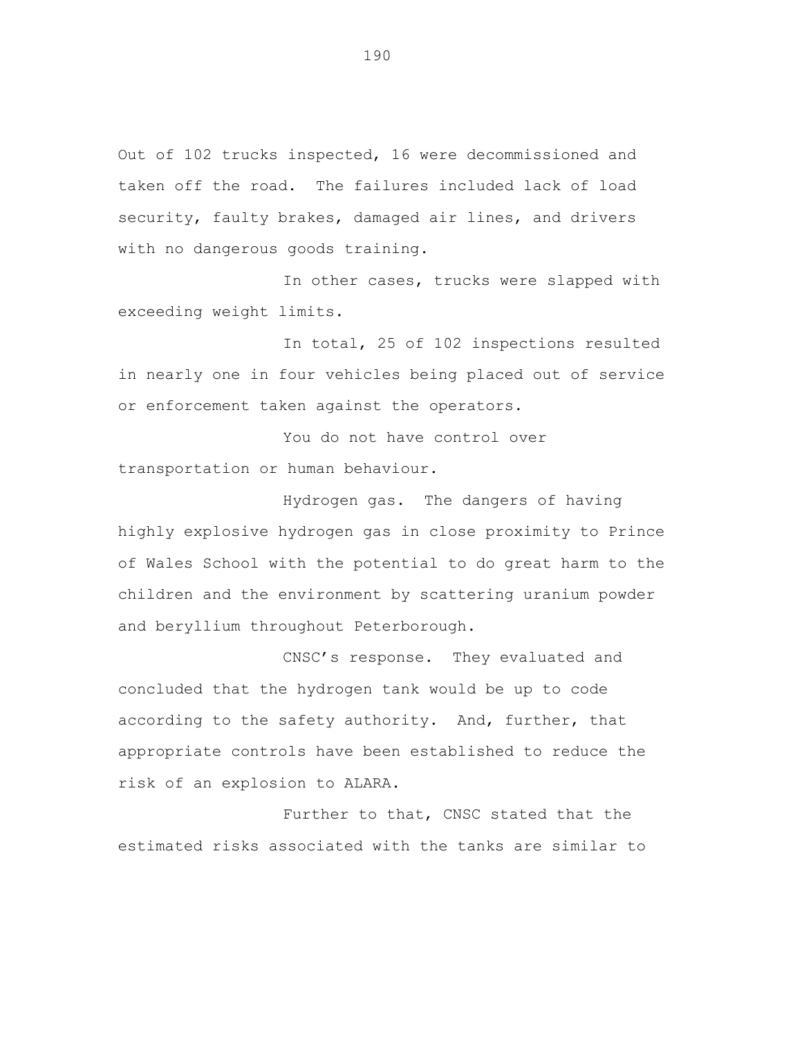Out of 102 trucks inspected, 16 were decommissioned and taken off the road. The failures included lack of load security, faulty brakes, damaged air lines, and drivers with no dangerous goods training.

In other cases, trucks were slapped with exceeding weight limits.

In total, 25 of 102 inspections resulted in nearly one in four vehicles being placed out of service or enforcement taken against the operators.

You do not have control over transportation or human behaviour.

Hydrogen gas. The dangers of having highly explosive hydrogen gas in close proximity to Prince of Wales School with the potential to do great harm to the children and the environment by scattering uranium powder and beryllium throughout Peterborough.

CNSC's response. They evaluated and concluded that the hydrogen tank would be up to code according to the safety authority. And, further, that appropriate controls have been established to reduce the risk of an explosion to ALARA.

Further to that, CNSC stated that the estimated risks associated with the tanks are similar to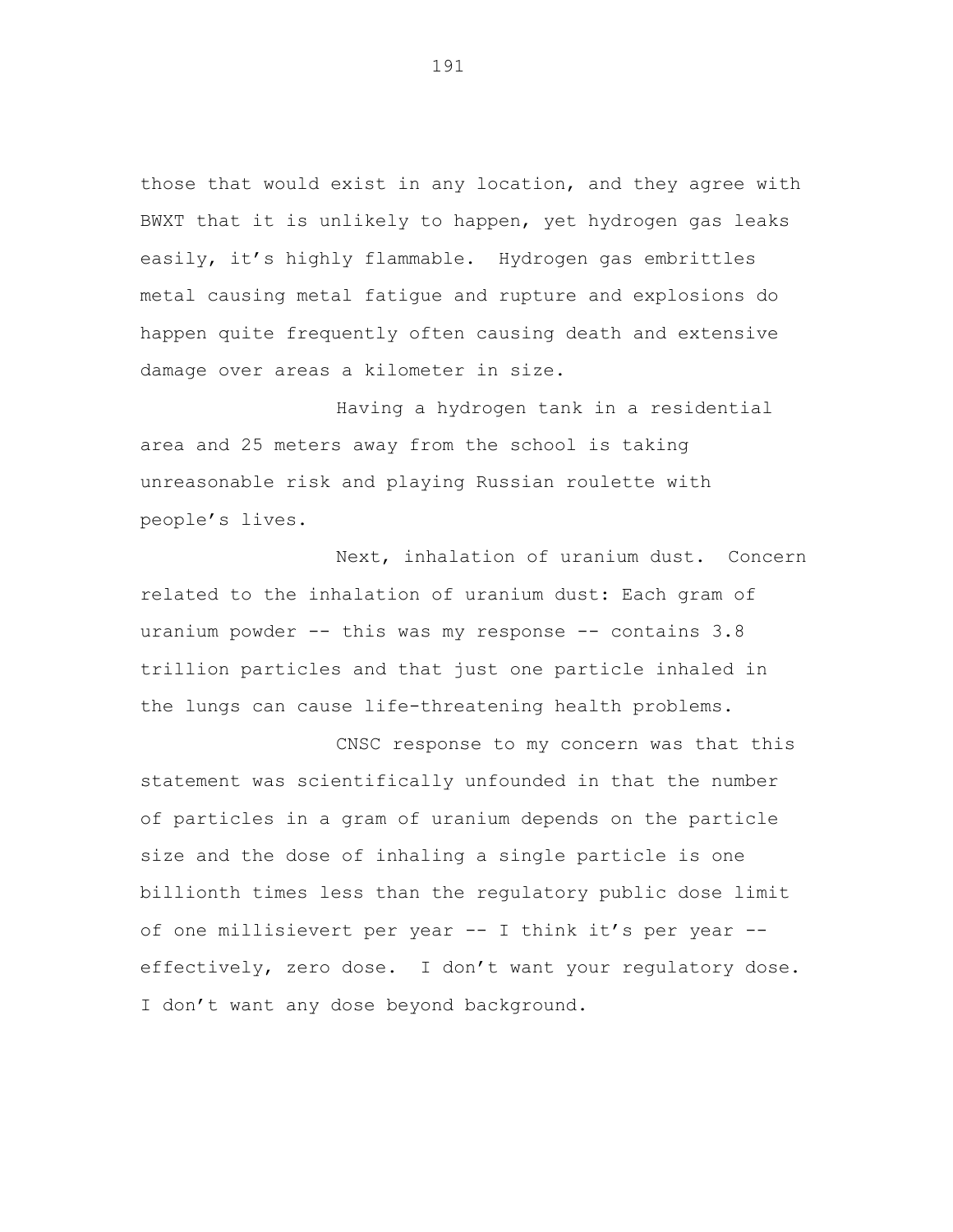those that would exist in any location, and they agree with BWXT that it is unlikely to happen, yet hydrogen gas leaks easily, it's highly flammable. Hydrogen gas embrittles metal causing metal fatigue and rupture and explosions do happen quite frequently often causing death and extensive damage over areas a kilometer in size.

Having a hydrogen tank in a residential area and 25 meters away from the school is taking unreasonable risk and playing Russian roulette with people's lives.

Next, inhalation of uranium dust. Concern related to the inhalation of uranium dust: Each gram of uranium powder -- this was my response -- contains 3.8 trillion particles and that just one particle inhaled in the lungs can cause life-threatening health problems.

CNSC response to my concern was that this statement was scientifically unfounded in that the number of particles in a gram of uranium depends on the particle size and the dose of inhaling a single particle is one billionth times less than the regulatory public dose limit of one millisievert per year -- I think it's per year -- effectively, zero dose. I don't want your regulatory dose. I don't want any dose beyond background.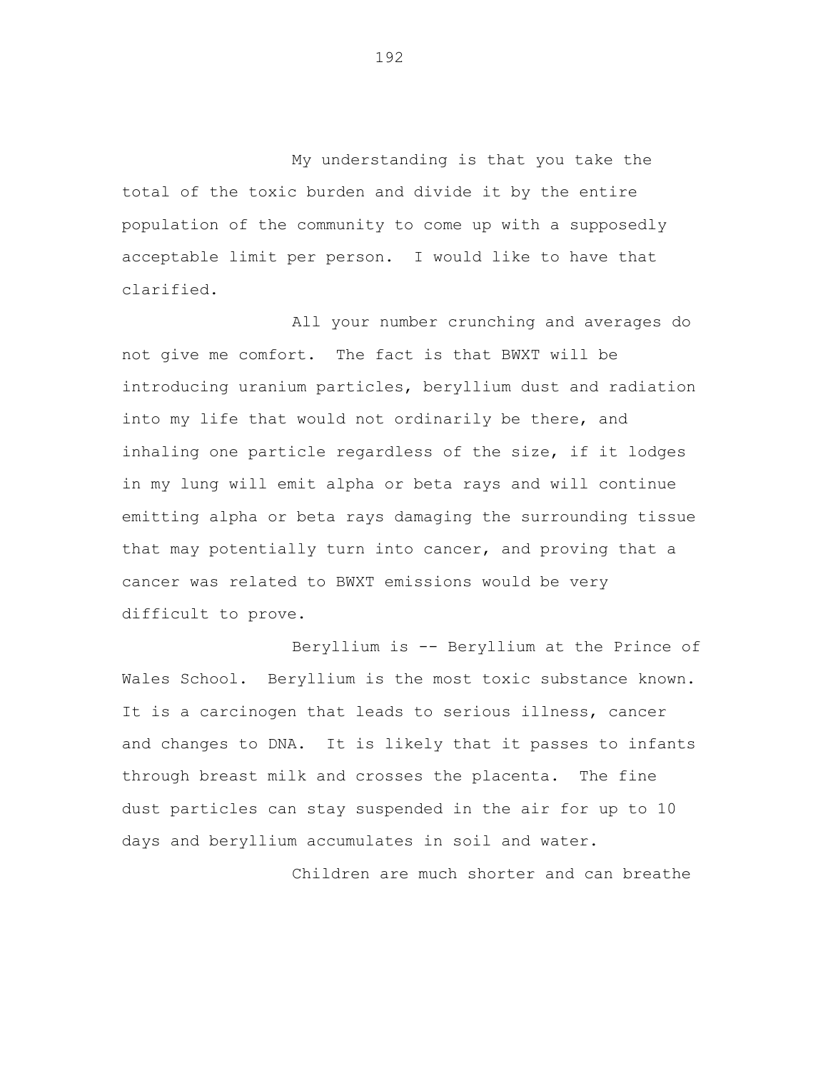My understanding is that you take the total of the toxic burden and divide it by the entire population of the community to come up with a supposedly acceptable limit per person. I would like to have that clarified.

All your number crunching and averages do not give me comfort. The fact is that BWXT will be introducing uranium particles, beryllium dust and radiation into my life that would not ordinarily be there, and inhaling one particle regardless of the size, if it lodges in my lung will emit alpha or beta rays and will continue emitting alpha or beta rays damaging the surrounding tissue that may potentially turn into cancer, and proving that a cancer was related to BWXT emissions would be very difficult to prove.

Beryllium is -- Beryllium at the Prince of Wales School. Beryllium is the most toxic substance known. It is a carcinogen that leads to serious illness, cancer and changes to DNA. It is likely that it passes to infants through breast milk and crosses the placenta. The fine dust particles can stay suspended in the air for up to 10 days and beryllium accumulates in soil and water.

Children are much shorter and can breathe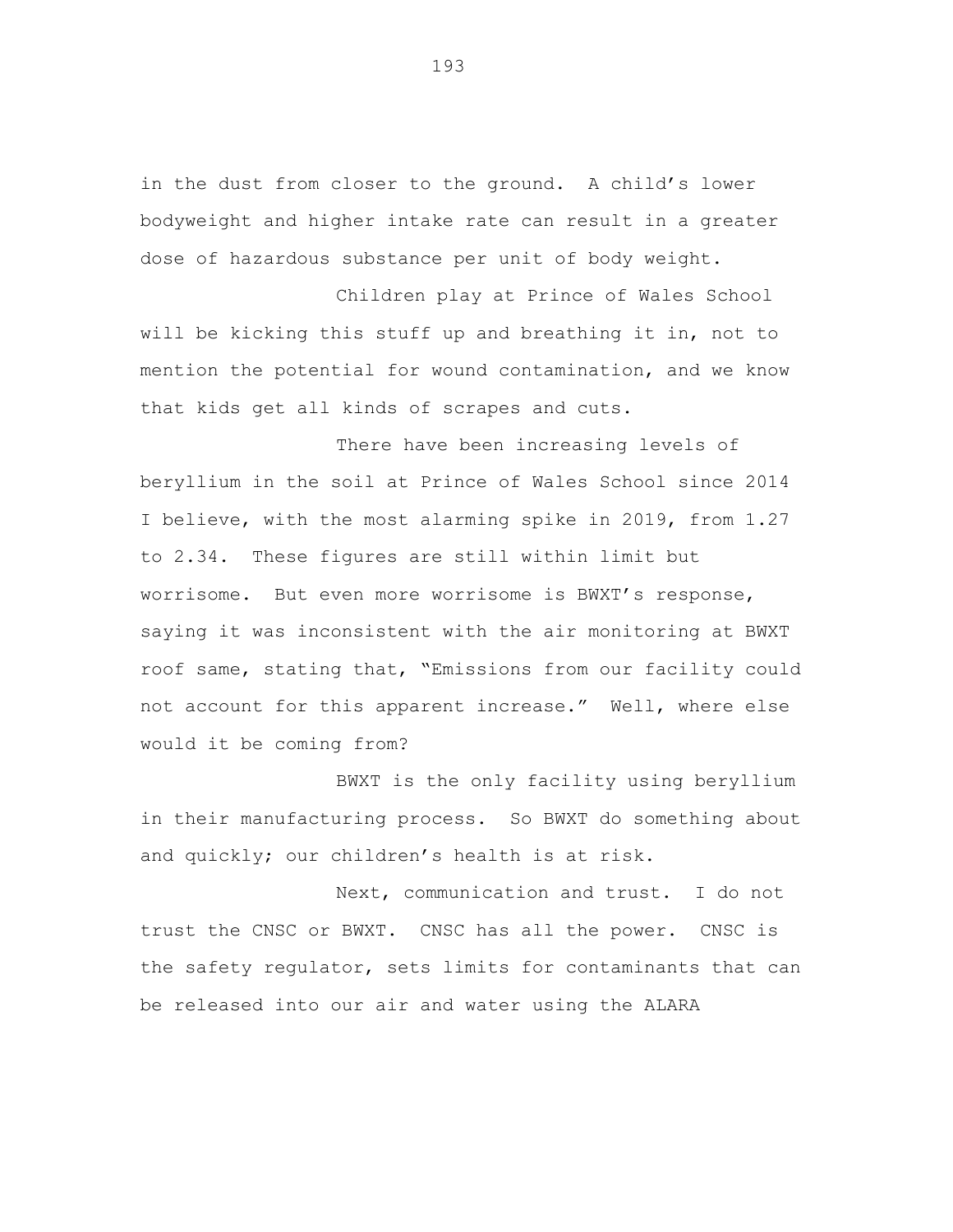in the dust from closer to the ground. A child's lower bodyweight and higher intake rate can result in a greater dose of hazardous substance per unit of body weight.

Children play at Prince of Wales School will be kicking this stuff up and breathing it in, not to mention the potential for wound contamination, and we know that kids get all kinds of scrapes and cuts.

There have been increasing levels of beryllium in the soil at Prince of Wales School since 2014 I believe, with the most alarming spike in 2019, from 1.27 to 2.34. These figures are still within limit but worrisome. But even more worrisome is BWXT's response, saying it was inconsistent with the air monitoring at BWXT roof same, stating that, "Emissions from our facility could not account for this apparent increase." Well, where else would it be coming from?

BWXT is the only facility using beryllium in their manufacturing process. So BWXT do something about and quickly; our children's health is at risk.

Next, communication and trust. I do not trust the CNSC or BWXT. CNSC has all the power. CNSC is the safety regulator, sets limits for contaminants that can be released into our air and water using the ALARA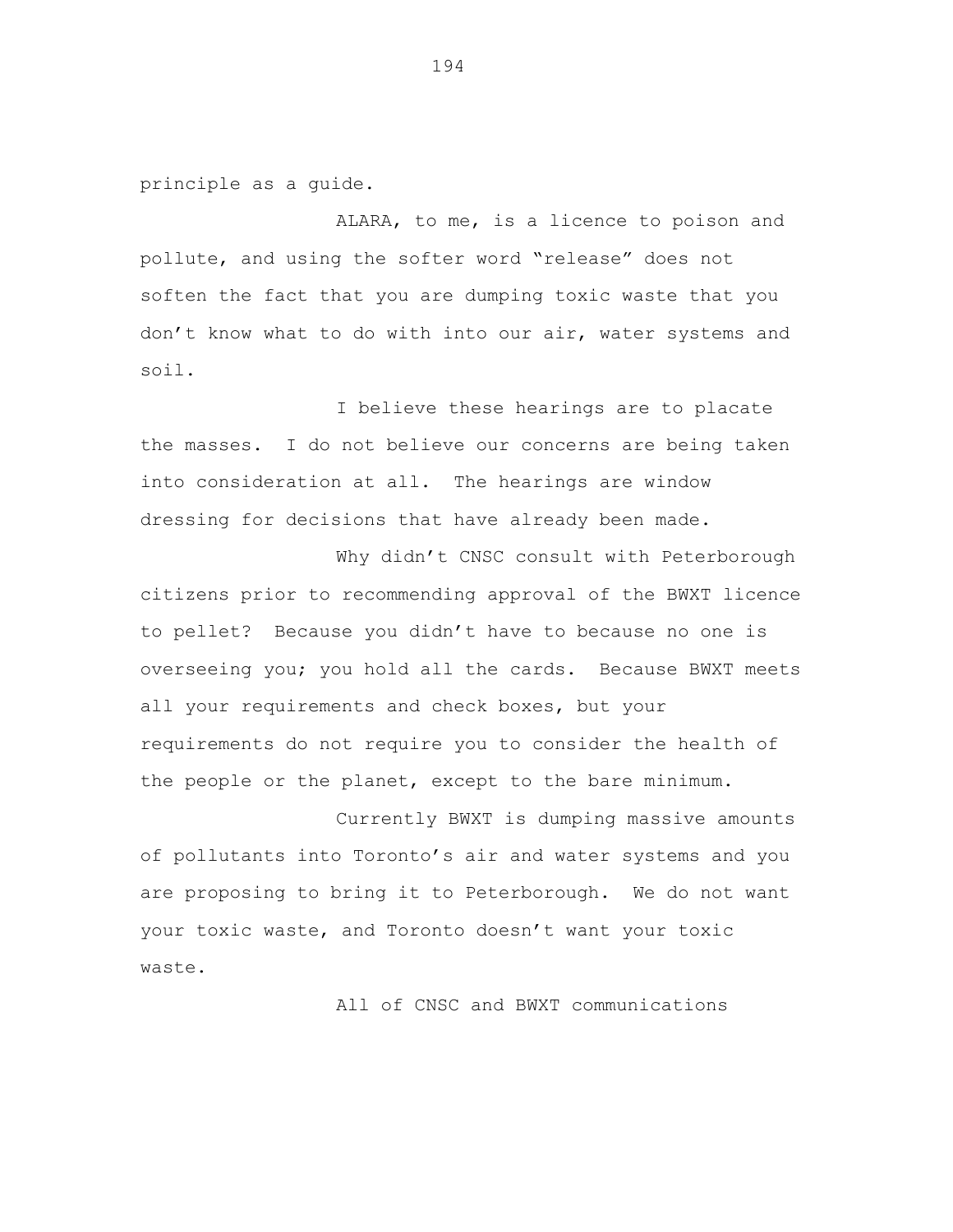principle as a guide.

ALARA, to me, is a licence to poison and pollute, and using the softer word "release" does not soften the fact that you are dumping toxic waste that you don't know what to do with into our air, water systems and soil.

I believe these hearings are to placate the masses. I do not believe our concerns are being taken into consideration at all. The hearings are window dressing for decisions that have already been made.

Why didn't CNSC consult with Peterborough citizens prior to recommending approval of the BWXT licence to pellet? Because you didn't have to because no one is overseeing you; you hold all the cards. Because BWXT meets all your requirements and check boxes, but your requirements do not require you to consider the health of the people or the planet, except to the bare minimum.

Currently BWXT is dumping massive amounts of pollutants into Toronto's air and water systems and you are proposing to bring it to Peterborough. We do not want your toxic waste, and Toronto doesn't want your toxic waste.

All of CNSC and BWXT communications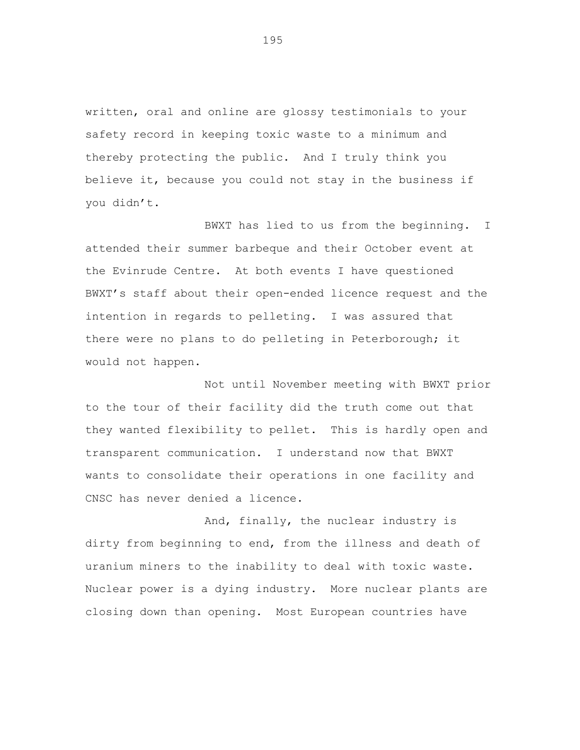written, oral and online are glossy testimonials to your safety record in keeping toxic waste to a minimum and thereby protecting the public. And I truly think you believe it, because you could not stay in the business if you didn't.

BWXT has lied to us from the beginning. I attended their summer barbeque and their October event at the Evinrude Centre. At both events I have questioned BWXT's staff about their open-ended licence request and the intention in regards to pelleting. I was assured that there were no plans to do pelleting in Peterborough; it would not happen.

Not until November meeting with BWXT prior to the tour of their facility did the truth come out that they wanted flexibility to pellet. This is hardly open and transparent communication. I understand now that BWXT wants to consolidate their operations in one facility and CNSC has never denied a licence.

And, finally, the nuclear industry is dirty from beginning to end, from the illness and death of uranium miners to the inability to deal with toxic waste. Nuclear power is a dying industry. More nuclear plants are closing down than opening. Most European countries have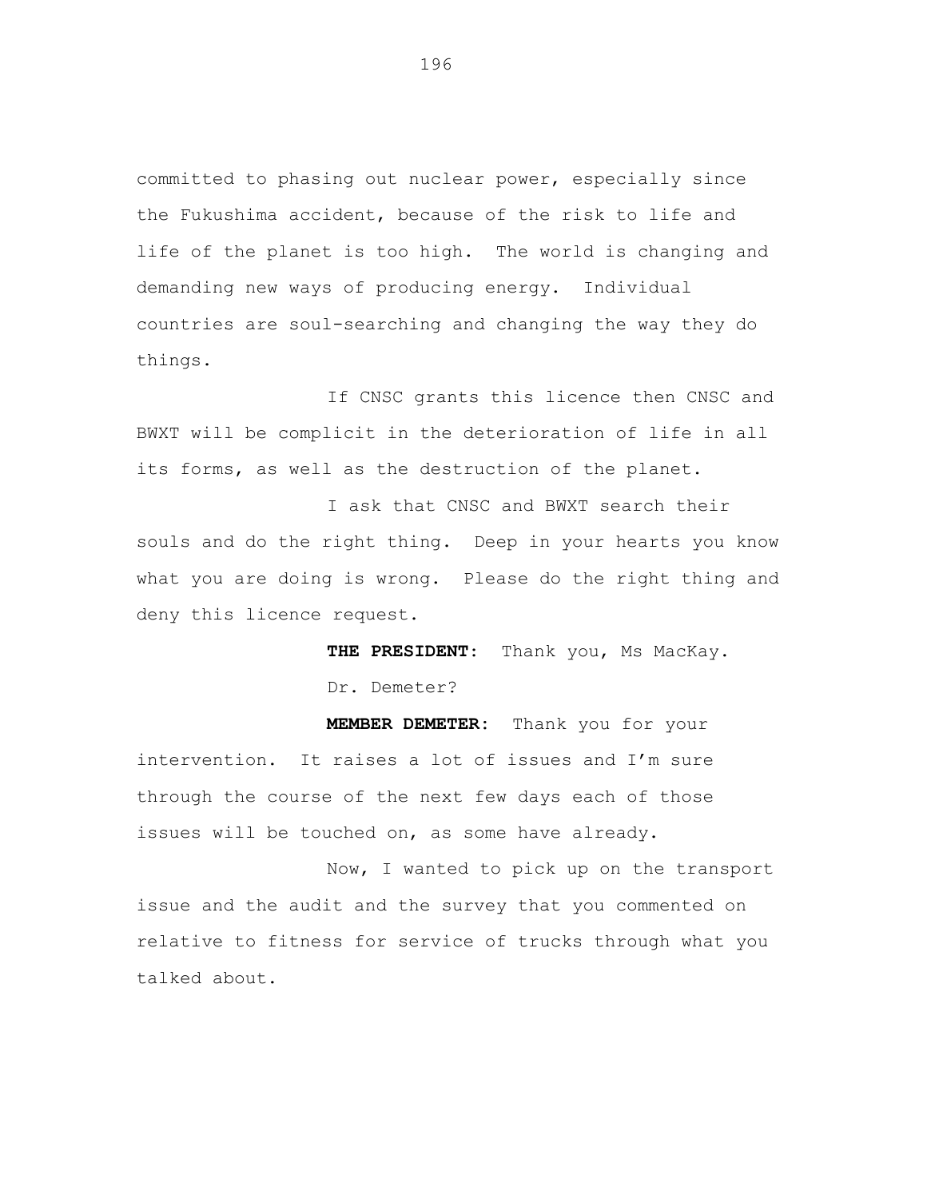committed to phasing out nuclear power, especially since the Fukushima accident, because of the risk to life and life of the planet is too high. The world is changing and demanding new ways of producing energy. Individual countries are soul-searching and changing the way they do things.

If CNSC grants this licence then CNSC and BWXT will be complicit in the deterioration of life in all its forms, as well as the destruction of the planet.

I ask that CNSC and BWXT search their souls and do the right thing. Deep in your hearts you know what you are doing is wrong. Please do the right thing and deny this licence request.

**THE PRESIDENT:** Thank you, Ms MacKay.

Dr. Demeter?

**MEMBER DEMETER:** Thank you for your intervention. It raises a lot of issues and I'm sure through the course of the next few days each of those issues will be touched on, as some have already.

Now, I wanted to pick up on the transport issue and the audit and the survey that you commented on relative to fitness for service of trucks through what you talked about.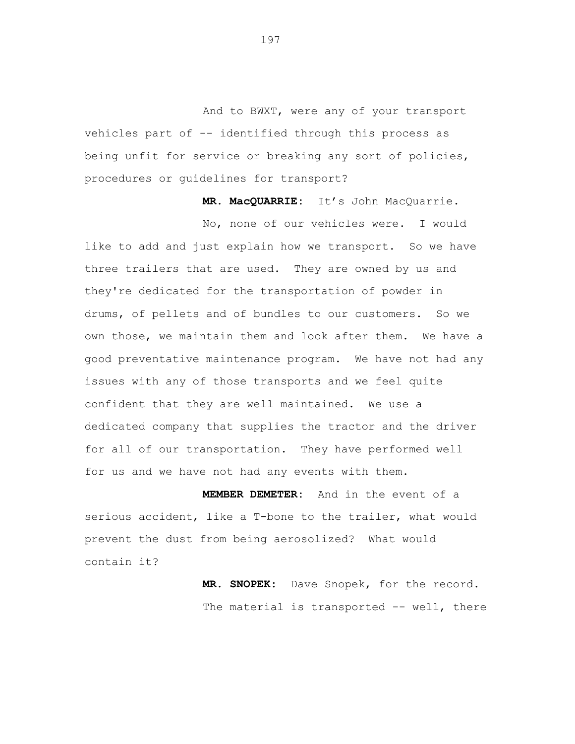And to BWXT, were any of your transport vehicles part of -- identified through this process as being unfit for service or breaking any sort of policies, procedures or guidelines for transport?

**MR. MacQUARRIE:** It's John MacQuarrie.

No, none of our vehicles were. I would like to add and just explain how we transport. So we have three trailers that are used. They are owned by us and they're dedicated for the transportation of powder in drums, of pellets and of bundles to our customers. So we own those, we maintain them and look after them. We have a good preventative maintenance program. We have not had any issues with any of those transports and we feel quite confident that they are well maintained. We use a dedicated company that supplies the tractor and the driver for all of our transportation. They have performed well for us and we have not had any events with them.

**MEMBER DEMETER:** And in the event of a serious accident, like a T-bone to the trailer, what would prevent the dust from being aerosolized? What would contain it?

**MR. SNOPEK:** Dave Snopek, for the record.

The material is transported -- well, there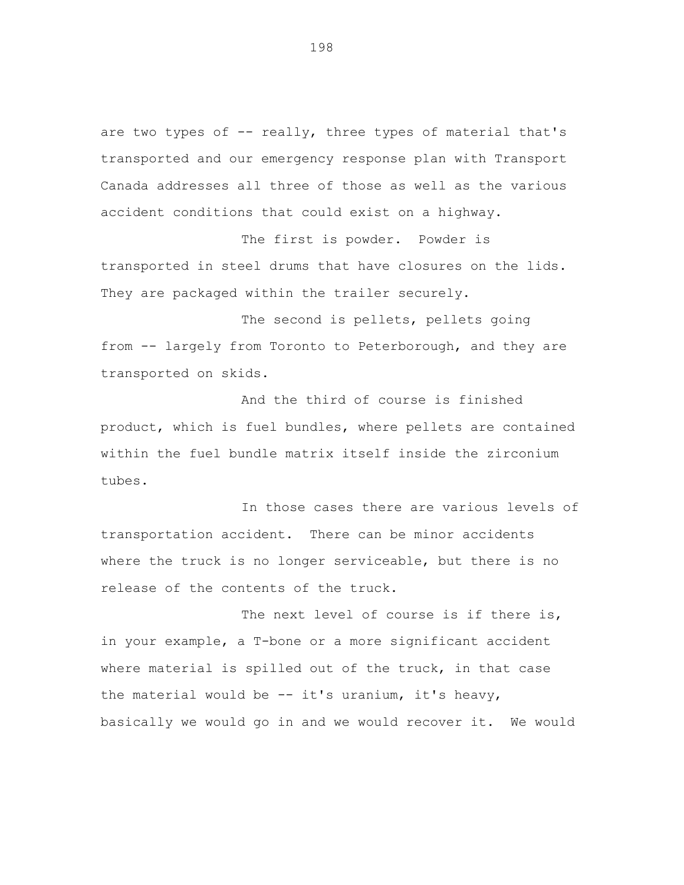are two types of -- really, three types of material that's transported and our emergency response plan with Transport Canada addresses all three of those as well as the various accident conditions that could exist on a highway.

The first is powder. Powder is transported in steel drums that have closures on the lids. They are packaged within the trailer securely.

The second is pellets, pellets going from -- largely from Toronto to Peterborough, and they are transported on skids.

And the third of course is finished product, which is fuel bundles, where pellets are contained within the fuel bundle matrix itself inside the zirconium tubes.

In those cases there are various levels of transportation accident. There can be minor accidents where the truck is no longer serviceable, but there is no release of the contents of the truck.

The next level of course is if there is, in your example, a T-bone or a more significant accident where material is spilled out of the truck, in that case the material would be -- it's uranium, it's heavy, basically we would go in and we would recover it. We would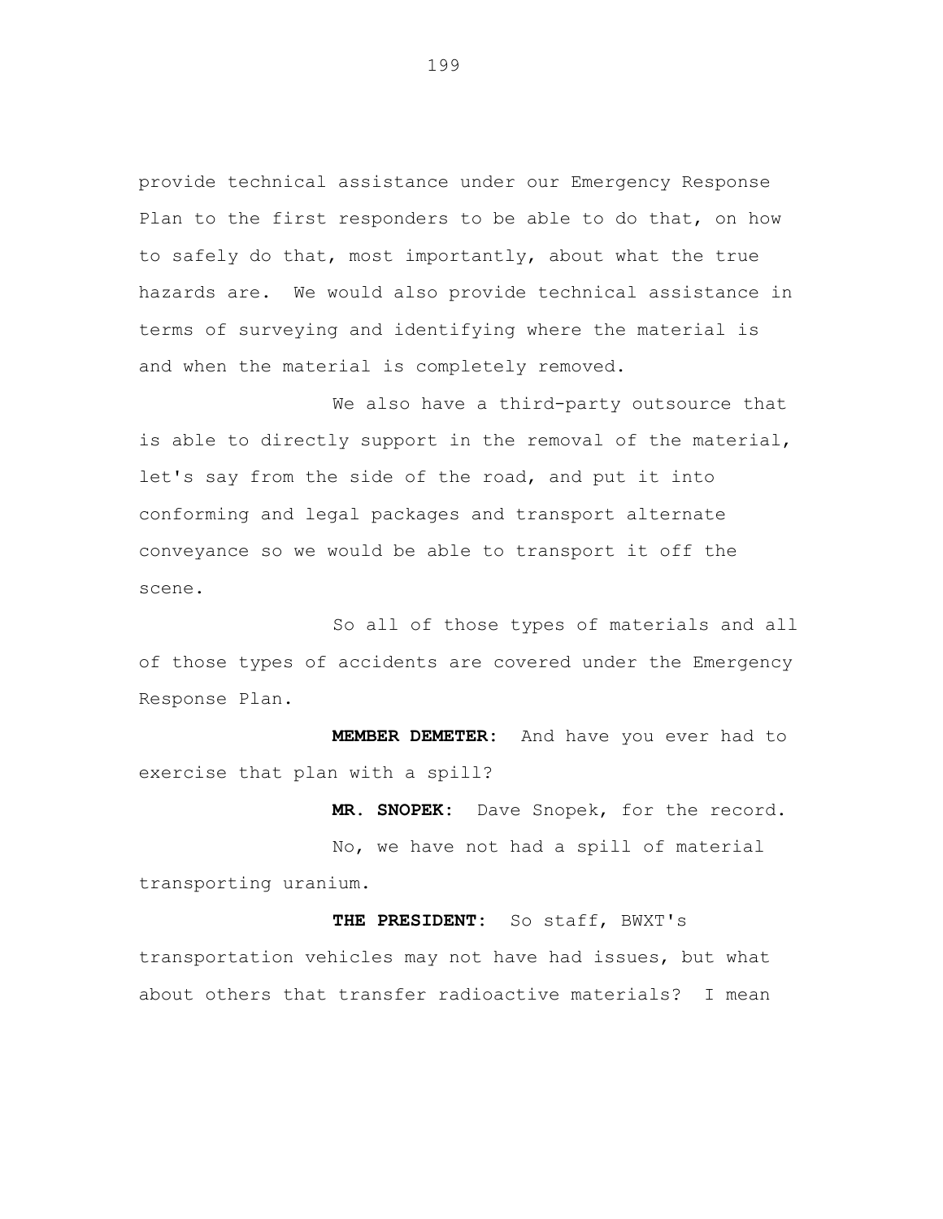provide technical assistance under our Emergency Response Plan to the first responders to be able to do that, on how to safely do that, most importantly, about what the true hazards are. We would also provide technical assistance in terms of surveying and identifying where the material is and when the material is completely removed.

We also have a third-party outsource that is able to directly support in the removal of the material, let's say from the side of the road, and put it into conforming and legal packages and transport alternate conveyance so we would be able to transport it off the scene.

So all of those types of materials and all of those types of accidents are covered under the Emergency Response Plan.

**MEMBER DEMETER:** And have you ever had to exercise that plan with a spill?

**MR. SNOPEK:** Dave Snopek, for the record.

No, we have not had a spill of material transporting uranium.

**THE PRESIDENT:** So staff, BWXT's transportation vehicles may not have had issues, but what about others that transfer radioactive materials? I mean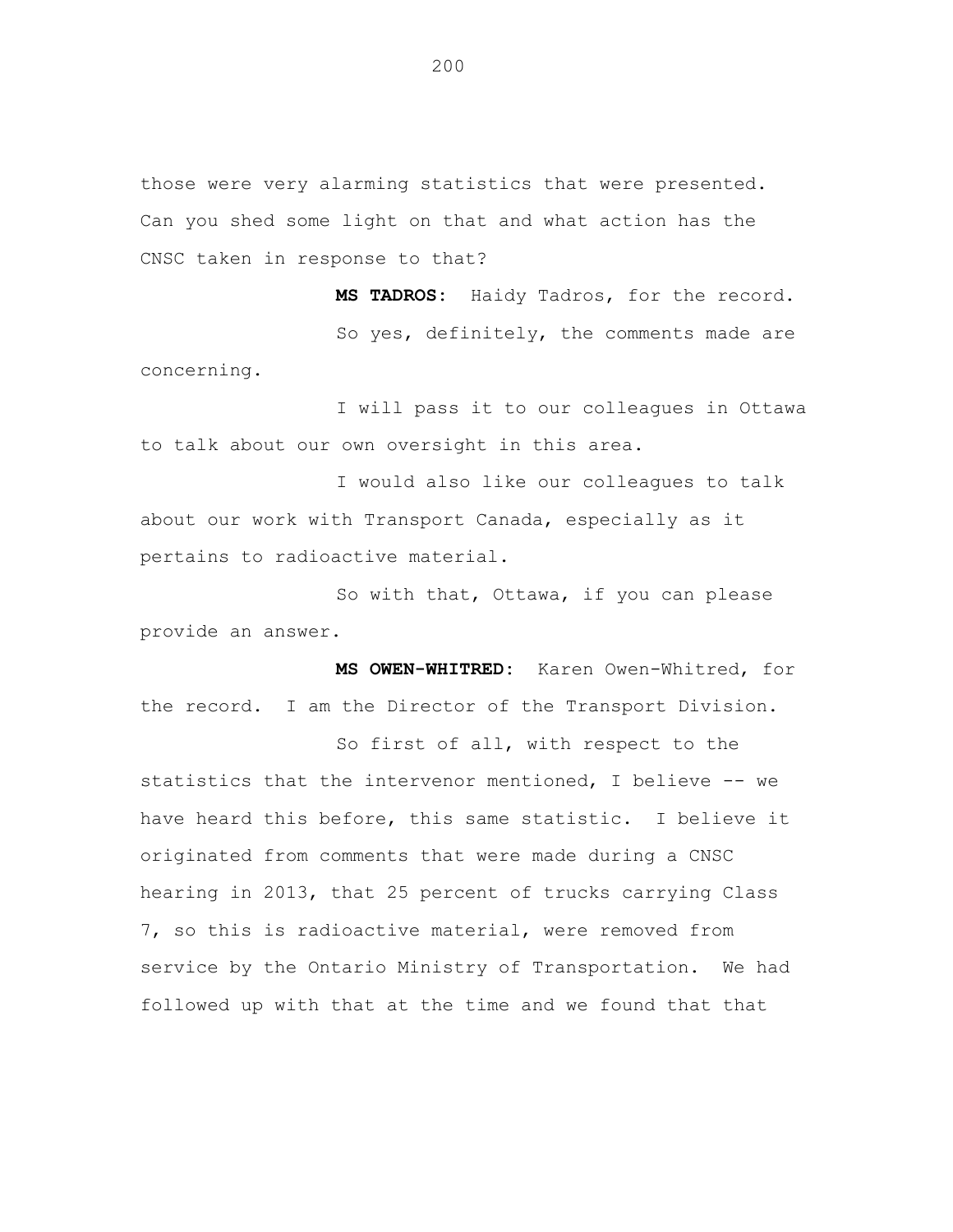those were very alarming statistics that were presented. Can you shed some light on that and what action has the CNSC taken in response to that?

**MS TADROS:** Haidy Tadros, for the record.

So yes, definitely, the comments made are concerning.

I will pass it to our colleagues in Ottawa to talk about our own oversight in this area.

I would also like our colleagues to talk about our work with Transport Canada, especially as it pertains to radioactive material.

So with that, Ottawa, if you can please provide an answer.

**MS OWEN-WHITRED:** Karen Owen-Whitred, for the record. I am the Director of the Transport Division.

So first of all, with respect to the statistics that the intervenor mentioned, I believe -- we have heard this before, this same statistic. I believe it originated from comments that were made during a CNSC hearing in 2013, that 25 percent of trucks carrying Class 7, so this is radioactive material, were removed from service by the Ontario Ministry of Transportation. We had followed up with that at the time and we found that that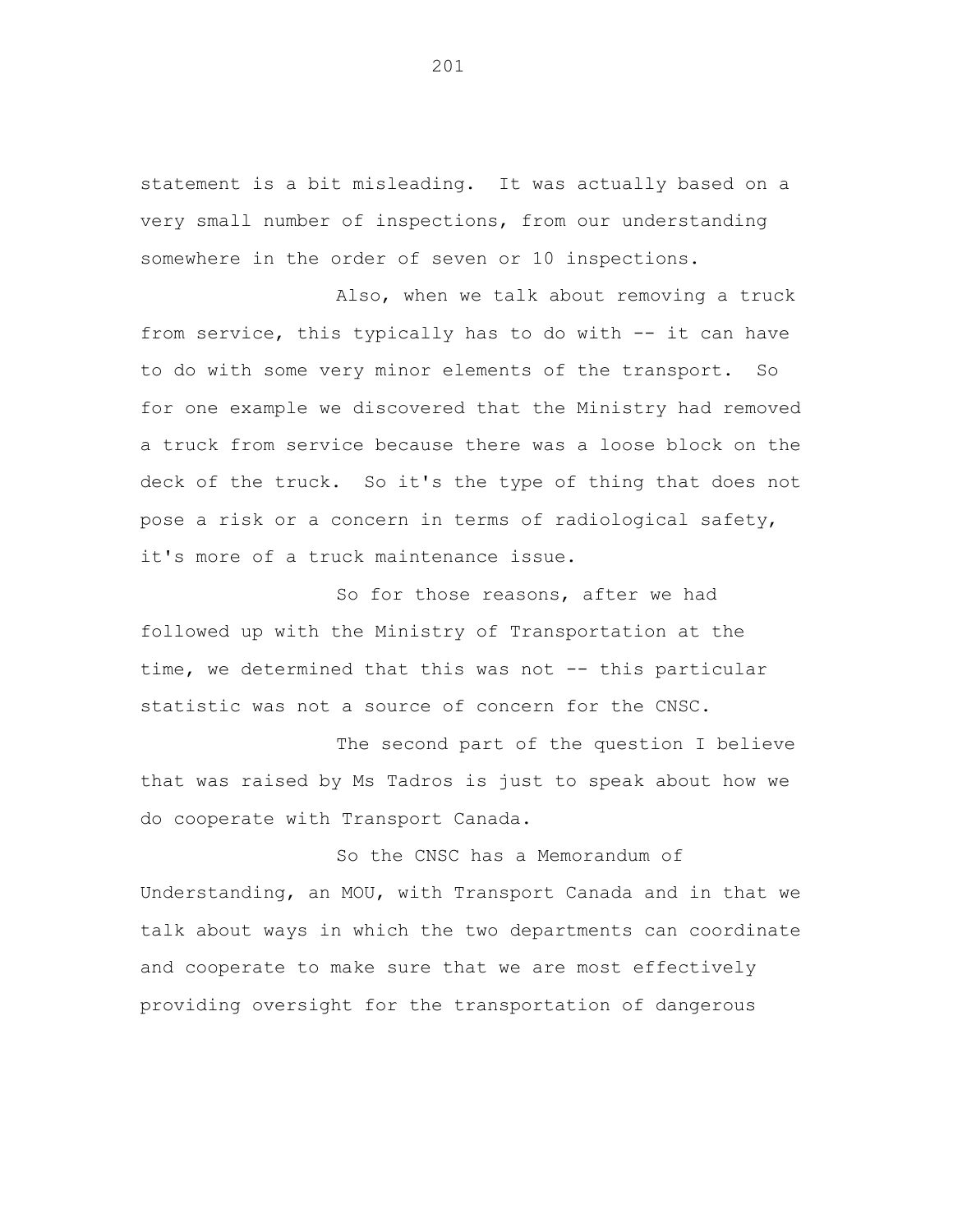statement is a bit misleading. It was actually based on a very small number of inspections, from our understanding somewhere in the order of seven or 10 inspections.

Also, when we talk about removing a truck from service, this typically has to do with -- it can have to do with some very minor elements of the transport. So for one example we discovered that the Ministry had removed a truck from service because there was a loose block on the deck of the truck. So it's the type of thing that does not pose a risk or a concern in terms of radiological safety, it's more of a truck maintenance issue.

So for those reasons, after we had followed up with the Ministry of Transportation at the time, we determined that this was not -- this particular statistic was not a source of concern for the CNSC.

The second part of the question I believe that was raised by Ms Tadros is just to speak about how we do cooperate with Transport Canada.

So the CNSC has a Memorandum of Understanding, an MOU, with Transport Canada and in that we talk about ways in which the two departments can coordinate and cooperate to make sure that we are most effectively providing oversight for the transportation of dangerous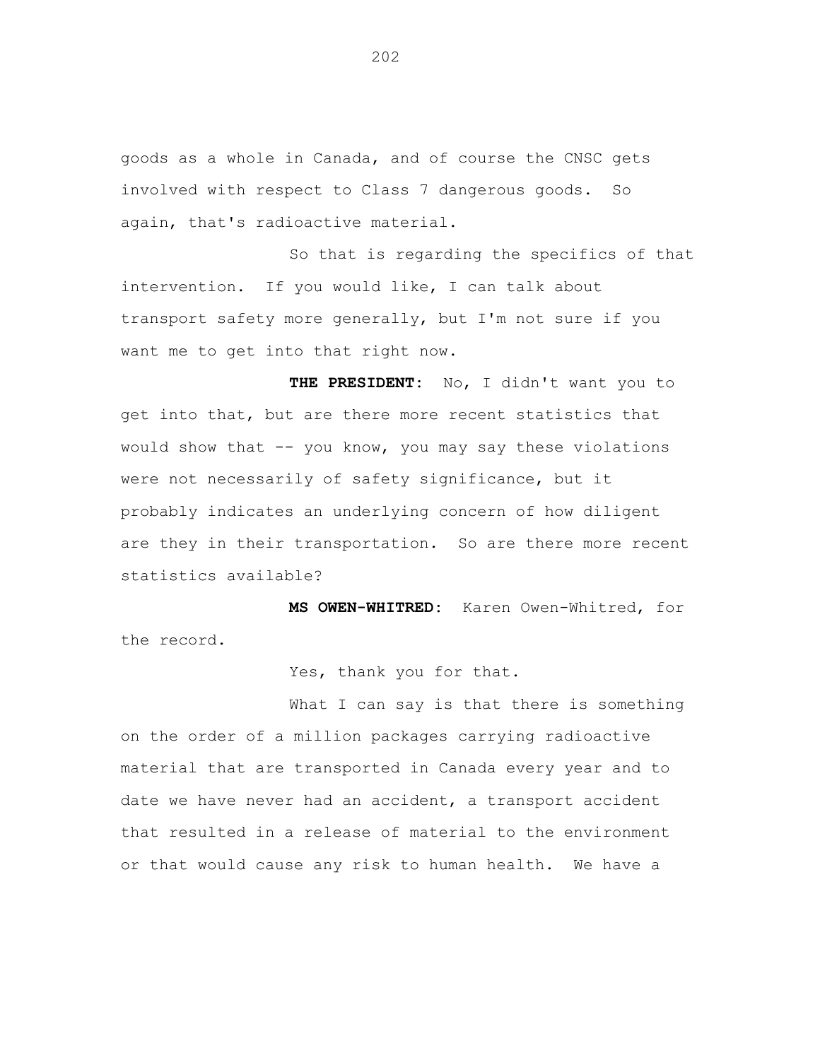goods as a whole in Canada, and of course the CNSC gets involved with respect to Class 7 dangerous goods. So again, that's radioactive material.

So that is regarding the specifics of that intervention. If you would like, I can talk about transport safety more generally, but I'm not sure if you want me to get into that right now.

**THE PRESIDENT:** No, I didn't want you to get into that, but are there more recent statistics that would show that -- you know, you may say these violations were not necessarily of safety significance, but it probably indicates an underlying concern of how diligent are they in their transportation. So are there more recent statistics available?

**MS OWEN-WHITRED:** Karen Owen-Whitred, for the record.

Yes, thank you for that.

What I can say is that there is something on the order of a million packages carrying radioactive material that are transported in Canada every year and to date we have never had an accident, a transport accident that resulted in a release of material to the environment or that would cause any risk to human health. We have a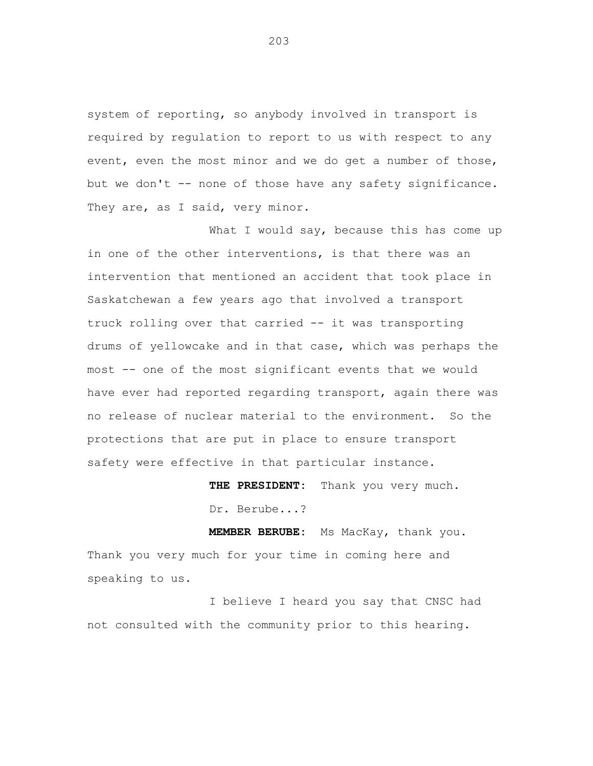system of reporting, so anybody involved in transport is required by regulation to report to us with respect to any event, even the most minor and we do get a number of those, but we don't -- none of those have any safety significance. They are, as I said, very minor.

What I would say, because this has come up in one of the other interventions, is that there was an intervention that mentioned an accident that took place in Saskatchewan a few years ago that involved a transport truck rolling over that carried -- it was transporting drums of yellowcake and in that case, which was perhaps the most -- one of the most significant events that we would have ever had reported regarding transport, again there was no release of nuclear material to the environment. So the protections that are put in place to ensure transport safety were effective in that particular instance.

**THE PRESIDENT:** Thank you very much.

Dr. Berube...?

**MEMBER BERUBE:** Ms MacKay, thank you. Thank you very much for your time in coming here and speaking to us.

I believe I heard you say that CNSC had not consulted with the community prior to this hearing.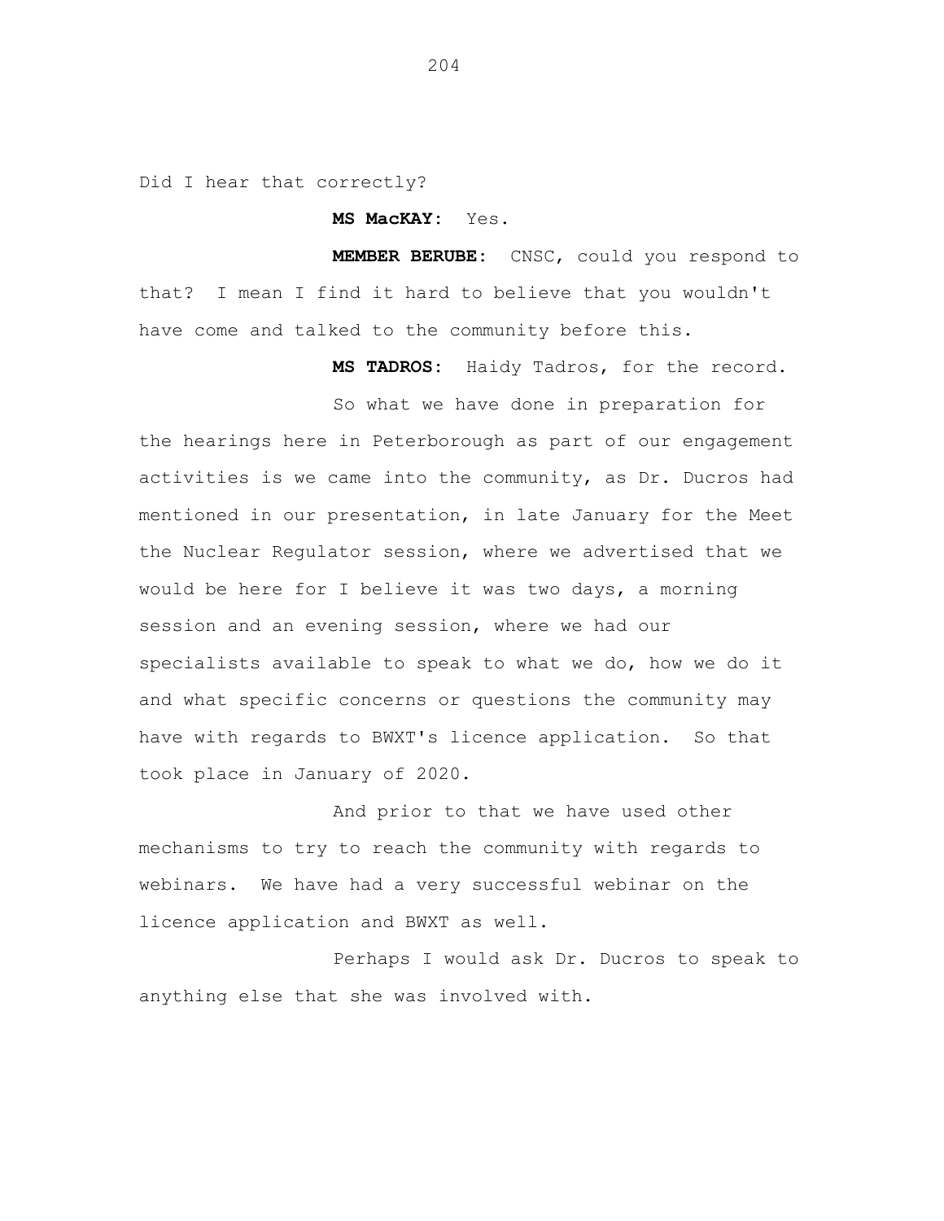Did I hear that correctly?

**MS MacKAY:** Yes.

**MEMBER BERUBE:** CNSC, could you respond to that? I mean I find it hard to believe that you wouldn't have come and talked to the community before this.

**MS TADROS:** Haidy Tadros, for the record.

So what we have done in preparation for the hearings here in Peterborough as part of our engagement activities is we came into the community, as Dr. Ducros had mentioned in our presentation, in late January for the Meet the Nuclear Regulator session, where we advertised that we would be here for I believe it was two days, a morning session and an evening session, where we had our specialists available to speak to what we do, how we do it and what specific concerns or questions the community may have with regards to BWXT's licence application. So that took place in January of 2020.

And prior to that we have used other mechanisms to try to reach the community with regards to webinars. We have had a very successful webinar on the licence application and BWXT as well.

Perhaps I would ask Dr. Ducros to speak to anything else that she was involved with.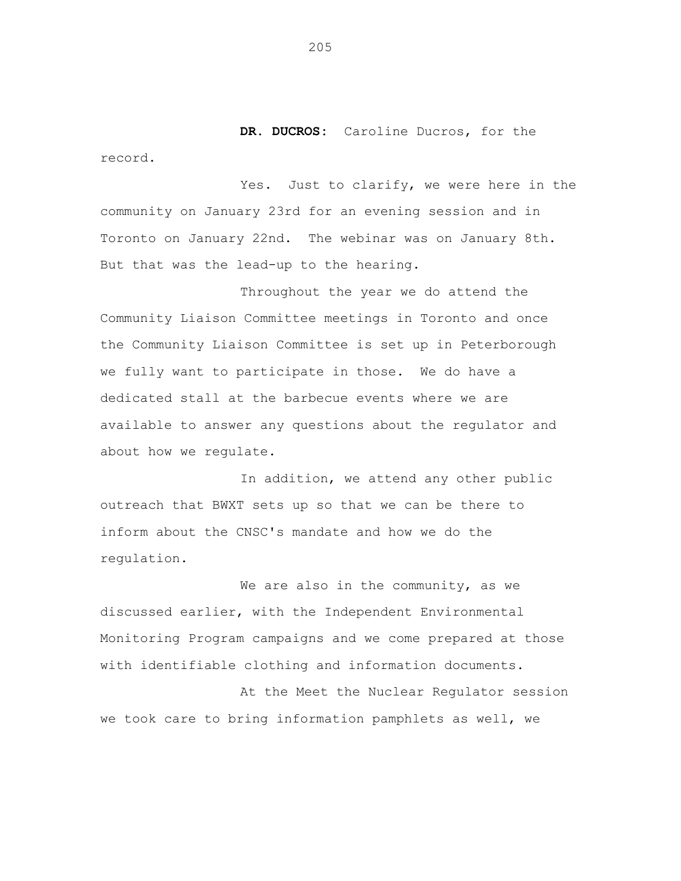**DR. DUCROS:** Caroline Ducros, for the record.

Yes. Just to clarify, we were here in the community on January 23rd for an evening session and in Toronto on January 22nd. The webinar was on January 8th. But that was the lead-up to the hearing.

Throughout the year we do attend the Community Liaison Committee meetings in Toronto and once the Community Liaison Committee is set up in Peterborough we fully want to participate in those. We do have a dedicated stall at the barbecue events where we are available to answer any questions about the regulator and about how we regulate.

In addition, we attend any other public outreach that BWXT sets up so that we can be there to inform about the CNSC's mandate and how we do the regulation.

We are also in the community, as we discussed earlier, with the Independent Environmental Monitoring Program campaigns and we come prepared at those with identifiable clothing and information documents.

At the Meet the Nuclear Regulator session we took care to bring information pamphlets as well, we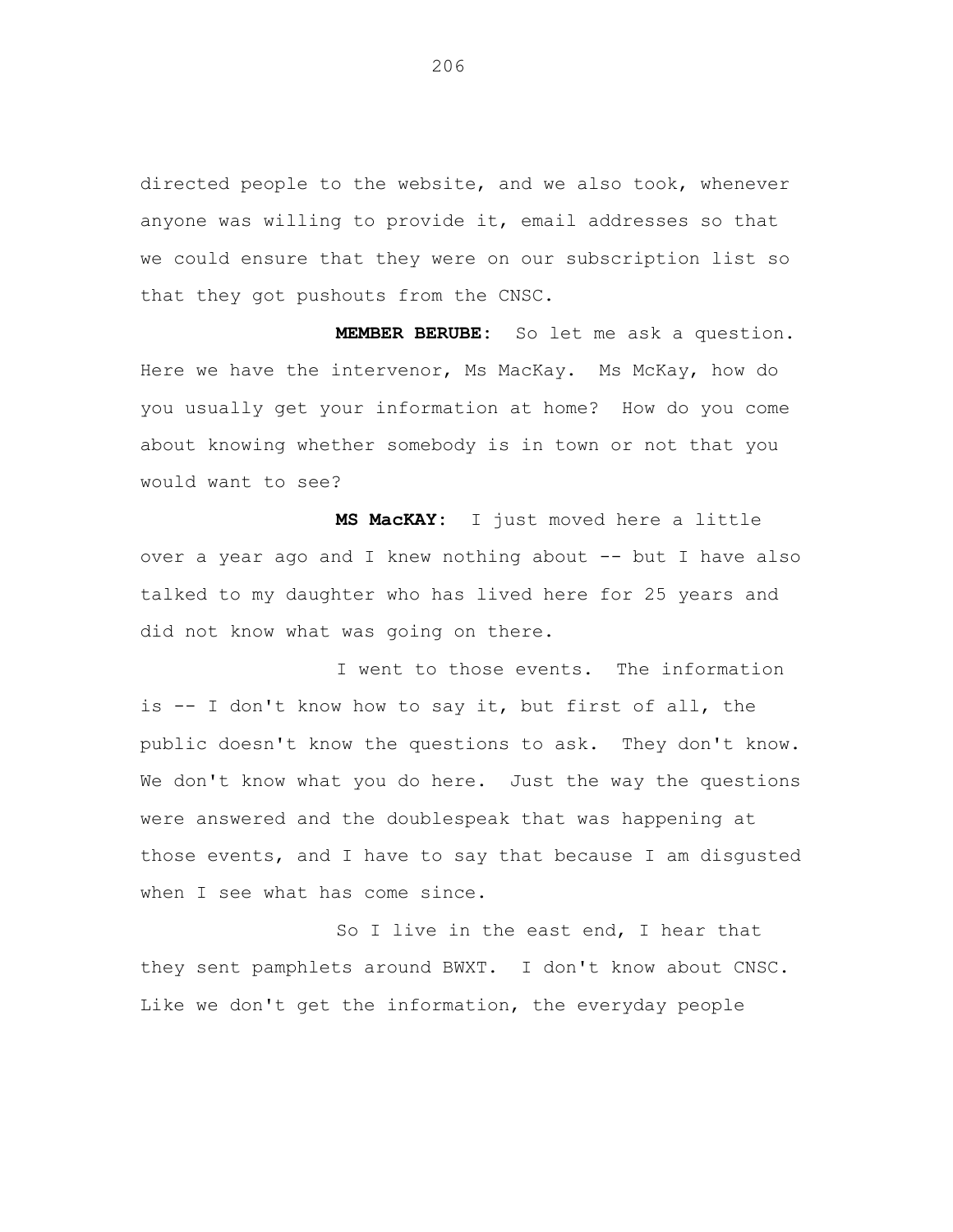directed people to the website, and we also took, whenever anyone was willing to provide it, email addresses so that we could ensure that they were on our subscription list so that they got pushouts from the CNSC.

**MEMBER BERUBE:** So let me ask a question. Here we have the intervenor, Ms MacKay. Ms McKay, how do you usually get your information at home? How do you come about knowing whether somebody is in town or not that you would want to see?

**MS MacKAY:** I just moved here a little over a year ago and I knew nothing about -- but I have also talked to my daughter who has lived here for 25 years and did not know what was going on there.

I went to those events. The information is -- I don't know how to say it, but first of all, the public doesn't know the questions to ask. They don't know. We don't know what you do here. Just the way the questions were answered and the doublespeak that was happening at those events, and I have to say that because I am disgusted when I see what has come since.

So I live in the east end, I hear that they sent pamphlets around BWXT. I don't know about CNSC. Like we don't get the information, the everyday people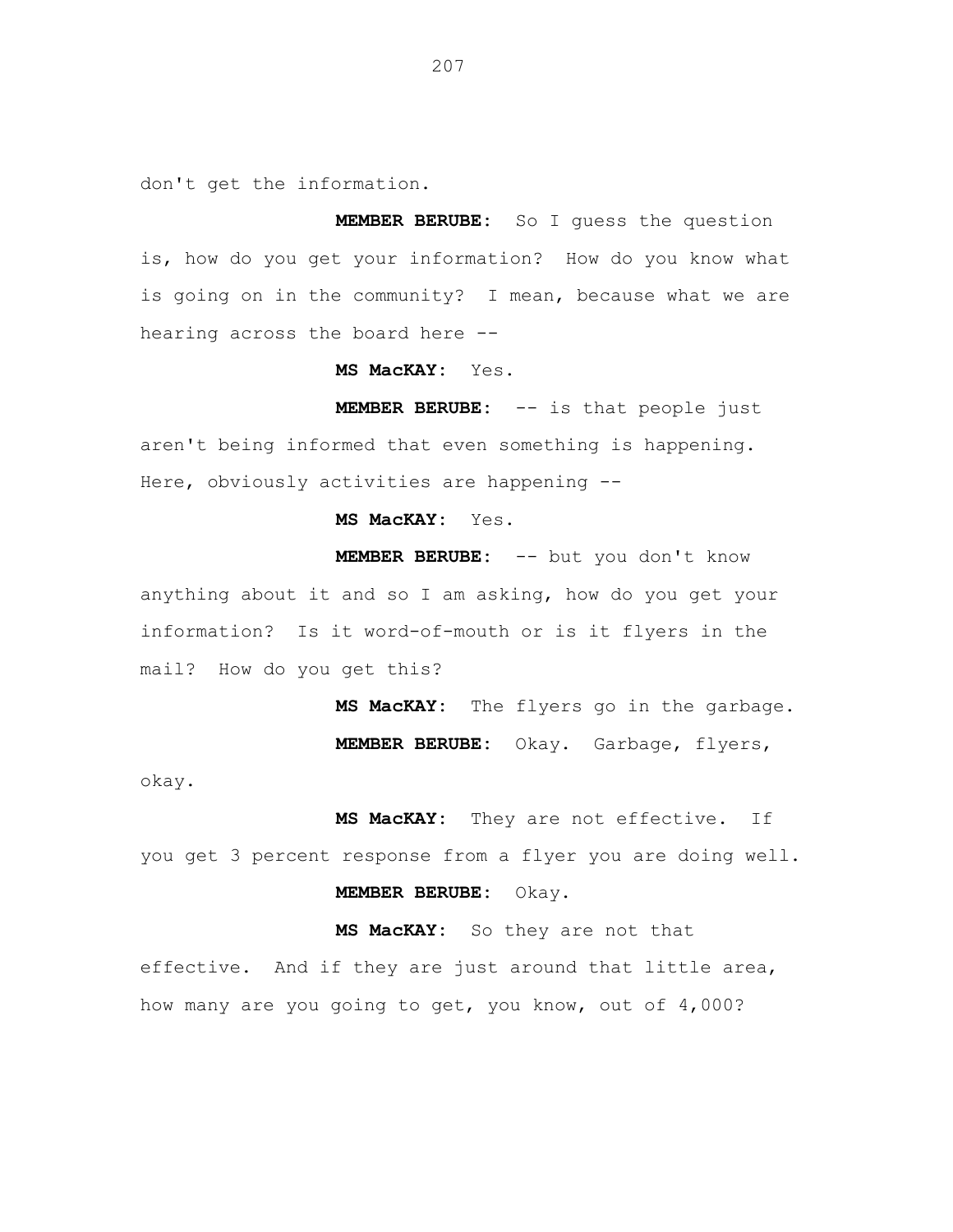don't get the information.

**MEMBER BERUBE:** So I guess the question is, how do you get your information? How do you know what is going on in the community? I mean, because what we are hearing across the board here --

**MS MacKAY:** Yes.

**MEMBER BERUBE:** -- is that people just aren't being informed that even something is happening. Here, obviously activities are happening --

**MS MacKAY:** Yes.

**MEMBER BERUBE:** -- but you don't know anything about it and so I am asking, how do you get your information? Is it word-of-mouth or is it flyers in the mail? How do you get this?

**MS MacKAY:** The flyers go in the garbage.

**MEMBER BERUBE:** Okay. Garbage, flyers, okay.

**MS MacKAY:** They are not effective. If you get 3 percent response from a flyer you are doing well.

**MEMBER BERUBE:** Okay.

**MS MacKAY:** So they are not that effective. And if they are just around that little area, how many are you going to get, you know, out of 4,000?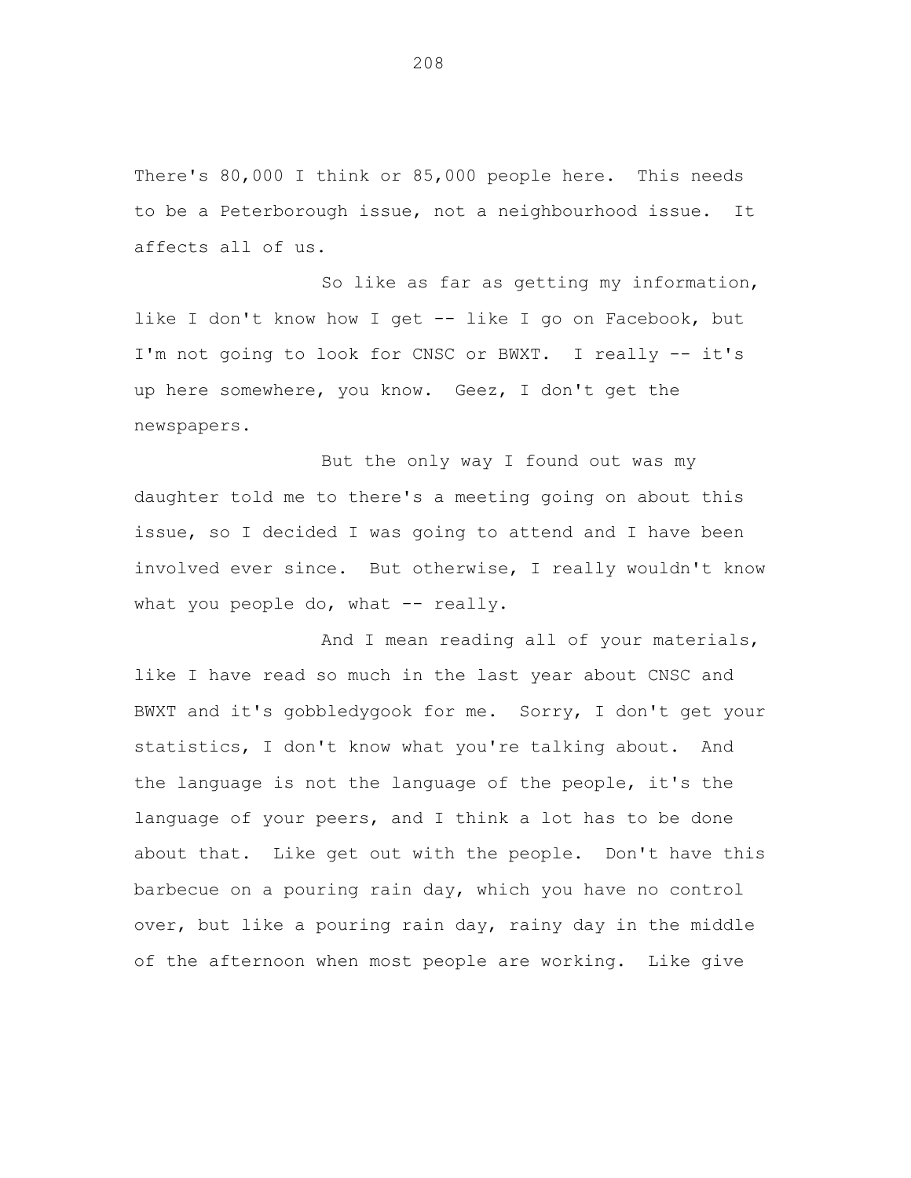There's 80,000 I think or 85,000 people here. This needs to be a Peterborough issue, not a neighbourhood issue. It affects all of us.

So like as far as getting my information, like I don't know how I get -- like I go on Facebook, but I'm not going to look for CNSC or BWXT. I really -- it's up here somewhere, you know. Geez, I don't get the newspapers.

But the only way I found out was my daughter told me to there's a meeting going on about this issue, so I decided I was going to attend and I have been involved ever since. But otherwise, I really wouldn't know what you people do, what -- really.

And I mean reading all of your materials, like I have read so much in the last year about CNSC and BWXT and it's gobbledygook for me. Sorry, I don't get your statistics, I don't know what you're talking about. And the language is not the language of the people, it's the language of your peers, and I think a lot has to be done about that. Like get out with the people. Don't have this barbecue on a pouring rain day, which you have no control over, but like a pouring rain day, rainy day in the middle of the afternoon when most people are working. Like give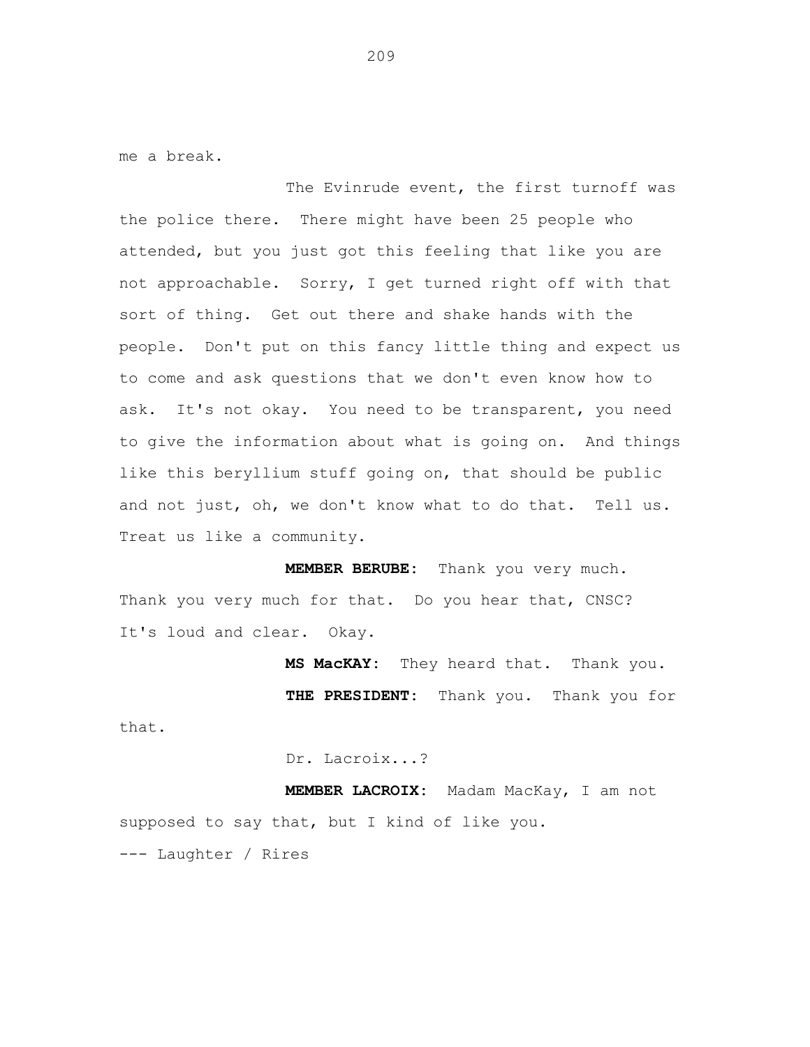me a break.

The Evinrude event, the first turnoff was the police there. There might have been 25 people who attended, but you just got this feeling that like you are not approachable. Sorry, I get turned right off with that sort of thing. Get out there and shake hands with the people. Don't put on this fancy little thing and expect us to come and ask questions that we don't even know how to ask. It's not okay. You need to be transparent, you need to give the information about what is going on. And things like this beryllium stuff going on, that should be public and not just, oh, we don't know what to do that. Tell us. Treat us like a community.

**MEMBER BERUBE:** Thank you very much. Thank you very much for that. Do you hear that, CNSC? It's loud and clear. Okay.

**MS MacKAY:** They heard that. Thank you.

**THE PRESIDENT:** Thank you. Thank you for that.

Dr. Lacroix...?

**MEMBER LACROIX:** Madam MacKay, I am not supposed to say that, but I kind of like you.

--- Laughter / Rires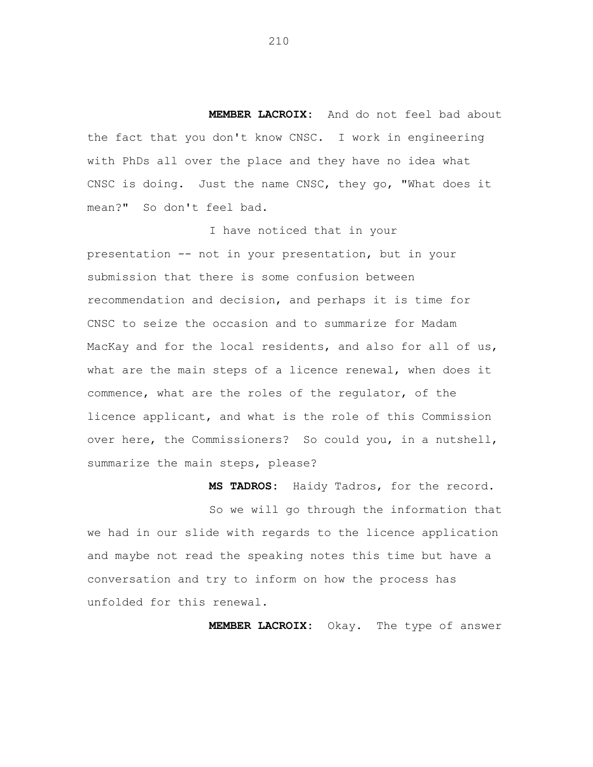**MEMBER LACROIX:** And do not feel bad about the fact that you don't know CNSC. I work in engineering with PhDs all over the place and they have no idea what CNSC is doing. Just the name CNSC, they go, "What does it mean?" So don't feel bad.

I have noticed that in your presentation -- not in your presentation, but in your submission that there is some confusion between recommendation and decision, and perhaps it is time for CNSC to seize the occasion and to summarize for Madam MacKay and for the local residents, and also for all of us, what are the main steps of a licence renewal, when does it commence, what are the roles of the regulator, of the licence applicant, and what is the role of this Commission over here, the Commissioners? So could you, in a nutshell, summarize the main steps, please?

**MS TADROS:** Haidy Tadros, for the record.

So we will go through the information that we had in our slide with regards to the licence application and maybe not read the speaking notes this time but have a conversation and try to inform on how the process has unfolded for this renewal.

**MEMBER LACROIX:** Okay. The type of answer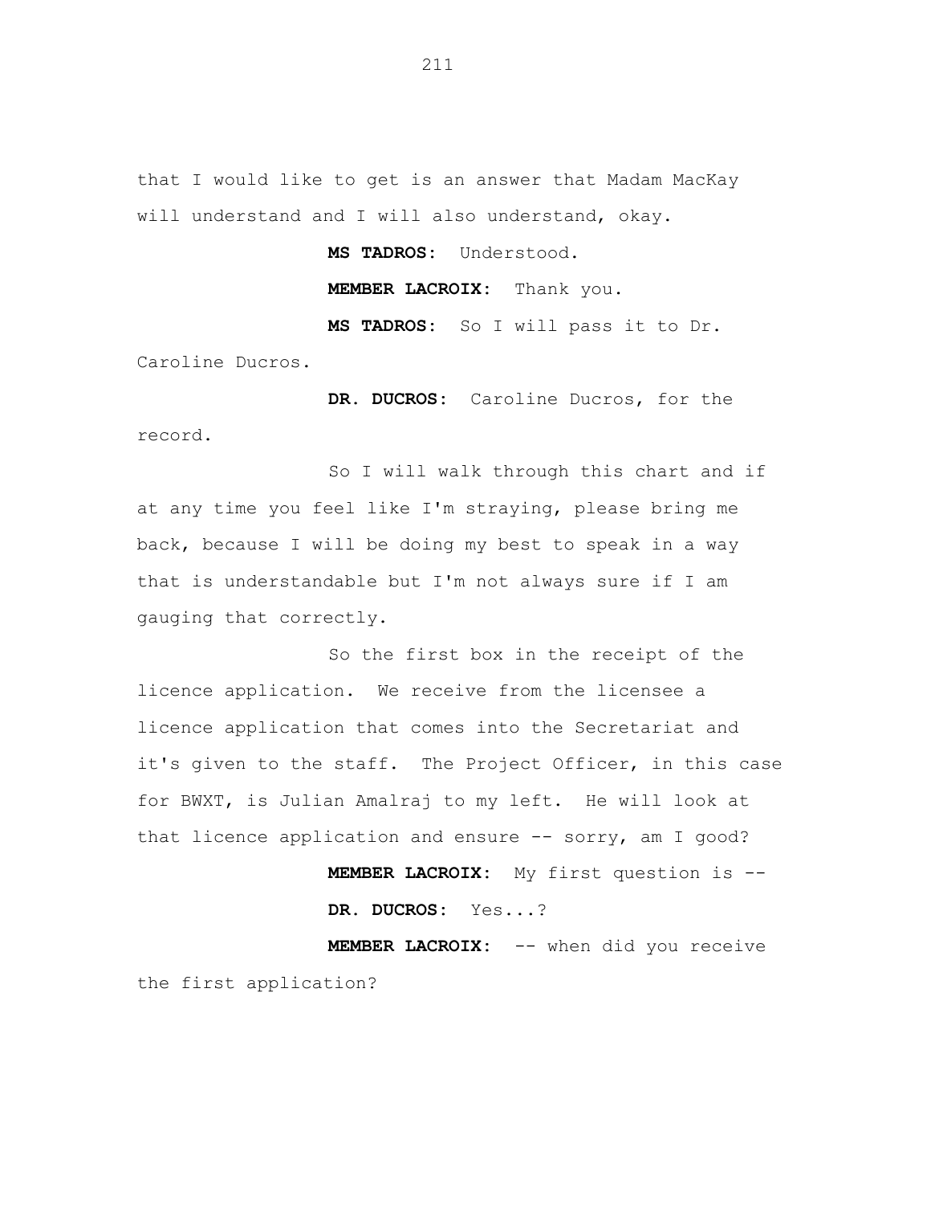that I would like to get is an answer that Madam MacKay will understand and I will also understand, okay.

**MS TADROS:** Understood.

**MEMBER LACROIX:** Thank you.

**MS TADROS:** So I will pass it to Dr. Caroline Ducros.

**DR. DUCROS:** Caroline Ducros, for the record.

So I will walk through this chart and if at any time you feel like I'm straying, please bring me back, because I will be doing my best to speak in a way that is understandable but I'm not always sure if I am gauging that correctly.

So the first box in the receipt of the licence application. We receive from the licensee a licence application that comes into the Secretariat and it's given to the staff. The Project Officer, in this case for BWXT, is Julian Amalraj to my left. He will look at that licence application and ensure -- sorry, am I good?

**MEMBER LACROIX:** My first question is --

**DR. DUCROS:** Yes...?

**MEMBER LACROIX:** -- when did you receive the first application?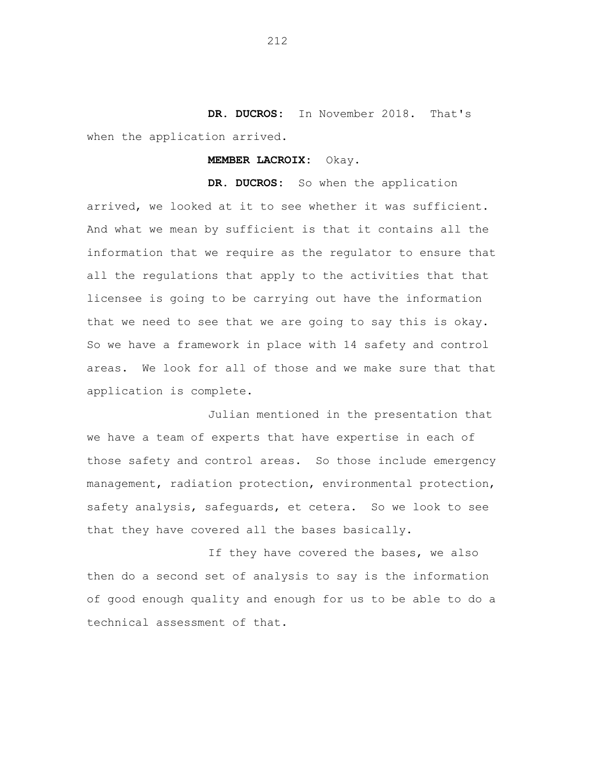**DR. DUCROS:** In November 2018. That's when the application arrived.

**MEMBER LACROIX:** Okay.

**DR. DUCROS:** So when the application arrived, we looked at it to see whether it was sufficient. And what we mean by sufficient is that it contains all the information that we require as the regulator to ensure that all the regulations that apply to the activities that that licensee is going to be carrying out have the information that we need to see that we are going to say this is okay. So we have a framework in place with 14 safety and control areas. We look for all of those and we make sure that that application is complete.

Julian mentioned in the presentation that we have a team of experts that have expertise in each of those safety and control areas. So those include emergency management, radiation protection, environmental protection, safety analysis, safeguards, et cetera. So we look to see that they have covered all the bases basically.

If they have covered the bases, we also then do a second set of analysis to say is the information of good enough quality and enough for us to be able to do a technical assessment of that.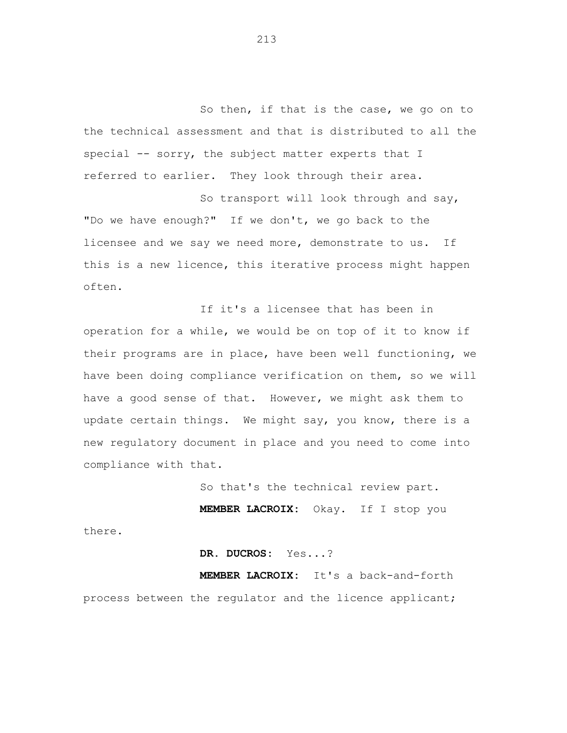So then, if that is the case, we go on to the technical assessment and that is distributed to all the special -- sorry, the subject matter experts that I referred to earlier. They look through their area.

So transport will look through and say, "Do we have enough?" If we don't, we go back to the licensee and we say we need more, demonstrate to us. If this is a new licence, this iterative process might happen often.

If it's a licensee that has been in operation for a while, we would be on top of it to know if their programs are in place, have been well functioning, we have been doing compliance verification on them, so we will have a good sense of that. However, we might ask them to update certain things. We might say, you know, there is a new regulatory document in place and you need to come into compliance with that.

So that's the technical review part.

**MEMBER LACROIX:** Okay. If I stop you there.

**DR. DUCROS:** Yes...?

**MEMBER LACROIX:** It's a back-and-forth process between the regulator and the licence applicant;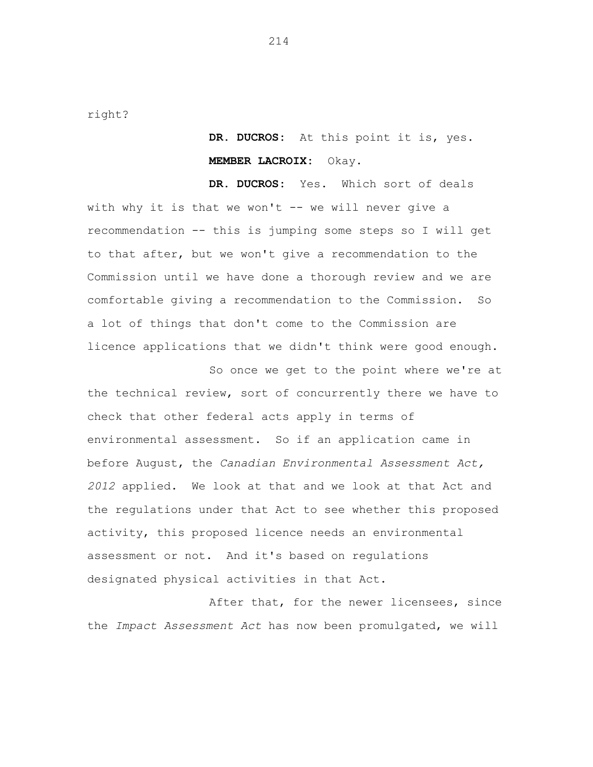right?

**DR. DUCROS:** At this point it is, yes.

**MEMBER LACROIX:** Okay.

**DR. DUCROS:** Yes. Which sort of deals with why it is that we won't -- we will never give a recommendation -- this is jumping some steps so I will get to that after, but we won't give a recommendation to the Commission until we have done a thorough review and we are comfortable giving a recommendation to the Commission. So a lot of things that don't come to the Commission are licence applications that we didn't think were good enough.

So once we get to the point where we're at the technical review, sort of concurrently there we have to check that other federal acts apply in terms of environmental assessment. So if an application came in before August, the *Canadian Environmental Assessment Act, 2012* applied. We look at that and we look at that Act and the regulations under that Act to see whether this proposed activity, this proposed licence needs an environmental assessment or not. And it's based on regulations designated physical activities in that Act.

After that, for the newer licensees, since the *Impact Assessment Act* has now been promulgated, we will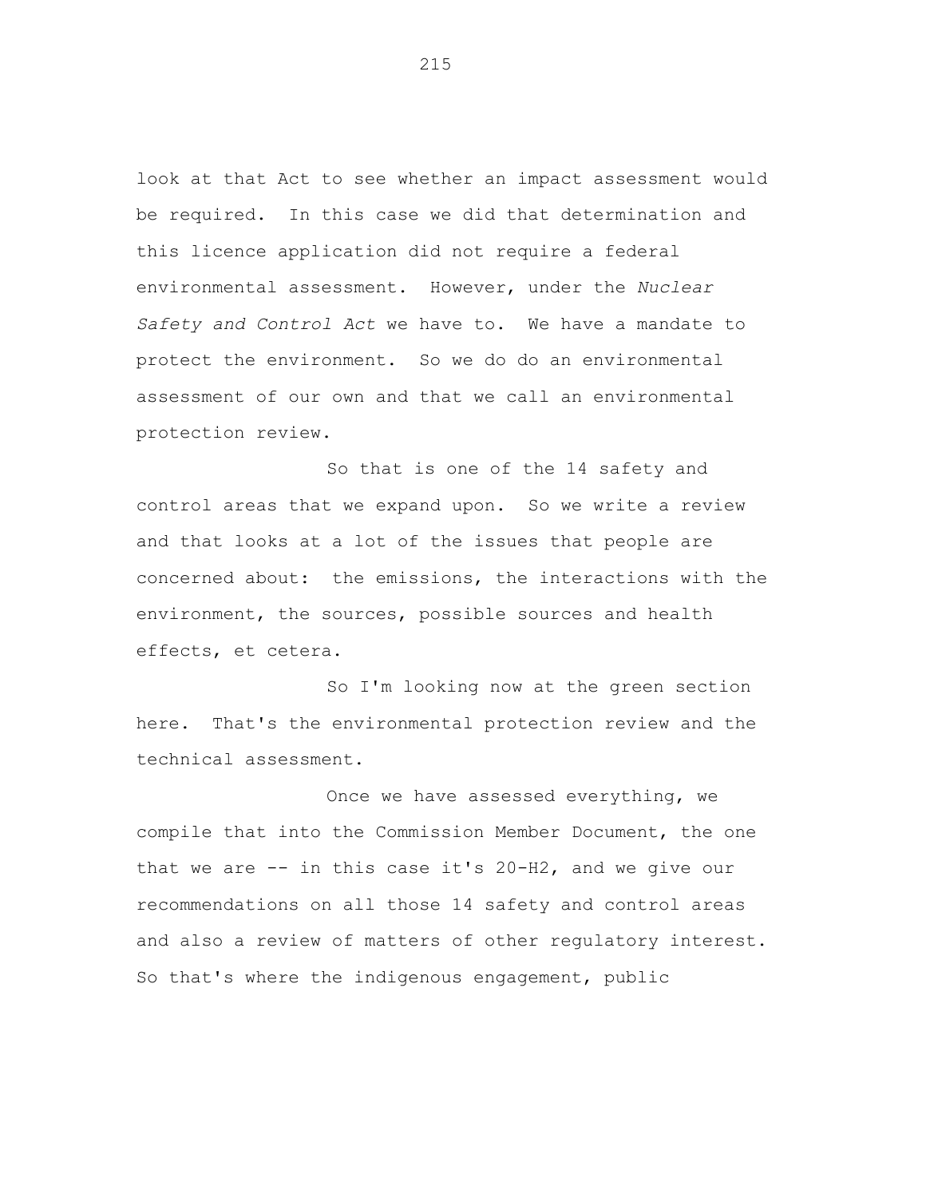look at that Act to see whether an impact assessment would be required. In this case we did that determination and this licence application did not require a federal environmental assessment. However, under the *Nuclear Safety and Control Act* we have to. We have a mandate to protect the environment. So we do do an environmental assessment of our own and that we call an environmental protection review.

So that is one of the 14 safety and control areas that we expand upon. So we write a review and that looks at a lot of the issues that people are concerned about: the emissions, the interactions with the environment, the sources, possible sources and health effects, et cetera.

So I'm looking now at the green section here. That's the environmental protection review and the technical assessment.

Once we have assessed everything, we compile that into the Commission Member Document, the one that we are -- in this case it's 20-H2, and we give our recommendations on all those 14 safety and control areas and also a review of matters of other regulatory interest. So that's where the indigenous engagement, public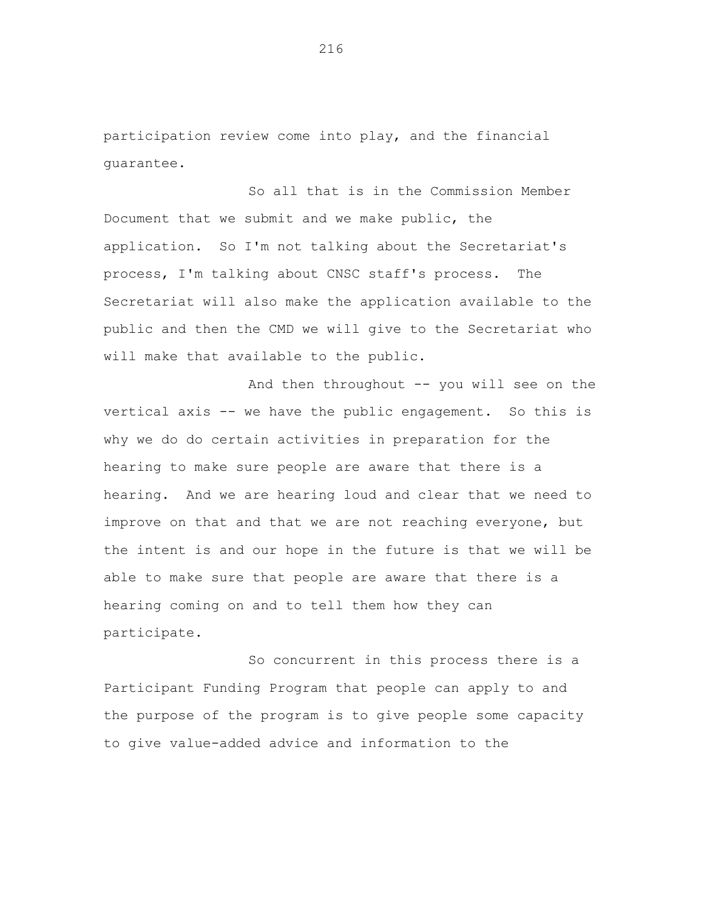participation review come into play, and the financial guarantee.

So all that is in the Commission Member Document that we submit and we make public, the application. So I'm not talking about the Secretariat's process, I'm talking about CNSC staff's process. The Secretariat will also make the application available to the public and then the CMD we will give to the Secretariat who will make that available to the public.

And then throughout -- you will see on the vertical axis -- we have the public engagement. So this is why we do do certain activities in preparation for the hearing to make sure people are aware that there is a hearing. And we are hearing loud and clear that we need to improve on that and that we are not reaching everyone, but the intent is and our hope in the future is that we will be able to make sure that people are aware that there is a hearing coming on and to tell them how they can participate.

So concurrent in this process there is a Participant Funding Program that people can apply to and the purpose of the program is to give people some capacity to give value-added advice and information to the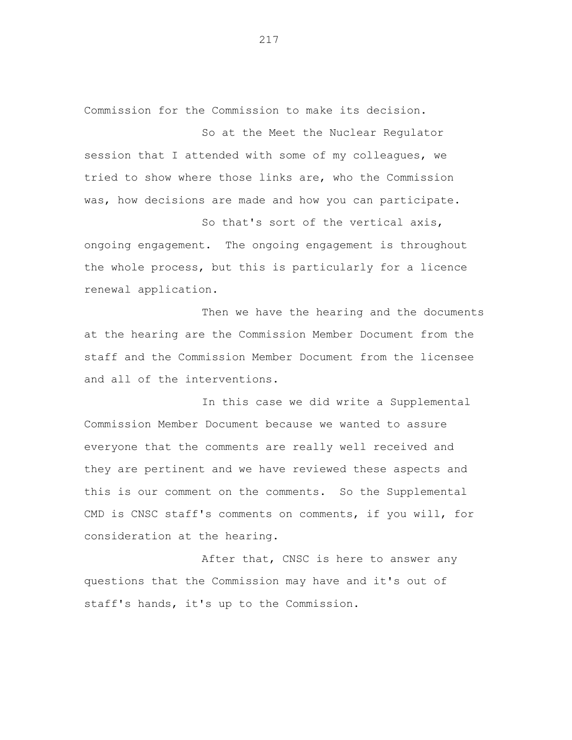Commission for the Commission to make its decision.

So at the Meet the Nuclear Regulator session that I attended with some of my colleagues, we tried to show where those links are, who the Commission was, how decisions are made and how you can participate.

So that's sort of the vertical axis, ongoing engagement. The ongoing engagement is throughout the whole process, but this is particularly for a licence renewal application.

Then we have the hearing and the documents at the hearing are the Commission Member Document from the staff and the Commission Member Document from the licensee and all of the interventions.

In this case we did write a Supplemental Commission Member Document because we wanted to assure everyone that the comments are really well received and they are pertinent and we have reviewed these aspects and this is our comment on the comments. So the Supplemental CMD is CNSC staff's comments on comments, if you will, for consideration at the hearing.

After that, CNSC is here to answer any questions that the Commission may have and it's out of staff's hands, it's up to the Commission.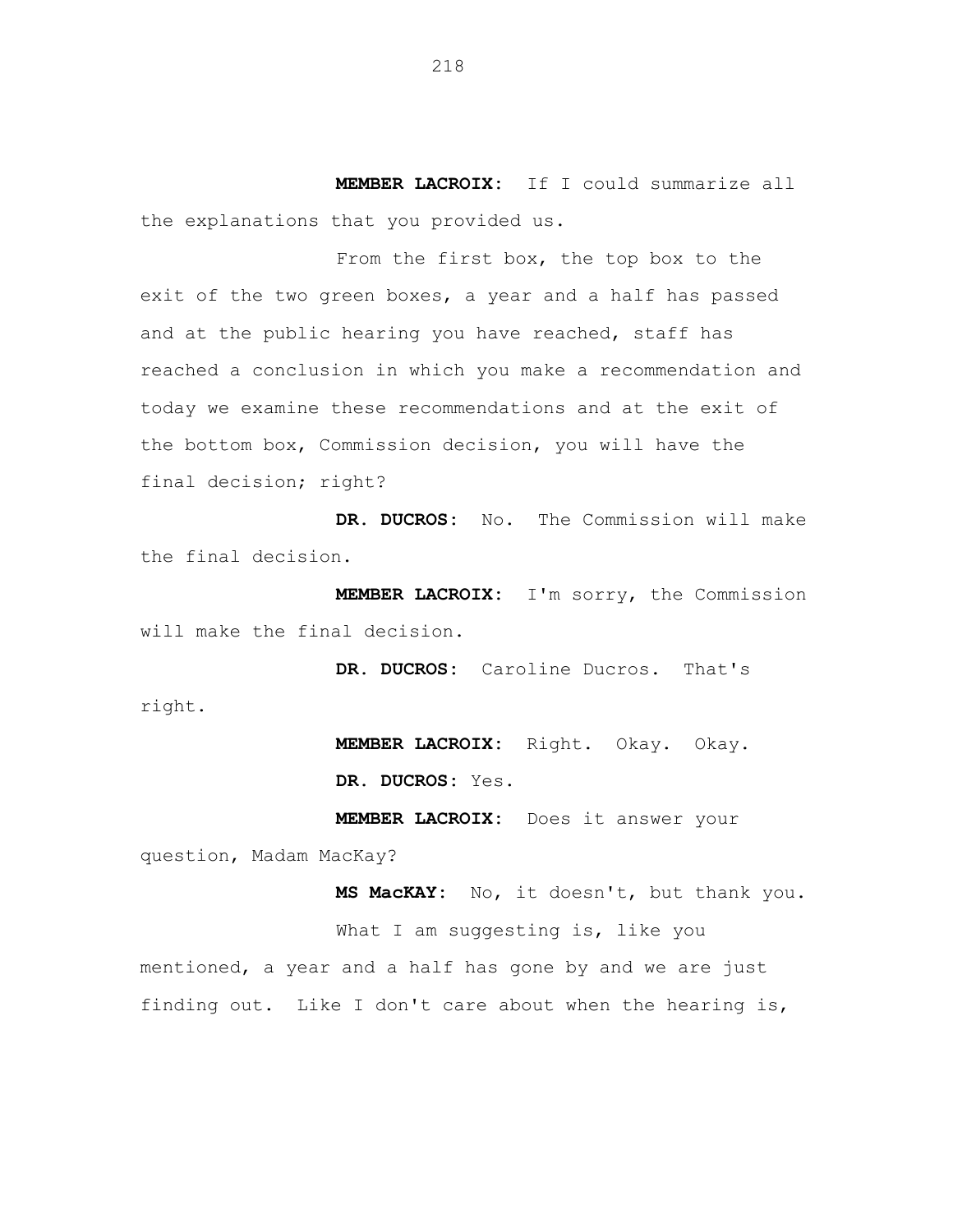**MEMBER LACROIX:** If I could summarize all the explanations that you provided us.

From the first box, the top box to the exit of the two green boxes, a year and a half has passed and at the public hearing you have reached, staff has reached a conclusion in which you make a recommendation and today we examine these recommendations and at the exit of the bottom box, Commission decision, you will have the final decision; right?

**DR. DUCROS:** No. The Commission will make the final decision.

**MEMBER LACROIX:** I'm sorry, the Commission will make the final decision.

**DR. DUCROS:** Caroline Ducros. That's right.

**MEMBER LACROIX:** Right. Okay. Okay.

**DR. DUCROS:** Yes.

**MEMBER LACROIX:** Does it answer your question, Madam MacKay?

**MS MacKAY:** No, it doesn't, but thank you.

What I am suggesting is, like you mentioned, a year and a half has gone by and we are just finding out. Like I don't care about when the hearing is,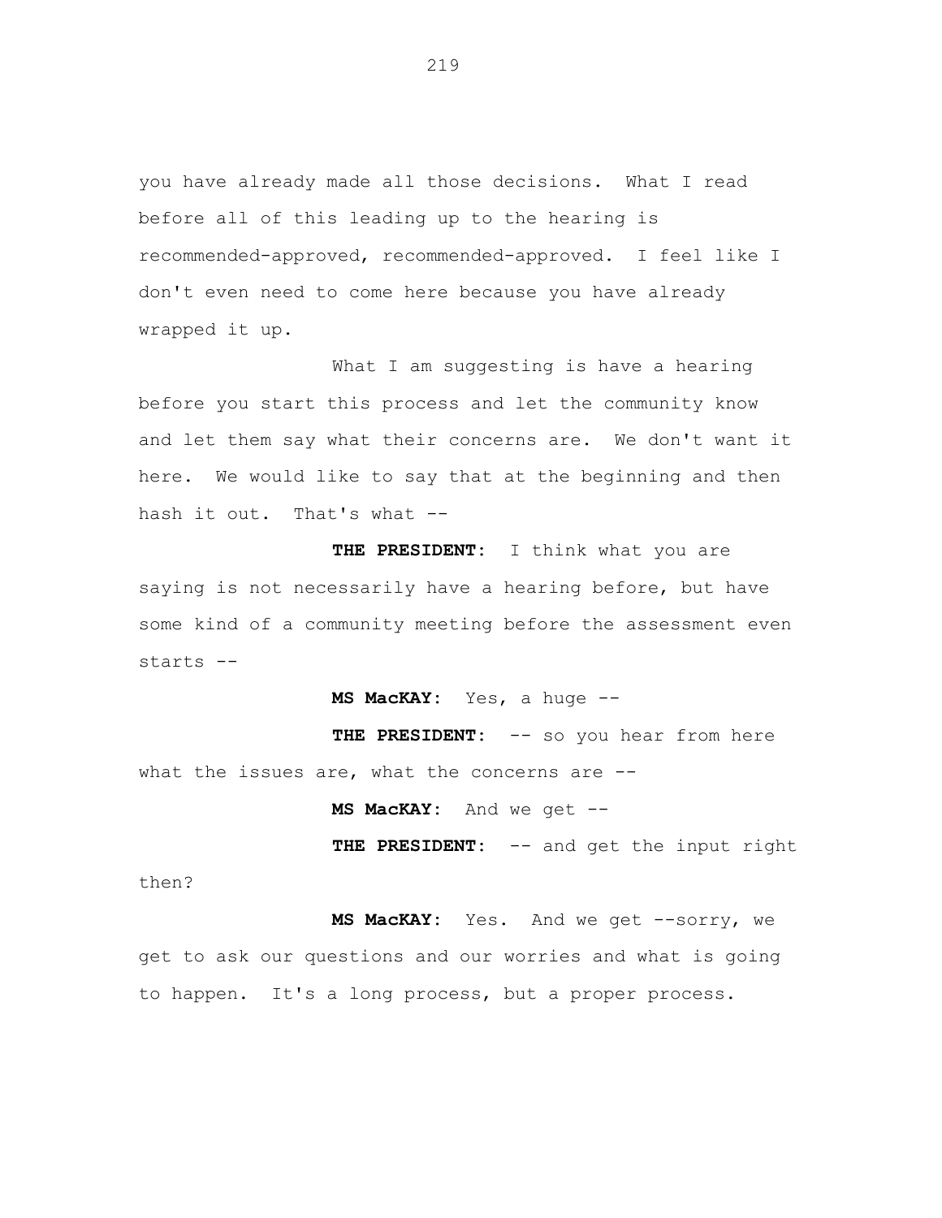you have already made all those decisions. What I read before all of this leading up to the hearing is recommended-approved, recommended-approved. I feel like I don't even need to come here because you have already wrapped it up.

What I am suggesting is have a hearing before you start this process and let the community know and let them say what their concerns are. We don't want it here. We would like to say that at the beginning and then hash it out. That's what --

**THE PRESIDENT:** I think what you are saying is not necessarily have a hearing before, but have some kind of a community meeting before the assessment even starts --

**MS MacKAY:** Yes, a huge --

**THE PRESIDENT:** -- so you hear from here what the issues are, what the concerns are --

**MS MacKAY:** And we get --

**THE PRESIDENT:** -- and get the input right then?

**MS MacKAY:** Yes. And we get --sorry, we get to ask our questions and our worries and what is going to happen. It's a long process, but a proper process.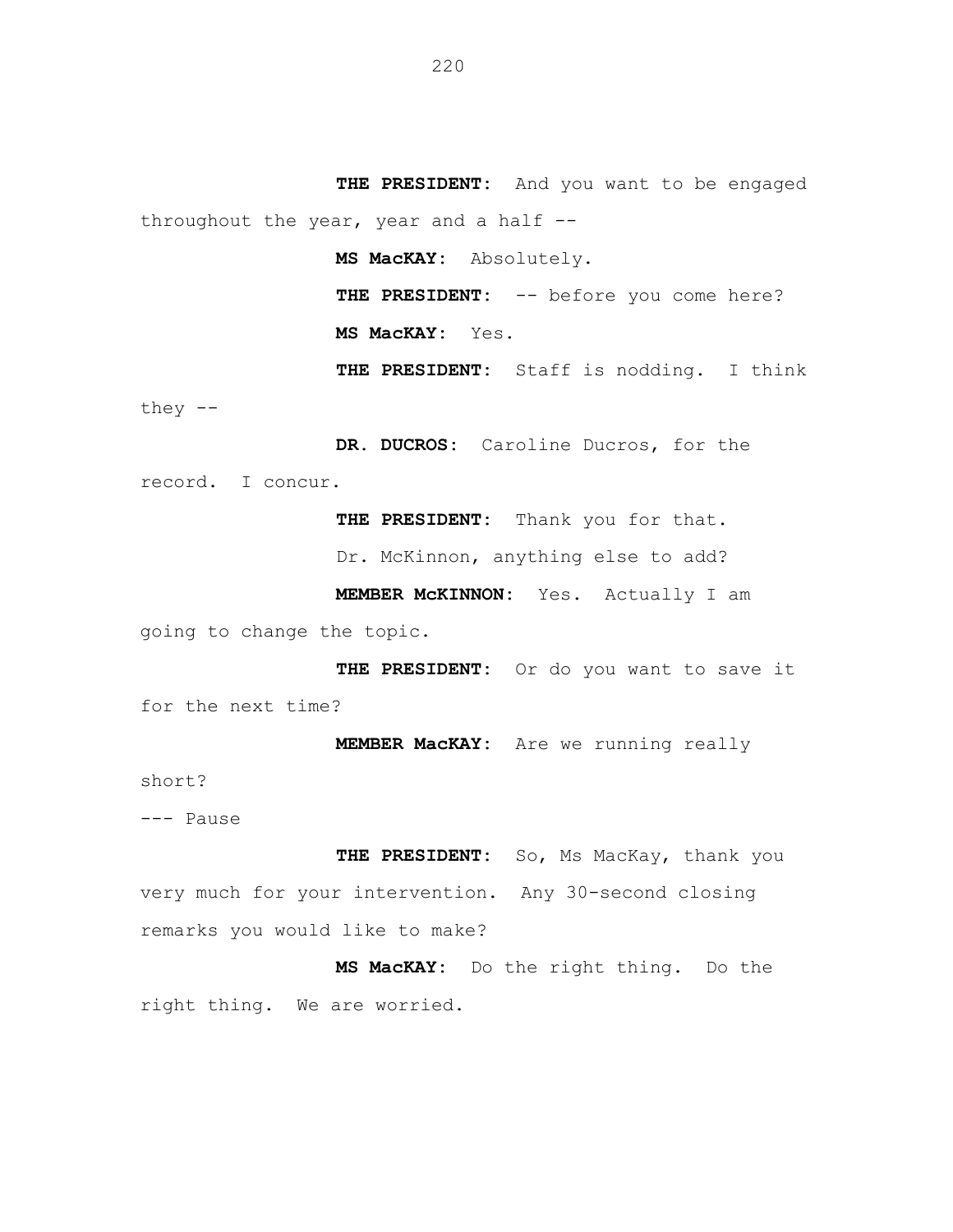**THE PRESIDENT:** And you want to be engaged throughout the year, year and a half --

**MS MacKAY:** Absolutely.

**THE PRESIDENT:** -- before you come here?

**MS MacKAY:** Yes.

**THE PRESIDENT:** Staff is nodding. I think they --

**DR. DUCROS:** Caroline Ducros, for the record. I concur.

**THE PRESIDENT:** Thank you for that.

Dr. McKinnon, anything else to add?

**MEMBER McKINNON:** Yes. Actually I am going to change the topic.

**THE PRESIDENT:** Or do you want to save it for the next time?

**MEMBER MacKAY:** Are we running really short?

--- Pause

**THE PRESIDENT:** So, Ms MacKay, thank you very much for your intervention. Any 30-second closing remarks you would like to make?

**MS MacKAY:** Do the right thing. Do the right thing. We are worried.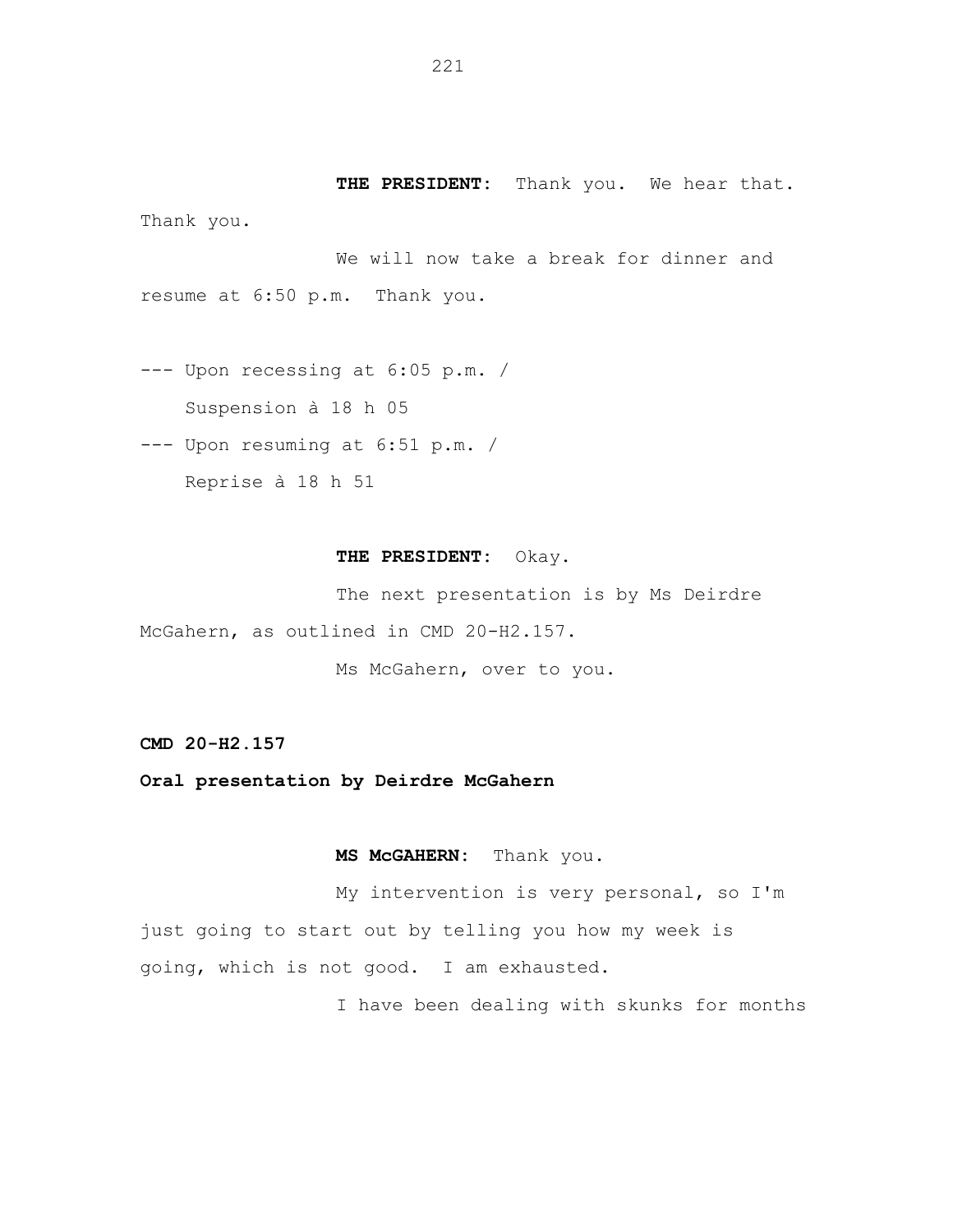**THE PRESIDENT:** Thank you. We hear that. Thank you.

We will now take a break for dinner and resume at 6:50 p.m. Thank you.

--- Upon recessing at 6:05 p.m. /
Suspension à 18 h 05

--- Upon resuming at 6:51 p.m. /
Reprise à 18 h 51

**THE PRESIDENT:** Okay.

The next presentation is by Ms Deirdre McGahern, as outlined in CMD 20-H2.157.

Ms McGahern, over to you.

**CMD 20-H2.157**

**Oral presentation by Deirdre McGahern**

**MS McGAHERN:** Thank you.

My intervention is very personal, so I'm just going to start out by telling you how my week is going, which is not good. I am exhausted.

I have been dealing with skunks for months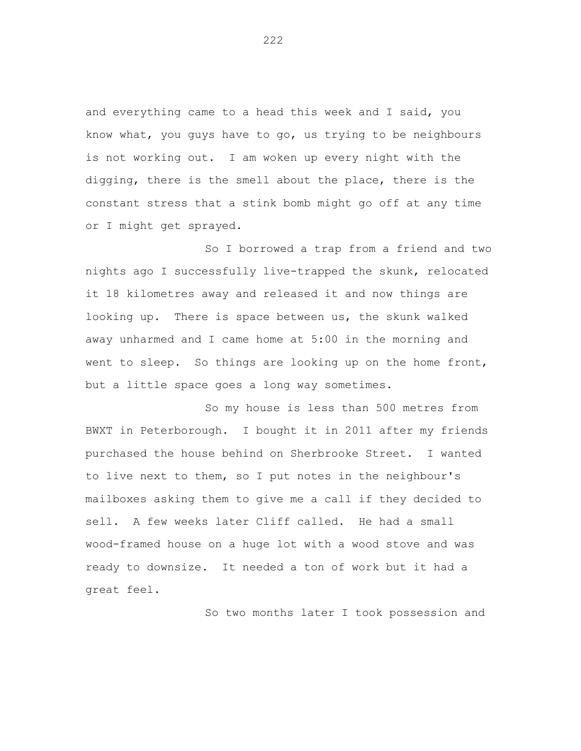and everything came to a head this week and I said, you know what, you guys have to go, us trying to be neighbours is not working out. I am woken up every night with the digging, there is the smell about the place, there is the constant stress that a stink bomb might go off at any time or I might get sprayed.

So I borrowed a trap from a friend and two nights ago I successfully live-trapped the skunk, relocated it 18 kilometres away and released it and now things are looking up. There is space between us, the skunk walked away unharmed and I came home at 5:00 in the morning and went to sleep. So things are looking up on the home front, but a little space goes a long way sometimes.

So my house is less than 500 metres from BWXT in Peterborough. I bought it in 2011 after my friends purchased the house behind on Sherbrooke Street. I wanted to live next to them, so I put notes in the neighbour's mailboxes asking them to give me a call if they decided to sell. A few weeks later Cliff called. He had a small wood-framed house on a huge lot with a wood stove and was ready to downsize. It needed a ton of work but it had a great feel.

So two months later I took possession and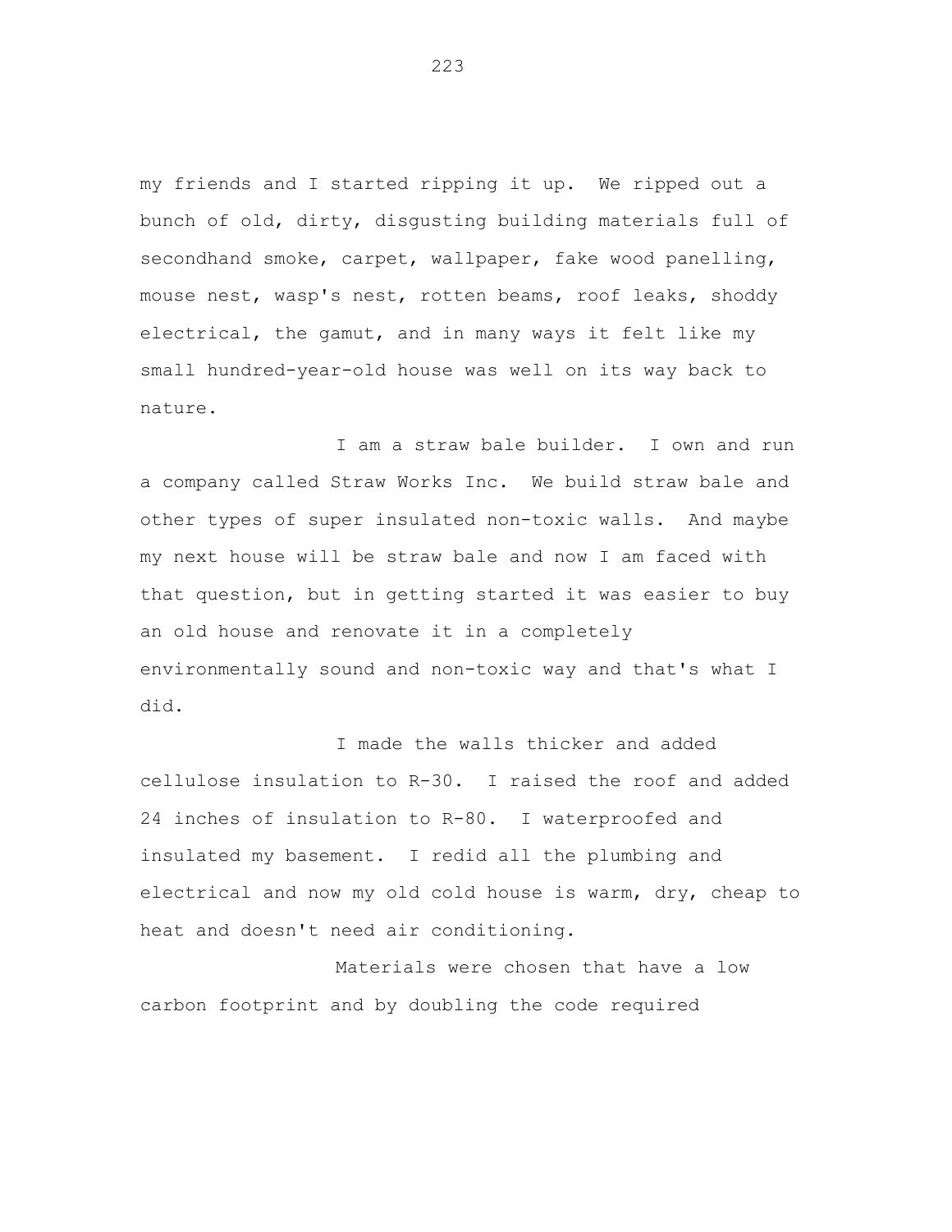my friends and I started ripping it up. We ripped out a bunch of old, dirty, disgusting building materials full of secondhand smoke, carpet, wallpaper, fake wood panelling, mouse nest, wasp's nest, rotten beams, roof leaks, shoddy electrical, the gamut, and in many ways it felt like my small hundred-year-old house was well on its way back to nature.

I am a straw bale builder. I own and run a company called Straw Works Inc. We build straw bale and other types of super insulated non-toxic walls. And maybe my next house will be straw bale and now I am faced with that question, but in getting started it was easier to buy an old house and renovate it in a completely environmentally sound and non-toxic way and that's what I did.

I made the walls thicker and added cellulose insulation to R-30. I raised the roof and added 24 inches of insulation to R-80. I waterproofed and insulated my basement. I redid all the plumbing and electrical and now my old cold house is warm, dry, cheap to heat and doesn't need air conditioning.

Materials were chosen that have a low carbon footprint and by doubling the code required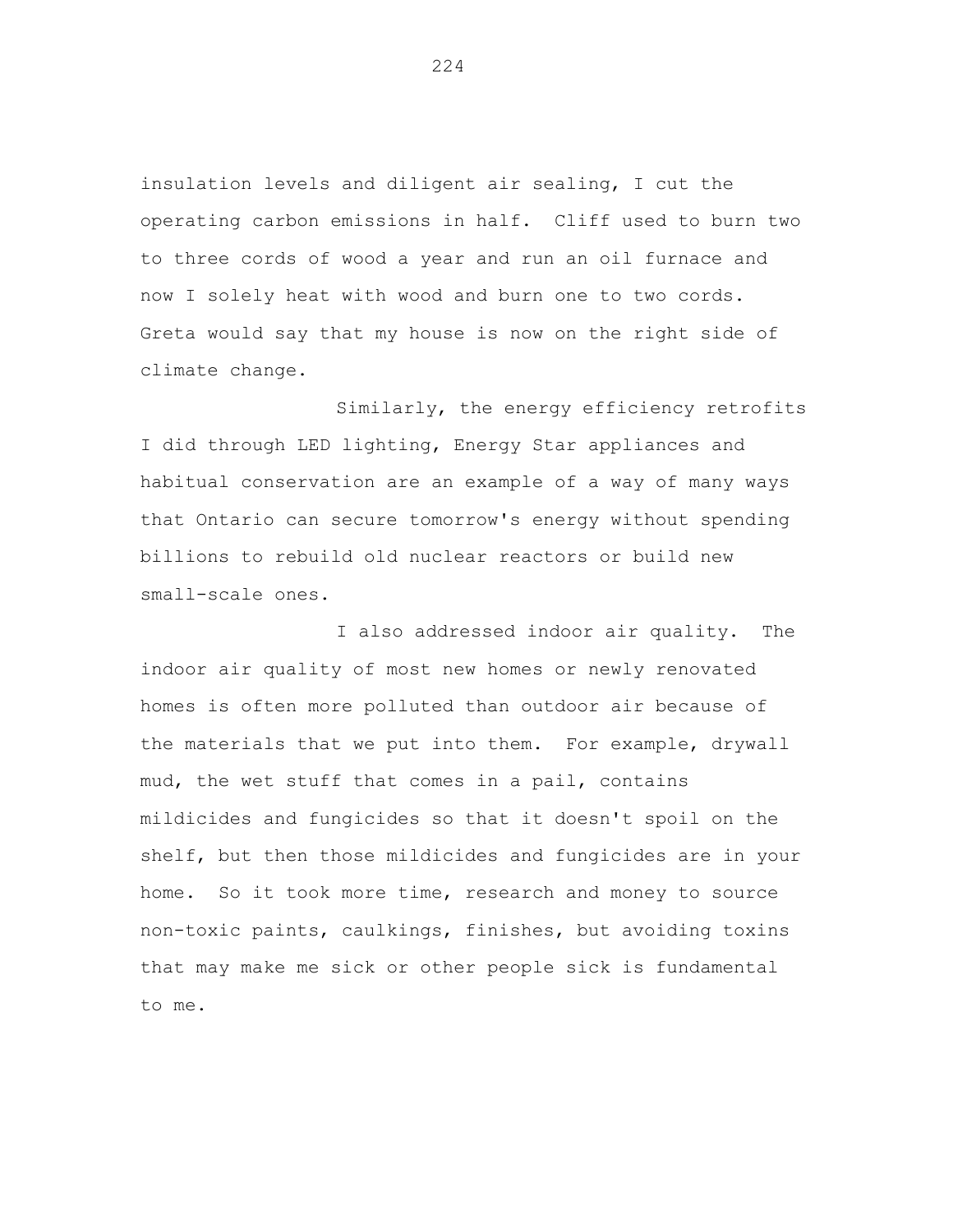insulation levels and diligent air sealing, I cut the operating carbon emissions in half. Cliff used to burn two to three cords of wood a year and run an oil furnace and now I solely heat with wood and burn one to two cords. Greta would say that my house is now on the right side of climate change.

Similarly, the energy efficiency retrofits I did through LED lighting, Energy Star appliances and habitual conservation are an example of a way of many ways that Ontario can secure tomorrow's energy without spending billions to rebuild old nuclear reactors or build new small-scale ones.

I also addressed indoor air quality. The indoor air quality of most new homes or newly renovated homes is often more polluted than outdoor air because of the materials that we put into them. For example, drywall mud, the wet stuff that comes in a pail, contains mildicides and fungicides so that it doesn't spoil on the shelf, but then those mildicides and fungicides are in your home. So it took more time, research and money to source non-toxic paints, caulkings, finishes, but avoiding toxins that may make me sick or other people sick is fundamental to me.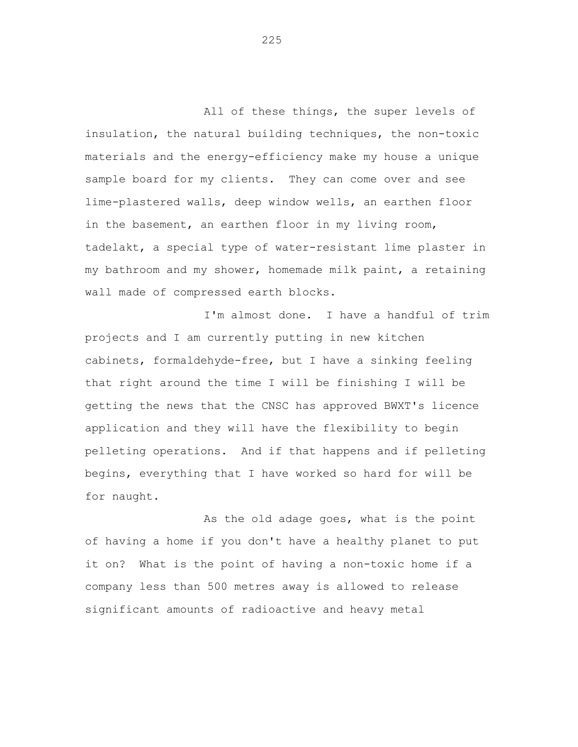All of these things, the super levels of insulation, the natural building techniques, the non-toxic materials and the energy-efficiency make my house a unique sample board for my clients. They can come over and see lime-plastered walls, deep window wells, an earthen floor in the basement, an earthen floor in my living room, tadelakt, a special type of water-resistant lime plaster in my bathroom and my shower, homemade milk paint, a retaining wall made of compressed earth blocks.

I'm almost done. I have a handful of trim projects and I am currently putting in new kitchen cabinets, formaldehyde-free, but I have a sinking feeling that right around the time I will be finishing I will be getting the news that the CNSC has approved BWXT's licence application and they will have the flexibility to begin pelleting operations. And if that happens and if pelleting begins, everything that I have worked so hard for will be for naught.

As the old adage goes, what is the point of having a home if you don't have a healthy planet to put it on? What is the point of having a non-toxic home if a company less than 500 metres away is allowed to release significant amounts of radioactive and heavy metal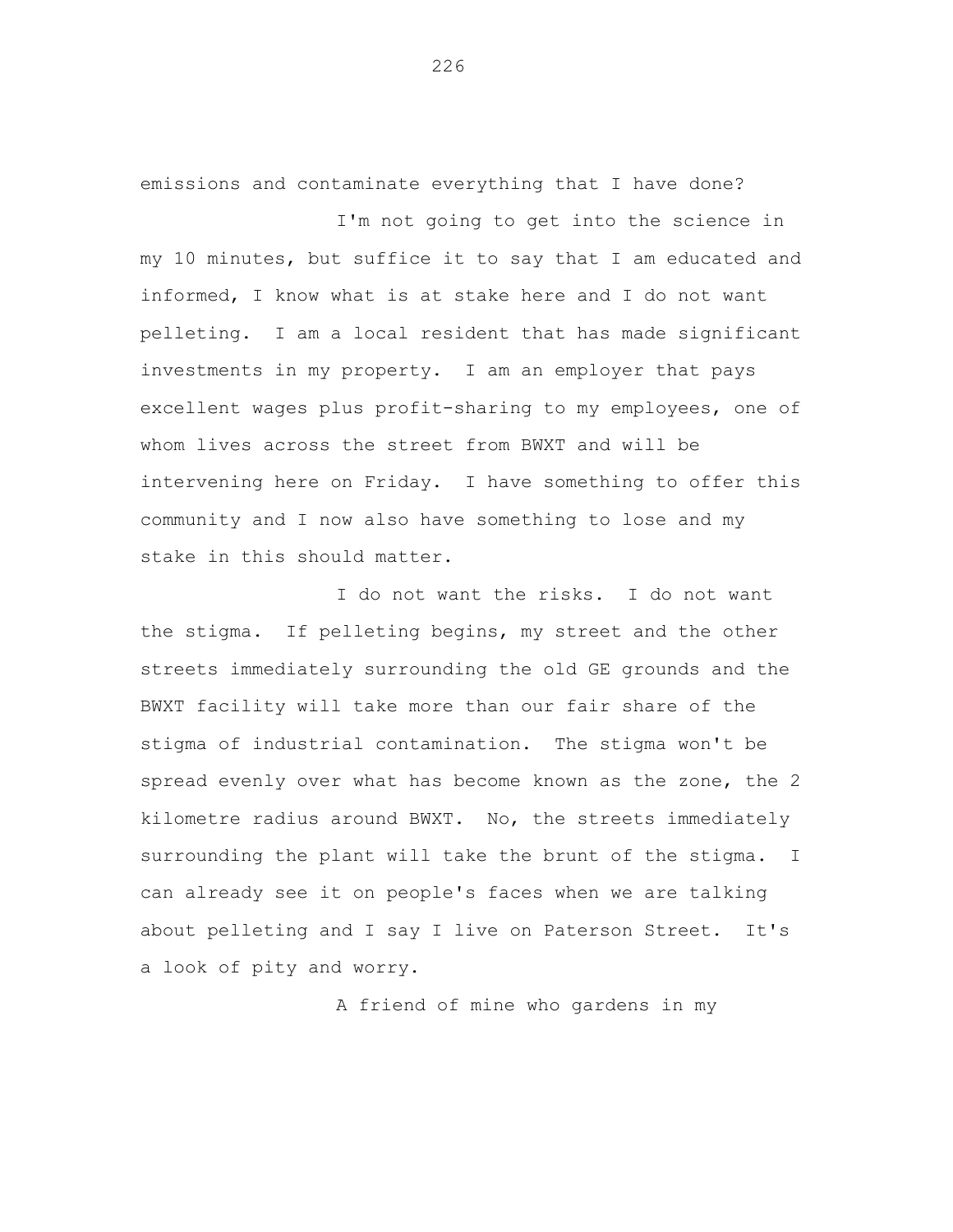emissions and contaminate everything that I have done?

I'm not going to get into the science in my 10 minutes, but suffice it to say that I am educated and informed, I know what is at stake here and I do not want pelleting. I am a local resident that has made significant investments in my property. I am an employer that pays excellent wages plus profit-sharing to my employees, one of whom lives across the street from BWXT and will be intervening here on Friday. I have something to offer this community and I now also have something to lose and my stake in this should matter.

I do not want the risks. I do not want the stigma. If pelleting begins, my street and the other streets immediately surrounding the old GE grounds and the BWXT facility will take more than our fair share of the stigma of industrial contamination. The stigma won't be spread evenly over what has become known as the zone, the 2 kilometre radius around BWXT. No, the streets immediately surrounding the plant will take the brunt of the stigma. I can already see it on people's faces when we are talking about pelleting and I say I live on Paterson Street. It's a look of pity and worry.

A friend of mine who gardens in my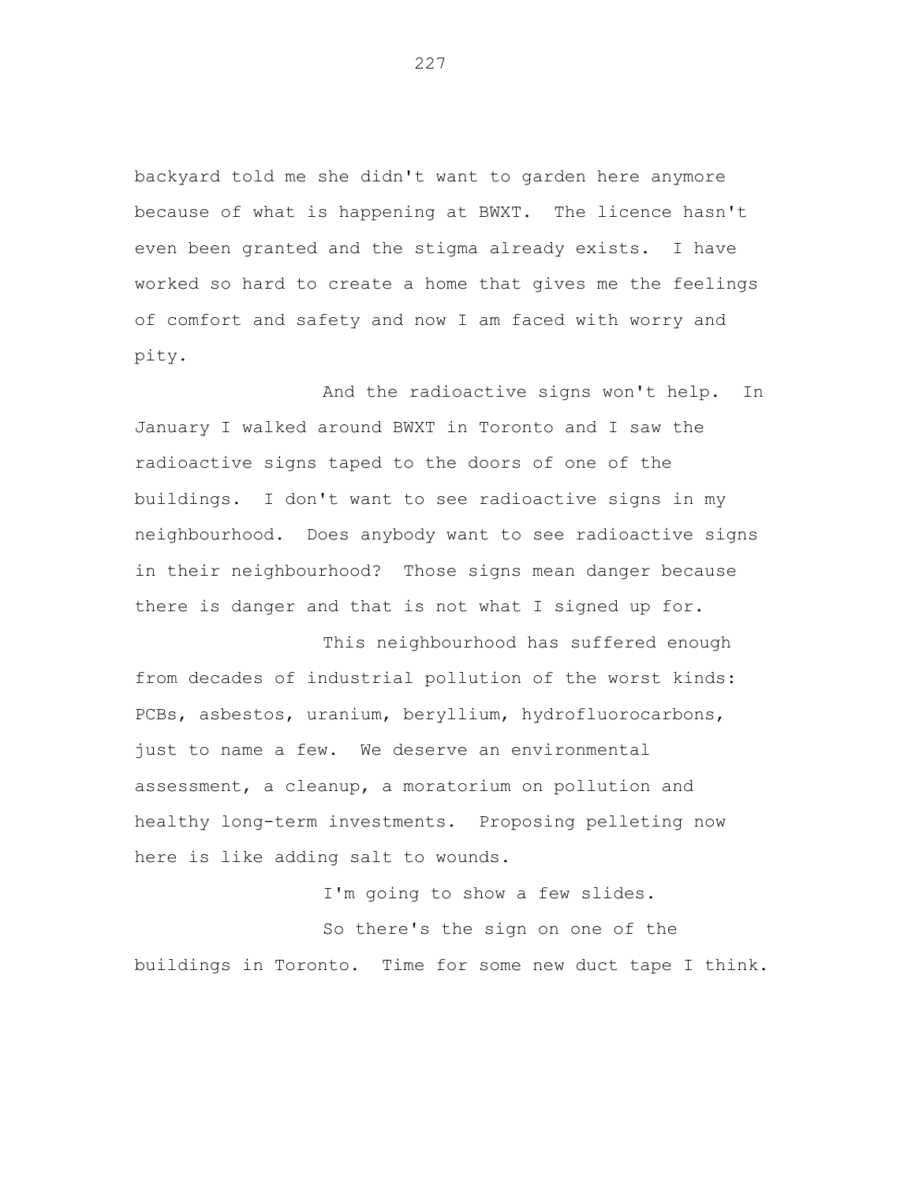backyard told me she didn't want to garden here anymore because of what is happening at BWXT. The licence hasn't even been granted and the stigma already exists. I have worked so hard to create a home that gives me the feelings of comfort and safety and now I am faced with worry and pity.

And the radioactive signs won't help. In January I walked around BWXT in Toronto and I saw the radioactive signs taped to the doors of one of the buildings. I don't want to see radioactive signs in my neighbourhood. Does anybody want to see radioactive signs in their neighbourhood? Those signs mean danger because there is danger and that is not what I signed up for.

This neighbourhood has suffered enough from decades of industrial pollution of the worst kinds: PCBs, asbestos, uranium, beryllium, hydrofluorocarbons, just to name a few. We deserve an environmental assessment, a cleanup, a moratorium on pollution and healthy long-term investments. Proposing pelleting now here is like adding salt to wounds.

I'm going to show a few slides.

So there's the sign on one of the buildings in Toronto. Time for some new duct tape I think.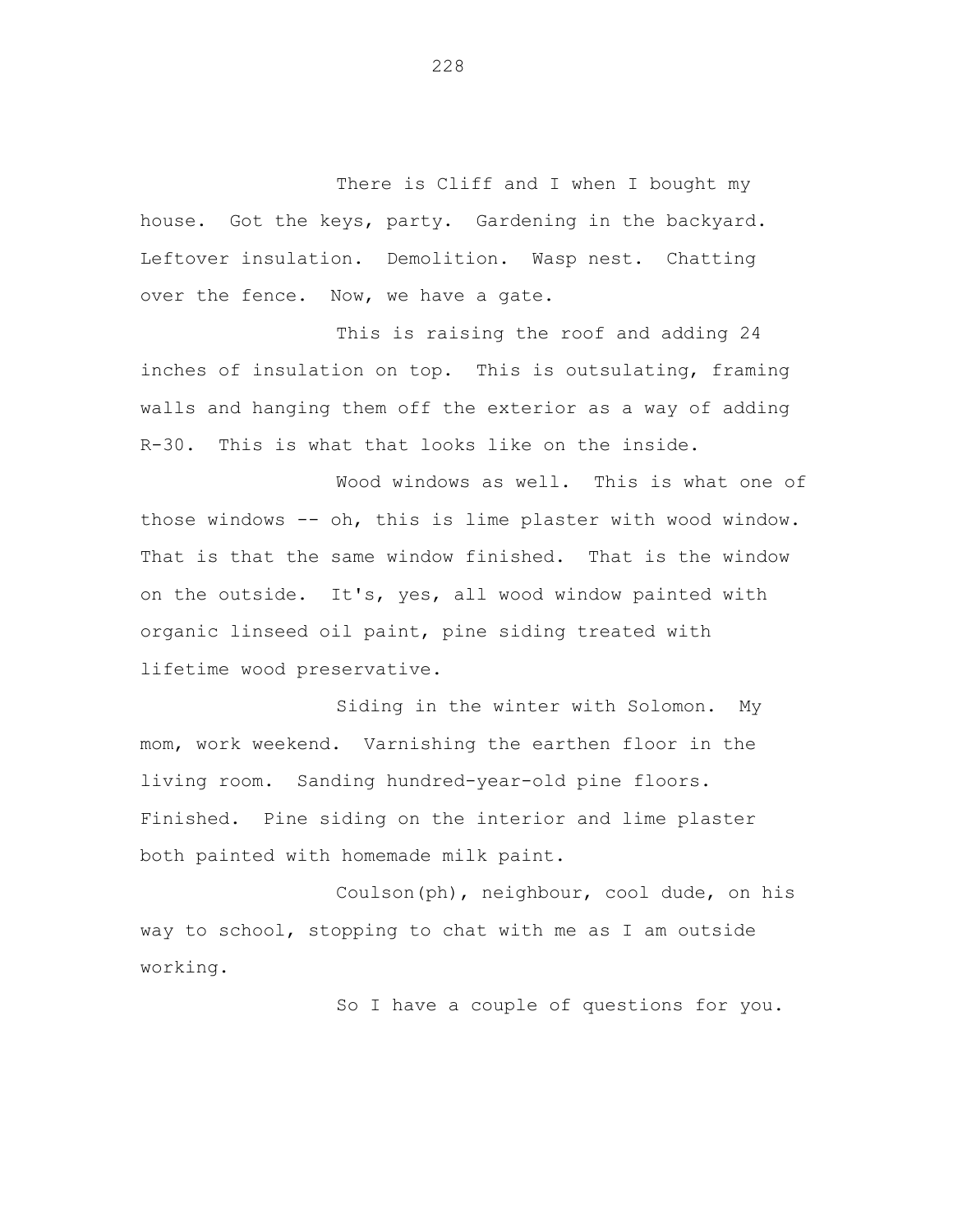There is Cliff and I when I bought my house. Got the keys, party. Gardening in the backyard. Leftover insulation. Demolition. Wasp nest. Chatting over the fence. Now, we have a gate.

This is raising the roof and adding 24 inches of insulation on top. This is outsulating, framing walls and hanging them off the exterior as a way of adding R-30. This is what that looks like on the inside.

Wood windows as well. This is what one of those windows -- oh, this is lime plaster with wood window. That is that the same window finished. That is the window on the outside. It's, yes, all wood window painted with organic linseed oil paint, pine siding treated with lifetime wood preservative.

Siding in the winter with Solomon. My mom, work weekend. Varnishing the earthen floor in the living room. Sanding hundred-year-old pine floors. Finished. Pine siding on the interior and lime plaster both painted with homemade milk paint.

Coulson(ph), neighbour, cool dude, on his way to school, stopping to chat with me as I am outside working.

So I have a couple of questions for you.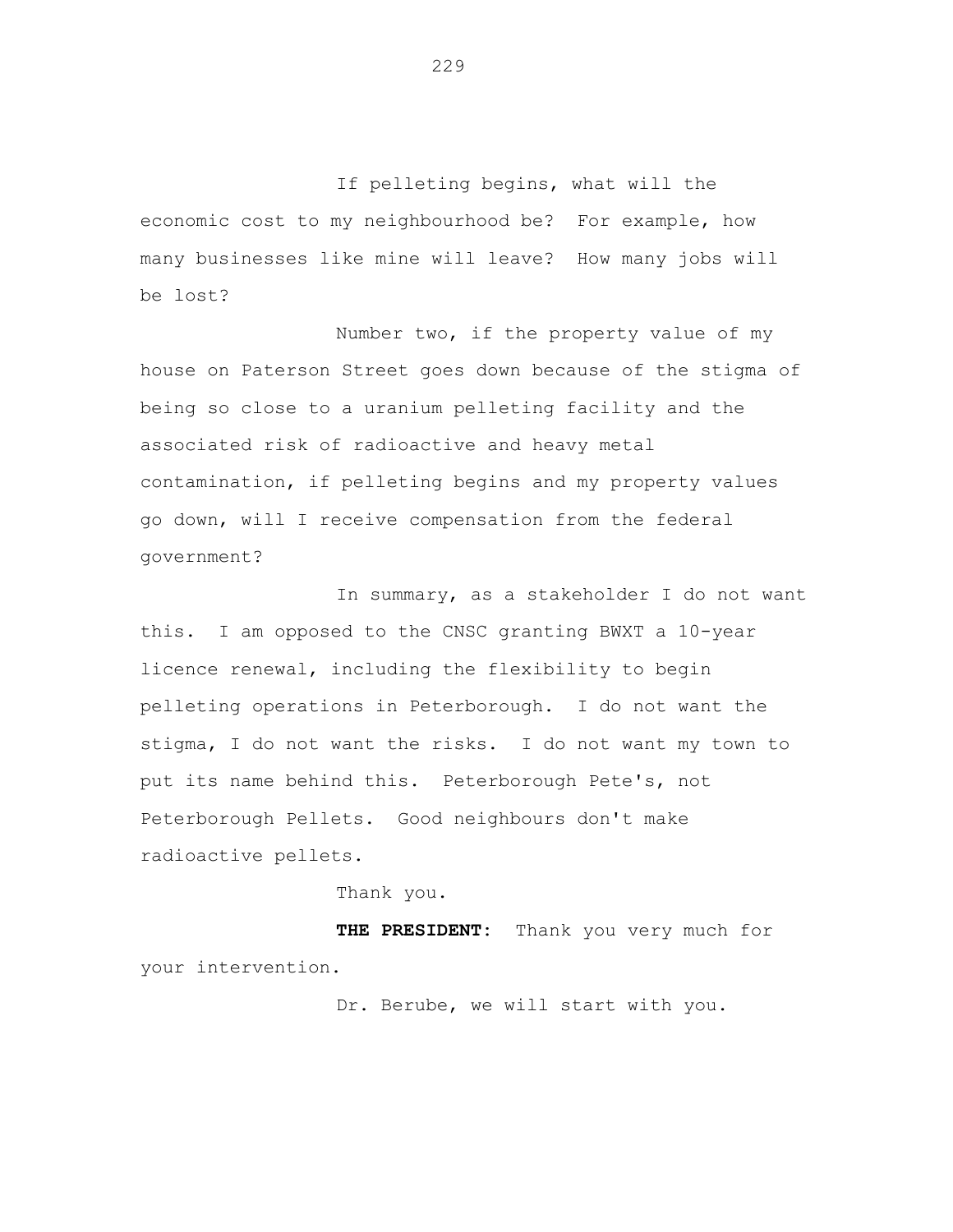If pelleting begins, what will the economic cost to my neighbourhood be? For example, how many businesses like mine will leave? How many jobs will be lost?

Number two, if the property value of my house on Paterson Street goes down because of the stigma of being so close to a uranium pelleting facility and the associated risk of radioactive and heavy metal contamination, if pelleting begins and my property values go down, will I receive compensation from the federal government?

In summary, as a stakeholder I do not want this. I am opposed to the CNSC granting BWXT a 10-year licence renewal, including the flexibility to begin pelleting operations in Peterborough. I do not want the stigma, I do not want the risks. I do not want my town to put its name behind this. Peterborough Pete's, not Peterborough Pellets. Good neighbours don't make radioactive pellets.

Thank you.

**THE PRESIDENT:** Thank you very much for your intervention.

Dr. Berube, we will start with you.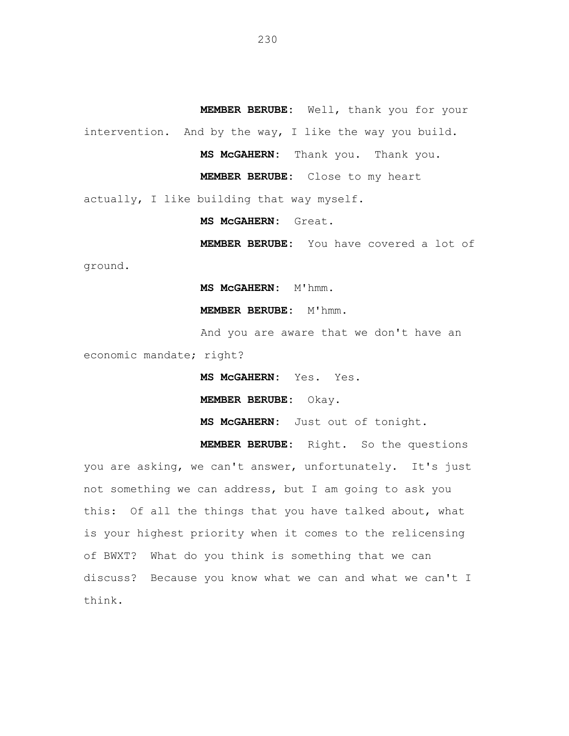**MEMBER BERUBE:** Well, thank you for your intervention. And by the way, I like the way you build.

**MS McGAHERN:** Thank you. Thank you.

**MEMBER BERUBE:** Close to my heart actually, I like building that way myself.

**MS McGAHERN:** Great.

**MEMBER BERUBE:** You have covered a lot of ground.

**MS McGAHERN:** M'hmm.

**MEMBER BERUBE:** M'hmm.

And you are aware that we don't have an economic mandate; right?

**MS McGAHERN:** Yes. Yes.

**MEMBER BERUBE:** Okay.

**MS McGAHERN:** Just out of tonight.

**MEMBER BERUBE:** Right. So the questions you are asking, we can't answer, unfortunately. It's just not something we can address, but I am going to ask you this: Of all the things that you have talked about, what is your highest priority when it comes to the relicensing of BWXT? What do you think is something that we can discuss? Because you know what we can and what we can't I think.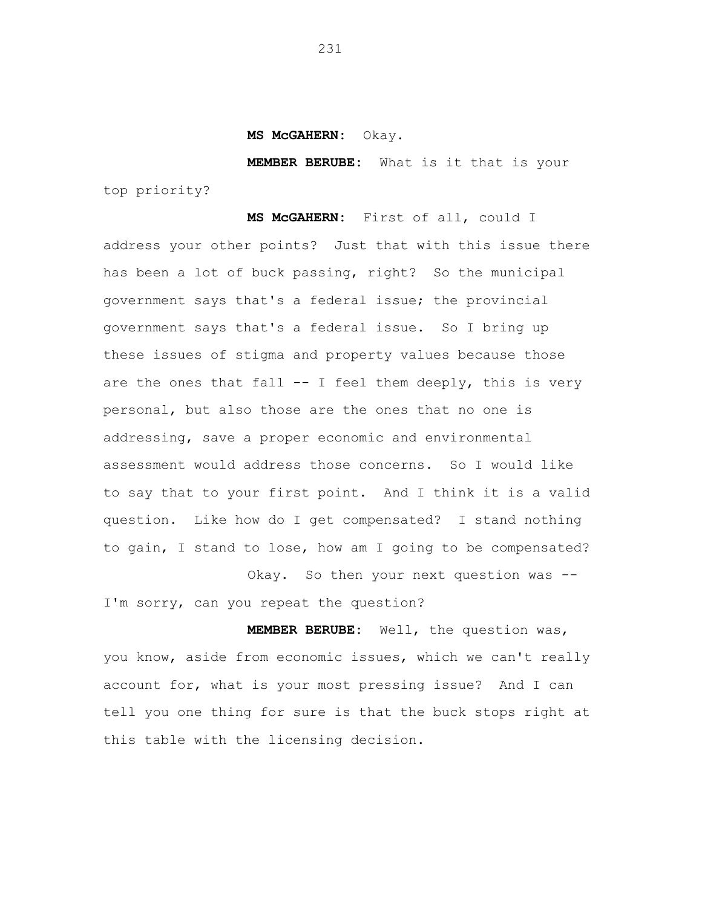**MS McGAHERN:** Okay.

**MEMBER BERUBE:** What is it that is your top priority?

**MS McGAHERN:** First of all, could I address your other points? Just that with this issue there has been a lot of buck passing, right? So the municipal government says that's a federal issue; the provincial government says that's a federal issue. So I bring up these issues of stigma and property values because those are the ones that fall -- I feel them deeply, this is very personal, but also those are the ones that no one is addressing, save a proper economic and environmental assessment would address those concerns. So I would like to say that to your first point. And I think it is a valid question. Like how do I get compensated? I stand nothing to gain, I stand to lose, how am I going to be compensated?

Okay. So then your next question was -- I'm sorry, can you repeat the question?

**MEMBER BERUBE:** Well, the question was, you know, aside from economic issues, which we can't really account for, what is your most pressing issue? And I can tell you one thing for sure is that the buck stops right at this table with the licensing decision.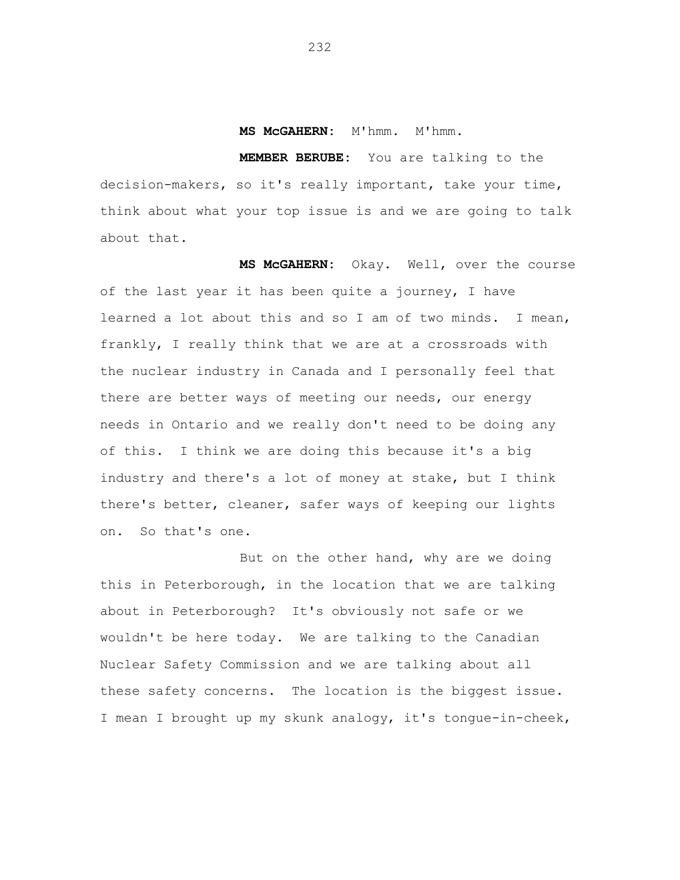**MS McGAHERN:** M'hmm. M'hmm.

**MEMBER BERUBE:** You are talking to the decision-makers, so it's really important, take your time, think about what your top issue is and we are going to talk about that.

**MS McGAHERN:** Okay. Well, over the course of the last year it has been quite a journey, I have learned a lot about this and so I am of two minds. I mean, frankly, I really think that we are at a crossroads with the nuclear industry in Canada and I personally feel that there are better ways of meeting our needs, our energy needs in Ontario and we really don't need to be doing any of this. I think we are doing this because it's a big industry and there's a lot of money at stake, but I think there's better, cleaner, safer ways of keeping our lights on. So that's one.

But on the other hand, why are we doing this in Peterborough, in the location that we are talking about in Peterborough? It's obviously not safe or we wouldn't be here today. We are talking to the Canadian Nuclear Safety Commission and we are talking about all these safety concerns. The location is the biggest issue. I mean I brought up my skunk analogy, it's tongue-in-cheek,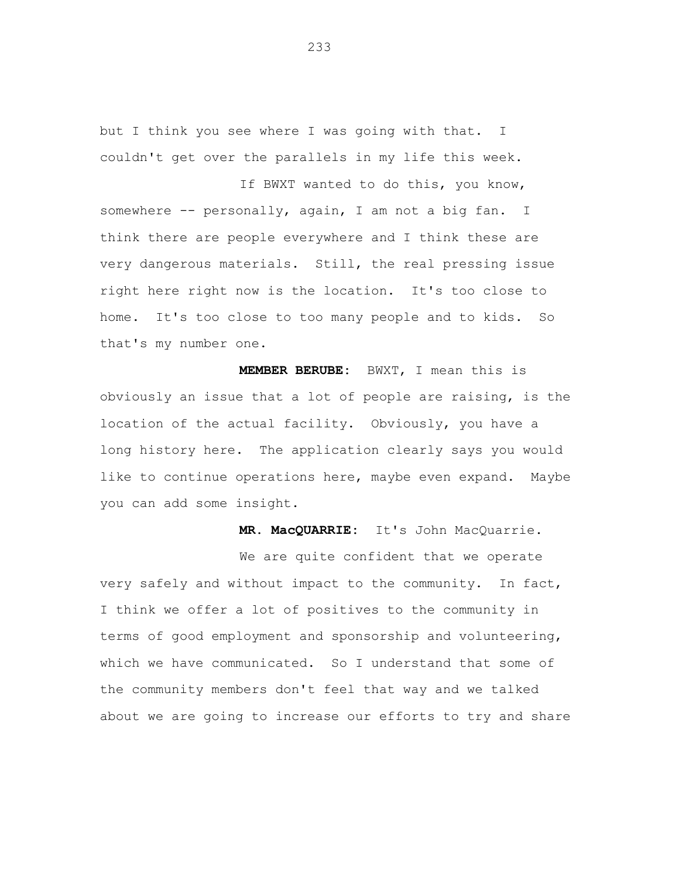but I think you see where I was going with that. I couldn't get over the parallels in my life this week.

If BWXT wanted to do this, you know, somewhere -- personally, again, I am not a big fan. I think there are people everywhere and I think these are very dangerous materials. Still, the real pressing issue right here right now is the location. It's too close to home. It's too close to too many people and to kids. So that's my number one.

**MEMBER BERUBE:** BWXT, I mean this is obviously an issue that a lot of people are raising, is the location of the actual facility. Obviously, you have a long history here. The application clearly says you would like to continue operations here, maybe even expand. Maybe you can add some insight.

**MR. MacQUARRIE:** It's John MacQuarrie.

We are quite confident that we operate very safely and without impact to the community. In fact, I think we offer a lot of positives to the community in terms of good employment and sponsorship and volunteering, which we have communicated. So I understand that some of the community members don't feel that way and we talked about we are going to increase our efforts to try and share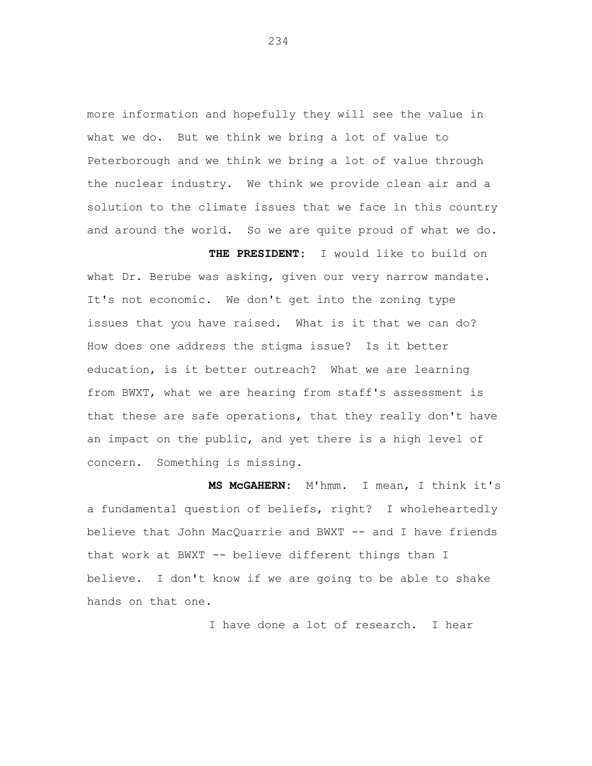more information and hopefully they will see the value in what we do. But we think we bring a lot of value to Peterborough and we think we bring a lot of value through the nuclear industry. We think we provide clean air and a solution to the climate issues that we face in this country and around the world. So we are quite proud of what we do.

**THE PRESIDENT:** I would like to build on what Dr. Berube was asking, given our very narrow mandate. It's not economic. We don't get into the zoning type issues that you have raised. What is it that we can do? How does one address the stigma issue? Is it better education, is it better outreach? What we are learning from BWXT, what we are hearing from staff's assessment is that these are safe operations, that they really don't have an impact on the public, and yet there is a high level of concern. Something is missing.

**MS McGAHERN:** M'hmm. I mean, I think it's a fundamental question of beliefs, right? I wholeheartedly believe that John MacQuarrie and BWXT -- and I have friends that work at BWXT -- believe different things than I believe. I don't know if we are going to be able to shake hands on that one.

I have done a lot of research. I hear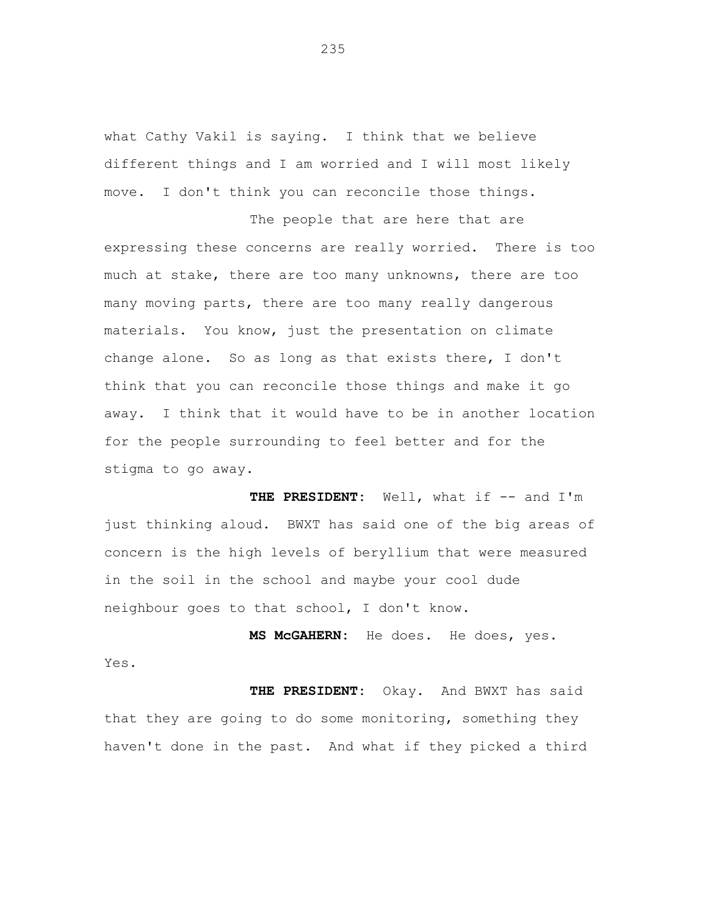what Cathy Vakil is saying. I think that we believe different things and I am worried and I will most likely move. I don't think you can reconcile those things.

The people that are here that are expressing these concerns are really worried. There is too much at stake, there are too many unknowns, there are too many moving parts, there are too many really dangerous materials. You know, just the presentation on climate change alone. So as long as that exists there, I don't think that you can reconcile those things and make it go away. I think that it would have to be in another location for the people surrounding to feel better and for the stigma to go away.

**THE PRESIDENT:** Well, what if -- and I'm just thinking aloud. BWXT has said one of the big areas of concern is the high levels of beryllium that were measured in the soil in the school and maybe your cool dude neighbour goes to that school, I don't know.

**MS McGAHERN:** He does. He does, yes. Yes.

**THE PRESIDENT:** Okay. And BWXT has said that they are going to do some monitoring, something they haven't done in the past. And what if they picked a third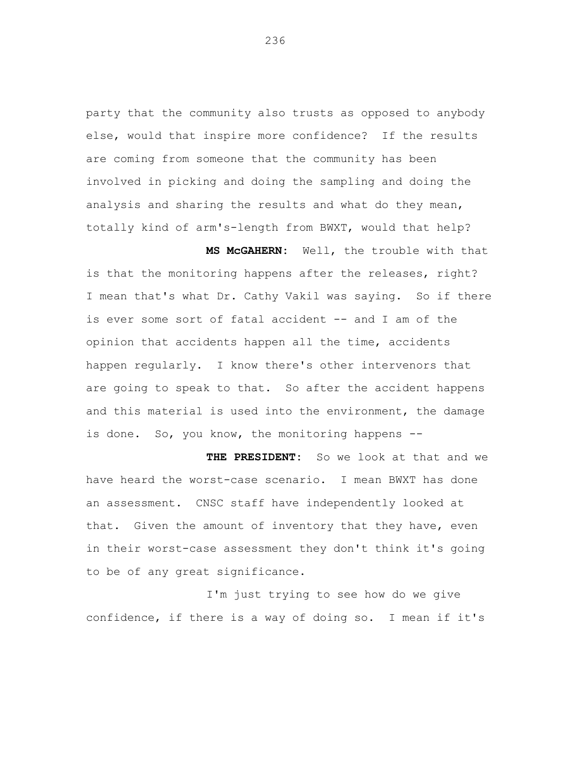party that the community also trusts as opposed to anybody else, would that inspire more confidence? If the results are coming from someone that the community has been involved in picking and doing the sampling and doing the analysis and sharing the results and what do they mean, totally kind of arm's-length from BWXT, would that help?

**MS McGAHERN:** Well, the trouble with that is that the monitoring happens after the releases, right? I mean that's what Dr. Cathy Vakil was saying. So if there is ever some sort of fatal accident -- and I am of the opinion that accidents happen all the time, accidents happen regularly. I know there's other intervenors that are going to speak to that. So after the accident happens and this material is used into the environment, the damage is done. So, you know, the monitoring happens --

**THE PRESIDENT:** So we look at that and we have heard the worst-case scenario. I mean BWXT has done an assessment. CNSC staff have independently looked at that. Given the amount of inventory that they have, even in their worst-case assessment they don't think it's going to be of any great significance.

I'm just trying to see how do we give confidence, if there is a way of doing so. I mean if it's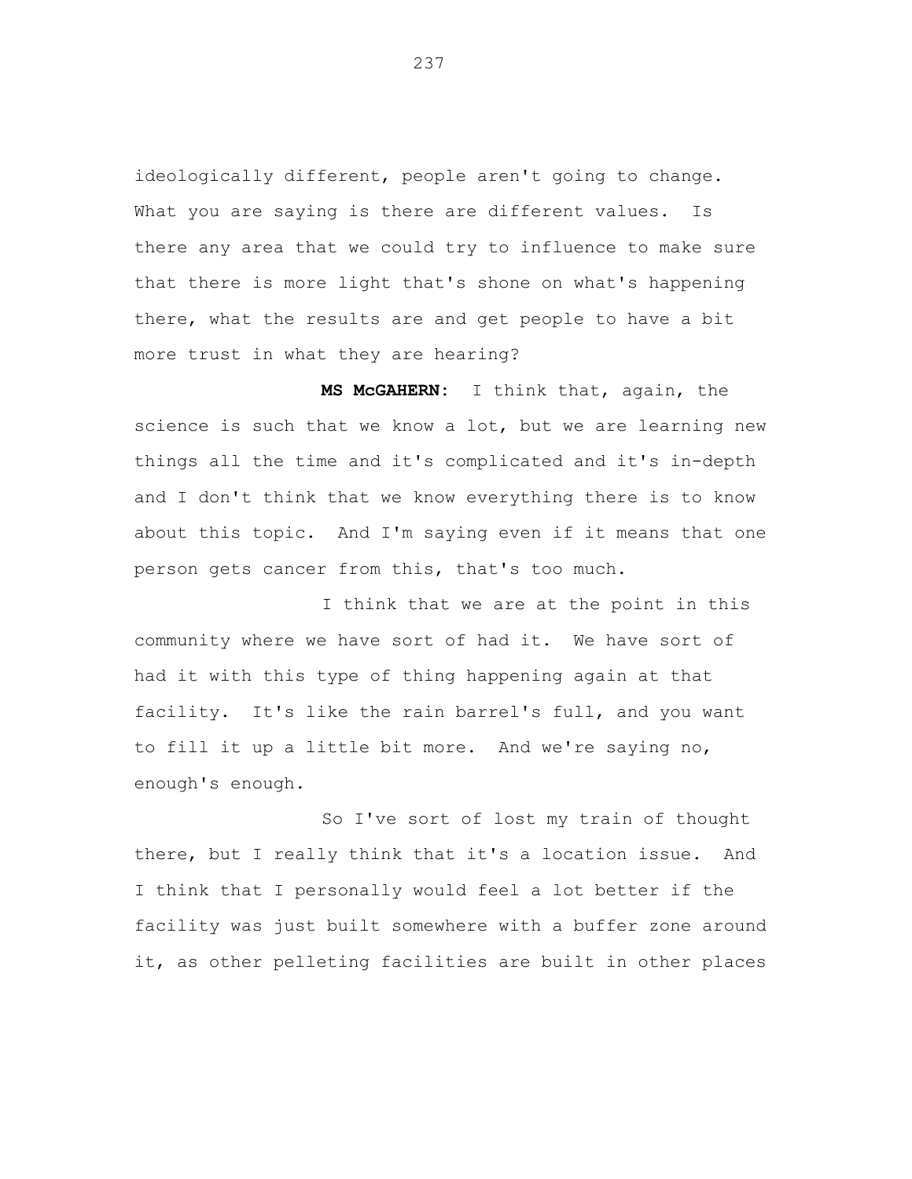ideologically different, people aren't going to change. What you are saying is there are different values. Is there any area that we could try to influence to make sure that there is more light that's shone on what's happening there, what the results are and get people to have a bit more trust in what they are hearing?

**MS McGAHERN:** I think that, again, the science is such that we know a lot, but we are learning new things all the time and it's complicated and it's in-depth and I don't think that we know everything there is to know about this topic. And I'm saying even if it means that one person gets cancer from this, that's too much.

I think that we are at the point in this community where we have sort of had it. We have sort of had it with this type of thing happening again at that facility. It's like the rain barrel's full, and you want to fill it up a little bit more. And we're saying no, enough's enough.

So I've sort of lost my train of thought there, but I really think that it's a location issue. And I think that I personally would feel a lot better if the facility was just built somewhere with a buffer zone around it, as other pelleting facilities are built in other places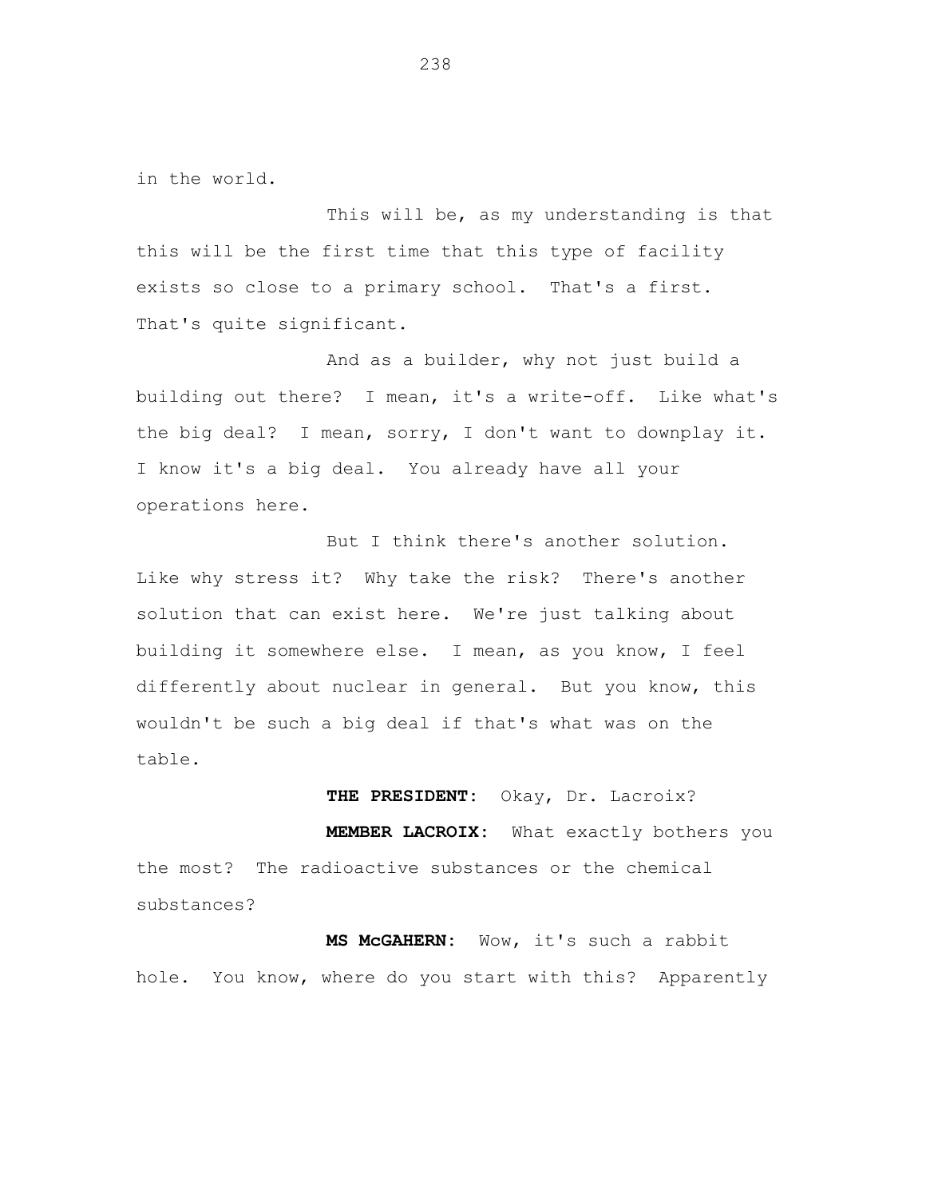in the world.

This will be, as my understanding is that this will be the first time that this type of facility exists so close to a primary school. That's a first. That's quite significant.

And as a builder, why not just build a building out there? I mean, it's a write-off. Like what's the big deal? I mean, sorry, I don't want to downplay it. I know it's a big deal. You already have all your operations here.

But I think there's another solution. Like why stress it? Why take the risk? There's another solution that can exist here. We're just talking about building it somewhere else. I mean, as you know, I feel differently about nuclear in general. But you know, this wouldn't be such a big deal if that's what was on the table.

**THE PRESIDENT:** Okay, Dr. Lacroix?

**MEMBER LACROIX:** What exactly bothers you the most? The radioactive substances or the chemical substances?

**MS McGAHERN:** Wow, it's such a rabbit hole. You know, where do you start with this? Apparently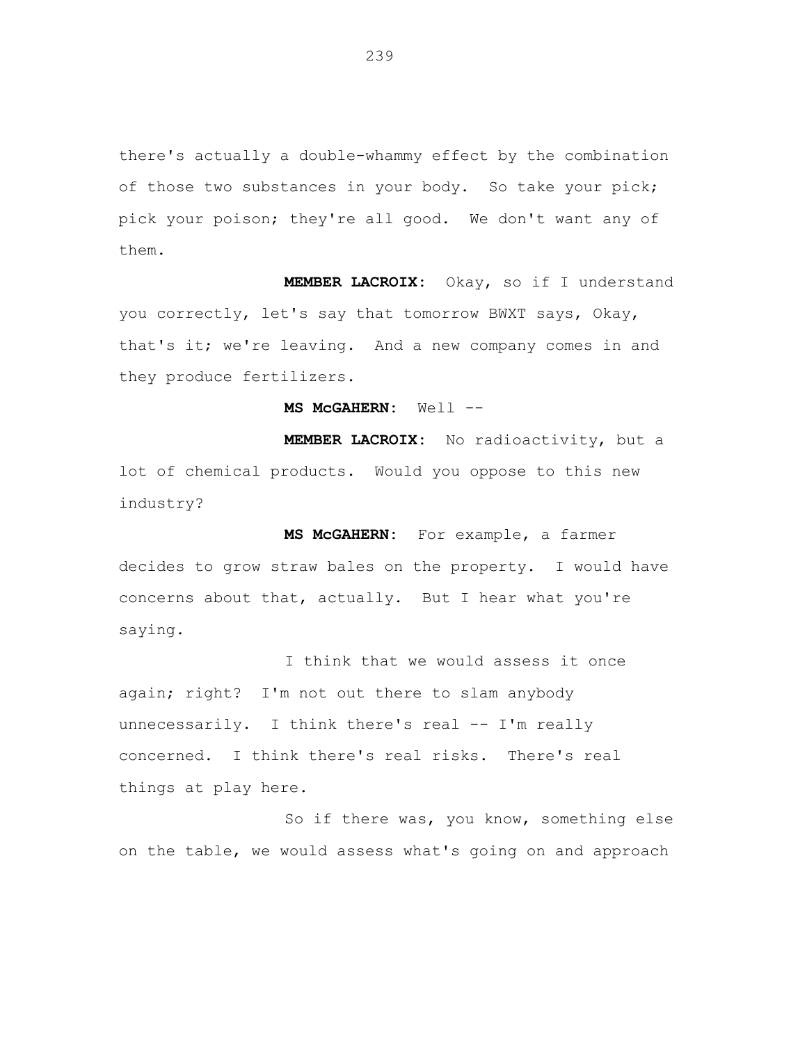there's actually a double-whammy effect by the combination of those two substances in your body. So take your pick; pick your poison; they're all good. We don't want any of them.

**MEMBER LACROIX:** Okay, so if I understand you correctly, let's say that tomorrow BWXT says, Okay, that's it; we're leaving. And a new company comes in and they produce fertilizers.

**MS McGAHERN:** Well --

**MEMBER LACROIX:** No radioactivity, but a lot of chemical products. Would you oppose to this new industry?

**MS McGAHERN:** For example, a farmer decides to grow straw bales on the property. I would have concerns about that, actually. But I hear what you're saying.

I think that we would assess it once again; right? I'm not out there to slam anybody unnecessarily. I think there's real -- I'm really concerned. I think there's real risks. There's real things at play here.

So if there was, you know, something else on the table, we would assess what's going on and approach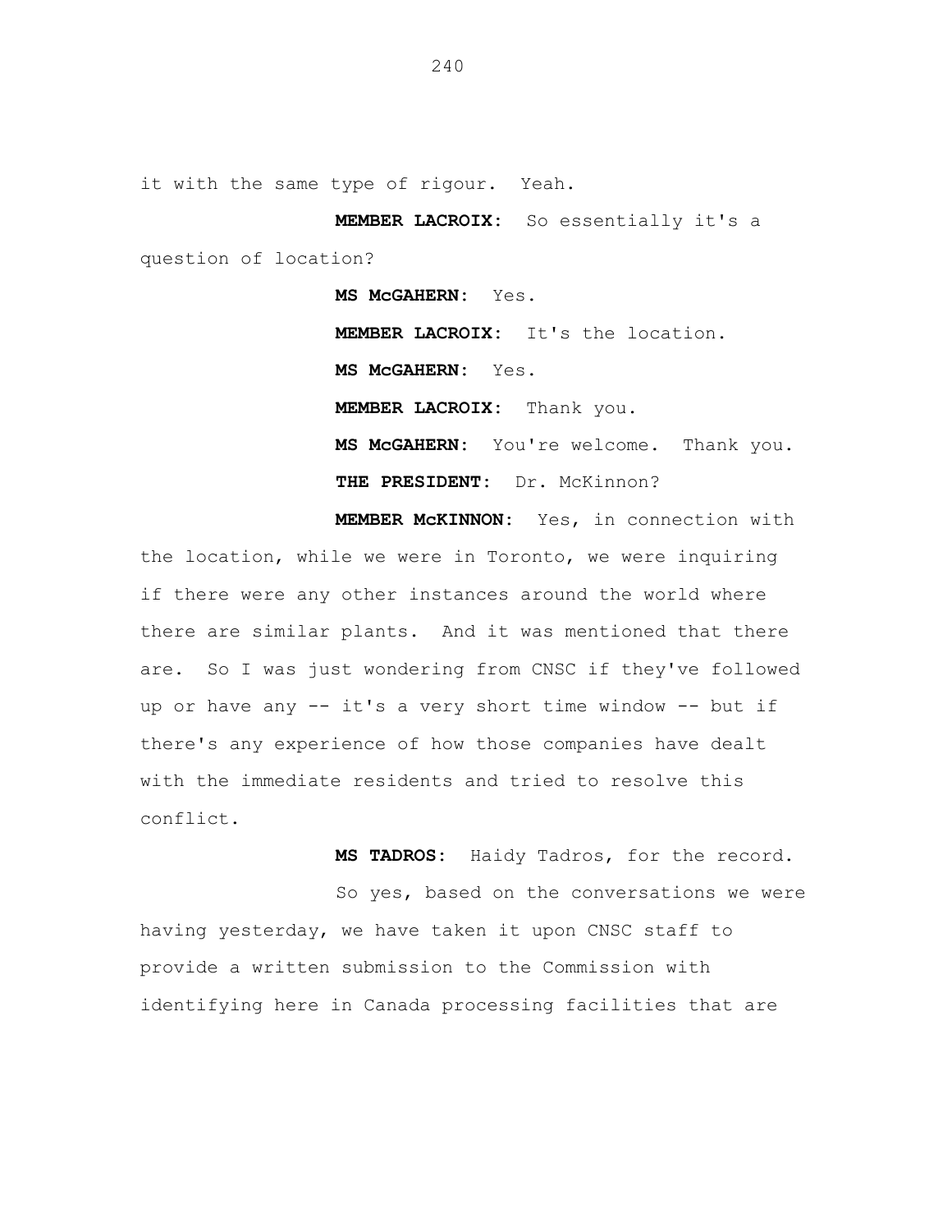it with the same type of rigour. Yeah.

**MEMBER LACROIX:** So essentially it's a question of location?

**MS McGAHERN:** Yes.

**MEMBER LACROIX:** It's the location.

**MS McGAHERN:** Yes.

**MEMBER LACROIX:** Thank you.

**MS McGAHERN:** You're welcome. Thank you.

**THE PRESIDENT:** Dr. McKinnon?

**MEMBER McKINNON:** Yes, in connection with the location, while we were in Toronto, we were inquiring if there were any other instances around the world where there are similar plants. And it was mentioned that there are. So I was just wondering from CNSC if they've followed up or have any -- it's a very short time window -- but if there's any experience of how those companies have dealt with the immediate residents and tried to resolve this conflict.

**MS TADROS:** Haidy Tadros, for the record.

So yes, based on the conversations we were having yesterday, we have taken it upon CNSC staff to provide a written submission to the Commission with identifying here in Canada processing facilities that are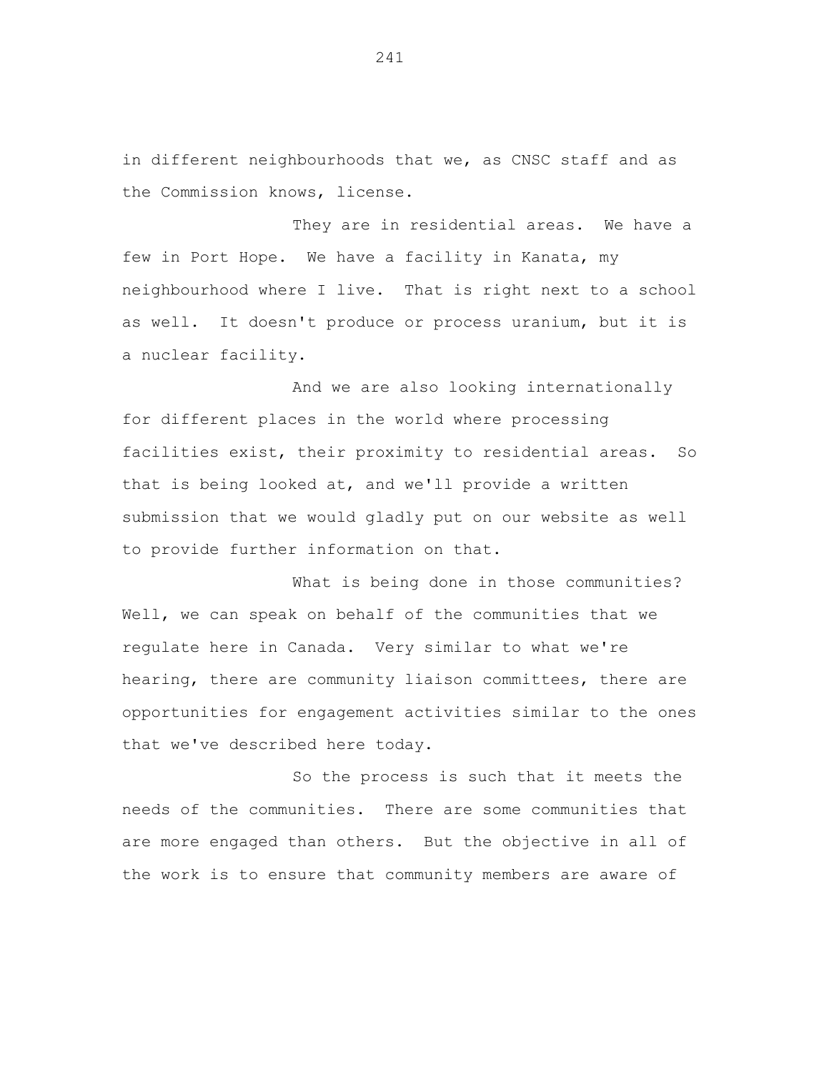in different neighbourhoods that we, as CNSC staff and as the Commission knows, license.

They are in residential areas. We have a few in Port Hope. We have a facility in Kanata, my neighbourhood where I live. That is right next to a school as well. It doesn't produce or process uranium, but it is a nuclear facility.

And we are also looking internationally for different places in the world where processing facilities exist, their proximity to residential areas. So that is being looked at, and we'll provide a written submission that we would gladly put on our website as well to provide further information on that.

What is being done in those communities? Well, we can speak on behalf of the communities that we regulate here in Canada. Very similar to what we're hearing, there are community liaison committees, there are opportunities for engagement activities similar to the ones that we've described here today.

So the process is such that it meets the needs of the communities. There are some communities that are more engaged than others. But the objective in all of the work is to ensure that community members are aware of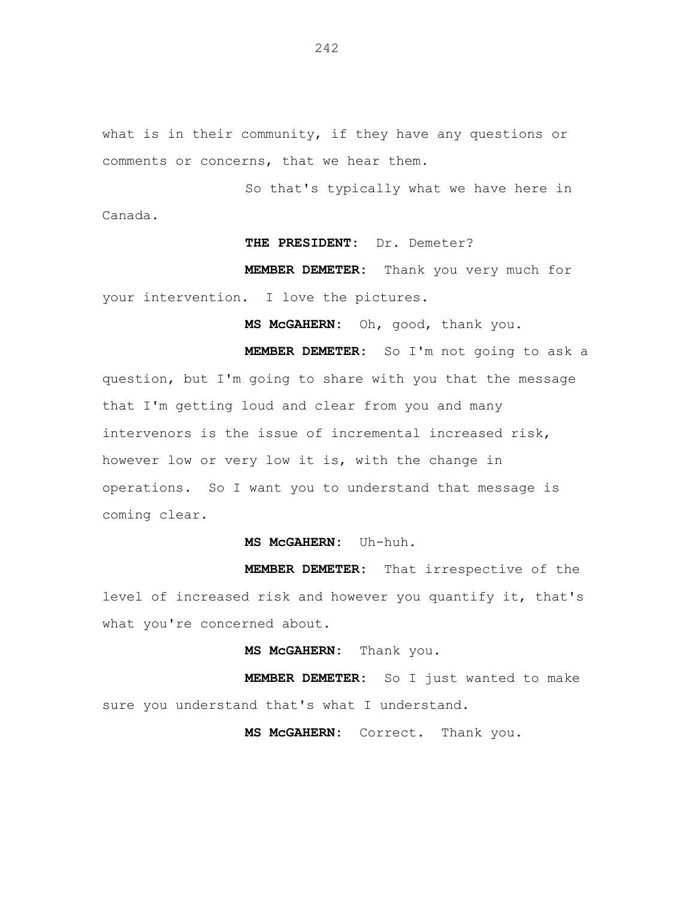what is in their community, if they have any questions or comments or concerns, that we hear them.

So that's typically what we have here in Canada.

**THE PRESIDENT:** Dr. Demeter?

**MEMBER DEMETER:** Thank you very much for your intervention. I love the pictures.

**MS McGAHERN:** Oh, good, thank you.

**MEMBER DEMETER:** So I'm not going to ask a question, but I'm going to share with you that the message that I'm getting loud and clear from you and many intervenors is the issue of incremental increased risk, however low or very low it is, with the change in operations. So I want you to understand that message is coming clear.

**MS McGAHERN:** Uh-huh.

**MEMBER DEMETER:** That irrespective of the level of increased risk and however you quantify it, that's what you're concerned about.

**MS McGAHERN:** Thank you.

**MEMBER DEMETER:** So I just wanted to make sure you understand that's what I understand.

**MS McGAHERN:** Correct. Thank you.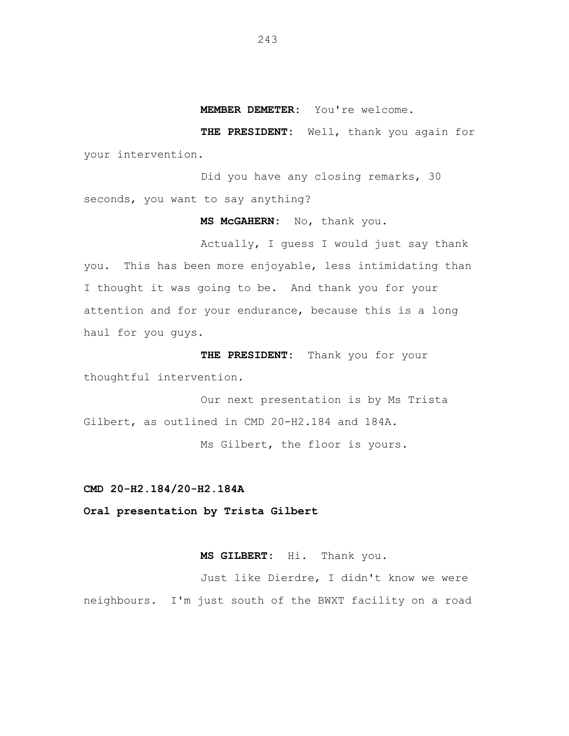**MEMBER DEMETER:** You're welcome.

**THE PRESIDENT:** Well, thank you again for your intervention.

Did you have any closing remarks, 30 seconds, you want to say anything?

**MS McGAHERN:** No, thank you.

Actually, I guess I would just say thank you. This has been more enjoyable, less intimidating than I thought it was going to be. And thank you for your attention and for your endurance, because this is a long haul for you guys.

**THE PRESIDENT:** Thank you for your thoughtful intervention.

Our next presentation is by Ms Trista Gilbert, as outlined in CMD 20-H2.184 and 184A.

Ms Gilbert, the floor is yours.

**CMD 20-H2.184/20-H2.184A**

**Oral presentation by Trista Gilbert**

**MS GILBERT:** Hi. Thank you.

Just like Dierdre, I didn't know we were neighbours. I'm just south of the BWXT facility on a road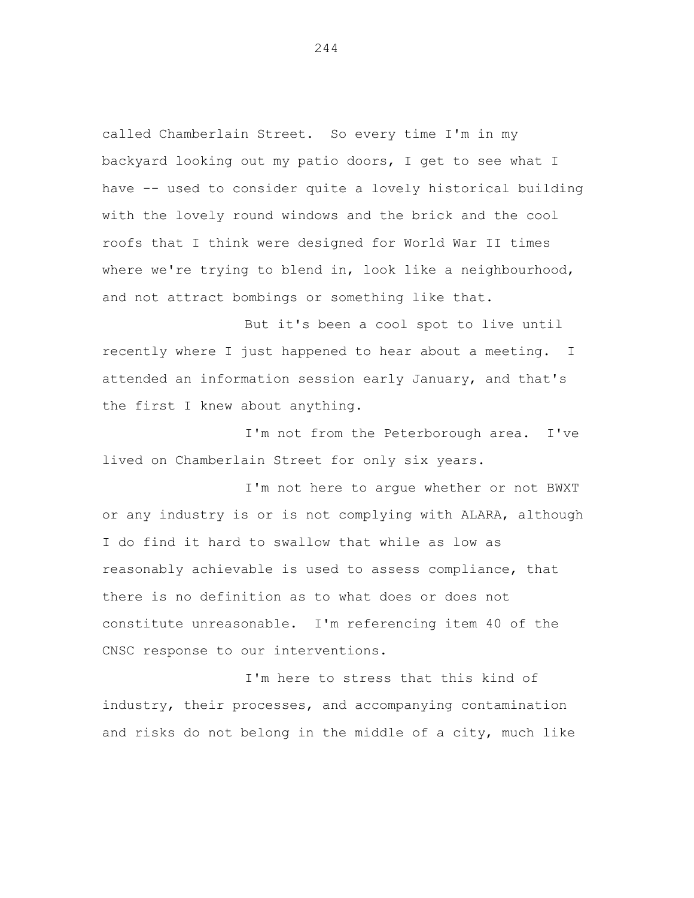called Chamberlain Street. So every time I'm in my backyard looking out my patio doors, I get to see what I have -- used to consider quite a lovely historical building with the lovely round windows and the brick and the cool roofs that I think were designed for World War II times where we're trying to blend in, look like a neighbourhood, and not attract bombings or something like that.

But it's been a cool spot to live until recently where I just happened to hear about a meeting. I attended an information session early January, and that's the first I knew about anything.

I'm not from the Peterborough area. I've lived on Chamberlain Street for only six years.

I'm not here to argue whether or not BWXT or any industry is or is not complying with ALARA, although I do find it hard to swallow that while as low as reasonably achievable is used to assess compliance, that there is no definition as to what does or does not constitute unreasonable. I'm referencing item 40 of the CNSC response to our interventions.

I'm here to stress that this kind of industry, their processes, and accompanying contamination and risks do not belong in the middle of a city, much like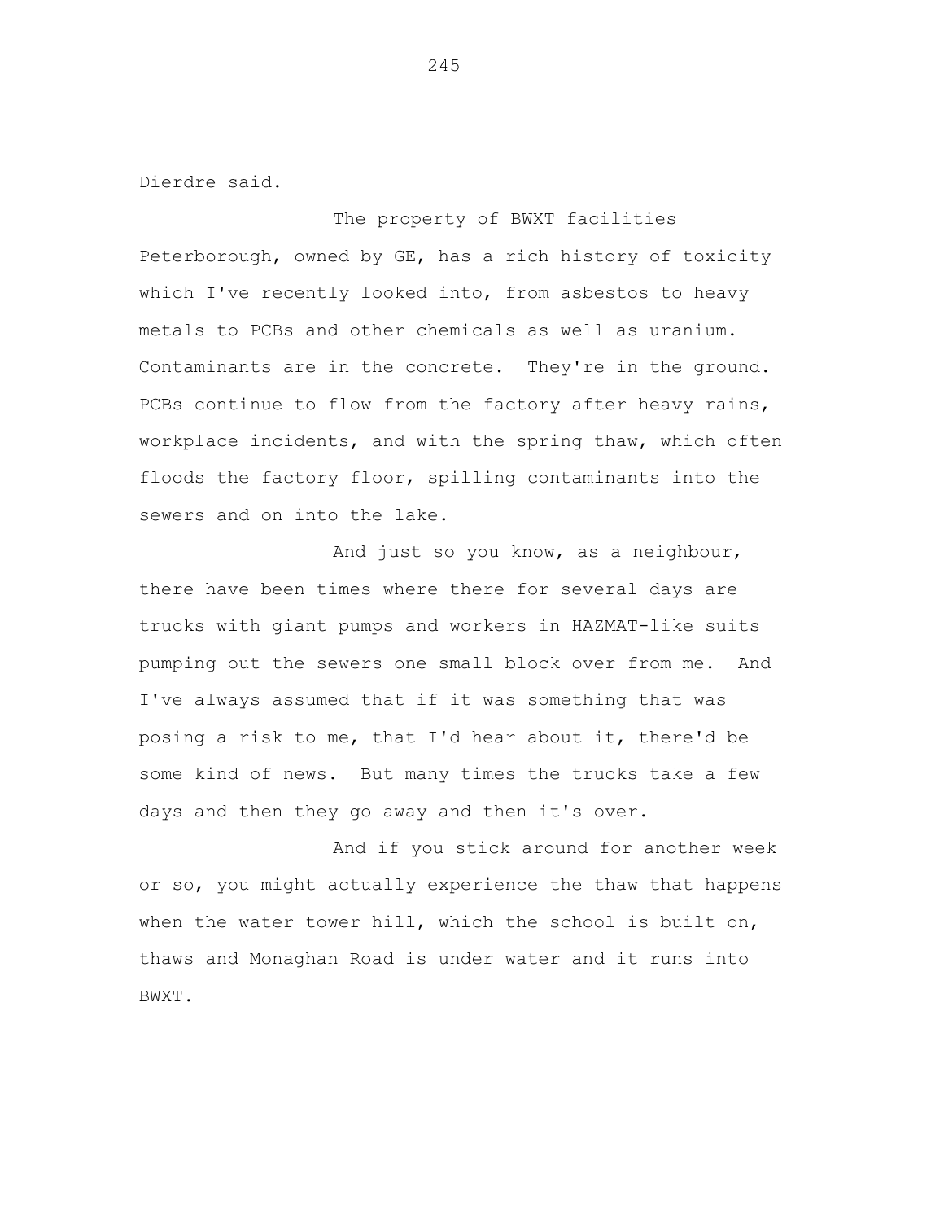Dierdre said.

The property of BWXT facilities Peterborough, owned by GE, has a rich history of toxicity which I've recently looked into, from asbestos to heavy metals to PCBs and other chemicals as well as uranium. Contaminants are in the concrete. They're in the ground. PCBs continue to flow from the factory after heavy rains, workplace incidents, and with the spring thaw, which often floods the factory floor, spilling contaminants into the sewers and on into the lake.

And just so you know, as a neighbour, there have been times where there for several days are trucks with giant pumps and workers in HAZMAT-like suits pumping out the sewers one small block over from me. And I've always assumed that if it was something that was posing a risk to me, that I'd hear about it, there'd be some kind of news. But many times the trucks take a few days and then they go away and then it's over.

And if you stick around for another week or so, you might actually experience the thaw that happens when the water tower hill, which the school is built on, thaws and Monaghan Road is under water and it runs into BWXT.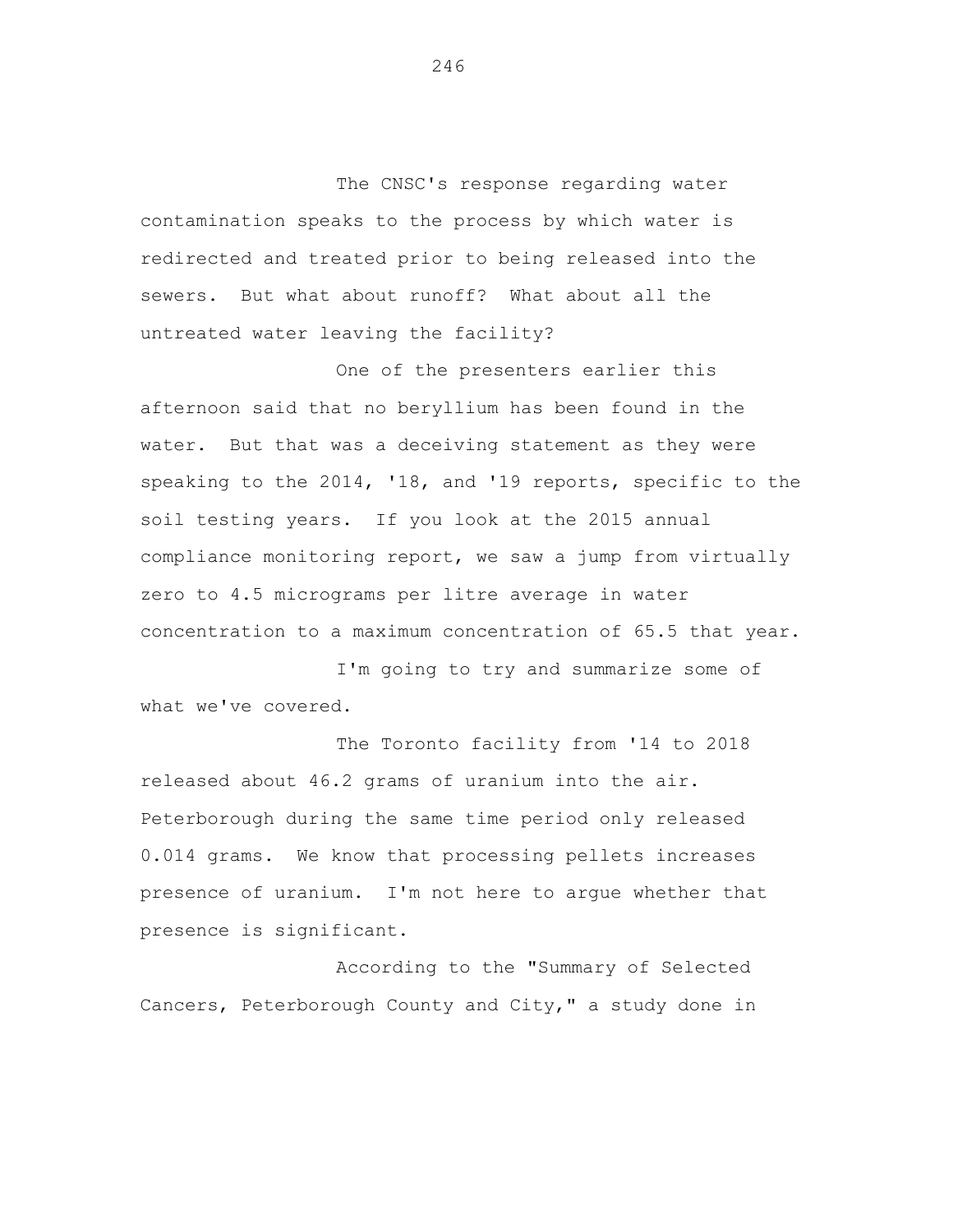The CNSC's response regarding water contamination speaks to the process by which water is redirected and treated prior to being released into the sewers. But what about runoff? What about all the untreated water leaving the facility?

One of the presenters earlier this afternoon said that no beryllium has been found in the water. But that was a deceiving statement as they were speaking to the 2014, '18, and '19 reports, specific to the soil testing years. If you look at the 2015 annual compliance monitoring report, we saw a jump from virtually zero to 4.5 micrograms per litre average in water concentration to a maximum concentration of 65.5 that year.

I'm going to try and summarize some of what we've covered.

The Toronto facility from '14 to 2018 released about 46.2 grams of uranium into the air. Peterborough during the same time period only released 0.014 grams. We know that processing pellets increases presence of uranium. I'm not here to argue whether that presence is significant.

According to the "Summary of Selected Cancers, Peterborough County and City," a study done in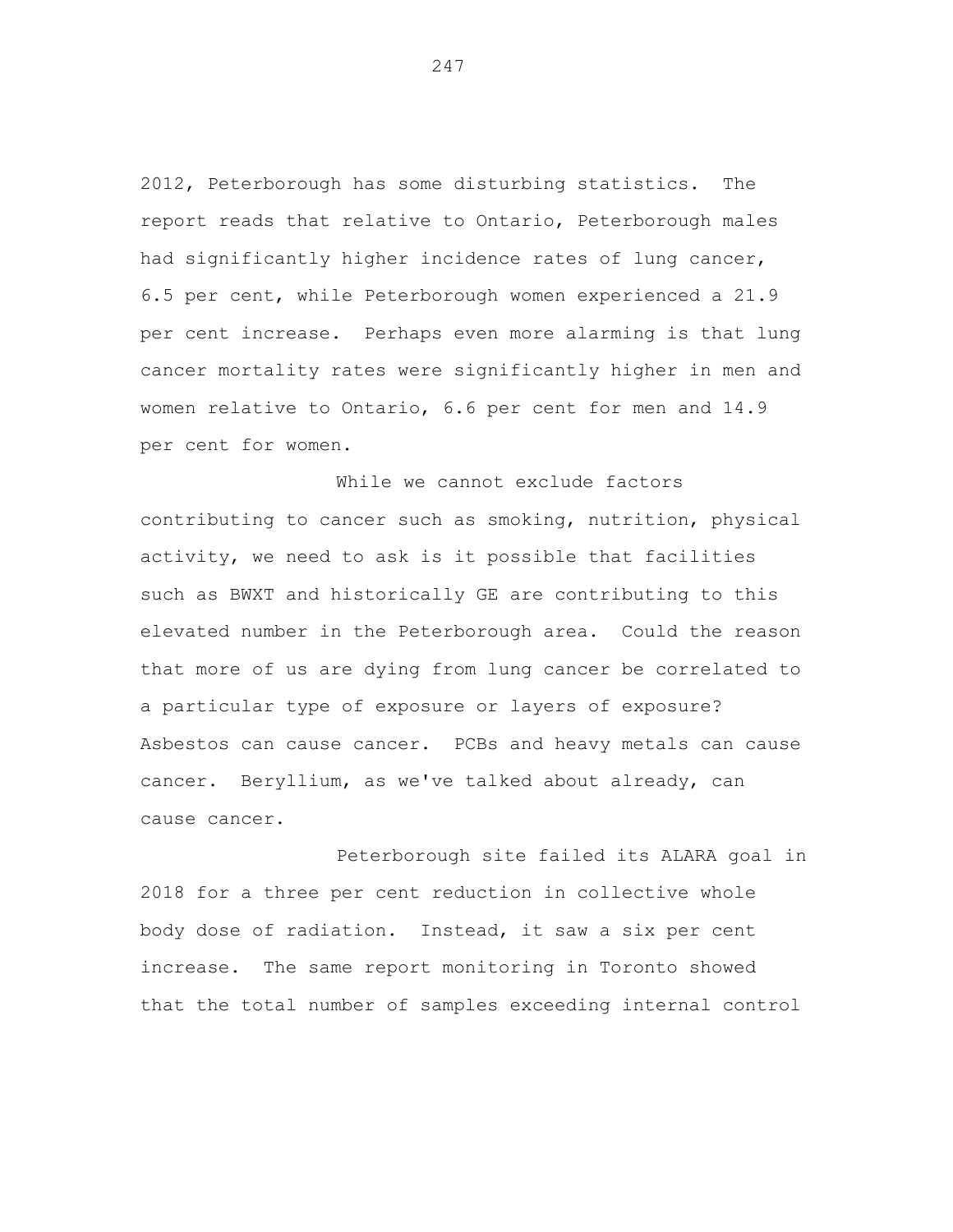2012, Peterborough has some disturbing statistics. The report reads that relative to Ontario, Peterborough males had significantly higher incidence rates of lung cancer, 6.5 per cent, while Peterborough women experienced a 21.9 per cent increase. Perhaps even more alarming is that lung cancer mortality rates were significantly higher in men and women relative to Ontario, 6.6 per cent for men and 14.9 per cent for women.

While we cannot exclude factors contributing to cancer such as smoking, nutrition, physical activity, we need to ask is it possible that facilities such as BWXT and historically GE are contributing to this elevated number in the Peterborough area. Could the reason that more of us are dying from lung cancer be correlated to a particular type of exposure or layers of exposure? Asbestos can cause cancer. PCBs and heavy metals can cause cancer. Beryllium, as we've talked about already, can cause cancer.

Peterborough site failed its ALARA goal in 2018 for a three per cent reduction in collective whole body dose of radiation. Instead, it saw a six per cent increase. The same report monitoring in Toronto showed that the total number of samples exceeding internal control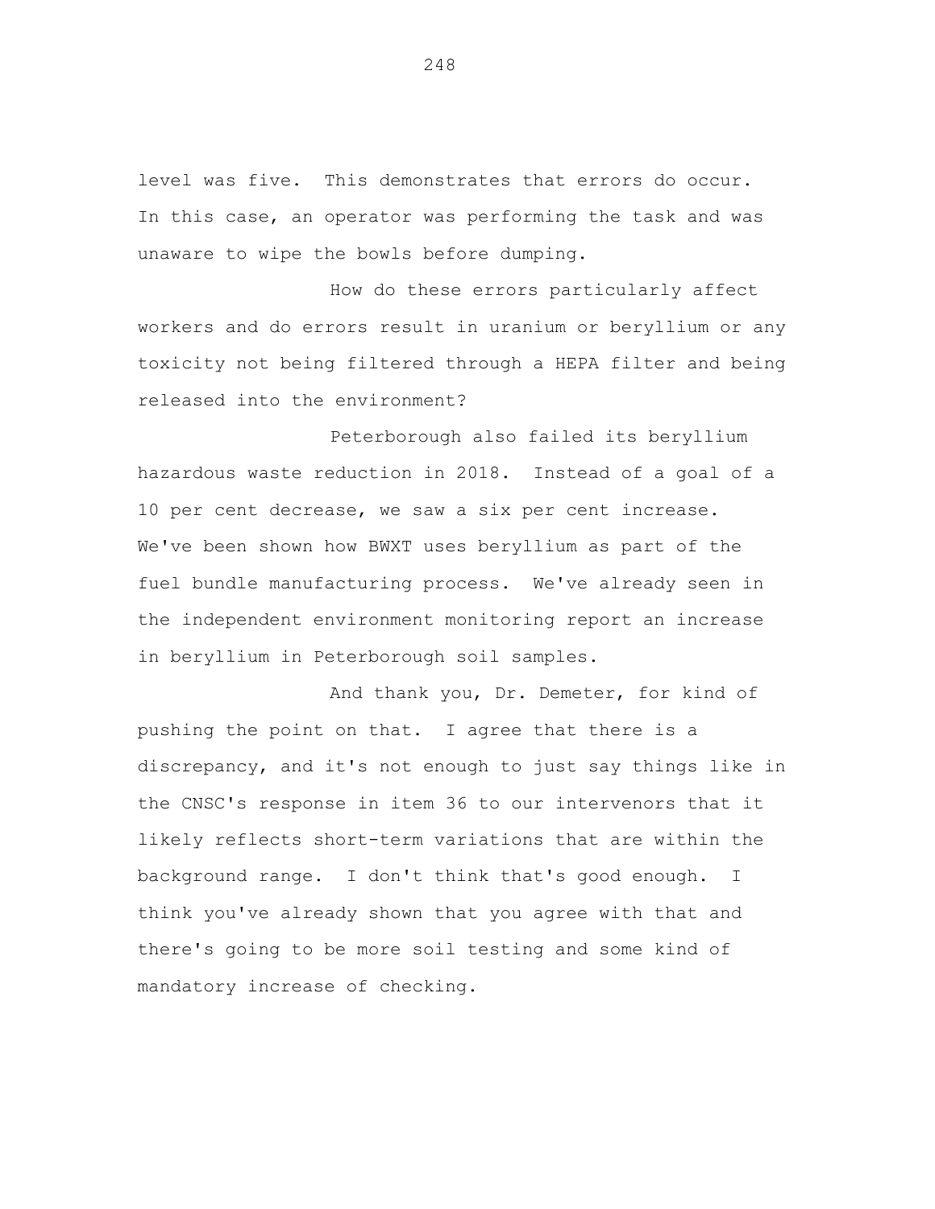level was five. This demonstrates that errors do occur. In this case, an operator was performing the task and was unaware to wipe the bowls before dumping.

How do these errors particularly affect workers and do errors result in uranium or beryllium or any toxicity not being filtered through a HEPA filter and being released into the environment?

Peterborough also failed its beryllium hazardous waste reduction in 2018. Instead of a goal of a 10 per cent decrease, we saw a six per cent increase. We've been shown how BWXT uses beryllium as part of the fuel bundle manufacturing process. We've already seen in the independent environment monitoring report an increase in beryllium in Peterborough soil samples.

And thank you, Dr. Demeter, for kind of pushing the point on that. I agree that there is a discrepancy, and it's not enough to just say things like in the CNSC's response in item 36 to our intervenors that it likely reflects short-term variations that are within the background range. I don't think that's good enough. I think you've already shown that you agree with that and there's going to be more soil testing and some kind of mandatory increase of checking.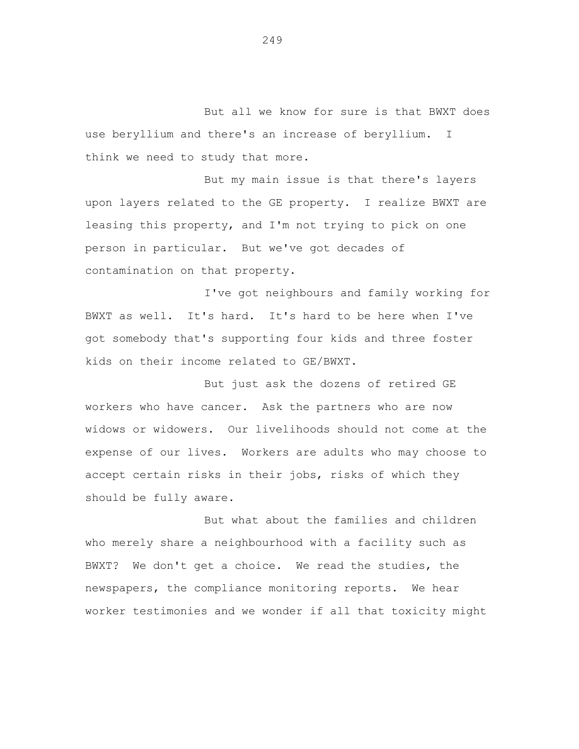But all we know for sure is that BWXT does use beryllium and there's an increase of beryllium. I think we need to study that more.

But my main issue is that there's layers upon layers related to the GE property. I realize BWXT are leasing this property, and I'm not trying to pick on one person in particular. But we've got decades of contamination on that property.

I've got neighbours and family working for BWXT as well. It's hard. It's hard to be here when I've got somebody that's supporting four kids and three foster kids on their income related to GE/BWXT.

But just ask the dozens of retired GE workers who have cancer. Ask the partners who are now widows or widowers. Our livelihoods should not come at the expense of our lives. Workers are adults who may choose to accept certain risks in their jobs, risks of which they should be fully aware.

But what about the families and children who merely share a neighbourhood with a facility such as BWXT? We don't get a choice. We read the studies, the newspapers, the compliance monitoring reports. We hear worker testimonies and we wonder if all that toxicity might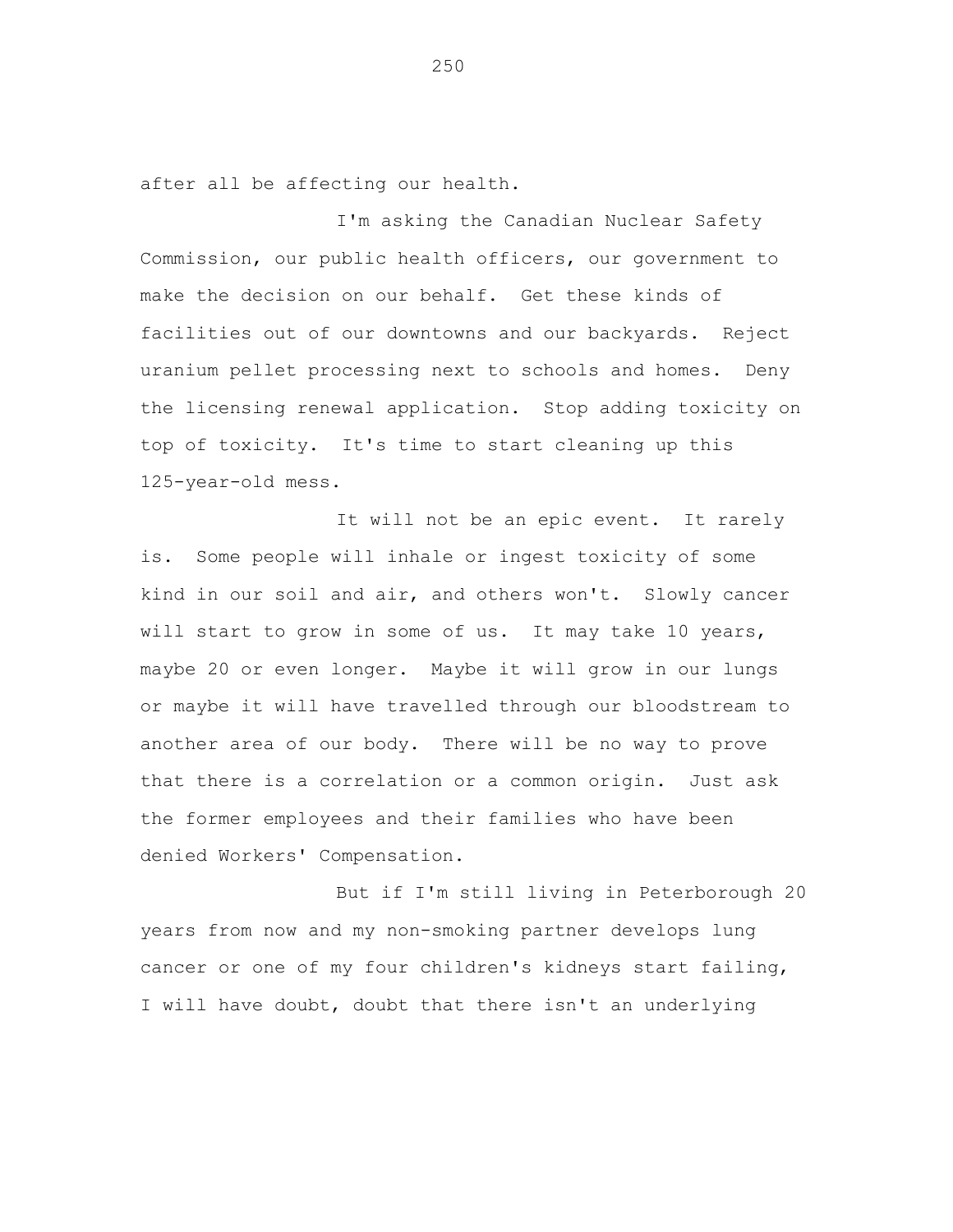after all be affecting our health.

I'm asking the Canadian Nuclear Safety Commission, our public health officers, our government to make the decision on our behalf. Get these kinds of facilities out of our downtowns and our backyards. Reject uranium pellet processing next to schools and homes. Deny the licensing renewal application. Stop adding toxicity on top of toxicity. It's time to start cleaning up this 125-year-old mess.

It will not be an epic event. It rarely is. Some people will inhale or ingest toxicity of some kind in our soil and air, and others won't. Slowly cancer will start to grow in some of us. It may take 10 years, maybe 20 or even longer. Maybe it will grow in our lungs or maybe it will have travelled through our bloodstream to another area of our body. There will be no way to prove that there is a correlation or a common origin. Just ask the former employees and their families who have been denied Workers' Compensation.

But if I'm still living in Peterborough 20 years from now and my non-smoking partner develops lung cancer or one of my four children's kidneys start failing, I will have doubt, doubt that there isn't an underlying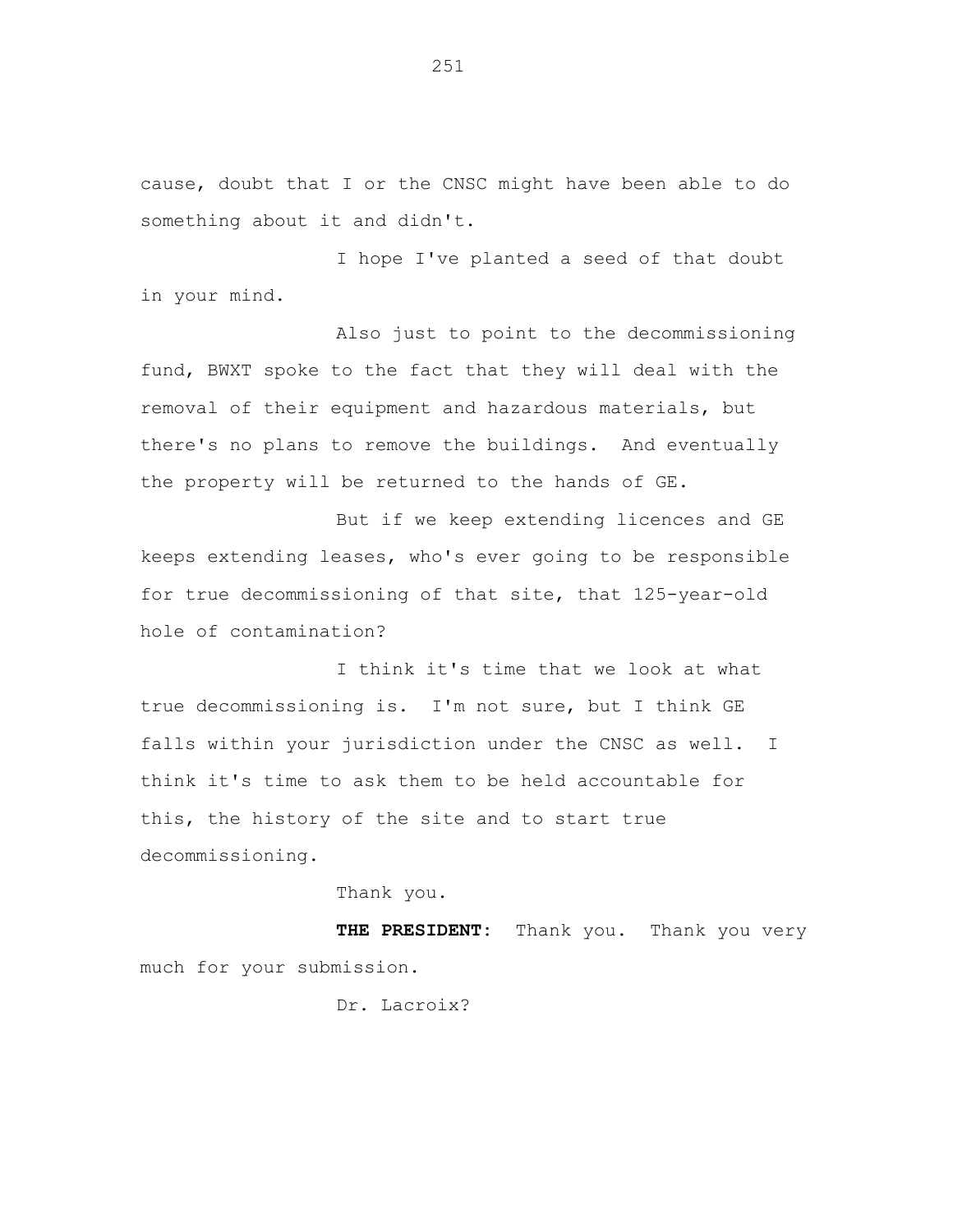cause, doubt that I or the CNSC might have been able to do something about it and didn't.

I hope I've planted a seed of that doubt in your mind.

Also just to point to the decommissioning fund, BWXT spoke to the fact that they will deal with the removal of their equipment and hazardous materials, but there's no plans to remove the buildings. And eventually the property will be returned to the hands of GE.

But if we keep extending licences and GE keeps extending leases, who's ever going to be responsible for true decommissioning of that site, that 125-year-old hole of contamination?

I think it's time that we look at what true decommissioning is. I'm not sure, but I think GE falls within your jurisdiction under the CNSC as well. I think it's time to ask them to be held accountable for this, the history of the site and to start true decommissioning.

Thank you.

**THE PRESIDENT:** Thank you. Thank you very much for your submission.

Dr. Lacroix?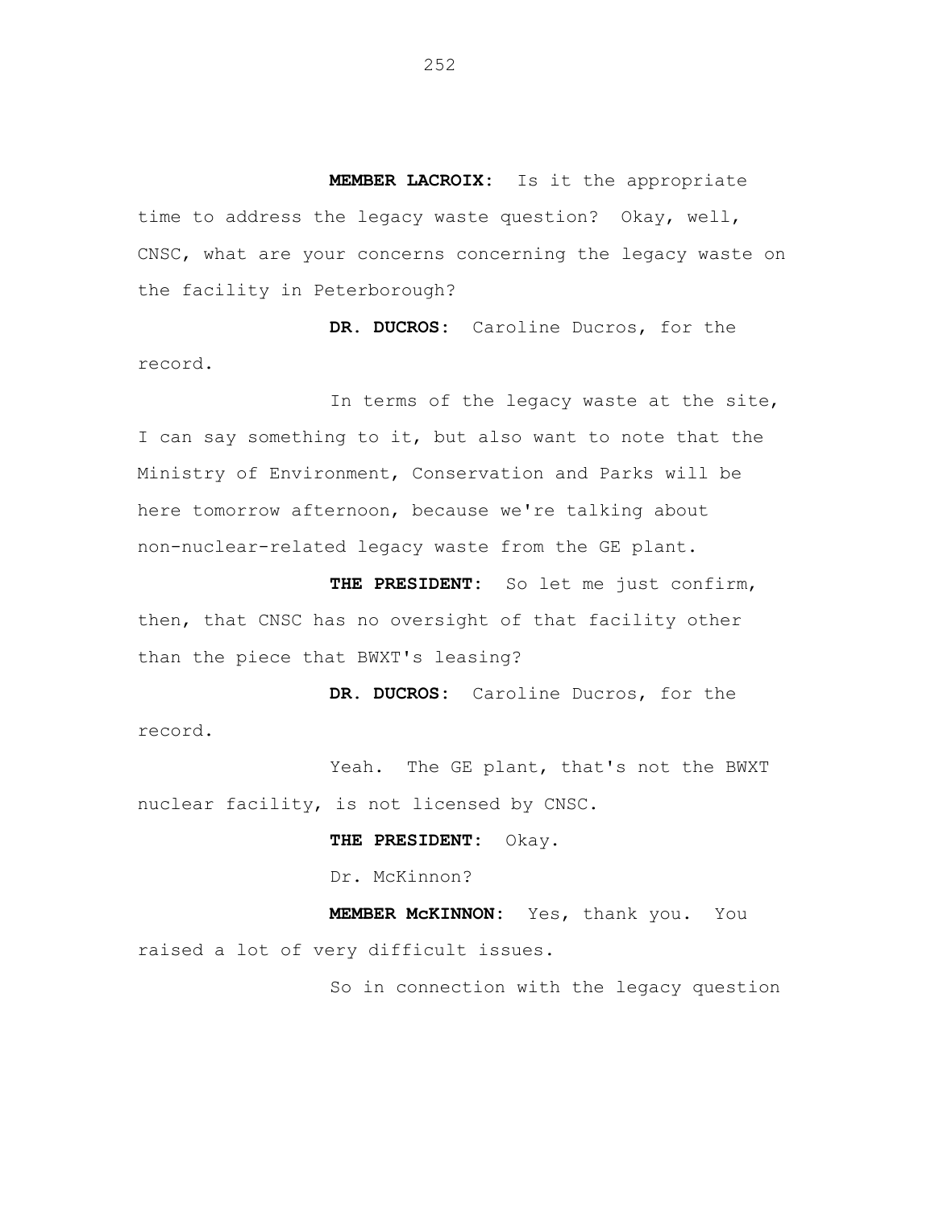**MEMBER LACROIX:** Is it the appropriate time to address the legacy waste question? Okay, well, CNSC, what are your concerns concerning the legacy waste on the facility in Peterborough?

**DR. DUCROS:** Caroline Ducros, for the record.

In terms of the legacy waste at the site, I can say something to it, but also want to note that the Ministry of Environment, Conservation and Parks will be here tomorrow afternoon, because we're talking about non-nuclear-related legacy waste from the GE plant.

**THE PRESIDENT:** So let me just confirm, then, that CNSC has no oversight of that facility other than the piece that BWXT's leasing?

**DR. DUCROS:** Caroline Ducros, for the record.

Yeah. The GE plant, that's not the BWXT nuclear facility, is not licensed by CNSC.

**THE PRESIDENT:** Okay.

Dr. McKinnon?

**MEMBER McKINNON:** Yes, thank you. You raised a lot of very difficult issues.

So in connection with the legacy question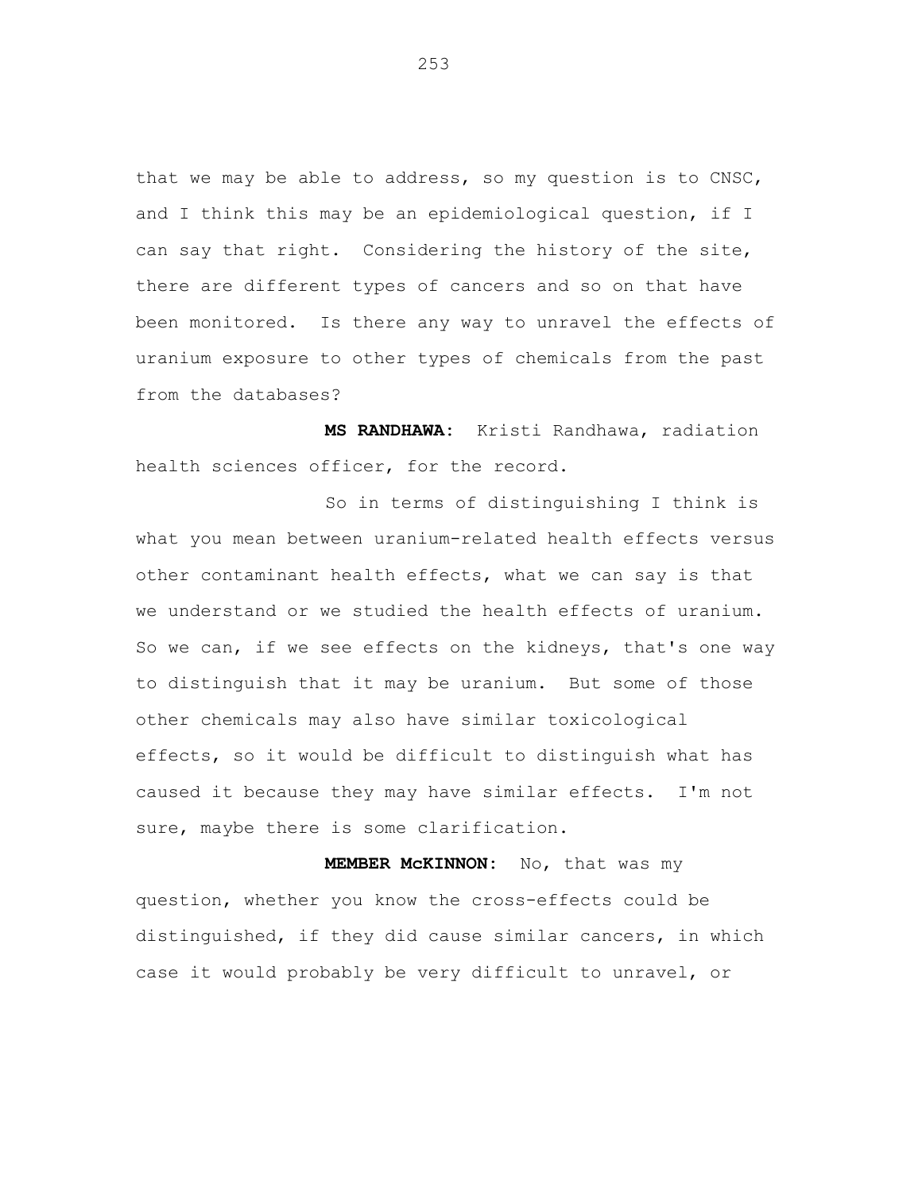that we may be able to address, so my question is to CNSC, and I think this may be an epidemiological question, if I can say that right. Considering the history of the site, there are different types of cancers and so on that have been monitored. Is there any way to unravel the effects of uranium exposure to other types of chemicals from the past from the databases?

**MS RANDHAWA:** Kristi Randhawa, radiation health sciences officer, for the record.

So in terms of distinguishing I think is what you mean between uranium-related health effects versus other contaminant health effects, what we can say is that we understand or we studied the health effects of uranium. So we can, if we see effects on the kidneys, that's one way to distinguish that it may be uranium. But some of those other chemicals may also have similar toxicological effects, so it would be difficult to distinguish what has caused it because they may have similar effects. I'm not sure, maybe there is some clarification.

**MEMBER McKINNON:** No, that was my question, whether you know the cross-effects could be distinguished, if they did cause similar cancers, in which case it would probably be very difficult to unravel, or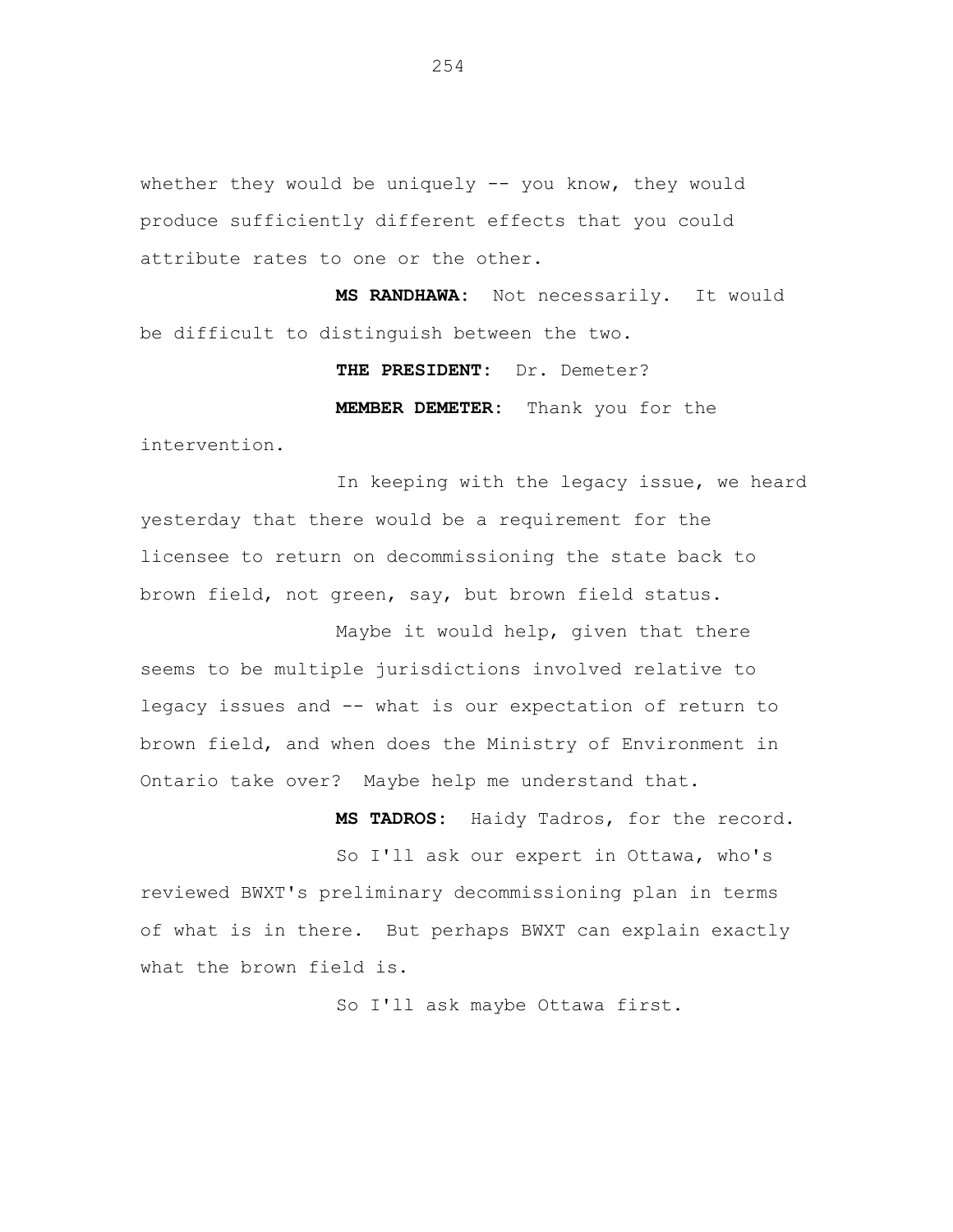whether they would be uniquely -- you know, they would produce sufficiently different effects that you could attribute rates to one or the other.

**MS RANDHAWA:** Not necessarily. It would be difficult to distinguish between the two.

**THE PRESIDENT:** Dr. Demeter?

**MEMBER DEMETER:** Thank you for the intervention.

In keeping with the legacy issue, we heard yesterday that there would be a requirement for the licensee to return on decommissioning the state back to brown field, not green, say, but brown field status.

Maybe it would help, given that there seems to be multiple jurisdictions involved relative to legacy issues and -- what is our expectation of return to brown field, and when does the Ministry of Environment in Ontario take over? Maybe help me understand that.

**MS TADROS:** Haidy Tadros, for the record.

So I'll ask our expert in Ottawa, who's reviewed BWXT's preliminary decommissioning plan in terms of what is in there. But perhaps BWXT can explain exactly what the brown field is.

So I'll ask maybe Ottawa first.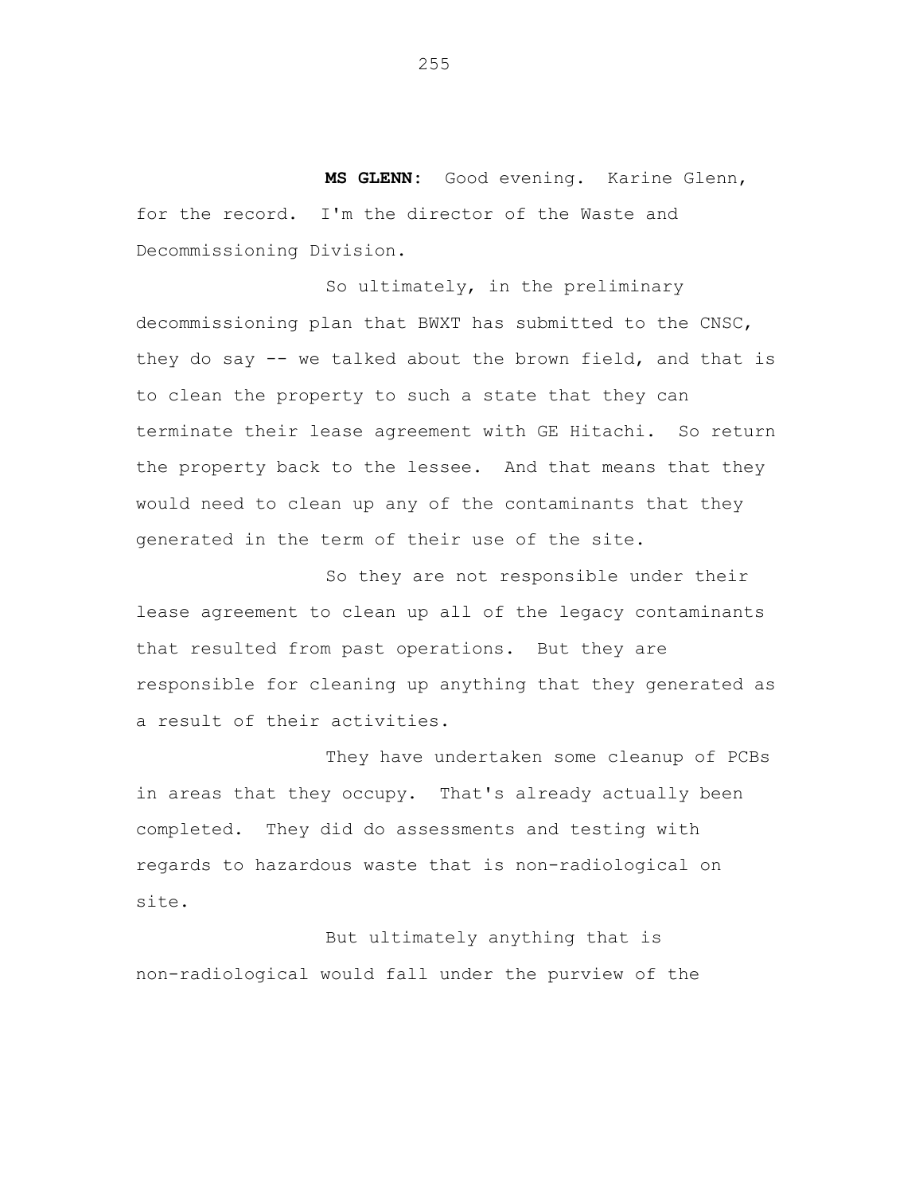**MS GLENN:** Good evening. Karine Glenn, for the record. I'm the director of the Waste and Decommissioning Division.

So ultimately, in the preliminary decommissioning plan that BWXT has submitted to the CNSC, they do say -- we talked about the brown field, and that is to clean the property to such a state that they can terminate their lease agreement with GE Hitachi. So return the property back to the lessee. And that means that they would need to clean up any of the contaminants that they generated in the term of their use of the site.

So they are not responsible under their lease agreement to clean up all of the legacy contaminants that resulted from past operations. But they are responsible for cleaning up anything that they generated as a result of their activities.

They have undertaken some cleanup of PCBs in areas that they occupy. That's already actually been completed. They did do assessments and testing with regards to hazardous waste that is non-radiological on site.

But ultimately anything that is non-radiological would fall under the purview of the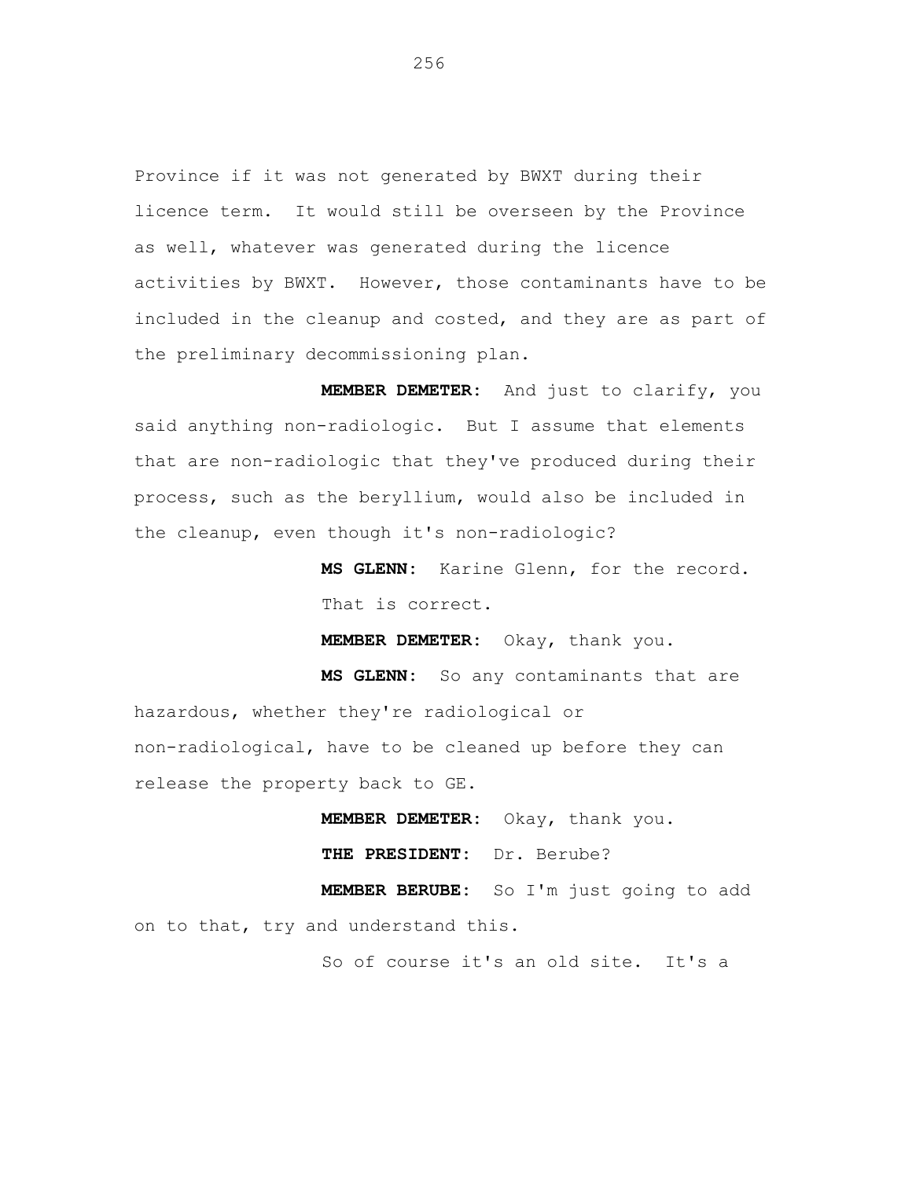Province if it was not generated by BWXT during their licence term. It would still be overseen by the Province as well, whatever was generated during the licence activities by BWXT. However, those contaminants have to be included in the cleanup and costed, and they are as part of the preliminary decommissioning plan.

**MEMBER DEMETER:** And just to clarify, you said anything non-radiologic. But I assume that elements that are non-radiologic that they've produced during their process, such as the beryllium, would also be included in the cleanup, even though it's non-radiologic?

**MS GLENN:** Karine Glenn, for the record. That is correct.

**MEMBER DEMETER:** Okay, thank you.

**MS GLENN:** So any contaminants that are hazardous, whether they're radiological or non-radiological, have to be cleaned up before they can release the property back to GE.

**MEMBER DEMETER:** Okay, thank you.

**THE PRESIDENT:** Dr. Berube?

**MEMBER BERUBE:** So I'm just going to add on to that, try and understand this.

So of course it's an old site. It's a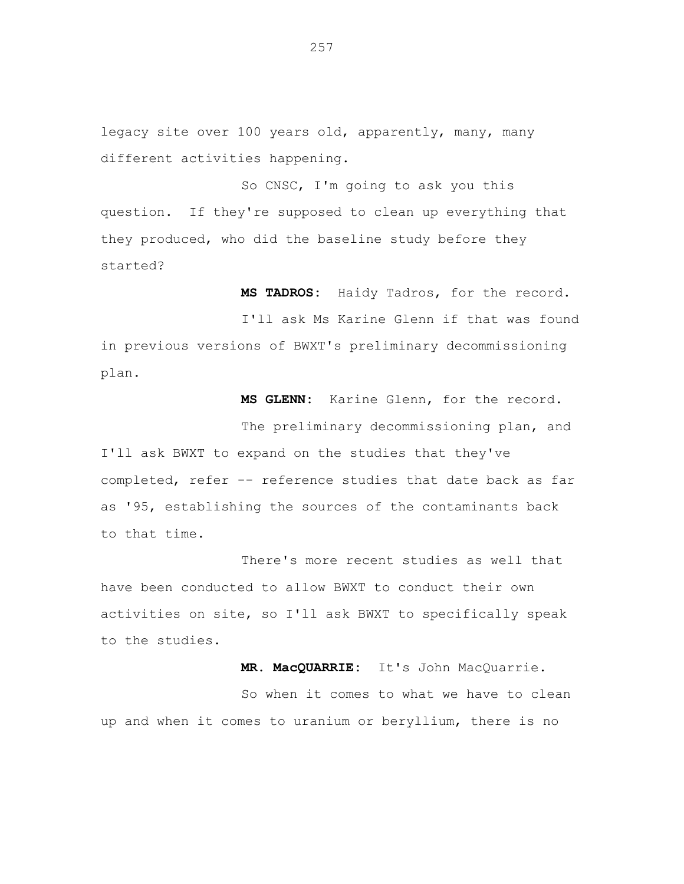legacy site over 100 years old, apparently, many, many different activities happening.

So CNSC, I'm going to ask you this question. If they're supposed to clean up everything that they produced, who did the baseline study before they started?

**MS TADROS:** Haidy Tadros, for the record.

I'll ask Ms Karine Glenn if that was found in previous versions of BWXT's preliminary decommissioning plan.

**MS GLENN:** Karine Glenn, for the record.

The preliminary decommissioning plan, and I'll ask BWXT to expand on the studies that they've completed, refer -- reference studies that date back as far as '95, establishing the sources of the contaminants back to that time.

There's more recent studies as well that have been conducted to allow BWXT to conduct their own activities on site, so I'll ask BWXT to specifically speak to the studies.

**MR. MacQUARRIE:** It's John MacQuarrie.

So when it comes to what we have to clean up and when it comes to uranium or beryllium, there is no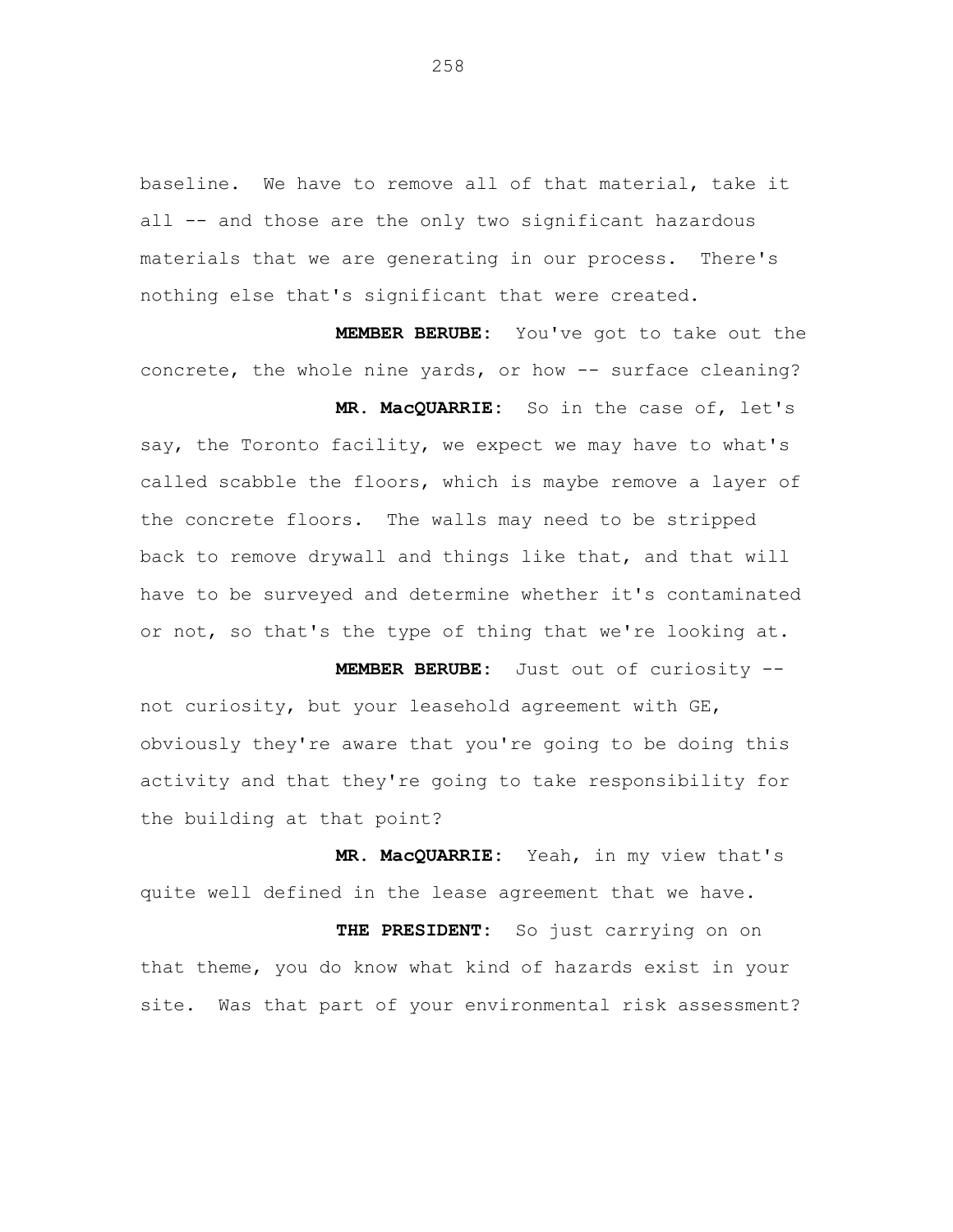baseline. We have to remove all of that material, take it all -- and those are the only two significant hazardous materials that we are generating in our process. There's nothing else that's significant that were created.

**MEMBER BERUBE:** You've got to take out the concrete, the whole nine yards, or how -- surface cleaning?

**MR. MacQUARRIE:** So in the case of, let's say, the Toronto facility, we expect we may have to what's called scabble the floors, which is maybe remove a layer of the concrete floors. The walls may need to be stripped back to remove drywall and things like that, and that will have to be surveyed and determine whether it's contaminated or not, so that's the type of thing that we're looking at.

**MEMBER BERUBE:** Just out of curiosity -- not curiosity, but your leasehold agreement with GE, obviously they're aware that you're going to be doing this activity and that they're going to take responsibility for the building at that point?

**MR. MacQUARRIE:** Yeah, in my view that's quite well defined in the lease agreement that we have.

**THE PRESIDENT:** So just carrying on on that theme, you do know what kind of hazards exist in your site. Was that part of your environmental risk assessment?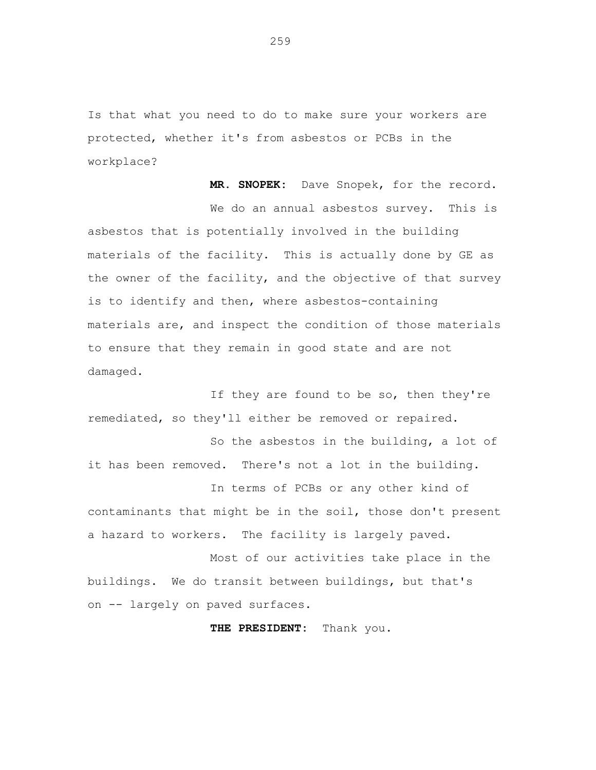Is that what you need to do to make sure your workers are protected, whether it's from asbestos or PCBs in the workplace?

**MR. SNOPEK:** Dave Snopek, for the record.

We do an annual asbestos survey. This is asbestos that is potentially involved in the building materials of the facility. This is actually done by GE as the owner of the facility, and the objective of that survey is to identify and then, where asbestos-containing materials are, and inspect the condition of those materials to ensure that they remain in good state and are not damaged.

If they are found to be so, then they're remediated, so they'll either be removed or repaired.

So the asbestos in the building, a lot of it has been removed. There's not a lot in the building.

In terms of PCBs or any other kind of contaminants that might be in the soil, those don't present a hazard to workers. The facility is largely paved.

Most of our activities take place in the buildings. We do transit between buildings, but that's on -- largely on paved surfaces.

**THE PRESIDENT:** Thank you.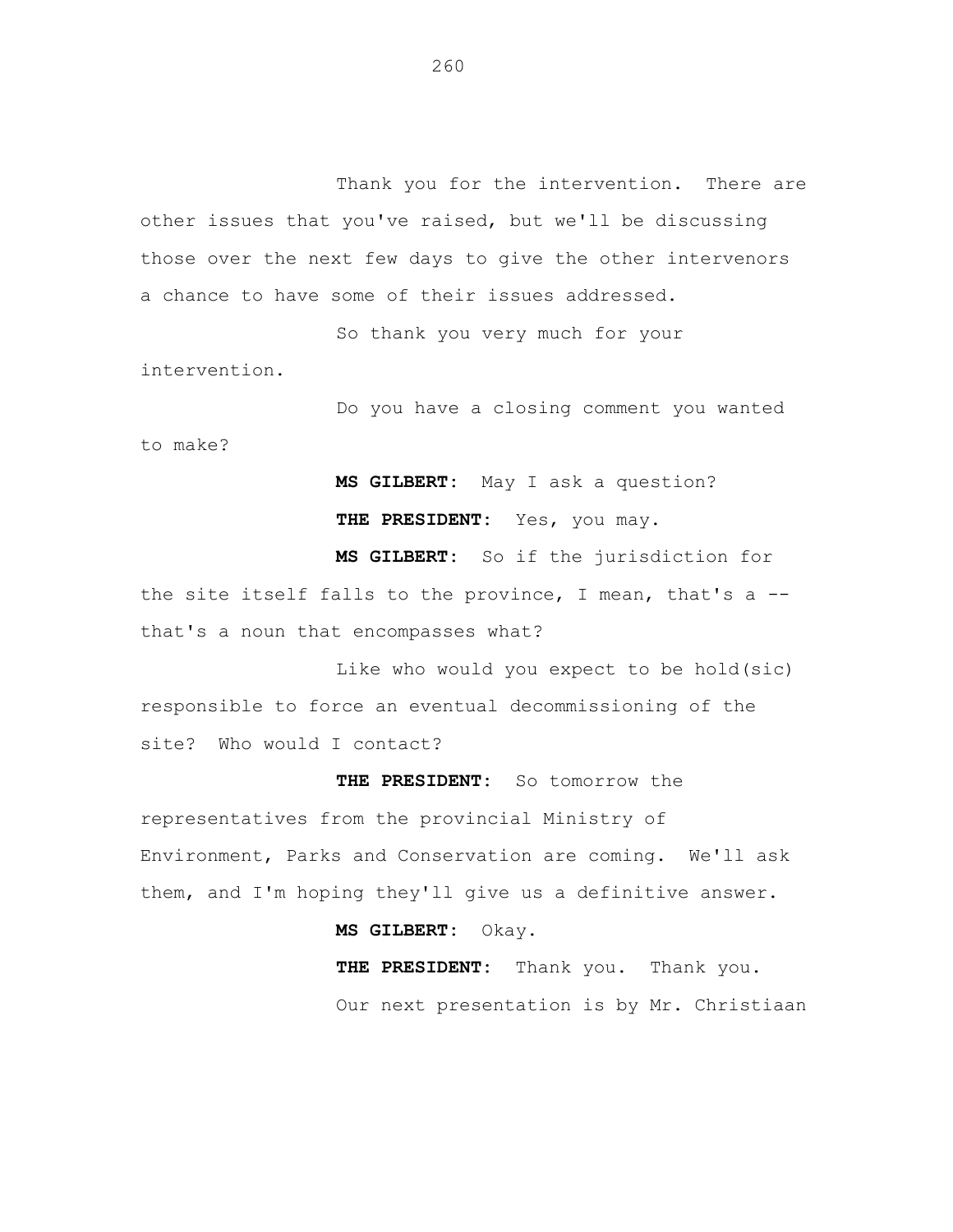Thank you for the intervention. There are other issues that you've raised, but we'll be discussing those over the next few days to give the other intervenors a chance to have some of their issues addressed.

So thank you very much for your intervention.

Do you have a closing comment you wanted to make?

**MS GILBERT:** May I ask a question?

**THE PRESIDENT:** Yes, you may.

**MS GILBERT:** So if the jurisdiction for the site itself falls to the province, I mean, that's a -- that's a noun that encompasses what?

Like who would you expect to be hold(sic) responsible to force an eventual decommissioning of the site? Who would I contact?

**THE PRESIDENT:** So tomorrow the representatives from the provincial Ministry of Environment, Parks and Conservation are coming. We'll ask them, and I'm hoping they'll give us a definitive answer.

**MS GILBERT:** Okay.

**THE PRESIDENT:** Thank you. Thank you.

Our next presentation is by Mr. Christiaan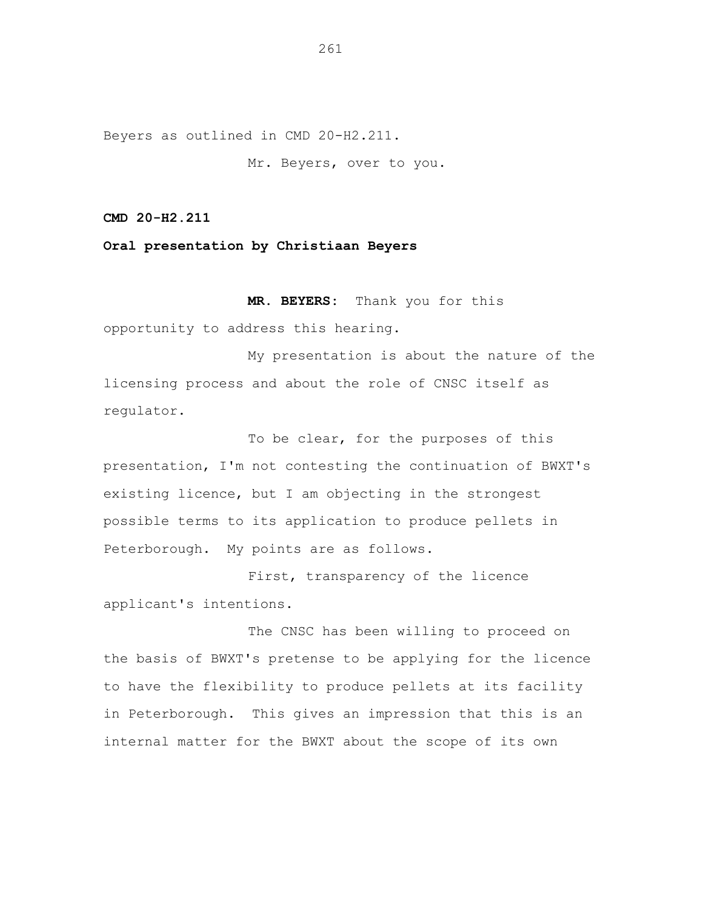Beyers as outlined in CMD 20-H2.211.

Mr. Beyers, over to you.

**CMD 20-H2.211**

**Oral presentation by Christiaan Beyers**

**MR. BEYERS:** Thank you for this opportunity to address this hearing.

My presentation is about the nature of the licensing process and about the role of CNSC itself as regulator.

To be clear, for the purposes of this presentation, I'm not contesting the continuation of BWXT's existing licence, but I am objecting in the strongest possible terms to its application to produce pellets in Peterborough. My points are as follows.

First, transparency of the licence applicant's intentions.

The CNSC has been willing to proceed on the basis of BWXT's pretense to be applying for the licence to have the flexibility to produce pellets at its facility in Peterborough. This gives an impression that this is an internal matter for the BWXT about the scope of its own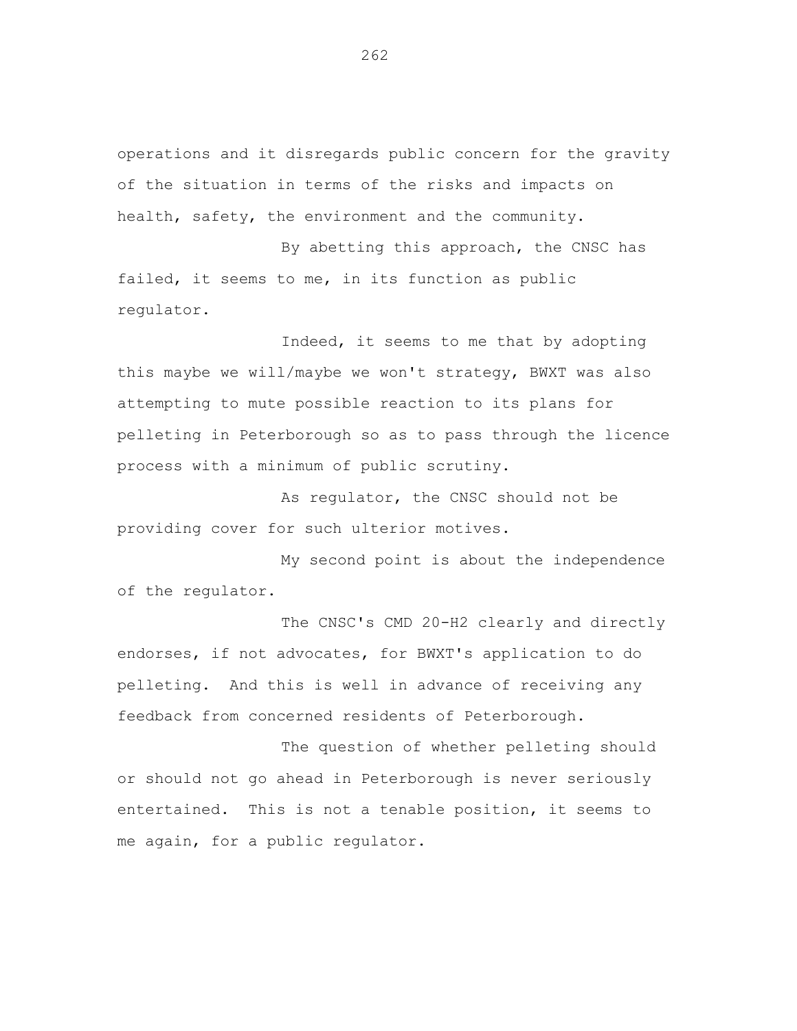operations and it disregards public concern for the gravity of the situation in terms of the risks and impacts on health, safety, the environment and the community.

By abetting this approach, the CNSC has failed, it seems to me, in its function as public regulator.

Indeed, it seems to me that by adopting this maybe we will/maybe we won't strategy, BWXT was also attempting to mute possible reaction to its plans for pelleting in Peterborough so as to pass through the licence process with a minimum of public scrutiny.

As regulator, the CNSC should not be providing cover for such ulterior motives.

My second point is about the independence of the regulator.

The CNSC's CMD 20-H2 clearly and directly endorses, if not advocates, for BWXT's application to do pelleting. And this is well in advance of receiving any feedback from concerned residents of Peterborough.

The question of whether pelleting should or should not go ahead in Peterborough is never seriously entertained. This is not a tenable position, it seems to me again, for a public regulator.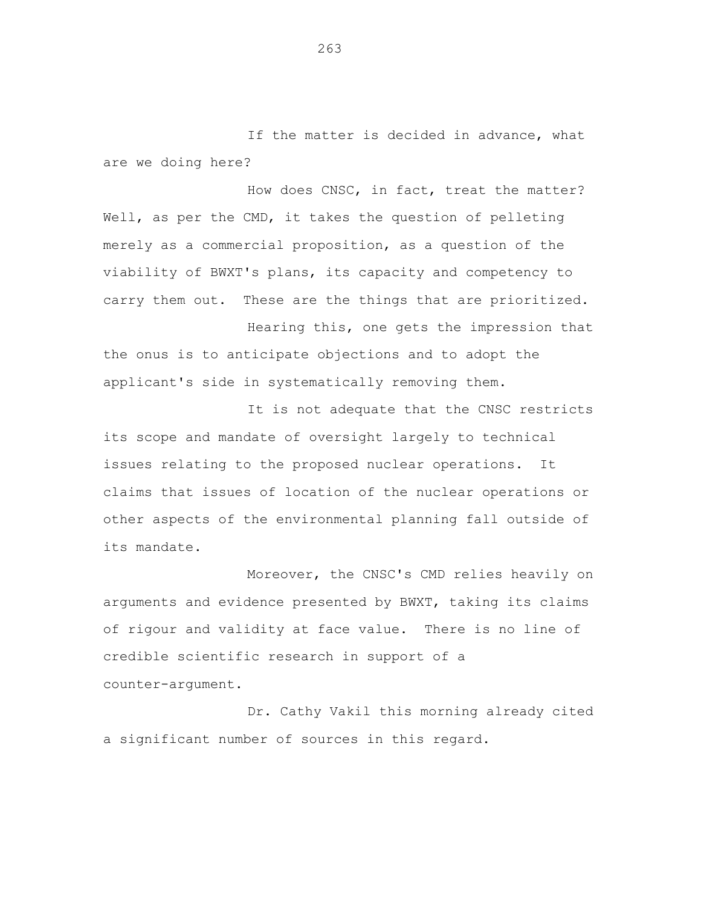If the matter is decided in advance, what are we doing here?

How does CNSC, in fact, treat the matter? Well, as per the CMD, it takes the question of pelleting merely as a commercial proposition, as a question of the viability of BWXT's plans, its capacity and competency to carry them out. These are the things that are prioritized.

Hearing this, one gets the impression that the onus is to anticipate objections and to adopt the applicant's side in systematically removing them.

It is not adequate that the CNSC restricts its scope and mandate of oversight largely to technical issues relating to the proposed nuclear operations. It claims that issues of location of the nuclear operations or other aspects of the environmental planning fall outside of its mandate.

Moreover, the CNSC's CMD relies heavily on arguments and evidence presented by BWXT, taking its claims of rigour and validity at face value. There is no line of credible scientific research in support of a counter-argument.

Dr. Cathy Vakil this morning already cited a significant number of sources in this regard.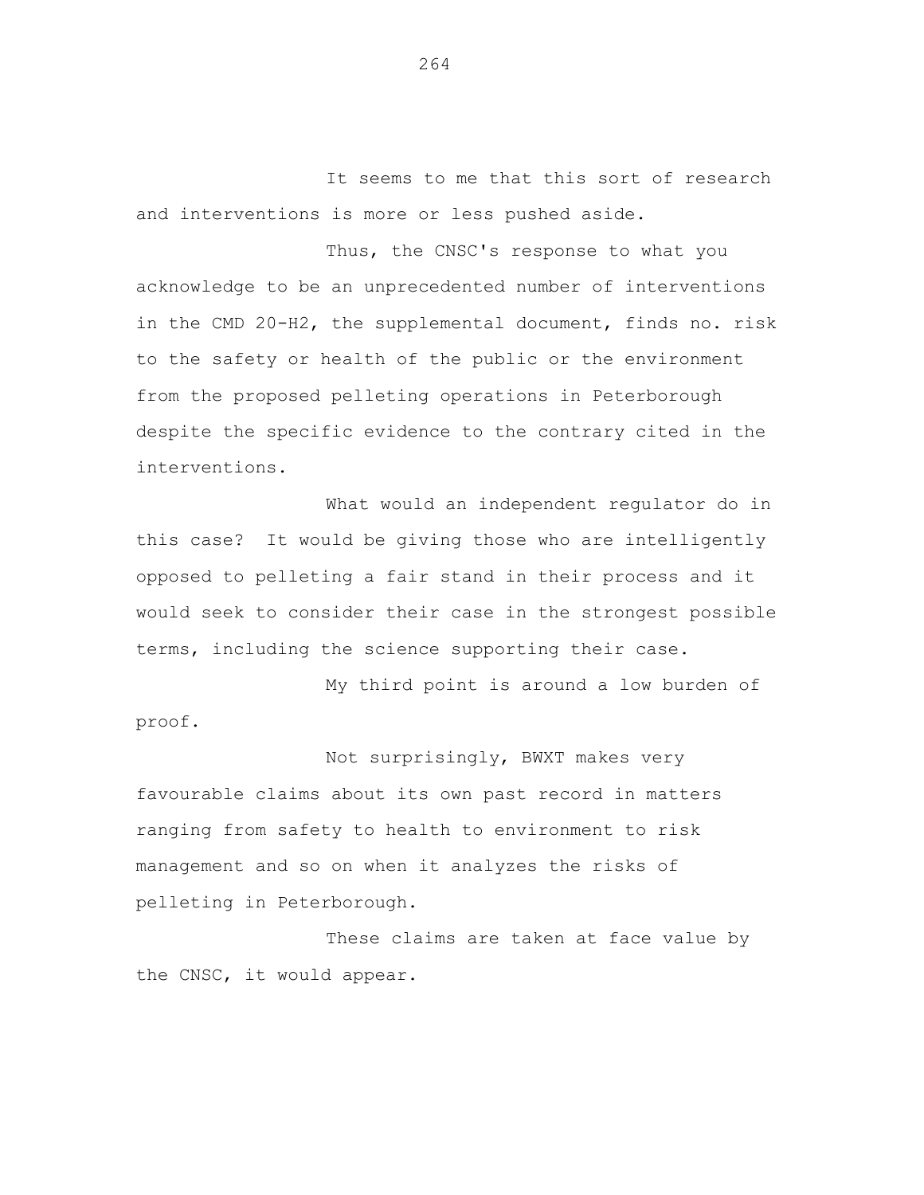It seems to me that this sort of research and interventions is more or less pushed aside.

Thus, the CNSC's response to what you acknowledge to be an unprecedented number of interventions in the CMD 20-H2, the supplemental document, finds no. risk to the safety or health of the public or the environment from the proposed pelleting operations in Peterborough despite the specific evidence to the contrary cited in the interventions.

What would an independent regulator do in this case? It would be giving those who are intelligently opposed to pelleting a fair stand in their process and it would seek to consider their case in the strongest possible terms, including the science supporting their case.

My third point is around a low burden of proof.

Not surprisingly, BWXT makes very favourable claims about its own past record in matters ranging from safety to health to environment to risk management and so on when it analyzes the risks of pelleting in Peterborough.

These claims are taken at face value by the CNSC, it would appear.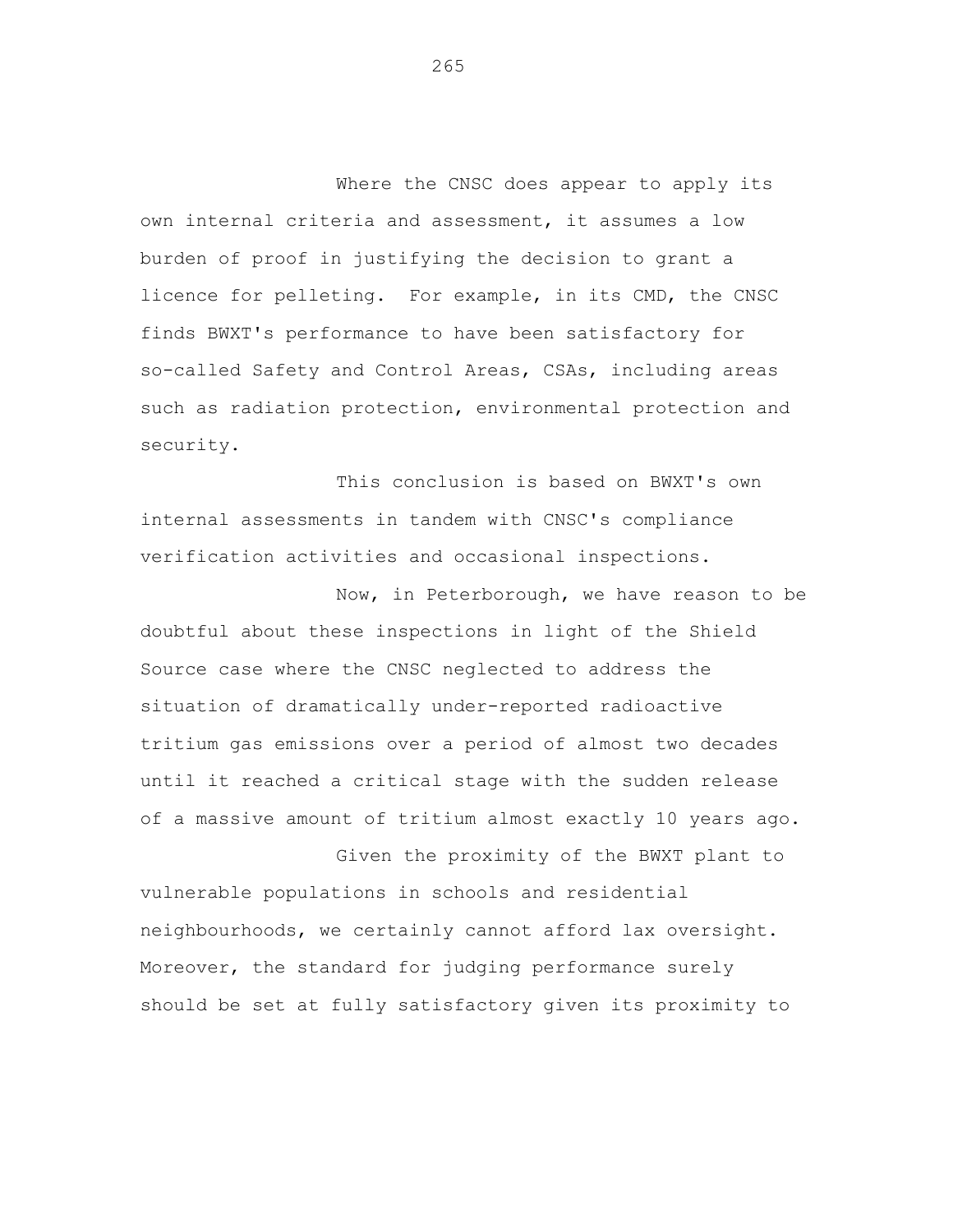Where the CNSC does appear to apply its own internal criteria and assessment, it assumes a low burden of proof in justifying the decision to grant a licence for pelleting. For example, in its CMD, the CNSC finds BWXT's performance to have been satisfactory for so-called Safety and Control Areas, CSAs, including areas such as radiation protection, environmental protection and security.

This conclusion is based on BWXT's own internal assessments in tandem with CNSC's compliance verification activities and occasional inspections.

Now, in Peterborough, we have reason to be doubtful about these inspections in light of the Shield Source case where the CNSC neglected to address the situation of dramatically under-reported radioactive tritium gas emissions over a period of almost two decades until it reached a critical stage with the sudden release of a massive amount of tritium almost exactly 10 years ago.

Given the proximity of the BWXT plant to vulnerable populations in schools and residential neighbourhoods, we certainly cannot afford lax oversight. Moreover, the standard for judging performance surely should be set at fully satisfactory given its proximity to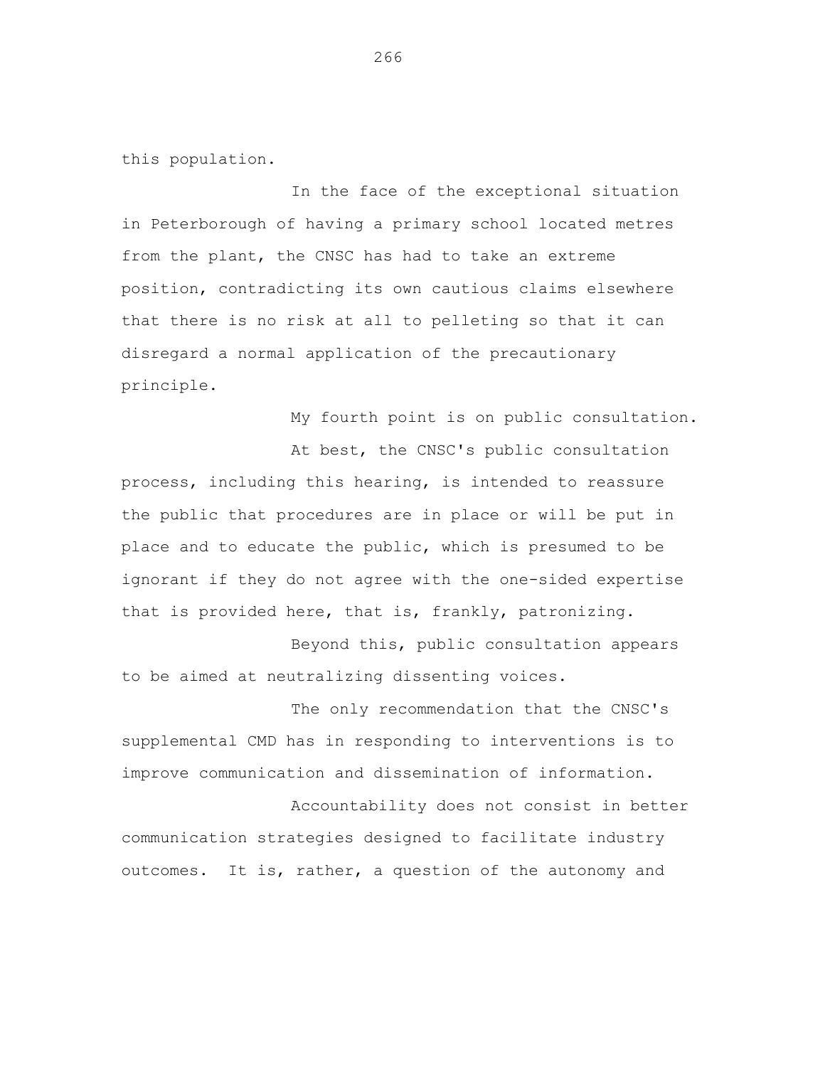this population.

In the face of the exceptional situation in Peterborough of having a primary school located metres from the plant, the CNSC has had to take an extreme position, contradicting its own cautious claims elsewhere that there is no risk at all to pelleting so that it can disregard a normal application of the precautionary principle.

My fourth point is on public consultation.

At best, the CNSC's public consultation process, including this hearing, is intended to reassure the public that procedures are in place or will be put in place and to educate the public, which is presumed to be ignorant if they do not agree with the one-sided expertise that is provided here, that is, frankly, patronizing.

Beyond this, public consultation appears to be aimed at neutralizing dissenting voices.

The only recommendation that the CNSC's supplemental CMD has in responding to interventions is to improve communication and dissemination of information.

Accountability does not consist in better communication strategies designed to facilitate industry outcomes. It is, rather, a question of the autonomy and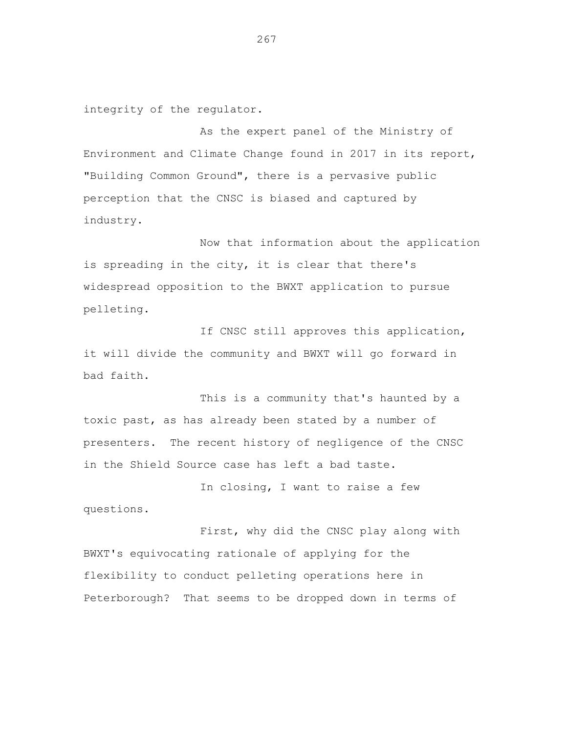integrity of the regulator.

As the expert panel of the Ministry of Environment and Climate Change found in 2017 in its report, "Building Common Ground", there is a pervasive public perception that the CNSC is biased and captured by industry.

Now that information about the application is spreading in the city, it is clear that there's widespread opposition to the BWXT application to pursue pelleting.

If CNSC still approves this application, it will divide the community and BWXT will go forward in bad faith.

This is a community that's haunted by a toxic past, as has already been stated by a number of presenters. The recent history of negligence of the CNSC in the Shield Source case has left a bad taste.

In closing, I want to raise a few questions.

First, why did the CNSC play along with BWXT's equivocating rationale of applying for the flexibility to conduct pelleting operations here in Peterborough? That seems to be dropped down in terms of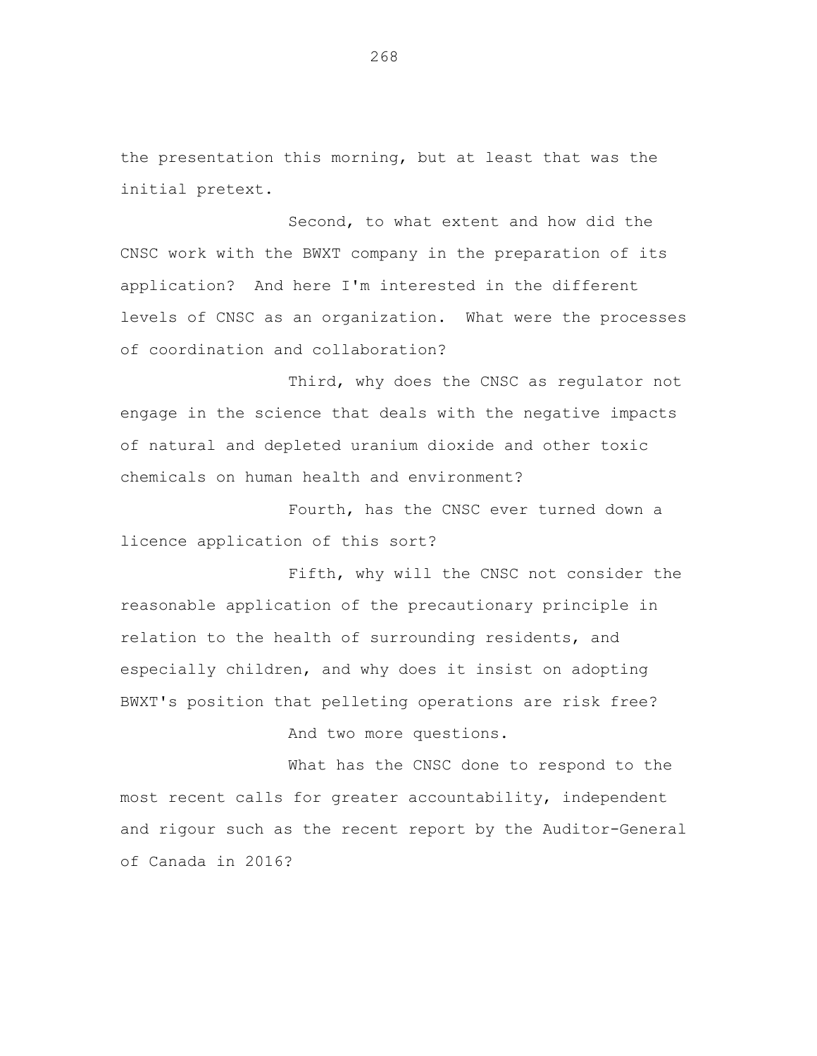the presentation this morning, but at least that was the initial pretext.

Second, to what extent and how did the CNSC work with the BWXT company in the preparation of its application? And here I'm interested in the different levels of CNSC as an organization. What were the processes of coordination and collaboration?

Third, why does the CNSC as regulator not engage in the science that deals with the negative impacts of natural and depleted uranium dioxide and other toxic chemicals on human health and environment?

Fourth, has the CNSC ever turned down a licence application of this sort?

Fifth, why will the CNSC not consider the reasonable application of the precautionary principle in relation to the health of surrounding residents, and especially children, and why does it insist on adopting BWXT's position that pelleting operations are risk free?

And two more questions.

What has the CNSC done to respond to the most recent calls for greater accountability, independent and rigour such as the recent report by the Auditor-General of Canada in 2016?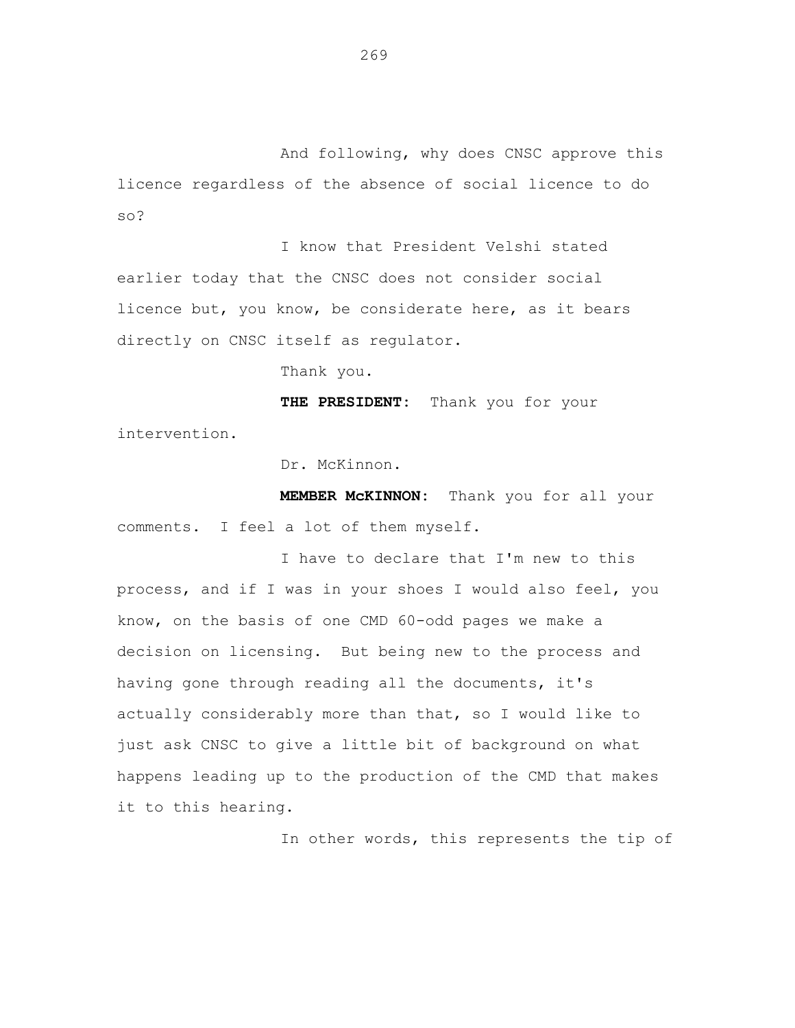And following, why does CNSC approve this licence regardless of the absence of social licence to do so?

I know that President Velshi stated earlier today that the CNSC does not consider social licence but, you know, be considerate here, as it bears directly on CNSC itself as regulator.

Thank you.

**THE PRESIDENT:** Thank you for your intervention.

Dr. McKinnon.

**MEMBER McKINNON:** Thank you for all your comments. I feel a lot of them myself.

I have to declare that I'm new to this process, and if I was in your shoes I would also feel, you know, on the basis of one CMD 60-odd pages we make a decision on licensing. But being new to the process and having gone through reading all the documents, it's actually considerably more than that, so I would like to just ask CNSC to give a little bit of background on what happens leading up to the production of the CMD that makes it to this hearing.

In other words, this represents the tip of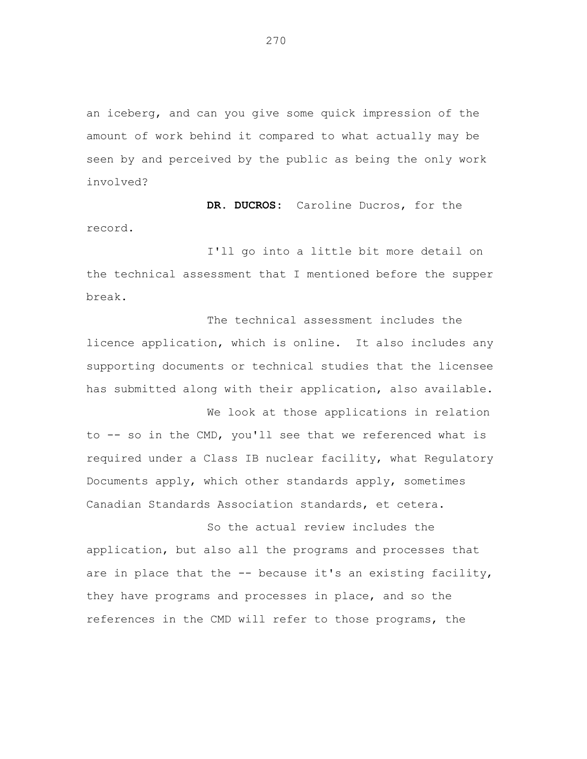an iceberg, and can you give some quick impression of the amount of work behind it compared to what actually may be seen by and perceived by the public as being the only work involved?

**DR. DUCROS:** Caroline Ducros, for the record.

I'll go into a little bit more detail on the technical assessment that I mentioned before the supper break.

The technical assessment includes the licence application, which is online. It also includes any supporting documents or technical studies that the licensee has submitted along with their application, also available.

We look at those applications in relation to -- so in the CMD, you'll see that we referenced what is required under a Class IB nuclear facility, what Regulatory Documents apply, which other standards apply, sometimes Canadian Standards Association standards, et cetera.

So the actual review includes the application, but also all the programs and processes that are in place that the -- because it's an existing facility, they have programs and processes in place, and so the references in the CMD will refer to those programs, the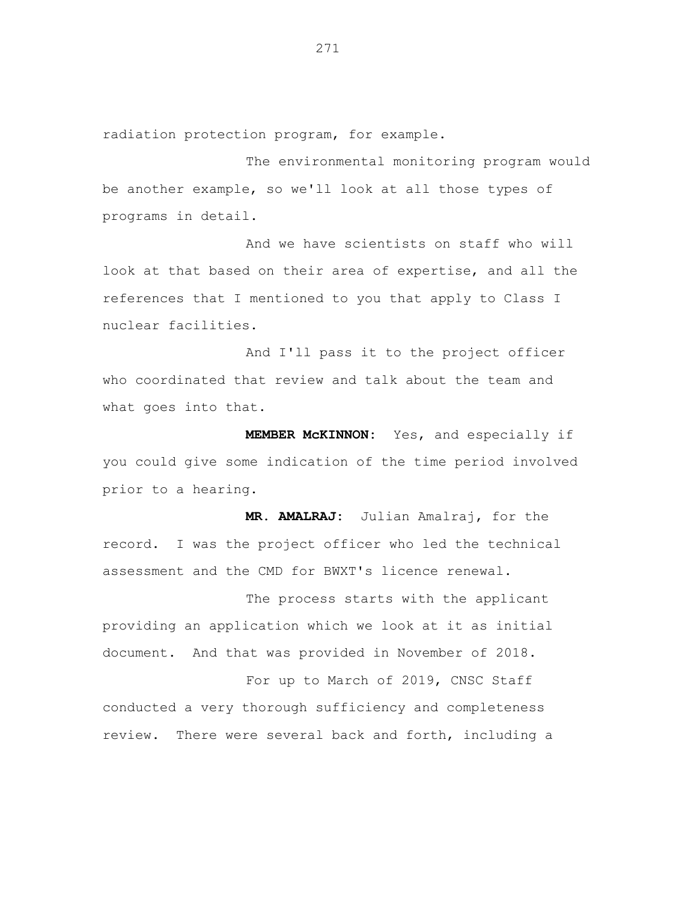radiation protection program, for example.

The environmental monitoring program would be another example, so we'll look at all those types of programs in detail.

And we have scientists on staff who will look at that based on their area of expertise, and all the references that I mentioned to you that apply to Class I nuclear facilities.

And I'll pass it to the project officer who coordinated that review and talk about the team and what goes into that.

**MEMBER McKINNON:** Yes, and especially if you could give some indication of the time period involved prior to a hearing.

**MR. AMALRAJ:** Julian Amalraj, for the record. I was the project officer who led the technical assessment and the CMD for BWXT's licence renewal.

The process starts with the applicant providing an application which we look at it as initial document. And that was provided in November of 2018.

For up to March of 2019, CNSC Staff conducted a very thorough sufficiency and completeness review. There were several back and forth, including a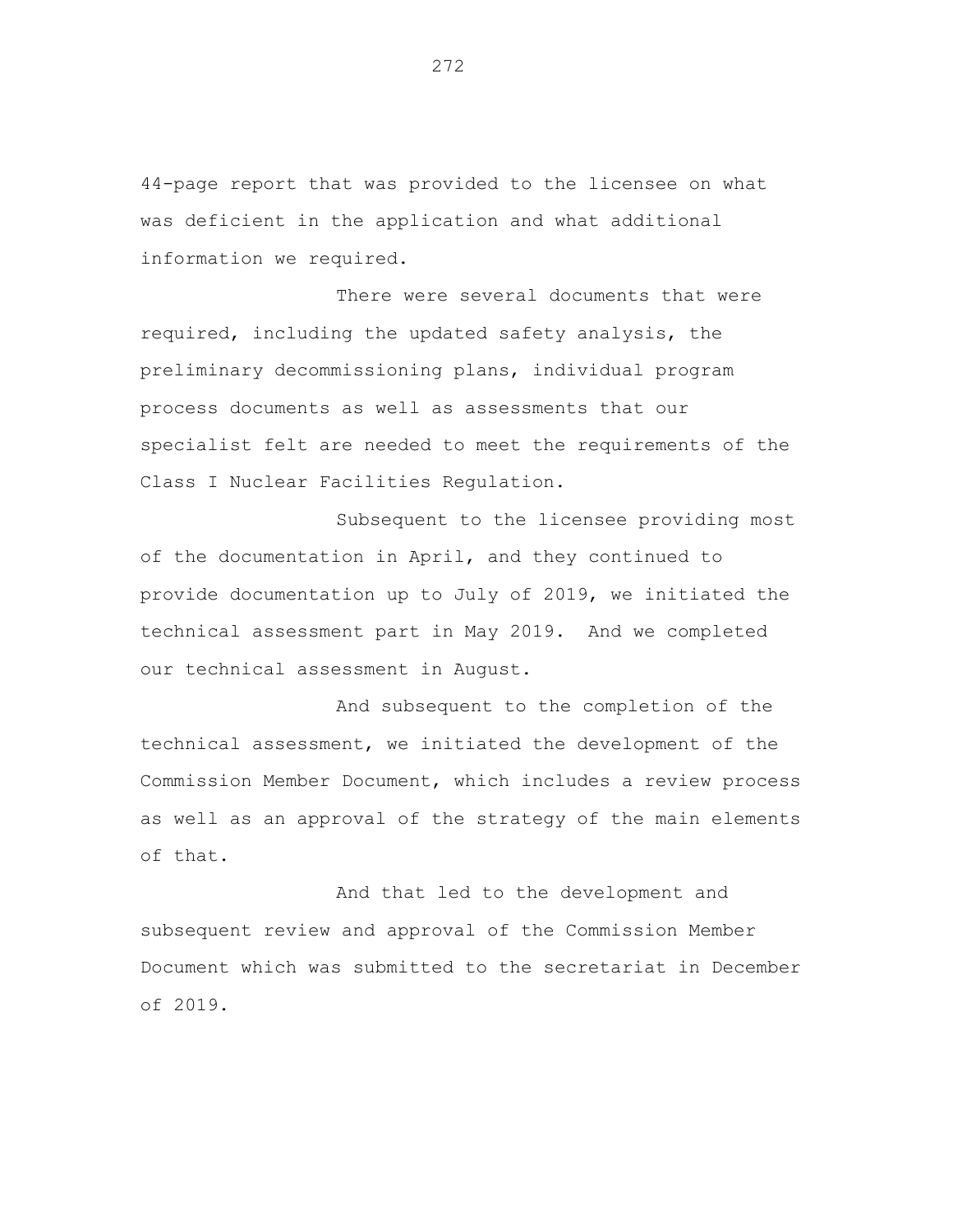44-page report that was provided to the licensee on what was deficient in the application and what additional information we required.

There were several documents that were required, including the updated safety analysis, the preliminary decommissioning plans, individual program process documents as well as assessments that our specialist felt are needed to meet the requirements of the Class I Nuclear Facilities Regulation.

Subsequent to the licensee providing most of the documentation in April, and they continued to provide documentation up to July of 2019, we initiated the technical assessment part in May 2019. And we completed our technical assessment in August.

And subsequent to the completion of the technical assessment, we initiated the development of the Commission Member Document, which includes a review process as well as an approval of the strategy of the main elements of that.

And that led to the development and subsequent review and approval of the Commission Member Document which was submitted to the secretariat in December of 2019.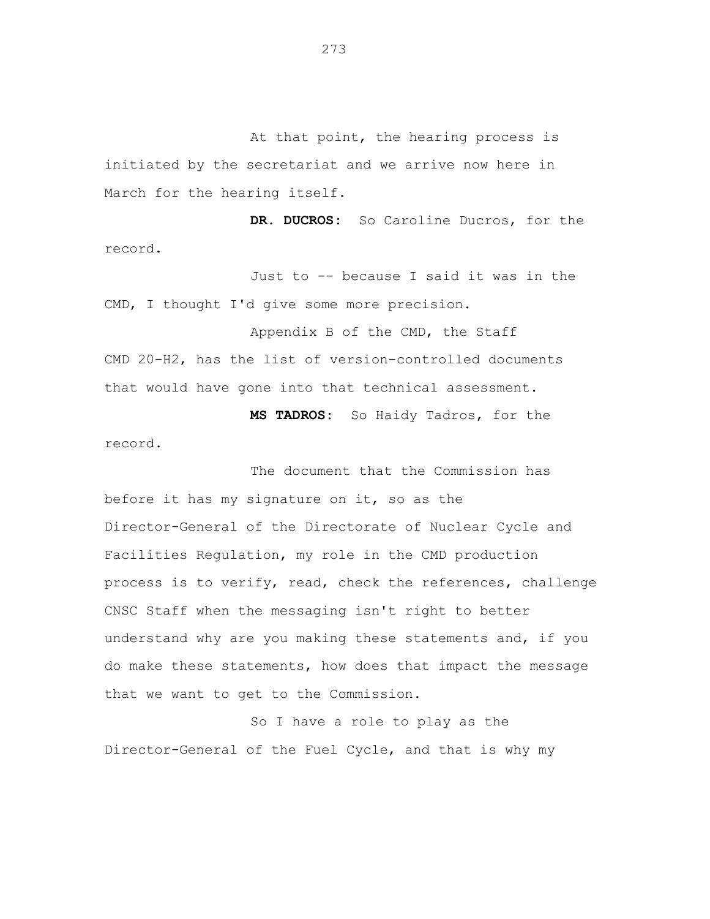At that point, the hearing process is initiated by the secretariat and we arrive now here in March for the hearing itself.

**DR. DUCROS:** So Caroline Ducros, for the record.

Just to -- because I said it was in the CMD, I thought I'd give some more precision.

Appendix B of the CMD, the Staff CMD 20-H2, has the list of version-controlled documents that would have gone into that technical assessment.

**MS TADROS:** So Haidy Tadros, for the record.

The document that the Commission has before it has my signature on it, so as the Director-General of the Directorate of Nuclear Cycle and Facilities Regulation, my role in the CMD production process is to verify, read, check the references, challenge CNSC Staff when the messaging isn't right to better understand why are you making these statements and, if you do make these statements, how does that impact the message that we want to get to the Commission.

So I have a role to play as the Director-General of the Fuel Cycle, and that is why my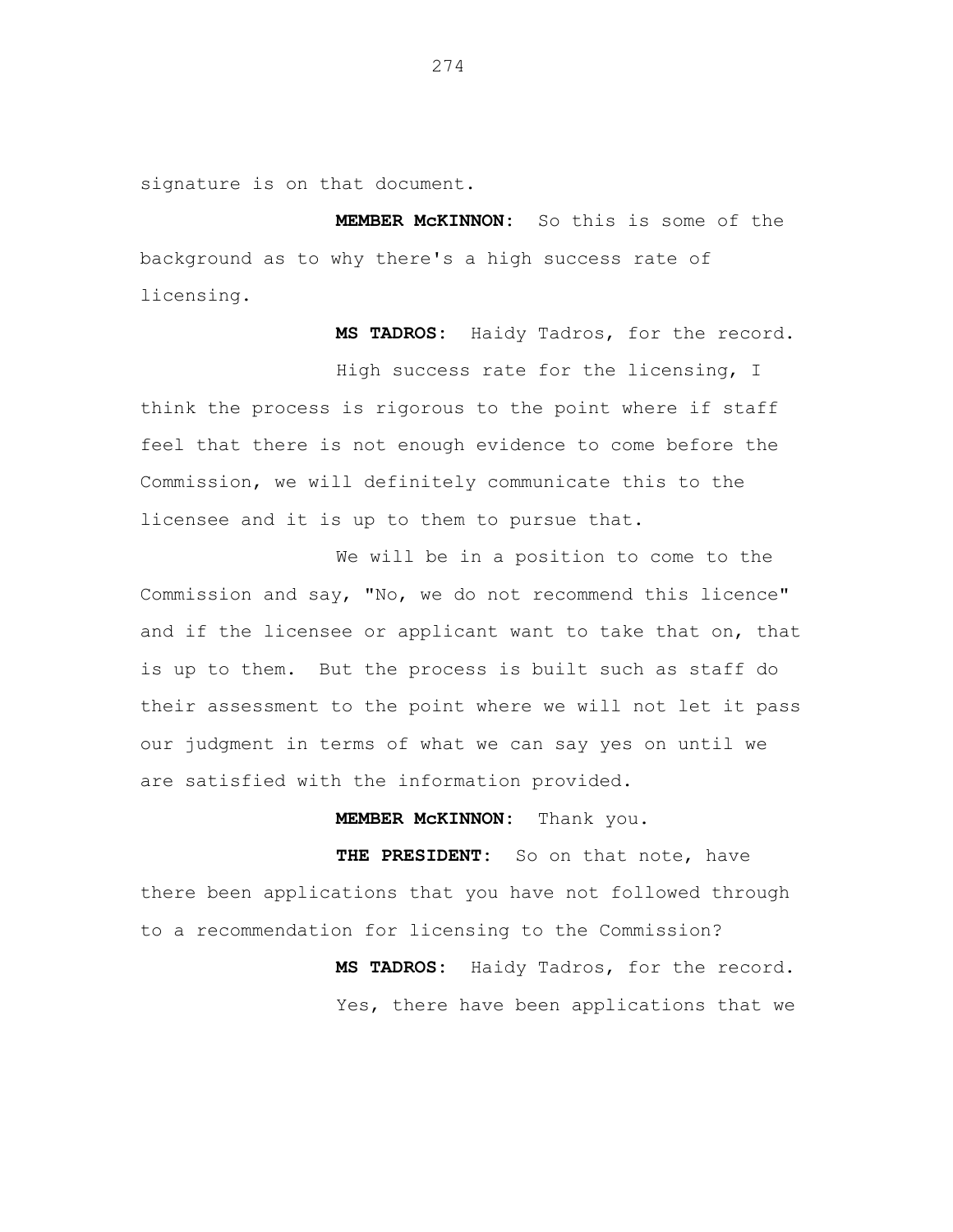signature is on that document.

**MEMBER McKINNON:** So this is some of the background as to why there's a high success rate of licensing.

**MS TADROS:** Haidy Tadros, for the record.

High success rate for the licensing, I think the process is rigorous to the point where if staff feel that there is not enough evidence to come before the Commission, we will definitely communicate this to the licensee and it is up to them to pursue that.

We will be in a position to come to the Commission and say, "No, we do not recommend this licence" and if the licensee or applicant want to take that on, that is up to them. But the process is built such as staff do their assessment to the point where we will not let it pass our judgment in terms of what we can say yes on until we are satisfied with the information provided.

**MEMBER McKINNON:** Thank you.

**THE PRESIDENT:** So on that note, have there been applications that you have not followed through to a recommendation for licensing to the Commission?

**MS TADROS:** Haidy Tadros, for the record.

Yes, there have been applications that we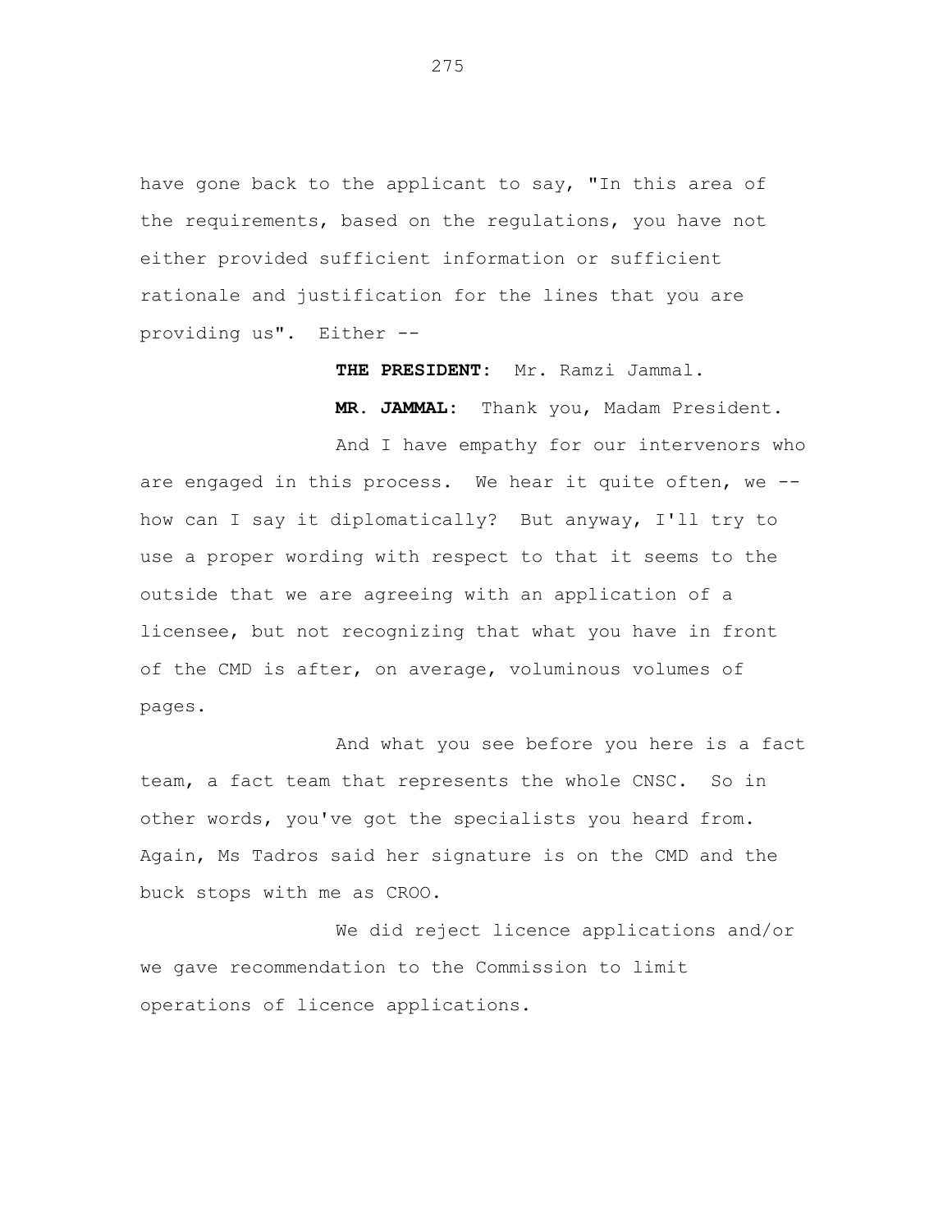have gone back to the applicant to say, "In this area of the requirements, based on the regulations, you have not either provided sufficient information or sufficient rationale and justification for the lines that you are providing us". Either --

**THE PRESIDENT:** Mr. Ramzi Jammal.

**MR. JAMMAL:** Thank you, Madam President.

And I have empathy for our intervenors who are engaged in this process. We hear it quite often, we -- how can I say it diplomatically? But anyway, I'll try to use a proper wording with respect to that it seems to the outside that we are agreeing with an application of a licensee, but not recognizing that what you have in front of the CMD is after, on average, voluminous volumes of pages.

And what you see before you here is a fact team, a fact team that represents the whole CNSC. So in other words, you've got the specialists you heard from. Again, Ms Tadros said her signature is on the CMD and the buck stops with me as CROO.

We did reject licence applications and/or we gave recommendation to the Commission to limit operations of licence applications.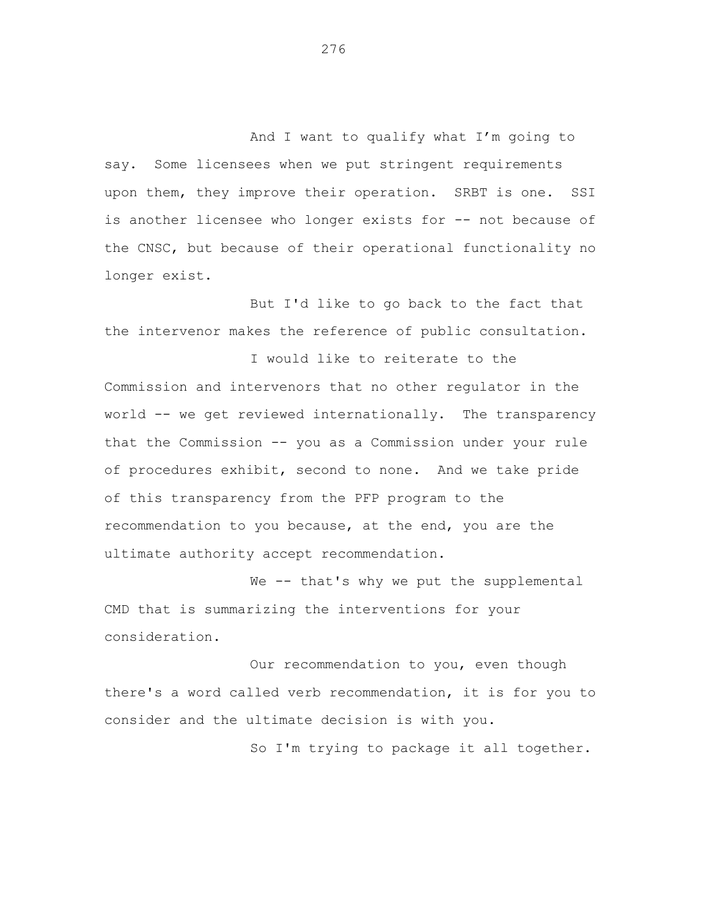And I want to qualify what I'm going to say. Some licensees when we put stringent requirements upon them, they improve their operation. SRBT is one. SSI is another licensee who longer exists for -- not because of the CNSC, but because of their operational functionality no longer exist.

But I'd like to go back to the fact that the intervenor makes the reference of public consultation.

I would like to reiterate to the Commission and intervenors that no other regulator in the world -- we get reviewed internationally. The transparency that the Commission -- you as a Commission under your rule of procedures exhibit, second to none. And we take pride of this transparency from the PFP program to the recommendation to you because, at the end, you are the ultimate authority accept recommendation.

We -- that's why we put the supplemental CMD that is summarizing the interventions for your consideration.

Our recommendation to you, even though there's a word called verb recommendation, it is for you to consider and the ultimate decision is with you.

So I'm trying to package it all together.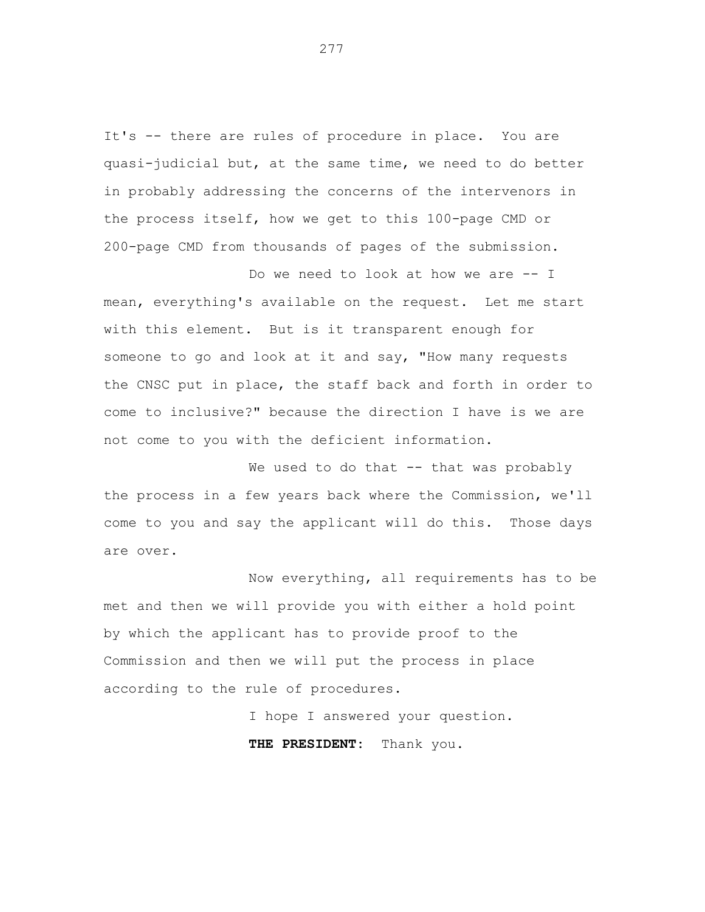It's -- there are rules of procedure in place. You are quasi-judicial but, at the same time, we need to do better in probably addressing the concerns of the intervenors in the process itself, how we get to this 100-page CMD or 200-page CMD from thousands of pages of the submission.

Do we need to look at how we are -- I mean, everything's available on the request. Let me start with this element. But is it transparent enough for someone to go and look at it and say, "How many requests the CNSC put in place, the staff back and forth in order to come to inclusive?" because the direction I have is we are not come to you with the deficient information.

We used to do that -- that was probably the process in a few years back where the Commission, we'll come to you and say the applicant will do this. Those days are over.

Now everything, all requirements has to be met and then we will provide you with either a hold point by which the applicant has to provide proof to the Commission and then we will put the process in place according to the rule of procedures.

I hope I answered your question.

**THE PRESIDENT:** Thank you.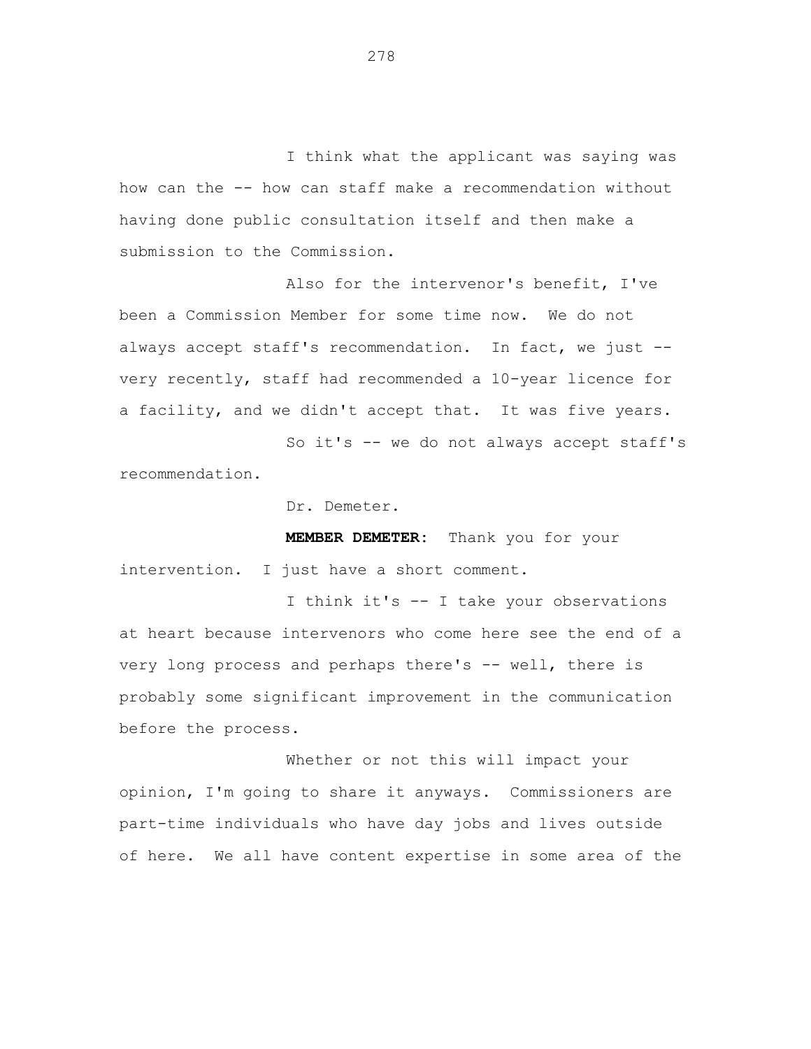I think what the applicant was saying was how can the -- how can staff make a recommendation without having done public consultation itself and then make a submission to the Commission.

Also for the intervenor's benefit, I've been a Commission Member for some time now. We do not always accept staff's recommendation. In fact, we just -- very recently, staff had recommended a 10-year licence for a facility, and we didn't accept that. It was five years.

So it's -- we do not always accept staff's recommendation.

Dr. Demeter.

**MEMBER DEMETER:** Thank you for your intervention. I just have a short comment.

I think it's -- I take your observations at heart because intervenors who come here see the end of a very long process and perhaps there's -- well, there is probably some significant improvement in the communication before the process.

Whether or not this will impact your opinion, I'm going to share it anyways. Commissioners are part-time individuals who have day jobs and lives outside of here. We all have content expertise in some area of the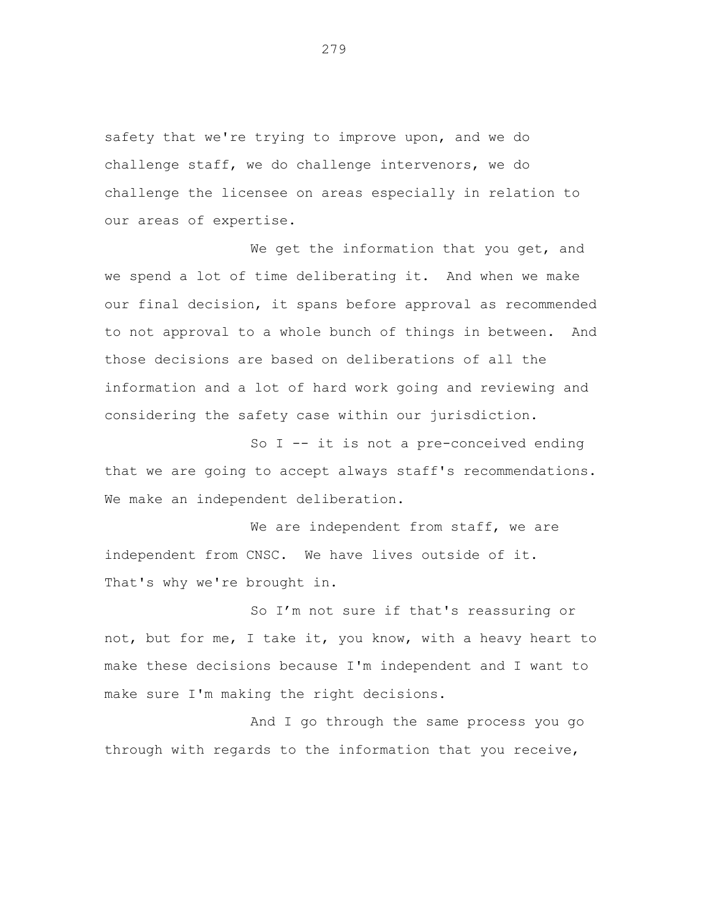safety that we're trying to improve upon, and we do challenge staff, we do challenge intervenors, we do challenge the licensee on areas especially in relation to our areas of expertise.

We get the information that you get, and we spend a lot of time deliberating it. And when we make our final decision, it spans before approval as recommended to not approval to a whole bunch of things in between. And those decisions are based on deliberations of all the information and a lot of hard work going and reviewing and considering the safety case within our jurisdiction.

So I -- it is not a pre-conceived ending that we are going to accept always staff's recommendations. We make an independent deliberation.

We are independent from staff, we are independent from CNSC. We have lives outside of it. That's why we're brought in.

So I'm not sure if that's reassuring or not, but for me, I take it, you know, with a heavy heart to make these decisions because I'm independent and I want to make sure I'm making the right decisions.

And I go through the same process you go through with regards to the information that you receive,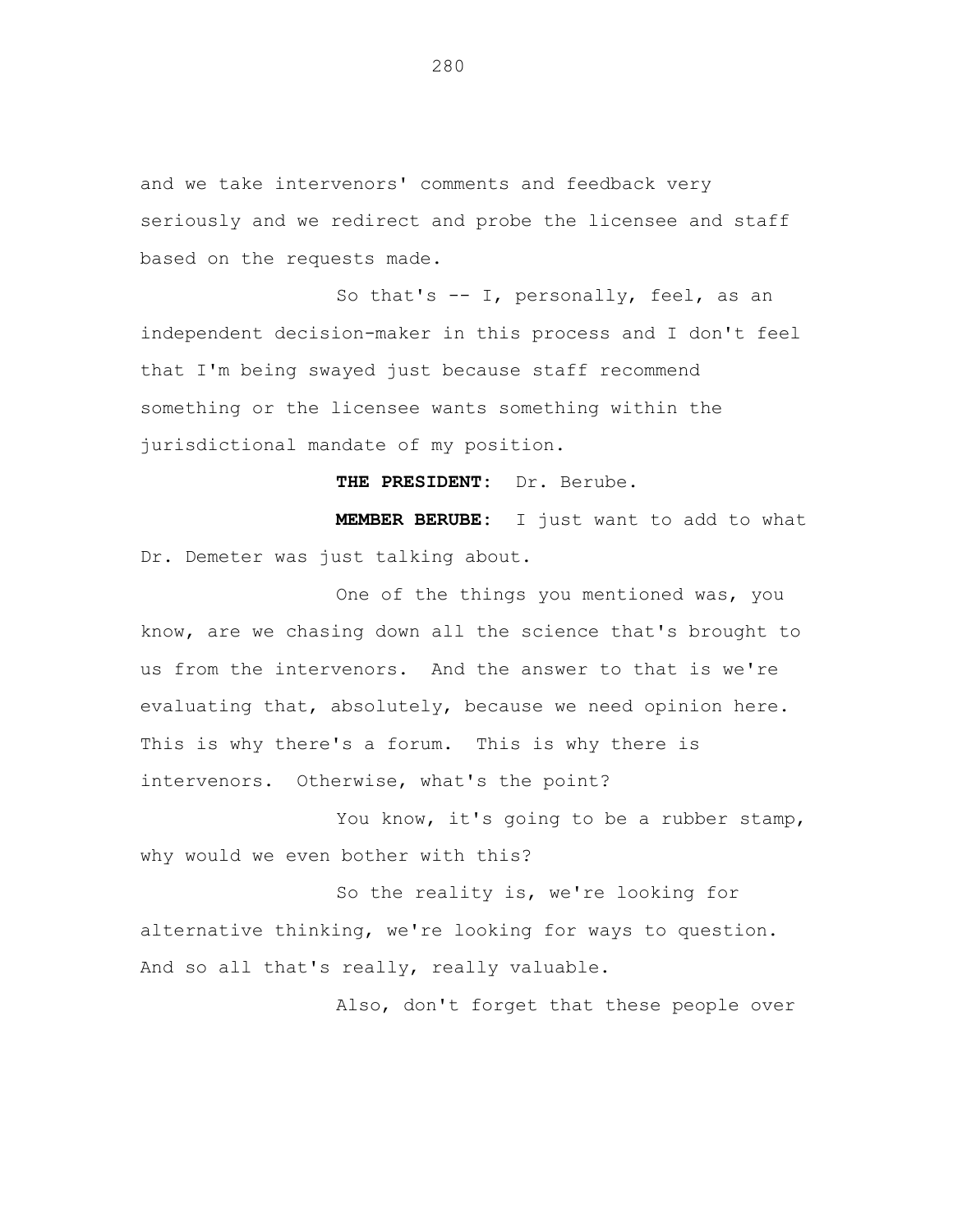and we take intervenors' comments and feedback very seriously and we redirect and probe the licensee and staff based on the requests made.

So that's -- I, personally, feel, as an independent decision-maker in this process and I don't feel that I'm being swayed just because staff recommend something or the licensee wants something within the jurisdictional mandate of my position.

**THE PRESIDENT:** Dr. Berube.

**MEMBER BERUBE:** I just want to add to what Dr. Demeter was just talking about.

One of the things you mentioned was, you know, are we chasing down all the science that's brought to us from the intervenors. And the answer to that is we're evaluating that, absolutely, because we need opinion here. This is why there's a forum. This is why there is intervenors. Otherwise, what's the point?

You know, it's going to be a rubber stamp, why would we even bother with this?

So the reality is, we're looking for alternative thinking, we're looking for ways to question. And so all that's really, really valuable.

Also, don't forget that these people over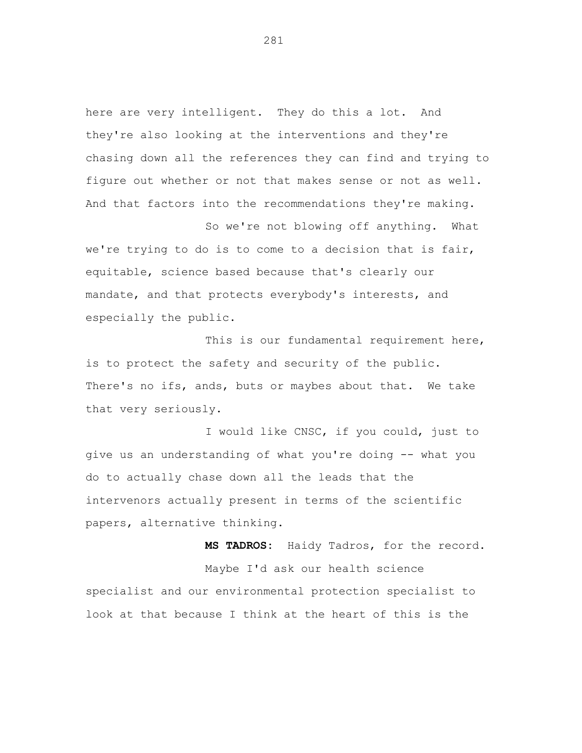here are very intelligent. They do this a lot. And they're also looking at the interventions and they're chasing down all the references they can find and trying to figure out whether or not that makes sense or not as well. And that factors into the recommendations they're making.

So we're not blowing off anything. What we're trying to do is to come to a decision that is fair, equitable, science based because that's clearly our mandate, and that protects everybody's interests, and especially the public.

This is our fundamental requirement here, is to protect the safety and security of the public. There's no ifs, ands, buts or maybes about that. We take that very seriously.

I would like CNSC, if you could, just to give us an understanding of what you're doing -- what you do to actually chase down all the leads that the intervenors actually present in terms of the scientific papers, alternative thinking.

**MS TADROS:** Haidy Tadros, for the record.

Maybe I'd ask our health science specialist and our environmental protection specialist to look at that because I think at the heart of this is the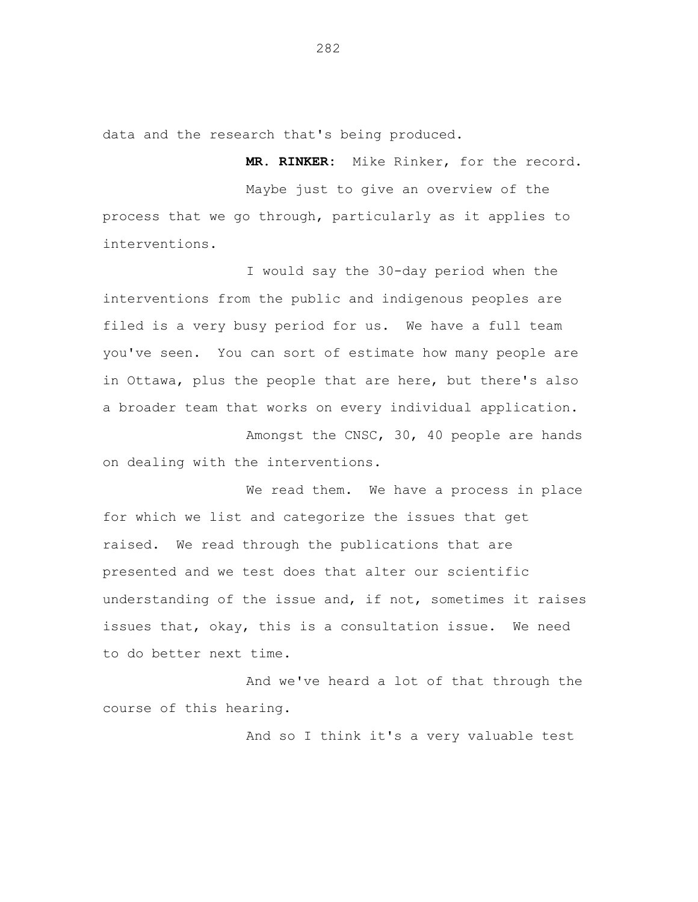data and the research that's being produced.

**MR. RINKER:** Mike Rinker, for the record.

Maybe just to give an overview of the process that we go through, particularly as it applies to interventions.

I would say the 30-day period when the interventions from the public and indigenous peoples are filed is a very busy period for us. We have a full team you've seen. You can sort of estimate how many people are in Ottawa, plus the people that are here, but there's also a broader team that works on every individual application.

Amongst the CNSC, 30, 40 people are hands on dealing with the interventions.

We read them. We have a process in place for which we list and categorize the issues that get raised. We read through the publications that are presented and we test does that alter our scientific understanding of the issue and, if not, sometimes it raises issues that, okay, this is a consultation issue. We need to do better next time.

And we've heard a lot of that through the course of this hearing.

And so I think it's a very valuable test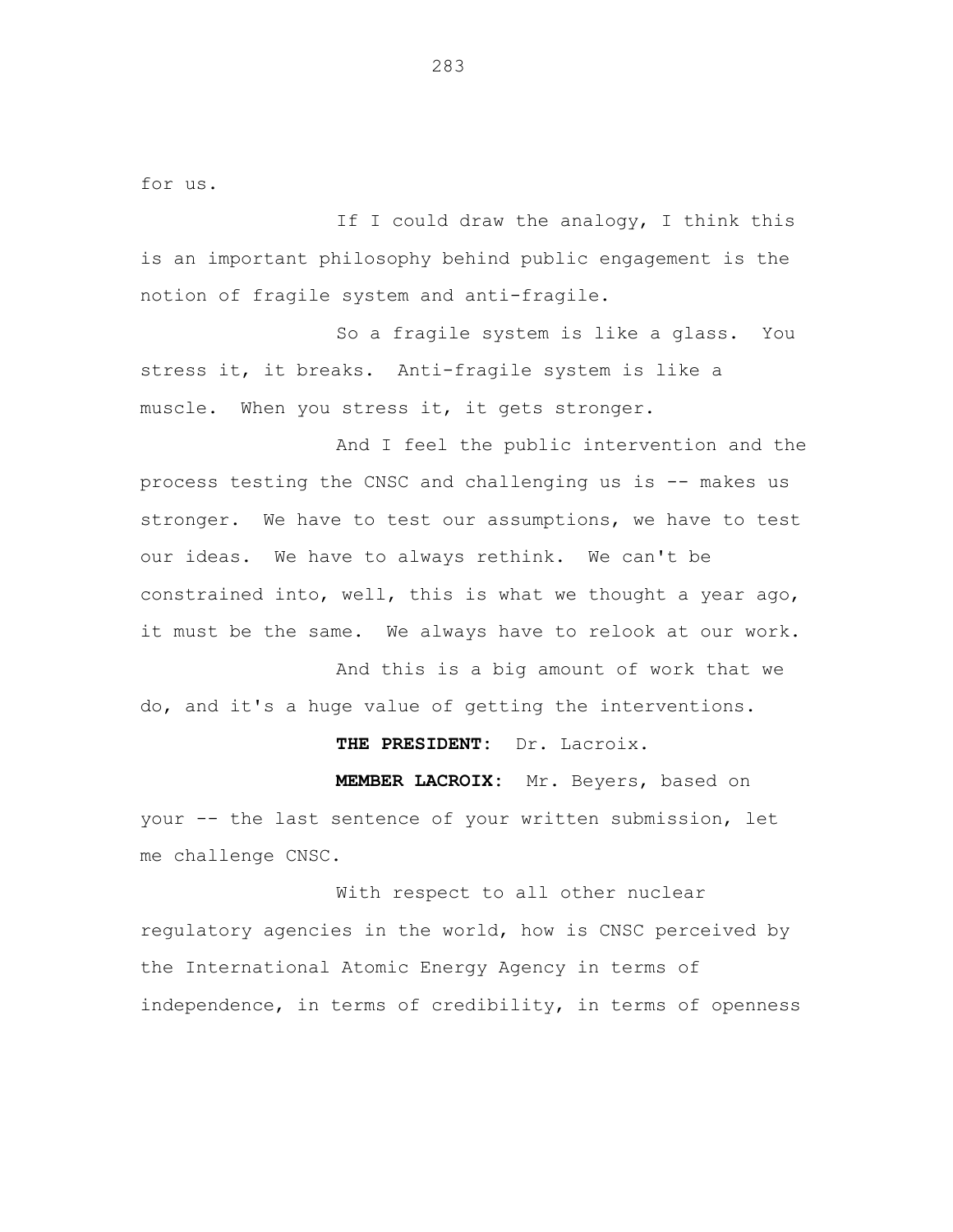for us.

If I could draw the analogy, I think this is an important philosophy behind public engagement is the notion of fragile system and anti-fragile.

So a fragile system is like a glass. You stress it, it breaks. Anti-fragile system is like a muscle. When you stress it, it gets stronger.

And I feel the public intervention and the process testing the CNSC and challenging us is -- makes us stronger. We have to test our assumptions, we have to test our ideas. We have to always rethink. We can't be constrained into, well, this is what we thought a year ago, it must be the same. We always have to relook at our work.

And this is a big amount of work that we do, and it's a huge value of getting the interventions.

**THE PRESIDENT:** Dr. Lacroix.

**MEMBER LACROIX:** Mr. Beyers, based on your -- the last sentence of your written submission, let me challenge CNSC.

With respect to all other nuclear regulatory agencies in the world, how is CNSC perceived by the International Atomic Energy Agency in terms of independence, in terms of credibility, in terms of openness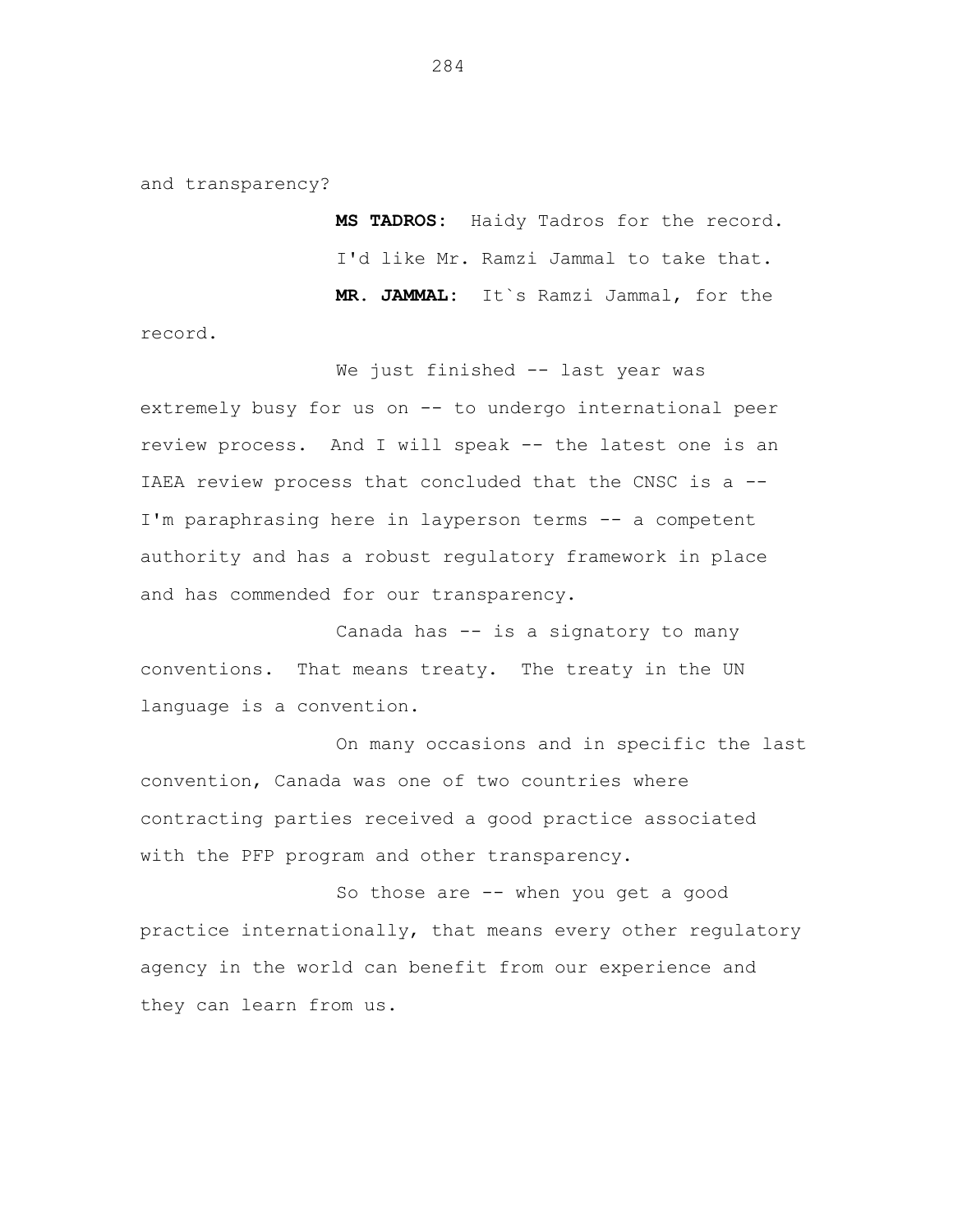and transparency?

**MS TADROS:** Haidy Tadros for the record. I'd like Mr. Ramzi Jammal to take that.

**MR. JAMMAL:** It`s Ramzi Jammal, for the record.

We just finished -- last year was extremely busy for us on -- to undergo international peer review process. And I will speak -- the latest one is an IAEA review process that concluded that the CNSC is a -- I'm paraphrasing here in layperson terms -- a competent authority and has a robust regulatory framework in place and has commended for our transparency.

Canada has -- is a signatory to many conventions. That means treaty. The treaty in the UN language is a convention.

On many occasions and in specific the last convention, Canada was one of two countries where contracting parties received a good practice associated with the PFP program and other transparency.

So those are -- when you get a good practice internationally, that means every other regulatory agency in the world can benefit from our experience and they can learn from us.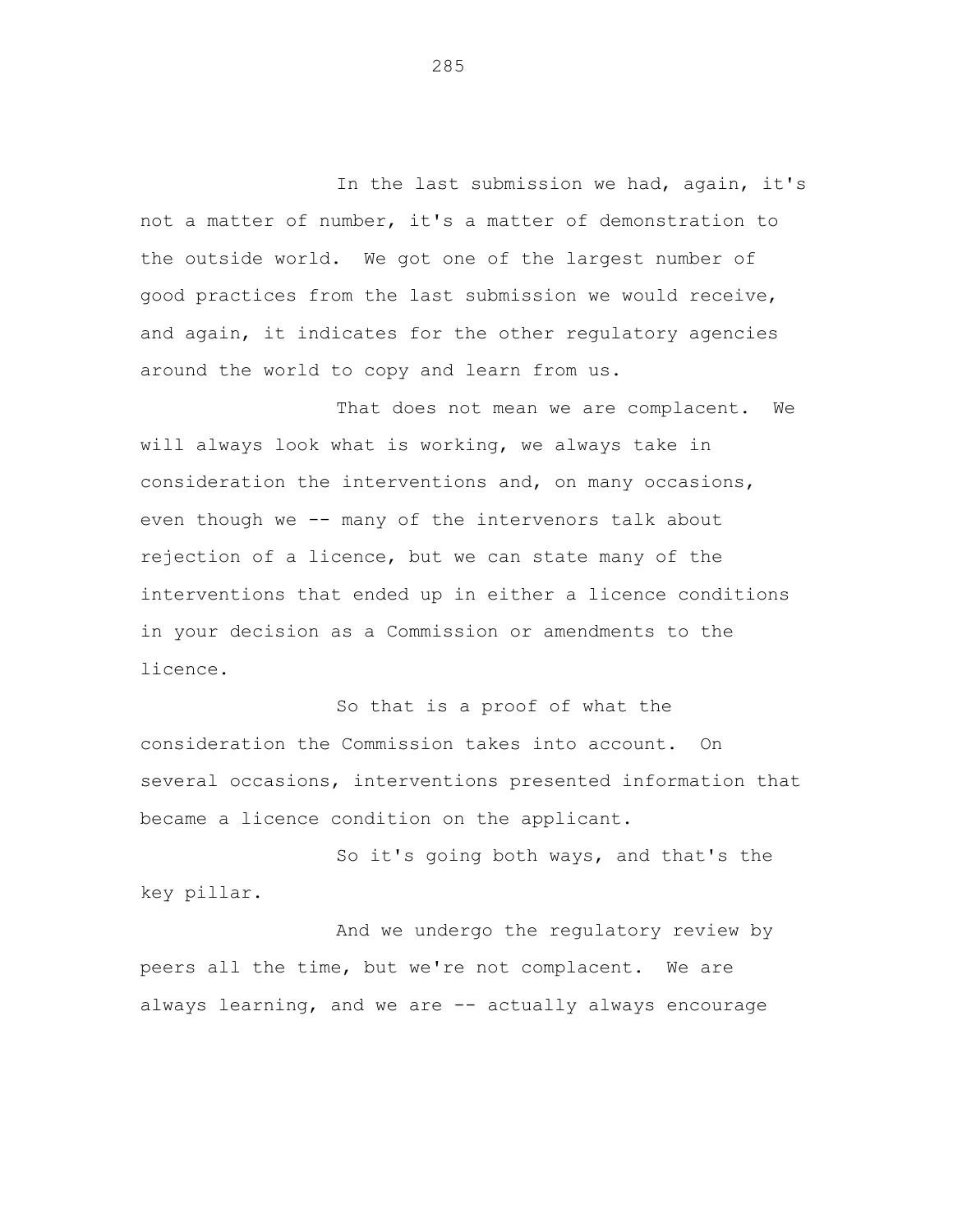In the last submission we had, again, it's not a matter of number, it's a matter of demonstration to the outside world. We got one of the largest number of good practices from the last submission we would receive, and again, it indicates for the other regulatory agencies around the world to copy and learn from us.

That does not mean we are complacent. We will always look what is working, we always take in consideration the interventions and, on many occasions, even though we -- many of the intervenors talk about rejection of a licence, but we can state many of the interventions that ended up in either a licence conditions in your decision as a Commission or amendments to the licence.

So that is a proof of what the consideration the Commission takes into account. On several occasions, interventions presented information that became a licence condition on the applicant.

So it's going both ways, and that's the key pillar.

And we undergo the regulatory review by peers all the time, but we're not complacent. We are always learning, and we are -- actually always encourage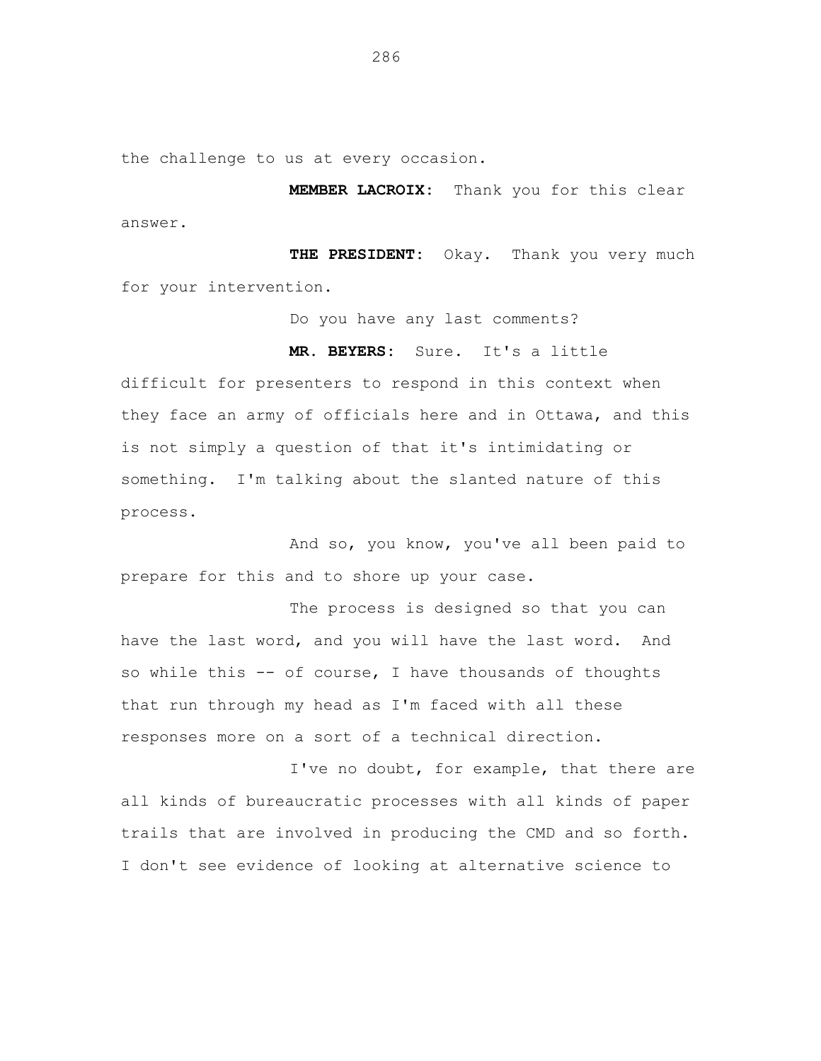the challenge to us at every occasion.

**MEMBER LACROIX:** Thank you for this clear answer.

**THE PRESIDENT:** Okay. Thank you very much for your intervention.

Do you have any last comments?

**MR. BEYERS:** Sure. It's a little difficult for presenters to respond in this context when they face an army of officials here and in Ottawa, and this is not simply a question of that it's intimidating or something. I'm talking about the slanted nature of this process.

And so, you know, you've all been paid to prepare for this and to shore up your case.

The process is designed so that you can have the last word, and you will have the last word. And so while this -- of course, I have thousands of thoughts that run through my head as I'm faced with all these responses more on a sort of a technical direction.

I've no doubt, for example, that there are all kinds of bureaucratic processes with all kinds of paper trails that are involved in producing the CMD and so forth. I don't see evidence of looking at alternative science to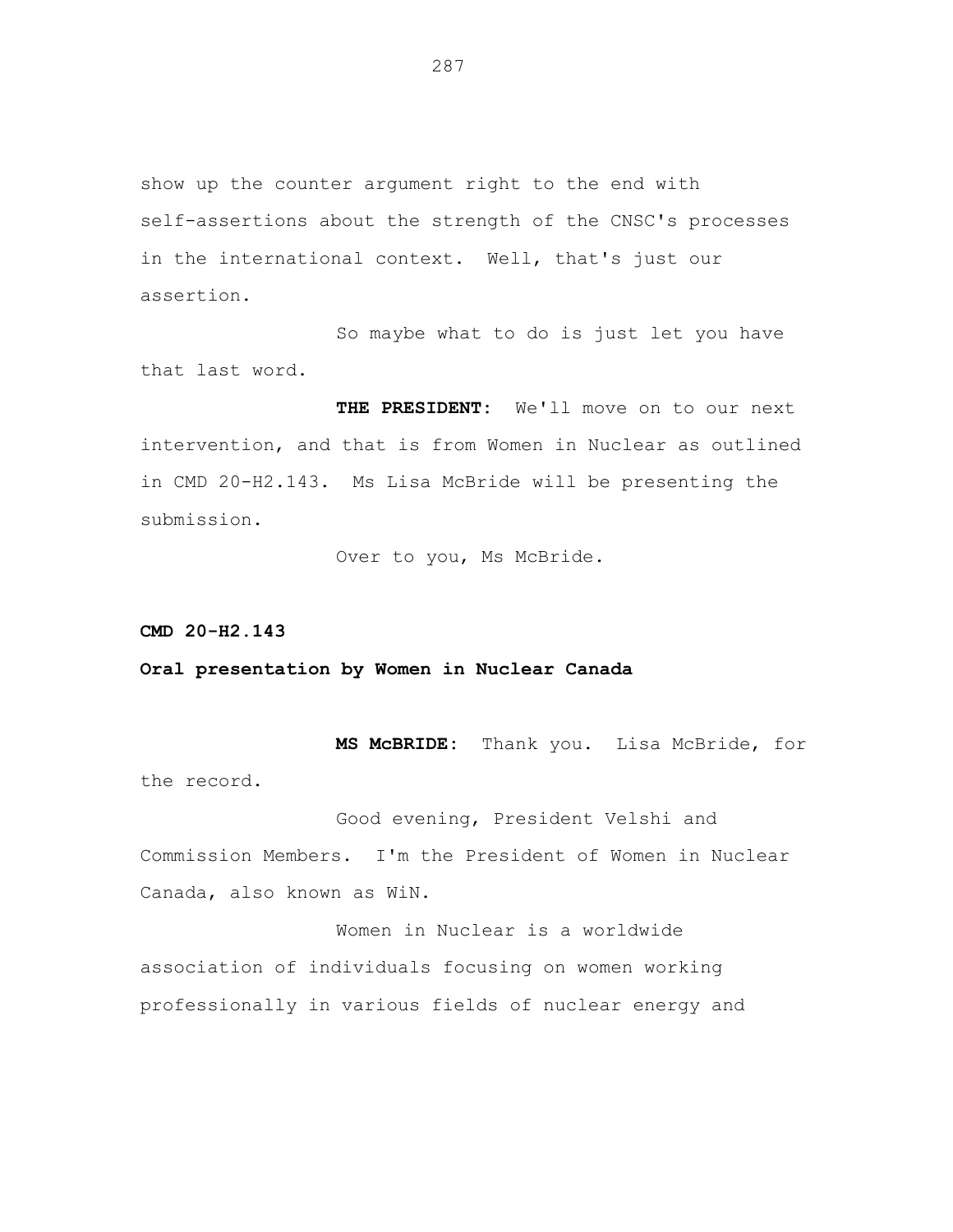show up the counter argument right to the end with self-assertions about the strength of the CNSC's processes in the international context. Well, that's just our assertion.

So maybe what to do is just let you have that last word.

**THE PRESIDENT:** We'll move on to our next intervention, and that is from Women in Nuclear as outlined in CMD 20-H2.143. Ms Lisa McBride will be presenting the submission.

Over to you, Ms McBride.

**CMD 20-H2.143**

**Oral presentation by Women in Nuclear Canada**

**MS McBRIDE:** Thank you. Lisa McBride, for the record.

Good evening, President Velshi and Commission Members. I'm the President of Women in Nuclear Canada, also known as WiN.

Women in Nuclear is a worldwide association of individuals focusing on women working professionally in various fields of nuclear energy and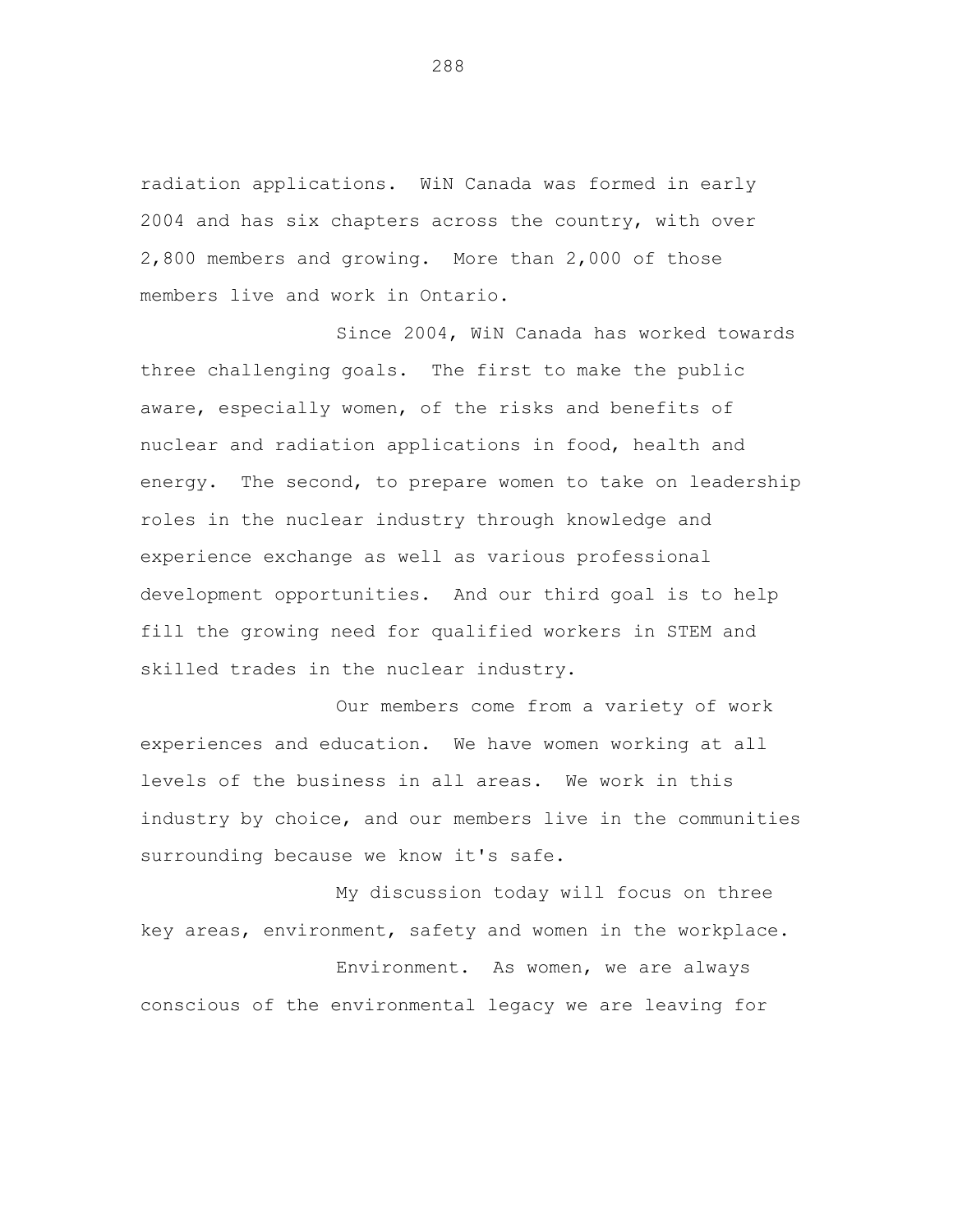radiation applications. WiN Canada was formed in early 2004 and has six chapters across the country, with over 2,800 members and growing. More than 2,000 of those members live and work in Ontario.

Since 2004, WiN Canada has worked towards three challenging goals. The first to make the public aware, especially women, of the risks and benefits of nuclear and radiation applications in food, health and energy. The second, to prepare women to take on leadership roles in the nuclear industry through knowledge and experience exchange as well as various professional development opportunities. And our third goal is to help fill the growing need for qualified workers in STEM and skilled trades in the nuclear industry.

Our members come from a variety of work experiences and education. We have women working at all levels of the business in all areas. We work in this industry by choice, and our members live in the communities surrounding because we know it's safe.

My discussion today will focus on three key areas, environment, safety and women in the workplace.

Environment. As women, we are always conscious of the environmental legacy we are leaving for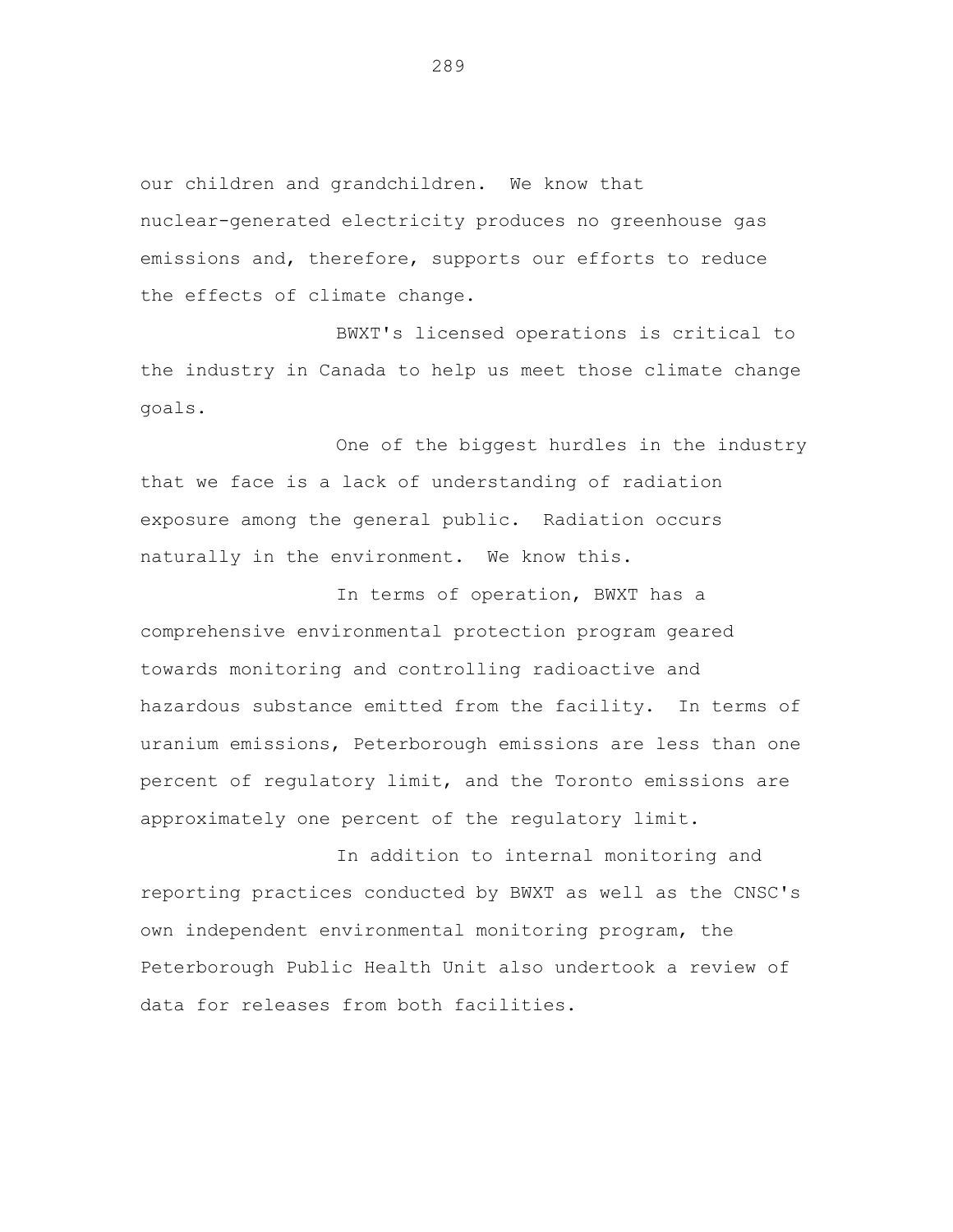our children and grandchildren. We know that nuclear-generated electricity produces no greenhouse gas emissions and, therefore, supports our efforts to reduce the effects of climate change.

BWXT's licensed operations is critical to the industry in Canada to help us meet those climate change goals.

One of the biggest hurdles in the industry that we face is a lack of understanding of radiation exposure among the general public. Radiation occurs naturally in the environment. We know this.

In terms of operation, BWXT has a comprehensive environmental protection program geared towards monitoring and controlling radioactive and hazardous substance emitted from the facility. In terms of uranium emissions, Peterborough emissions are less than one percent of regulatory limit, and the Toronto emissions are approximately one percent of the regulatory limit.

In addition to internal monitoring and reporting practices conducted by BWXT as well as the CNSC's own independent environmental monitoring program, the Peterborough Public Health Unit also undertook a review of data for releases from both facilities.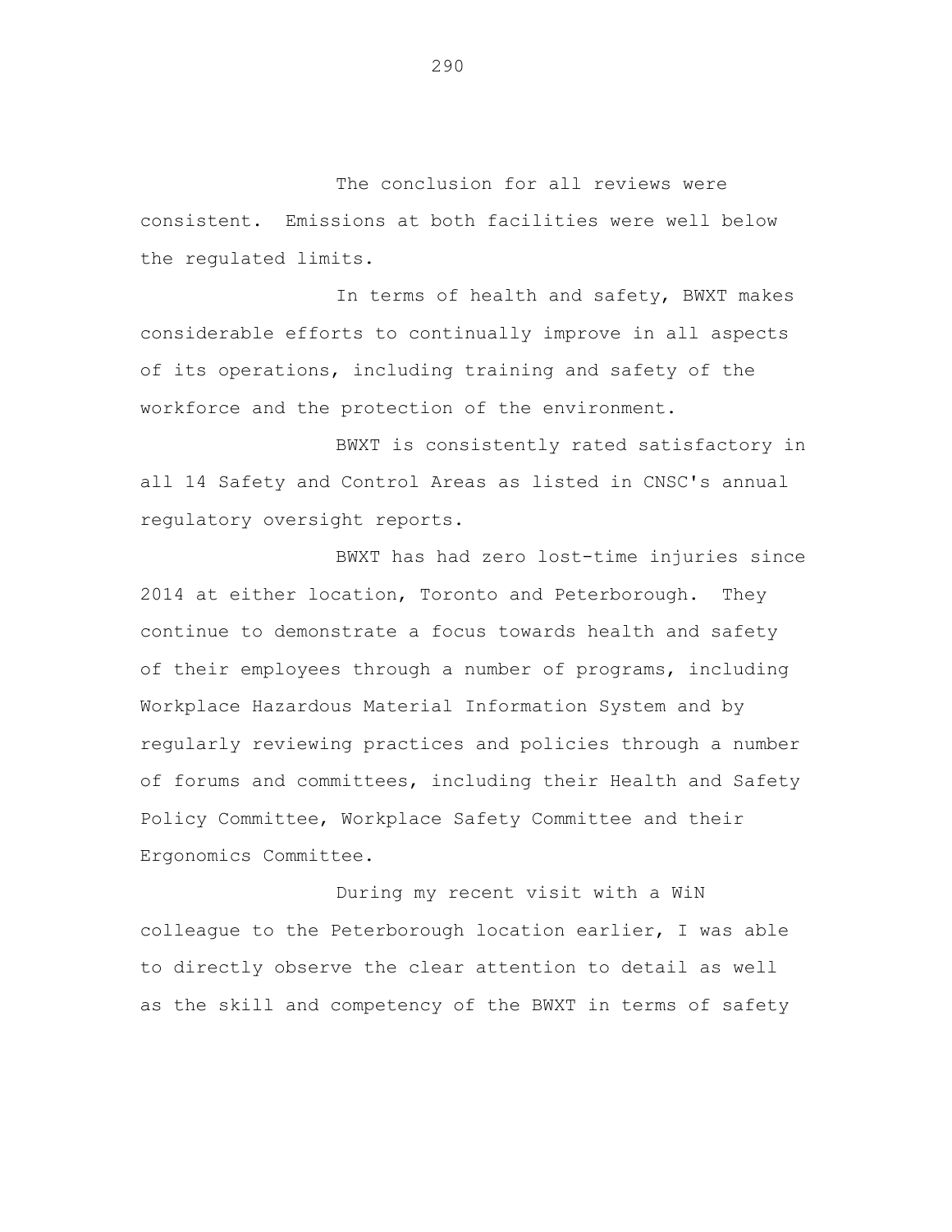The conclusion for all reviews were consistent. Emissions at both facilities were well below the regulated limits.

In terms of health and safety, BWXT makes considerable efforts to continually improve in all aspects of its operations, including training and safety of the workforce and the protection of the environment.

BWXT is consistently rated satisfactory in all 14 Safety and Control Areas as listed in CNSC's annual regulatory oversight reports.

BWXT has had zero lost-time injuries since 2014 at either location, Toronto and Peterborough. They continue to demonstrate a focus towards health and safety of their employees through a number of programs, including Workplace Hazardous Material Information System and by regularly reviewing practices and policies through a number of forums and committees, including their Health and Safety Policy Committee, Workplace Safety Committee and their Ergonomics Committee.

During my recent visit with a WiN colleague to the Peterborough location earlier, I was able to directly observe the clear attention to detail as well as the skill and competency of the BWXT in terms of safety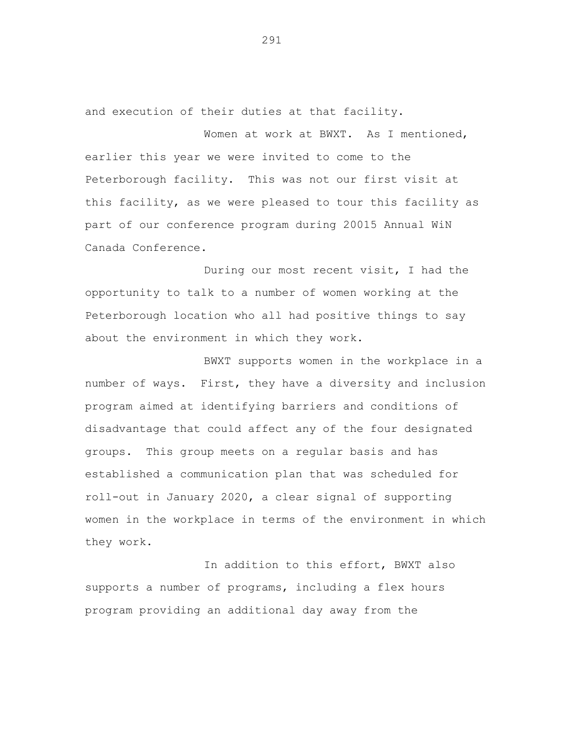and execution of their duties at that facility.

Women at work at BWXT. As I mentioned, earlier this year we were invited to come to the Peterborough facility. This was not our first visit at this facility, as we were pleased to tour this facility as part of our conference program during 20015 Annual WiN Canada Conference.

During our most recent visit, I had the opportunity to talk to a number of women working at the Peterborough location who all had positive things to say about the environment in which they work.

BWXT supports women in the workplace in a number of ways. First, they have a diversity and inclusion program aimed at identifying barriers and conditions of disadvantage that could affect any of the four designated groups. This group meets on a regular basis and has established a communication plan that was scheduled for roll-out in January 2020, a clear signal of supporting women in the workplace in terms of the environment in which they work.

In addition to this effort, BWXT also supports a number of programs, including a flex hours program providing an additional day away from the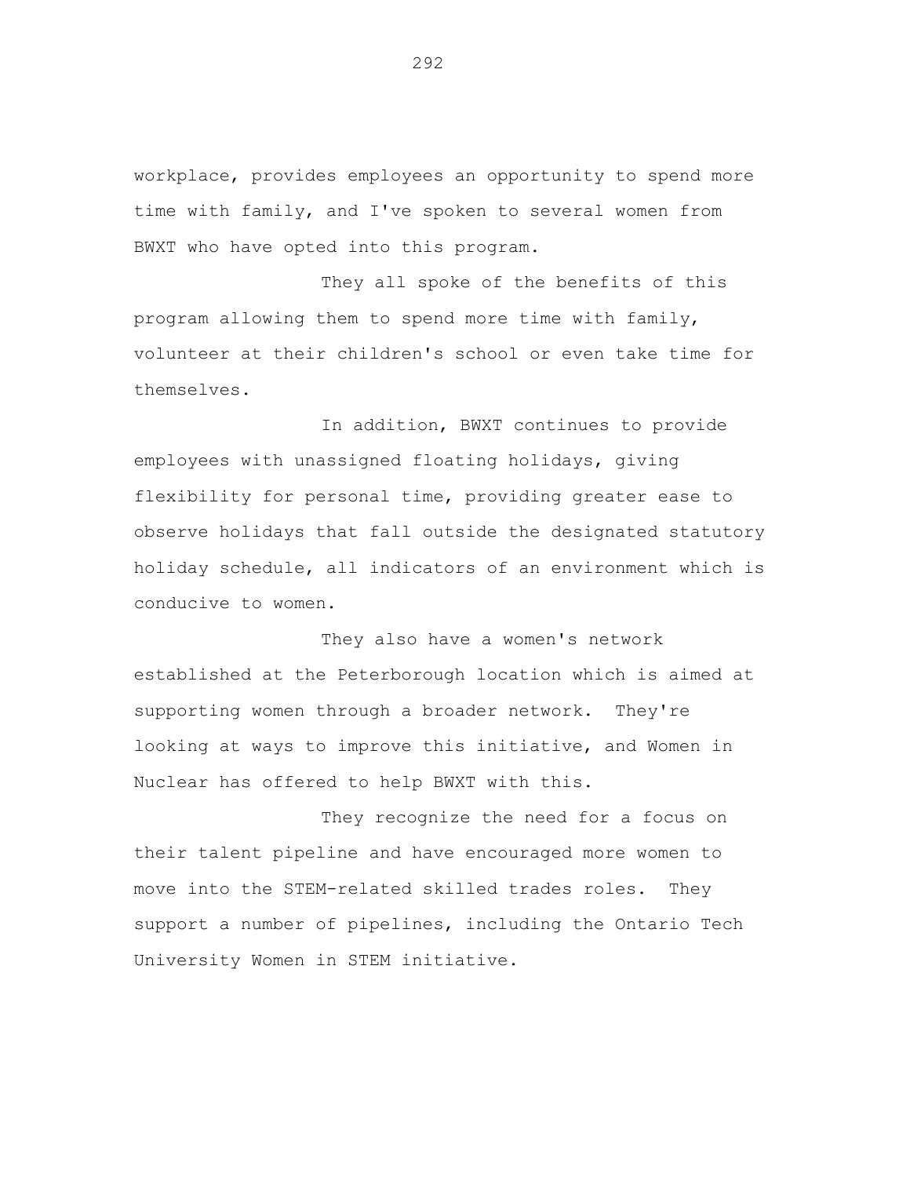workplace, provides employees an opportunity to spend more time with family, and I've spoken to several women from BWXT who have opted into this program.

They all spoke of the benefits of this program allowing them to spend more time with family, volunteer at their children's school or even take time for themselves.

In addition, BWXT continues to provide employees with unassigned floating holidays, giving flexibility for personal time, providing greater ease to observe holidays that fall outside the designated statutory holiday schedule, all indicators of an environment which is conducive to women.

They also have a women's network established at the Peterborough location which is aimed at supporting women through a broader network. They're looking at ways to improve this initiative, and Women in Nuclear has offered to help BWXT with this.

They recognize the need for a focus on their talent pipeline and have encouraged more women to move into the STEM-related skilled trades roles. They support a number of pipelines, including the Ontario Tech University Women in STEM initiative.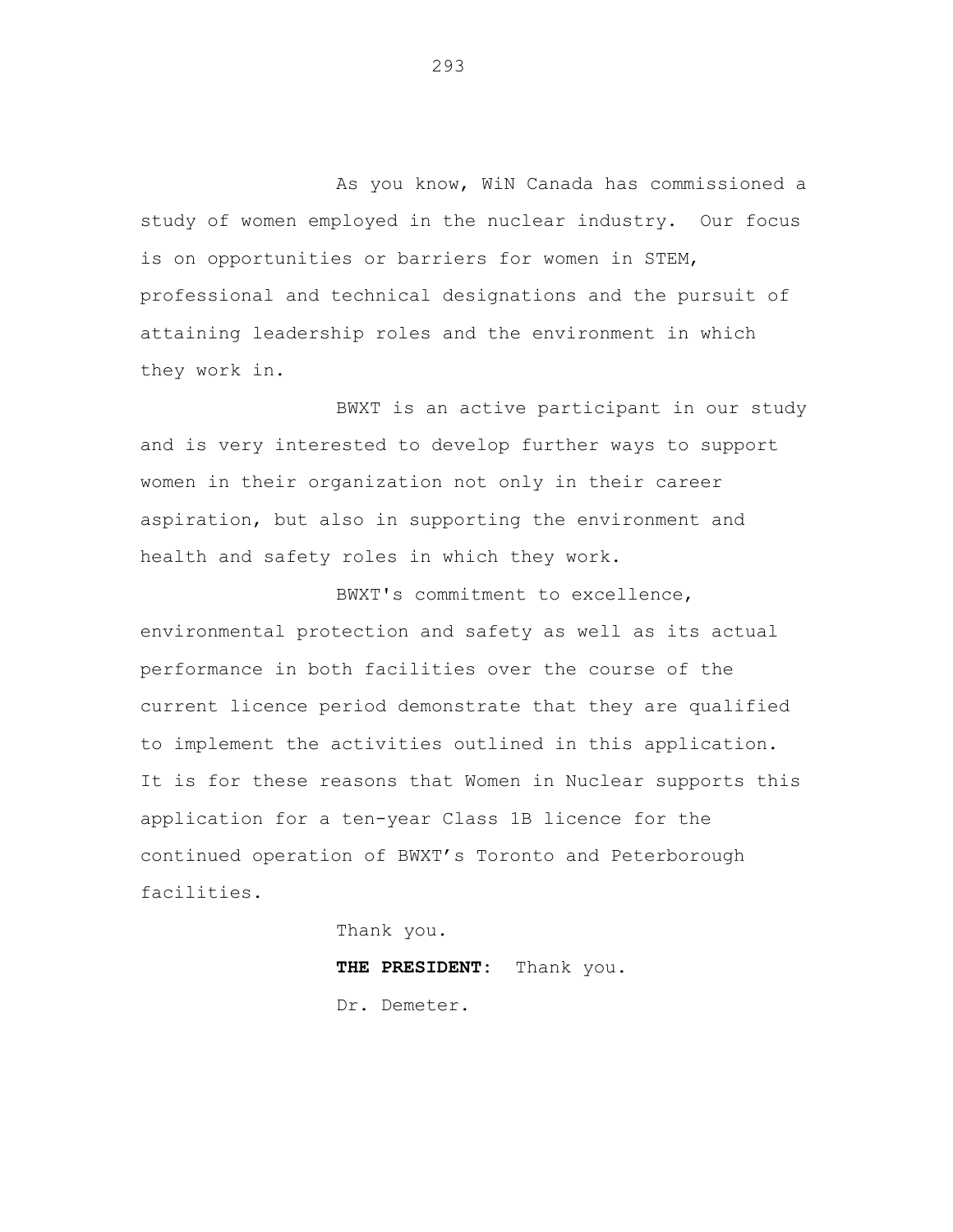As you know, WiN Canada has commissioned a study of women employed in the nuclear industry. Our focus is on opportunities or barriers for women in STEM, professional and technical designations and the pursuit of attaining leadership roles and the environment in which they work in.

BWXT is an active participant in our study and is very interested to develop further ways to support women in their organization not only in their career aspiration, but also in supporting the environment and health and safety roles in which they work.

BWXT's commitment to excellence, environmental protection and safety as well as its actual performance in both facilities over the course of the current licence period demonstrate that they are qualified to implement the activities outlined in this application. It is for these reasons that Women in Nuclear supports this application for a ten-year Class 1B licence for the continued operation of BWXT's Toronto and Peterborough facilities.

Thank you.

**THE PRESIDENT:** Thank you.

Dr. Demeter.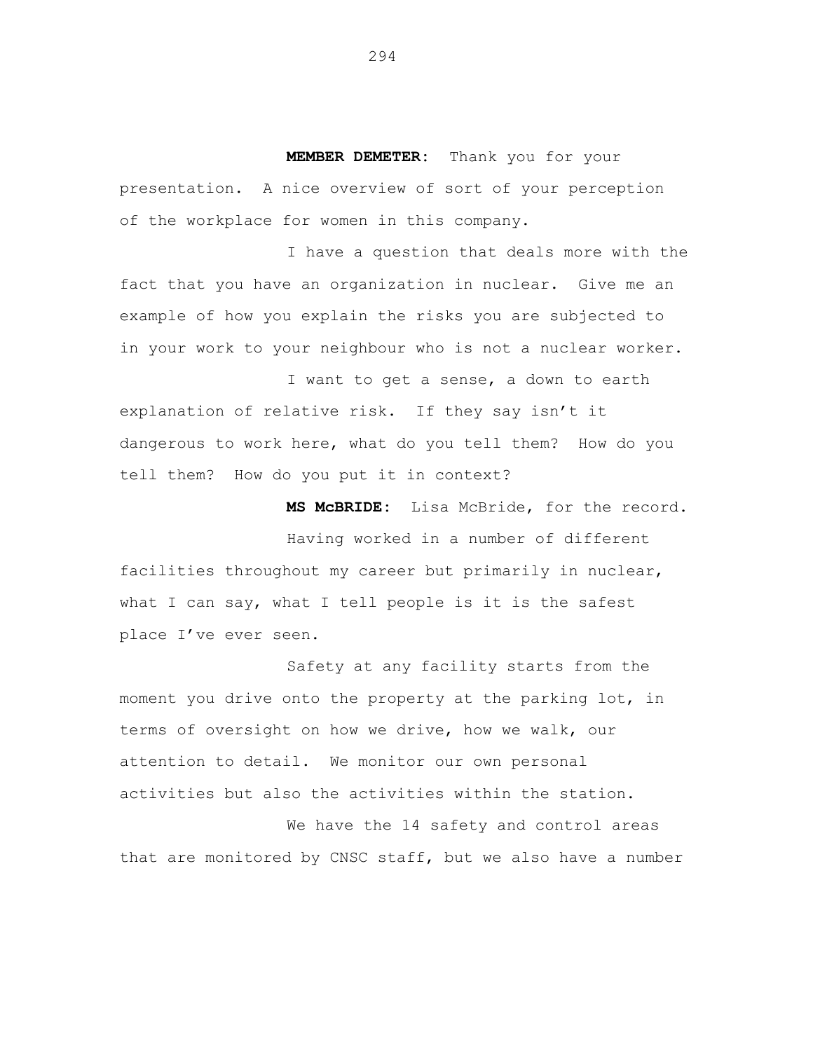**MEMBER DEMETER:** Thank you for your presentation. A nice overview of sort of your perception of the workplace for women in this company.

I have a question that deals more with the fact that you have an organization in nuclear. Give me an example of how you explain the risks you are subjected to in your work to your neighbour who is not a nuclear worker.

I want to get a sense, a down to earth explanation of relative risk. If they say isn't it dangerous to work here, what do you tell them? How do you tell them? How do you put it in context?

**MS McBRIDE:** Lisa McBride, for the record.

Having worked in a number of different facilities throughout my career but primarily in nuclear, what I can say, what I tell people is it is the safest place I've ever seen.

Safety at any facility starts from the moment you drive onto the property at the parking lot, in terms of oversight on how we drive, how we walk, our attention to detail. We monitor our own personal activities but also the activities within the station.

We have the 14 safety and control areas that are monitored by CNSC staff, but we also have a number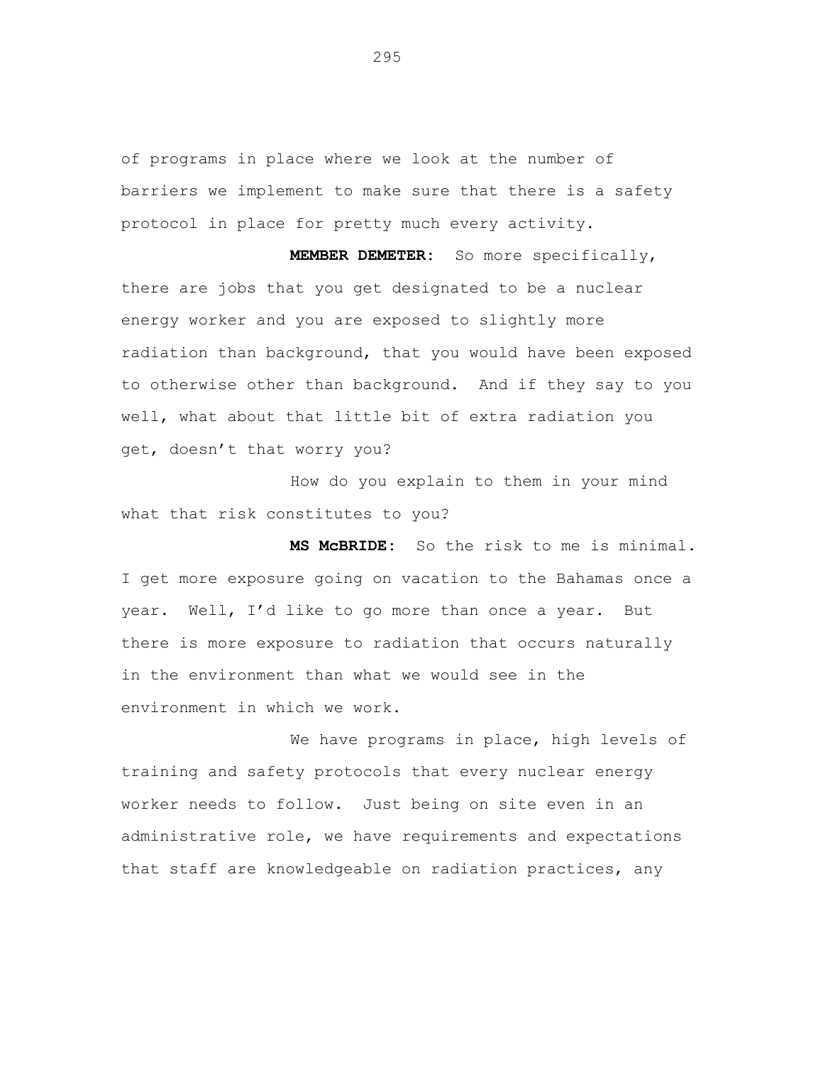of programs in place where we look at the number of barriers we implement to make sure that there is a safety protocol in place for pretty much every activity.

**MEMBER DEMETER:** So more specifically, there are jobs that you get designated to be a nuclear energy worker and you are exposed to slightly more radiation than background, that you would have been exposed to otherwise other than background. And if they say to you well, what about that little bit of extra radiation you get, doesn't that worry you?

How do you explain to them in your mind what that risk constitutes to you?

**MS McBRIDE:** So the risk to me is minimal. I get more exposure going on vacation to the Bahamas once a year. Well, I'd like to go more than once a year. But there is more exposure to radiation that occurs naturally in the environment than what we would see in the environment in which we work.

We have programs in place, high levels of training and safety protocols that every nuclear energy worker needs to follow. Just being on site even in an administrative role, we have requirements and expectations that staff are knowledgeable on radiation practices, any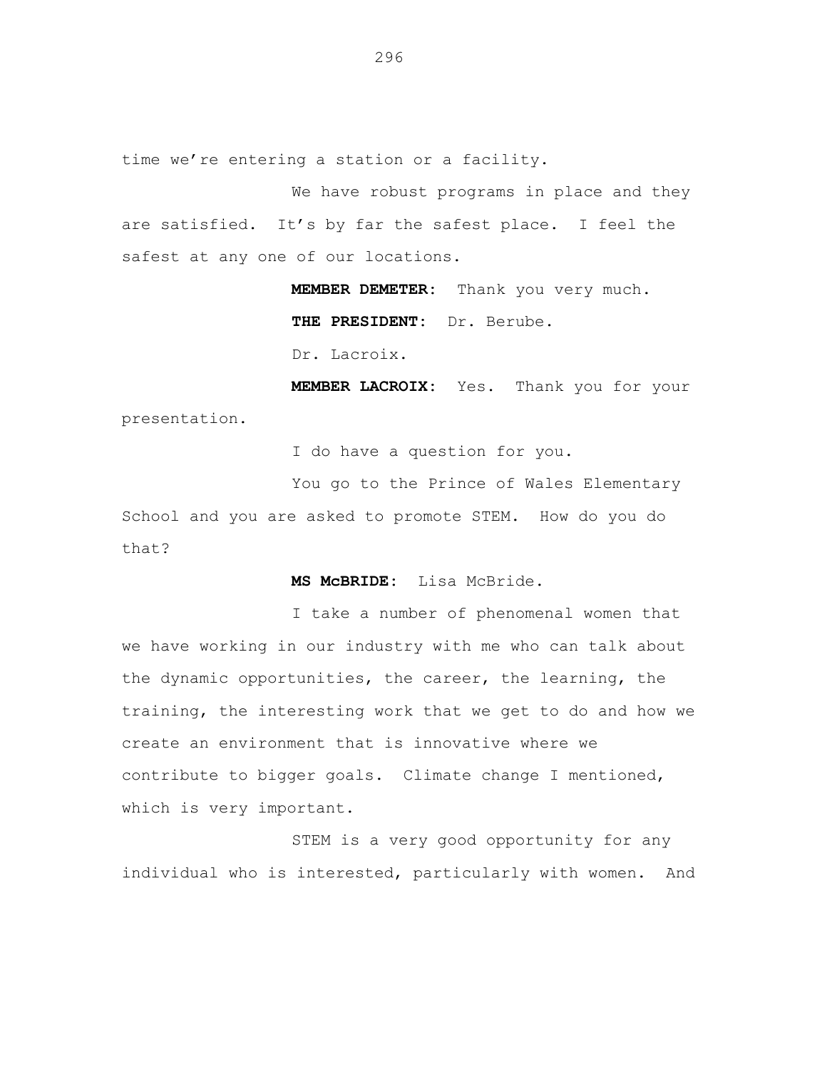time we're entering a station or a facility.

We have robust programs in place and they are satisfied. It's by far the safest place. I feel the safest at any one of our locations.

**MEMBER DEMETER:** Thank you very much.

**THE PRESIDENT:** Dr. Berube.

Dr. Lacroix.

**MEMBER LACROIX:** Yes. Thank you for your presentation.

I do have a question for you.

You go to the Prince of Wales Elementary School and you are asked to promote STEM. How do you do that?

**MS McBRIDE:** Lisa McBride.

I take a number of phenomenal women that we have working in our industry with me who can talk about the dynamic opportunities, the career, the learning, the training, the interesting work that we get to do and how we create an environment that is innovative where we contribute to bigger goals. Climate change I mentioned, which is very important.

STEM is a very good opportunity for any individual who is interested, particularly with women. And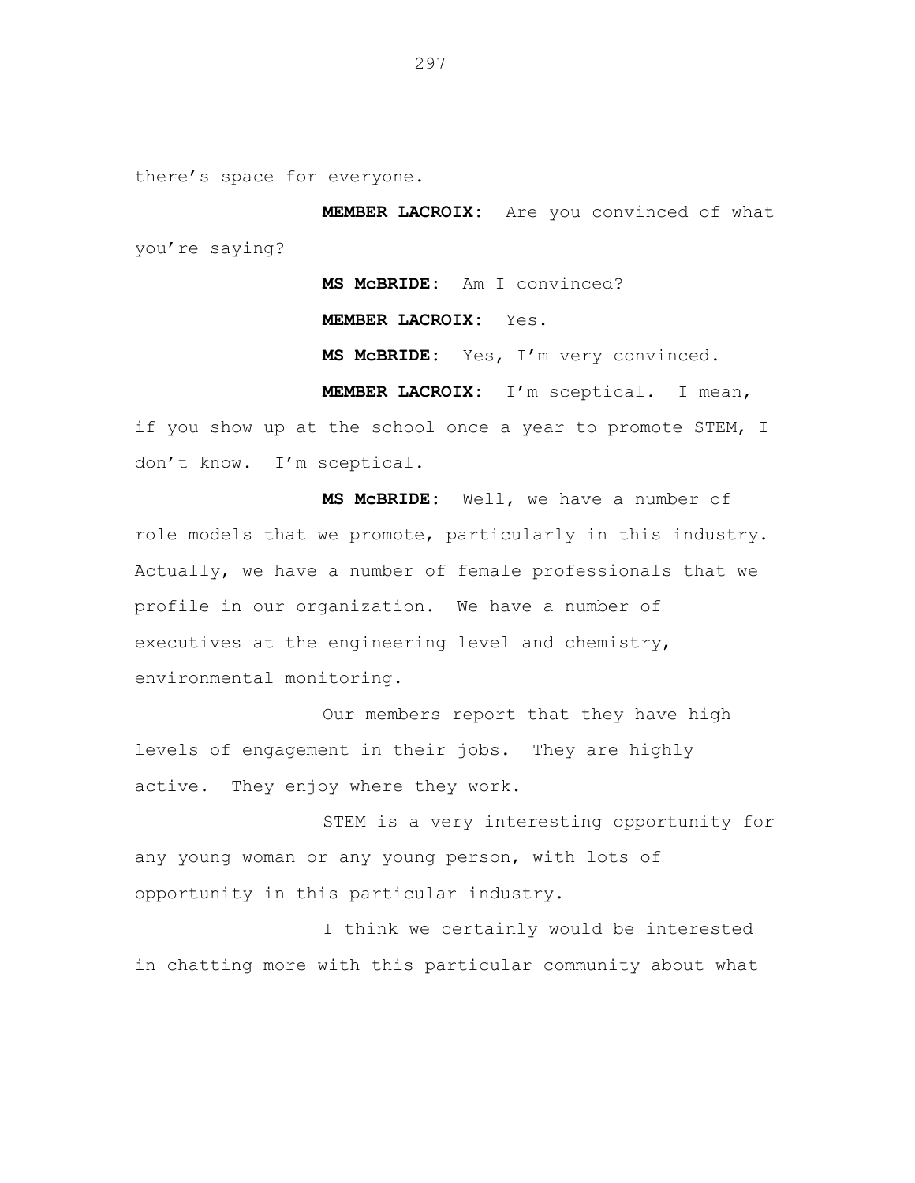there's space for everyone.

**MEMBER LACROIX:** Are you convinced of what you're saying?

**MS McBRIDE:** Am I convinced?

**MEMBER LACROIX:** Yes.

**MS McBRIDE:** Yes, I'm very convinced.

**MEMBER LACROIX:** I'm sceptical. I mean, if you show up at the school once a year to promote STEM, I don't know. I'm sceptical.

**MS McBRIDE:** Well, we have a number of role models that we promote, particularly in this industry. Actually, we have a number of female professionals that we profile in our organization. We have a number of executives at the engineering level and chemistry, environmental monitoring.

Our members report that they have high levels of engagement in their jobs. They are highly active. They enjoy where they work.

STEM is a very interesting opportunity for any young woman or any young person, with lots of opportunity in this particular industry.

I think we certainly would be interested in chatting more with this particular community about what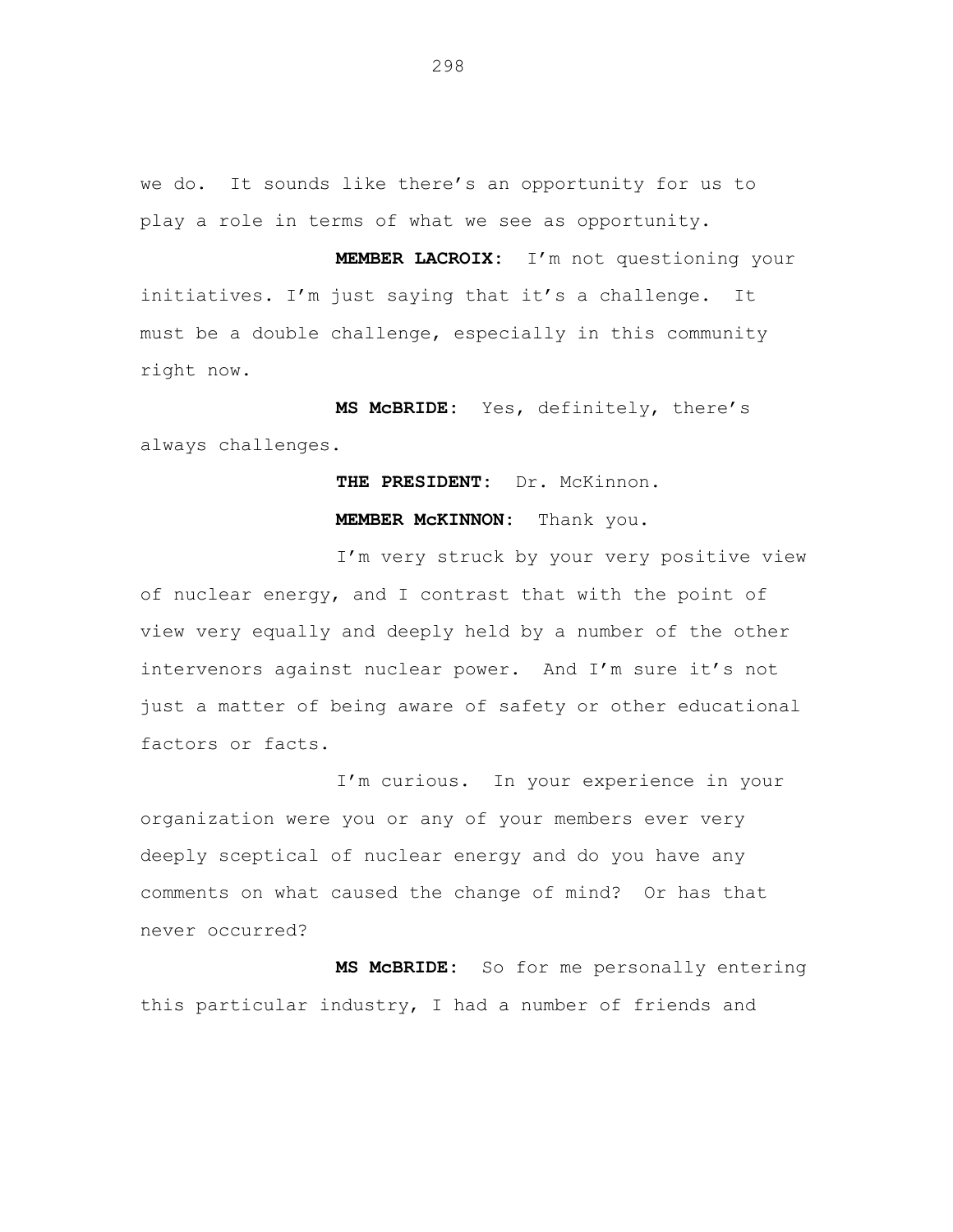we do. It sounds like there's an opportunity for us to play a role in terms of what we see as opportunity.

**MEMBER LACROIX:** I'm not questioning your initiatives. I'm just saying that it's a challenge. It must be a double challenge, especially in this community right now.

**MS McBRIDE:** Yes, definitely, there's always challenges.

**THE PRESIDENT:** Dr. McKinnon.

**MEMBER McKINNON:** Thank you.

I'm very struck by your very positive view of nuclear energy, and I contrast that with the point of view very equally and deeply held by a number of the other intervenors against nuclear power. And I'm sure it's not just a matter of being aware of safety or other educational factors or facts.

I'm curious. In your experience in your organization were you or any of your members ever very deeply sceptical of nuclear energy and do you have any comments on what caused the change of mind? Or has that never occurred?

**MS McBRIDE:** So for me personally entering this particular industry, I had a number of friends and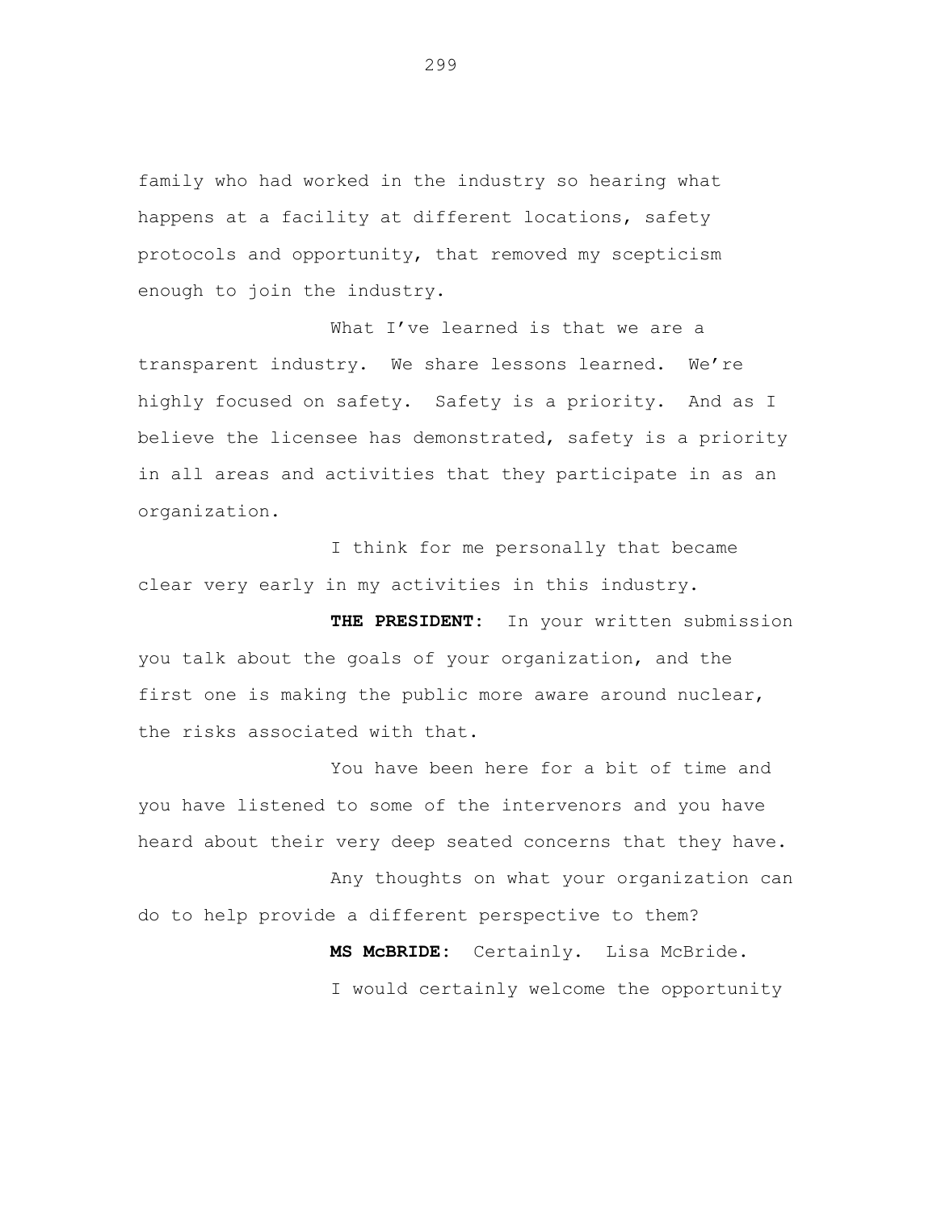family who had worked in the industry so hearing what happens at a facility at different locations, safety protocols and opportunity, that removed my scepticism enough to join the industry.

What I've learned is that we are a transparent industry. We share lessons learned. We're highly focused on safety. Safety is a priority. And as I believe the licensee has demonstrated, safety is a priority in all areas and activities that they participate in as an organization.

I think for me personally that became clear very early in my activities in this industry.

**THE PRESIDENT:** In your written submission you talk about the goals of your organization, and the first one is making the public more aware around nuclear, the risks associated with that.

You have been here for a bit of time and you have listened to some of the intervenors and you have heard about their very deep seated concerns that they have.

Any thoughts on what your organization can do to help provide a different perspective to them?

**MS McBRIDE:** Certainly. Lisa McBride.

I would certainly welcome the opportunity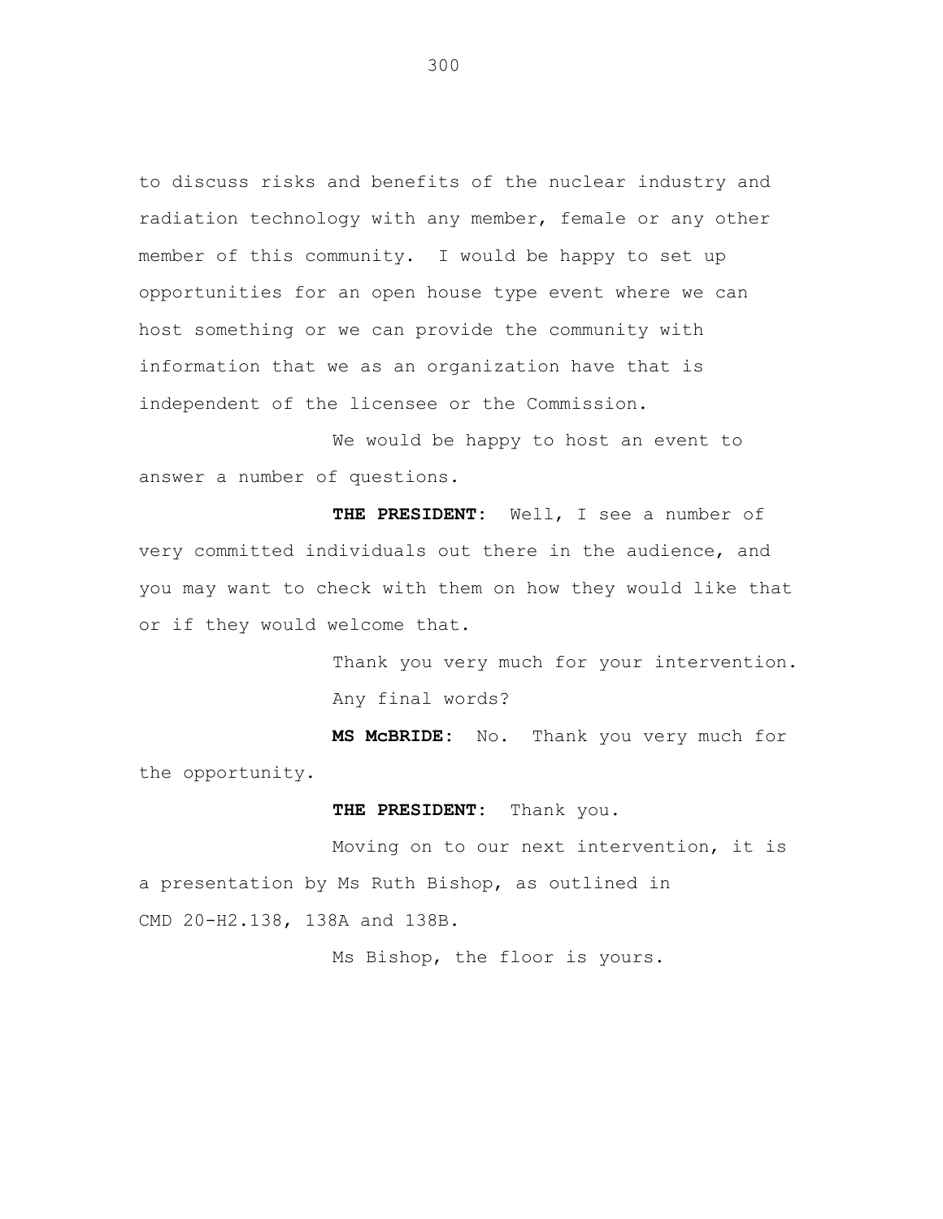to discuss risks and benefits of the nuclear industry and radiation technology with any member, female or any other member of this community. I would be happy to set up opportunities for an open house type event where we can host something or we can provide the community with information that we as an organization have that is independent of the licensee or the Commission.

We would be happy to host an event to answer a number of questions.

**THE PRESIDENT:** Well, I see a number of very committed individuals out there in the audience, and you may want to check with them on how they would like that or if they would welcome that.

Thank you very much for your intervention.

Any final words?

**MS McBRIDE:** No. Thank you very much for the opportunity.

**THE PRESIDENT:** Thank you.

Moving on to our next intervention, it is a presentation by Ms Ruth Bishop, as outlined in CMD 20-H2.138, 138A and 138B.

Ms Bishop, the floor is yours.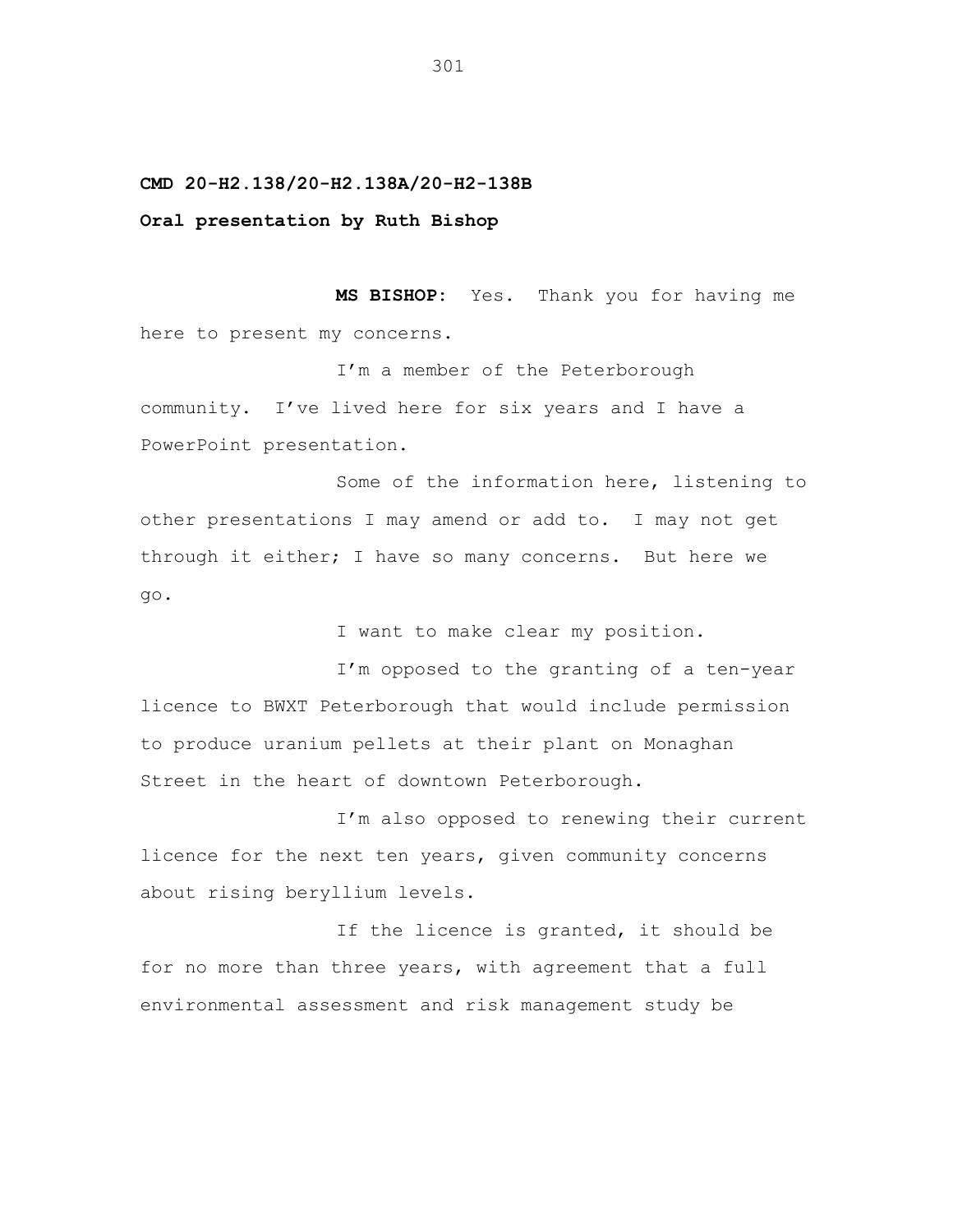**CMD 20-H2.138/20-H2.138A/20-H2-138B**

**Oral presentation by Ruth Bishop**

**MS BISHOP:** Yes. Thank you for having me here to present my concerns.

I'm a member of the Peterborough community. I've lived here for six years and I have a PowerPoint presentation.

Some of the information here, listening to other presentations I may amend or add to. I may not get through it either; I have so many concerns. But here we go.

I want to make clear my position.

I'm opposed to the granting of a ten-year licence to BWXT Peterborough that would include permission to produce uranium pellets at their plant on Monaghan Street in the heart of downtown Peterborough.

I'm also opposed to renewing their current licence for the next ten years, given community concerns about rising beryllium levels.

If the licence is granted, it should be for no more than three years, with agreement that a full environmental assessment and risk management study be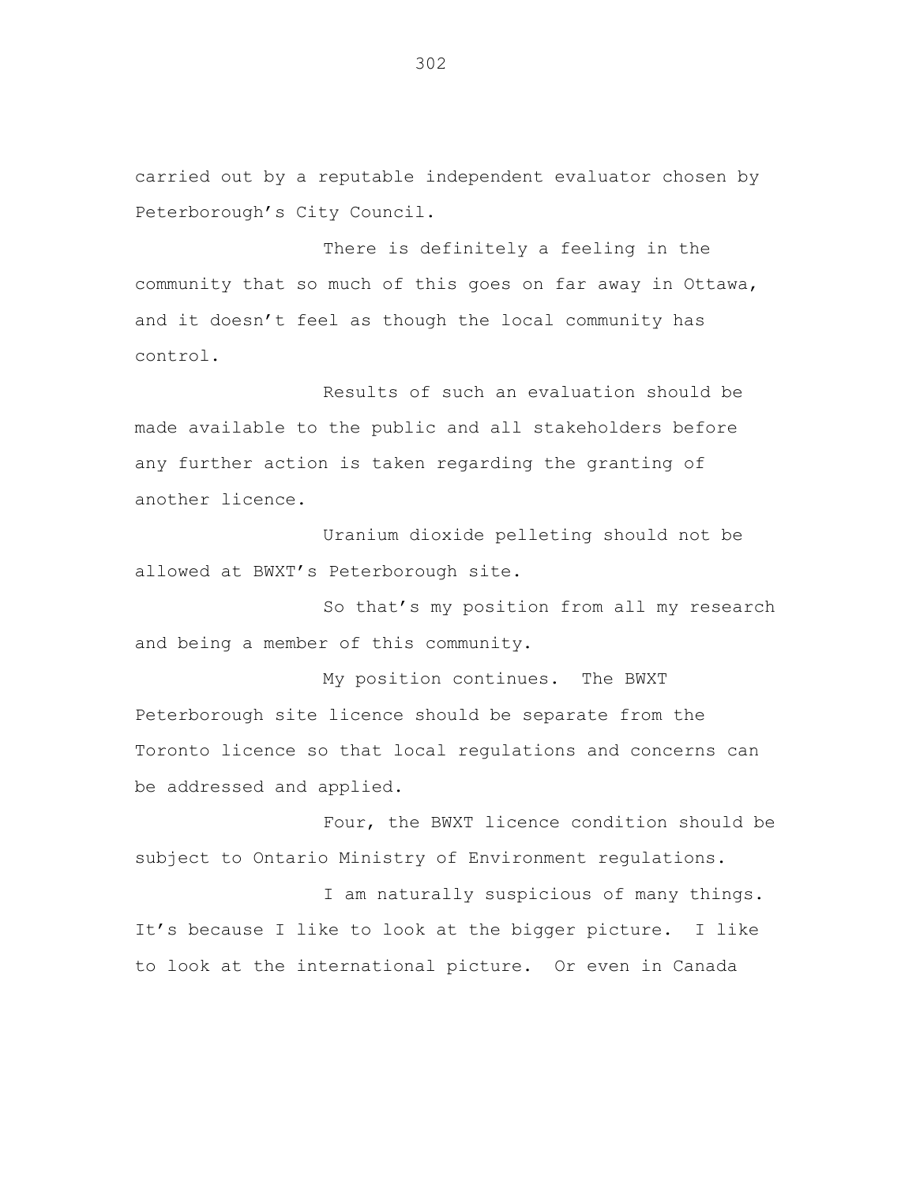carried out by a reputable independent evaluator chosen by Peterborough's City Council.

There is definitely a feeling in the community that so much of this goes on far away in Ottawa, and it doesn't feel as though the local community has control.

Results of such an evaluation should be made available to the public and all stakeholders before any further action is taken regarding the granting of another licence.

Uranium dioxide pelleting should not be allowed at BWXT's Peterborough site.

So that's my position from all my research and being a member of this community.

My position continues. The BWXT Peterborough site licence should be separate from the Toronto licence so that local regulations and concerns can be addressed and applied.

Four, the BWXT licence condition should be subject to Ontario Ministry of Environment regulations.

I am naturally suspicious of many things. It's because I like to look at the bigger picture. I like to look at the international picture. Or even in Canada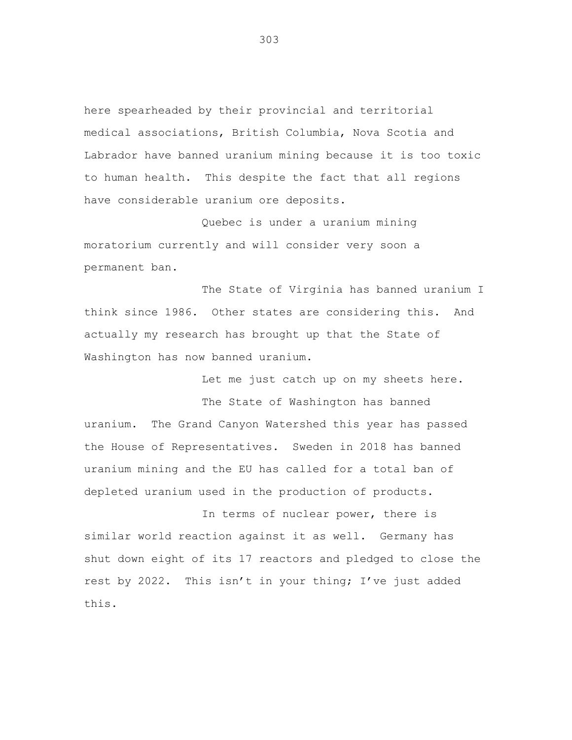here spearheaded by their provincial and territorial medical associations, British Columbia, Nova Scotia and Labrador have banned uranium mining because it is too toxic to human health. This despite the fact that all regions have considerable uranium ore deposits.

Quebec is under a uranium mining moratorium currently and will consider very soon a permanent ban.

The State of Virginia has banned uranium I think since 1986. Other states are considering this. And actually my research has brought up that the State of Washington has now banned uranium.

Let me just catch up on my sheets here.

The State of Washington has banned uranium. The Grand Canyon Watershed this year has passed the House of Representatives. Sweden in 2018 has banned uranium mining and the EU has called for a total ban of depleted uranium used in the production of products.

In terms of nuclear power, there is similar world reaction against it as well. Germany has shut down eight of its 17 reactors and pledged to close the rest by 2022. This isn't in your thing; I've just added this.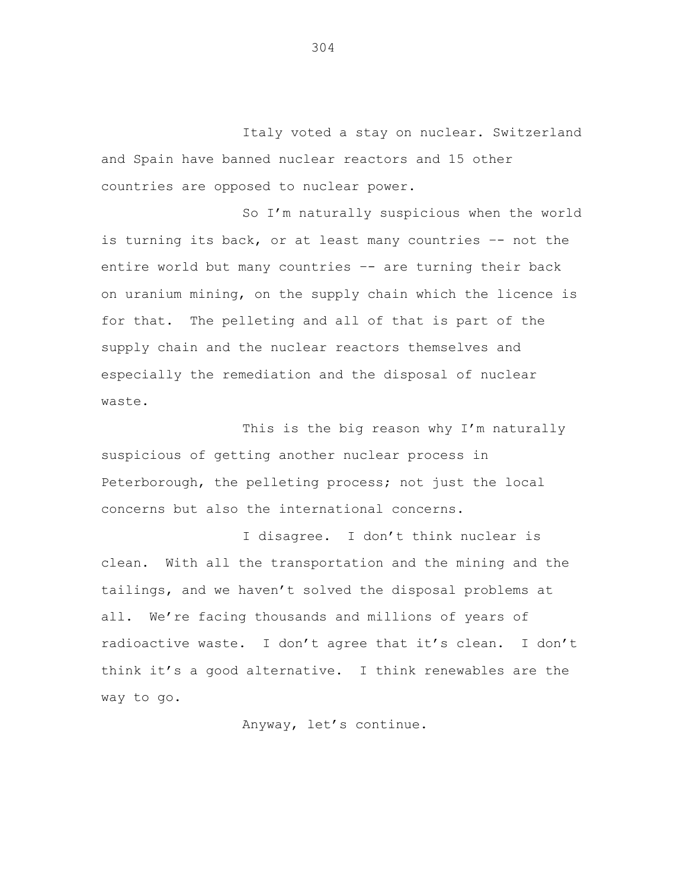Italy voted a stay on nuclear. Switzerland and Spain have banned nuclear reactors and 15 other countries are opposed to nuclear power.

So I'm naturally suspicious when the world is turning its back, or at least many countries -- not the entire world but many countries -- are turning their back on uranium mining, on the supply chain which the licence is for that. The pelleting and all of that is part of the supply chain and the nuclear reactors themselves and especially the remediation and the disposal of nuclear waste.

This is the big reason why I'm naturally suspicious of getting another nuclear process in Peterborough, the pelleting process; not just the local concerns but also the international concerns.

I disagree. I don't think nuclear is clean. With all the transportation and the mining and the tailings, and we haven't solved the disposal problems at all. We're facing thousands and millions of years of radioactive waste. I don't agree that it's clean. I don't think it's a good alternative. I think renewables are the way to go.

Anyway, let's continue.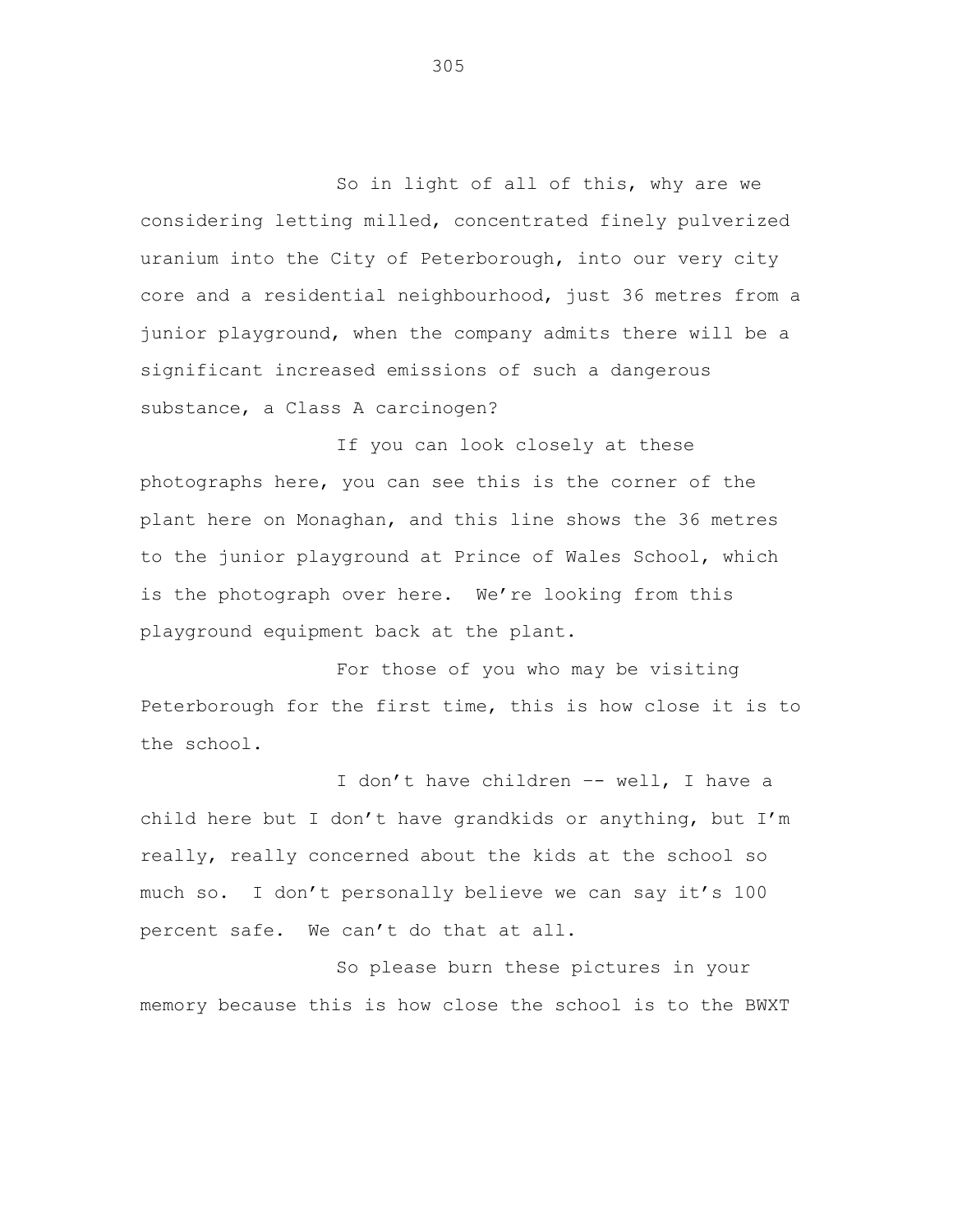So in light of all of this, why are we considering letting milled, concentrated finely pulverized uranium into the City of Peterborough, into our very city core and a residential neighbourhood, just 36 metres from a junior playground, when the company admits there will be a significant increased emissions of such a dangerous substance, a Class A carcinogen?

If you can look closely at these photographs here, you can see this is the corner of the plant here on Monaghan, and this line shows the 36 metres to the junior playground at Prince of Wales School, which is the photograph over here. We're looking from this playground equipment back at the plant.

For those of you who may be visiting Peterborough for the first time, this is how close it is to the school.

I don't have children -- well, I have a child here but I don't have grandkids or anything, but I'm really, really concerned about the kids at the school so much so. I don't personally believe we can say it's 100 percent safe. We can't do that at all.

So please burn these pictures in your memory because this is how close the school is to the BWXT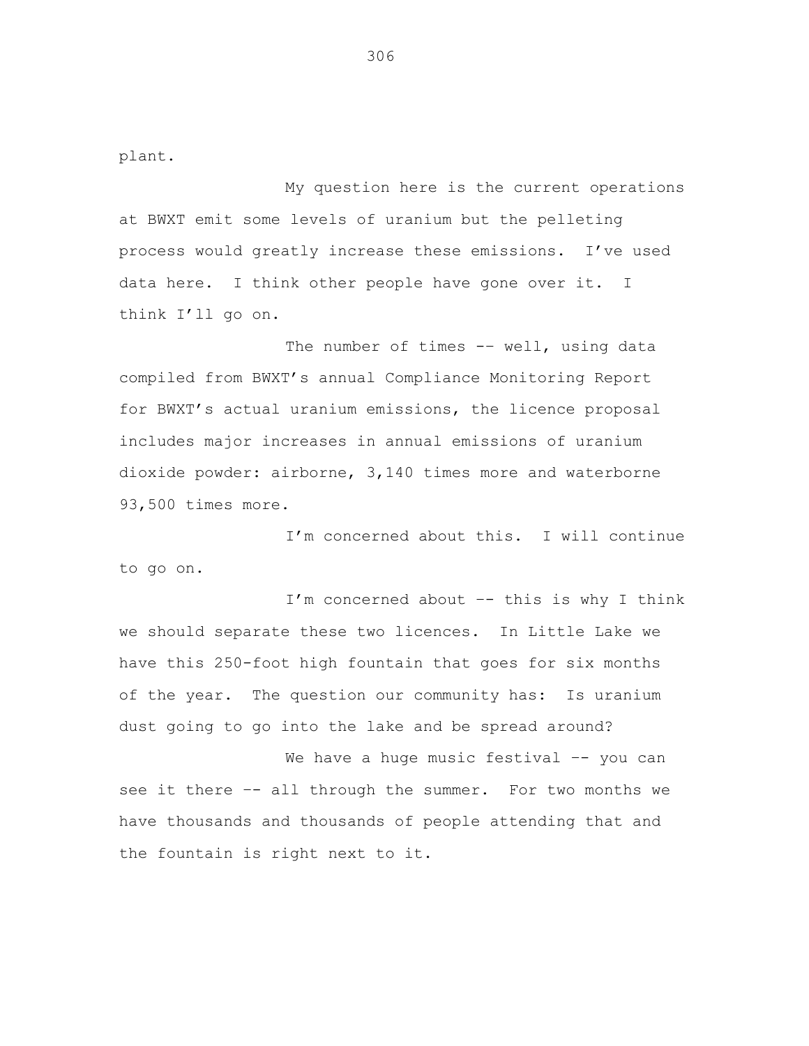plant.

My question here is the current operations at BWXT emit some levels of uranium but the pelleting process would greatly increase these emissions. I've used data here. I think other people have gone over it. I think I'll go on.

The number of times -- well, using data compiled from BWXT's annual Compliance Monitoring Report for BWXT's actual uranium emissions, the licence proposal includes major increases in annual emissions of uranium dioxide powder: airborne, 3,140 times more and waterborne 93,500 times more.

I'm concerned about this. I will continue to go on.

I'm concerned about -- this is why I think we should separate these two licences. In Little Lake we have this 250-foot high fountain that goes for six months of the year. The question our community has: Is uranium dust going to go into the lake and be spread around?

We have a huge music festival -- you can see it there -- all through the summer. For two months we have thousands and thousands of people attending that and the fountain is right next to it.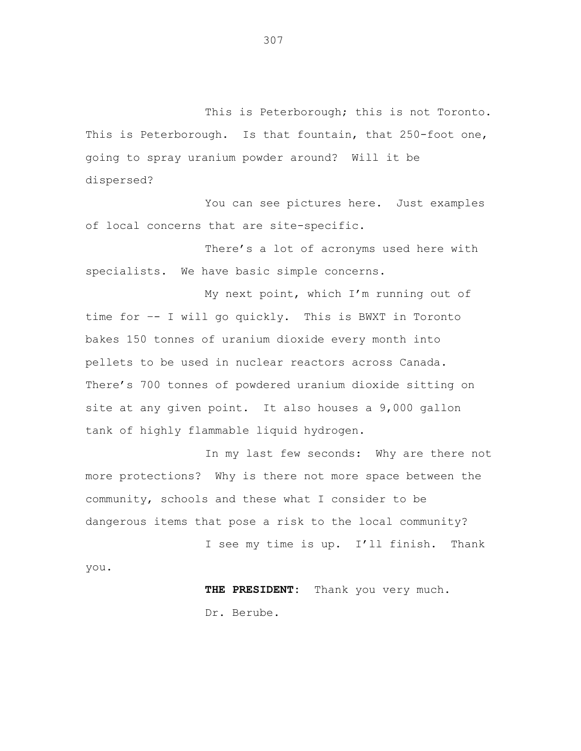This is Peterborough; this is not Toronto. This is Peterborough. Is that fountain, that 250-foot one, going to spray uranium powder around? Will it be dispersed?

You can see pictures here. Just examples of local concerns that are site-specific.

There's a lot of acronyms used here with specialists. We have basic simple concerns.

My next point, which I'm running out of time for -- I will go quickly. This is BWXT in Toronto bakes 150 tonnes of uranium dioxide every month into pellets to be used in nuclear reactors across Canada. There's 700 tonnes of powdered uranium dioxide sitting on site at any given point. It also houses a 9,000 gallon tank of highly flammable liquid hydrogen.

In my last few seconds: Why are there not more protections? Why is there not more space between the community, schools and these what I consider to be dangerous items that pose a risk to the local community?

I see my time is up. I'll finish. Thank you.

**THE PRESIDENT**: Thank you very much.

Dr. Berube.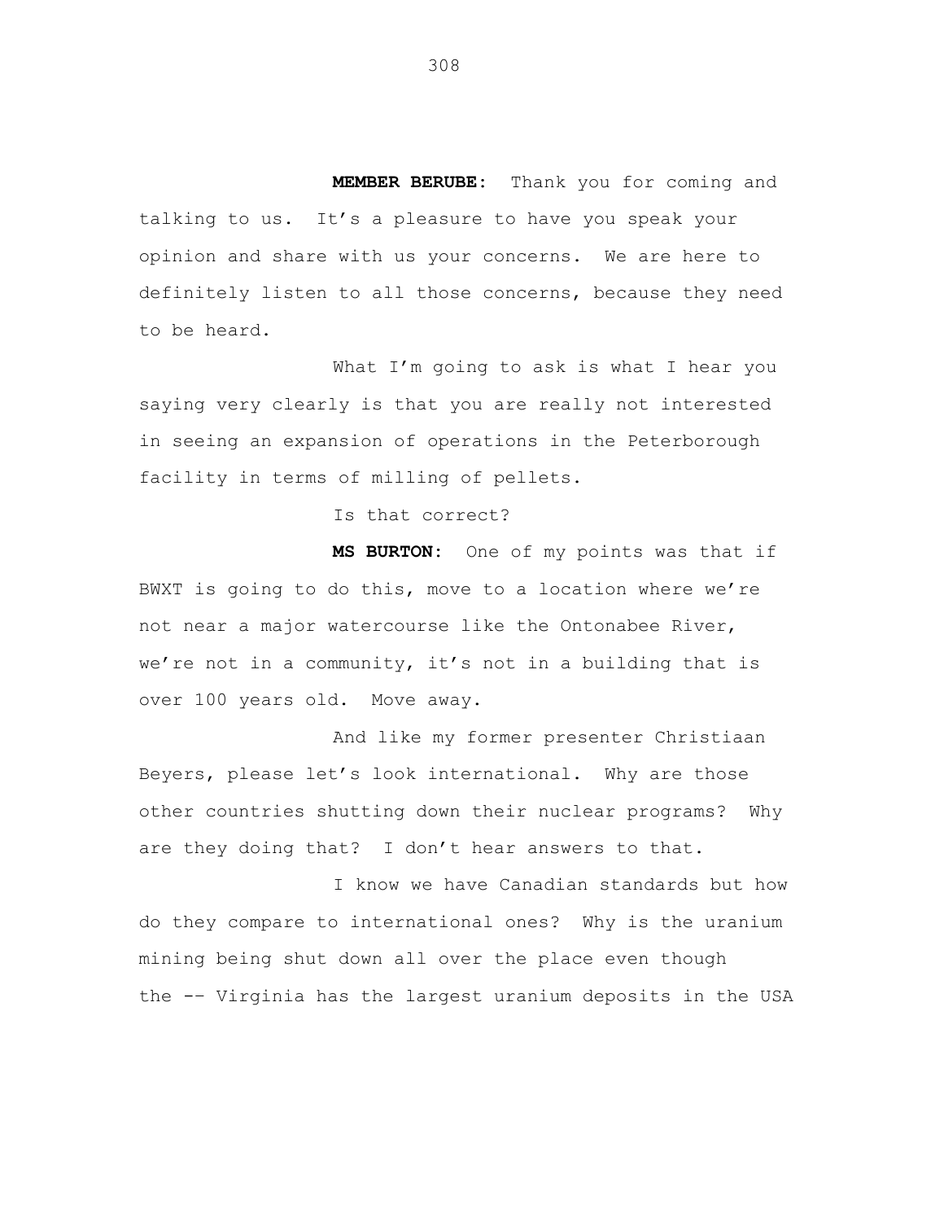**MEMBER BERUBE:** Thank you for coming and talking to us. It's a pleasure to have you speak your opinion and share with us your concerns. We are here to definitely listen to all those concerns, because they need to be heard.

What I'm going to ask is what I hear you saying very clearly is that you are really not interested in seeing an expansion of operations in the Peterborough facility in terms of milling of pellets.

Is that correct?

**MS BURTON:** One of my points was that if BWXT is going to do this, move to a location where we're not near a major watercourse like the Ontonabee River, we're not in a community, it's not in a building that is over 100 years old. Move away.

And like my former presenter Christiaan Beyers, please let's look international. Why are those other countries shutting down their nuclear programs? Why are they doing that? I don't hear answers to that.

I know we have Canadian standards but how do they compare to international ones? Why is the uranium mining being shut down all over the place even though the -- Virginia has the largest uranium deposits in the USA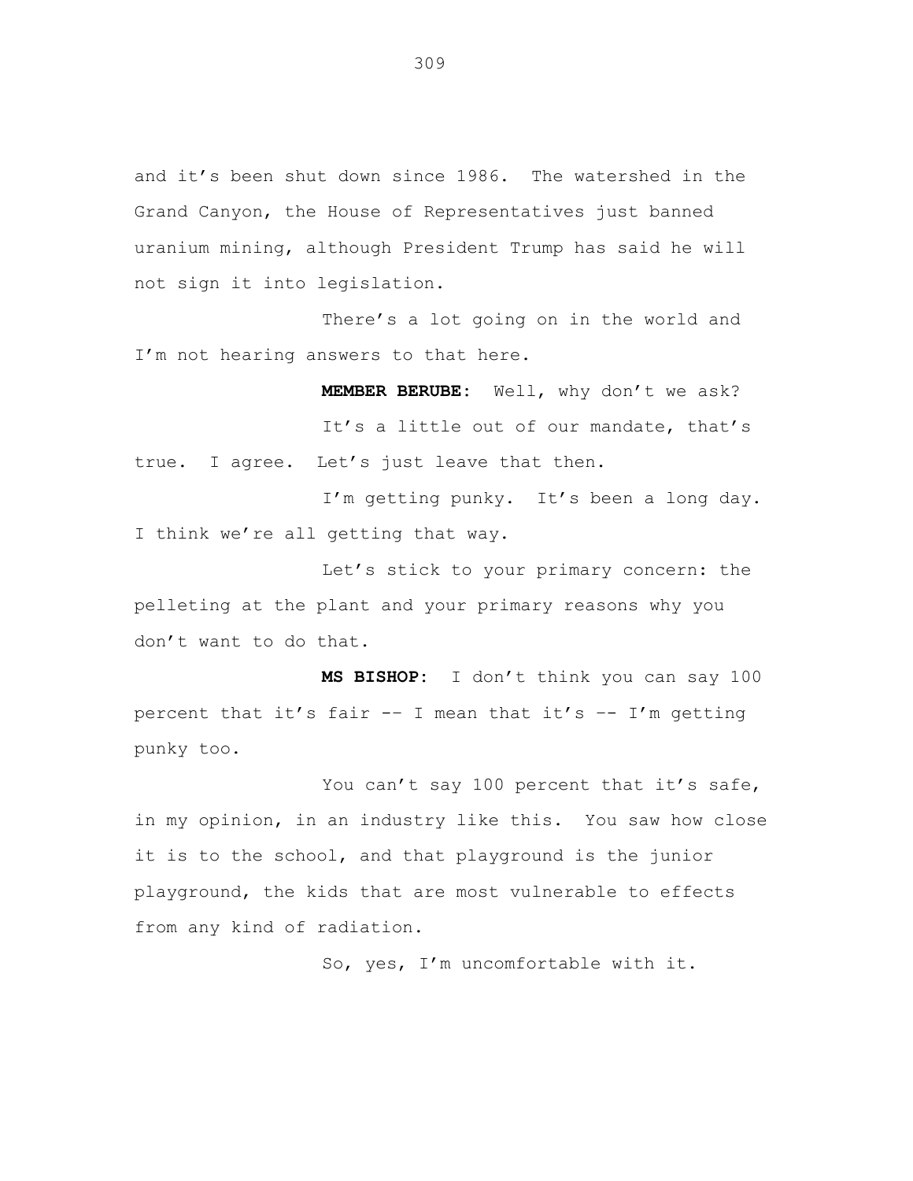and it’s been shut down since 1986. The watershed in the Grand Canyon, the House of Representatives just banned uranium mining, although President Trump has said he will not sign it into legislation.

There’s a lot going on in the world and I’m not hearing answers to that here.

**MEMBER BERUBE:** Well, why don’t we ask?

It’s a little out of our mandate, that’s true. I agree. Let’s just leave that then.

I’m getting punky. It’s been a long day. I think we’re all getting that way.

Let’s stick to your primary concern: the pelleting at the plant and your primary reasons why you don’t want to do that.

**MS BISHOP:** I don’t think you can say 100 percent that it’s fair -- I mean that it’s -- I’m getting punky too.

You can’t say 100 percent that it’s safe, in my opinion, in an industry like this. You saw how close it is to the school, and that playground is the junior playground, the kids that are most vulnerable to effects from any kind of radiation.

So, yes, I’m uncomfortable with it.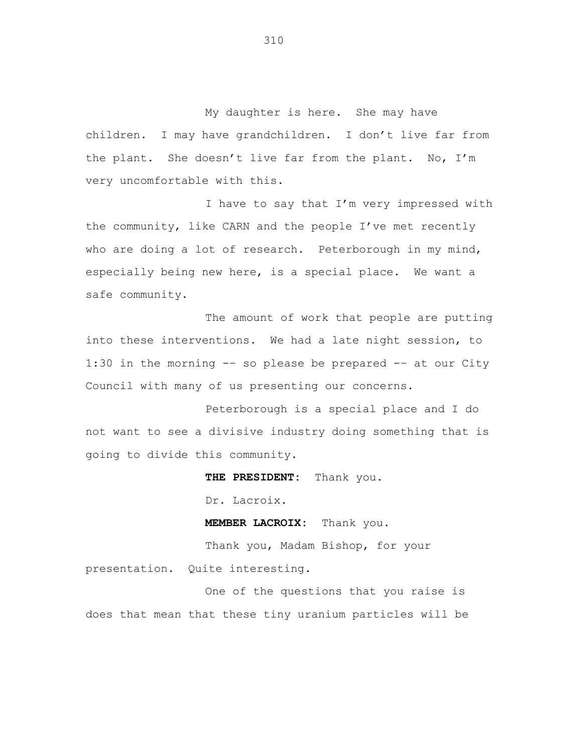My daughter is here. She may have children. I may have grandchildren. I don't live far from the plant. She doesn't live far from the plant. No, I'm very uncomfortable with this.

I have to say that I'm very impressed with the community, like CARN and the people I've met recently who are doing a lot of research. Peterborough in my mind, especially being new here, is a special place. We want a safe community.

The amount of work that people are putting into these interventions. We had a late night session, to 1:30 in the morning -- so please be prepared -- at our City Council with many of us presenting our concerns.

Peterborough is a special place and I do not want to see a divisive industry doing something that is going to divide this community.

**THE PRESIDENT:** Thank you.

Dr. Lacroix.

**MEMBER LACROIX:** Thank you.

Thank you, Madam Bishop, for your presentation. Quite interesting.

One of the questions that you raise is does that mean that these tiny uranium particles will be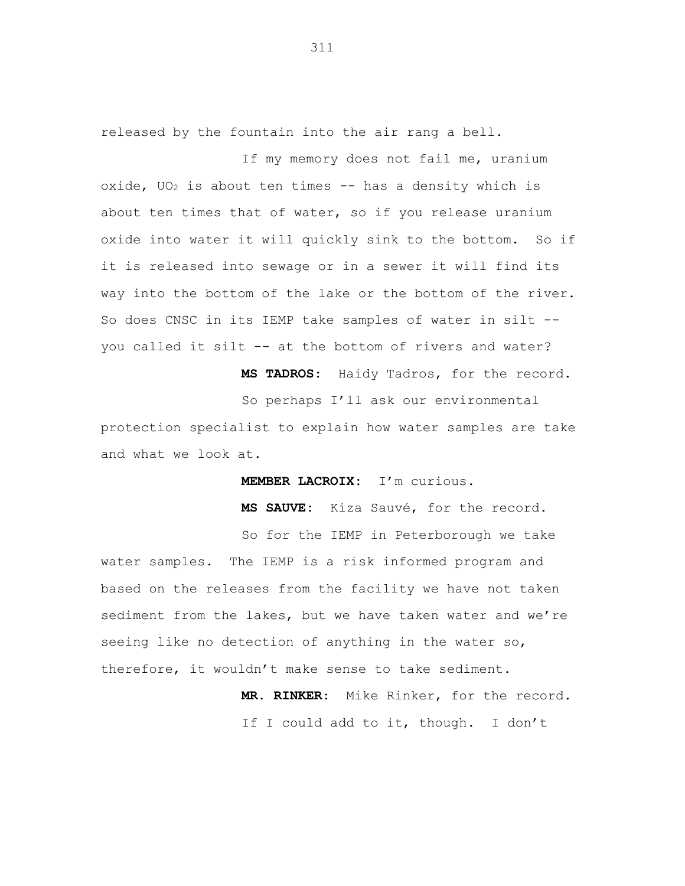released by the fountain into the air rang a bell.

If my memory does not fail me, uranium oxide, $UO_2$ is about ten times -- has a density which is about ten times that of water, so if you release uranium oxide into water it will quickly sink to the bottom. So if it is released into sewage or in a sewer it will find its way into the bottom of the lake or the bottom of the river. So does CNSC in its IEMP take samples of water in silt -- you called it silt -- at the bottom of rivers and water?

**MS TADROS:** Haidy Tadros, for the record.

So perhaps I'll ask our environmental protection specialist to explain how water samples are take and what we look at.

**MEMBER LACROIX:** I'm curious.

**MS SAUVE:** Kiza Sauvé, for the record.

So for the IEMP in Peterborough we take water samples. The IEMP is a risk informed program and based on the releases from the facility we have not taken sediment from the lakes, but we have taken water and we're seeing like no detection of anything in the water so, therefore, it wouldn't make sense to take sediment.

**MR. RINKER:** Mike Rinker, for the record.

If I could add to it, though. I don't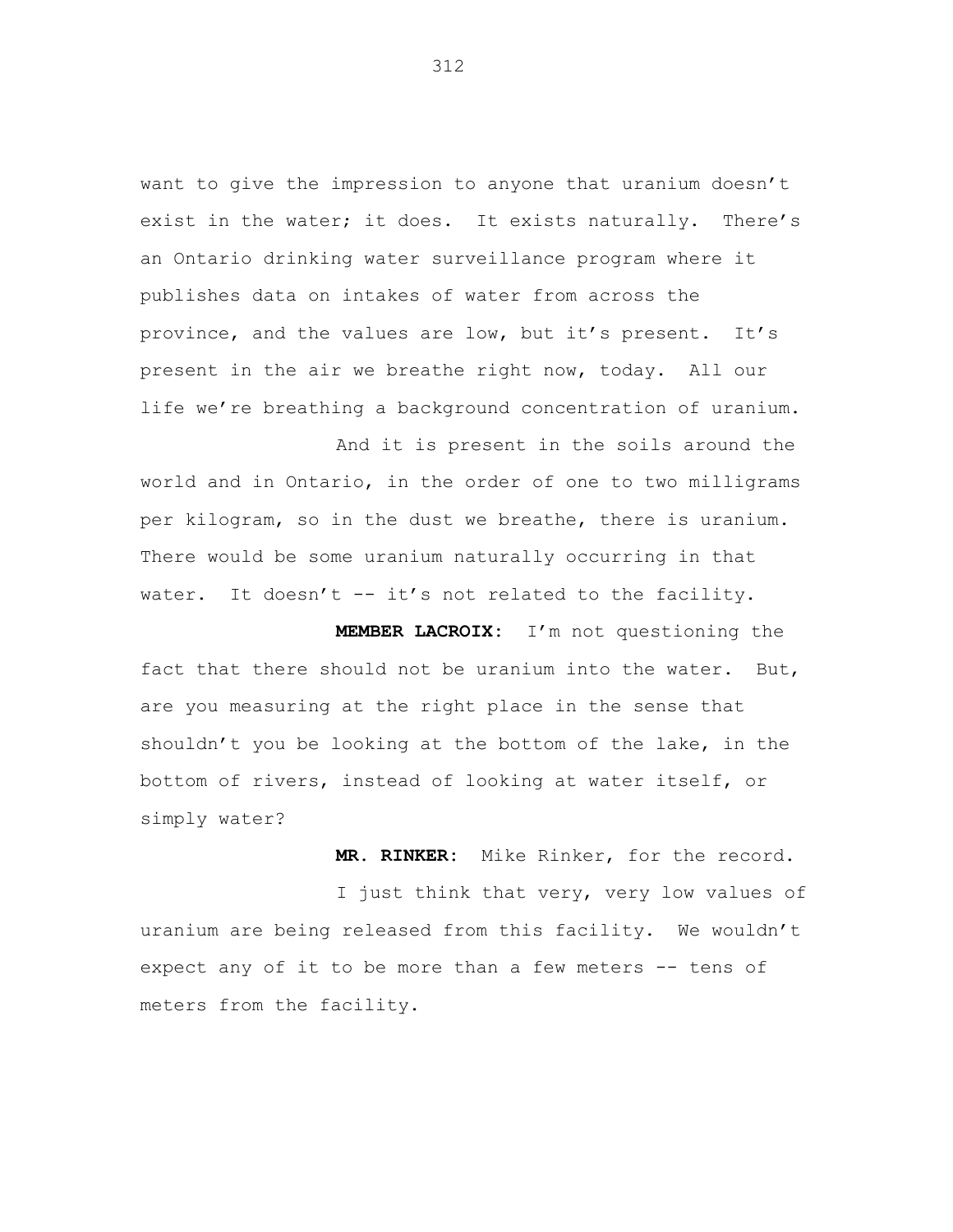want to give the impression to anyone that uranium doesn't exist in the water; it does. It exists naturally. There's an Ontario drinking water surveillance program where it publishes data on intakes of water from across the province, and the values are low, but it's present. It's present in the air we breathe right now, today. All our life we're breathing a background concentration of uranium.

And it is present in the soils around the world and in Ontario, in the order of one to two milligrams per kilogram, so in the dust we breathe, there is uranium. There would be some uranium naturally occurring in that water. It doesn't -- it's not related to the facility.

**MEMBER LACROIX:** I'm not questioning the fact that there should not be uranium into the water. But, are you measuring at the right place in the sense that shouldn't you be looking at the bottom of the lake, in the bottom of rivers, instead of looking at water itself, or simply water?

**MR. RINKER:** Mike Rinker, for the record.

I just think that very, very low values of uranium are being released from this facility. We wouldn't expect any of it to be more than a few meters -- tens of meters from the facility.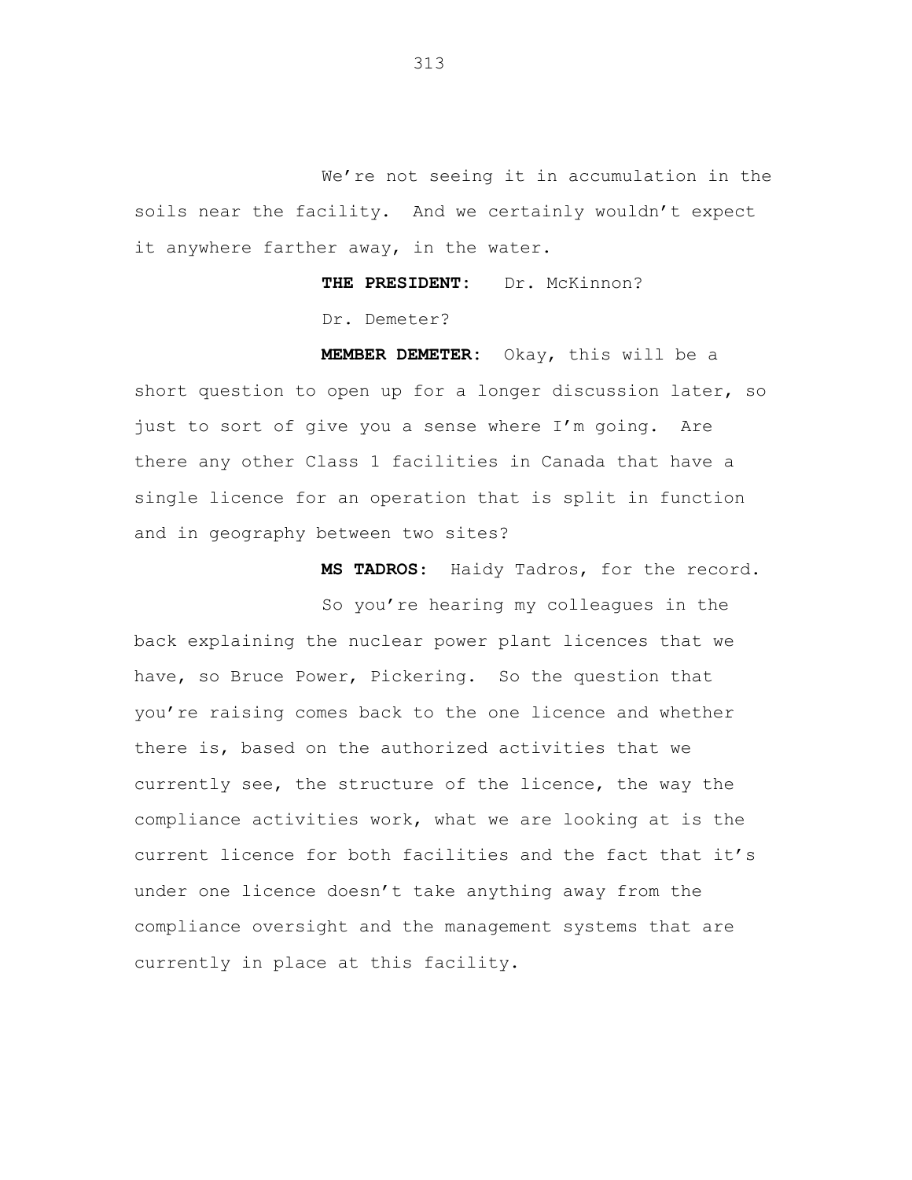We're not seeing it in accumulation in the soils near the facility. And we certainly wouldn't expect it anywhere farther away, in the water.

**THE PRESIDENT:** Dr. McKinnon?

Dr. Demeter?

**MEMBER DEMETER:** Okay, this will be a short question to open up for a longer discussion later, so just to sort of give you a sense where I'm going. Are there any other Class 1 facilities in Canada that have a single licence for an operation that is split in function and in geography between two sites?

**MS TADROS:** Haidy Tadros, for the record.

So you're hearing my colleagues in the back explaining the nuclear power plant licences that we have, so Bruce Power, Pickering. So the question that you're raising comes back to the one licence and whether there is, based on the authorized activities that we currently see, the structure of the licence, the way the compliance activities work, what we are looking at is the current licence for both facilities and the fact that it's under one licence doesn't take anything away from the compliance oversight and the management systems that are currently in place at this facility.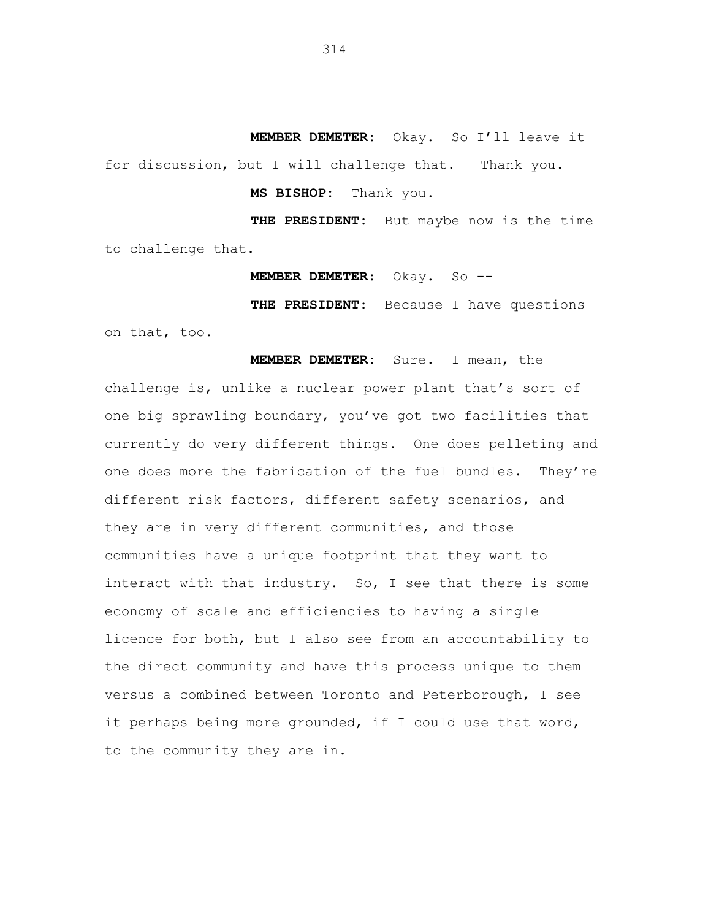**MEMBER DEMETER:** Okay. So I'll leave it for discussion, but I will challenge that. Thank you.

**MS BISHOP:** Thank you.

**THE PRESIDENT:** But maybe now is the time to challenge that.

**MEMBER DEMETER:** Okay. So --

**THE PRESIDENT:** Because I have questions on that, too.

**MEMBER DEMETER:** Sure. I mean, the challenge is, unlike a nuclear power plant that's sort of one big sprawling boundary, you've got two facilities that currently do very different things. One does pelleting and one does more the fabrication of the fuel bundles. They're different risk factors, different safety scenarios, and they are in very different communities, and those communities have a unique footprint that they want to interact with that industry. So, I see that there is some economy of scale and efficiencies to having a single licence for both, but I also see from an accountability to the direct community and have this process unique to them versus a combined between Toronto and Peterborough, I see it perhaps being more grounded, if I could use that word, to the community they are in.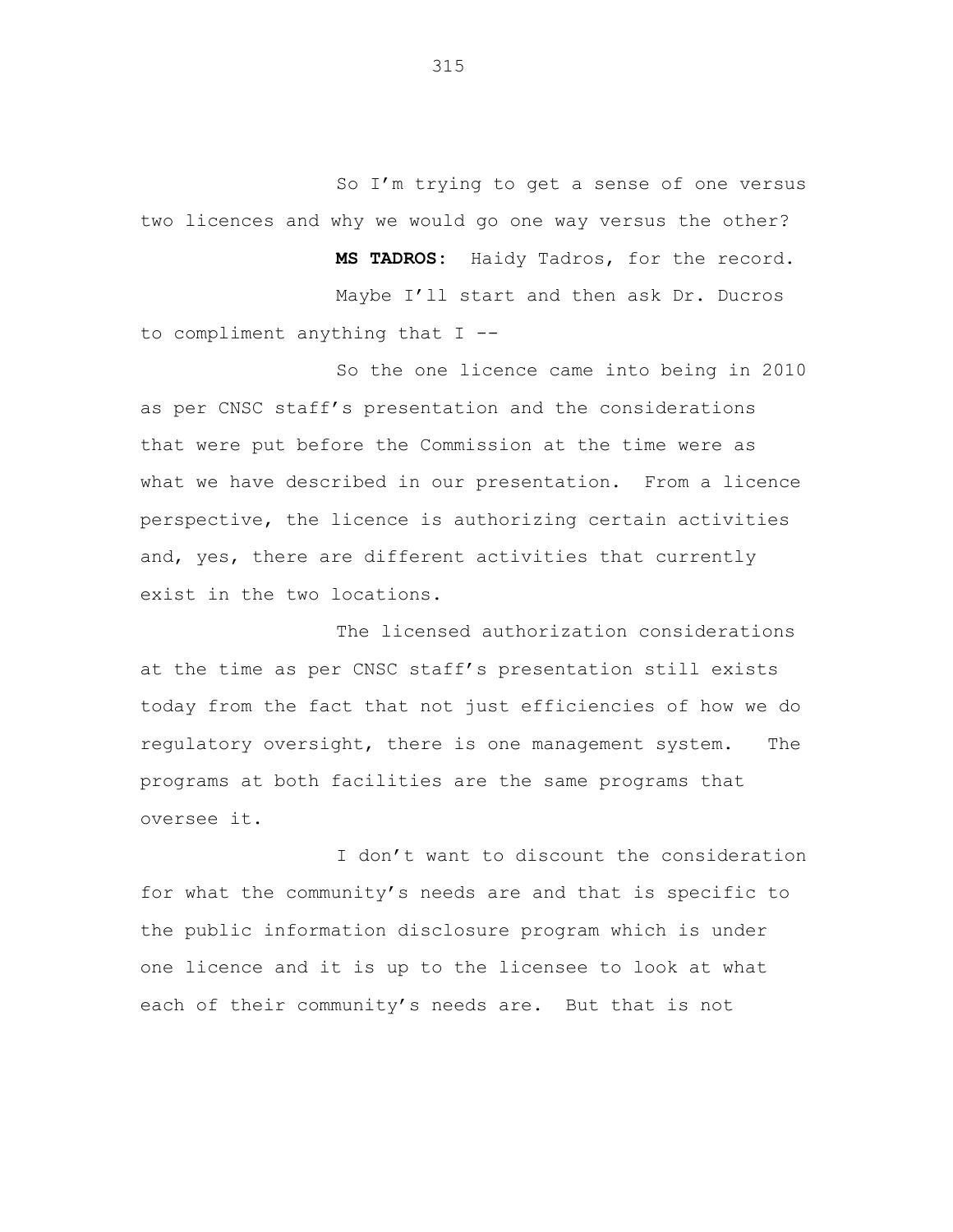So I'm trying to get a sense of one versus two licences and why we would go one way versus the other?

**MS TADROS:** Haidy Tadros, for the record.

Maybe I'll start and then ask Dr. Ducros to compliment anything that I --

So the one licence came into being in 2010 as per CNSC staff's presentation and the considerations that were put before the Commission at the time were as what we have described in our presentation. From a licence perspective, the licence is authorizing certain activities and, yes, there are different activities that currently exist in the two locations.

The licensed authorization considerations at the time as per CNSC staff's presentation still exists today from the fact that not just efficiencies of how we do regulatory oversight, there is one management system. The programs at both facilities are the same programs that oversee it.

I don't want to discount the consideration for what the community's needs are and that is specific to the public information disclosure program which is under one licence and it is up to the licensee to look at what each of their community's needs are. But that is not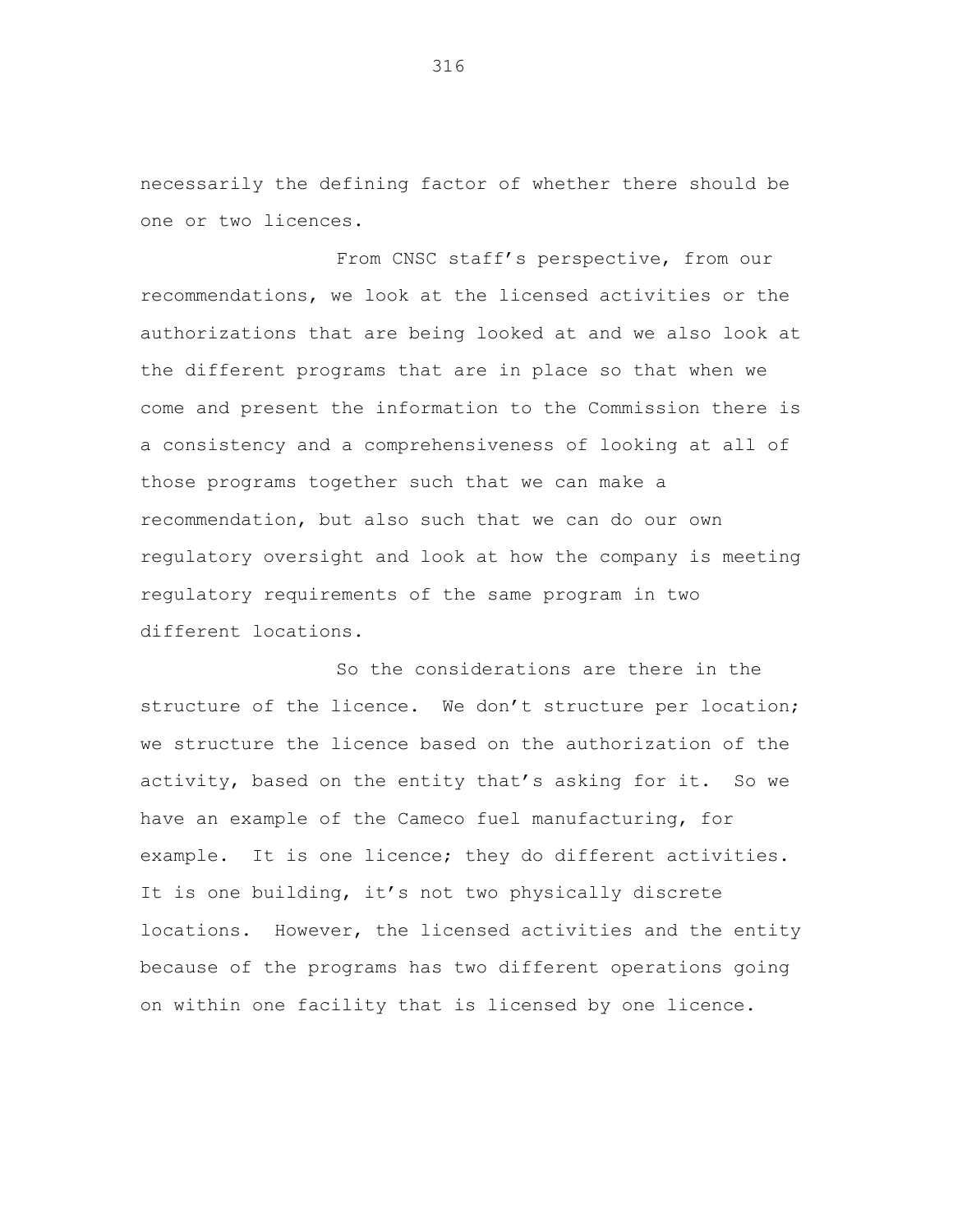necessarily the defining factor of whether there should be one or two licences.

From CNSC staff's perspective, from our recommendations, we look at the licensed activities or the authorizations that are being looked at and we also look at the different programs that are in place so that when we come and present the information to the Commission there is a consistency and a comprehensiveness of looking at all of those programs together such that we can make a recommendation, but also such that we can do our own regulatory oversight and look at how the company is meeting regulatory requirements of the same program in two different locations.

So the considerations are there in the structure of the licence. We don't structure per location; we structure the licence based on the authorization of the activity, based on the entity that's asking for it. So we have an example of the Cameco fuel manufacturing, for example. It is one licence; they do different activities. It is one building, it's not two physically discrete locations. However, the licensed activities and the entity because of the programs has two different operations going on within one facility that is licensed by one licence.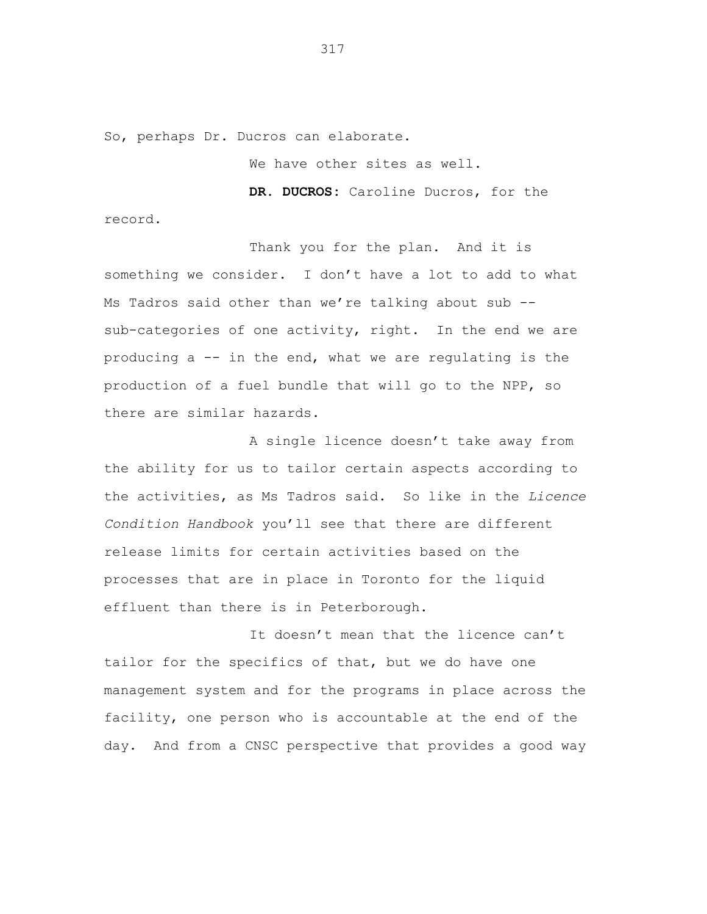So, perhaps Dr. Ducros can elaborate.

We have other sites as well.

**DR. DUCROS:** Caroline Ducros, for the record.

Thank you for the plan. And it is something we consider. I don't have a lot to add to what Ms Tadros said other than we're talking about sub -- sub-categories of one activity, right. In the end we are producing a -- in the end, what we are regulating is the production of a fuel bundle that will go to the NPP, so there are similar hazards.

A single licence doesn't take away from the ability for us to tailor certain aspects according to the activities, as Ms Tadros said. So like in the *Licence Condition Handbook* you'll see that there are different release limits for certain activities based on the processes that are in place in Toronto for the liquid effluent than there is in Peterborough.

It doesn't mean that the licence can't tailor for the specifics of that, but we do have one management system and for the programs in place across the facility, one person who is accountable at the end of the day. And from a CNSC perspective that provides a good way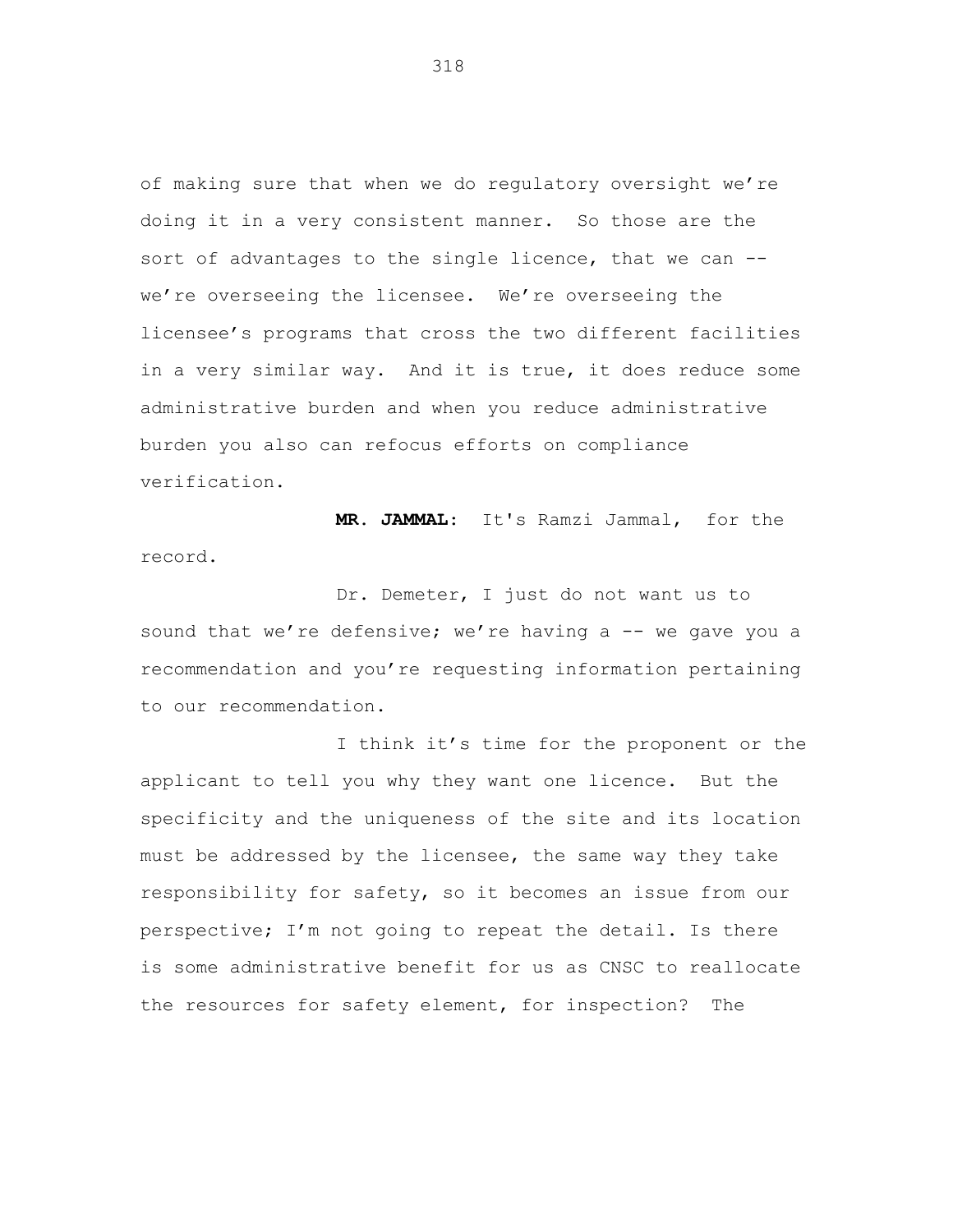of making sure that when we do regulatory oversight we're doing it in a very consistent manner. So those are the sort of advantages to the single licence, that we can -- we're overseeing the licensee. We're overseeing the licensee's programs that cross the two different facilities in a very similar way. And it is true, it does reduce some administrative burden and when you reduce administrative burden you also can refocus efforts on compliance verification.

**MR. JAMMAL:** It's Ramzi Jammal, for the record.

Dr. Demeter, I just do not want us to sound that we're defensive; we're having a -- we gave you a recommendation and you're requesting information pertaining to our recommendation.

I think it's time for the proponent or the applicant to tell you why they want one licence. But the specificity and the uniqueness of the site and its location must be addressed by the licensee, the same way they take responsibility for safety, so it becomes an issue from our perspective; I'm not going to repeat the detail. Is there is some administrative benefit for us as CNSC to reallocate the resources for safety element, for inspection? The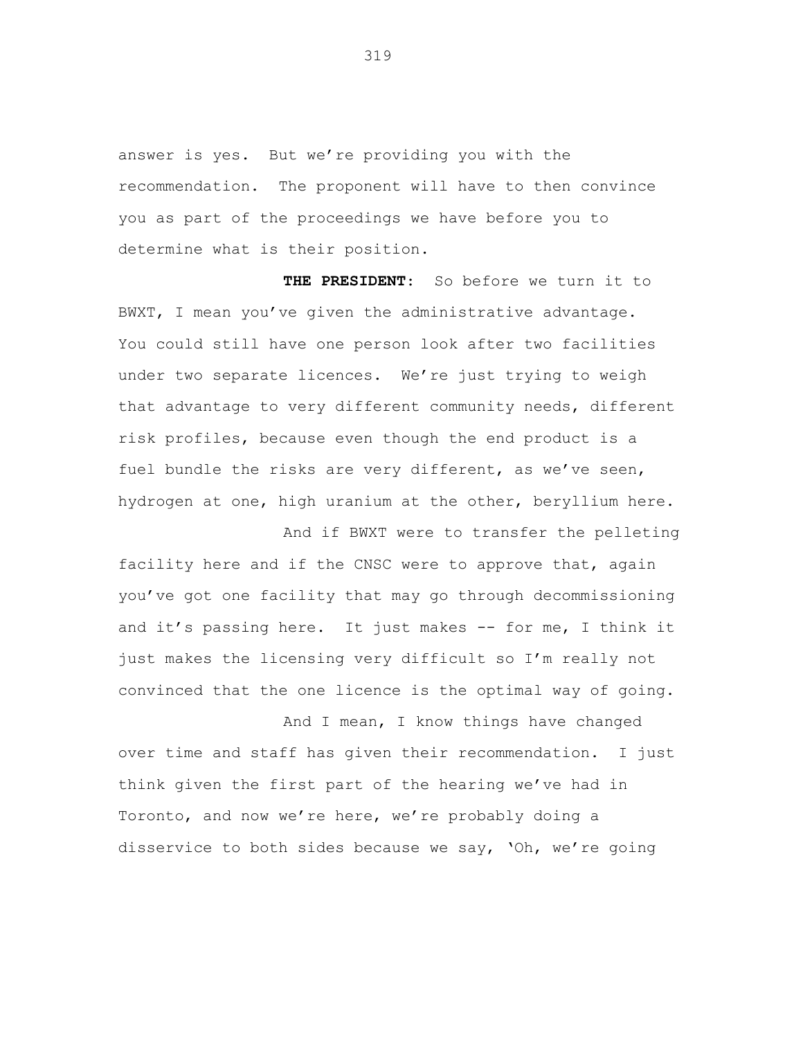answer is yes. But we're providing you with the recommendation. The proponent will have to then convince you as part of the proceedings we have before you to determine what is their position.

**THE PRESIDENT:** So before we turn it to BWXT, I mean you've given the administrative advantage. You could still have one person look after two facilities under two separate licences. We're just trying to weigh that advantage to very different community needs, different risk profiles, because even though the end product is a fuel bundle the risks are very different, as we've seen, hydrogen at one, high uranium at the other, beryllium here.

And if BWXT were to transfer the pelleting facility here and if the CNSC were to approve that, again you've got one facility that may go through decommissioning and it's passing here. It just makes -- for me, I think it just makes the licensing very difficult so I'm really not convinced that the one licence is the optimal way of going.

And I mean, I know things have changed over time and staff has given their recommendation. I just think given the first part of the hearing we've had in Toronto, and now we're here, we're probably doing a disservice to both sides because we say, 'Oh, we're going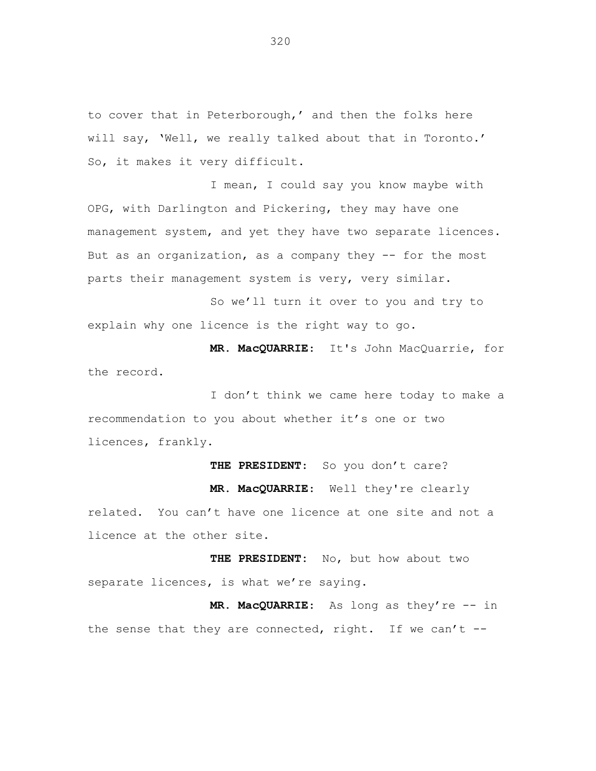to cover that in Peterborough,' and then the folks here will say, 'Well, we really talked about that in Toronto.' So, it makes it very difficult.

I mean, I could say you know maybe with OPG, with Darlington and Pickering, they may have one management system, and yet they have two separate licences. But as an organization, as a company they -- for the most parts their management system is very, very similar.

So we'll turn it over to you and try to explain why one licence is the right way to go.

**MR. MacQUARRIE:** It's John MacQuarrie, for the record.

I don't think we came here today to make a recommendation to you about whether it's one or two licences, frankly.

**THE PRESIDENT:** So you don't care?

**MR. MacQUARRIE:** Well they're clearly related. You can't have one licence at one site and not a licence at the other site.

**THE PRESIDENT:** No, but how about two separate licences, is what we're saying.

**MR. MacQUARRIE:** As long as they're -- in the sense that they are connected, right. If we can't --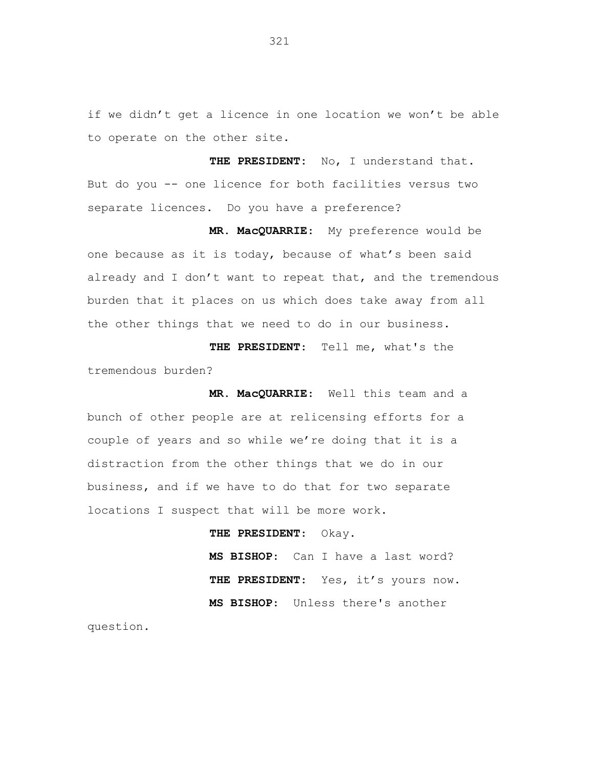if we didn’t get a licence in one location we won’t be able to operate on the other site.

**THE PRESIDENT:** No, I understand that. But do you -- one licence for both facilities versus two separate licences. Do you have a preference?

**MR. MacQUARRIE:** My preference would be one because as it is today, because of what’s been said already and I don’t want to repeat that, and the tremendous burden that it places on us which does take away from all the other things that we need to do in our business.

**THE PRESIDENT:** Tell me, what's the tremendous burden?

**MR. MacQUARRIE:** Well this team and a bunch of other people are at relicensing efforts for a couple of years and so while we’re doing that it is a distraction from the other things that we do in our business, and if we have to do that for two separate locations I suspect that will be more work.

**THE PRESIDENT:** Okay.

**MS BISHOP:** Can I have a last word?

**THE PRESIDENT:** Yes, it’s yours now.

**MS BISHOP:** Unless there's another question.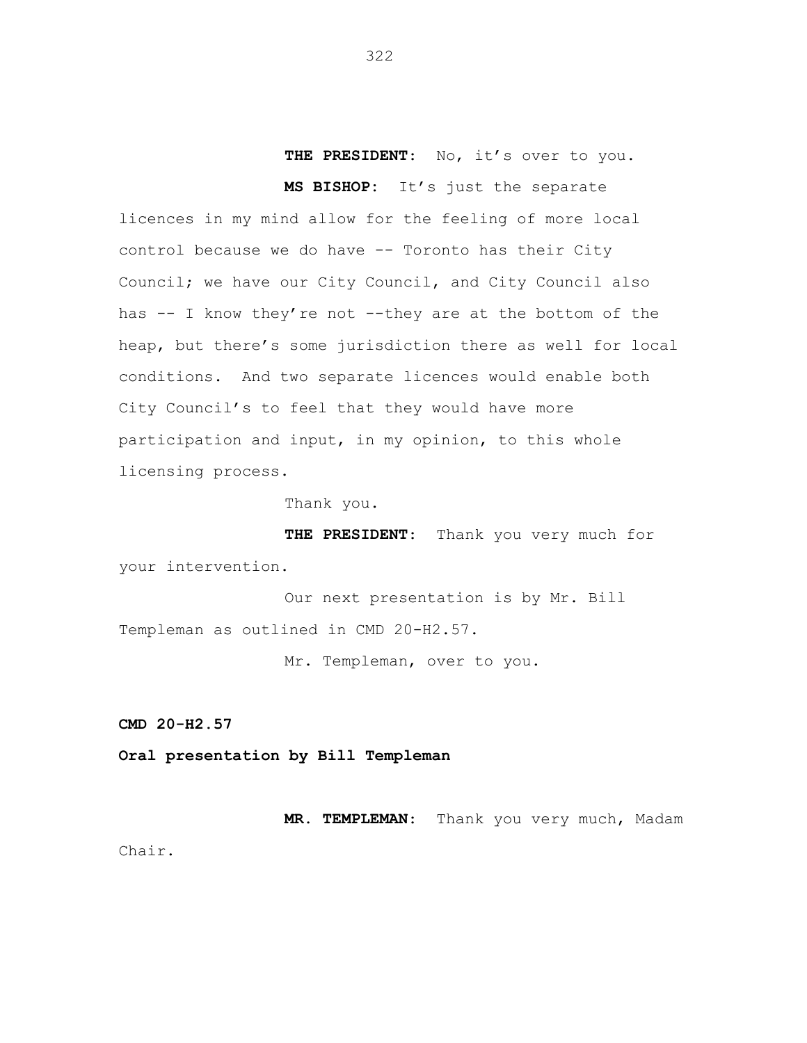**THE PRESIDENT:** No, it's over to you.

**MS BISHOP:** It's just the separate licences in my mind allow for the feeling of more local control because we do have -- Toronto has their City Council; we have our City Council, and City Council also has -- I know they're not --they are at the bottom of the heap, but there's some jurisdiction there as well for local conditions. And two separate licences would enable both City Council's to feel that they would have more participation and input, in my opinion, to this whole licensing process.

Thank you.

**THE PRESIDENT:** Thank you very much for your intervention.

Our next presentation is by Mr. Bill Templeman as outlined in CMD 20-H2.57.

Mr. Templeman, over to you.

**CMD 20-H2.57**

**Oral presentation by Bill Templeman**

**MR. TEMPLEMAN:** Thank you very much, Madam Chair.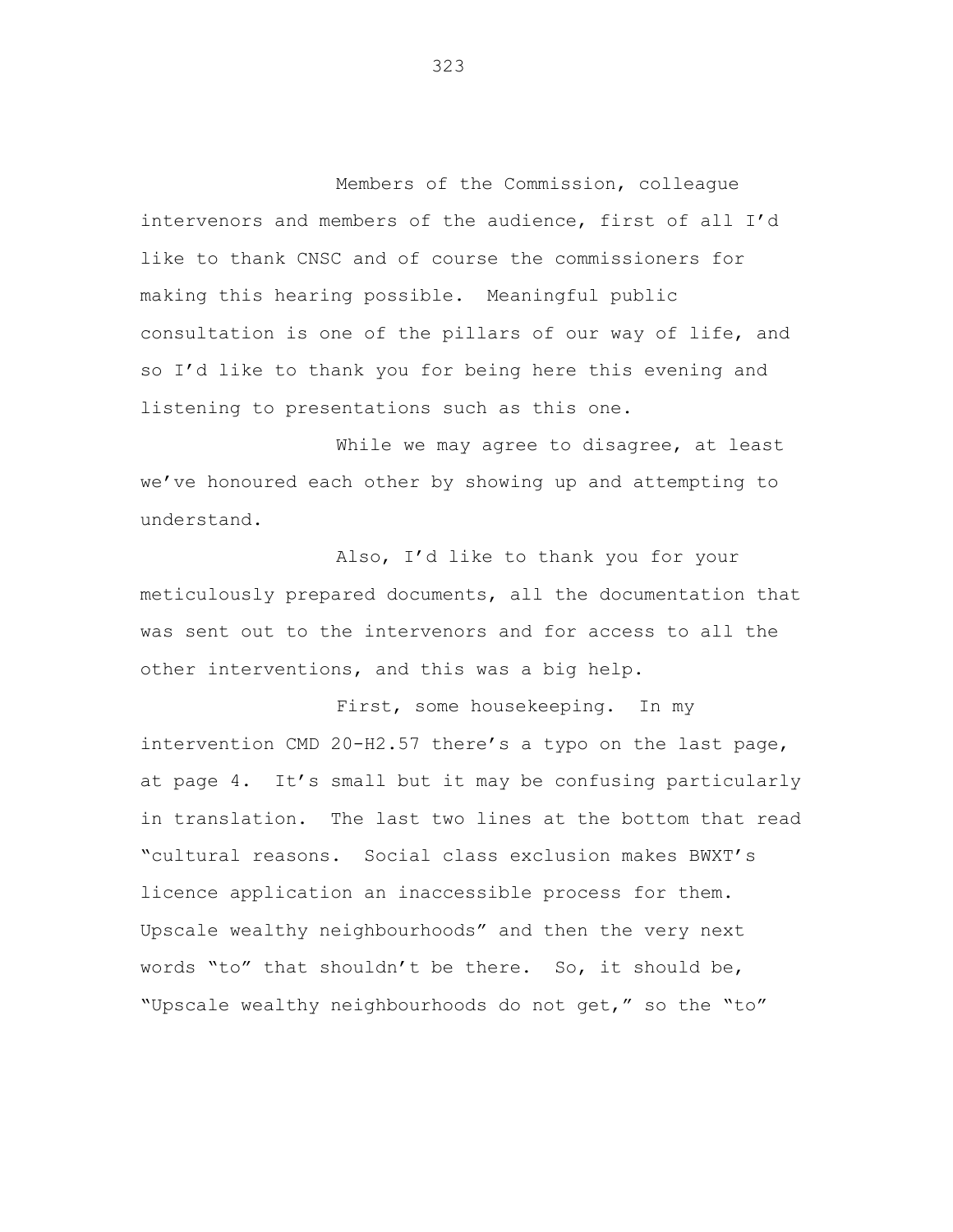Members of the Commission, colleague intervenors and members of the audience, first of all I'd like to thank CNSC and of course the commissioners for making this hearing possible. Meaningful public consultation is one of the pillars of our way of life, and so I'd like to thank you for being here this evening and listening to presentations such as this one.

While we may agree to disagree, at least we've honoured each other by showing up and attempting to understand.

Also, I'd like to thank you for your meticulously prepared documents, all the documentation that was sent out to the intervenors and for access to all the other interventions, and this was a big help.

First, some housekeeping. In my intervention CMD 20-H2.57 there's a typo on the last page, at page 4. It's small but it may be confusing particularly in translation. The last two lines at the bottom that read "cultural reasons. Social class exclusion makes BWXT's licence application an inaccessible process for them. Upscale wealthy neighbourhoods" and then the very next words "to" that shouldn't be there. So, it should be, "Upscale wealthy neighbourhoods do not get," so the "to"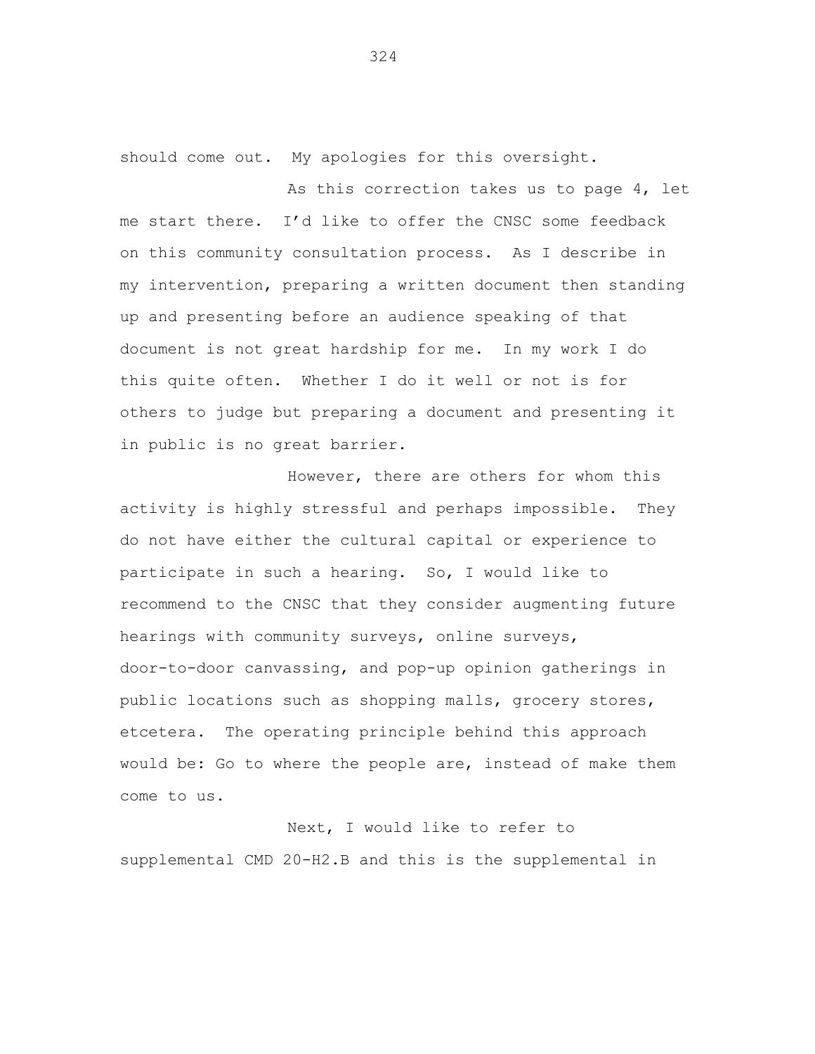should come out. My apologies for this oversight.

As this correction takes us to page 4, let me start there. I'd like to offer the CNSC some feedback on this community consultation process. As I describe in my intervention, preparing a written document then standing up and presenting before an audience speaking of that document is not great hardship for me. In my work I do this quite often. Whether I do it well or not is for others to judge but preparing a document and presenting it in public is no great barrier.

However, there are others for whom this activity is highly stressful and perhaps impossible. They do not have either the cultural capital or experience to participate in such a hearing. So, I would like to recommend to the CNSC that they consider augmenting future hearings with community surveys, online surveys, door-to-door canvassing, and pop-up opinion gatherings in public locations such as shopping malls, grocery stores, etcetera. The operating principle behind this approach would be: Go to where the people are, instead of make them come to us.

Next, I would like to refer to supplemental CMD 20-H2.B and this is the supplemental in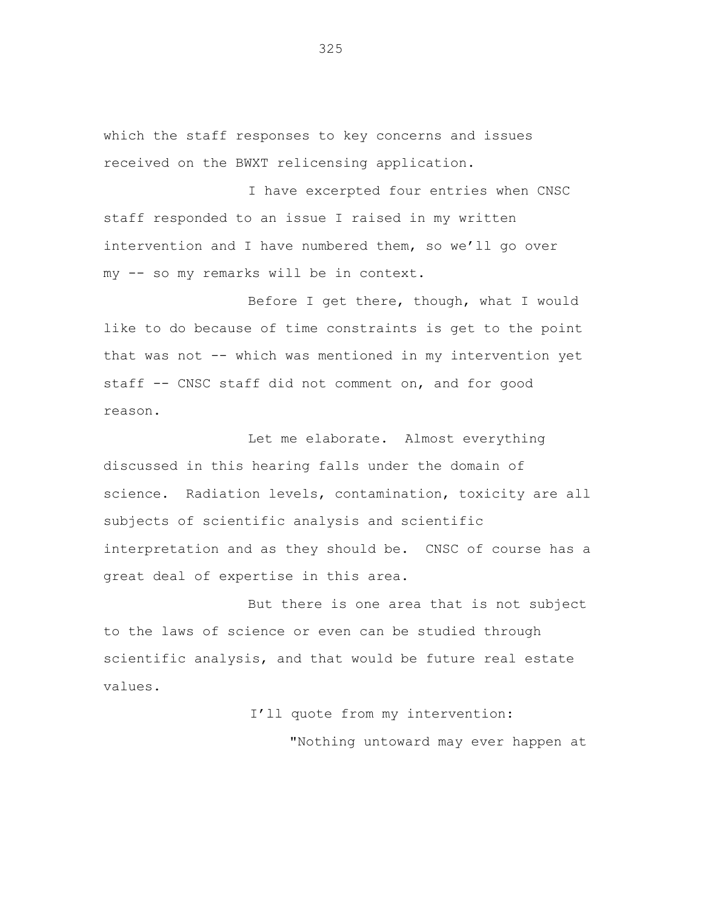which the staff responses to key concerns and issues received on the BWXT relicensing application.

I have excerpted four entries when CNSC staff responded to an issue I raised in my written intervention and I have numbered them, so we'll go over my -- so my remarks will be in context.

Before I get there, though, what I would like to do because of time constraints is get to the point that was not -- which was mentioned in my intervention yet staff -- CNSC staff did not comment on, and for good reason.

Let me elaborate. Almost everything discussed in this hearing falls under the domain of science. Radiation levels, contamination, toxicity are all subjects of scientific analysis and scientific interpretation and as they should be. CNSC of course has a great deal of expertise in this area.

But there is one area that is not subject to the laws of science or even can be studied through scientific analysis, and that would be future real estate values.

I'll quote from my intervention:

> "Nothing untoward may ever happen at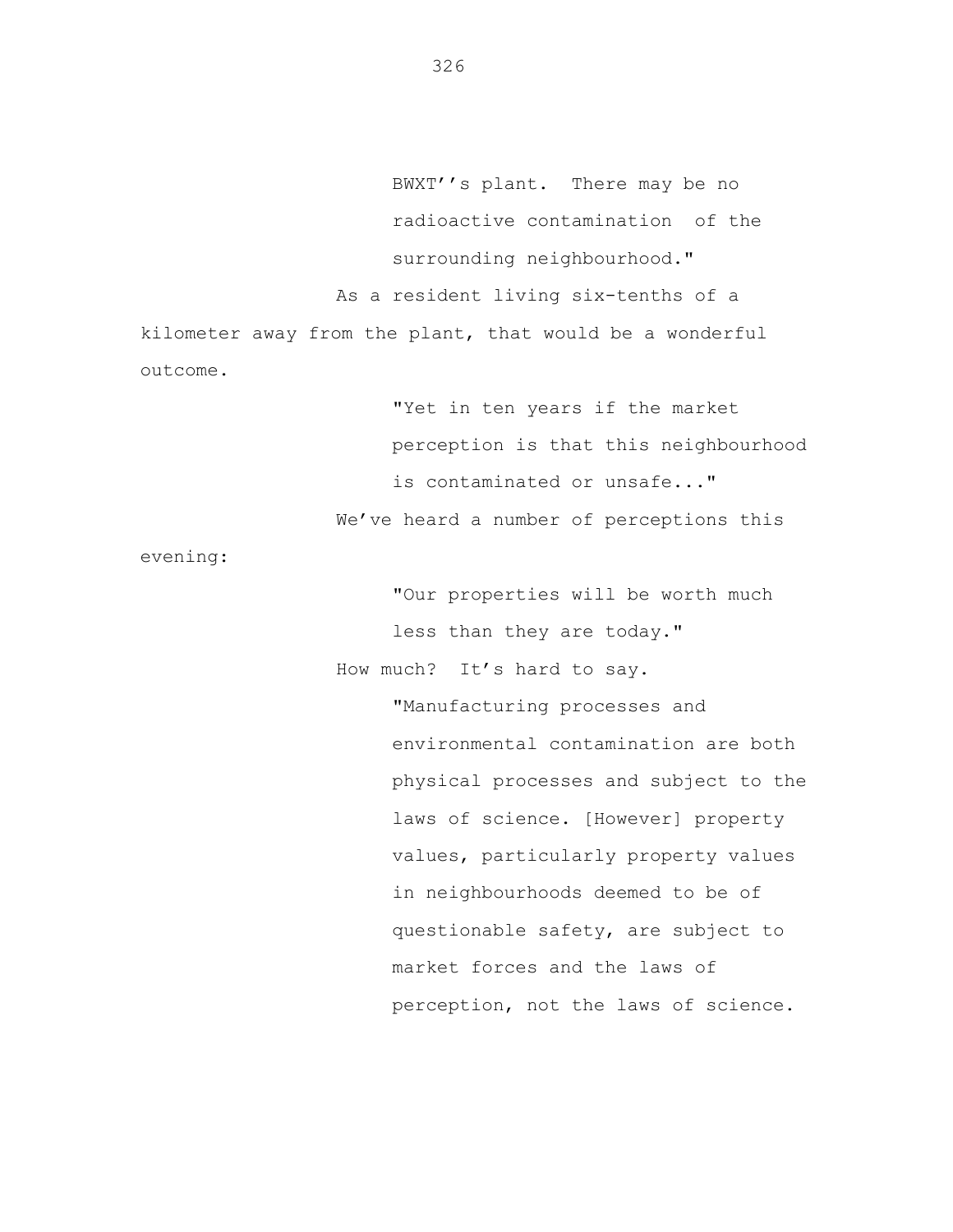> BWXT''s plant. There may be no radioactive contamination of the surrounding neighbourhood."

As a resident living six-tenths of a kilometer away from the plant, that would be a wonderful outcome.

> "Yet in ten years if the market perception is that this neighbourhood is contaminated or unsafe..."

We've heard a number of perceptions this evening:

> "Our properties will be worth much less than they are today."

How much? It's hard to say.

> "Manufacturing processes and environmental contamination are both physical processes and subject to the laws of science. [However] property values, particularly property values in neighbourhoods deemed to be of questionable safety, are subject to market forces and the laws of perception, not the laws of science.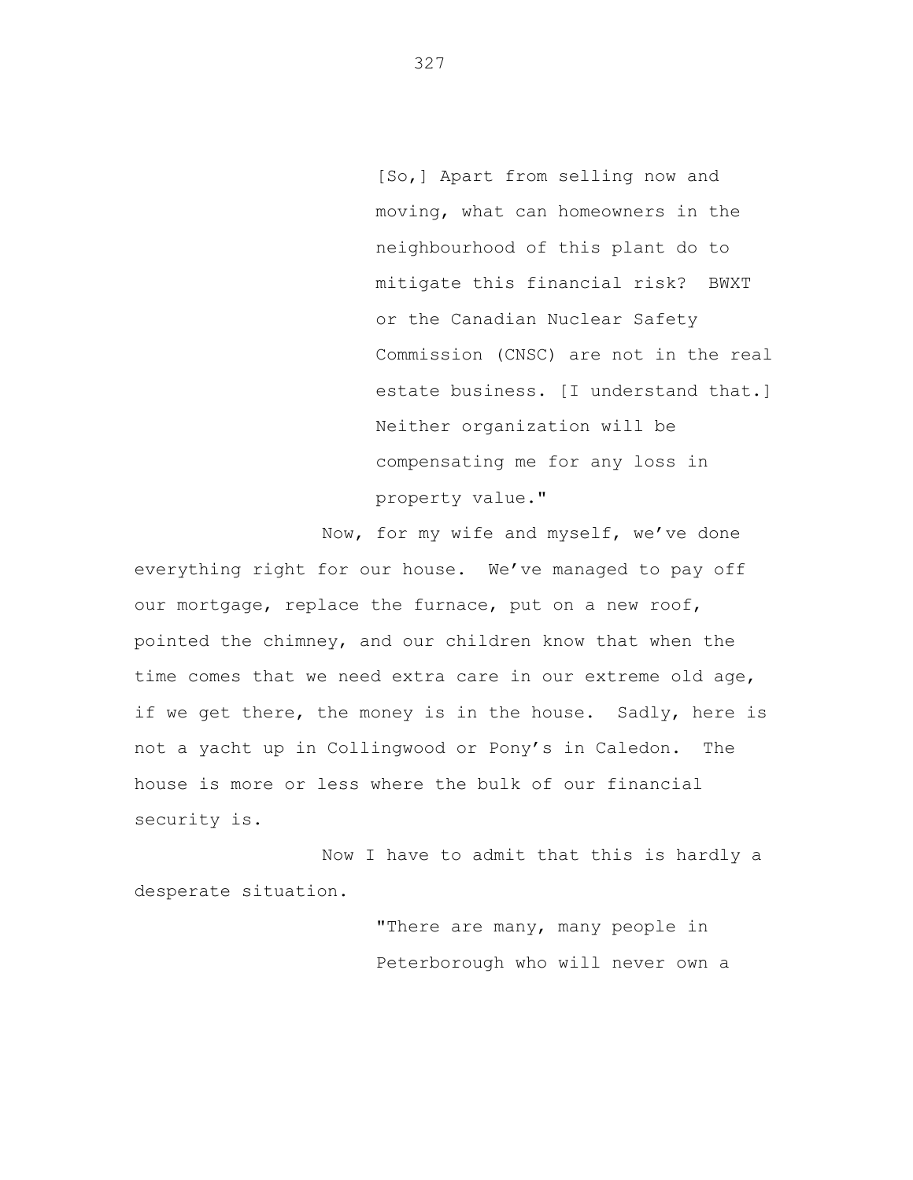> [So,] Apart from selling now and moving, what can homeowners in the neighbourhood of this plant do to mitigate this financial risk? BWXT or the Canadian Nuclear Safety Commission (CNSC) are not in the real estate business. [I understand that.] Neither organization will be compensating me for any loss in property value."

Now, for my wife and myself, we've done everything right for our house. We've managed to pay off our mortgage, replace the furnace, put on a new roof, pointed the chimney, and our children know that when the time comes that we need extra care in our extreme old age, if we get there, the money is in the house. Sadly, here is not a yacht up in Collingwood or Pony's in Caledon. The house is more or less where the bulk of our financial security is.

Now I have to admit that this is hardly a desperate situation.

> "There are many, many people in Peterborough who will never own a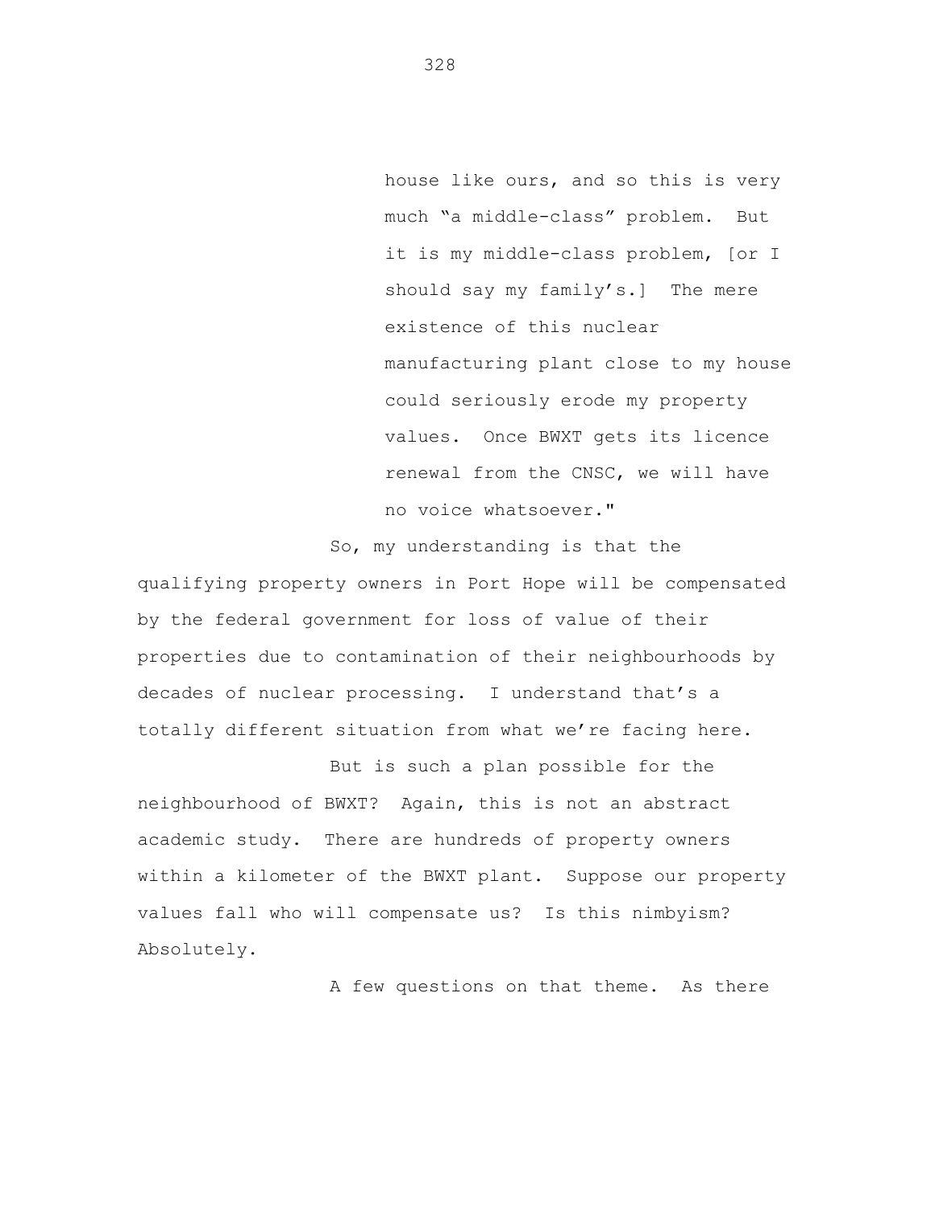> house like ours, and so this is very much "a middle-class" problem. But it is my middle-class problem, [or I should say my family's.] The mere existence of this nuclear manufacturing plant close to my house could seriously erode my property values. Once BWXT gets its licence renewal from the CNSC, we will have no voice whatsoever."

So, my understanding is that the qualifying property owners in Port Hope will be compensated by the federal government for loss of value of their properties due to contamination of their neighbourhoods by decades of nuclear processing. I understand that's a totally different situation from what we're facing here.

But is such a plan possible for the neighbourhood of BWXT? Again, this is not an abstract academic study. There are hundreds of property owners within a kilometer of the BWXT plant. Suppose our property values fall who will compensate us? Is this nimbyism? Absolutely.

A few questions on that theme. As there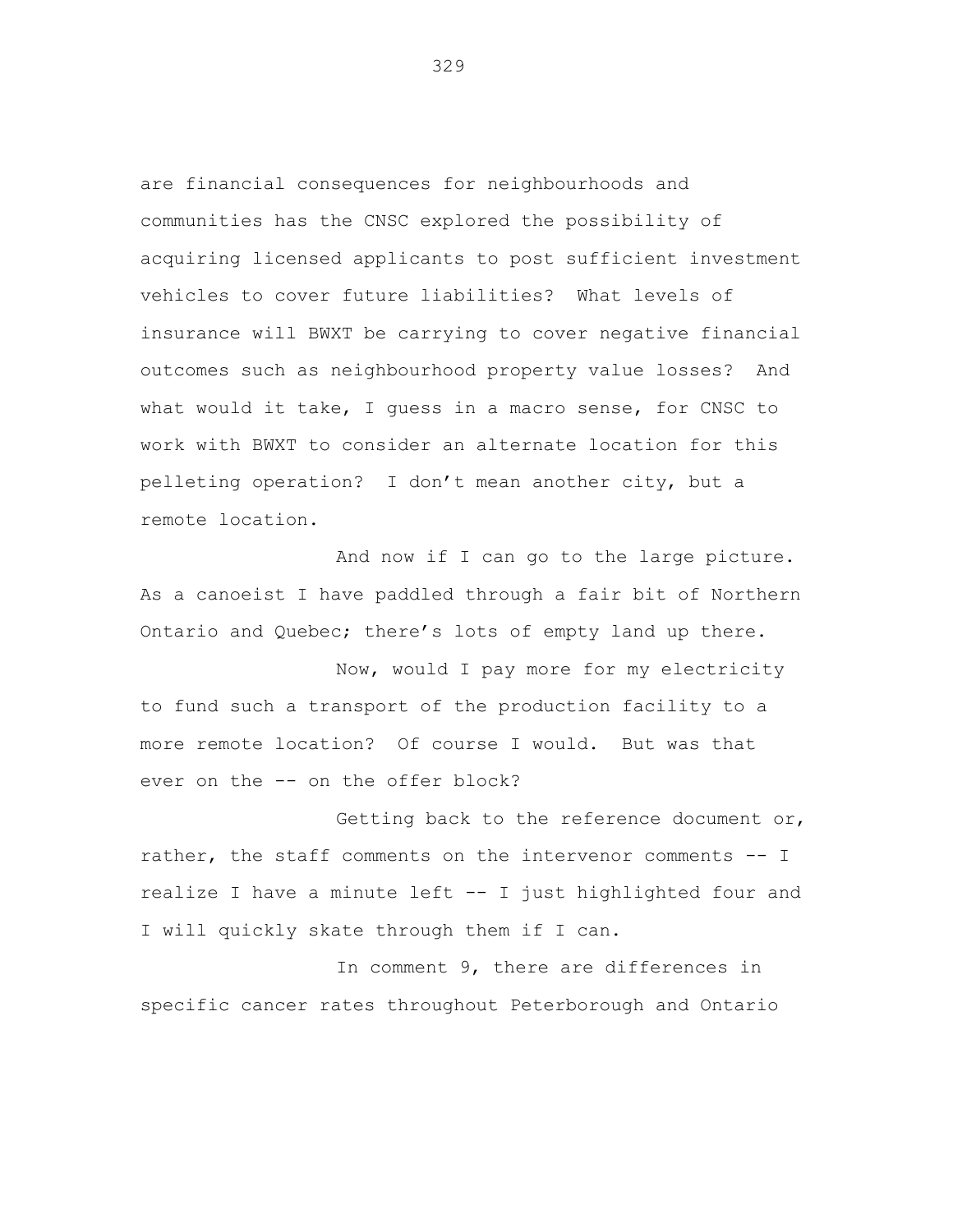are financial consequences for neighbourhoods and communities has the CNSC explored the possibility of acquiring licensed applicants to post sufficient investment vehicles to cover future liabilities? What levels of insurance will BWXT be carrying to cover negative financial outcomes such as neighbourhood property value losses? And what would it take, I guess in a macro sense, for CNSC to work with BWXT to consider an alternate location for this pelleting operation? I don't mean another city, but a remote location.

And now if I can go to the large picture. As a canoeist I have paddled through a fair bit of Northern Ontario and Quebec; there's lots of empty land up there.

Now, would I pay more for my electricity to fund such a transport of the production facility to a more remote location? Of course I would. But was that ever on the -- on the offer block?

Getting back to the reference document or, rather, the staff comments on the intervenor comments -- I realize I have a minute left -- I just highlighted four and I will quickly skate through them if I can.

In comment 9, there are differences in specific cancer rates throughout Peterborough and Ontario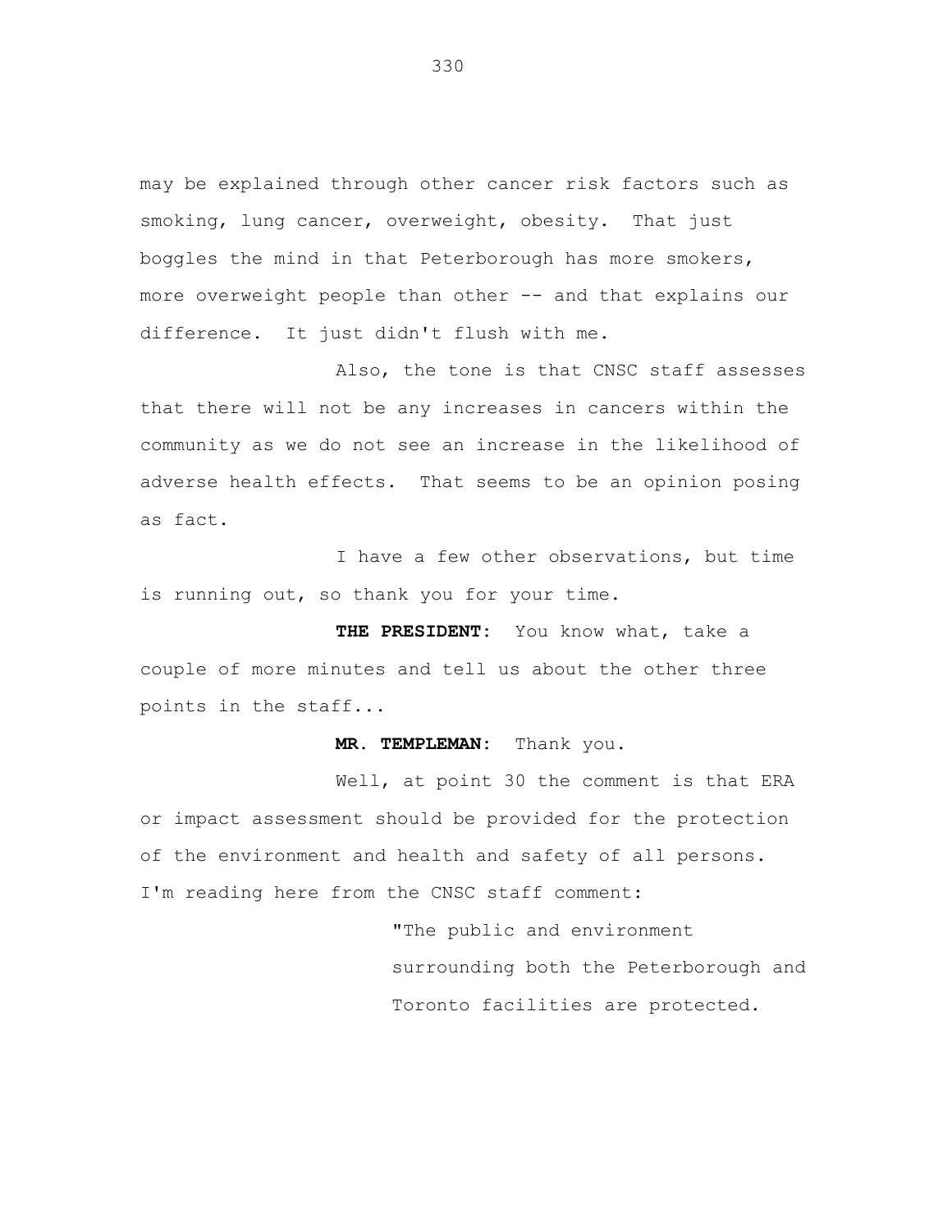may be explained through other cancer risk factors such as smoking, lung cancer, overweight, obesity. That just boggles the mind in that Peterborough has more smokers, more overweight people than other -- and that explains our difference. It just didn't flush with me.

Also, the tone is that CNSC staff assesses that there will not be any increases in cancers within the community as we do not see an increase in the likelihood of adverse health effects. That seems to be an opinion posing as fact.

I have a few other observations, but time is running out, so thank you for your time.

**THE PRESIDENT:** You know what, take a couple of more minutes and tell us about the other three points in the staff...

**MR. TEMPLEMAN:** Thank you.

Well, at point 30 the comment is that ERA or impact assessment should be provided for the protection of the environment and health and safety of all persons. I'm reading here from the CNSC staff comment:

> "The public and environment surrounding both the Peterborough and Toronto facilities are protected.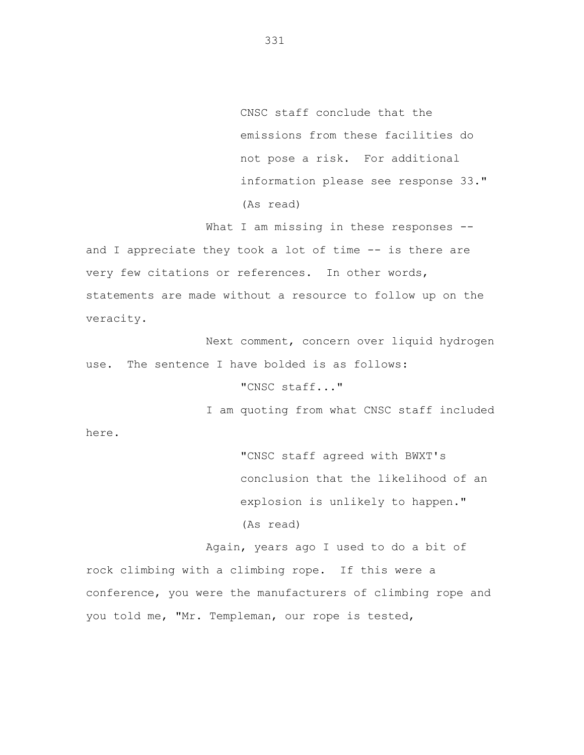> CNSC staff conclude that the emissions from these facilities do not pose a risk. For additional information please see response 33." (As read)

What I am missing in these responses -- and I appreciate they took a lot of time -- is there are very few citations or references. In other words, statements are made without a resource to follow up on the veracity.

Next comment, concern over liquid hydrogen use. The sentence I have bolded is as follows:

> "CNSC staff..."

I am quoting from what CNSC staff included here.

> "CNSC staff agreed with BWXT's conclusion that the likelihood of an explosion is unlikely to happen." (As read)

Again, years ago I used to do a bit of rock climbing with a climbing rope. If this were a conference, you were the manufacturers of climbing rope and you told me, "Mr. Templeman, our rope is tested,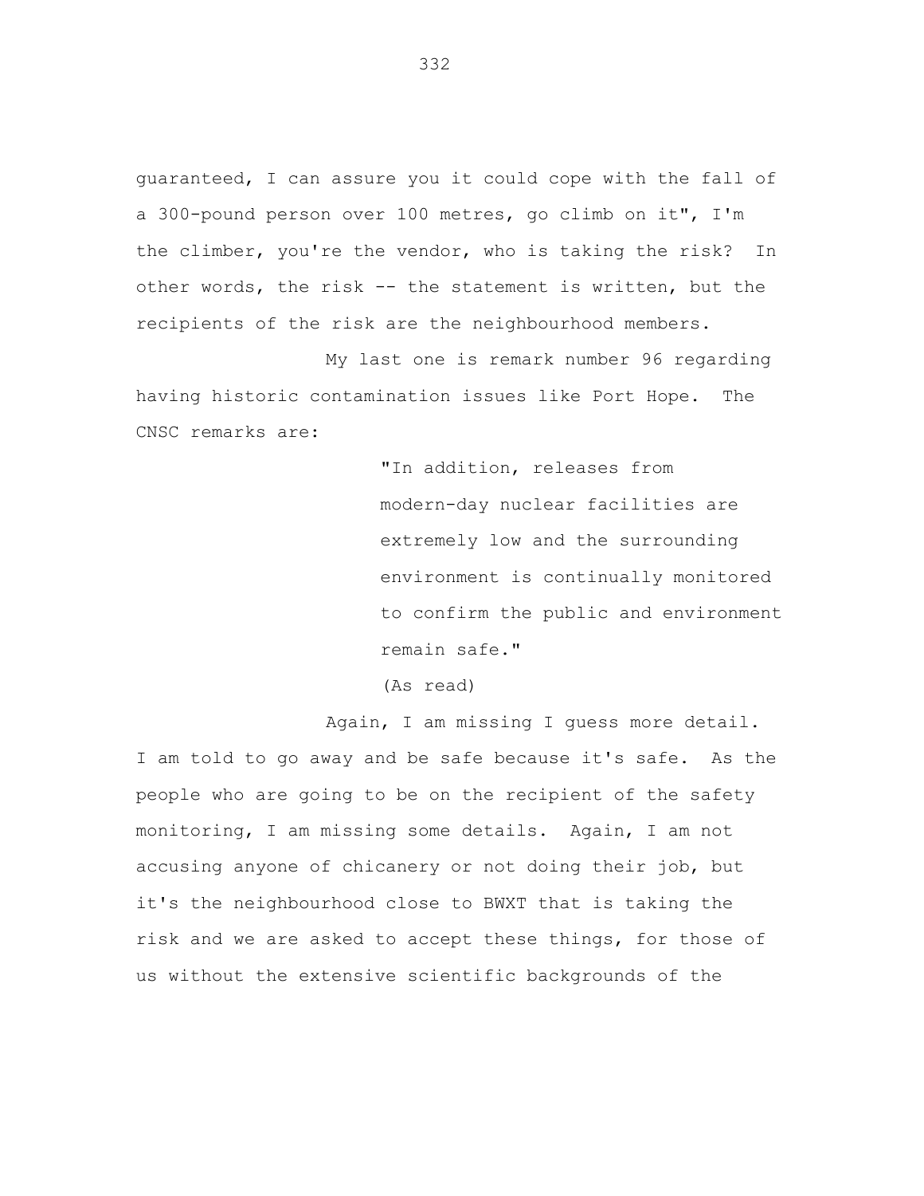guaranteed, I can assure you it could cope with the fall of a 300-pound person over 100 metres, go climb on it", I'm the climber, you're the vendor, who is taking the risk? In other words, the risk -- the statement is written, but the recipients of the risk are the neighbourhood members.

My last one is remark number 96 regarding having historic contamination issues like Port Hope. The CNSC remarks are:

> "In addition, releases from modern-day nuclear facilities are extremely low and the surrounding environment is continually monitored to confirm the public and environment remain safe."
>
> (As read)

Again, I am missing I guess more detail. I am told to go away and be safe because it's safe. As the people who are going to be on the recipient of the safety monitoring, I am missing some details. Again, I am not accusing anyone of chicanery or not doing their job, but it's the neighbourhood close to BWXT that is taking the risk and we are asked to accept these things, for those of us without the extensive scientific backgrounds of the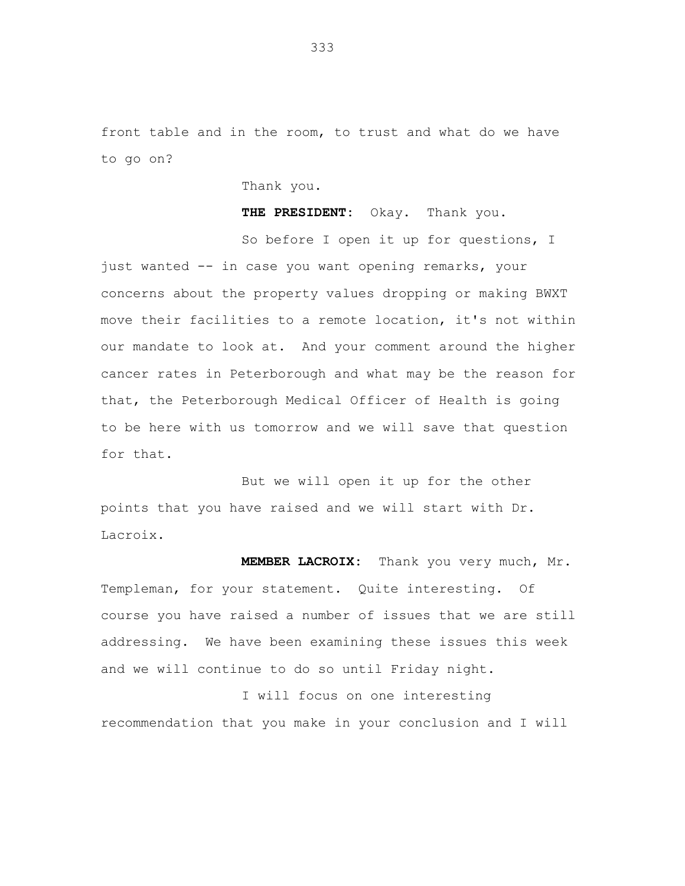front table and in the room, to trust and what do we have to go on?

Thank you.

**THE PRESIDENT:** Okay. Thank you.

So before I open it up for questions, I just wanted -- in case you want opening remarks, your concerns about the property values dropping or making BWXT move their facilities to a remote location, it's not within our mandate to look at. And your comment around the higher cancer rates in Peterborough and what may be the reason for that, the Peterborough Medical Officer of Health is going to be here with us tomorrow and we will save that question for that.

But we will open it up for the other points that you have raised and we will start with Dr. Lacroix.

**MEMBER LACROIX:** Thank you very much, Mr. Templeman, for your statement. Quite interesting. Of course you have raised a number of issues that we are still addressing. We have been examining these issues this week and we will continue to do so until Friday night.

I will focus on one interesting recommendation that you make in your conclusion and I will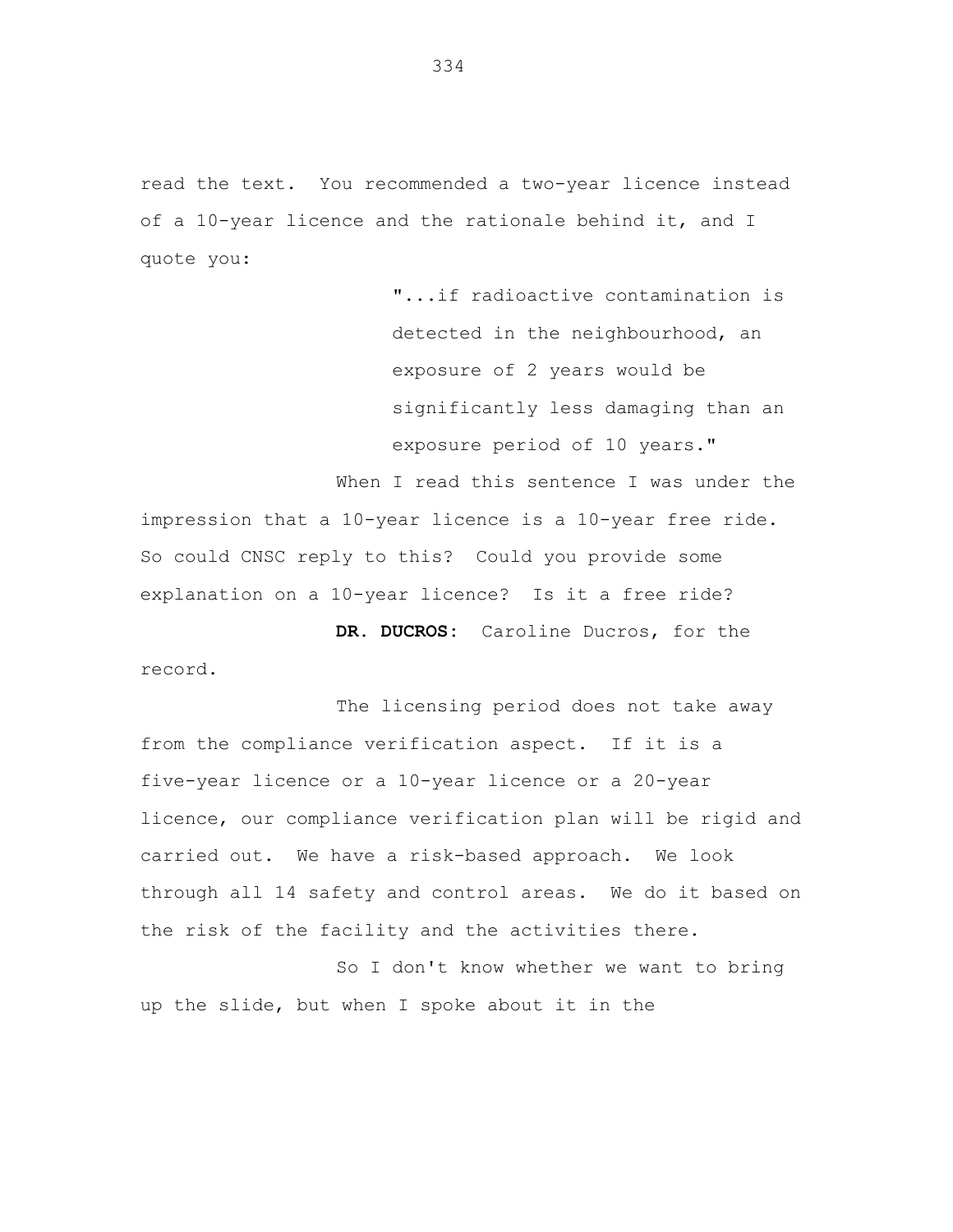read the text. You recommended a two-year licence instead of a 10-year licence and the rationale behind it, and I quote you:

> "...if radioactive contamination is detected in the neighbourhood, an exposure of 2 years would be significantly less damaging than an exposure period of 10 years."

When I read this sentence I was under the impression that a 10-year licence is a 10-year free ride. So could CNSC reply to this? Could you provide some explanation on a 10-year licence? Is it a free ride?

**DR. DUCROS:** Caroline Ducros, for the record.

The licensing period does not take away from the compliance verification aspect. If it is a five-year licence or a 10-year licence or a 20-year licence, our compliance verification plan will be rigid and carried out. We have a risk-based approach. We look through all 14 safety and control areas. We do it based on the risk of the facility and the activities there.

So I don't know whether we want to bring up the slide, but when I spoke about it in the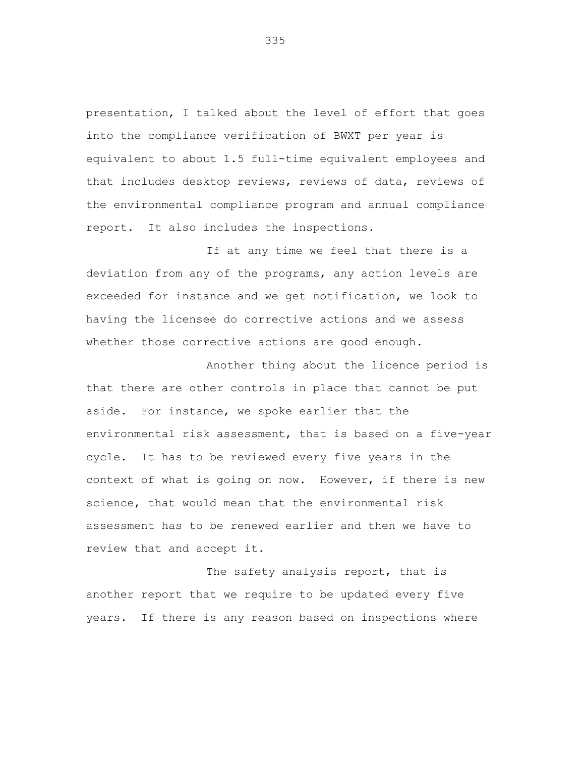presentation, I talked about the level of effort that goes into the compliance verification of BWXT per year is equivalent to about 1.5 full-time equivalent employees and that includes desktop reviews, reviews of data, reviews of the environmental compliance program and annual compliance report. It also includes the inspections.

If at any time we feel that there is a deviation from any of the programs, any action levels are exceeded for instance and we get notification, we look to having the licensee do corrective actions and we assess whether those corrective actions are good enough.

Another thing about the licence period is that there are other controls in place that cannot be put aside. For instance, we spoke earlier that the environmental risk assessment, that is based on a five-year cycle. It has to be reviewed every five years in the context of what is going on now. However, if there is new science, that would mean that the environmental risk assessment has to be renewed earlier and then we have to review that and accept it.

The safety analysis report, that is another report that we require to be updated every five years. If there is any reason based on inspections where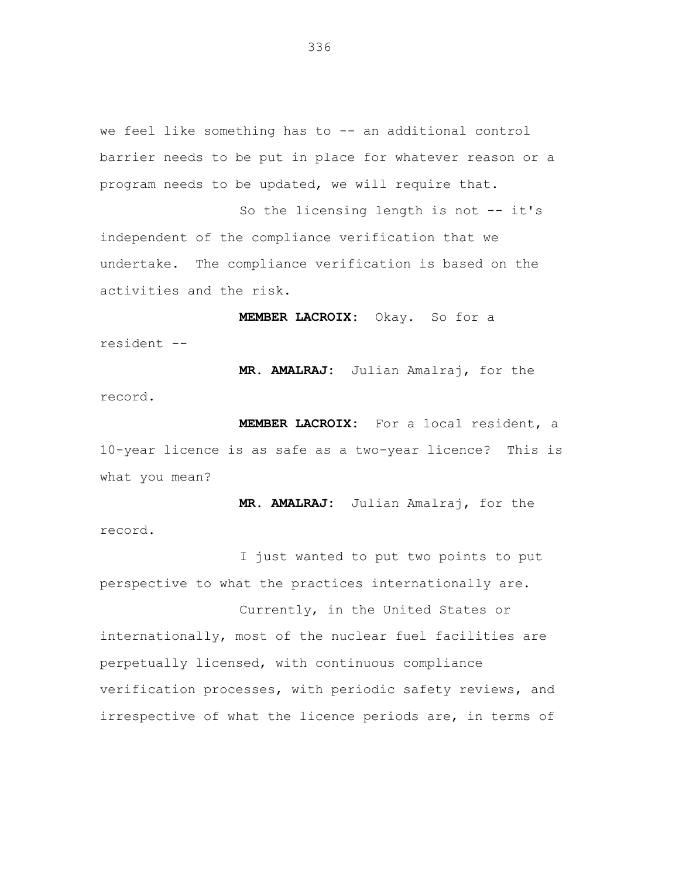we feel like something has to -- an additional control barrier needs to be put in place for whatever reason or a program needs to be updated, we will require that.

So the licensing length is not -- it's independent of the compliance verification that we undertake. The compliance verification is based on the activities and the risk.

**MEMBER LACROIX:** Okay. So for a resident --

**MR. AMALRAJ:** Julian Amalraj, for the record.

**MEMBER LACROIX:** For a local resident, a 10-year licence is as safe as a two-year licence? This is what you mean?

**MR. AMALRAJ:** Julian Amalraj, for the record.

I just wanted to put two points to put perspective to what the practices internationally are.

Currently, in the United States or internationally, most of the nuclear fuel facilities are perpetually licensed, with continuous compliance verification processes, with periodic safety reviews, and irrespective of what the licence periods are, in terms of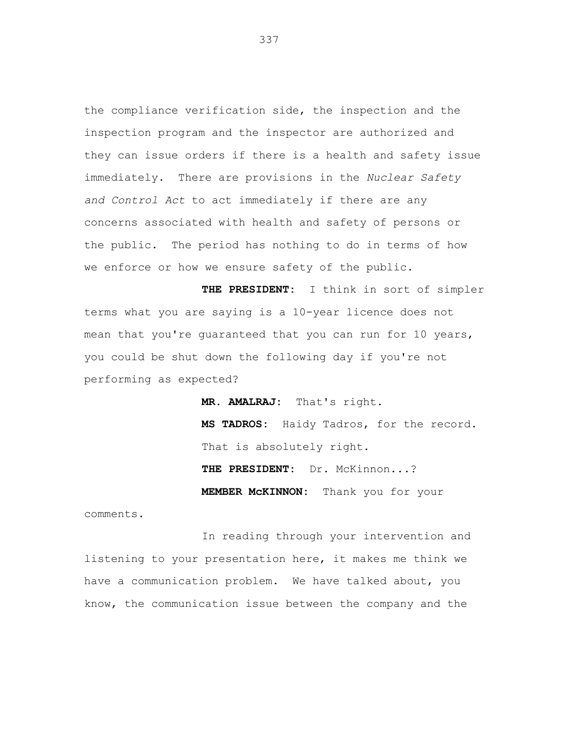the compliance verification side, the inspection and the inspection program and the inspector are authorized and they can issue orders if there is a health and safety issue immediately. There are provisions in the *Nuclear Safety and Control Act* to act immediately if there are any concerns associated with health and safety of persons or the public. The period has nothing to do in terms of how we enforce or how we ensure safety of the public.

**THE PRESIDENT:** I think in sort of simpler terms what you are saying is a 10-year licence does not mean that you're guaranteed that you can run for 10 years, you could be shut down the following day if you're not performing as expected?

**MR. AMALRAJ:** That's right.

**MS TADROS:** Haidy Tadros, for the record. That is absolutely right.

**THE PRESIDENT:** Dr. McKinnon...?

**MEMBER McKINNON:** Thank you for your comments.

In reading through your intervention and listening to your presentation here, it makes me think we have a communication problem. We have talked about, you know, the communication issue between the company and the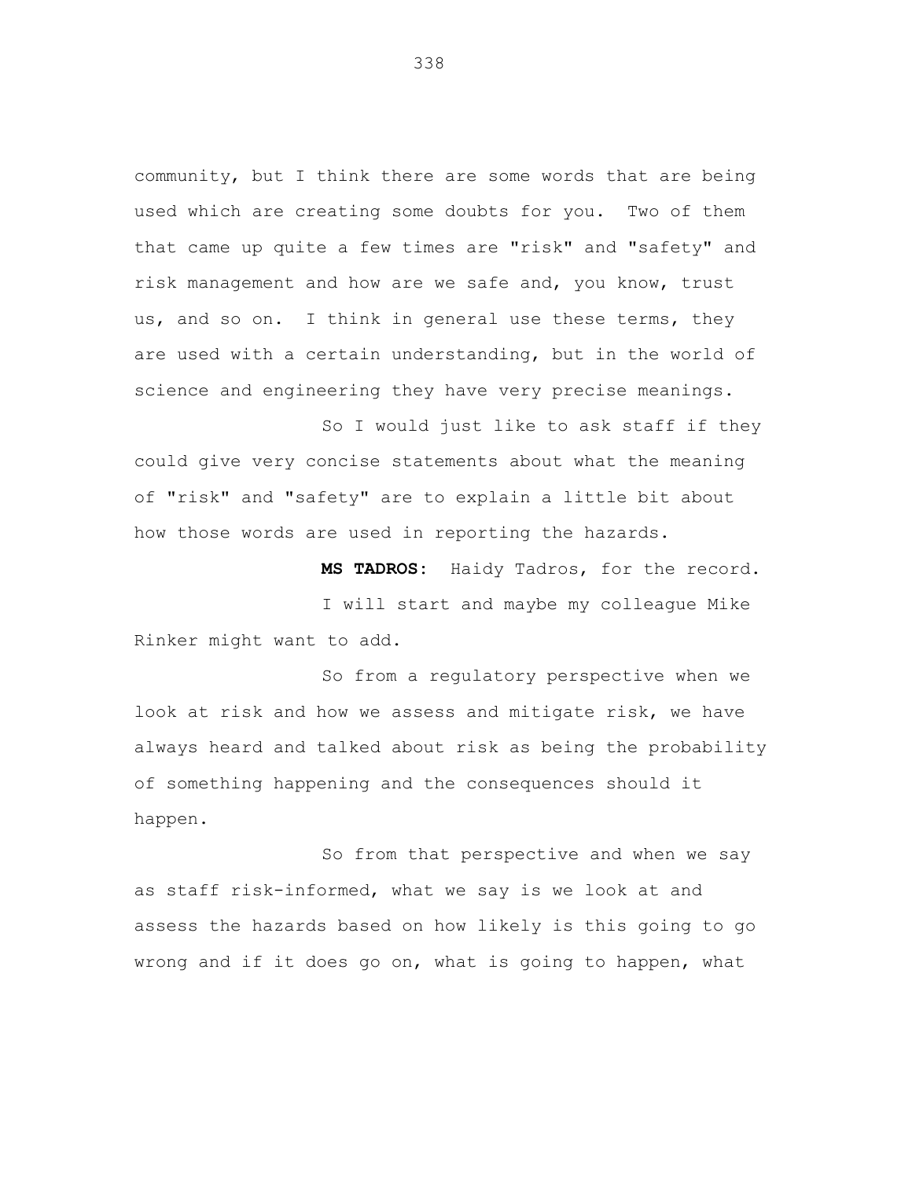community, but I think there are some words that are being used which are creating some doubts for you. Two of them that came up quite a few times are "risk" and "safety" and risk management and how are we safe and, you know, trust us, and so on. I think in general use these terms, they are used with a certain understanding, but in the world of science and engineering they have very precise meanings.

So I would just like to ask staff if they could give very concise statements about what the meaning of "risk" and "safety" are to explain a little bit about how those words are used in reporting the hazards.

**MS TADROS:** Haidy Tadros, for the record.

I will start and maybe my colleague Mike Rinker might want to add.

So from a regulatory perspective when we look at risk and how we assess and mitigate risk, we have always heard and talked about risk as being the probability of something happening and the consequences should it happen.

So from that perspective and when we say as staff risk-informed, what we say is we look at and assess the hazards based on how likely is this going to go wrong and if it does go on, what is going to happen, what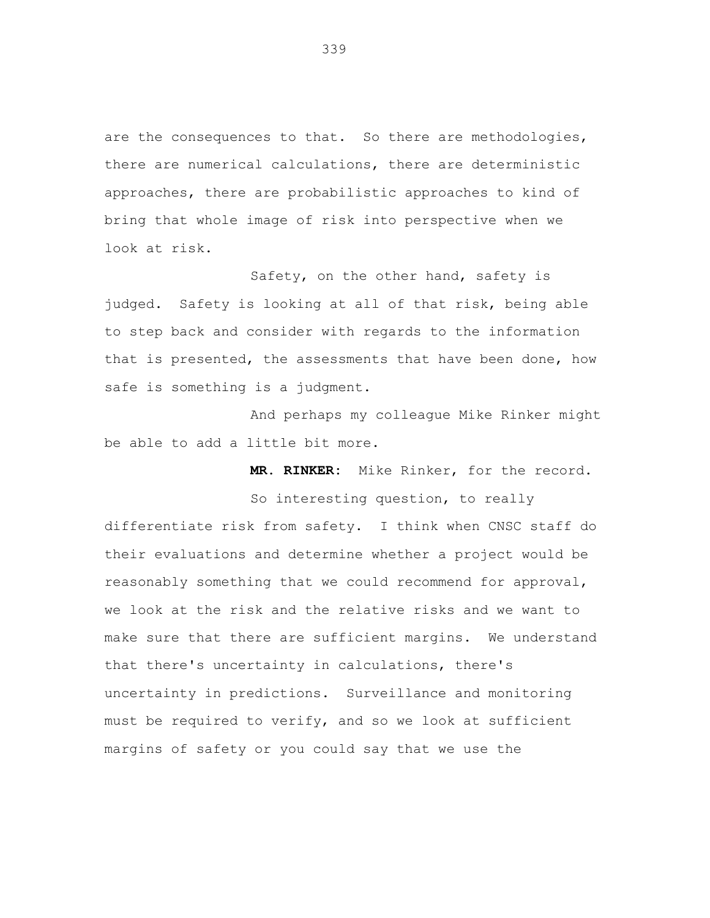are the consequences to that. So there are methodologies, there are numerical calculations, there are deterministic approaches, there are probabilistic approaches to kind of bring that whole image of risk into perspective when we look at risk.

Safety, on the other hand, safety is judged. Safety is looking at all of that risk, being able to step back and consider with regards to the information that is presented, the assessments that have been done, how safe is something is a judgment.

And perhaps my colleague Mike Rinker might be able to add a little bit more.

**MR. RINKER:** Mike Rinker, for the record.

So interesting question, to really differentiate risk from safety. I think when CNSC staff do their evaluations and determine whether a project would be reasonably something that we could recommend for approval, we look at the risk and the relative risks and we want to make sure that there are sufficient margins. We understand that there's uncertainty in calculations, there's uncertainty in predictions. Surveillance and monitoring must be required to verify, and so we look at sufficient margins of safety or you could say that we use the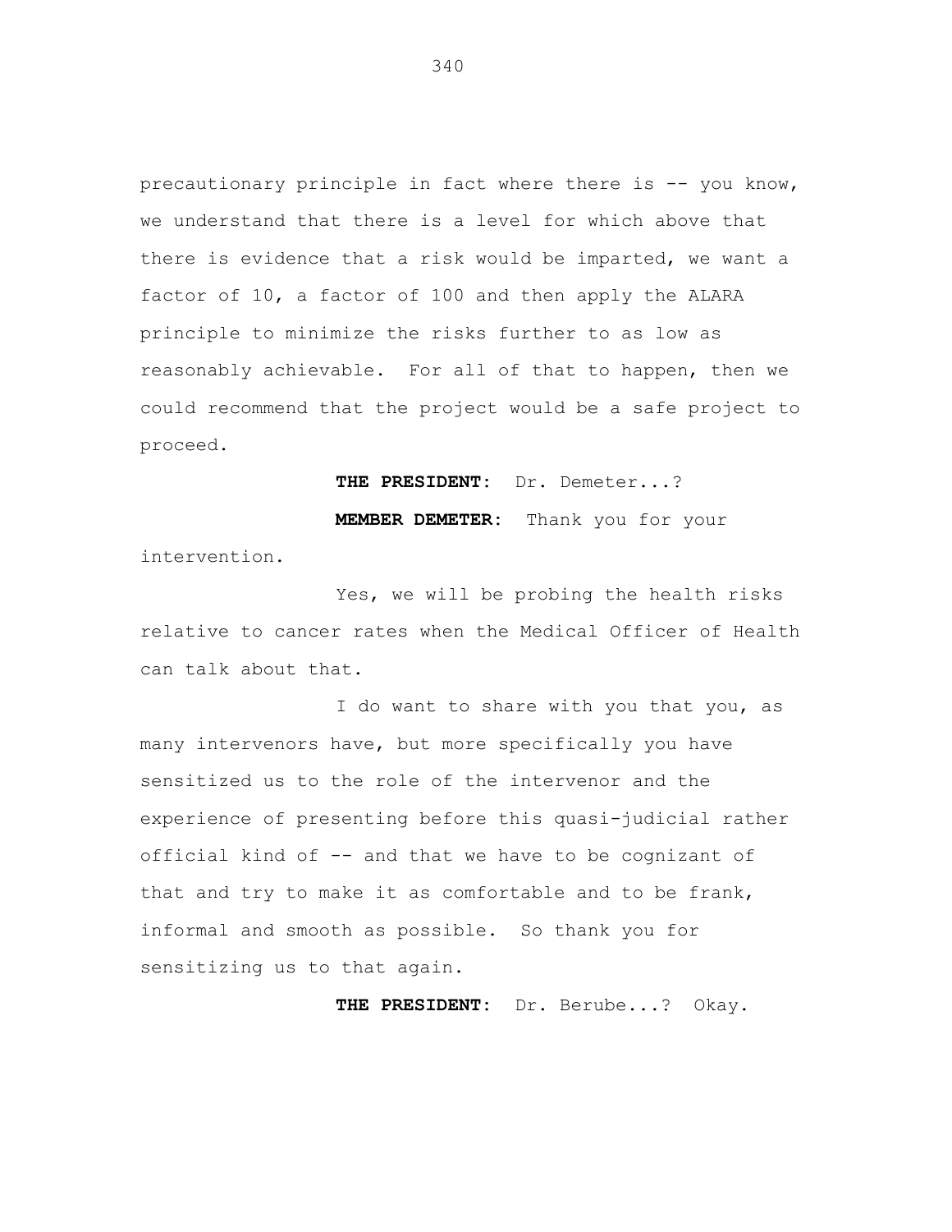precautionary principle in fact where there is -- you know, we understand that there is a level for which above that there is evidence that a risk would be imparted, we want a factor of 10, a factor of 100 and then apply the ALARA principle to minimize the risks further to as low as reasonably achievable. For all of that to happen, then we could recommend that the project would be a safe project to proceed.

**THE PRESIDENT:** Dr. Demeter...?

**MEMBER DEMETER:** Thank you for your intervention.

Yes, we will be probing the health risks relative to cancer rates when the Medical Officer of Health can talk about that.

I do want to share with you that you, as many intervenors have, but more specifically you have sensitized us to the role of the intervenor and the experience of presenting before this quasi-judicial rather official kind of -- and that we have to be cognizant of that and try to make it as comfortable and to be frank, informal and smooth as possible. So thank you for sensitizing us to that again.

**THE PRESIDENT:** Dr. Berube...? Okay.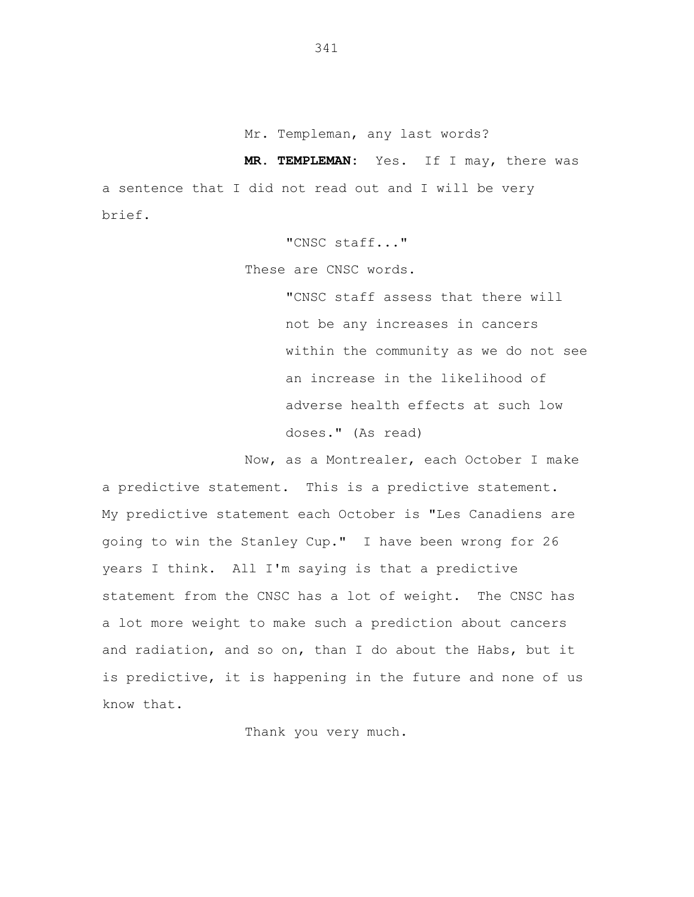Mr. Templeman, any last words?

**MR. TEMPLEMAN:** Yes. If I may, there was a sentence that I did not read out and I will be very brief.

"CNSC staff..."

These are CNSC words.

> "CNSC staff assess that there will not be any increases in cancers within the community as we do not see an increase in the likelihood of adverse health effects at such low doses." (As read)

Now, as a Montrealer, each October I make a predictive statement. This is a predictive statement. My predictive statement each October is "Les Canadiens are going to win the Stanley Cup." I have been wrong for 26 years I think. All I'm saying is that a predictive statement from the CNSC has a lot of weight. The CNSC has a lot more weight to make such a prediction about cancers and radiation, and so on, than I do about the Habs, but it is predictive, it is happening in the future and none of us know that.

Thank you very much.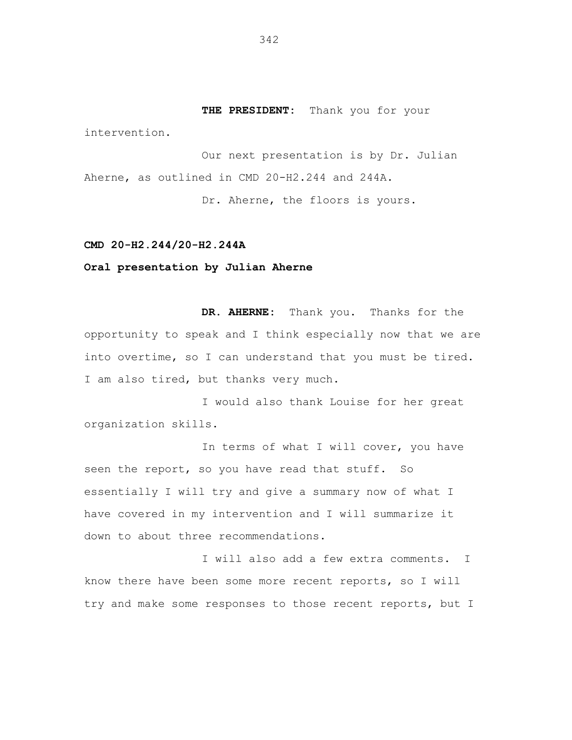**THE PRESIDENT:** Thank you for your intervention.

Our next presentation is by Dr. Julian Aherne, as outlined in CMD 20-H2.244 and 244A.

Dr. Aherne, the floors is yours.

**CMD 20-H2.244/20-H2.244A**

**Oral presentation by Julian Aherne**

**DR. AHERNE:** Thank you. Thanks for the opportunity to speak and I think especially now that we are into overtime, so I can understand that you must be tired. I am also tired, but thanks very much.

I would also thank Louise for her great organization skills.

In terms of what I will cover, you have seen the report, so you have read that stuff. So essentially I will try and give a summary now of what I have covered in my intervention and I will summarize it down to about three recommendations.

I will also add a few extra comments. I know there have been some more recent reports, so I will try and make some responses to those recent reports, but I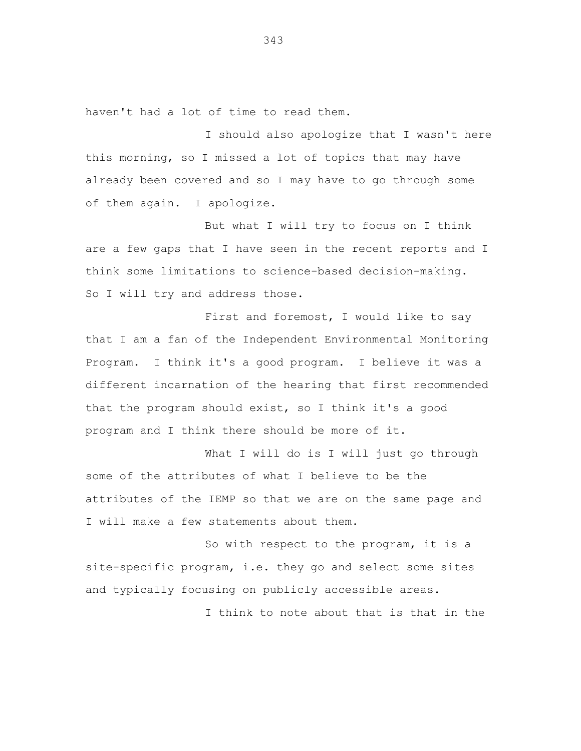haven't had a lot of time to read them.

I should also apologize that I wasn't here this morning, so I missed a lot of topics that may have already been covered and so I may have to go through some of them again. I apologize.

But what I will try to focus on I think are a few gaps that I have seen in the recent reports and I think some limitations to science-based decision-making. So I will try and address those.

First and foremost, I would like to say that I am a fan of the Independent Environmental Monitoring Program. I think it's a good program. I believe it was a different incarnation of the hearing that first recommended that the program should exist, so I think it's a good program and I think there should be more of it.

What I will do is I will just go through some of the attributes of what I believe to be the attributes of the IEMP so that we are on the same page and I will make a few statements about them.

So with respect to the program, it is a site-specific program, i.e. they go and select some sites and typically focusing on publicly accessible areas.

I think to note about that is that in the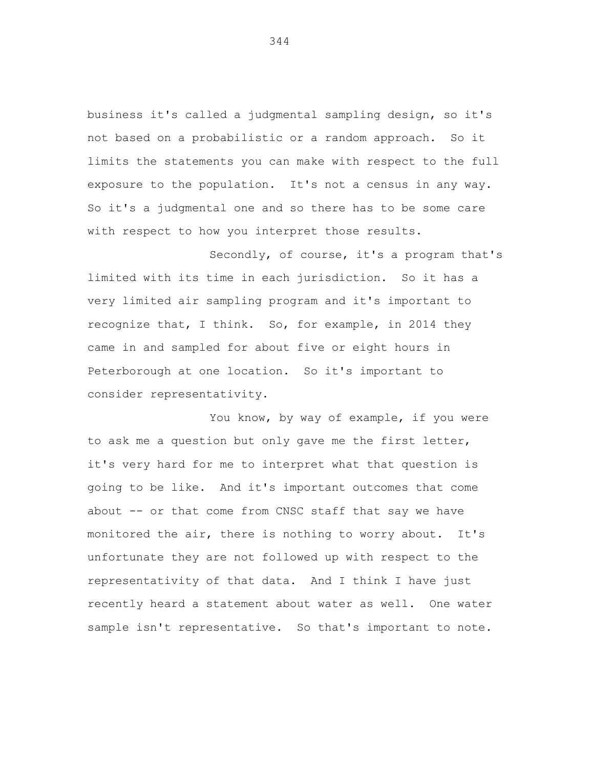business it's called a judgmental sampling design, so it's not based on a probabilistic or a random approach. So it limits the statements you can make with respect to the full exposure to the population. It's not a census in any way. So it's a judgmental one and so there has to be some care with respect to how you interpret those results.

Secondly, of course, it's a program that's limited with its time in each jurisdiction. So it has a very limited air sampling program and it's important to recognize that, I think. So, for example, in 2014 they came in and sampled for about five or eight hours in Peterborough at one location. So it's important to consider representativity.

You know, by way of example, if you were to ask me a question but only gave me the first letter, it's very hard for me to interpret what that question is going to be like. And it's important outcomes that come about -- or that come from CNSC staff that say we have monitored the air, there is nothing to worry about. It's unfortunate they are not followed up with respect to the representativity of that data. And I think I have just recently heard a statement about water as well. One water sample isn't representative. So that's important to note.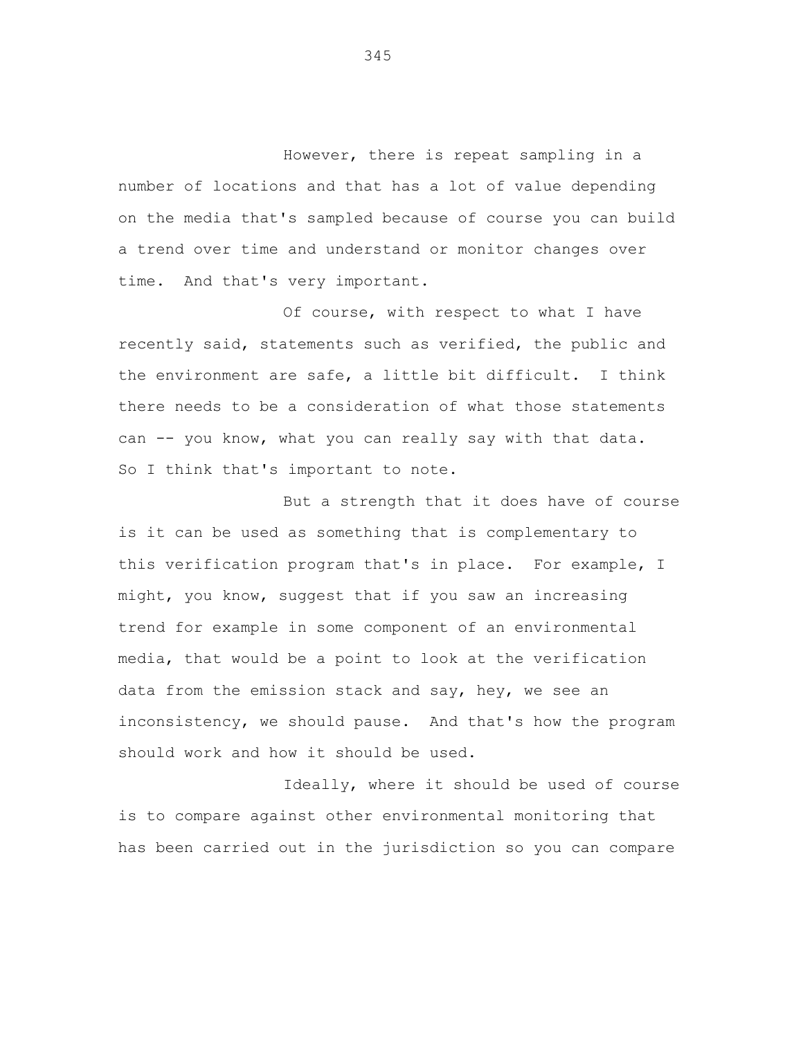However, there is repeat sampling in a number of locations and that has a lot of value depending on the media that's sampled because of course you can build a trend over time and understand or monitor changes over time. And that's very important.

Of course, with respect to what I have recently said, statements such as verified, the public and the environment are safe, a little bit difficult. I think there needs to be a consideration of what those statements can -- you know, what you can really say with that data. So I think that's important to note.

But a strength that it does have of course is it can be used as something that is complementary to this verification program that's in place. For example, I might, you know, suggest that if you saw an increasing trend for example in some component of an environmental media, that would be a point to look at the verification data from the emission stack and say, hey, we see an inconsistency, we should pause. And that's how the program should work and how it should be used.

Ideally, where it should be used of course is to compare against other environmental monitoring that has been carried out in the jurisdiction so you can compare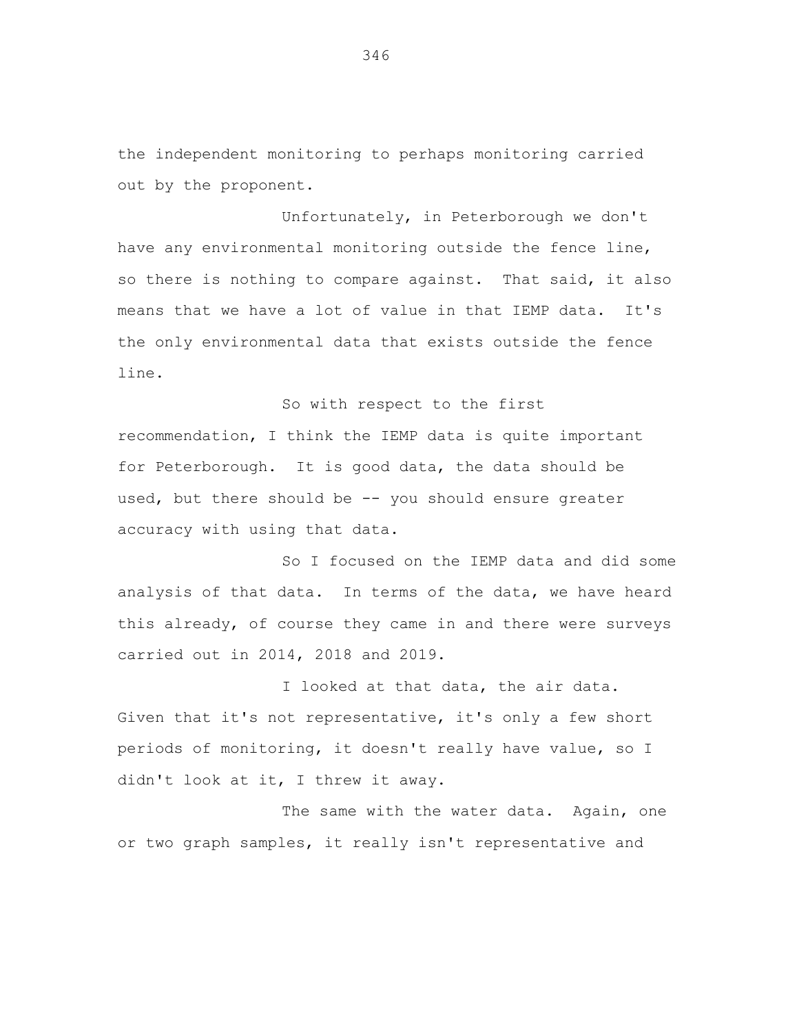the independent monitoring to perhaps monitoring carried out by the proponent.

Unfortunately, in Peterborough we don't have any environmental monitoring outside the fence line, so there is nothing to compare against. That said, it also means that we have a lot of value in that IEMP data. It's the only environmental data that exists outside the fence line.

So with respect to the first recommendation, I think the IEMP data is quite important for Peterborough. It is good data, the data should be used, but there should be -- you should ensure greater accuracy with using that data.

So I focused on the IEMP data and did some analysis of that data. In terms of the data, we have heard this already, of course they came in and there were surveys carried out in 2014, 2018 and 2019.

I looked at that data, the air data. Given that it's not representative, it's only a few short periods of monitoring, it doesn't really have value, so I didn't look at it, I threw it away.

The same with the water data. Again, one or two graph samples, it really isn't representative and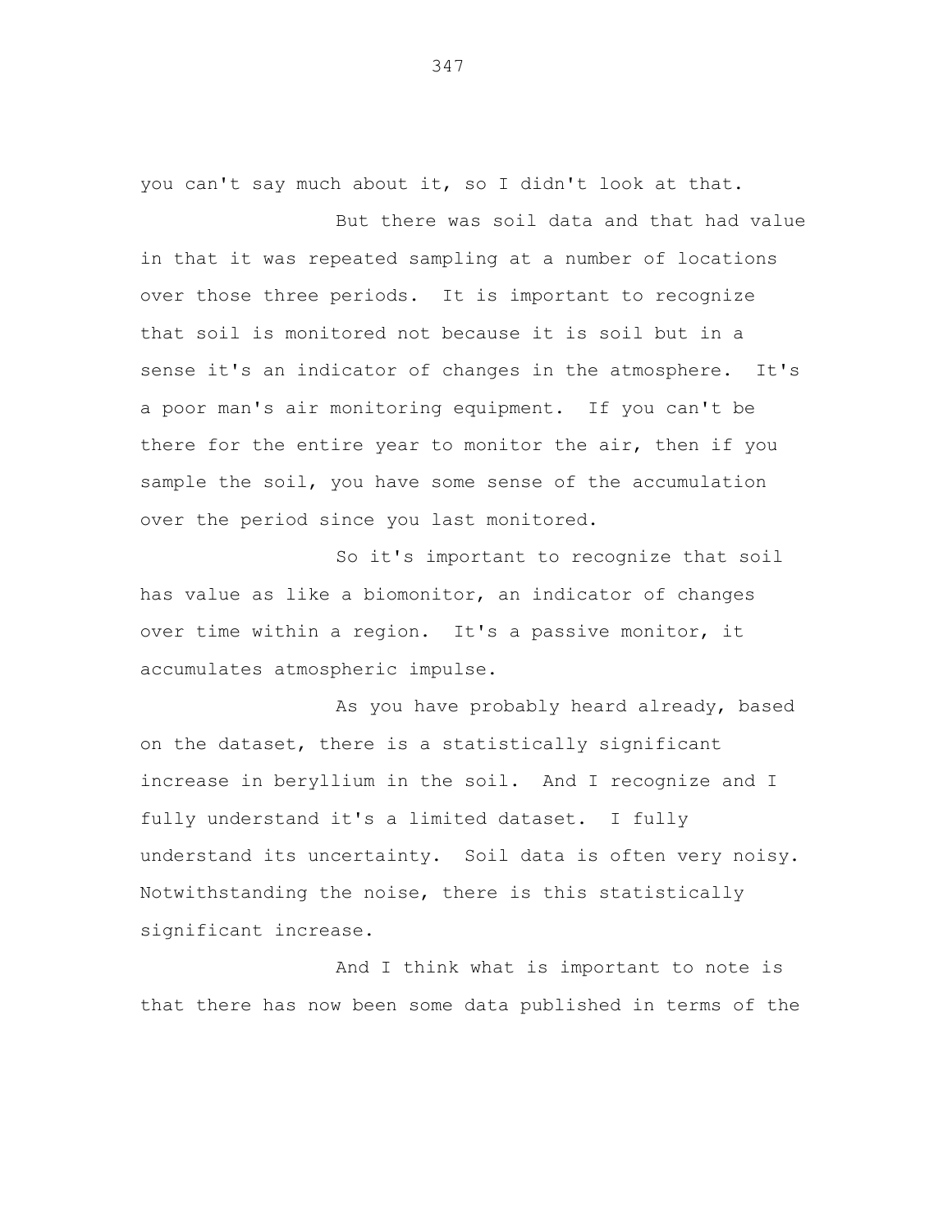you can't say much about it, so I didn't look at that.

But there was soil data and that had value in that it was repeated sampling at a number of locations over those three periods. It is important to recognize that soil is monitored not because it is soil but in a sense it's an indicator of changes in the atmosphere. It's a poor man's air monitoring equipment. If you can't be there for the entire year to monitor the air, then if you sample the soil, you have some sense of the accumulation over the period since you last monitored.

So it's important to recognize that soil has value as like a biomonitor, an indicator of changes over time within a region. It's a passive monitor, it accumulates atmospheric impulse.

As you have probably heard already, based on the dataset, there is a statistically significant increase in beryllium in the soil. And I recognize and I fully understand it's a limited dataset. I fully understand its uncertainty. Soil data is often very noisy. Notwithstanding the noise, there is this statistically significant increase.

And I think what is important to note is that there has now been some data published in terms of the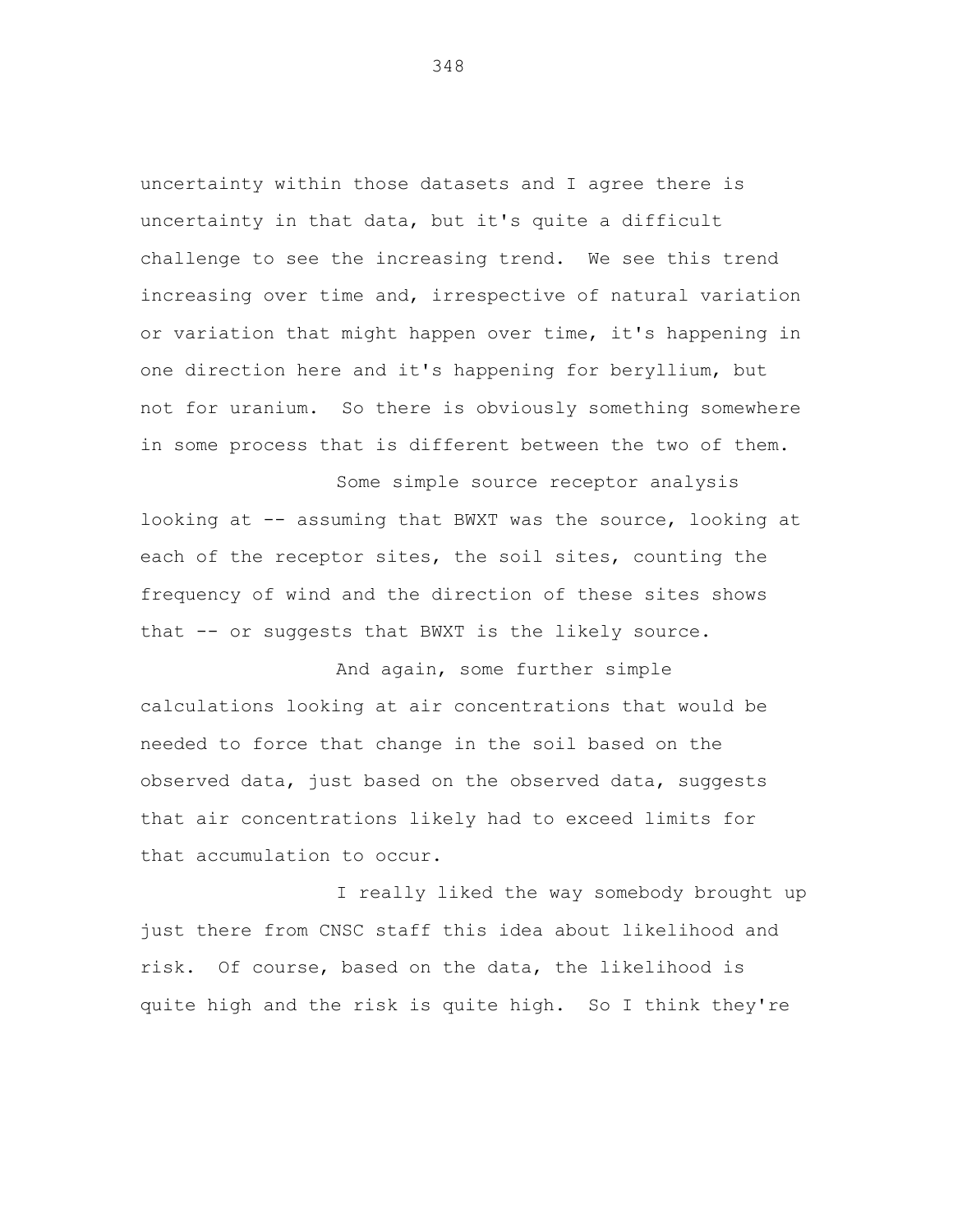uncertainty within those datasets and I agree there is uncertainty in that data, but it's quite a difficult challenge to see the increasing trend. We see this trend increasing over time and, irrespective of natural variation or variation that might happen over time, it's happening in one direction here and it's happening for beryllium, but not for uranium. So there is obviously something somewhere in some process that is different between the two of them.

Some simple source receptor analysis looking at -- assuming that BWXT was the source, looking at each of the receptor sites, the soil sites, counting the frequency of wind and the direction of these sites shows that -- or suggests that BWXT is the likely source.

And again, some further simple calculations looking at air concentrations that would be needed to force that change in the soil based on the observed data, just based on the observed data, suggests that air concentrations likely had to exceed limits for that accumulation to occur.

I really liked the way somebody brought up just there from CNSC staff this idea about likelihood and risk. Of course, based on the data, the likelihood is quite high and the risk is quite high. So I think they're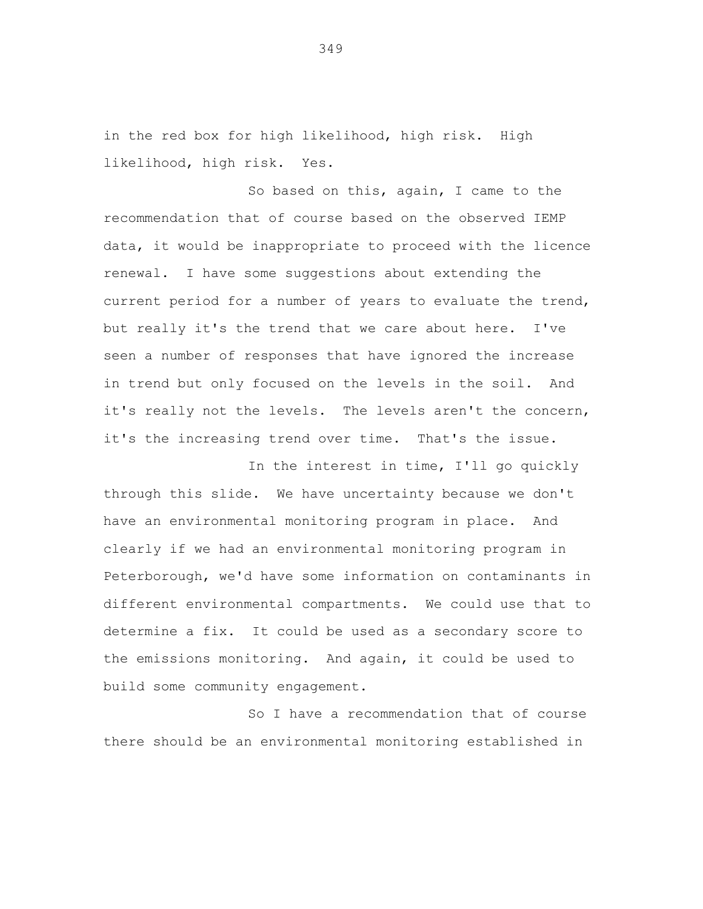in the red box for high likelihood, high risk. High likelihood, high risk. Yes.

So based on this, again, I came to the recommendation that of course based on the observed IEMP data, it would be inappropriate to proceed with the licence renewal. I have some suggestions about extending the current period for a number of years to evaluate the trend, but really it's the trend that we care about here. I've seen a number of responses that have ignored the increase in trend but only focused on the levels in the soil. And it's really not the levels. The levels aren't the concern, it's the increasing trend over time. That's the issue.

In the interest in time, I'll go quickly through this slide. We have uncertainty because we don't have an environmental monitoring program in place. And clearly if we had an environmental monitoring program in Peterborough, we'd have some information on contaminants in different environmental compartments. We could use that to determine a fix. It could be used as a secondary score to the emissions monitoring. And again, it could be used to build some community engagement.

So I have a recommendation that of course there should be an environmental monitoring established in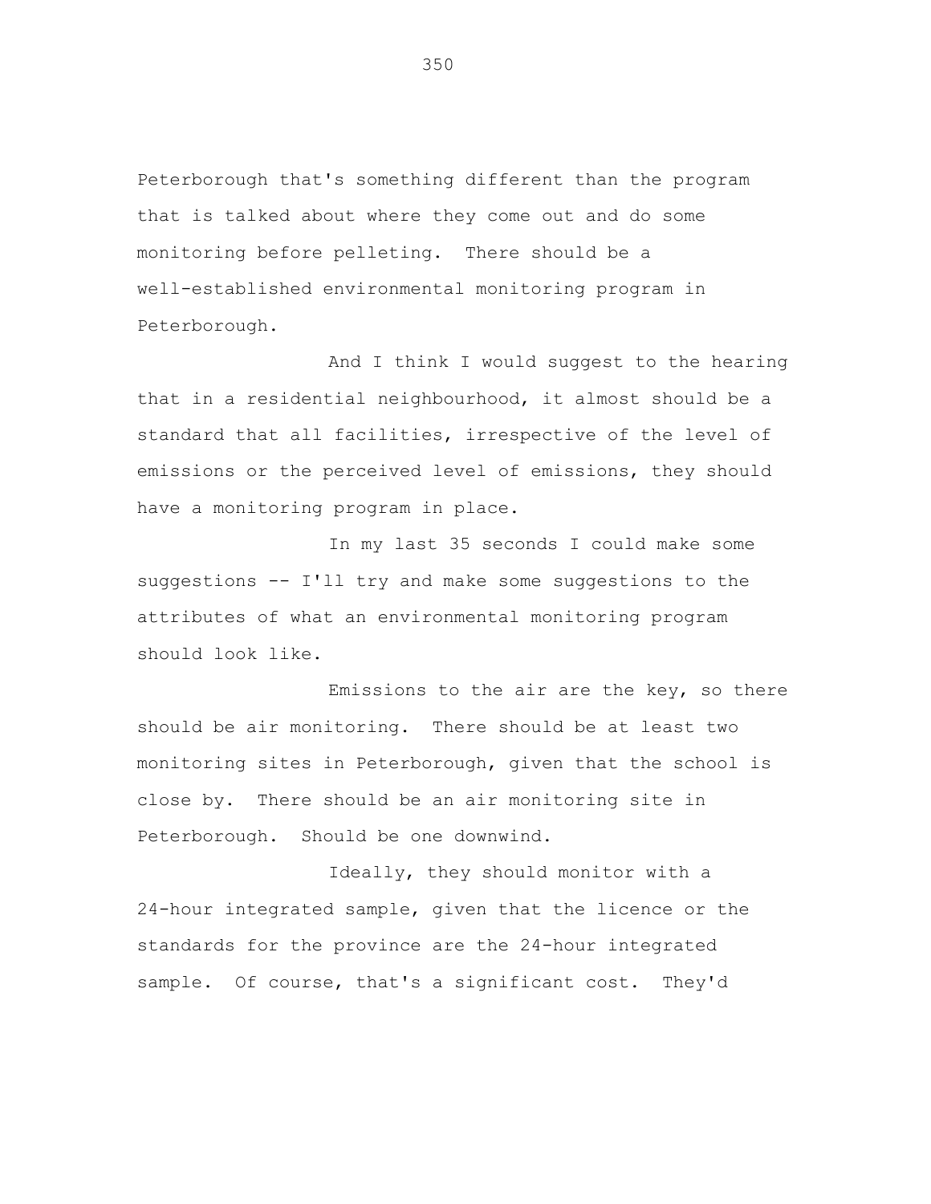Peterborough that's something different than the program that is talked about where they come out and do some monitoring before pelleting. There should be a well-established environmental monitoring program in Peterborough.

And I think I would suggest to the hearing that in a residential neighbourhood, it almost should be a standard that all facilities, irrespective of the level of emissions or the perceived level of emissions, they should have a monitoring program in place.

In my last 35 seconds I could make some suggestions -- I'll try and make some suggestions to the attributes of what an environmental monitoring program should look like.

Emissions to the air are the key, so there should be air monitoring. There should be at least two monitoring sites in Peterborough, given that the school is close by. There should be an air monitoring site in Peterborough. Should be one downwind.

Ideally, they should monitor with a 24-hour integrated sample, given that the licence or the standards for the province are the 24-hour integrated sample. Of course, that's a significant cost. They'd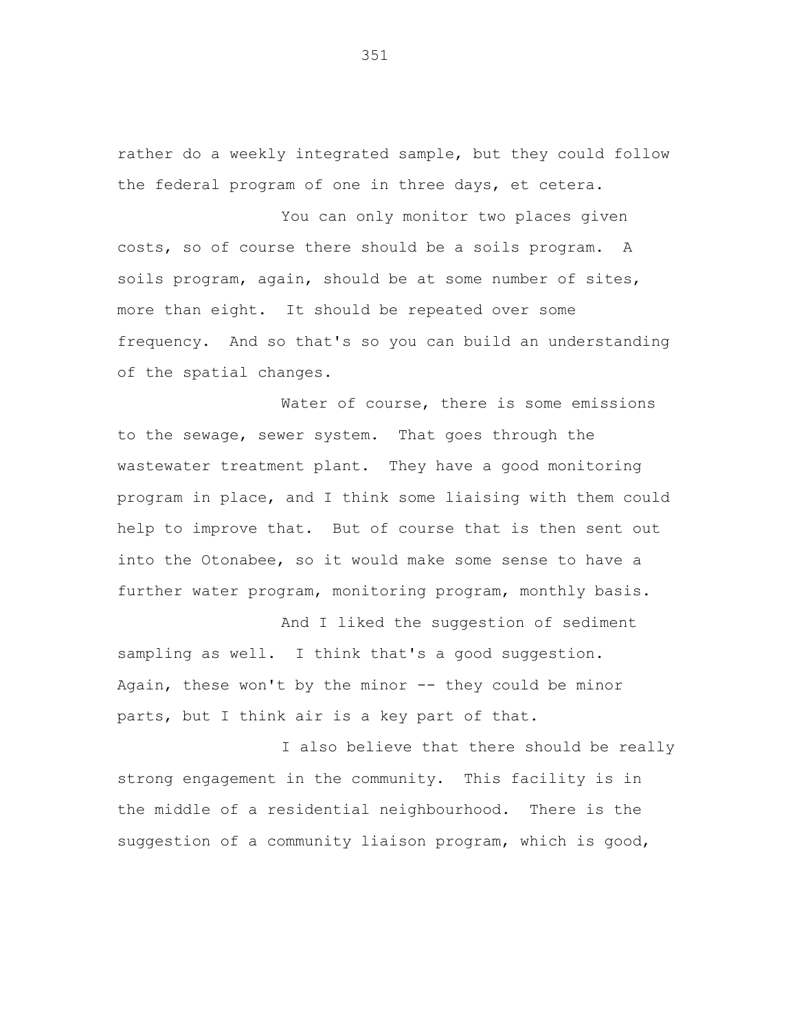rather do a weekly integrated sample, but they could follow the federal program of one in three days, et cetera.

You can only monitor two places given costs, so of course there should be a soils program. A soils program, again, should be at some number of sites, more than eight. It should be repeated over some frequency. And so that's so you can build an understanding of the spatial changes.

Water of course, there is some emissions to the sewage, sewer system. That goes through the wastewater treatment plant. They have a good monitoring program in place, and I think some liaising with them could help to improve that. But of course that is then sent out into the Otonabee, so it would make some sense to have a further water program, monitoring program, monthly basis.

And I liked the suggestion of sediment sampling as well. I think that's a good suggestion. Again, these won't by the minor -- they could be minor parts, but I think air is a key part of that.

I also believe that there should be really strong engagement in the community. This facility is in the middle of a residential neighbourhood. There is the suggestion of a community liaison program, which is good,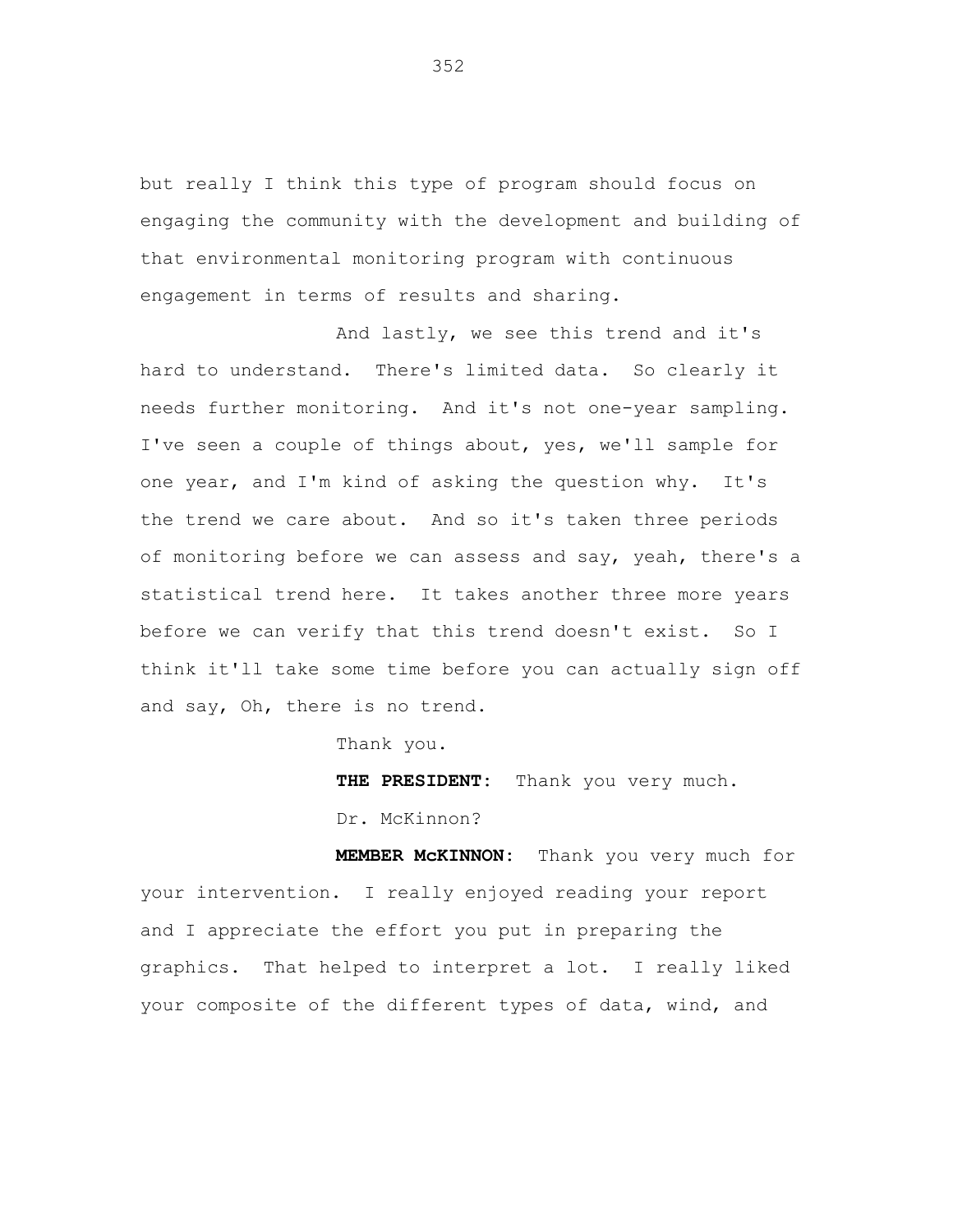but really I think this type of program should focus on engaging the community with the development and building of that environmental monitoring program with continuous engagement in terms of results and sharing.

And lastly, we see this trend and it's hard to understand. There's limited data. So clearly it needs further monitoring. And it's not one-year sampling. I've seen a couple of things about, yes, we'll sample for one year, and I'm kind of asking the question why. It's the trend we care about. And so it's taken three periods of monitoring before we can assess and say, yeah, there's a statistical trend here. It takes another three more years before we can verify that this trend doesn't exist. So I think it'll take some time before you can actually sign off and say, Oh, there is no trend.

Thank you.

**THE PRESIDENT:** Thank you very much.

Dr. McKinnon?

**MEMBER McKINNON:** Thank you very much for your intervention. I really enjoyed reading your report and I appreciate the effort you put in preparing the graphics. That helped to interpret a lot. I really liked your composite of the different types of data, wind, and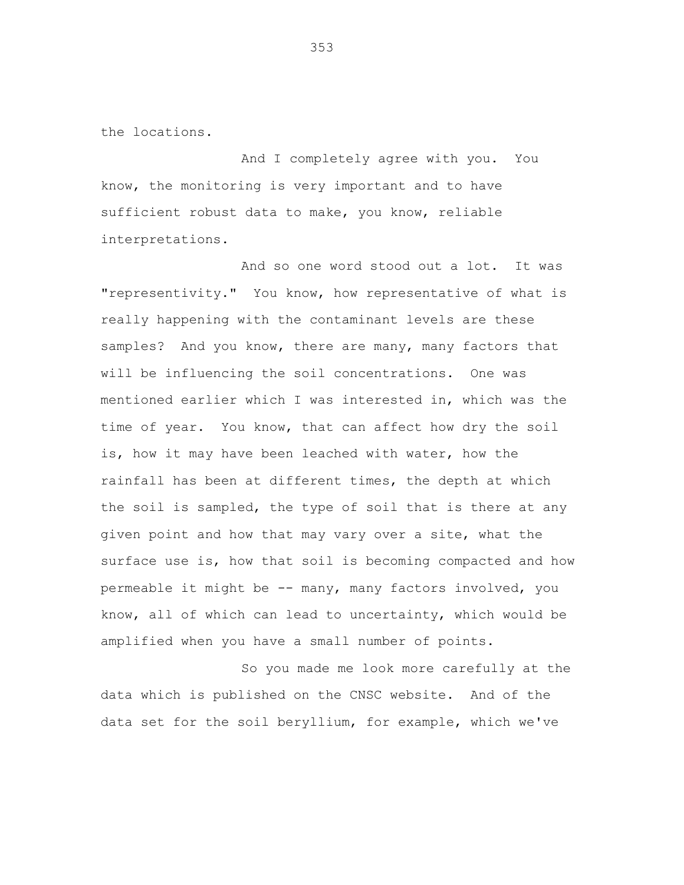the locations.

And I completely agree with you. You know, the monitoring is very important and to have sufficient robust data to make, you know, reliable interpretations.

And so one word stood out a lot. It was "representivity." You know, how representative of what is really happening with the contaminant levels are these samples? And you know, there are many, many factors that will be influencing the soil concentrations. One was mentioned earlier which I was interested in, which was the time of year. You know, that can affect how dry the soil is, how it may have been leached with water, how the rainfall has been at different times, the depth at which the soil is sampled, the type of soil that is there at any given point and how that may vary over a site, what the surface use is, how that soil is becoming compacted and how permeable it might be -- many, many factors involved, you know, all of which can lead to uncertainty, which would be amplified when you have a small number of points.

So you made me look more carefully at the data which is published on the CNSC website. And of the data set for the soil beryllium, for example, which we've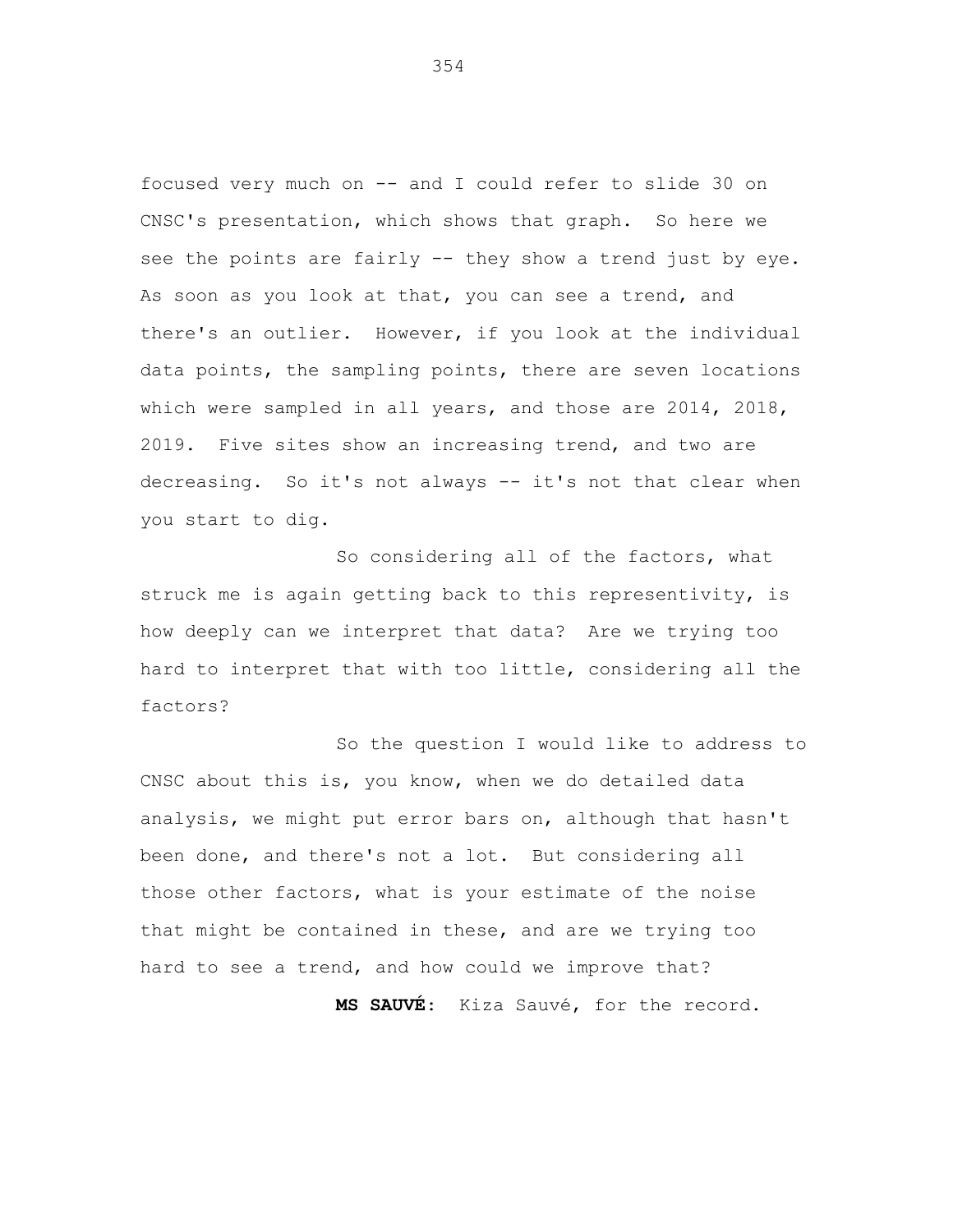focused very much on -- and I could refer to slide 30 on CNSC's presentation, which shows that graph. So here we see the points are fairly -- they show a trend just by eye. As soon as you look at that, you can see a trend, and there's an outlier. However, if you look at the individual data points, the sampling points, there are seven locations which were sampled in all years, and those are 2014, 2018, 2019. Five sites show an increasing trend, and two are decreasing. So it's not always -- it's not that clear when you start to dig.

So considering all of the factors, what struck me is again getting back to this representivity, is how deeply can we interpret that data? Are we trying too hard to interpret that with too little, considering all the factors?

So the question I would like to address to CNSC about this is, you know, when we do detailed data analysis, we might put error bars on, although that hasn't been done, and there's not a lot. But considering all those other factors, what is your estimate of the noise that might be contained in these, and are we trying too hard to see a trend, and how could we improve that?

**MS SAUVÉ:** Kiza Sauvé, for the record.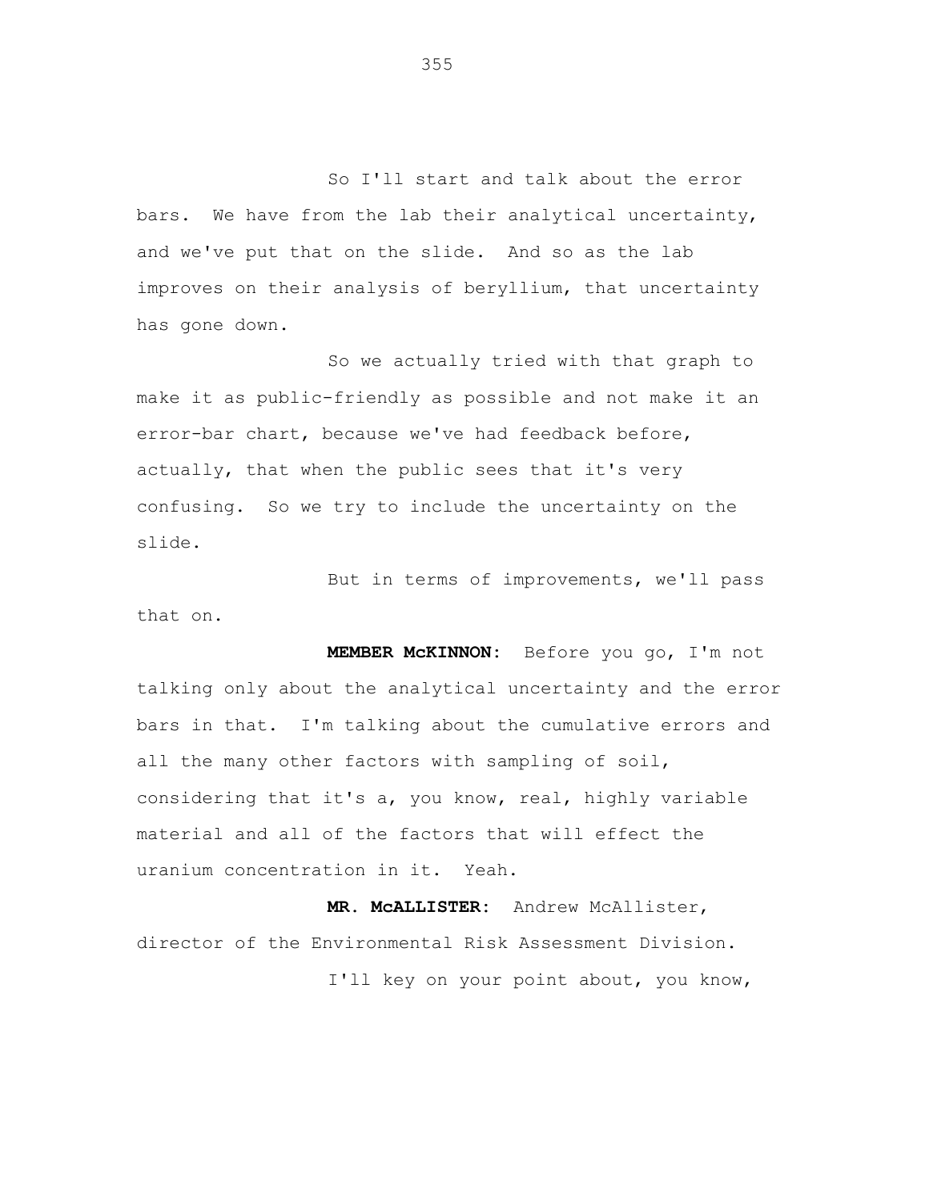So I'll start and talk about the error bars. We have from the lab their analytical uncertainty, and we've put that on the slide. And so as the lab improves on their analysis of beryllium, that uncertainty has gone down.

So we actually tried with that graph to make it as public-friendly as possible and not make it an error-bar chart, because we've had feedback before, actually, that when the public sees that it's very confusing. So we try to include the uncertainty on the slide.

But in terms of improvements, we'll pass that on.

**MEMBER McKINNON:** Before you go, I'm not talking only about the analytical uncertainty and the error bars in that. I'm talking about the cumulative errors and all the many other factors with sampling of soil, considering that it's a, you know, real, highly variable material and all of the factors that will effect the uranium concentration in it. Yeah.

**MR. McALLISTER:** Andrew McAllister, director of the Environmental Risk Assessment Division.

I'll key on your point about, you know,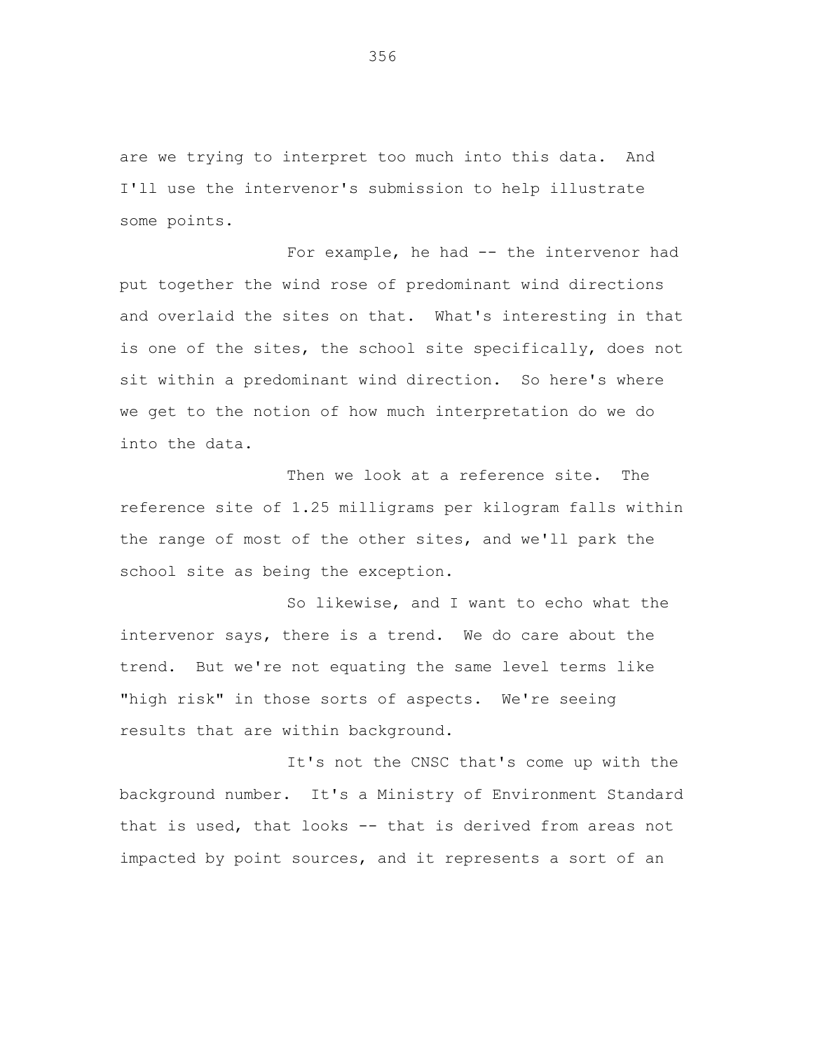are we trying to interpret too much into this data. And I'll use the intervenor's submission to help illustrate some points.

For example, he had -- the intervenor had put together the wind rose of predominant wind directions and overlaid the sites on that. What's interesting in that is one of the sites, the school site specifically, does not sit within a predominant wind direction. So here's where we get to the notion of how much interpretation do we do into the data.

Then we look at a reference site. The reference site of 1.25 milligrams per kilogram falls within the range of most of the other sites, and we'll park the school site as being the exception.

So likewise, and I want to echo what the intervenor says, there is a trend. We do care about the trend. But we're not equating the same level terms like "high risk" in those sorts of aspects. We're seeing results that are within background.

It's not the CNSC that's come up with the background number. It's a Ministry of Environment Standard that is used, that looks -- that is derived from areas not impacted by point sources, and it represents a sort of an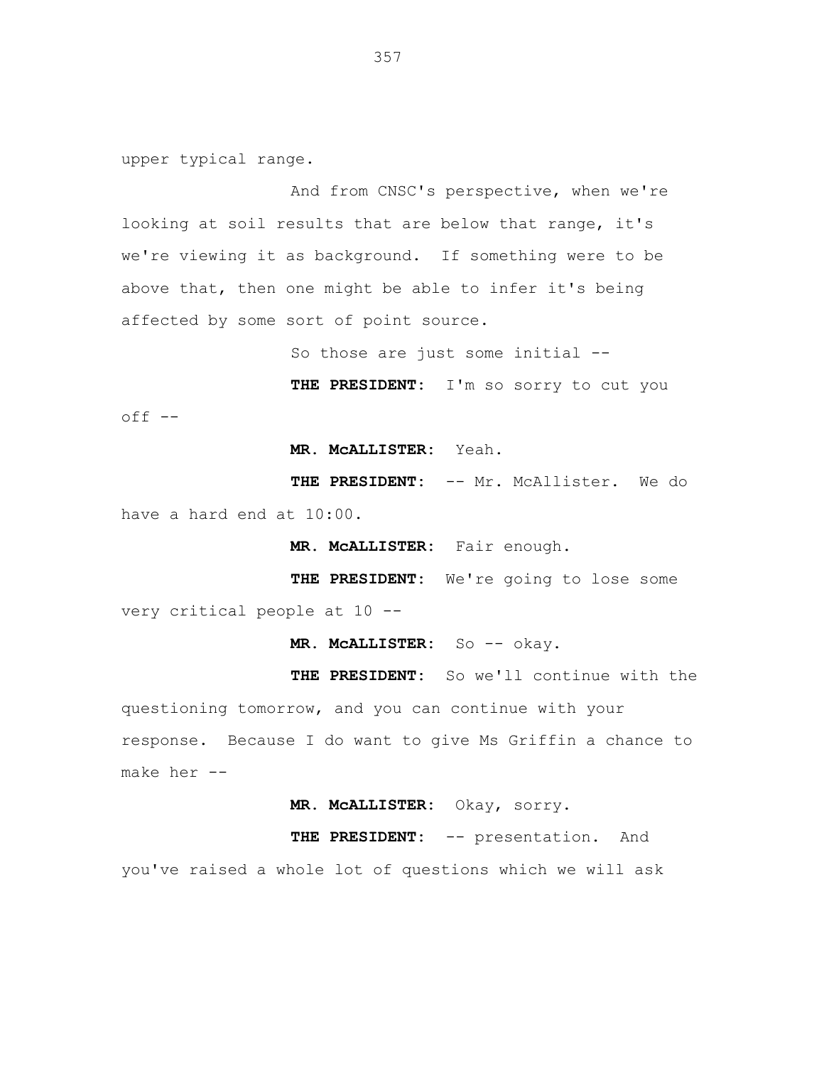upper typical range.

And from CNSC's perspective, when we're looking at soil results that are below that range, it's we're viewing it as background. If something were to be above that, then one might be able to infer it's being affected by some sort of point source.

So those are just some initial --

**THE PRESIDENT:** I'm so sorry to cut you off --

**MR. McALLISTER:** Yeah.

**THE PRESIDENT:** -- Mr. McAllister. We do have a hard end at 10:00.

**MR. McALLISTER:** Fair enough.

**THE PRESIDENT:** We're going to lose some very critical people at 10 --

**MR. McALLISTER:** So -- okay.

**THE PRESIDENT:** So we'll continue with the questioning tomorrow, and you can continue with your response. Because I do want to give Ms Griffin a chance to make her --

**MR. McALLISTER:** Okay, sorry.

**THE PRESIDENT:** -- presentation. And you've raised a whole lot of questions which we will ask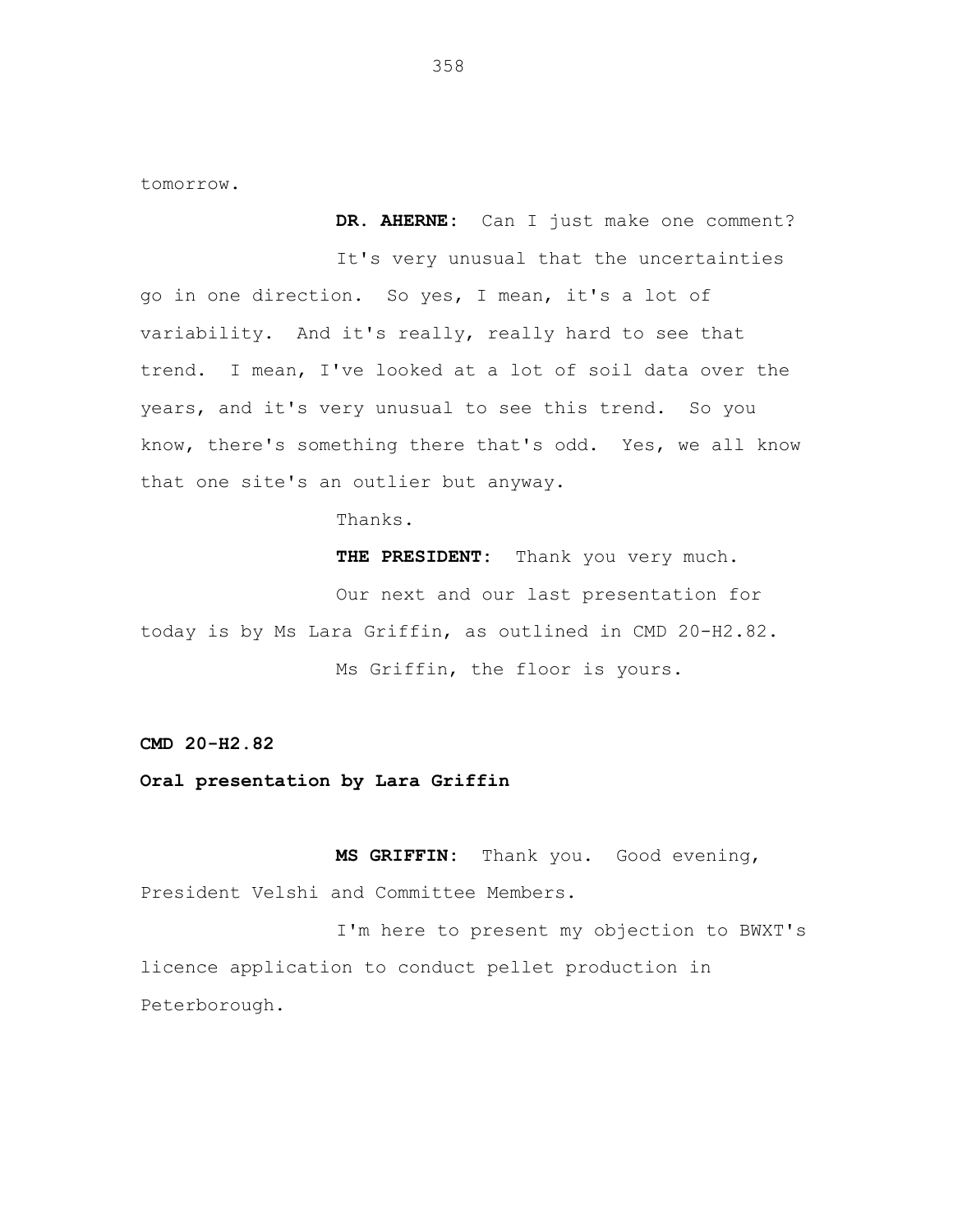tomorrow.

**DR. AHERNE:** Can I just make one comment?

It's very unusual that the uncertainties go in one direction. So yes, I mean, it's a lot of variability. And it's really, really hard to see that trend. I mean, I've looked at a lot of soil data over the years, and it's very unusual to see this trend. So you know, there's something there that's odd. Yes, we all know that one site's an outlier but anyway.

Thanks.

**THE PRESIDENT:** Thank you very much.

Our next and our last presentation for today is by Ms Lara Griffin, as outlined in CMD 20-H2.82.

Ms Griffin, the floor is yours.

**CMD 20-H2.82**

**Oral presentation by Lara Griffin**

**MS GRIFFIN:** Thank you. Good evening, President Velshi and Committee Members.

I'm here to present my objection to BWXT's licence application to conduct pellet production in Peterborough.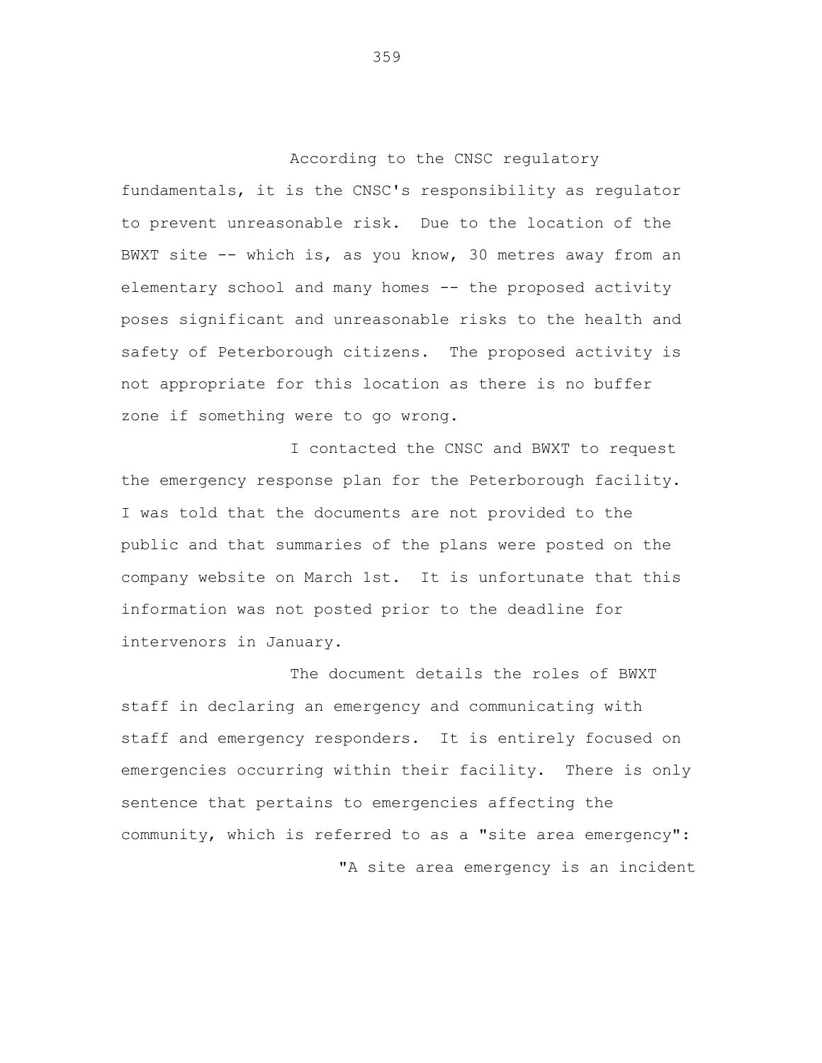According to the CNSC regulatory fundamentals, it is the CNSC's responsibility as regulator to prevent unreasonable risk. Due to the location of the BWXT site -- which is, as you know, 30 metres away from an elementary school and many homes -- the proposed activity poses significant and unreasonable risks to the health and safety of Peterborough citizens. The proposed activity is not appropriate for this location as there is no buffer zone if something were to go wrong.

I contacted the CNSC and BWXT to request the emergency response plan for the Peterborough facility. I was told that the documents are not provided to the public and that summaries of the plans were posted on the company website on March 1st. It is unfortunate that this information was not posted prior to the deadline for intervenors in January.

The document details the roles of BWXT staff in declaring an emergency and communicating with staff and emergency responders. It is entirely focused on emergencies occurring within their facility. There is only sentence that pertains to emergencies affecting the community, which is referred to as a "site area emergency":

"A site area emergency is an incident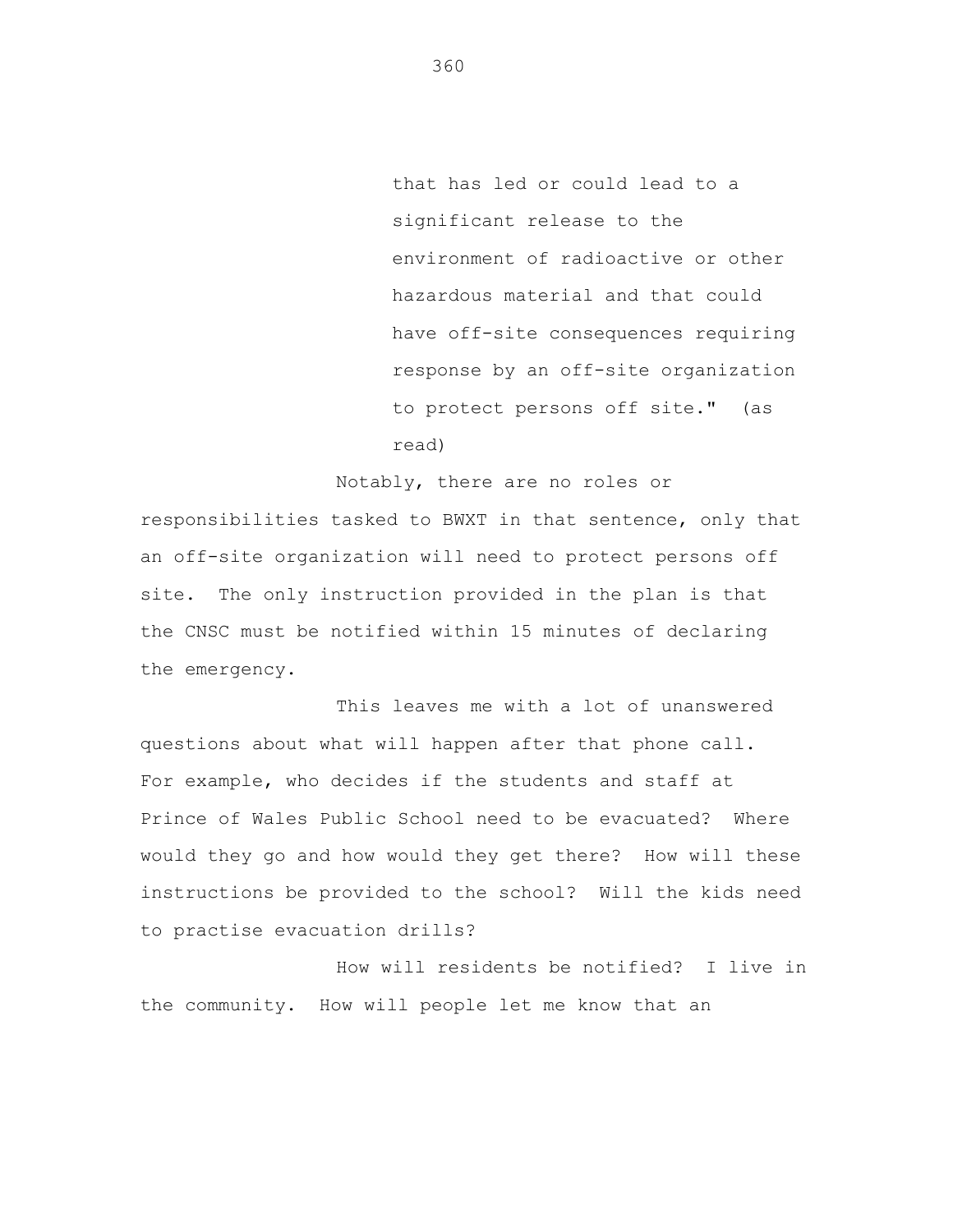> that has led or could lead to a significant release to the environment of radioactive or other hazardous material and that could have off-site consequences requiring response by an off-site organization to protect persons off site." (as read)

Notably, there are no roles or responsibilities tasked to BWXT in that sentence, only that an off-site organization will need to protect persons off site. The only instruction provided in the plan is that the CNSC must be notified within 15 minutes of declaring the emergency.

This leaves me with a lot of unanswered questions about what will happen after that phone call. For example, who decides if the students and staff at Prince of Wales Public School need to be evacuated? Where would they go and how would they get there? How will these instructions be provided to the school? Will the kids need to practise evacuation drills?

How will residents be notified? I live in the community. How will people let me know that an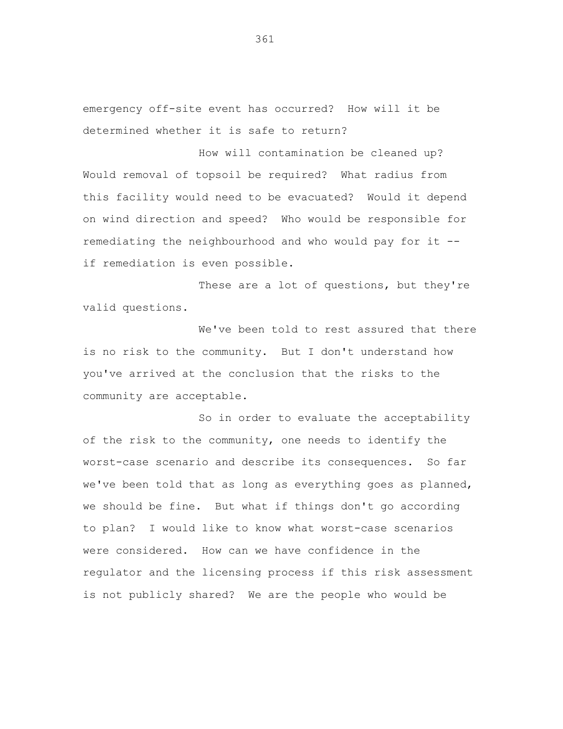emergency off-site event has occurred? How will it be determined whether it is safe to return?

How will contamination be cleaned up? Would removal of topsoil be required? What radius from this facility would need to be evacuated? Would it depend on wind direction and speed? Who would be responsible for remediating the neighbourhood and who would pay for it -- if remediation is even possible.

These are a lot of questions, but they're valid questions.

We've been told to rest assured that there is no risk to the community. But I don't understand how you've arrived at the conclusion that the risks to the community are acceptable.

So in order to evaluate the acceptability of the risk to the community, one needs to identify the worst-case scenario and describe its consequences. So far we've been told that as long as everything goes as planned, we should be fine. But what if things don't go according to plan? I would like to know what worst-case scenarios were considered. How can we have confidence in the regulator and the licensing process if this risk assessment is not publicly shared? We are the people who would be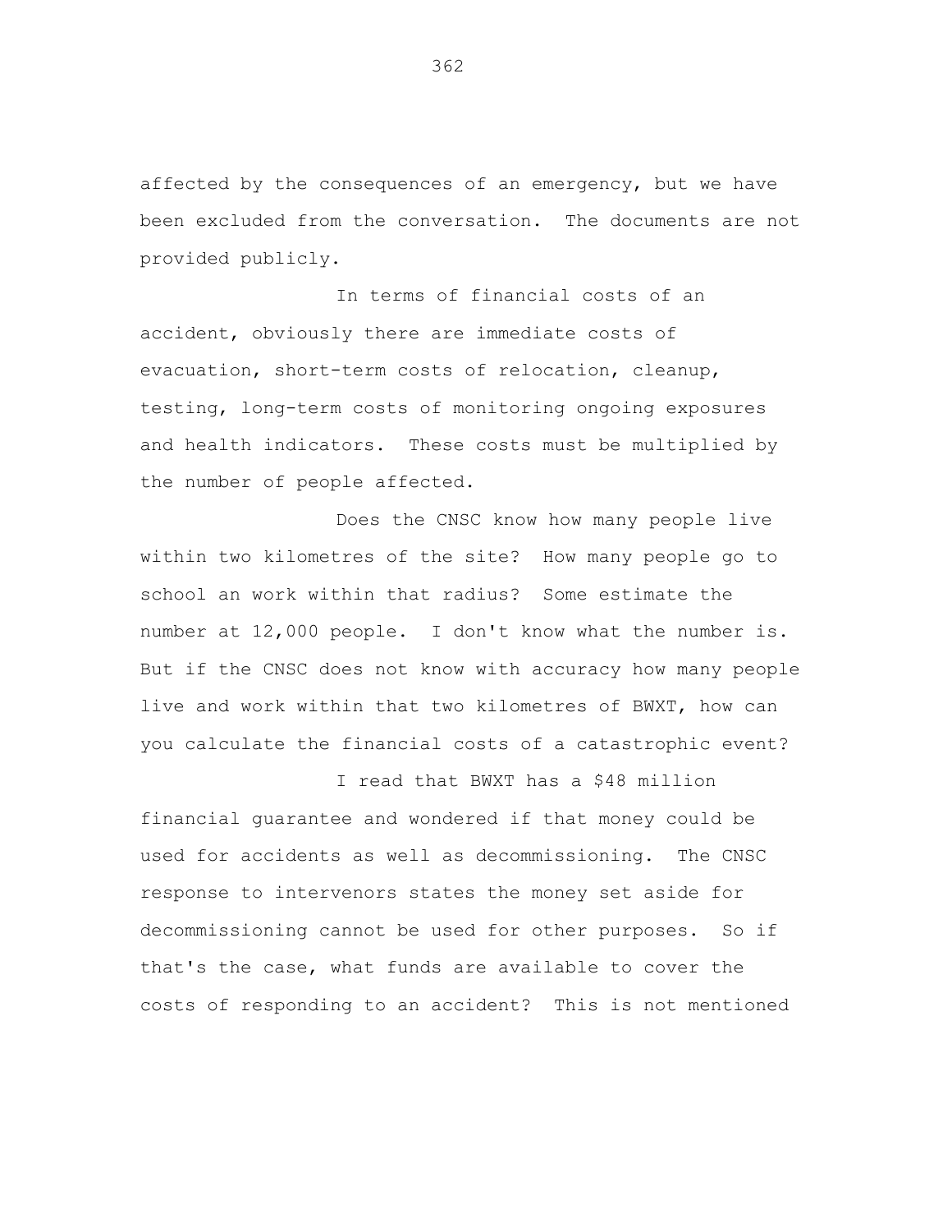affected by the consequences of an emergency, but we have been excluded from the conversation. The documents are not provided publicly.

In terms of financial costs of an accident, obviously there are immediate costs of evacuation, short-term costs of relocation, cleanup, testing, long-term costs of monitoring ongoing exposures and health indicators. These costs must be multiplied by the number of people affected.

Does the CNSC know how many people live within two kilometres of the site? How many people go to school an work within that radius? Some estimate the number at 12,000 people. I don't know what the number is. But if the CNSC does not know with accuracy how many people live and work within that two kilometres of BWXT, how can you calculate the financial costs of a catastrophic event?

I read that BWXT has a $48 million financial guarantee and wondered if that money could be used for accidents as well as decommissioning. The CNSC response to intervenors states the money set aside for decommissioning cannot be used for other purposes. So if that's the case, what funds are available to cover the costs of responding to an accident? This is not mentioned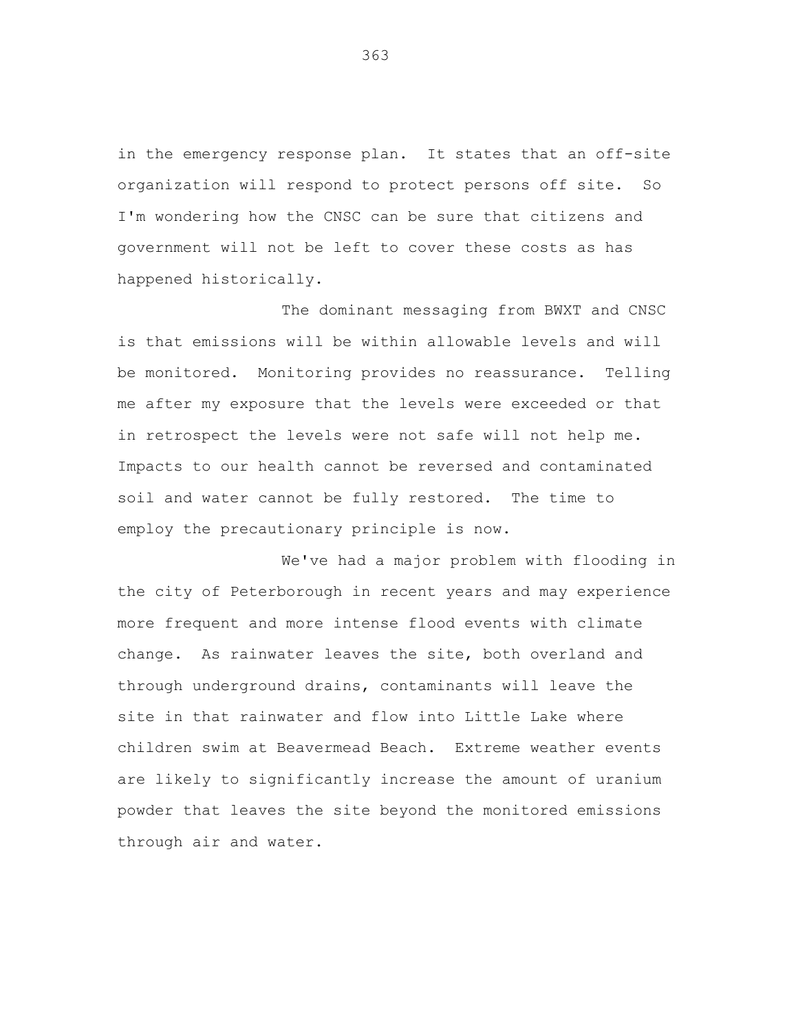in the emergency response plan. It states that an off-site organization will respond to protect persons off site. So I'm wondering how the CNSC can be sure that citizens and government will not be left to cover these costs as has happened historically.

The dominant messaging from BWXT and CNSC is that emissions will be within allowable levels and will be monitored. Monitoring provides no reassurance. Telling me after my exposure that the levels were exceeded or that in retrospect the levels were not safe will not help me. Impacts to our health cannot be reversed and contaminated soil and water cannot be fully restored. The time to employ the precautionary principle is now.

We've had a major problem with flooding in the city of Peterborough in recent years and may experience more frequent and more intense flood events with climate change. As rainwater leaves the site, both overland and through underground drains, contaminants will leave the site in that rainwater and flow into Little Lake where children swim at Beavermead Beach. Extreme weather events are likely to significantly increase the amount of uranium powder that leaves the site beyond the monitored emissions through air and water.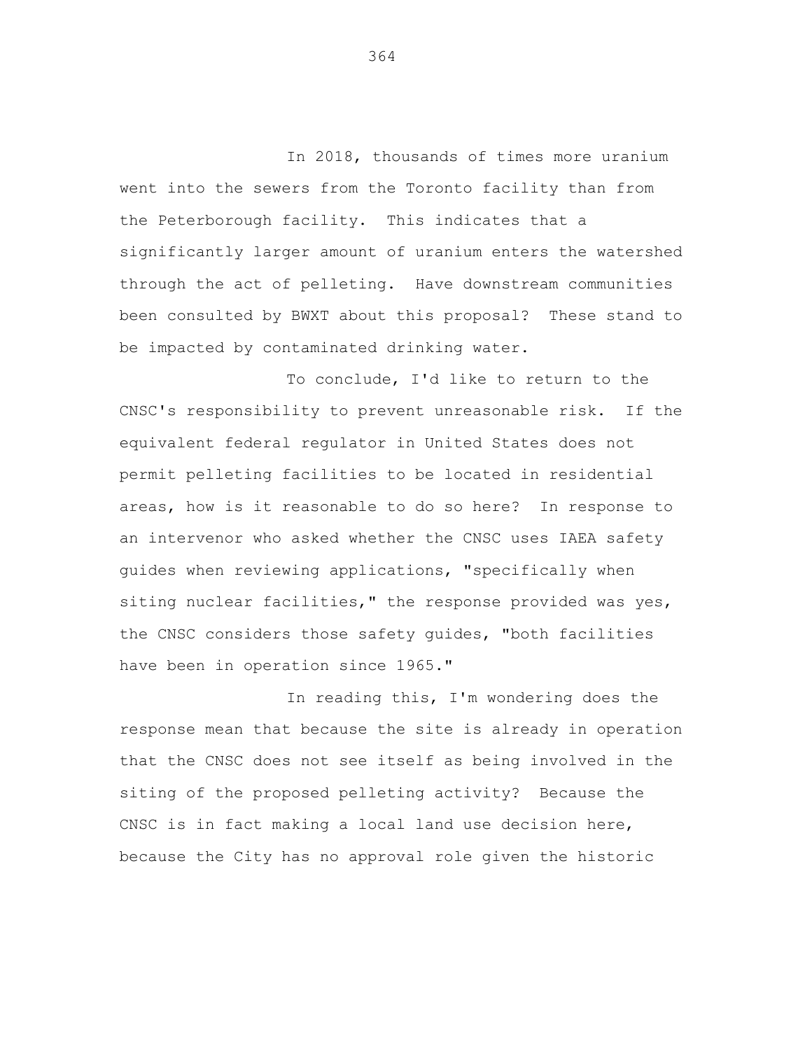In 2018, thousands of times more uranium went into the sewers from the Toronto facility than from the Peterborough facility. This indicates that a significantly larger amount of uranium enters the watershed through the act of pelleting. Have downstream communities been consulted by BWXT about this proposal? These stand to be impacted by contaminated drinking water.

To conclude, I'd like to return to the CNSC's responsibility to prevent unreasonable risk. If the equivalent federal regulator in United States does not permit pelleting facilities to be located in residential areas, how is it reasonable to do so here? In response to an intervenor who asked whether the CNSC uses IAEA safety guides when reviewing applications, "specifically when siting nuclear facilities," the response provided was yes, the CNSC considers those safety guides, "both facilities have been in operation since 1965."

In reading this, I'm wondering does the response mean that because the site is already in operation that the CNSC does not see itself as being involved in the siting of the proposed pelleting activity? Because the CNSC is in fact making a local land use decision here, because the City has no approval role given the historic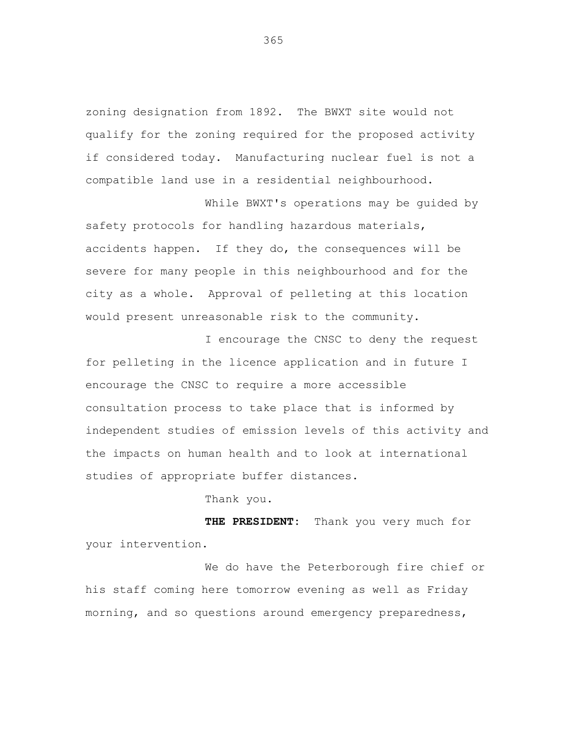zoning designation from 1892. The BWXT site would not qualify for the zoning required for the proposed activity if considered today. Manufacturing nuclear fuel is not a compatible land use in a residential neighbourhood.

While BWXT's operations may be guided by safety protocols for handling hazardous materials, accidents happen. If they do, the consequences will be severe for many people in this neighbourhood and for the city as a whole. Approval of pelleting at this location would present unreasonable risk to the community.

I encourage the CNSC to deny the request for pelleting in the licence application and in future I encourage the CNSC to require a more accessible consultation process to take place that is informed by independent studies of emission levels of this activity and the impacts on human health and to look at international studies of appropriate buffer distances.

Thank you.

**THE PRESIDENT:** Thank you very much for your intervention.

We do have the Peterborough fire chief or his staff coming here tomorrow evening as well as Friday morning, and so questions around emergency preparedness,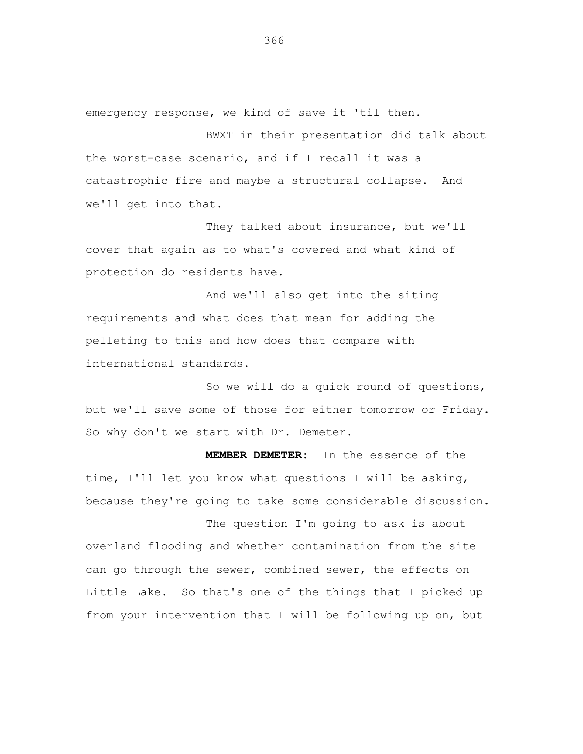emergency response, we kind of save it 'til then.

BWXT in their presentation did talk about the worst-case scenario, and if I recall it was a catastrophic fire and maybe a structural collapse. And we'll get into that.

They talked about insurance, but we'll cover that again as to what's covered and what kind of protection do residents have.

And we'll also get into the siting requirements and what does that mean for adding the pelleting to this and how does that compare with international standards.

So we will do a quick round of questions, but we'll save some of those for either tomorrow or Friday. So why don't we start with Dr. Demeter.

**MEMBER DEMETER:** In the essence of the time, I'll let you know what questions I will be asking, because they're going to take some considerable discussion.

The question I'm going to ask is about overland flooding and whether contamination from the site can go through the sewer, combined sewer, the effects on Little Lake. So that's one of the things that I picked up from your intervention that I will be following up on, but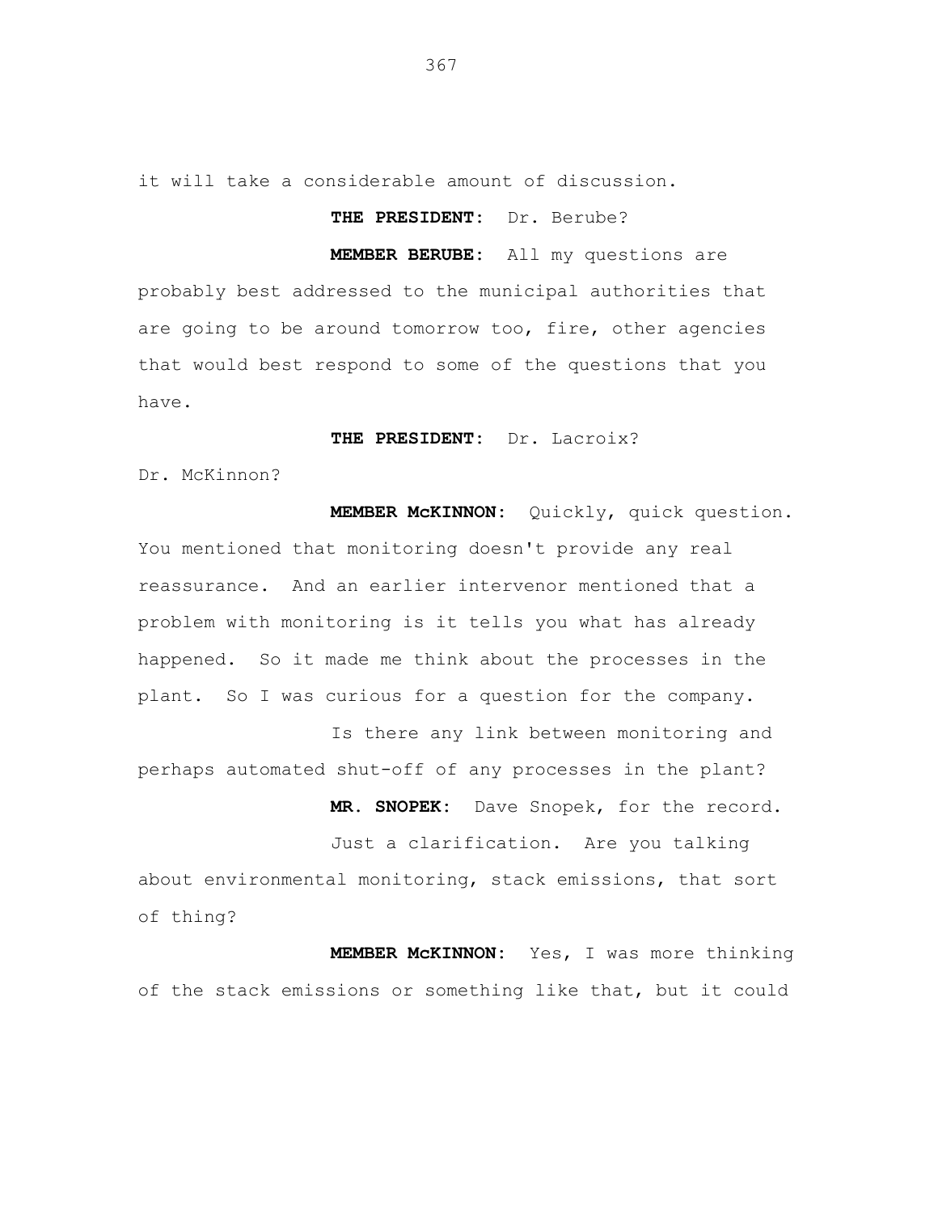it will take a considerable amount of discussion.

**THE PRESIDENT:** Dr. Berube?

**MEMBER BERUBE:** All my questions are probably best addressed to the municipal authorities that are going to be around tomorrow too, fire, other agencies that would best respond to some of the questions that you have.

**THE PRESIDENT:** Dr. Lacroix?

Dr. McKinnon?

**MEMBER McKINNON:** Quickly, quick question. You mentioned that monitoring doesn't provide any real reassurance. And an earlier intervenor mentioned that a problem with monitoring is it tells you what has already happened. So it made me think about the processes in the plant. So I was curious for a question for the company.

Is there any link between monitoring and perhaps automated shut-off of any processes in the plant?

**MR. SNOPEK:** Dave Snopek, for the record.

Just a clarification. Are you talking about environmental monitoring, stack emissions, that sort of thing?

**MEMBER McKINNON:** Yes, I was more thinking of the stack emissions or something like that, but it could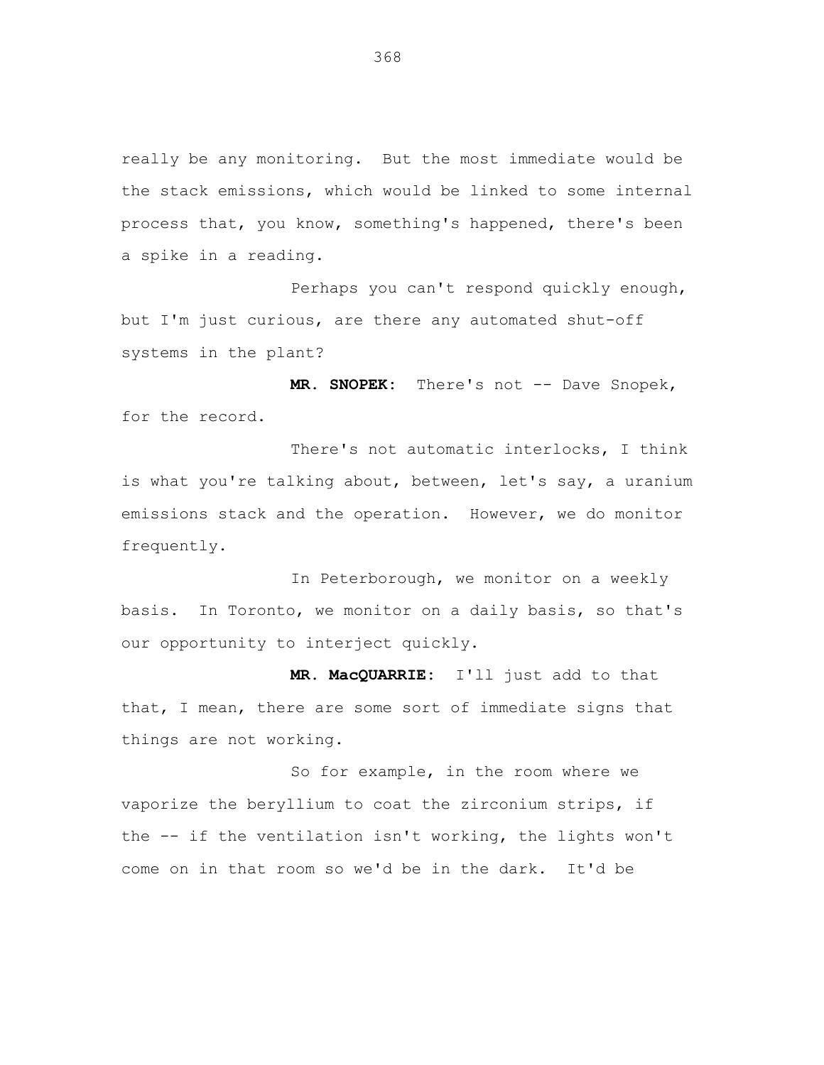really be any monitoring. But the most immediate would be the stack emissions, which would be linked to some internal process that, you know, something's happened, there's been a spike in a reading.

Perhaps you can't respond quickly enough, but I'm just curious, are there any automated shut-off systems in the plant?

**MR. SNOPEK:** There's not -- Dave Snopek, for the record.

There's not automatic interlocks, I think is what you're talking about, between, let's say, a uranium emissions stack and the operation. However, we do monitor frequently.

In Peterborough, we monitor on a weekly basis. In Toronto, we monitor on a daily basis, so that's our opportunity to interject quickly.

**MR. MacQUARRIE:** I'll just add to that that, I mean, there are some sort of immediate signs that things are not working.

So for example, in the room where we vaporize the beryllium to coat the zirconium strips, if the -- if the ventilation isn't working, the lights won't come on in that room so we'd be in the dark. It'd be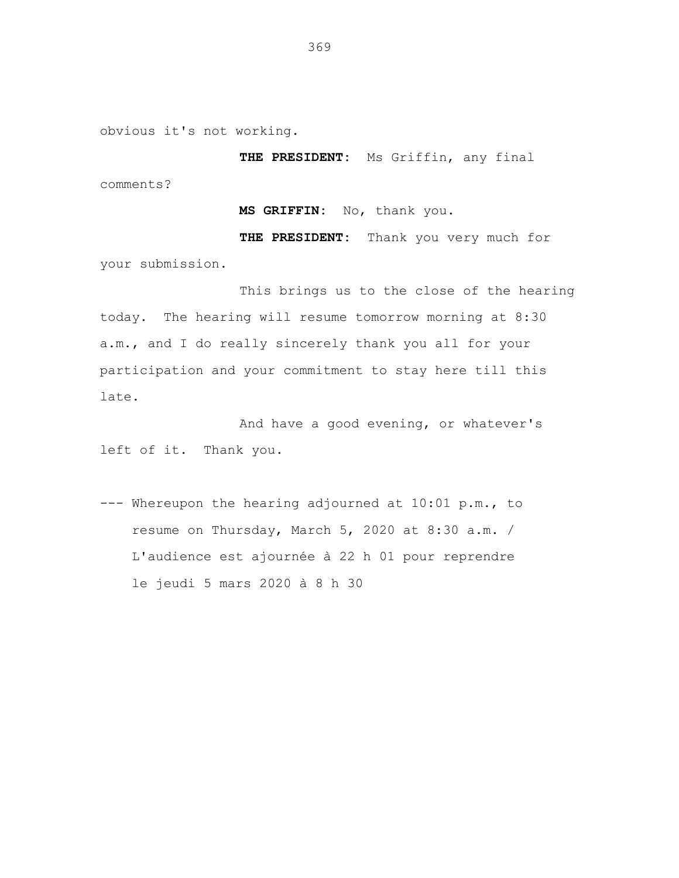obvious it's not working.

**THE PRESIDENT**: Ms Griffin, any final comments?

**MS GRIFFIN**: No, thank you.

**THE PRESIDENT**: Thank you very much for your submission.

This brings us to the close of the hearing today. The hearing will resume tomorrow morning at 8:30 a.m., and I do really sincerely thank you all for your participation and your commitment to stay here till this late.

And have a good evening, or whatever's left of it. Thank you.

--- Whereupon the hearing adjourned at 10:01 p.m., to resume on Thursday, March 5, 2020 at 8:30 a.m. / L'audience est ajournée à 22 h 01 pour reprendre le jeudi 5 mars 2020 à 8 h 30